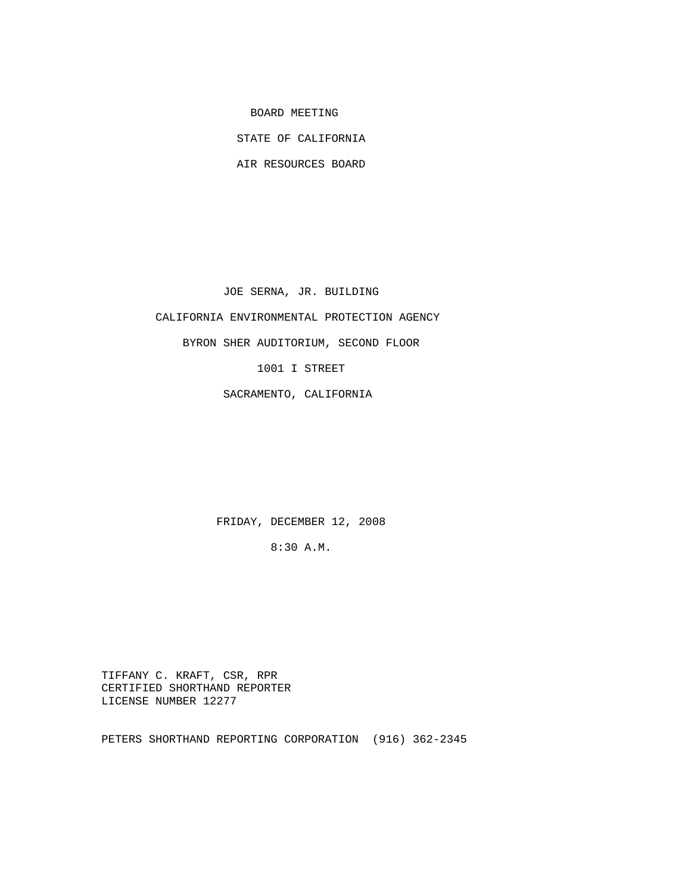BOARD MEETING

STATE OF CALIFORNIA

AIR RESOURCES BOARD

JOE SERNA, JR. BUILDING

CALIFORNIA ENVIRONMENTAL PROTECTION AGENCY

BYRON SHER AUDITORIUM, SECOND FLOOR

1001 I STREET

SACRAMENTO, CALIFORNIA

FRIDAY, DECEMBER 12, 2008

8:30 A.M.

TIFFANY C. KRAFT, CSR, RPR
CERTIFIED SHORTHAND REPORTER
LICENSE NUMBER 12277

PETERS SHORTHAND REPORTING CORPORATION (916) 362-2345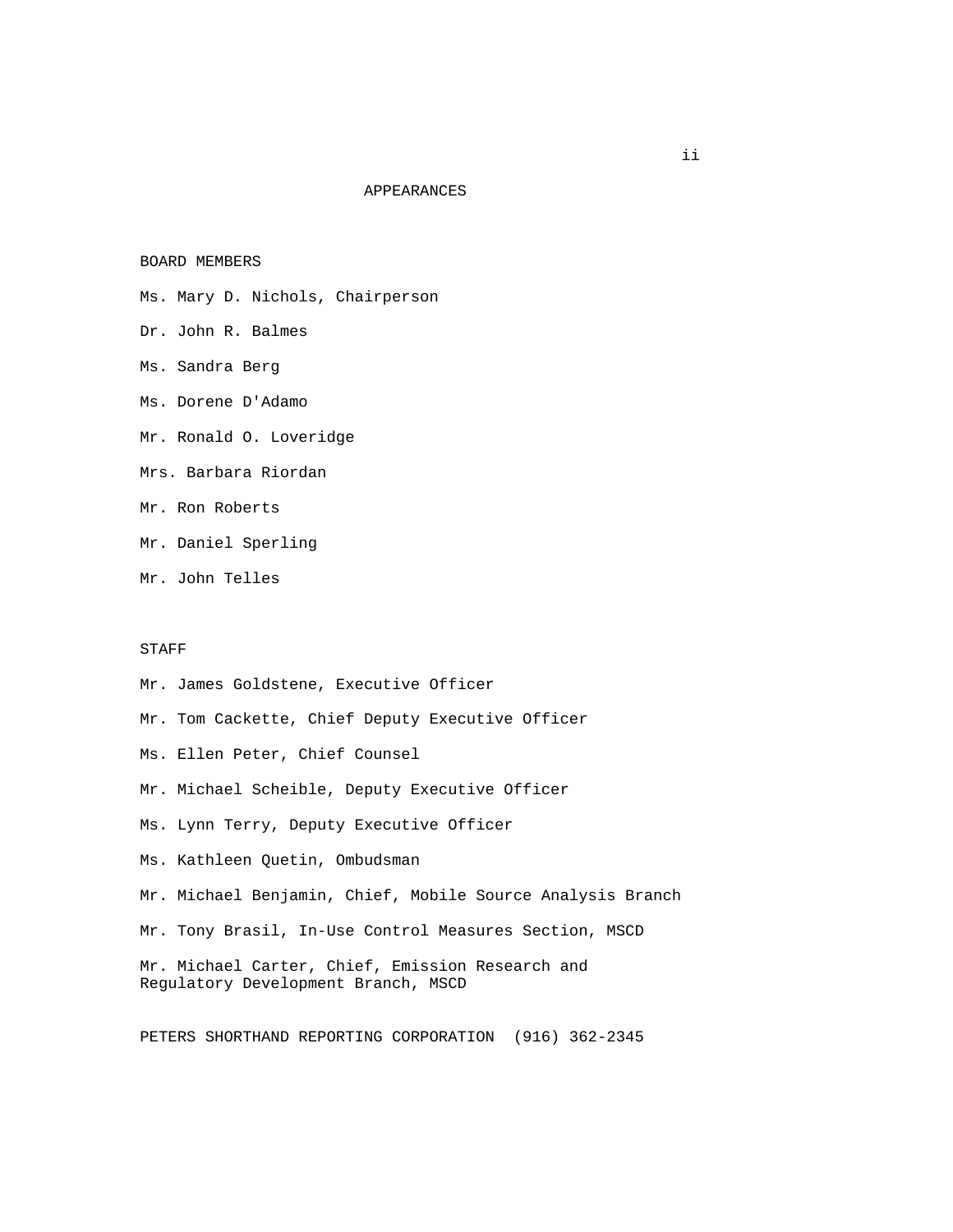# APPEARANCES

## BOARD MEMBERS

Ms. Mary D. Nichols, Chairperson

Dr. John R. Balmes

Ms. Sandra Berg

Ms. Dorene D'Adamo

Mr. Ronald O. Loveridge

Mrs. Barbara Riordan

Mr. Ron Roberts

Mr. Daniel Sperling

Mr. John Telles

## STAFF

Mr. James Goldstene, Executive Officer

Mr. Tom Cackette, Chief Deputy Executive Officer

Ms. Ellen Peter, Chief Counsel

Mr. Michael Scheible, Deputy Executive Officer

Ms. Lynn Terry, Deputy Executive Officer

Ms. Kathleen Quetin, Ombudsman

Mr. Michael Benjamin, Chief, Mobile Source Analysis Branch

Mr. Tony Brasil, In-Use Control Measures Section, MSCD

Mr. Michael Carter, Chief, Emission Research and Regulatory Development Branch, MSCD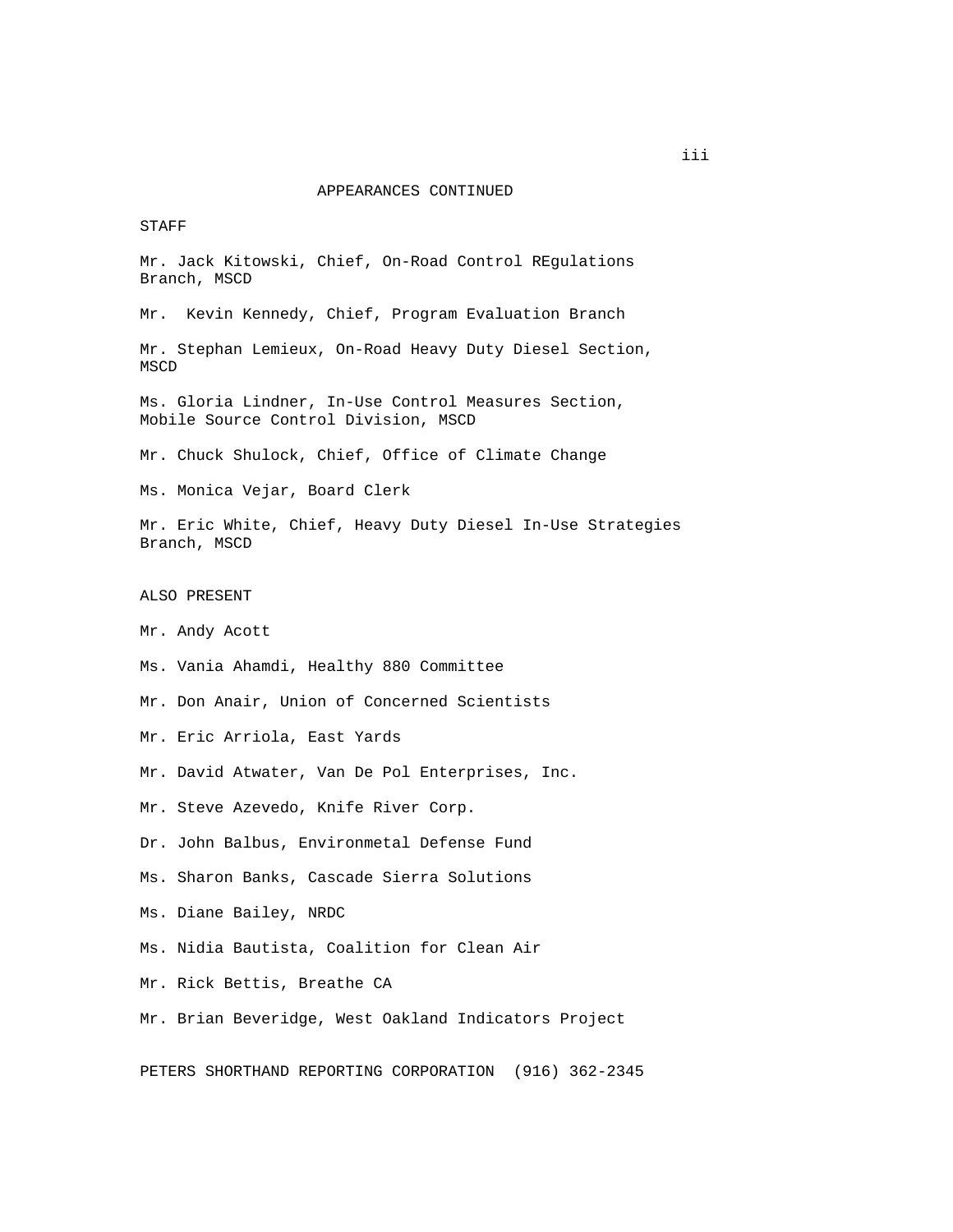APPEARANCES CONTINUED

STAFF

Mr. Jack Kitowski, Chief, On-Road Control REgulations Branch, MSCD

Mr.  Kevin Kennedy, Chief, Program Evaluation Branch

Mr. Stephan Lemieux, On-Road Heavy Duty Diesel Section, MSCD

Ms. Gloria Lindner, In-Use Control Measures Section, Mobile Source Control Division, MSCD

Mr. Chuck Shulock, Chief, Office of Climate Change

Ms. Monica Vejar, Board Clerk

Mr. Eric White, Chief, Heavy Duty Diesel In-Use Strategies Branch, MSCD

ALSO PRESENT

Mr. Andy Acott

Ms. Vania Ahamdi, Healthy 880 Committee

Mr. Don Anair, Union of Concerned Scientists

Mr. Eric Arriola, East Yards

Mr. David Atwater, Van De Pol Enterprises, Inc.

Mr. Steve Azevedo, Knife River Corp.

Dr. John Balbus, Environmetal Defense Fund

Ms. Sharon Banks, Cascade Sierra Solutions

Ms. Diane Bailey, NRDC

Ms. Nidia Bautista, Coalition for Clean Air

Mr. Rick Bettis, Breathe CA

Mr. Brian Beveridge, West Oakland Indicators Project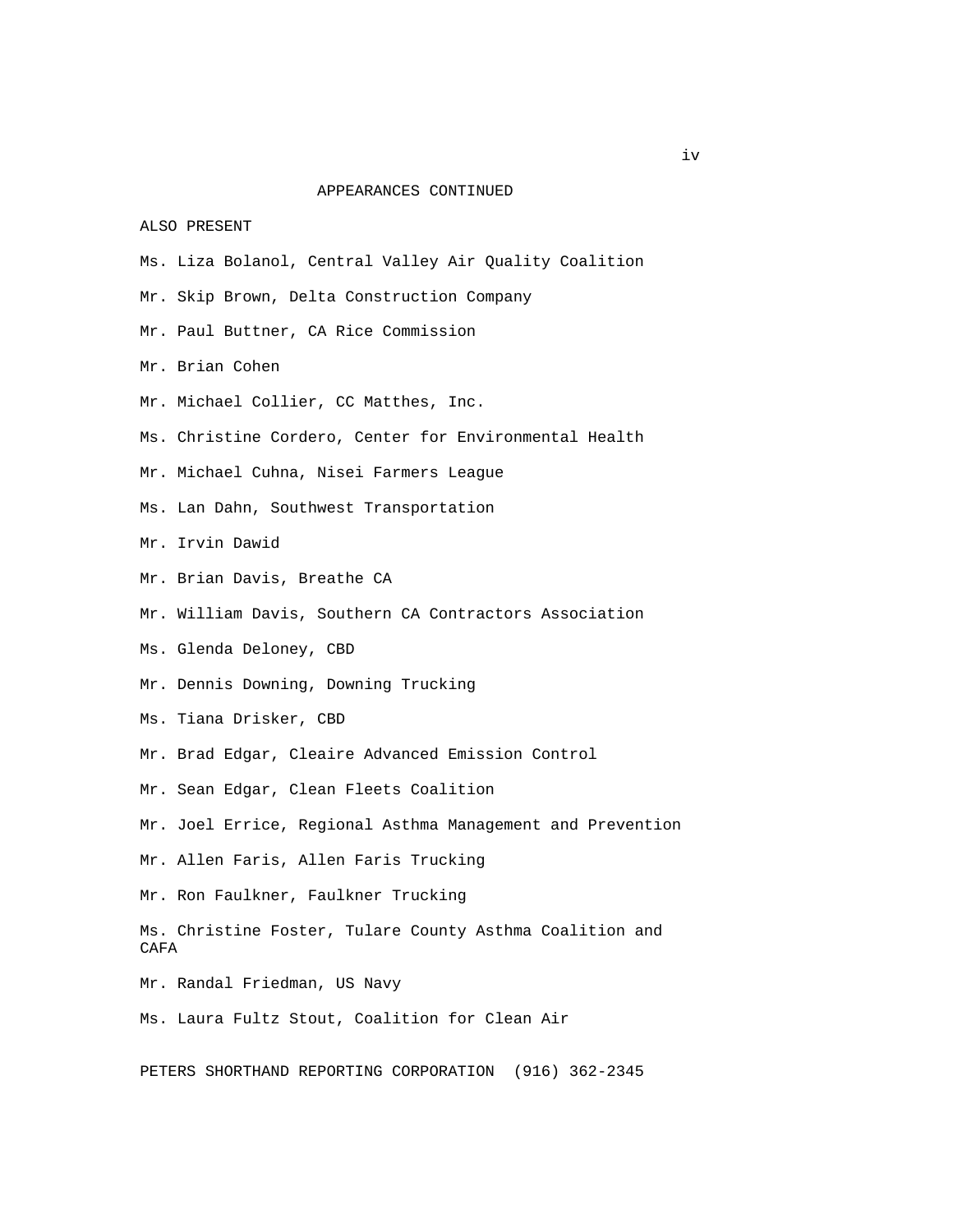APPEARANCES CONTINUED

ALSO PRESENT

Ms. Liza Bolanol, Central Valley Air Quality Coalition

Mr. Skip Brown, Delta Construction Company

Mr. Paul Buttner, CA Rice Commission

Mr. Brian Cohen

Mr. Michael Collier, CC Matthes, Inc.

Ms. Christine Cordero, Center for Environmental Health

Mr. Michael Cuhna, Nisei Farmers League

Ms. Lan Dahn, Southwest Transportation

Mr. Irvin Dawid

Mr. Brian Davis, Breathe CA

Mr. William Davis, Southern CA Contractors Association

Ms. Glenda Deloney, CBD

Mr. Dennis Downing, Downing Trucking

Ms. Tiana Drisker, CBD

Mr. Brad Edgar, Cleaire Advanced Emission Control

Mr. Sean Edgar, Clean Fleets Coalition

Mr. Joel Errice, Regional Asthma Management and Prevention

Mr. Allen Faris, Allen Faris Trucking

Mr. Ron Faulkner, Faulkner Trucking

Ms. Christine Foster, Tulare County Asthma Coalition and CAFA

Mr. Randal Friedman, US Navy

Ms. Laura Fultz Stout, Coalition for Clean Air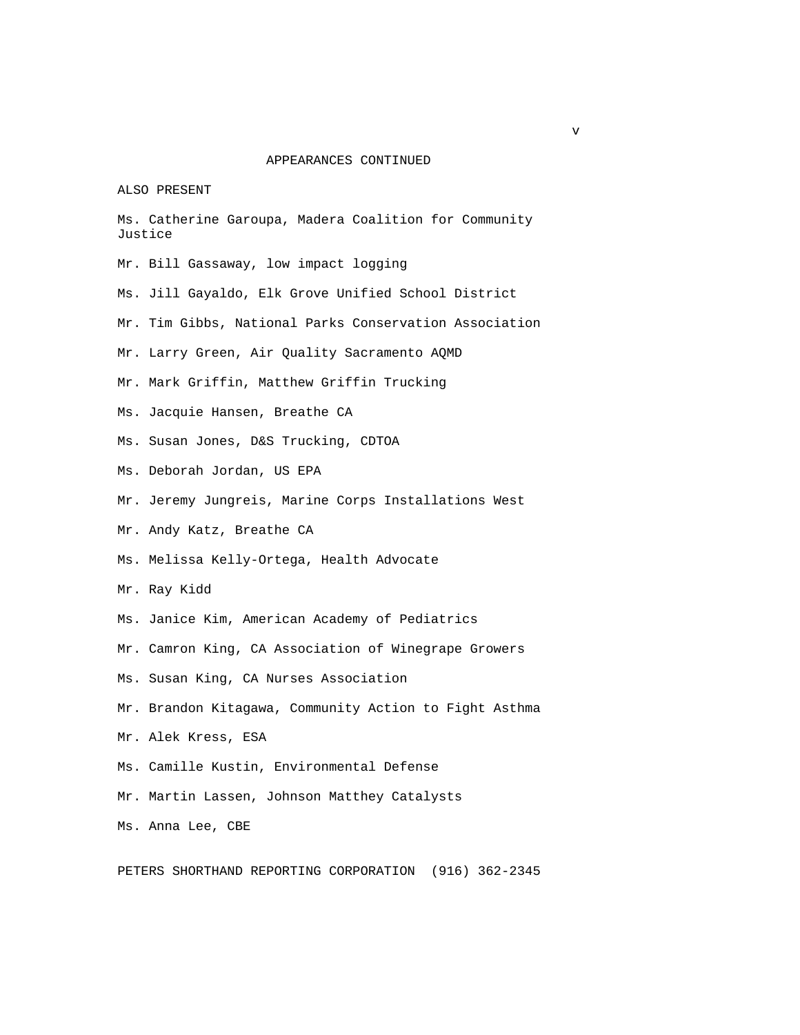APPEARANCES CONTINUED

ALSO PRESENT

Ms. Catherine Garoupa, Madera Coalition for Community Justice

Mr. Bill Gassaway, low impact logging

Ms. Jill Gayaldo, Elk Grove Unified School District

Mr. Tim Gibbs, National Parks Conservation Association

Mr. Larry Green, Air Quality Sacramento AQMD

Mr. Mark Griffin, Matthew Griffin Trucking

Ms. Jacquie Hansen, Breathe CA

Ms. Susan Jones, D&S Trucking, CDTOA

Ms. Deborah Jordan, US EPA

Mr. Jeremy Jungreis, Marine Corps Installations West

Mr. Andy Katz, Breathe CA

Ms. Melissa Kelly-Ortega, Health Advocate

Mr. Ray Kidd

Ms. Janice Kim, American Academy of Pediatrics

Mr. Camron King, CA Association of Winegrape Growers

Ms. Susan King, CA Nurses Association

Mr. Brandon Kitagawa, Community Action to Fight Asthma

Mr. Alek Kress, ESA

Ms. Camille Kustin, Environmental Defense

Mr. Martin Lassen, Johnson Matthey Catalysts

Ms. Anna Lee, CBE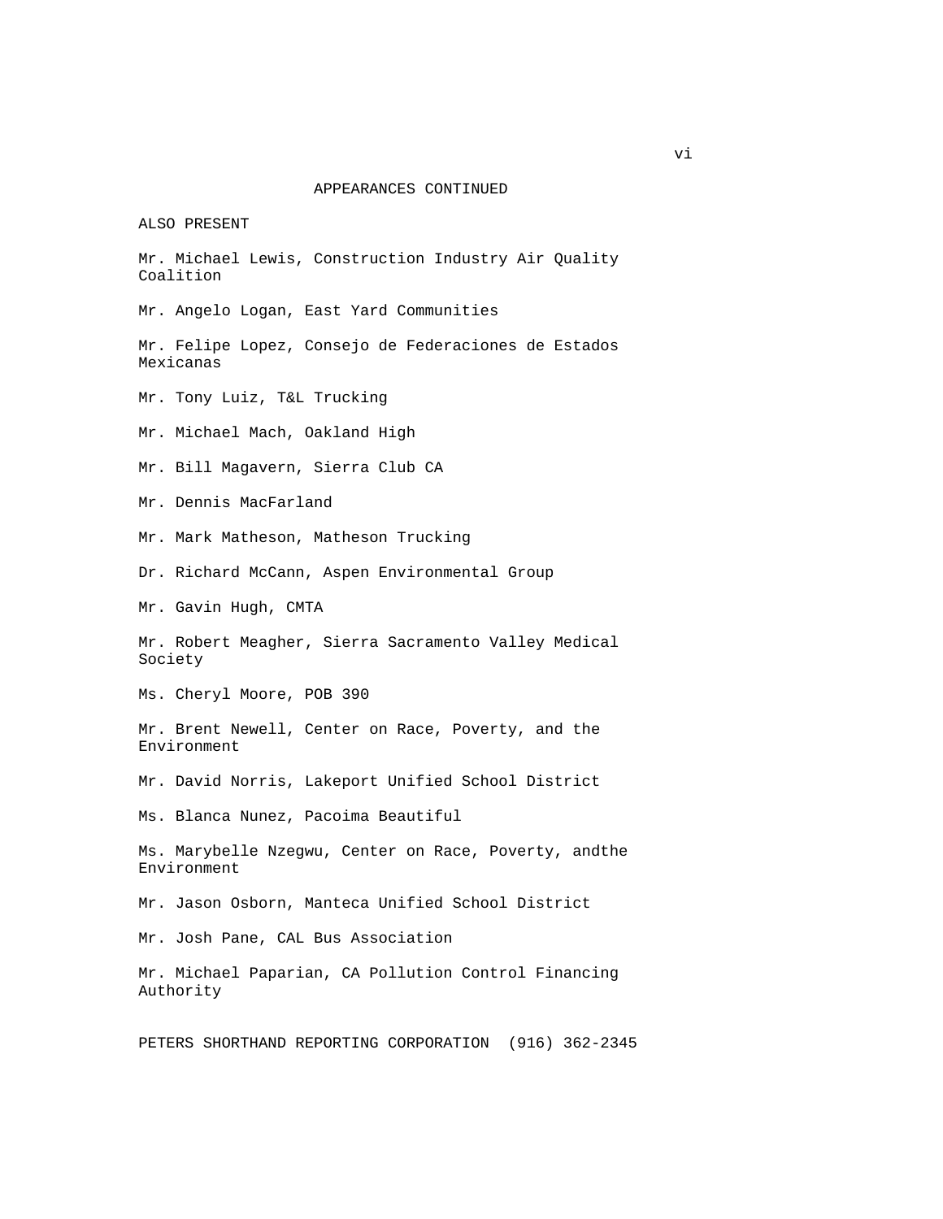APPEARANCES CONTINUED

ALSO PRESENT

Mr. Michael Lewis, Construction Industry Air Quality Coalition

Mr. Angelo Logan, East Yard Communities

Mr. Felipe Lopez, Consejo de Federaciones de Estados Mexicanas

Mr. Tony Luiz, T&L Trucking

Mr. Michael Mach, Oakland High

Mr. Bill Magavern, Sierra Club CA

Mr. Dennis MacFarland

Mr. Mark Matheson, Matheson Trucking

Dr. Richard McCann, Aspen Environmental Group

Mr. Gavin Hugh, CMTA

Mr. Robert Meagher, Sierra Sacramento Valley Medical Society

Ms. Cheryl Moore, POB 390

Mr. Brent Newell, Center on Race, Poverty, and the Environment

Mr. David Norris, Lakeport Unified School District

Ms. Blanca Nunez, Pacoima Beautiful

Ms. Marybelle Nzegwu, Center on Race, Poverty, andthe Environment

Mr. Jason Osborn, Manteca Unified School District

Mr. Josh Pane, CAL Bus Association

Mr. Michael Paparian, CA Pollution Control Financing Authority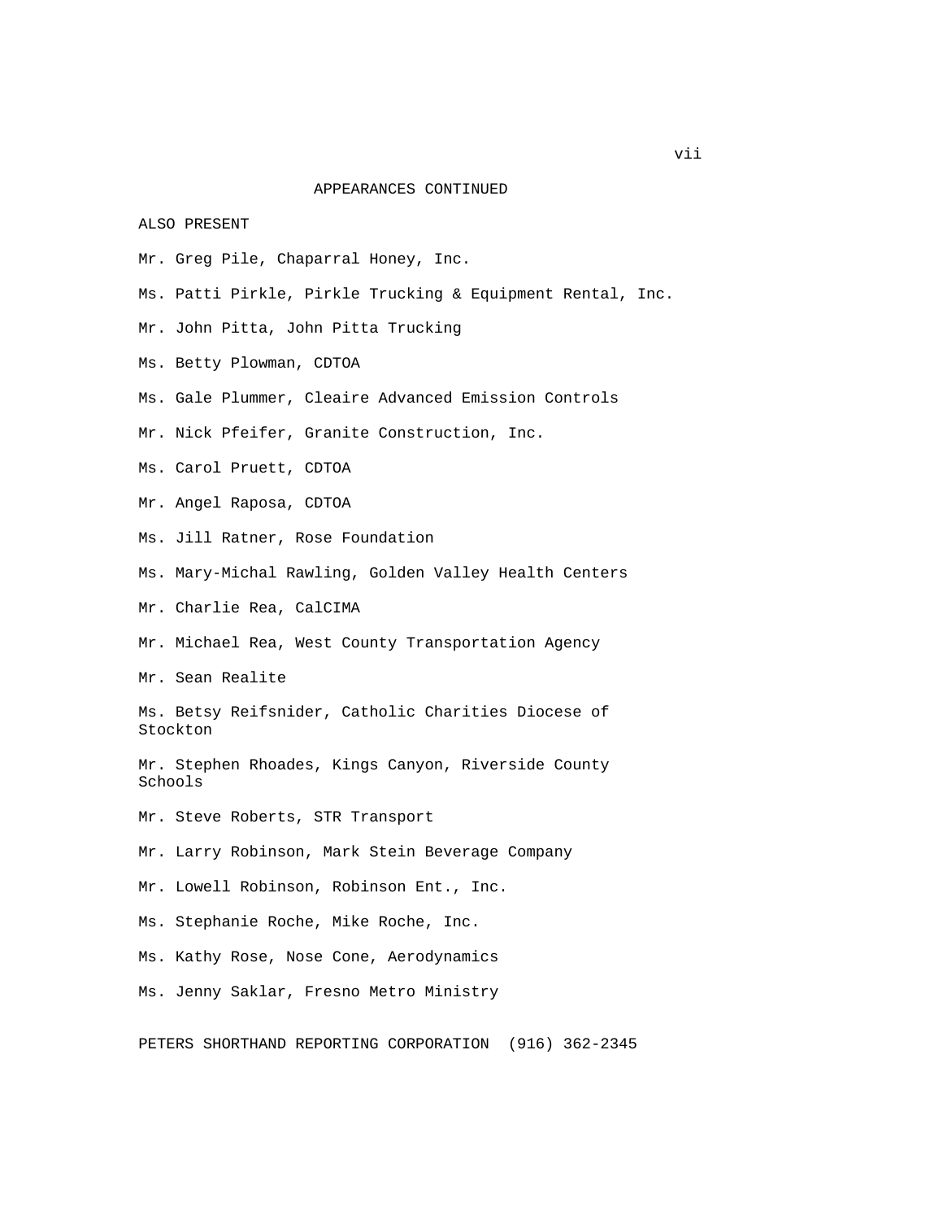APPEARANCES CONTINUED

ALSO PRESENT

Mr. Greg Pile, Chaparral Honey, Inc.

Ms. Patti Pirkle, Pirkle Trucking & Equipment Rental, Inc.

Mr. John Pitta, John Pitta Trucking

Ms. Betty Plowman, CDTOA

Ms. Gale Plummer, Cleaire Advanced Emission Controls

Mr. Nick Pfeifer, Granite Construction, Inc.

Ms. Carol Pruett, CDTOA

Mr. Angel Raposa, CDTOA

Ms. Jill Ratner, Rose Foundation

Ms. Mary-Michal Rawling, Golden Valley Health Centers

Mr. Charlie Rea, CalCIMA

Mr. Michael Rea, West County Transportation Agency

Mr. Sean Realite

Ms. Betsy Reifsnider, Catholic Charities Diocese of Stockton

Mr. Stephen Rhoades, Kings Canyon, Riverside County Schools

Mr. Steve Roberts, STR Transport

Mr. Larry Robinson, Mark Stein Beverage Company

Mr. Lowell Robinson, Robinson Ent., Inc.

Ms. Stephanie Roche, Mike Roche, Inc.

Ms. Kathy Rose, Nose Cone, Aerodynamics

Ms. Jenny Saklar, Fresno Metro Ministry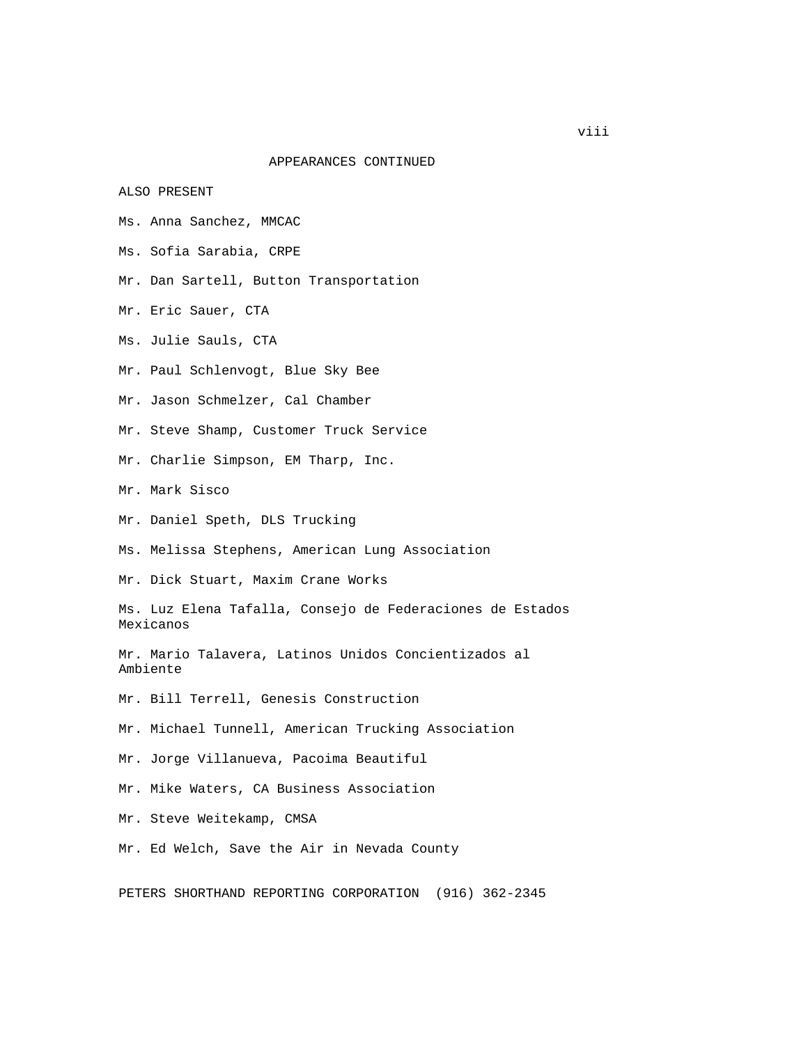APPEARANCES CONTINUED

ALSO PRESENT

Ms. Anna Sanchez, MMCAC

Ms. Sofia Sarabia, CRPE

Mr. Dan Sartell, Button Transportation

Mr. Eric Sauer, CTA

Ms. Julie Sauls, CTA

Mr. Paul Schlenvogt, Blue Sky Bee

Mr. Jason Schmelzer, Cal Chamber

Mr. Steve Shamp, Customer Truck Service

Mr. Charlie Simpson, EM Tharp, Inc.

Mr. Mark Sisco

Mr. Daniel Speth, DLS Trucking

Ms. Melissa Stephens, American Lung Association

Mr. Dick Stuart, Maxim Crane Works

Ms. Luz Elena Tafalla, Consejo de Federaciones de Estados Mexicanos

Mr. Mario Talavera, Latinos Unidos Concientizados al Ambiente

Mr. Bill Terrell, Genesis Construction

Mr. Michael Tunnell, American Trucking Association

Mr. Jorge Villanueva, Pacoima Beautiful

Mr. Mike Waters, CA Business Association

Mr. Steve Weitekamp, CMSA

Mr. Ed Welch, Save the Air in Nevada County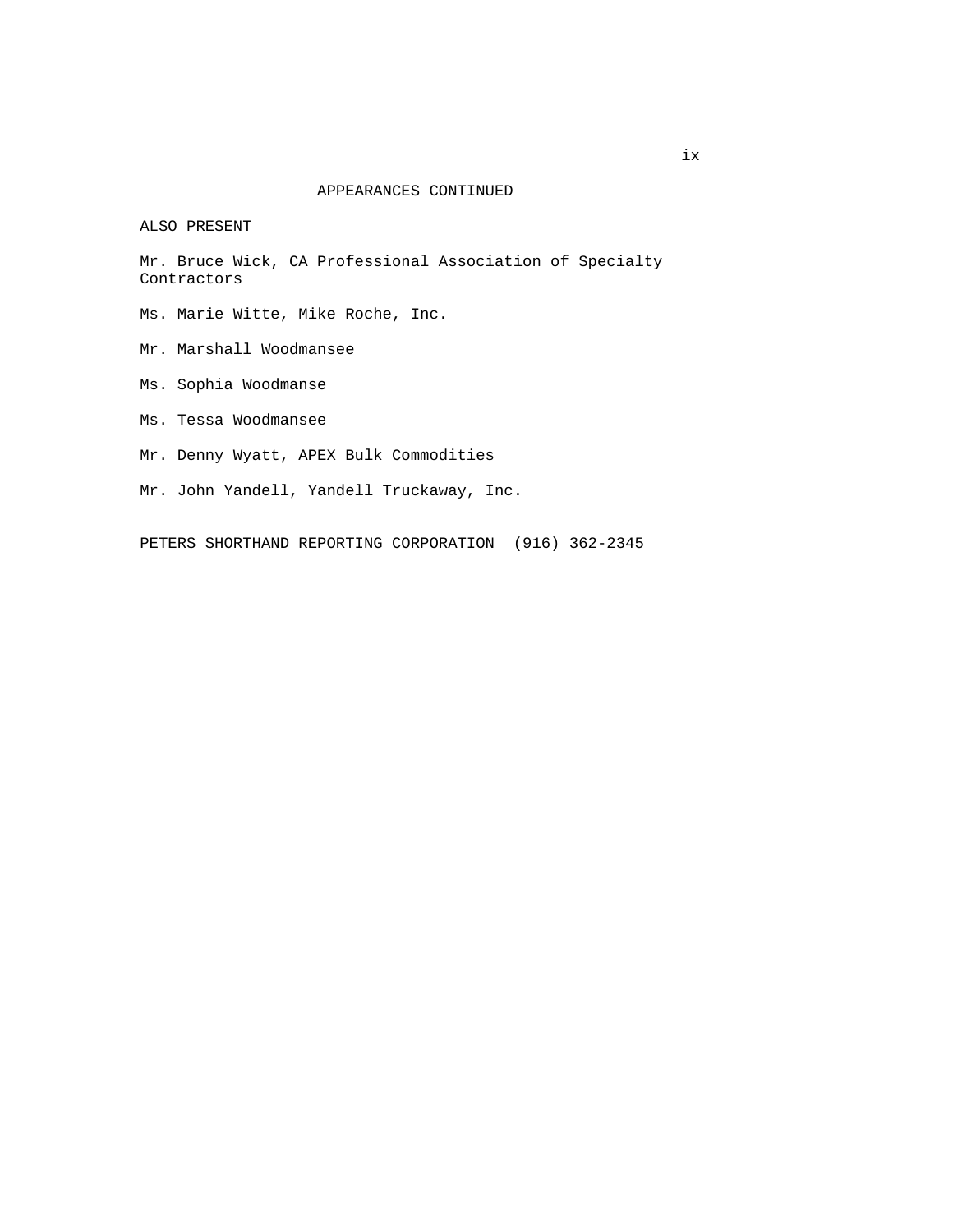APPEARANCES CONTINUED

ALSO PRESENT

Mr. Bruce Wick, CA Professional Association of Specialty Contractors

Ms. Marie Witte, Mike Roche, Inc.

Mr. Marshall Woodmansee

Ms. Sophia Woodmanse

Ms. Tessa Woodmansee

Mr. Denny Wyatt, APEX Bulk Commodities

Mr. John Yandell, Yandell Truckaway, Inc.

PETERS SHORTHAND REPORTING CORPORATION (916) 362-2345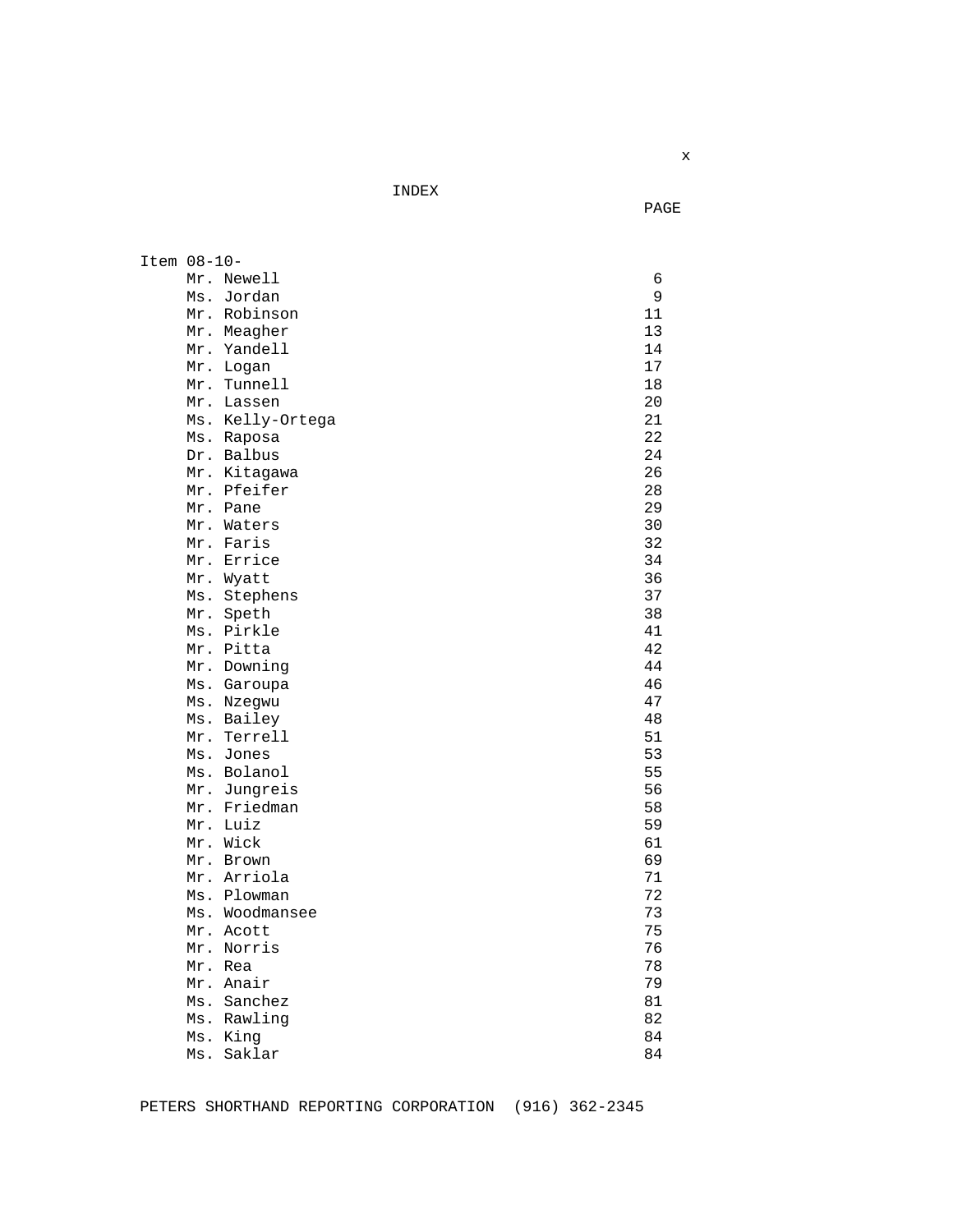# INDEX

| | PAGE |
|---|---|
| Item 08-10- | |
| Mr. Newell | 6 |
| Ms. Jordan | 9 |
| Mr. Robinson | 11 |
| Mr. Meagher | 13 |
| Mr. Yandell | 14 |
| Mr. Logan | 17 |
| Mr. Tunnell | 18 |
| Mr. Lassen | 20 |
| Ms. Kelly-Ortega | 21 |
| Ms. Raposa | 22 |
| Dr. Balbus | 24 |
| Mr. Kitagawa | 26 |
| Mr. Pfeifer | 28 |
| Mr. Pane | 29 |
| Mr. Waters | 30 |
| Mr. Faris | 32 |
| Mr. Errice | 34 |
| Mr. Wyatt | 36 |
| Ms. Stephens | 37 |
| Mr. Speth | 38 |
| Ms. Pirkle | 41 |
| Mr. Pitta | 42 |
| Mr. Downing | 44 |
| Ms. Garoupa | 46 |
| Ms. Nzegwu | 47 |
| Ms. Bailey | 48 |
| Mr. Terrell | 51 |
| Ms. Jones | 53 |
| Ms. Bolanol | 55 |
| Mr. Jungreis | 56 |
| Mr. Friedman | 58 |
| Mr. Luiz | 59 |
| Mr. Wick | 61 |
| Mr. Brown | 69 |
| Mr. Arriola | 71 |
| Ms. Plowman | 72 |
| Ms. Woodmansee | 73 |
| Mr. Acott | 75 |
| Mr. Norris | 76 |
| Mr. Rea | 78 |
| Mr. Anair | 79 |
| Ms. Sanchez | 81 |
| Ms. Rawling | 82 |
| Ms. King | 84 |
| Ms. Saklar | 84 |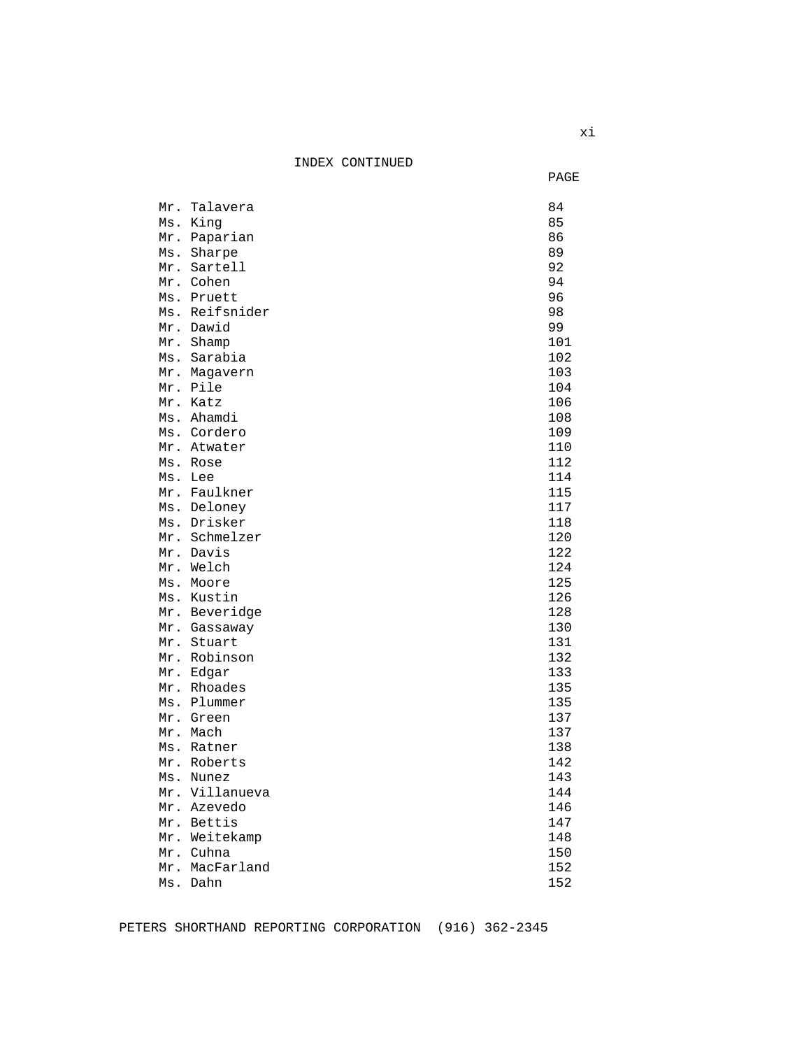INDEX CONTINUED

| | PAGE |
|---|---|
| Mr. Talavera | 84 |
| Ms. King | 85 |
| Mr. Paparian | 86 |
| Ms. Sharpe | 89 |
| Mr. Sartell | 92 |
| Mr. Cohen | 94 |
| Ms. Pruett | 96 |
| Ms. Reifsnider | 98 |
| Mr. Dawid | 99 |
| Mr. Shamp | 101 |
| Ms. Sarabia | 102 |
| Mr. Magavern | 103 |
| Mr. Pile | 104 |
| Mr. Katz | 106 |
| Ms. Ahamdi | 108 |
| Ms. Cordero | 109 |
| Mr. Atwater | 110 |
| Ms. Rose | 112 |
| Ms. Lee | 114 |
| Mr. Faulkner | 115 |
| Ms. Deloney | 117 |
| Ms. Drisker | 118 |
| Mr. Schmelzer | 120 |
| Mr. Davis | 122 |
| Mr. Welch | 124 |
| Ms. Moore | 125 |
| Ms. Kustin | 126 |
| Mr. Beveridge | 128 |
| Mr. Gassaway | 130 |
| Mr. Stuart | 131 |
| Mr. Robinson | 132 |
| Mr. Edgar | 133 |
| Mr. Rhoades | 135 |
| Ms. Plummer | 135 |
| Mr. Green | 137 |
| Mr. Mach | 137 |
| Ms. Ratner | 138 |
| Mr. Roberts | 142 |
| Ms. Nunez | 143 |
| Mr. Villanueva | 144 |
| Mr. Azevedo | 146 |
| Mr. Bettis | 147 |
| Mr. Weitekamp | 148 |
| Mr. Cuhna | 150 |
| Mr. MacFarland | 152 |
| Ms. Dahn | 152 |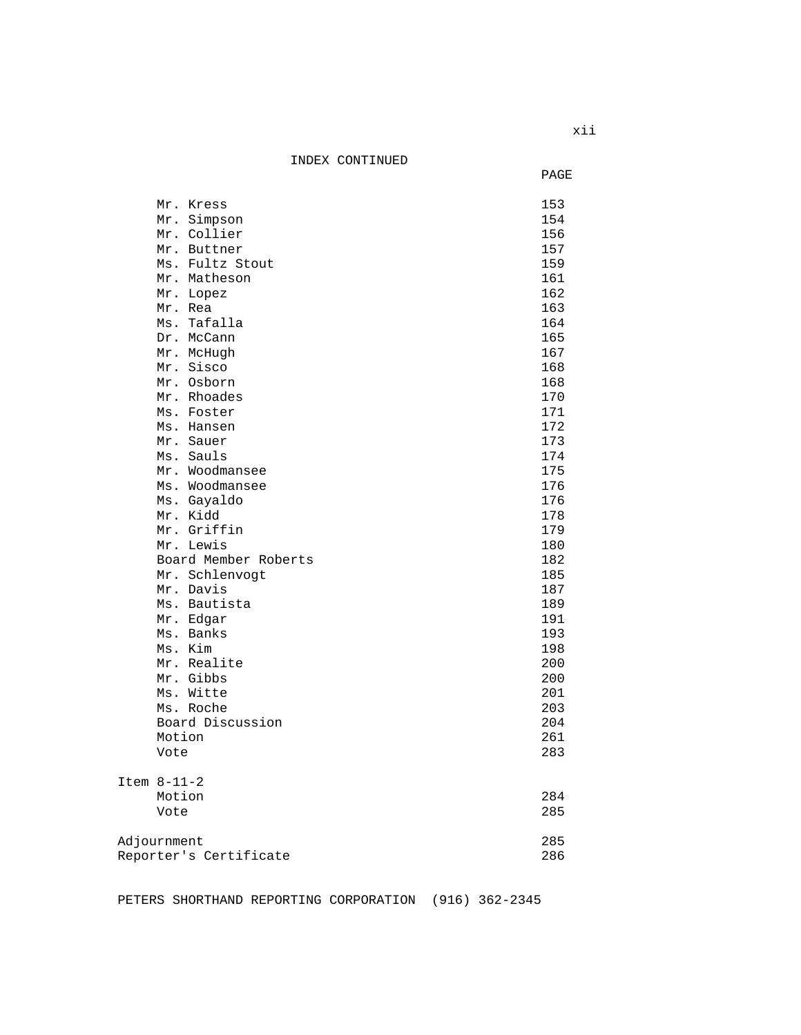INDEX CONTINUED

| | PAGE |
|---|---|
| Mr. Kress | 153 |
| Mr. Simpson | 154 |
| Mr. Collier | 156 |
| Mr. Buttner | 157 |
| Ms. Fultz Stout | 159 |
| Mr. Matheson | 161 |
| Mr. Lopez | 162 |
| Mr. Rea | 163 |
| Ms. Tafalla | 164 |
| Dr. McCann | 165 |
| Mr. McHugh | 167 |
| Mr. Sisco | 168 |
| Mr. Osborn | 168 |
| Mr. Rhoades | 170 |
| Ms. Foster | 171 |
| Ms. Hansen | 172 |
| Mr. Sauer | 173 |
| Ms. Sauls | 174 |
| Mr. Woodmansee | 175 |
| Ms. Woodmansee | 176 |
| Ms. Gayaldo | 176 |
| Mr. Kidd | 178 |
| Mr. Griffin | 179 |
| Mr. Lewis | 180 |
| Board Member Roberts | 182 |
| Mr. Schlenvogt | 185 |
| Mr. Davis | 187 |
| Ms. Bautista | 189 |
| Mr. Edgar | 191 |
| Ms. Banks | 193 |
| Ms. Kim | 198 |
| Mr. Realite | 200 |
| Mr. Gibbs | 200 |
| Ms. Witte | 201 |
| Ms. Roche | 203 |
| Board Discussion | 204 |
| Motion | 261 |
| Vote | 283 |
| Item 8-11-2 | |
| Motion | 284 |
| Vote | 285 |
| Adjournment | 285 |
| Reporter's Certificate | 286 |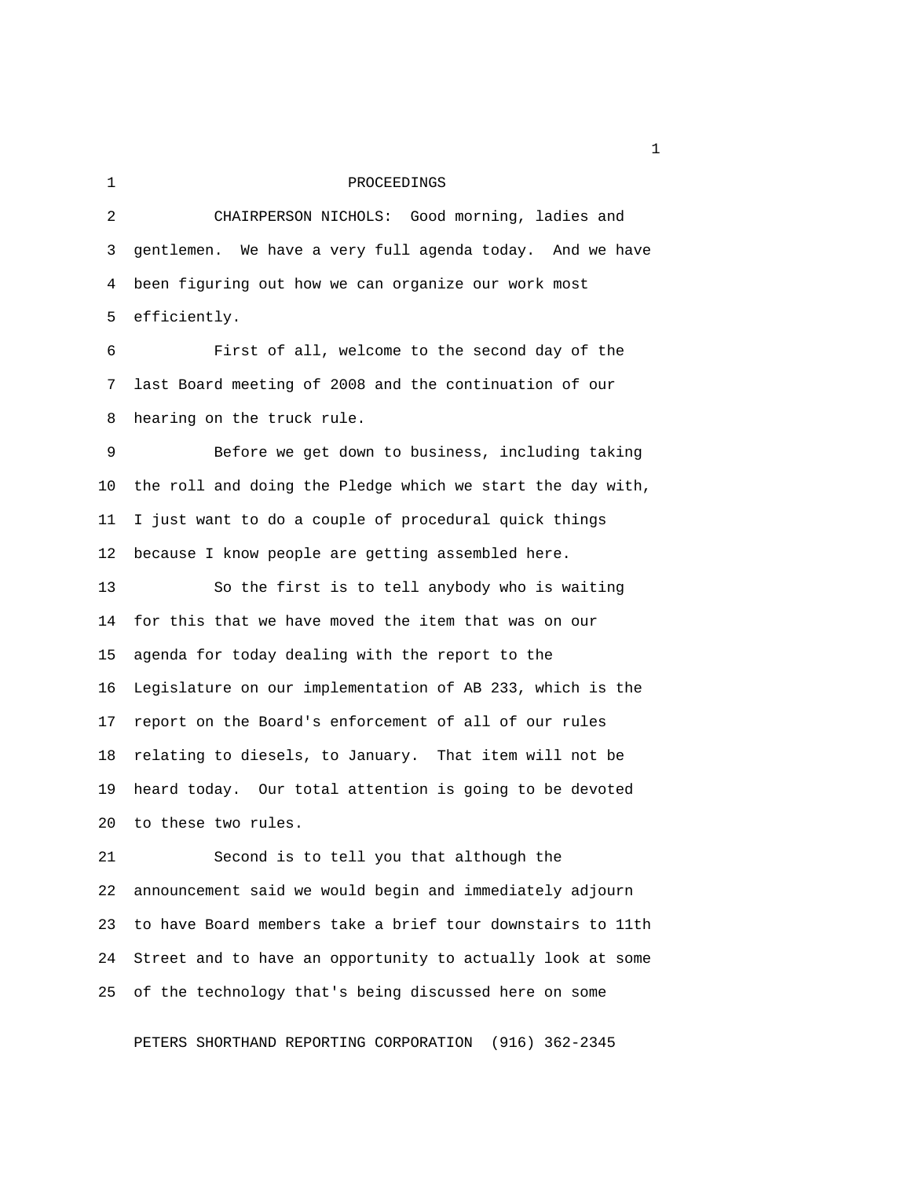# PROCEEDINGS

CHAIRPERSON NICHOLS: Good morning, ladies and gentlemen. We have a very full agenda today. And we have been figuring out how we can organize our work most efficiently.

First of all, welcome to the second day of the last Board meeting of 2008 and the continuation of our hearing on the truck rule.

Before we get down to business, including taking the roll and doing the Pledge which we start the day with, I just want to do a couple of procedural quick things because I know people are getting assembled here.

So the first is to tell anybody who is waiting for this that we have moved the item that was on our agenda for today dealing with the report to the Legislature on our implementation of AB 233, which is the report on the Board's enforcement of all of our rules relating to diesels, to January. That item will not be heard today. Our total attention is going to be devoted to these two rules.

Second is to tell you that although the announcement said we would begin and immediately adjourn to have Board members take a brief tour downstairs to 11th Street and to have an opportunity to actually look at some of the technology that's being discussed here on some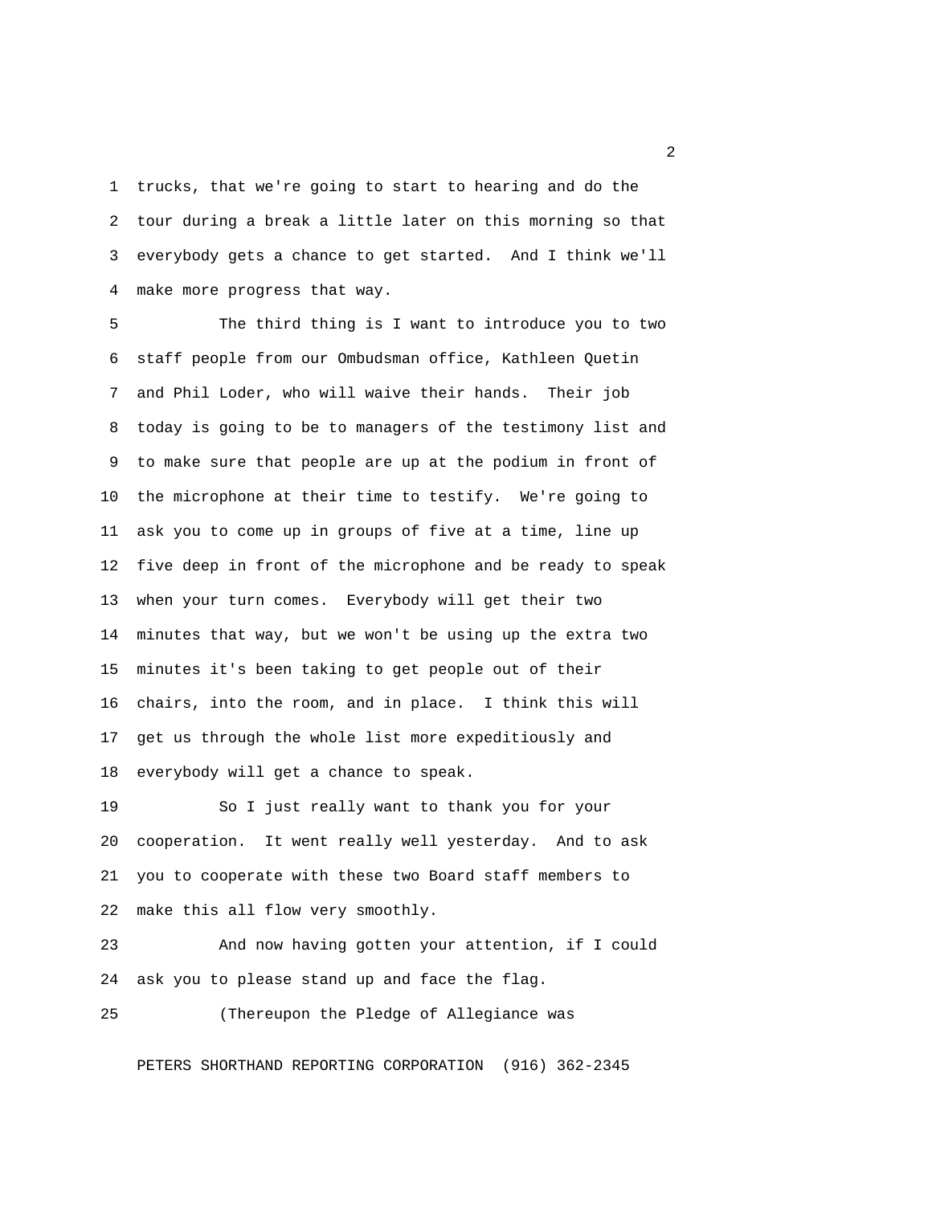trucks, that we're going to start to hearing and do the tour during a break a little later on this morning so that everybody gets a chance to get started. And I think we'll make more progress that way.

The third thing is I want to introduce you to two staff people from our Ombudsman office, Kathleen Quetin and Phil Loder, who will waive their hands. Their job today is going to be to managers of the testimony list and to make sure that people are up at the podium in front of the microphone at their time to testify. We're going to ask you to come up in groups of five at a time, line up five deep in front of the microphone and be ready to speak when your turn comes. Everybody will get their two minutes that way, but we won't be using up the extra two minutes it's been taking to get people out of their chairs, into the room, and in place. I think this will get us through the whole list more expeditiously and everybody will get a chance to speak.

So I just really want to thank you for your cooperation. It went really well yesterday. And to ask you to cooperate with these two Board staff members to make this all flow very smoothly.

And now having gotten your attention, if I could ask you to please stand up and face the flag.

(Thereupon the Pledge of Allegiance was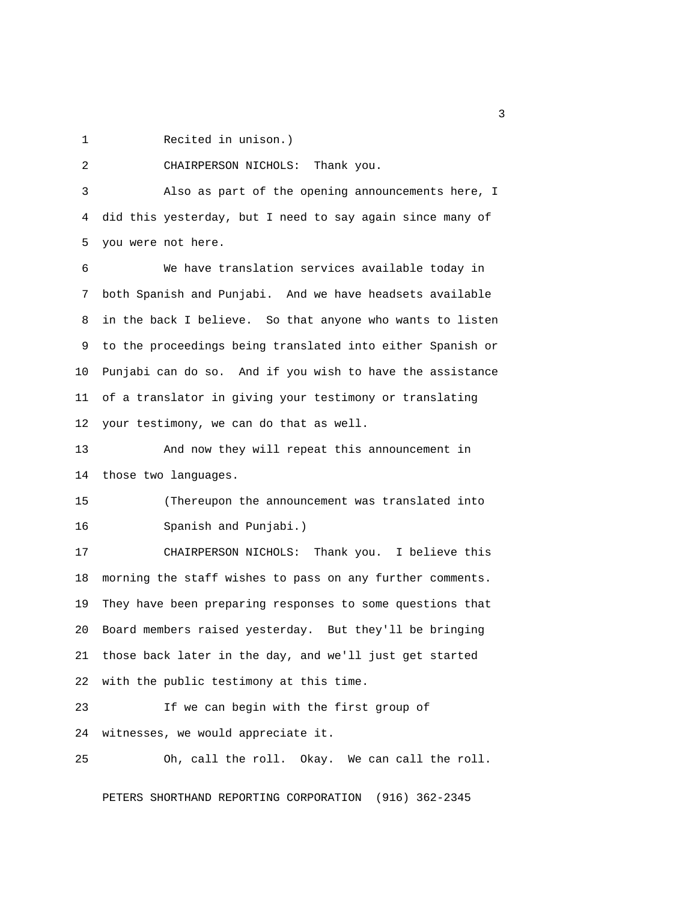Recited in unison.)

CHAIRPERSON NICHOLS: Thank you.

Also as part of the opening announcements here, I did this yesterday, but I need to say again since many of you were not here.

We have translation services available today in both Spanish and Punjabi. And we have headsets available in the back I believe. So that anyone who wants to listen to the proceedings being translated into either Spanish or Punjabi can do so. And if you wish to have the assistance of a translator in giving your testimony or translating your testimony, we can do that as well.

And now they will repeat this announcement in those two languages.

(Thereupon the announcement was translated into Spanish and Punjabi.)

CHAIRPERSON NICHOLS: Thank you. I believe this morning the staff wishes to pass on any further comments. They have been preparing responses to some questions that Board members raised yesterday. But they'll be bringing those back later in the day, and we'll just get started with the public testimony at this time.

If we can begin with the first group of witnesses, we would appreciate it.

Oh, call the roll. Okay. We can call the roll.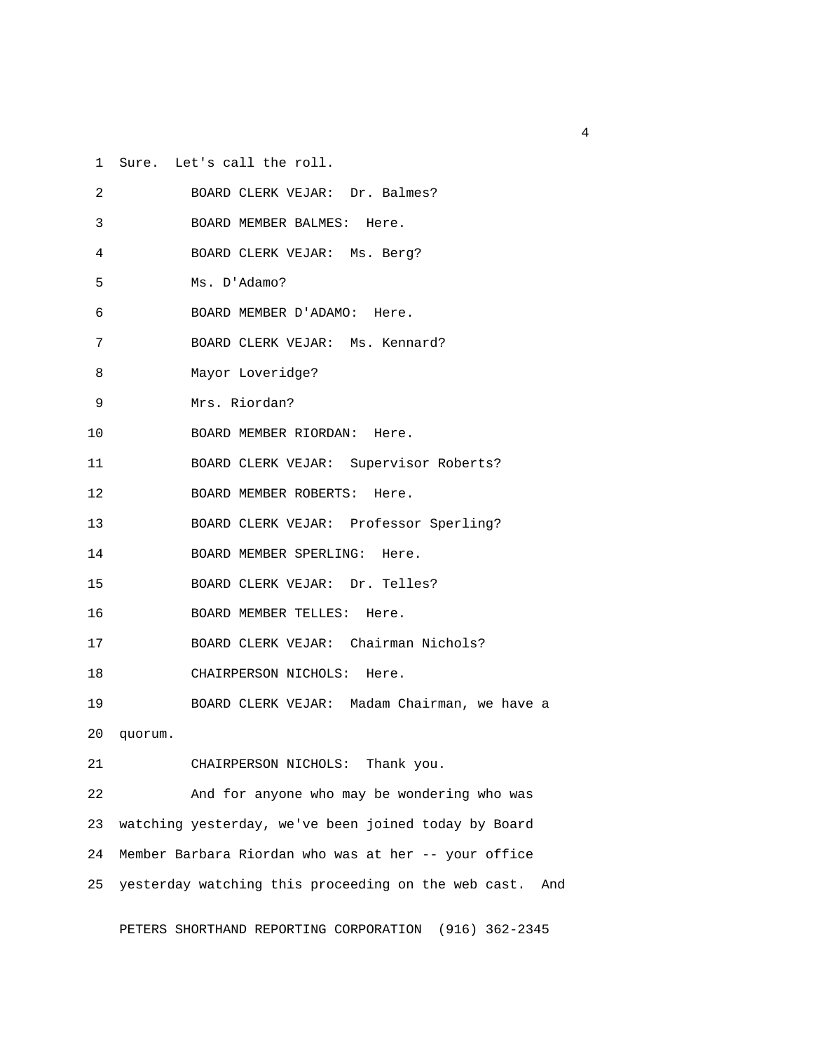Sure. Let's call the roll.

BOARD CLERK VEJAR: Dr. Balmes?

BOARD MEMBER BALMES: Here.

BOARD CLERK VEJAR: Ms. Berg?

Ms. D'Adamo?

BOARD MEMBER D'ADAMO: Here.

BOARD CLERK VEJAR: Ms. Kennard?

Mayor Loveridge?

Mrs. Riordan?

BOARD MEMBER RIORDAN: Here.

BOARD CLERK VEJAR: Supervisor Roberts?

BOARD MEMBER ROBERTS: Here.

BOARD CLERK VEJAR: Professor Sperling?

BOARD MEMBER SPERLING: Here.

BOARD CLERK VEJAR: Dr. Telles?

BOARD MEMBER TELLES: Here.

BOARD CLERK VEJAR: Chairman Nichols?

CHAIRPERSON NICHOLS: Here.

BOARD CLERK VEJAR: Madam Chairman, we have a quorum.

CHAIRPERSON NICHOLS: Thank you.

And for anyone who may be wondering who was watching yesterday, we've been joined today by Board Member Barbara Riordan who was at her -- your office yesterday watching this proceeding on the web cast. And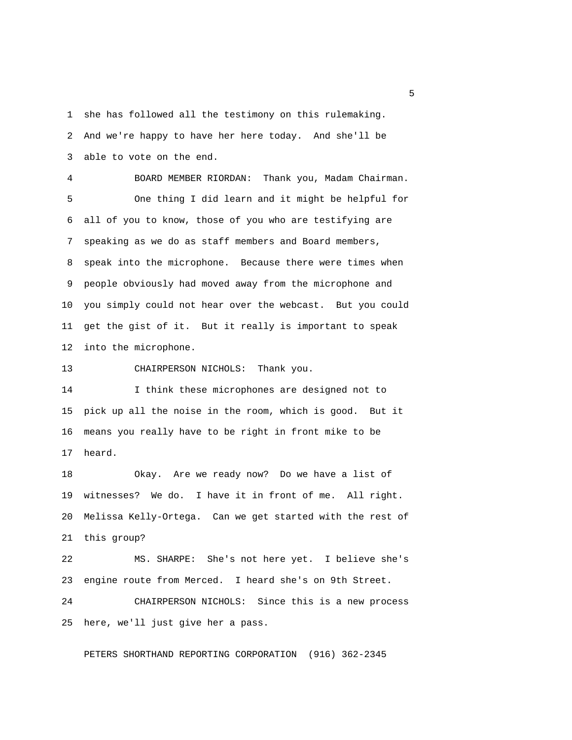she has followed all the testimony on this rulemaking. And we're happy to have her here today. And she'll be able to vote on the end.

BOARD MEMBER RIORDAN: Thank you, Madam Chairman.

One thing I did learn and it might be helpful for all of you to know, those of you who are testifying are speaking as we do as staff members and Board members, speak into the microphone. Because there were times when people obviously had moved away from the microphone and you simply could not hear over the webcast. But you could get the gist of it. But it really is important to speak into the microphone.

CHAIRPERSON NICHOLS: Thank you.

I think these microphones are designed not to pick up all the noise in the room, which is good. But it means you really have to be right in front mike to be heard.

Okay. Are we ready now? Do we have a list of witnesses? We do. I have it in front of me. All right. Melissa Kelly-Ortega. Can we get started with the rest of this group?

MS. SHARPE: She's not here yet. I believe she's engine route from Merced. I heard she's on 9th Street.

CHAIRPERSON NICHOLS: Since this is a new process here, we'll just give her a pass.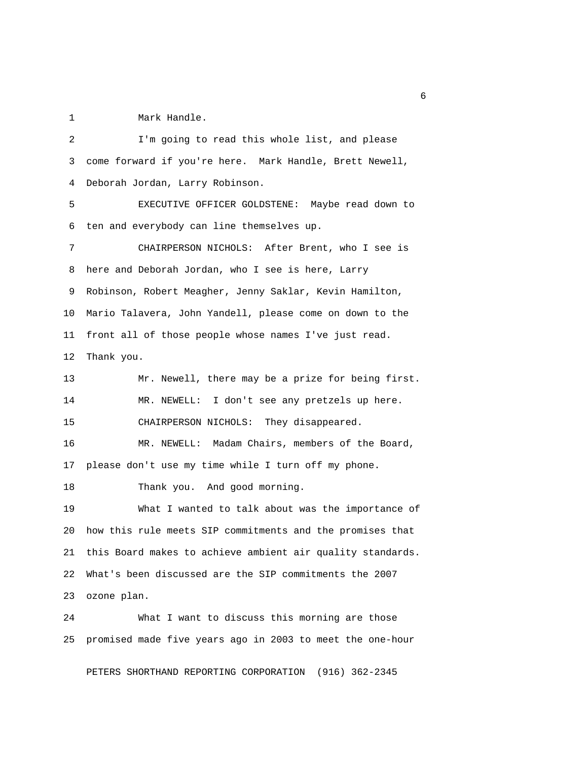Mark Handle.

I'm going to read this whole list, and please come forward if you're here. Mark Handle, Brett Newell, Deborah Jordan, Larry Robinson.

EXECUTIVE OFFICER GOLDSTENE: Maybe read down to ten and everybody can line themselves up.

CHAIRPERSON NICHOLS: After Brent, who I see is here and Deborah Jordan, who I see is here, Larry Robinson, Robert Meagher, Jenny Saklar, Kevin Hamilton, Mario Talavera, John Yandell, please come on down to the front all of those people whose names I've just read. Thank you.

Mr. Newell, there may be a prize for being first.

MR. NEWELL: I don't see any pretzels up here.

CHAIRPERSON NICHOLS: They disappeared.

MR. NEWELL: Madam Chairs, members of the Board, please don't use my time while I turn off my phone.

Thank you. And good morning.

What I wanted to talk about was the importance of how this rule meets SIP commitments and the promises that this Board makes to achieve ambient air quality standards. What's been discussed are the SIP commitments the 2007 ozone plan.

What I want to discuss this morning are those promised made five years ago in 2003 to meet the one-hour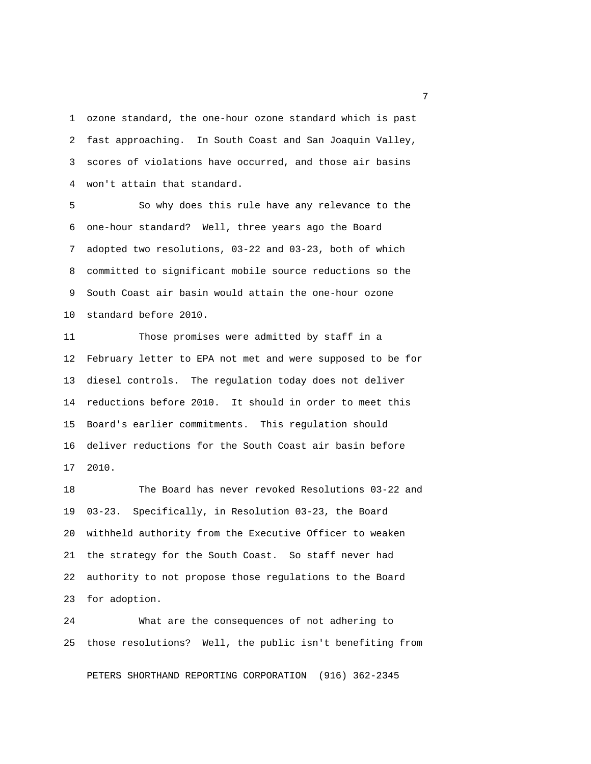ozone standard, the one-hour ozone standard which is past fast approaching. In South Coast and San Joaquin Valley, scores of violations have occurred, and those air basins won't attain that standard.

So why does this rule have any relevance to the one-hour standard? Well, three years ago the Board adopted two resolutions, 03-22 and 03-23, both of which committed to significant mobile source reductions so the South Coast air basin would attain the one-hour ozone standard before 2010.

Those promises were admitted by staff in a February letter to EPA not met and were supposed to be for diesel controls. The regulation today does not deliver reductions before 2010. It should in order to meet this Board's earlier commitments. This regulation should deliver reductions for the South Coast air basin before 2010.

The Board has never revoked Resolutions 03-22 and 03-23. Specifically, in Resolution 03-23, the Board withheld authority from the Executive Officer to weaken the strategy for the South Coast. So staff never had authority to not propose those regulations to the Board for adoption.

What are the consequences of not adhering to those resolutions? Well, the public isn't benefiting from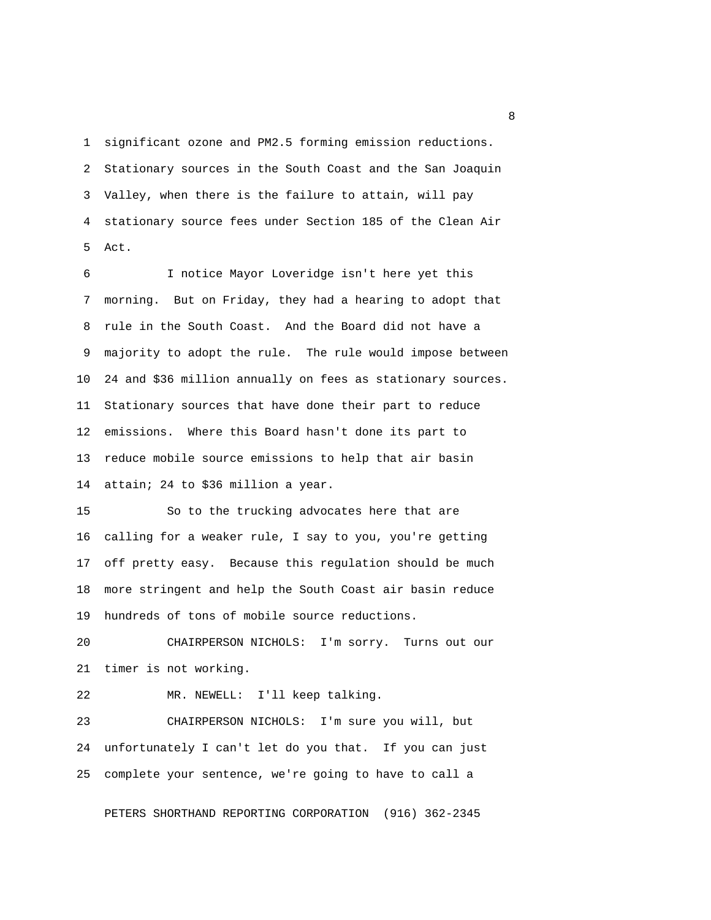significant ozone and PM2.5 forming emission reductions. Stationary sources in the South Coast and the San Joaquin Valley, when there is the failure to attain, will pay stationary source fees under Section 185 of the Clean Air Act.

I notice Mayor Loveridge isn't here yet this morning. But on Friday, they had a hearing to adopt that rule in the South Coast. And the Board did not have a majority to adopt the rule. The rule would impose between 24 and $36 million annually on fees as stationary sources. Stationary sources that have done their part to reduce emissions. Where this Board hasn't done its part to reduce mobile source emissions to help that air basin attain; 24 to $36 million a year.

So to the trucking advocates here that are calling for a weaker rule, I say to you, you're getting off pretty easy. Because this regulation should be much more stringent and help the South Coast air basin reduce hundreds of tons of mobile source reductions.

CHAIRPERSON NICHOLS: I'm sorry. Turns out our timer is not working.

MR. NEWELL: I'll keep talking.

CHAIRPERSON NICHOLS: I'm sure you will, but unfortunately I can't let do you that. If you can just complete your sentence, we're going to have to call a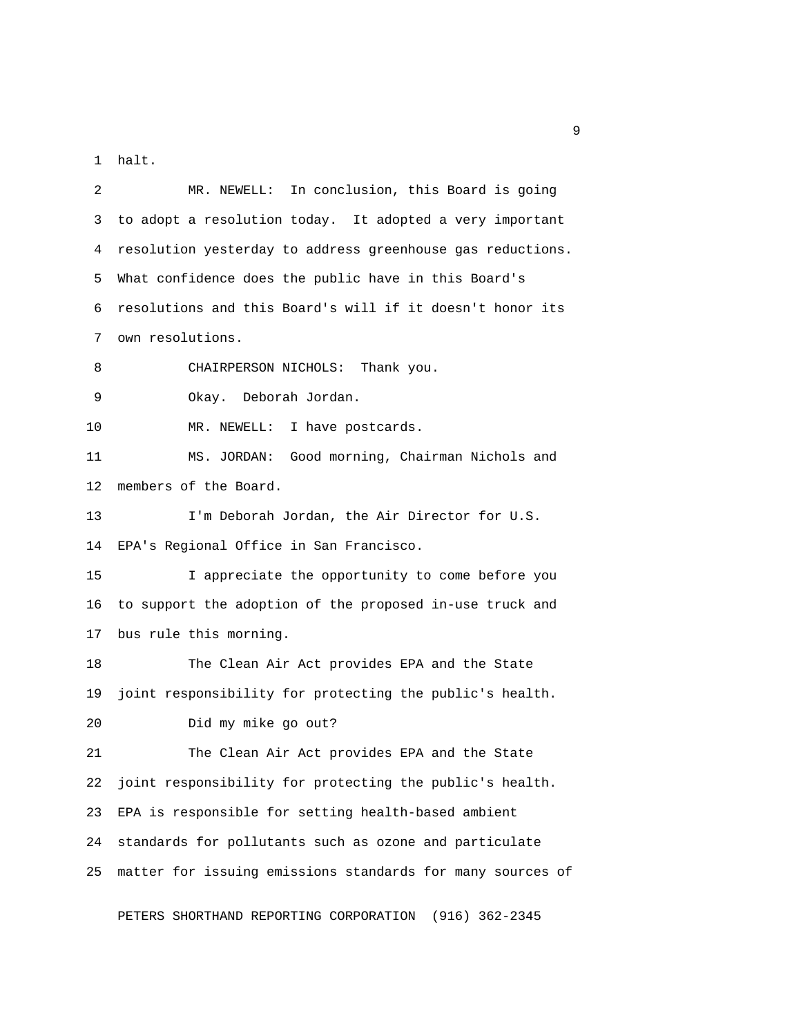halt.

MR. NEWELL: In conclusion, this Board is going to adopt a resolution today. It adopted a very important resolution yesterday to address greenhouse gas reductions. What confidence does the public have in this Board's resolutions and this Board's will if it doesn't honor its own resolutions.

CHAIRPERSON NICHOLS: Thank you.

Okay. Deborah Jordan.

MR. NEWELL: I have postcards.

MS. JORDAN: Good morning, Chairman Nichols and members of the Board.

I'm Deborah Jordan, the Air Director for U.S. EPA's Regional Office in San Francisco.

I appreciate the opportunity to come before you to support the adoption of the proposed in-use truck and bus rule this morning.

The Clean Air Act provides EPA and the State joint responsibility for protecting the public's health.

Did my mike go out?

The Clean Air Act provides EPA and the State joint responsibility for protecting the public's health. EPA is responsible for setting health-based ambient standards for pollutants such as ozone and particulate matter for issuing emissions standards for many sources of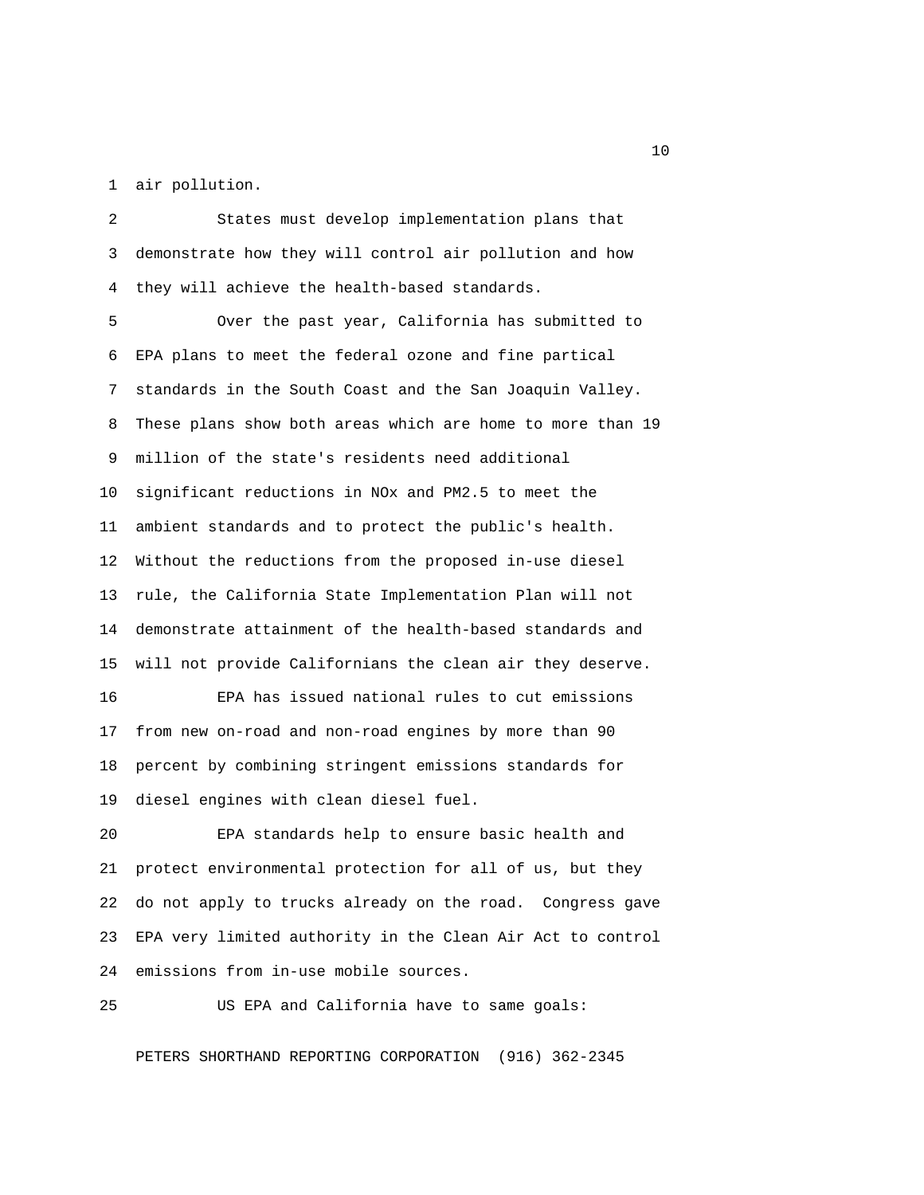air pollution.

States must develop implementation plans that demonstrate how they will control air pollution and how they will achieve the health-based standards.

Over the past year, California has submitted to EPA plans to meet the federal ozone and fine partical standards in the South Coast and the San Joaquin Valley. These plans show both areas which are home to more than 19 million of the state's residents need additional significant reductions in NOx and PM2.5 to meet the ambient standards and to protect the public's health. Without the reductions from the proposed in-use diesel rule, the California State Implementation Plan will not demonstrate attainment of the health-based standards and will not provide Californians the clean air they deserve.

EPA has issued national rules to cut emissions from new on-road and non-road engines by more than 90 percent by combining stringent emissions standards for diesel engines with clean diesel fuel.

EPA standards help to ensure basic health and protect environmental protection for all of us, but they do not apply to trucks already on the road. Congress gave EPA very limited authority in the Clean Air Act to control emissions from in-use mobile sources.

US EPA and California have to same goals: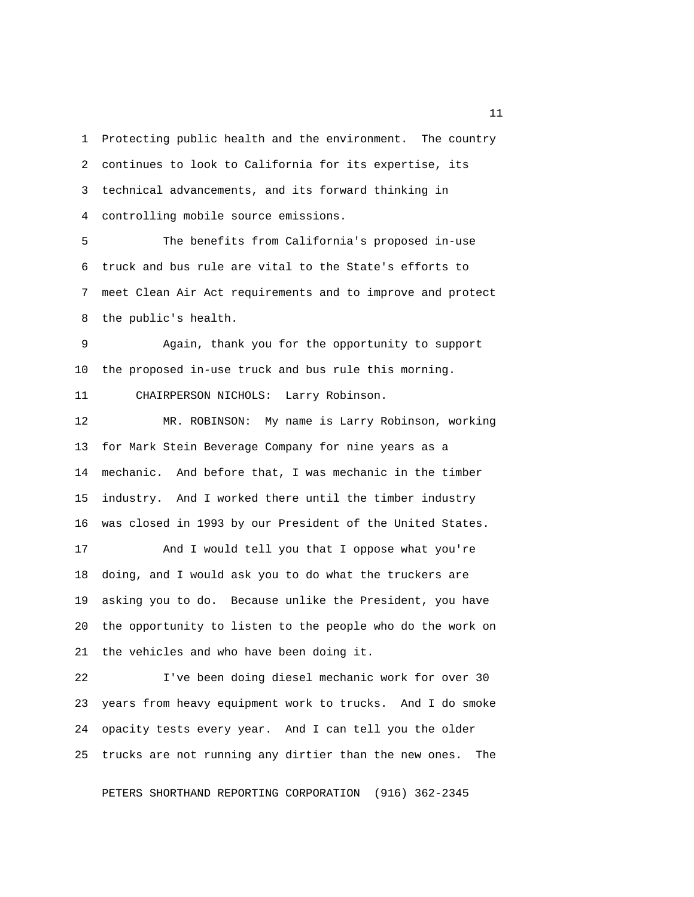Protecting public health and the environment. The country continues to look to California for its expertise, its technical advancements, and its forward thinking in controlling mobile source emissions.

The benefits from California's proposed in-use truck and bus rule are vital to the State's efforts to meet Clean Air Act requirements and to improve and protect the public's health.

Again, thank you for the opportunity to support the proposed in-use truck and bus rule this morning.

CHAIRPERSON NICHOLS: Larry Robinson.

MR. ROBINSON: My name is Larry Robinson, working for Mark Stein Beverage Company for nine years as a mechanic. And before that, I was mechanic in the timber industry. And I worked there until the timber industry was closed in 1993 by our President of the United States.

And I would tell you that I oppose what you're doing, and I would ask you to do what the truckers are asking you to do. Because unlike the President, you have the opportunity to listen to the people who do the work on the vehicles and who have been doing it.

I've been doing diesel mechanic work for over 30 years from heavy equipment work to trucks. And I do smoke opacity tests every year. And I can tell you the older trucks are not running any dirtier than the new ones. The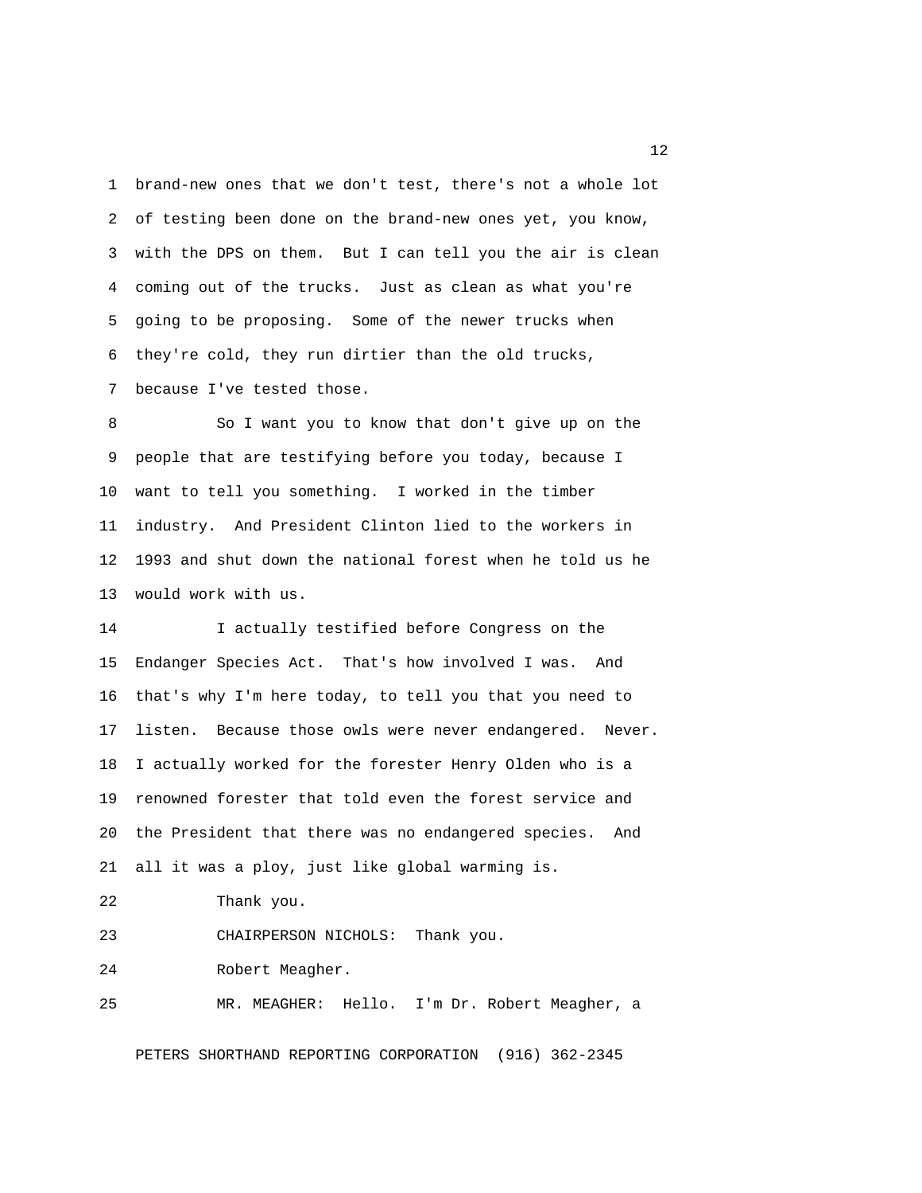brand-new ones that we don't test, there's not a whole lot of testing been done on the brand-new ones yet, you know, with the DPS on them. But I can tell you the air is clean coming out of the trucks. Just as clean as what you're going to be proposing. Some of the newer trucks when they're cold, they run dirtier than the old trucks, because I've tested those.

So I want you to know that don't give up on the people that are testifying before you today, because I want to tell you something. I worked in the timber industry. And President Clinton lied to the workers in 1993 and shut down the national forest when he told us he would work with us.

I actually testified before Congress on the Endanger Species Act. That's how involved I was. And that's why I'm here today, to tell you that you need to listen. Because those owls were never endangered. Never. I actually worked for the forester Henry Olden who is a renowned forester that told even the forest service and the President that there was no endangered species. And all it was a ploy, just like global warming is.

Thank you.

CHAIRPERSON NICHOLS: Thank you.

Robert Meagher.

MR. MEAGHER: Hello. I'm Dr. Robert Meagher, a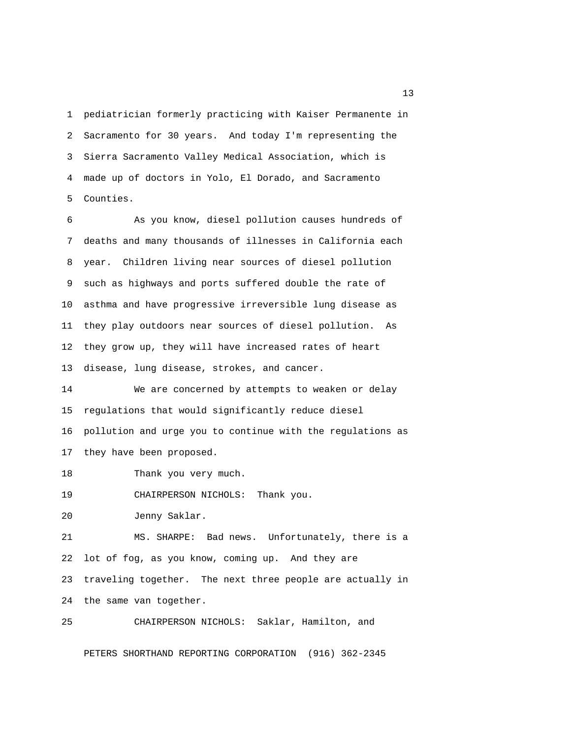pediatrician formerly practicing with Kaiser Permanente in Sacramento for 30 years. And today I'm representing the Sierra Sacramento Valley Medical Association, which is made up of doctors in Yolo, El Dorado, and Sacramento Counties.

As you know, diesel pollution causes hundreds of deaths and many thousands of illnesses in California each year. Children living near sources of diesel pollution such as highways and ports suffered double the rate of asthma and have progressive irreversible lung disease as they play outdoors near sources of diesel pollution. As they grow up, they will have increased rates of heart disease, lung disease, strokes, and cancer.

We are concerned by attempts to weaken or delay regulations that would significantly reduce diesel pollution and urge you to continue with the regulations as they have been proposed.

Thank you very much.

CHAIRPERSON NICHOLS: Thank you.

Jenny Saklar.

MS. SHARPE: Bad news. Unfortunately, there is a lot of fog, as you know, coming up. And they are traveling together. The next three people are actually in the same van together.

CHAIRPERSON NICHOLS: Saklar, Hamilton, and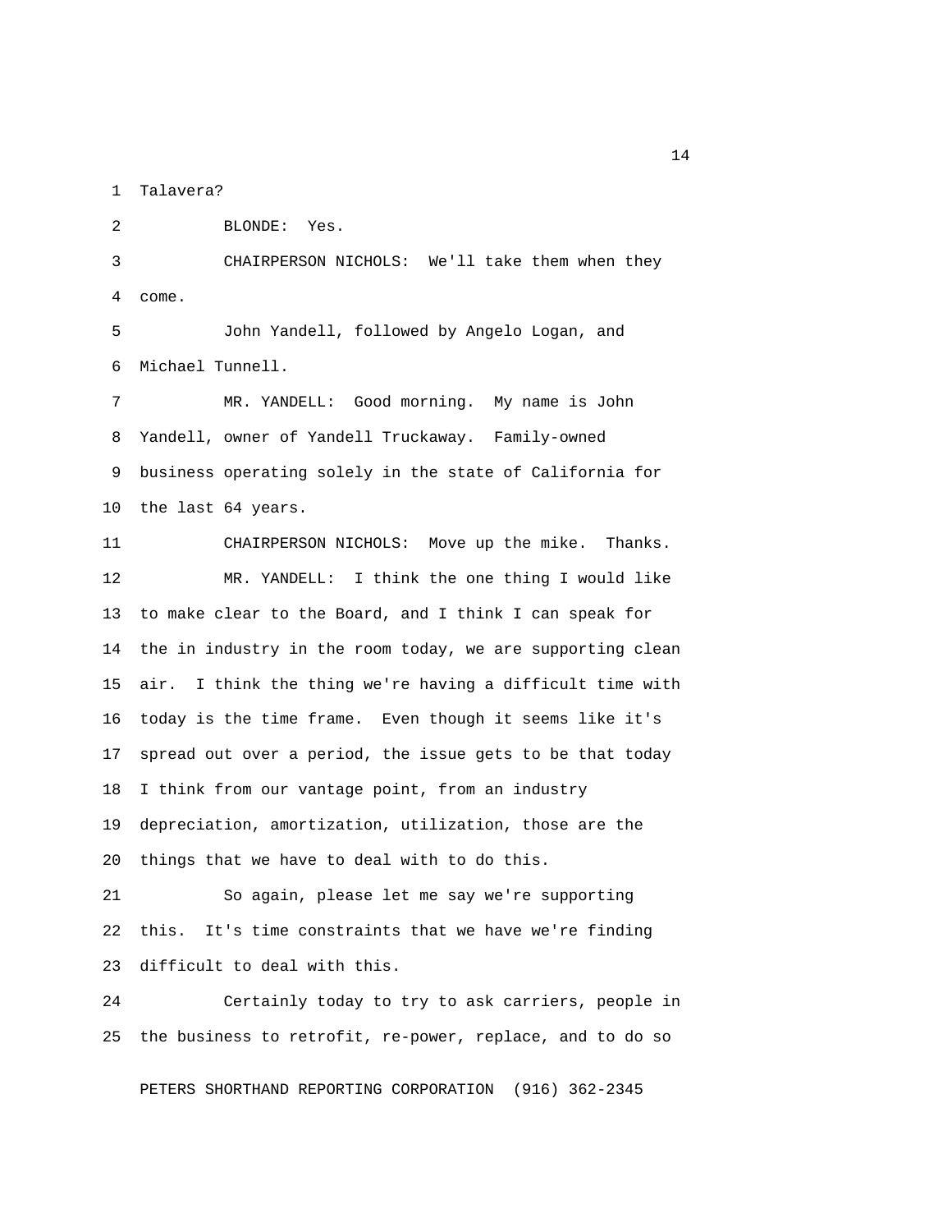Talavera?

BLONDE: Yes.

CHAIRPERSON NICHOLS: We'll take them when they come.

John Yandell, followed by Angelo Logan, and Michael Tunnell.

MR. YANDELL: Good morning. My name is John Yandell, owner of Yandell Truckaway. Family-owned business operating solely in the state of California for the last 64 years.

CHAIRPERSON NICHOLS: Move up the mike. Thanks.

MR. YANDELL: I think the one thing I would like to make clear to the Board, and I think I can speak for the in industry in the room today, we are supporting clean air. I think the thing we're having a difficult time with today is the time frame. Even though it seems like it's spread out over a period, the issue gets to be that today I think from our vantage point, from an industry depreciation, amortization, utilization, those are the things that we have to deal with to do this.

So again, please let me say we're supporting this. It's time constraints that we have we're finding difficult to deal with this.

Certainly today to try to ask carriers, people in the business to retrofit, re-power, replace, and to do so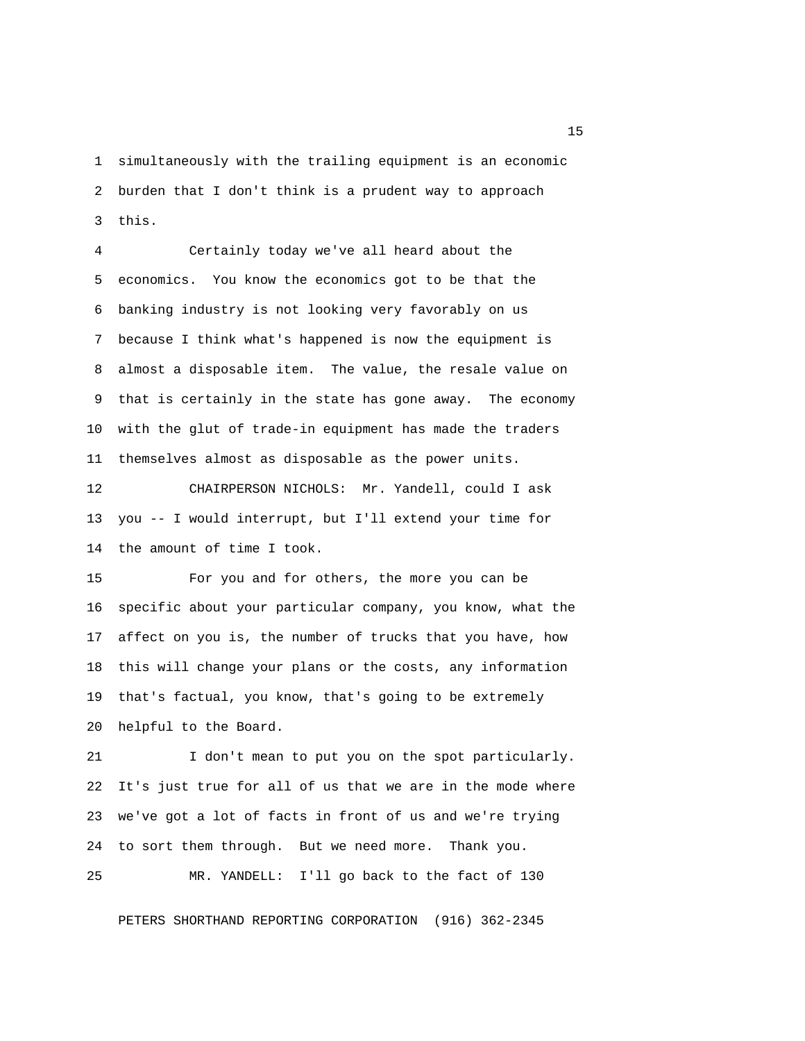simultaneously with the trailing equipment is an economic burden that I don't think is a prudent way to approach this.

Certainly today we've all heard about the economics. You know the economics got to be that the banking industry is not looking very favorably on us because I think what's happened is now the equipment is almost a disposable item. The value, the resale value on that is certainly in the state has gone away. The economy with the glut of trade-in equipment has made the traders themselves almost as disposable as the power units.

CHAIRPERSON NICHOLS: Mr. Yandell, could I ask you -- I would interrupt, but I'll extend your time for the amount of time I took.

For you and for others, the more you can be specific about your particular company, you know, what the affect on you is, the number of trucks that you have, how this will change your plans or the costs, any information that's factual, you know, that's going to be extremely helpful to the Board.

I don't mean to put you on the spot particularly. It's just true for all of us that we are in the mode where we've got a lot of facts in front of us and we're trying to sort them through. But we need more. Thank you.

MR. YANDELL: I'll go back to the fact of 130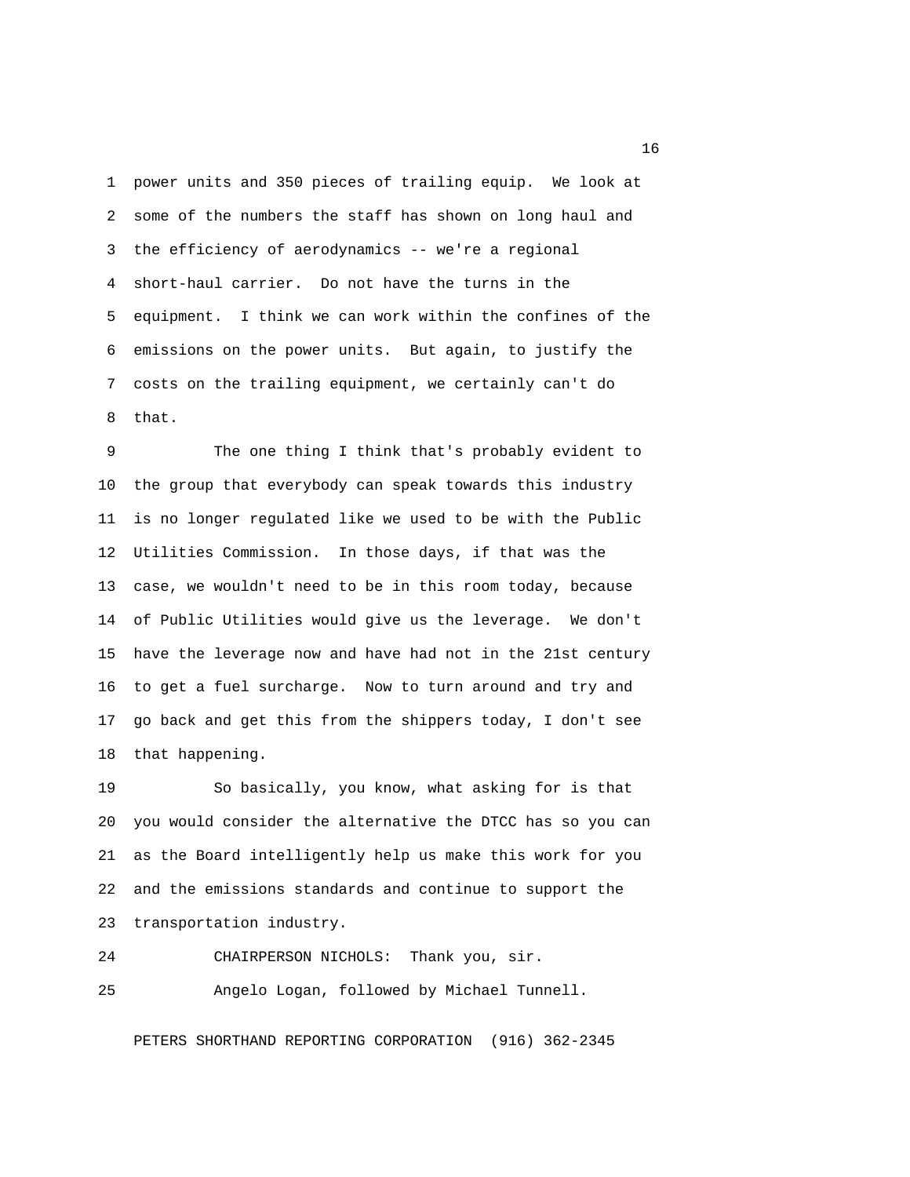power units and 350 pieces of trailing equip. We look at some of the numbers the staff has shown on long haul and the efficiency of aerodynamics -- we're a regional short-haul carrier. Do not have the turns in the equipment. I think we can work within the confines of the emissions on the power units. But again, to justify the costs on the trailing equipment, we certainly can't do that.

The one thing I think that's probably evident to the group that everybody can speak towards this industry is no longer regulated like we used to be with the Public Utilities Commission. In those days, if that was the case, we wouldn't need to be in this room today, because of Public Utilities would give us the leverage. We don't have the leverage now and have had not in the 21st century to get a fuel surcharge. Now to turn around and try and go back and get this from the shippers today, I don't see that happening.

So basically, you know, what asking for is that you would consider the alternative the DTCC has so you can as the Board intelligently help us make this work for you and the emissions standards and continue to support the transportation industry.

CHAIRPERSON NICHOLS: Thank you, sir.

Angelo Logan, followed by Michael Tunnell.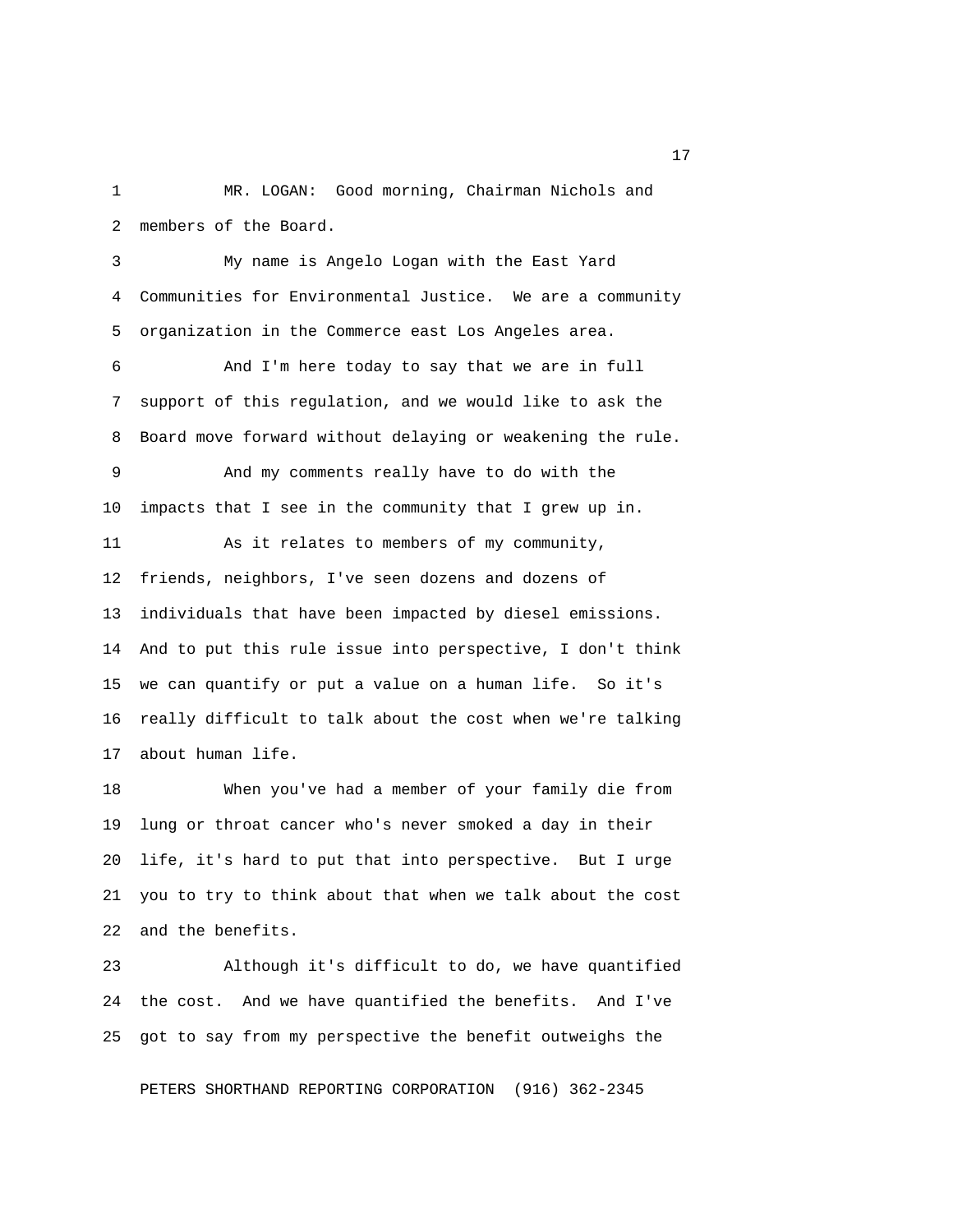MR. LOGAN: Good morning, Chairman Nichols and members of the Board.

My name is Angelo Logan with the East Yard Communities for Environmental Justice. We are a community organization in the Commerce east Los Angeles area.

And I'm here today to say that we are in full support of this regulation, and we would like to ask the Board move forward without delaying or weakening the rule.

And my comments really have to do with the impacts that I see in the community that I grew up in.

As it relates to members of my community, friends, neighbors, I've seen dozens and dozens of individuals that have been impacted by diesel emissions. And to put this rule issue into perspective, I don't think we can quantify or put a value on a human life. So it's really difficult to talk about the cost when we're talking about human life.

When you've had a member of your family die from lung or throat cancer who's never smoked a day in their life, it's hard to put that into perspective. But I urge you to try to think about that when we talk about the cost and the benefits.

Although it's difficult to do, we have quantified the cost. And we have quantified the benefits. And I've got to say from my perspective the benefit outweighs the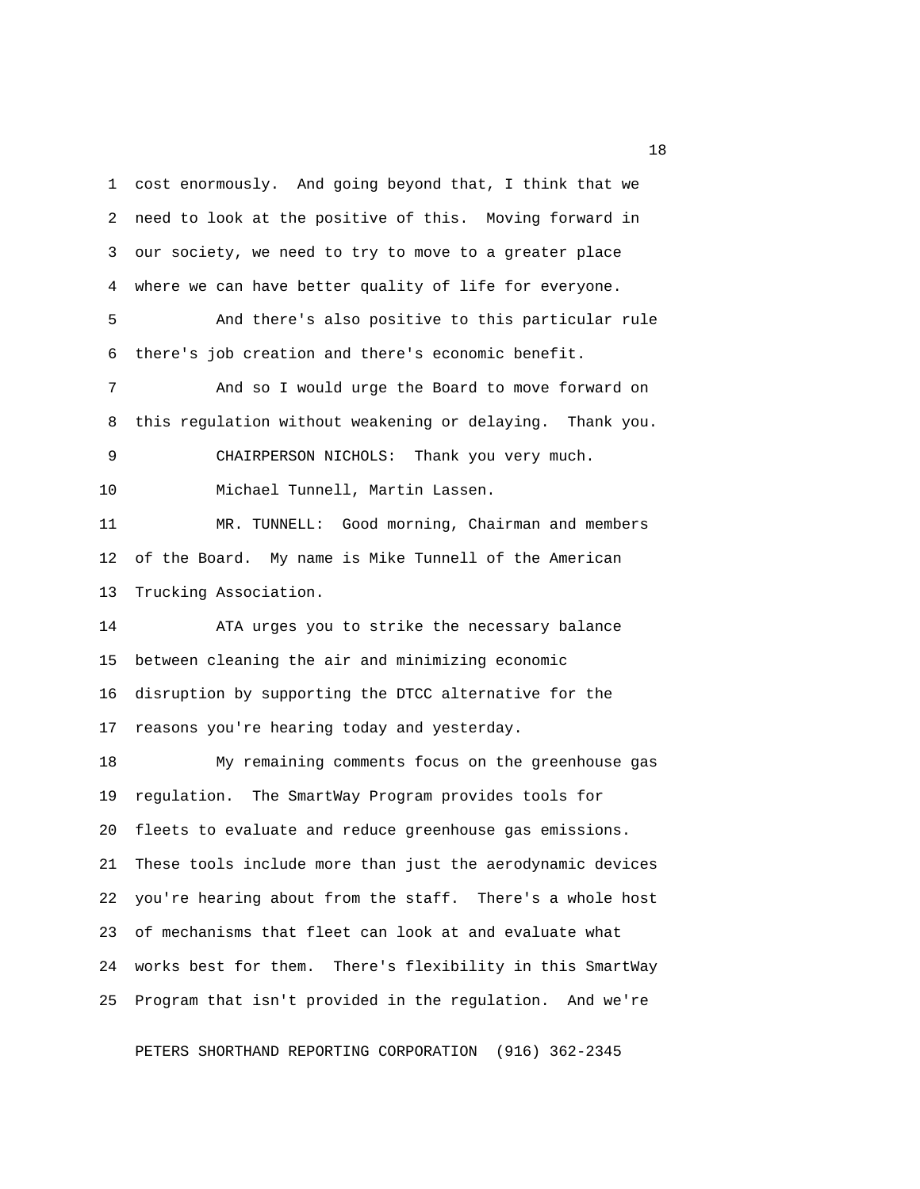cost enormously. And going beyond that, I think that we need to look at the positive of this. Moving forward in our society, we need to try to move to a greater place where we can have better quality of life for everyone.

And there's also positive to this particular rule there's job creation and there's economic benefit.

And so I would urge the Board to move forward on this regulation without weakening or delaying. Thank you.

CHAIRPERSON NICHOLS: Thank you very much.

Michael Tunnell, Martin Lassen.

MR. TUNNELL: Good morning, Chairman and members of the Board. My name is Mike Tunnell of the American Trucking Association.

ATA urges you to strike the necessary balance between cleaning the air and minimizing economic disruption by supporting the DTCC alternative for the reasons you're hearing today and yesterday.

My remaining comments focus on the greenhouse gas regulation. The SmartWay Program provides tools for fleets to evaluate and reduce greenhouse gas emissions. These tools include more than just the aerodynamic devices you're hearing about from the staff. There's a whole host of mechanisms that fleet can look at and evaluate what works best for them. There's flexibility in this SmartWay Program that isn't provided in the regulation. And we're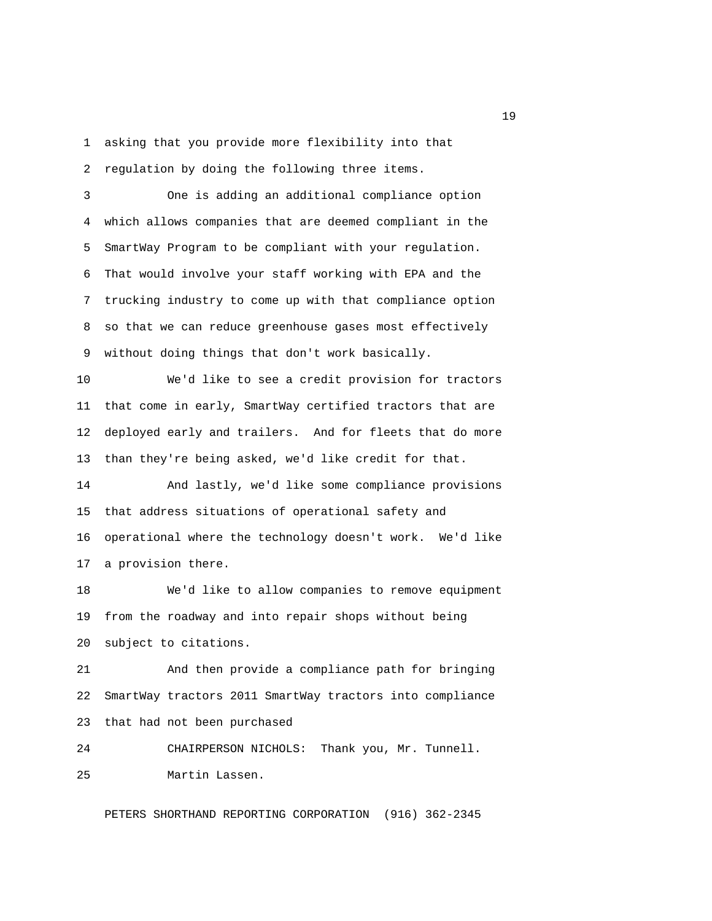asking that you provide more flexibility into that regulation by doing the following three items.

One is adding an additional compliance option which allows companies that are deemed compliant in the SmartWay Program to be compliant with your regulation. That would involve your staff working with EPA and the trucking industry to come up with that compliance option so that we can reduce greenhouse gases most effectively without doing things that don't work basically.

We'd like to see a credit provision for tractors that come in early, SmartWay certified tractors that are deployed early and trailers. And for fleets that do more than they're being asked, we'd like credit for that.

And lastly, we'd like some compliance provisions that address situations of operational safety and operational where the technology doesn't work. We'd like a provision there.

We'd like to allow companies to remove equipment from the roadway and into repair shops without being subject to citations.

And then provide a compliance path for bringing SmartWay tractors 2011 SmartWay tractors into compliance that had not been purchased

CHAIRPERSON NICHOLS: Thank you, Mr. Tunnell.

Martin Lassen.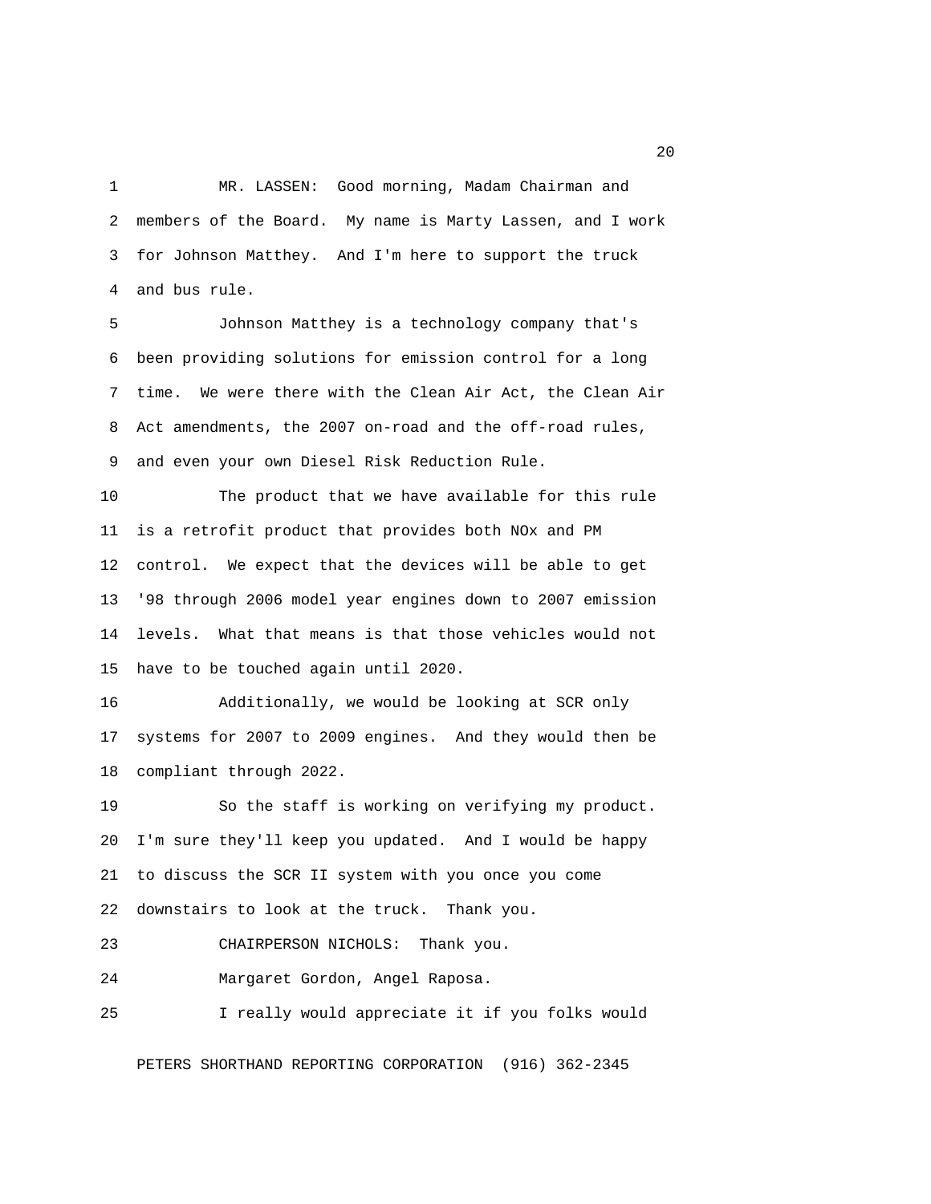MR. LASSEN: Good morning, Madam Chairman and members of the Board. My name is Marty Lassen, and I work for Johnson Matthey. And I'm here to support the truck and bus rule.

Johnson Matthey is a technology company that's been providing solutions for emission control for a long time. We were there with the Clean Air Act, the Clean Air Act amendments, the 2007 on-road and the off-road rules, and even your own Diesel Risk Reduction Rule.

The product that we have available for this rule is a retrofit product that provides both NOx and PM control. We expect that the devices will be able to get '98 through 2006 model year engines down to 2007 emission levels. What that means is that those vehicles would not have to be touched again until 2020.

Additionally, we would be looking at SCR only systems for 2007 to 2009 engines. And they would then be compliant through 2022.

So the staff is working on verifying my product. I'm sure they'll keep you updated. And I would be happy to discuss the SCR II system with you once you come downstairs to look at the truck. Thank you.

CHAIRPERSON NICHOLS: Thank you.

Margaret Gordon, Angel Raposa.

I really would appreciate it if you folks would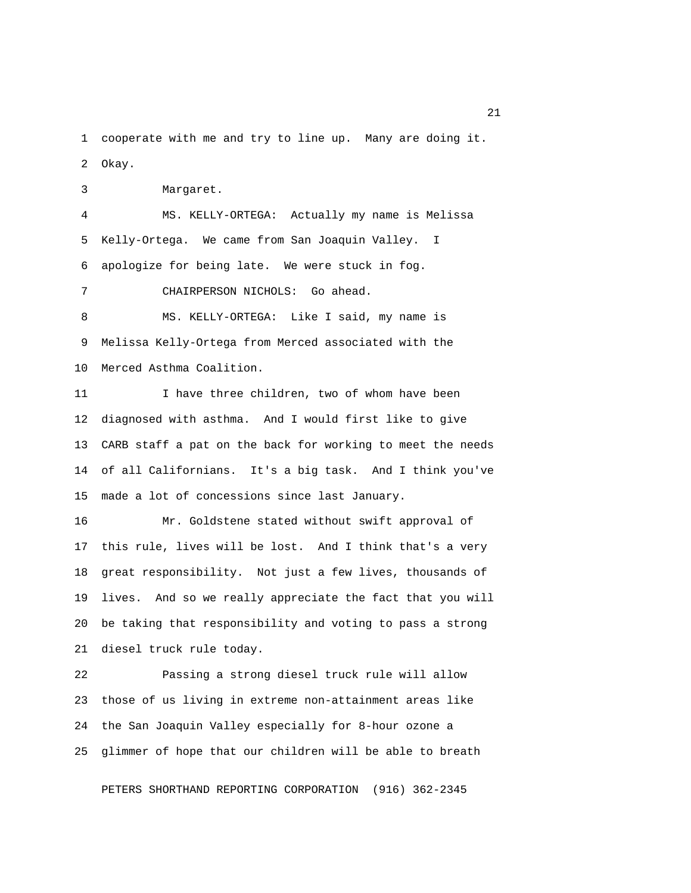cooperate with me and try to line up. Many are doing it. Okay.

Margaret.

MS. KELLY-ORTEGA: Actually my name is Melissa Kelly-Ortega. We came from San Joaquin Valley. I apologize for being late. We were stuck in fog.

CHAIRPERSON NICHOLS: Go ahead.

MS. KELLY-ORTEGA: Like I said, my name is Melissa Kelly-Ortega from Merced associated with the Merced Asthma Coalition.

I have three children, two of whom have been diagnosed with asthma. And I would first like to give CARB staff a pat on the back for working to meet the needs of all Californians. It's a big task. And I think you've made a lot of concessions since last January.

Mr. Goldstene stated without swift approval of this rule, lives will be lost. And I think that's a very great responsibility. Not just a few lives, thousands of lives. And so we really appreciate the fact that you will be taking that responsibility and voting to pass a strong diesel truck rule today.

Passing a strong diesel truck rule will allow those of us living in extreme non-attainment areas like the San Joaquin Valley especially for 8-hour ozone a glimmer of hope that our children will be able to breath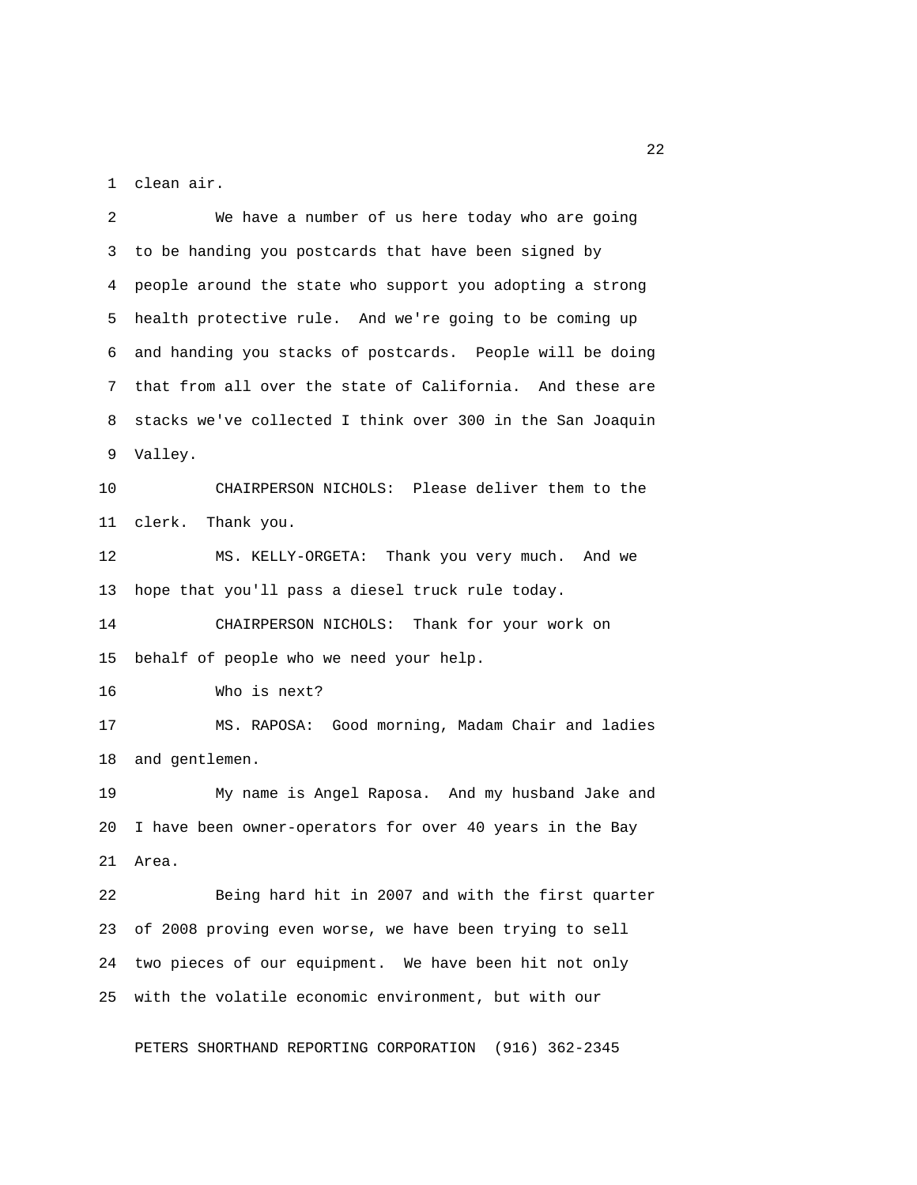clean air.

We have a number of us here today who are going to be handing you postcards that have been signed by people around the state who support you adopting a strong health protective rule. And we're going to be coming up and handing you stacks of postcards. People will be doing that from all over the state of California. And these are stacks we've collected I think over 300 in the San Joaquin Valley.

CHAIRPERSON NICHOLS: Please deliver them to the clerk. Thank you.

MS. KELLY-ORGETA: Thank you very much. And we hope that you'll pass a diesel truck rule today.

CHAIRPERSON NICHOLS: Thank for your work on behalf of people who we need your help.

Who is next?

MS. RAPOSA: Good morning, Madam Chair and ladies and gentlemen.

My name is Angel Raposa. And my husband Jake and I have been owner-operators for over 40 years in the Bay Area.

Being hard hit in 2007 and with the first quarter of 2008 proving even worse, we have been trying to sell two pieces of our equipment. We have been hit not only with the volatile economic environment, but with our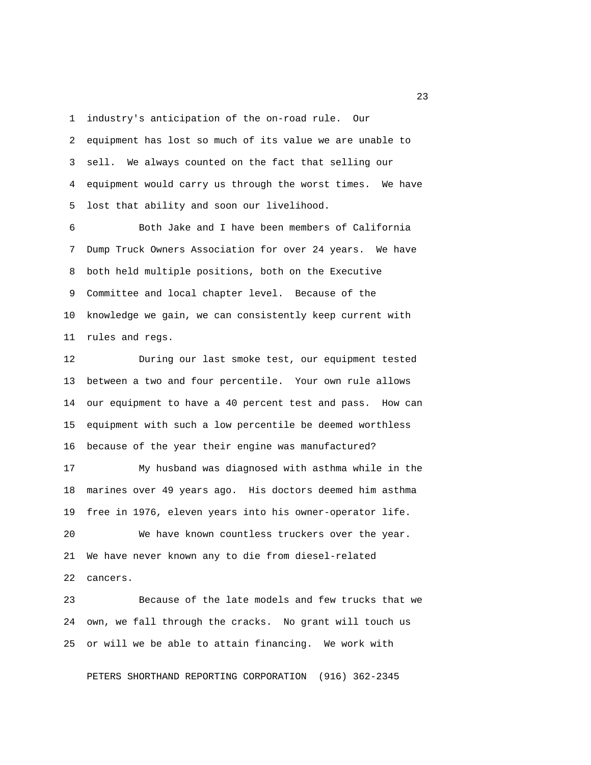industry's anticipation of the on-road rule. Our equipment has lost so much of its value we are unable to sell. We always counted on the fact that selling our equipment would carry us through the worst times. We have lost that ability and soon our livelihood.

Both Jake and I have been members of California Dump Truck Owners Association for over 24 years. We have both held multiple positions, both on the Executive Committee and local chapter level. Because of the knowledge we gain, we can consistently keep current with rules and regs.

During our last smoke test, our equipment tested between a two and four percentile. Your own rule allows our equipment to have a 40 percent test and pass. How can equipment with such a low percentile be deemed worthless because of the year their engine was manufactured?

My husband was diagnosed with asthma while in the marines over 49 years ago. His doctors deemed him asthma free in 1976, eleven years into his owner-operator life.

We have known countless truckers over the year. We have never known any to die from diesel-related cancers.

Because of the late models and few trucks that we own, we fall through the cracks. No grant will touch us or will we be able to attain financing. We work with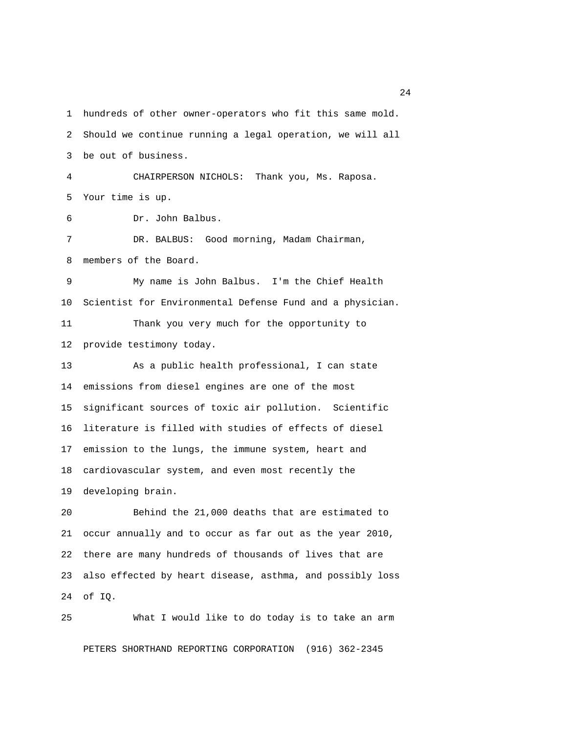hundreds of other owner-operators who fit this same mold. Should we continue running a legal operation, we will all be out of business.

CHAIRPERSON NICHOLS: Thank you, Ms. Raposa. Your time is up.

Dr. John Balbus.

DR. BALBUS: Good morning, Madam Chairman, members of the Board.

My name is John Balbus. I'm the Chief Health Scientist for Environmental Defense Fund and a physician.

Thank you very much for the opportunity to provide testimony today.

As a public health professional, I can state emissions from diesel engines are one of the most significant sources of toxic air pollution. Scientific literature is filled with studies of effects of diesel emission to the lungs, the immune system, heart and cardiovascular system, and even most recently the developing brain.

Behind the 21,000 deaths that are estimated to occur annually and to occur as far out as the year 2010, there are many hundreds of thousands of lives that are also effected by heart disease, asthma, and possibly loss of IQ.

What I would like to do today is to take an arm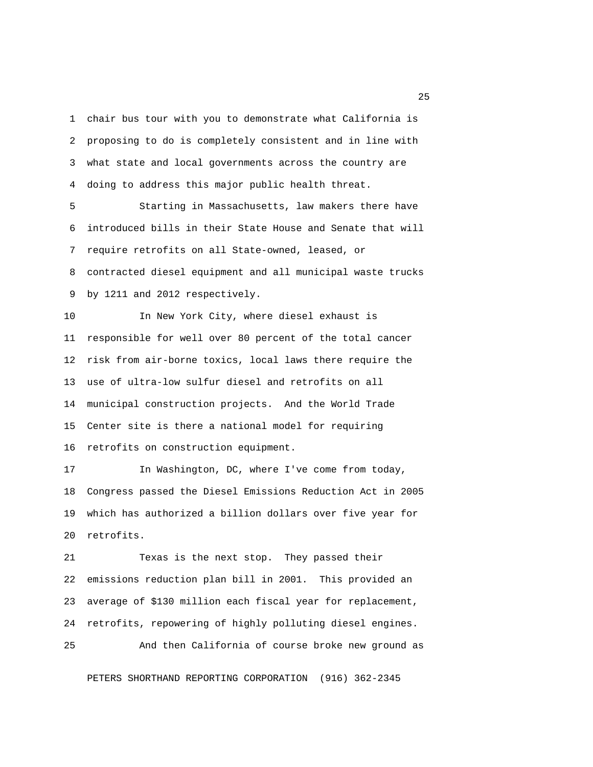chair bus tour with you to demonstrate what California is proposing to do is completely consistent and in line with what state and local governments across the country are doing to address this major public health threat.

Starting in Massachusetts, law makers there have introduced bills in their State House and Senate that will require retrofits on all State-owned, leased, or contracted diesel equipment and all municipal waste trucks by 1211 and 2012 respectively.

In New York City, where diesel exhaust is responsible for well over 80 percent of the total cancer risk from air-borne toxics, local laws there require the use of ultra-low sulfur diesel and retrofits on all municipal construction projects. And the World Trade Center site is there a national model for requiring retrofits on construction equipment.

In Washington, DC, where I've come from today, Congress passed the Diesel Emissions Reduction Act in 2005 which has authorized a billion dollars over five year for retrofits.

Texas is the next stop. They passed their emissions reduction plan bill in 2001. This provided an average of $130 million each fiscal year for replacement, retrofits, repowering of highly polluting diesel engines.

And then California of course broke new ground as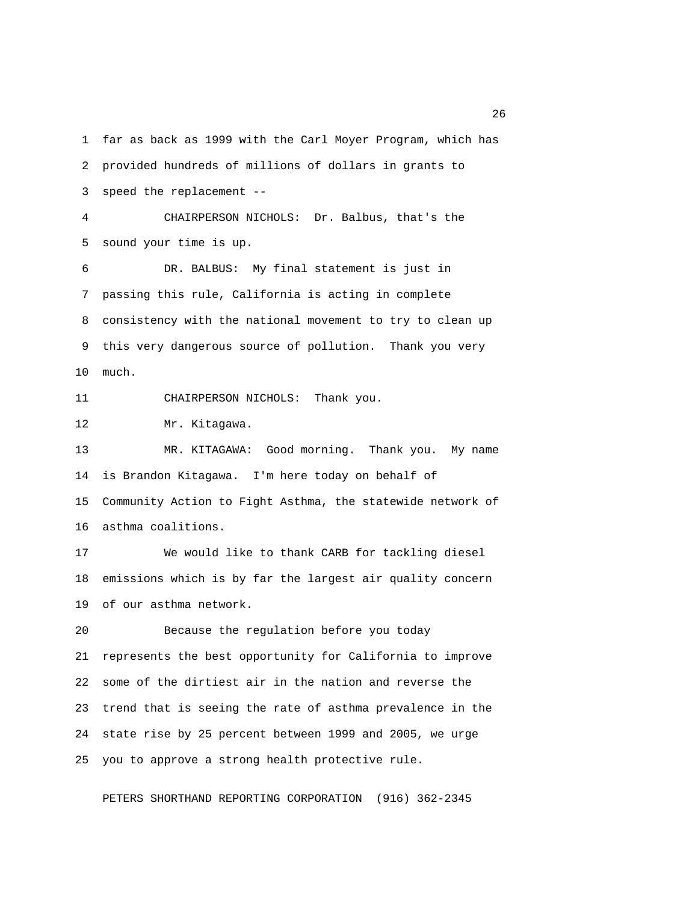far as back as 1999 with the Carl Moyer Program, which has provided hundreds of millions of dollars in grants to speed the replacement --

CHAIRPERSON NICHOLS: Dr. Balbus, that's the sound your time is up.

DR. BALBUS: My final statement is just in passing this rule, California is acting in complete consistency with the national movement to try to clean up this very dangerous source of pollution. Thank you very much.

CHAIRPERSON NICHOLS: Thank you.

Mr. Kitagawa.

MR. KITAGAWA: Good morning. Thank you. My name is Brandon Kitagawa. I'm here today on behalf of Community Action to Fight Asthma, the statewide network of asthma coalitions.

We would like to thank CARB for tackling diesel emissions which is by far the largest air quality concern of our asthma network.

Because the regulation before you today represents the best opportunity for California to improve some of the dirtiest air in the nation and reverse the trend that is seeing the rate of asthma prevalence in the state rise by 25 percent between 1999 and 2005, we urge you to approve a strong health protective rule.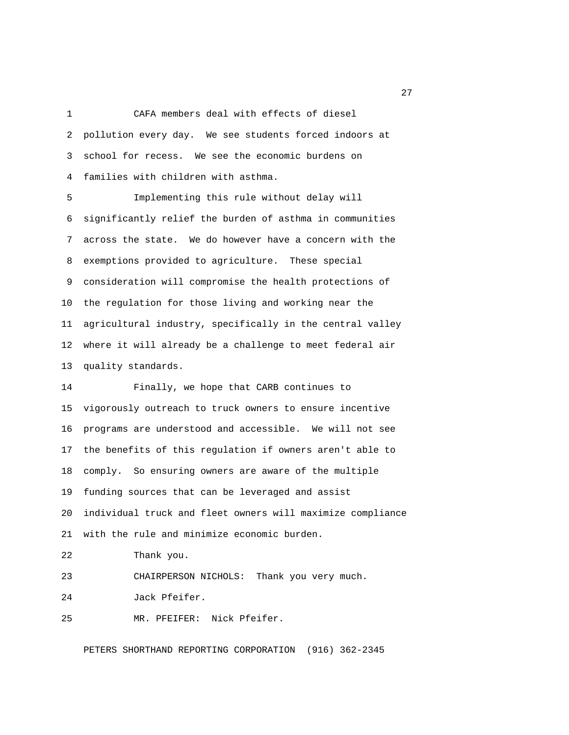CAFA members deal with effects of diesel pollution every day. We see students forced indoors at school for recess. We see the economic burdens on families with children with asthma.

Implementing this rule without delay will significantly relief the burden of asthma in communities across the state. We do however have a concern with the exemptions provided to agriculture. These special consideration will compromise the health protections of the regulation for those living and working near the agricultural industry, specifically in the central valley where it will already be a challenge to meet federal air quality standards.

Finally, we hope that CARB continues to vigorously outreach to truck owners to ensure incentive programs are understood and accessible. We will not see the benefits of this regulation if owners aren't able to comply. So ensuring owners are aware of the multiple funding sources that can be leveraged and assist individual truck and fleet owners will maximize compliance with the rule and minimize economic burden.

Thank you.

CHAIRPERSON NICHOLS: Thank you very much.

Jack Pfeifer.

MR. PFEIFER: Nick Pfeifer.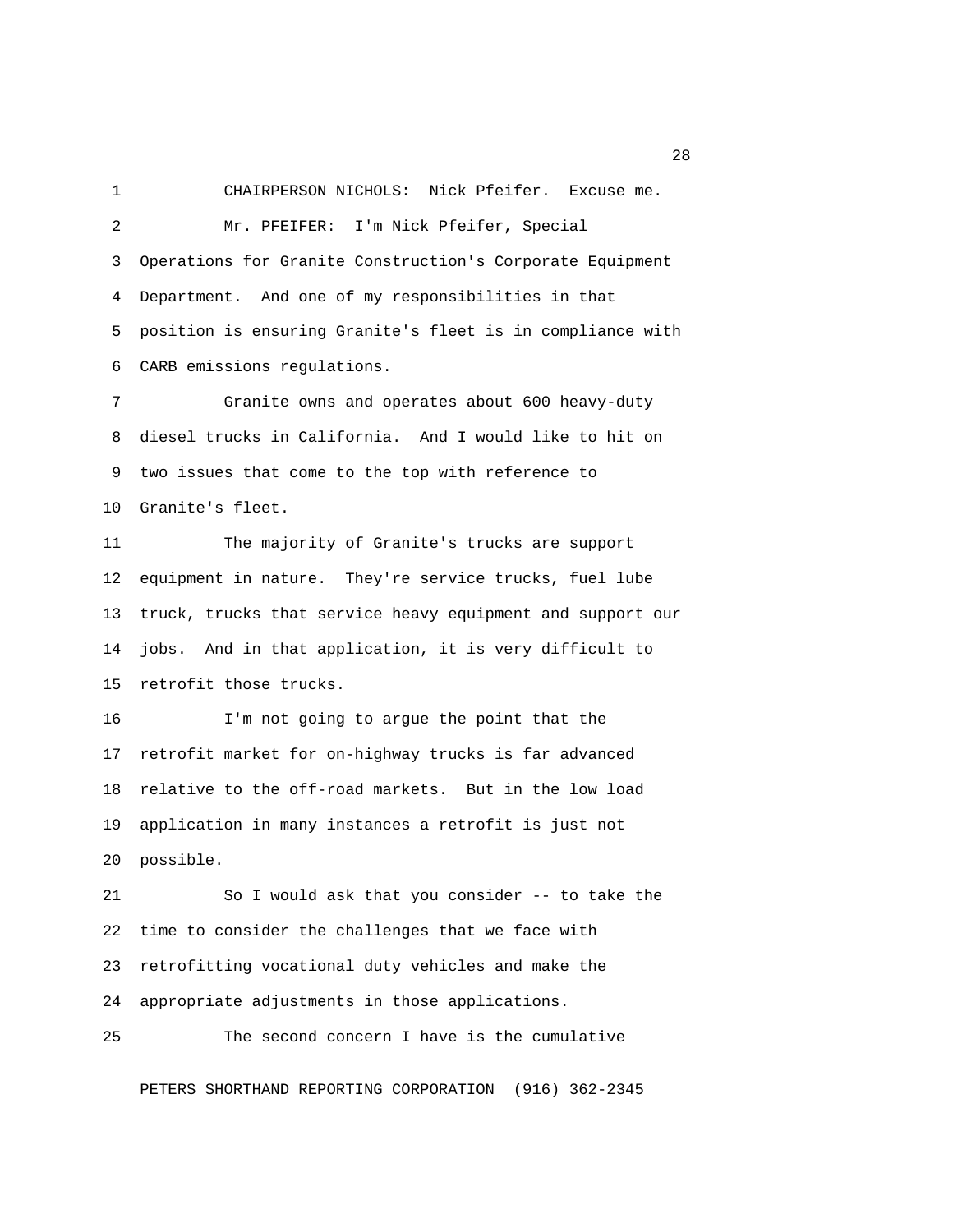CHAIRPERSON NICHOLS: Nick Pfeifer. Excuse me.

Mr. PFEIFER: I'm Nick Pfeifer, Special Operations for Granite Construction's Corporate Equipment Department. And one of my responsibilities in that position is ensuring Granite's fleet is in compliance with CARB emissions regulations.

Granite owns and operates about 600 heavy-duty diesel trucks in California. And I would like to hit on two issues that come to the top with reference to Granite's fleet.

The majority of Granite's trucks are support equipment in nature. They're service trucks, fuel lube truck, trucks that service heavy equipment and support our jobs. And in that application, it is very difficult to retrofit those trucks.

I'm not going to argue the point that the retrofit market for on-highway trucks is far advanced relative to the off-road markets. But in the low load application in many instances a retrofit is just not possible.

So I would ask that you consider -- to take the time to consider the challenges that we face with retrofitting vocational duty vehicles and make the appropriate adjustments in those applications.

The second concern I have is the cumulative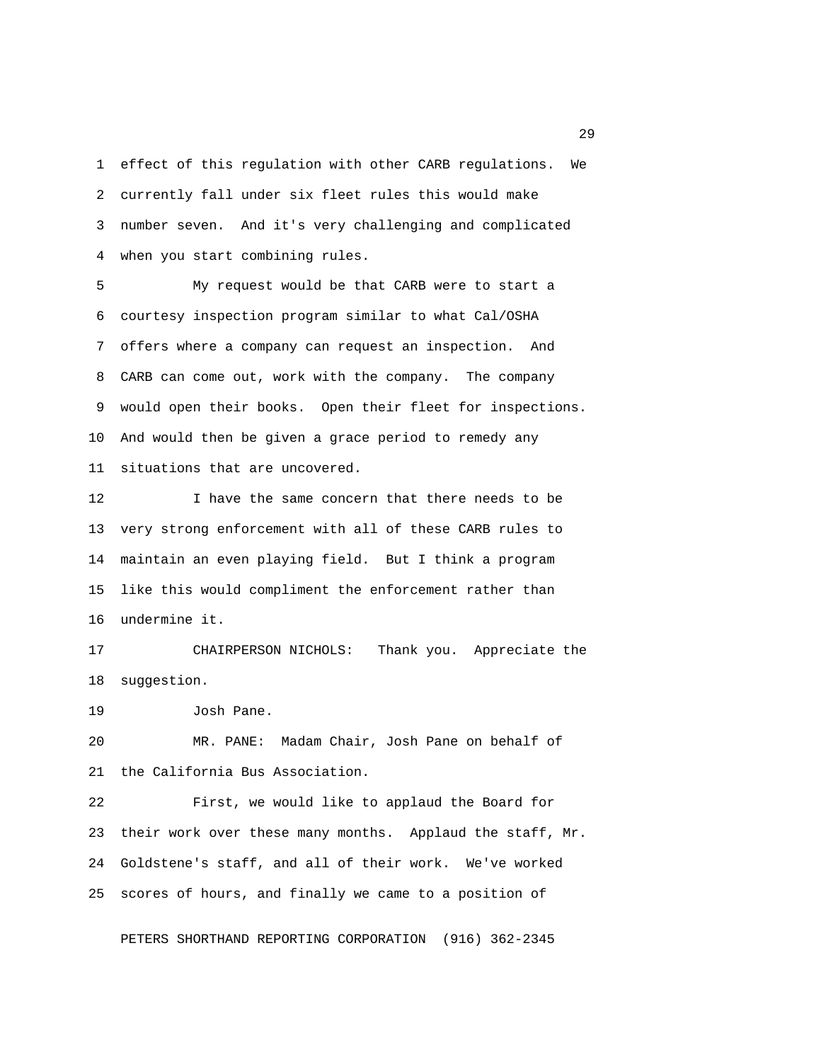effect of this regulation with other CARB regulations. We currently fall under six fleet rules this would make number seven. And it's very challenging and complicated when you start combining rules.

My request would be that CARB were to start a courtesy inspection program similar to what Cal/OSHA offers where a company can request an inspection. And CARB can come out, work with the company. The company would open their books. Open their fleet for inspections. And would then be given a grace period to remedy any situations that are uncovered.

I have the same concern that there needs to be very strong enforcement with all of these CARB rules to maintain an even playing field. But I think a program like this would compliment the enforcement rather than undermine it.

CHAIRPERSON NICHOLS: Thank you. Appreciate the suggestion.

Josh Pane.

MR. PANE: Madam Chair, Josh Pane on behalf of the California Bus Association.

First, we would like to applaud the Board for their work over these many months. Applaud the staff, Mr. Goldstene's staff, and all of their work. We've worked scores of hours, and finally we came to a position of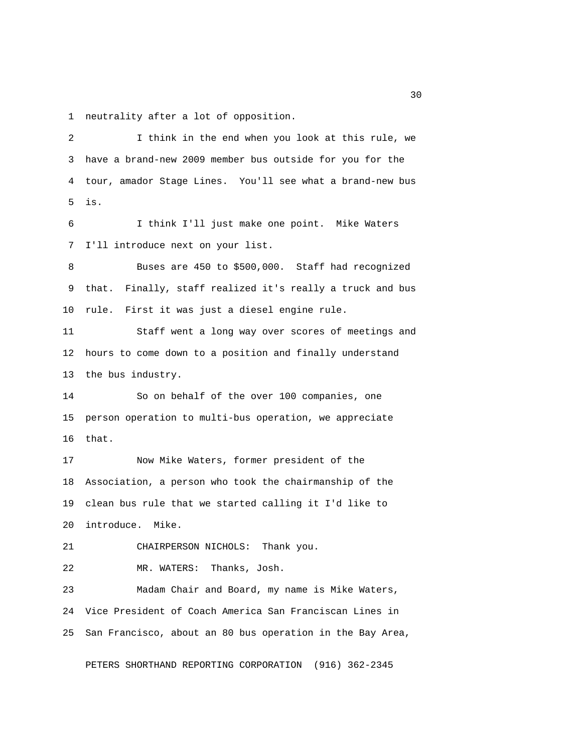1 neutrality after a lot of opposition.

2 I think in the end when you look at this rule, we
3 have a brand-new 2009 member bus outside for you for the
4 tour, amador Stage Lines. You'll see what a brand-new bus
5 is.

6 I think I'll just make one point. Mike Waters
7 I'll introduce next on your list.

8 Buses are 450 to $500,000. Staff had recognized
9 that. Finally, staff realized it's really a truck and bus
10 rule. First it was just a diesel engine rule.

11 Staff went a long way over scores of meetings and
12 hours to come down to a position and finally understand
13 the bus industry.

14 So on behalf of the over 100 companies, one
15 person operation to multi-bus operation, we appreciate
16 that.

17 Now Mike Waters, former president of the
18 Association, a person who took the chairmanship of the
19 clean bus rule that we started calling it I'd like to
20 introduce. Mike.

21 CHAIRPERSON NICHOLS: Thank you.

22 MR. WATERS: Thanks, Josh.

23 Madam Chair and Board, my name is Mike Waters,
24 Vice President of Coach America San Franciscan Lines in
25 San Francisco, about an 80 bus operation in the Bay Area,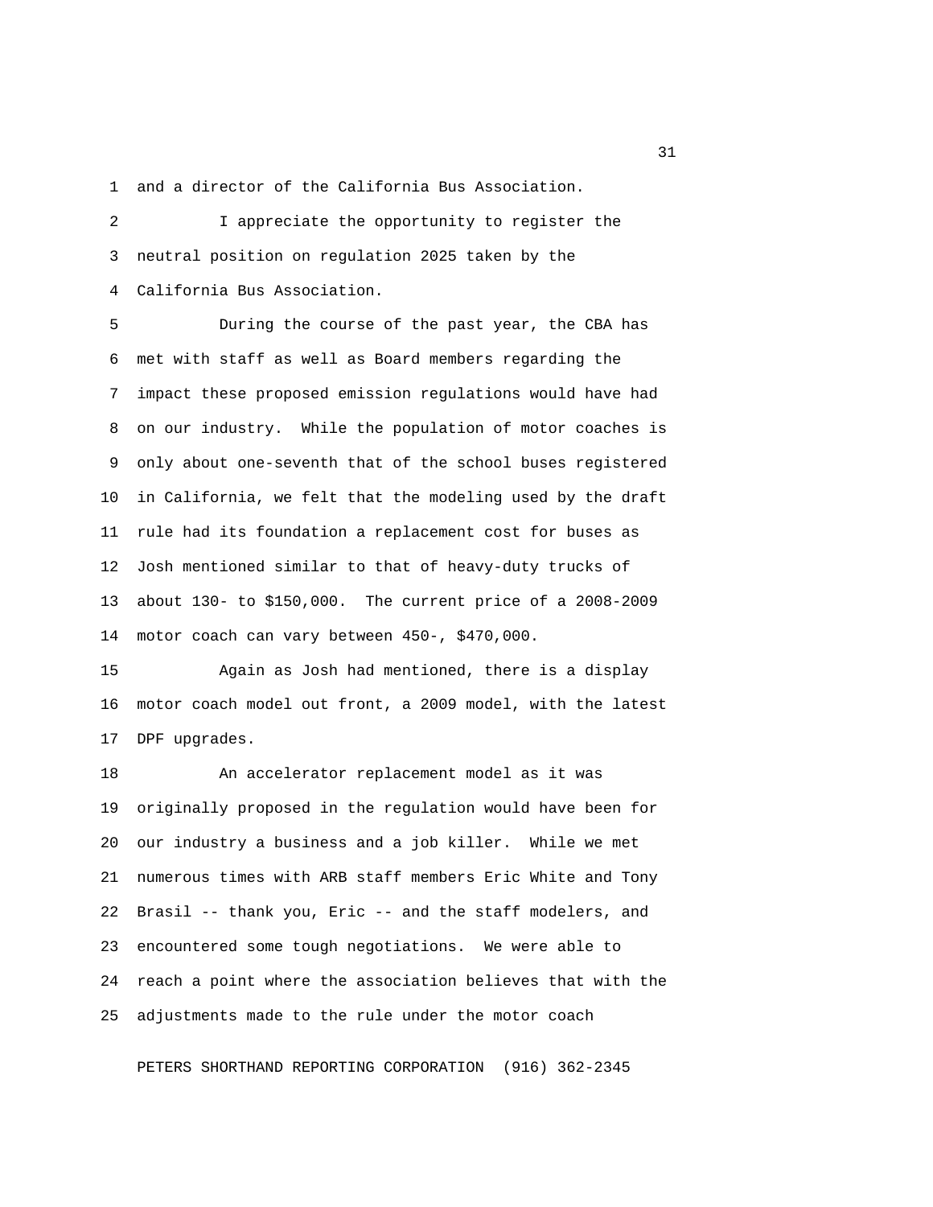and a director of the California Bus Association.

I appreciate the opportunity to register the neutral position on regulation 2025 taken by the California Bus Association.

During the course of the past year, the CBA has met with staff as well as Board members regarding the impact these proposed emission regulations would have had on our industry. While the population of motor coaches is only about one-seventh that of the school buses registered in California, we felt that the modeling used by the draft rule had its foundation a replacement cost for buses as Josh mentioned similar to that of heavy-duty trucks of about 130- to $150,000. The current price of a 2008-2009 motor coach can vary between 450-, $470,000.

Again as Josh had mentioned, there is a display motor coach model out front, a 2009 model, with the latest DPF upgrades.

An accelerator replacement model as it was originally proposed in the regulation would have been for our industry a business and a job killer. While we met numerous times with ARB staff members Eric White and Tony Brasil -- thank you, Eric -- and the staff modelers, and encountered some tough negotiations. We were able to reach a point where the association believes that with the adjustments made to the rule under the motor coach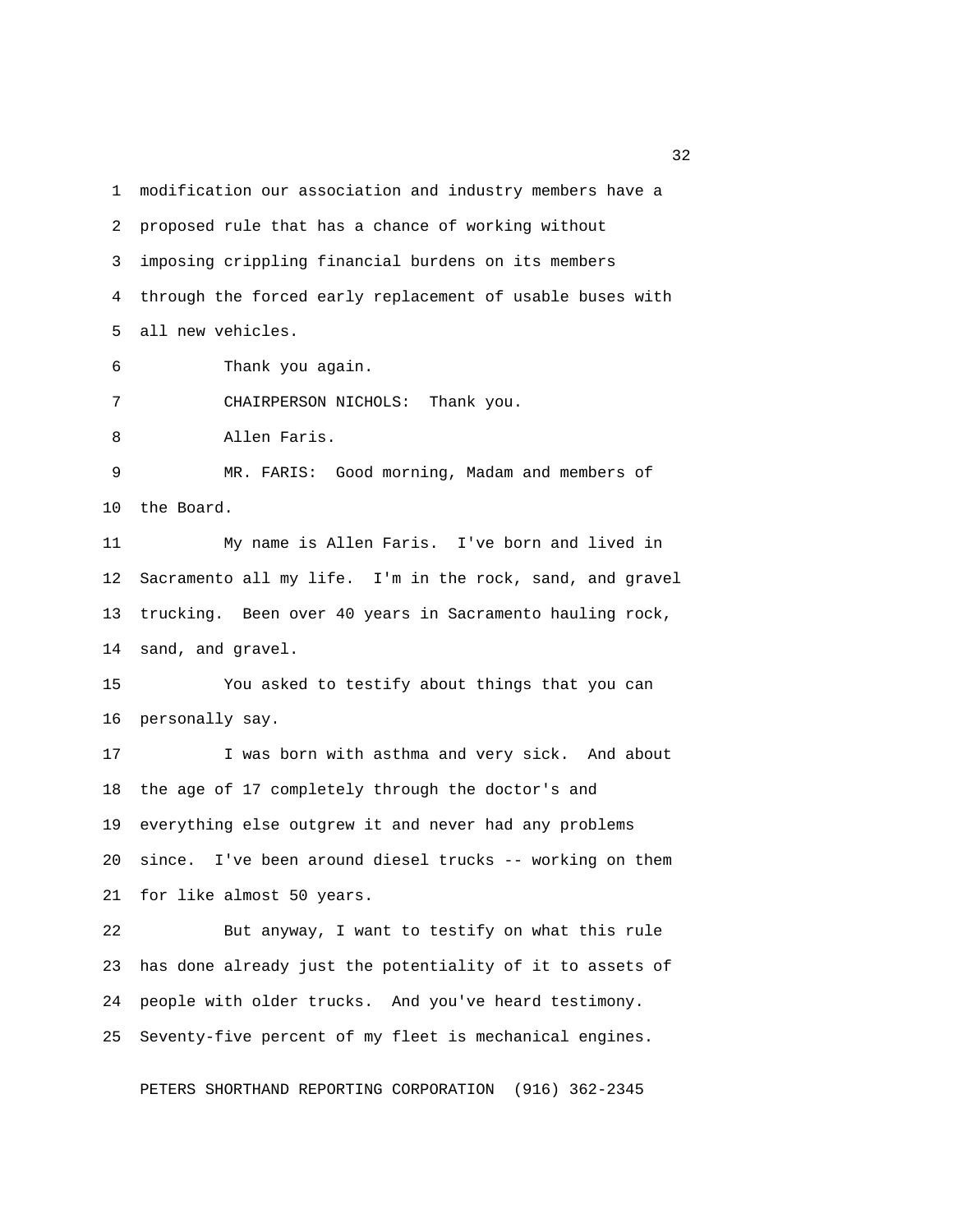modification our association and industry members have a proposed rule that has a chance of working without imposing crippling financial burdens on its members through the forced early replacement of usable buses with all new vehicles.

Thank you again.

CHAIRPERSON NICHOLS: Thank you.

Allen Faris.

MR. FARIS: Good morning, Madam and members of the Board.

My name is Allen Faris. I've born and lived in Sacramento all my life. I'm in the rock, sand, and gravel trucking. Been over 40 years in Sacramento hauling rock, sand, and gravel.

You asked to testify about things that you can personally say.

I was born with asthma and very sick. And about the age of 17 completely through the doctor's and everything else outgrew it and never had any problems since. I've been around diesel trucks -- working on them for like almost 50 years.

But anyway, I want to testify on what this rule has done already just the potentiality of it to assets of people with older trucks. And you've heard testimony. Seventy-five percent of my fleet is mechanical engines.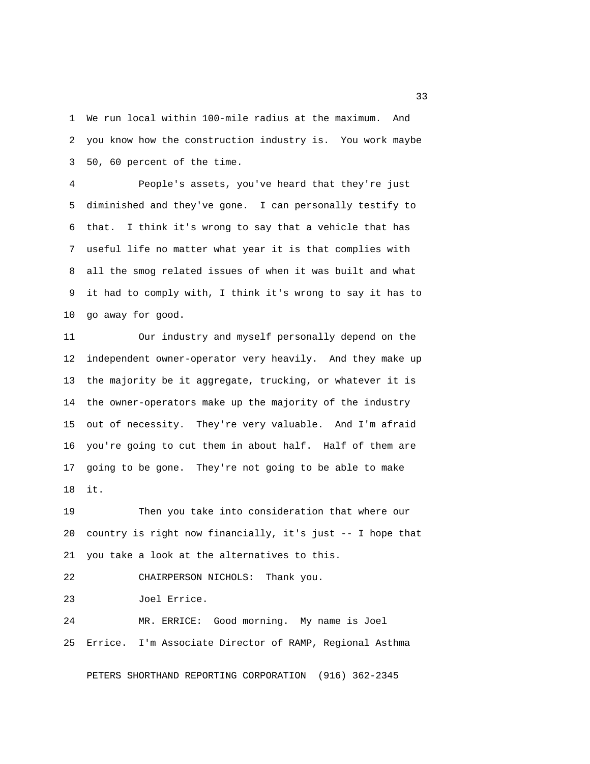We run local within 100-mile radius at the maximum. And you know how the construction industry is. You work maybe 50, 60 percent of the time.

People's assets, you've heard that they're just diminished and they've gone. I can personally testify to that. I think it's wrong to say that a vehicle that has useful life no matter what year it is that complies with all the smog related issues of when it was built and what it had to comply with, I think it's wrong to say it has to go away for good.

Our industry and myself personally depend on the independent owner-operator very heavily. And they make up the majority be it aggregate, trucking, or whatever it is the owner-operators make up the majority of the industry out of necessity. They're very valuable. And I'm afraid you're going to cut them in about half. Half of them are going to be gone. They're not going to be able to make it.

Then you take into consideration that where our country is right now financially, it's just -- I hope that you take a look at the alternatives to this.

CHAIRPERSON NICHOLS: Thank you.

Joel Errice.

MR. ERRICE: Good morning. My name is Joel Errice. I'm Associate Director of RAMP, Regional Asthma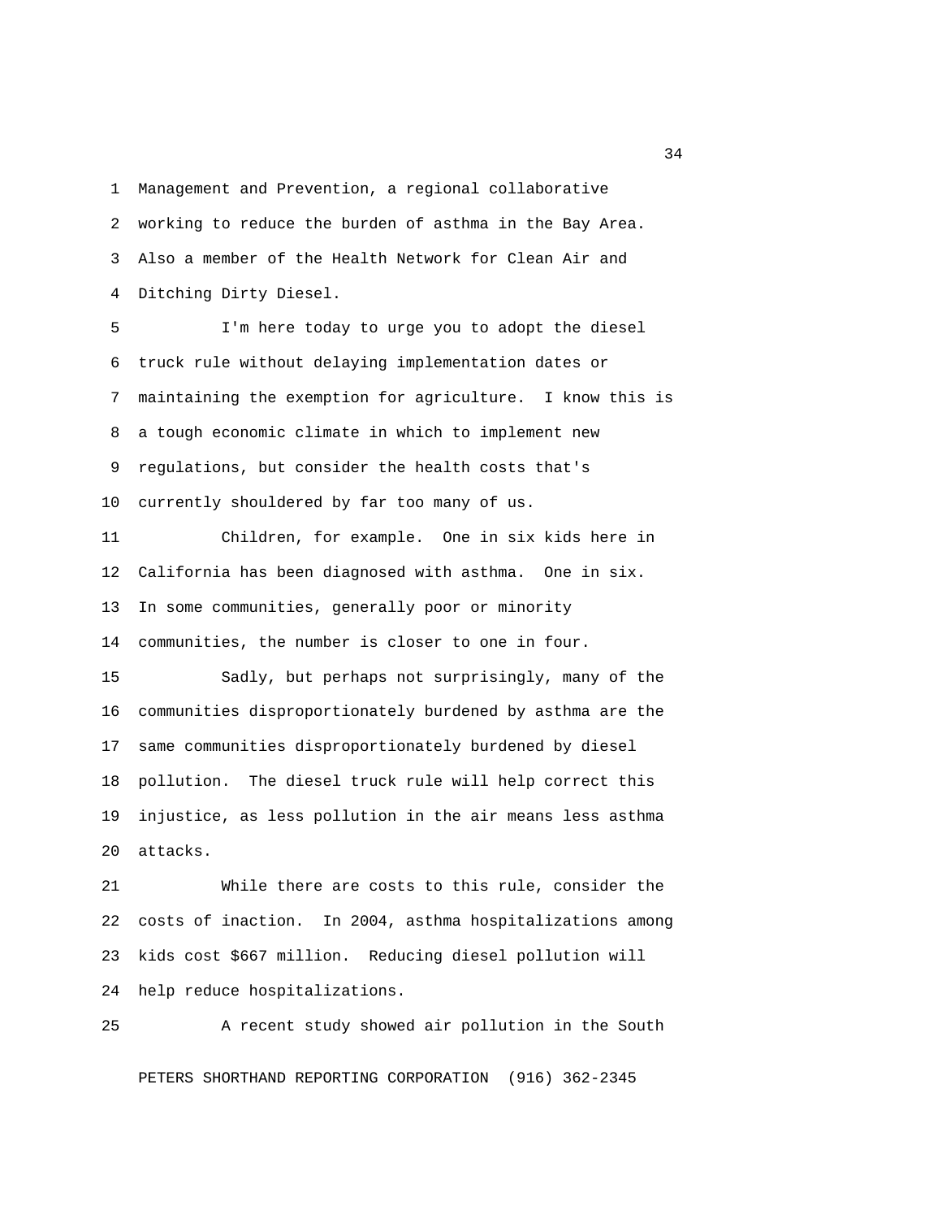Management and Prevention, a regional collaborative working to reduce the burden of asthma in the Bay Area. Also a member of the Health Network for Clean Air and Ditching Dirty Diesel.

I'm here today to urge you to adopt the diesel truck rule without delaying implementation dates or maintaining the exemption for agriculture. I know this is a tough economic climate in which to implement new regulations, but consider the health costs that's currently shouldered by far too many of us.

Children, for example. One in six kids here in California has been diagnosed with asthma. One in six. In some communities, generally poor or minority communities, the number is closer to one in four.

Sadly, but perhaps not surprisingly, many of the communities disproportionately burdened by asthma are the same communities disproportionately burdened by diesel pollution. The diesel truck rule will help correct this injustice, as less pollution in the air means less asthma attacks.

While there are costs to this rule, consider the costs of inaction. In 2004, asthma hospitalizations among kids cost $667 million. Reducing diesel pollution will help reduce hospitalizations.

A recent study showed air pollution in the South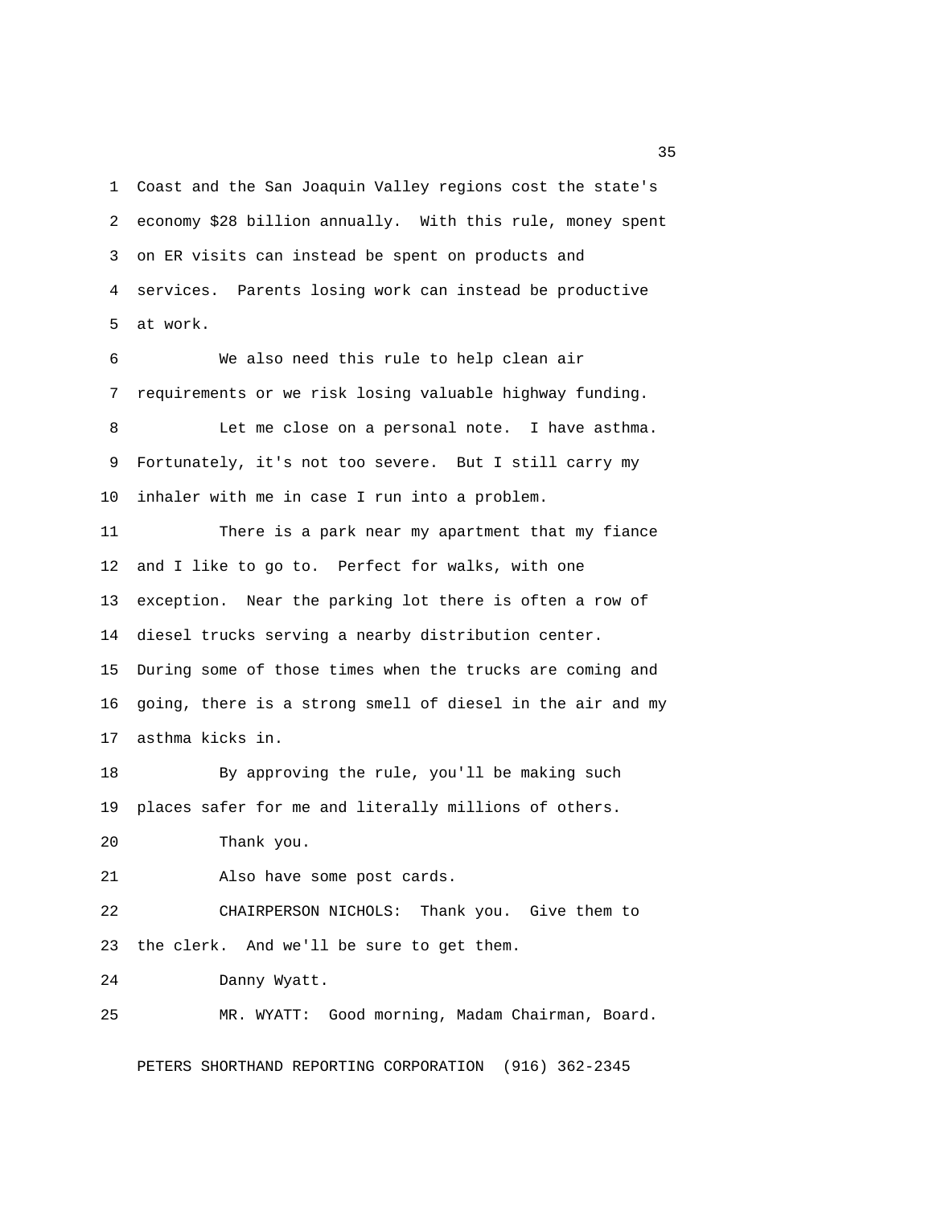Coast and the San Joaquin Valley regions cost the state's economy $28 billion annually. With this rule, money spent on ER visits can instead be spent on products and services. Parents losing work can instead be productive at work.

We also need this rule to help clean air requirements or we risk losing valuable highway funding.

Let me close on a personal note. I have asthma. Fortunately, it's not too severe. But I still carry my inhaler with me in case I run into a problem.

There is a park near my apartment that my fiance and I like to go to. Perfect for walks, with one exception. Near the parking lot there is often a row of diesel trucks serving a nearby distribution center. During some of those times when the trucks are coming and going, there is a strong smell of diesel in the air and my asthma kicks in.

By approving the rule, you'll be making such places safer for me and literally millions of others.

Thank you.

Also have some post cards.

CHAIRPERSON NICHOLS: Thank you. Give them to the clerk. And we'll be sure to get them.

Danny Wyatt.

MR. WYATT: Good morning, Madam Chairman, Board.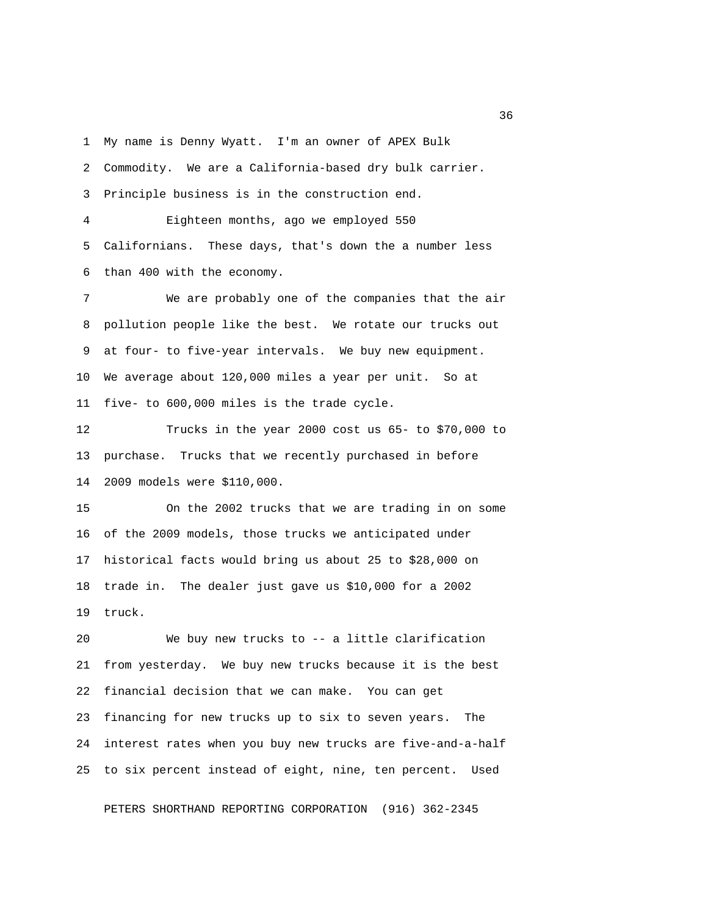My name is Denny Wyatt. I'm an owner of APEX Bulk Commodity. We are a California-based dry bulk carrier. Principle business is in the construction end.

Eighteen months, ago we employed 550 Californians. These days, that's down the a number less than 400 with the economy.

We are probably one of the companies that the air pollution people like the best. We rotate our trucks out at four- to five-year intervals. We buy new equipment. We average about 120,000 miles a year per unit. So at five- to 600,000 miles is the trade cycle.

Trucks in the year 2000 cost us 65- to $70,000 to purchase. Trucks that we recently purchased in before 2009 models were $110,000.

On the 2002 trucks that we are trading in on some of the 2009 models, those trucks we anticipated under historical facts would bring us about 25 to $28,000 on trade in. The dealer just gave us $10,000 for a 2002 truck.

We buy new trucks to -- a little clarification from yesterday. We buy new trucks because it is the best financial decision that we can make. You can get financing for new trucks up to six to seven years. The interest rates when you buy new trucks are five-and-a-half to six percent instead of eight, nine, ten percent. Used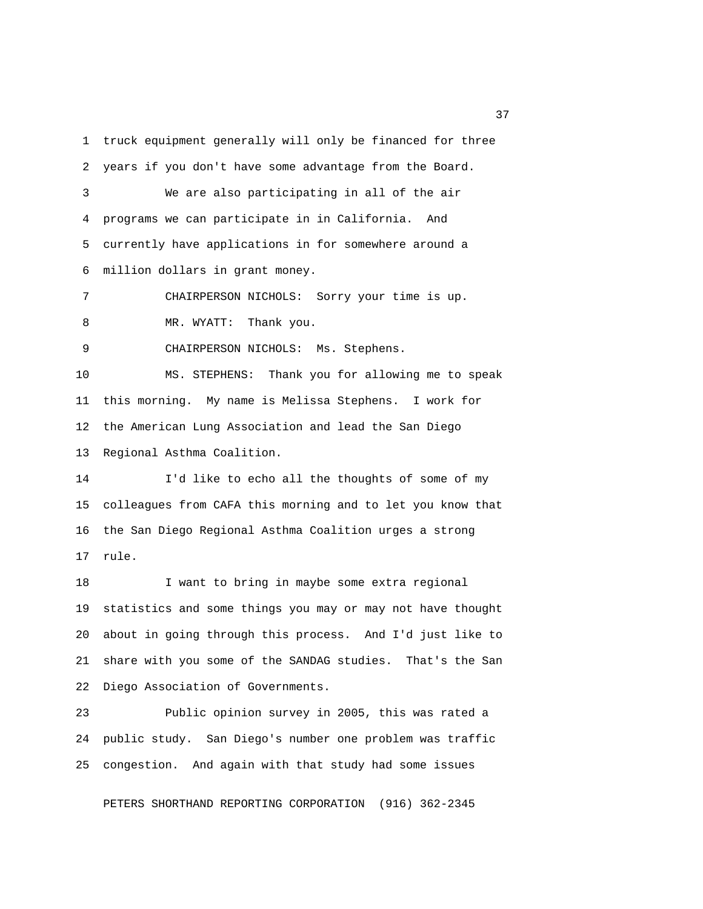truck equipment generally will only be financed for three years if you don't have some advantage from the Board.

We are also participating in all of the air programs we can participate in in California. And currently have applications in for somewhere around a million dollars in grant money.

CHAIRPERSON NICHOLS: Sorry your time is up.

MR. WYATT: Thank you.

CHAIRPERSON NICHOLS: Ms. Stephens.

MS. STEPHENS: Thank you for allowing me to speak this morning. My name is Melissa Stephens. I work for the American Lung Association and lead the San Diego Regional Asthma Coalition.

I'd like to echo all the thoughts of some of my colleagues from CAFA this morning and to let you know that the San Diego Regional Asthma Coalition urges a strong rule.

I want to bring in maybe some extra regional statistics and some things you may or may not have thought about in going through this process. And I'd just like to share with you some of the SANDAG studies. That's the San Diego Association of Governments.

Public opinion survey in 2005, this was rated a public study. San Diego's number one problem was traffic congestion. And again with that study had some issues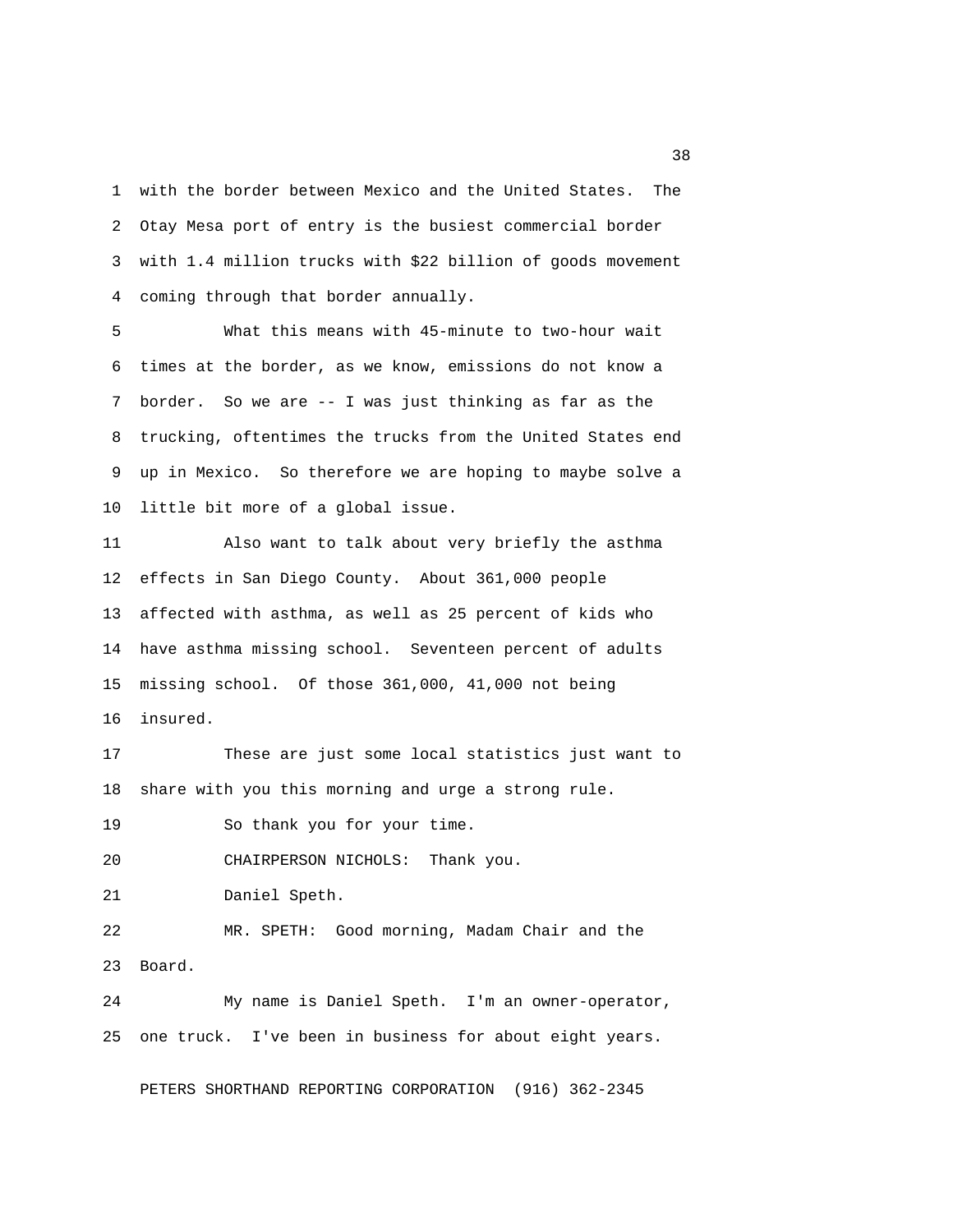with the border between Mexico and the United States. The Otay Mesa port of entry is the busiest commercial border with 1.4 million trucks with $22 billion of goods movement coming through that border annually.

What this means with 45-minute to two-hour wait times at the border, as we know, emissions do not know a border. So we are -- I was just thinking as far as the trucking, oftentimes the trucks from the United States end up in Mexico. So therefore we are hoping to maybe solve a little bit more of a global issue.

Also want to talk about very briefly the asthma effects in San Diego County. About 361,000 people affected with asthma, as well as 25 percent of kids who have asthma missing school. Seventeen percent of adults missing school. Of those 361,000, 41,000 not being insured.

These are just some local statistics just want to share with you this morning and urge a strong rule.

So thank you for your time.

CHAIRPERSON NICHOLS: Thank you.

Daniel Speth.

MR. SPETH: Good morning, Madam Chair and the Board.

My name is Daniel Speth. I'm an owner-operator, one truck. I've been in business for about eight years.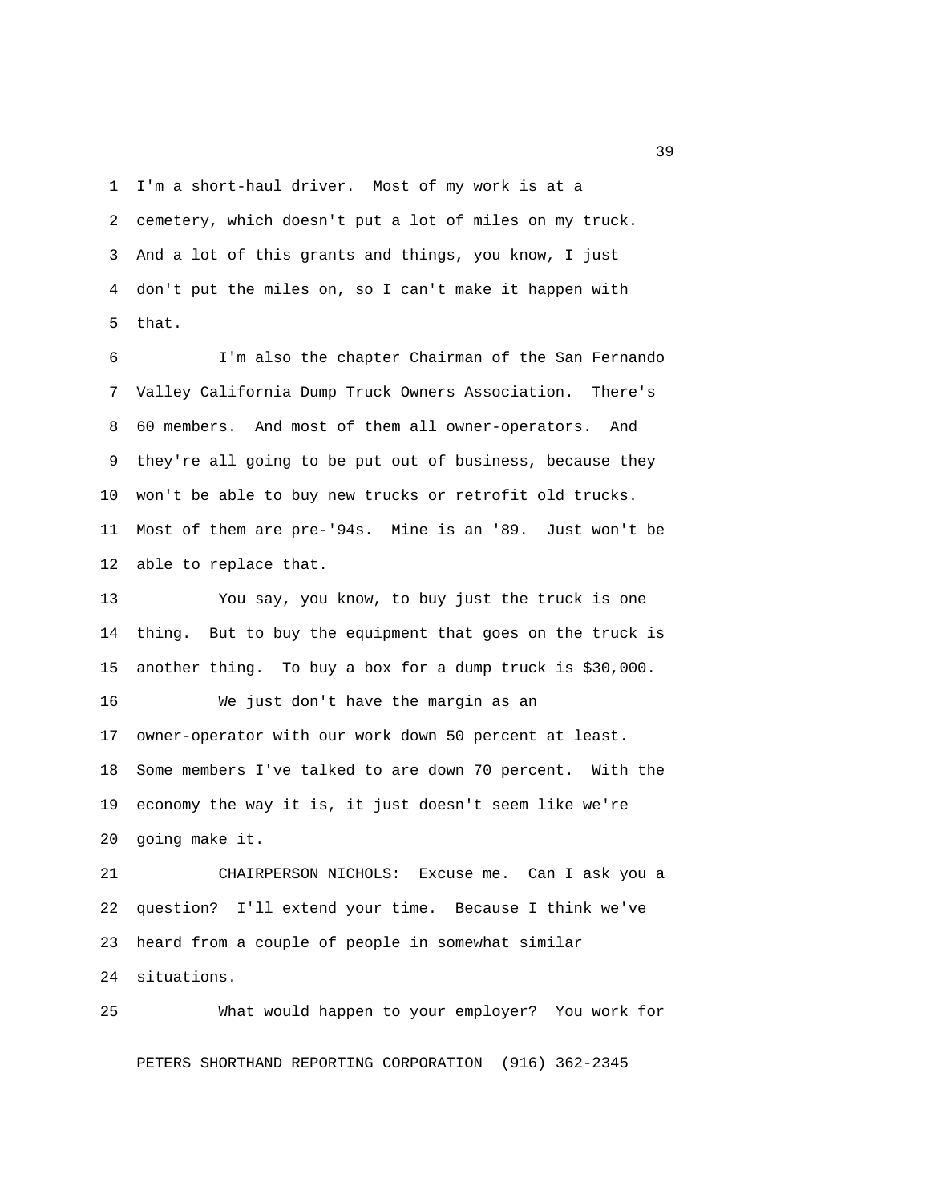I'm a short-haul driver. Most of my work is at a cemetery, which doesn't put a lot of miles on my truck. And a lot of this grants and things, you know, I just don't put the miles on, so I can't make it happen with that.

I'm also the chapter Chairman of the San Fernando Valley California Dump Truck Owners Association. There's 60 members. And most of them all owner-operators. And they're all going to be put out of business, because they won't be able to buy new trucks or retrofit old trucks. Most of them are pre-'94s. Mine is an '89. Just won't be able to replace that.

You say, you know, to buy just the truck is one thing. But to buy the equipment that goes on the truck is another thing. To buy a box for a dump truck is $30,000.

We just don't have the margin as an owner-operator with our work down 50 percent at least. Some members I've talked to are down 70 percent. With the economy the way it is, it just doesn't seem like we're going make it.

CHAIRPERSON NICHOLS: Excuse me. Can I ask you a question? I'll extend your time. Because I think we've heard from a couple of people in somewhat similar situations.

What would happen to your employer? You work for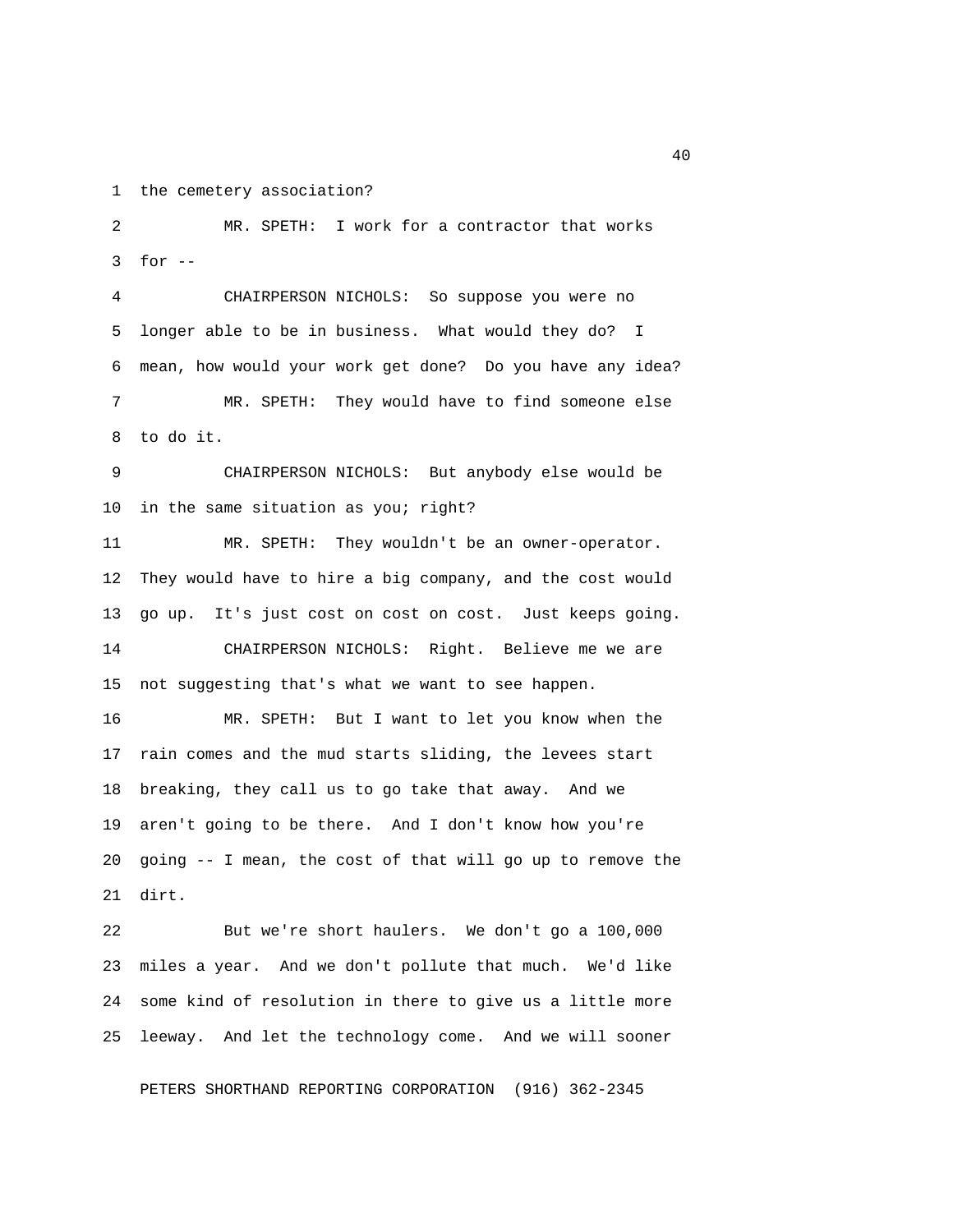the cemetery association?

MR. SPETH: I work for a contractor that works for --

CHAIRPERSON NICHOLS: So suppose you were no longer able to be in business. What would they do? I mean, how would your work get done? Do you have any idea?

MR. SPETH: They would have to find someone else to do it.

CHAIRPERSON NICHOLS: But anybody else would be in the same situation as you; right?

MR. SPETH: They wouldn't be an owner-operator. They would have to hire a big company, and the cost would go up. It's just cost on cost on cost. Just keeps going.

CHAIRPERSON NICHOLS: Right. Believe me we are not suggesting that's what we want to see happen.

MR. SPETH: But I want to let you know when the rain comes and the mud starts sliding, the levees start breaking, they call us to go take that away. And we aren't going to be there. And I don't know how you're going -- I mean, the cost of that will go up to remove the dirt.

But we're short haulers. We don't go a 100,000 miles a year. And we don't pollute that much. We'd like some kind of resolution in there to give us a little more leeway. And let the technology come. And we will sooner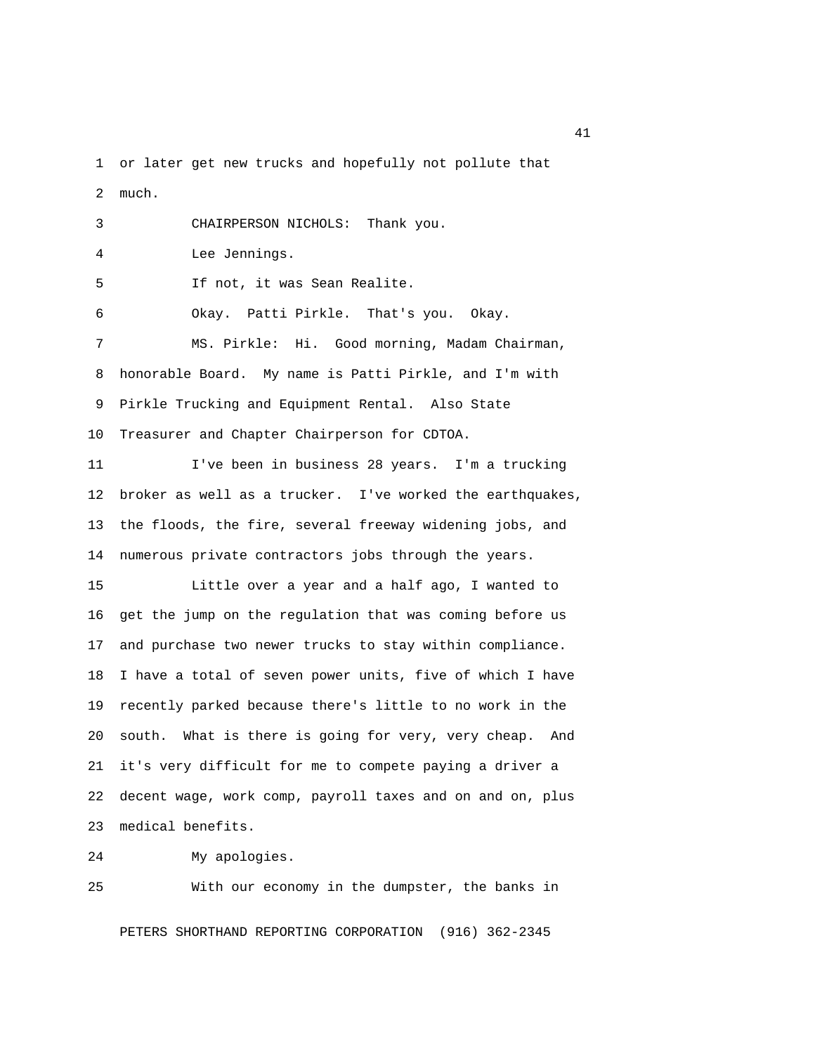or later get new trucks and hopefully not pollute that much.

CHAIRPERSON NICHOLS: Thank you.

Lee Jennings.

If not, it was Sean Realite.

Okay. Patti Pirkle. That's you. Okay.

MS. Pirkle: Hi. Good morning, Madam Chairman, honorable Board. My name is Patti Pirkle, and I'm with Pirkle Trucking and Equipment Rental. Also State Treasurer and Chapter Chairperson for CDTOA.

I've been in business 28 years. I'm a trucking broker as well as a trucker. I've worked the earthquakes, the floods, the fire, several freeway widening jobs, and numerous private contractors jobs through the years.

Little over a year and a half ago, I wanted to get the jump on the regulation that was coming before us and purchase two newer trucks to stay within compliance. I have a total of seven power units, five of which I have recently parked because there's little to no work in the south. What is there is going for very, very cheap. And it's very difficult for me to compete paying a driver a decent wage, work comp, payroll taxes and on and on, plus medical benefits.

My apologies.

With our economy in the dumpster, the banks in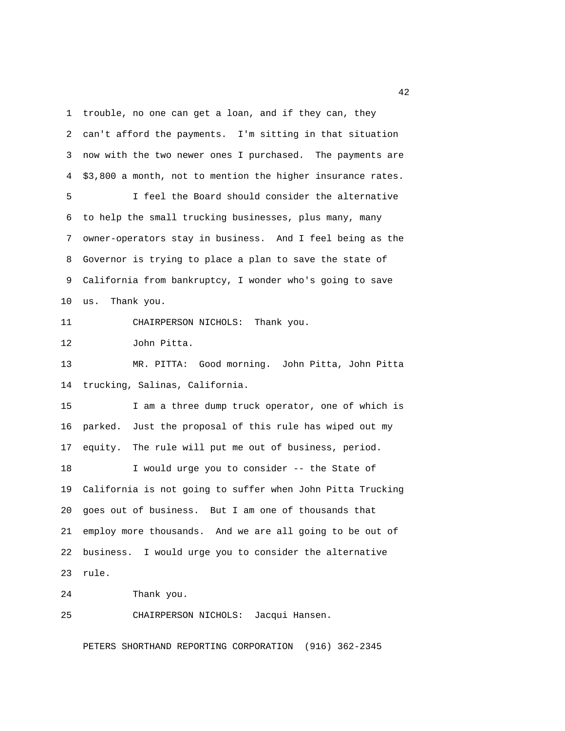trouble, no one can get a loan, and if they can, they can't afford the payments. I'm sitting in that situation now with the two newer ones I purchased. The payments are $3,800 a month, not to mention the higher insurance rates.

I feel the Board should consider the alternative to help the small trucking businesses, plus many, many owner-operators stay in business. And I feel being as the Governor is trying to place a plan to save the state of California from bankruptcy, I wonder who's going to save us. Thank you.

CHAIRPERSON NICHOLS: Thank you.

John Pitta.

MR. PITTA: Good morning. John Pitta, John Pitta trucking, Salinas, California.

I am a three dump truck operator, one of which is parked. Just the proposal of this rule has wiped out my equity. The rule will put me out of business, period.

I would urge you to consider -- the State of California is not going to suffer when John Pitta Trucking goes out of business. But I am one of thousands that employ more thousands. And we are all going to be out of business. I would urge you to consider the alternative rule.

Thank you.

CHAIRPERSON NICHOLS: Jacqui Hansen.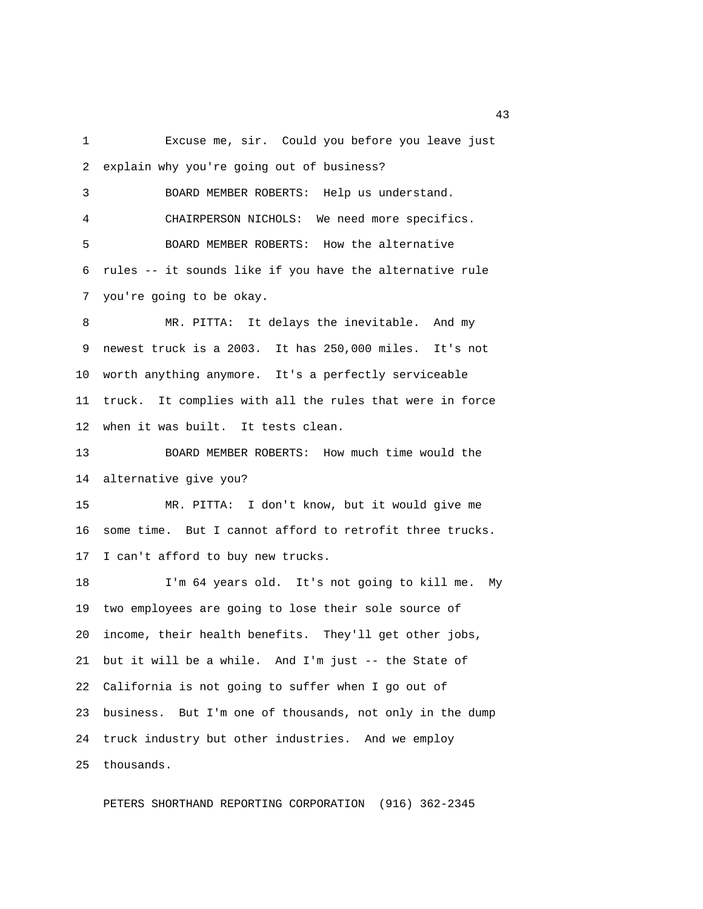Excuse me, sir. Could you before you leave just explain why you're going out of business?

BOARD MEMBER ROBERTS: Help us understand.

CHAIRPERSON NICHOLS: We need more specifics.

BOARD MEMBER ROBERTS: How the alternative rules -- it sounds like if you have the alternative rule you're going to be okay.

MR. PITTA: It delays the inevitable. And my newest truck is a 2003. It has 250,000 miles. It's not worth anything anymore. It's a perfectly serviceable truck. It complies with all the rules that were in force when it was built. It tests clean.

BOARD MEMBER ROBERTS: How much time would the alternative give you?

MR. PITTA: I don't know, but it would give me some time. But I cannot afford to retrofit three trucks. I can't afford to buy new trucks.

I'm 64 years old. It's not going to kill me. My two employees are going to lose their sole source of income, their health benefits. They'll get other jobs, but it will be a while. And I'm just -- the State of California is not going to suffer when I go out of business. But I'm one of thousands, not only in the dump truck industry but other industries. And we employ thousands.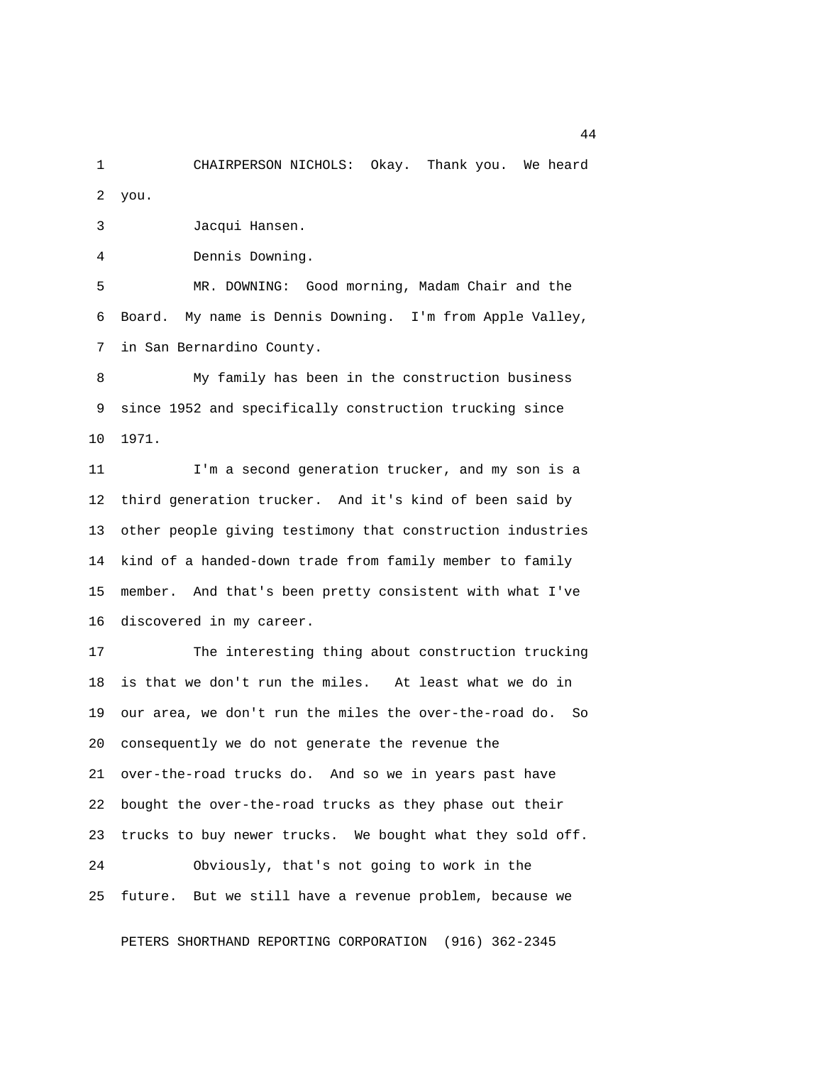CHAIRPERSON NICHOLS: Okay. Thank you. We heard you.

Jacqui Hansen.

Dennis Downing.

MR. DOWNING: Good morning, Madam Chair and the Board. My name is Dennis Downing. I'm from Apple Valley, in San Bernardino County.

My family has been in the construction business since 1952 and specifically construction trucking since 1971.

I'm a second generation trucker, and my son is a third generation trucker. And it's kind of been said by other people giving testimony that construction industries kind of a handed-down trade from family member to family member. And that's been pretty consistent with what I've discovered in my career.

The interesting thing about construction trucking is that we don't run the miles. At least what we do in our area, we don't run the miles the over-the-road do. So consequently we do not generate the revenue the over-the-road trucks do. And so we in years past have bought the over-the-road trucks as they phase out their trucks to buy newer trucks. We bought what they sold off.

Obviously, that's not going to work in the future. But we still have a revenue problem, because we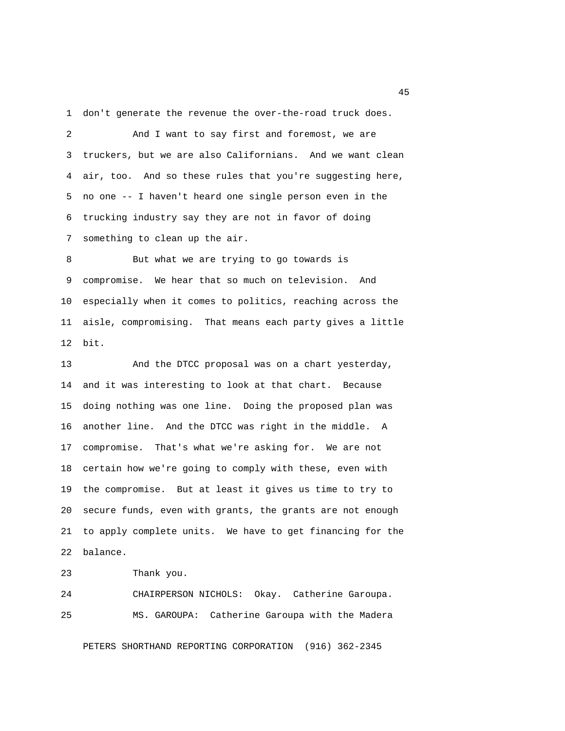don't generate the revenue the over-the-road truck does.

And I want to say first and foremost, we are truckers, but we are also Californians. And we want clean air, too. And so these rules that you're suggesting here, no one -- I haven't heard one single person even in the trucking industry say they are not in favor of doing something to clean up the air.

But what we are trying to go towards is compromise. We hear that so much on television. And especially when it comes to politics, reaching across the aisle, compromising. That means each party gives a little bit.

And the DTCC proposal was on a chart yesterday, and it was interesting to look at that chart. Because doing nothing was one line. Doing the proposed plan was another line. And the DTCC was right in the middle. A compromise. That's what we're asking for. We are not certain how we're going to comply with these, even with the compromise. But at least it gives us time to try to secure funds, even with grants, the grants are not enough to apply complete units. We have to get financing for the balance.

Thank you.

CHAIRPERSON NICHOLS: Okay. Catherine Garoupa.

MS. GAROUPA: Catherine Garoupa with the Madera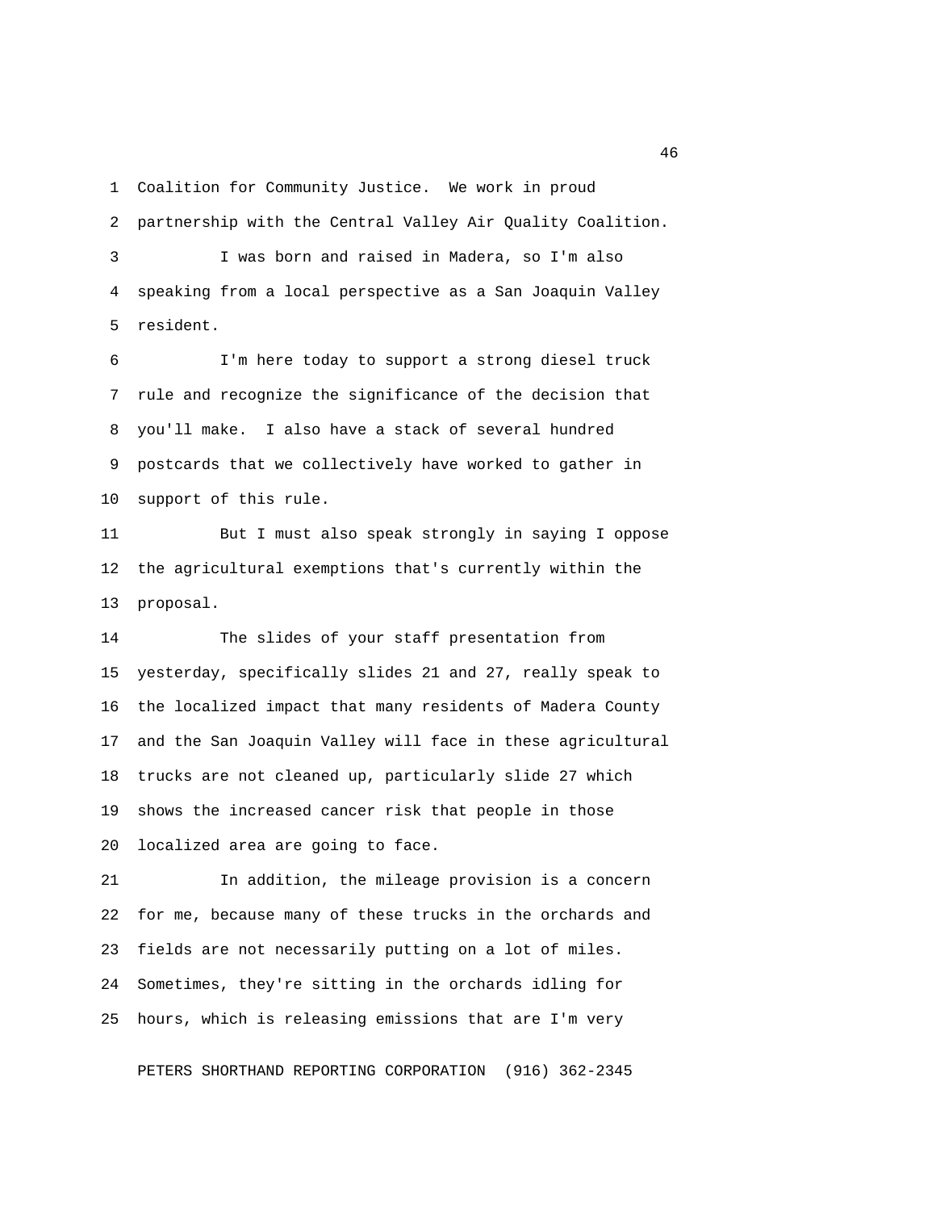Coalition for Community Justice. We work in proud partnership with the Central Valley Air Quality Coalition.

I was born and raised in Madera, so I'm also speaking from a local perspective as a San Joaquin Valley resident.

I'm here today to support a strong diesel truck rule and recognize the significance of the decision that you'll make. I also have a stack of several hundred postcards that we collectively have worked to gather in support of this rule.

But I must also speak strongly in saying I oppose the agricultural exemptions that's currently within the proposal.

The slides of your staff presentation from yesterday, specifically slides 21 and 27, really speak to the localized impact that many residents of Madera County and the San Joaquin Valley will face in these agricultural trucks are not cleaned up, particularly slide 27 which shows the increased cancer risk that people in those localized area are going to face.

In addition, the mileage provision is a concern for me, because many of these trucks in the orchards and fields are not necessarily putting on a lot of miles. Sometimes, they're sitting in the orchards idling for hours, which is releasing emissions that are I'm very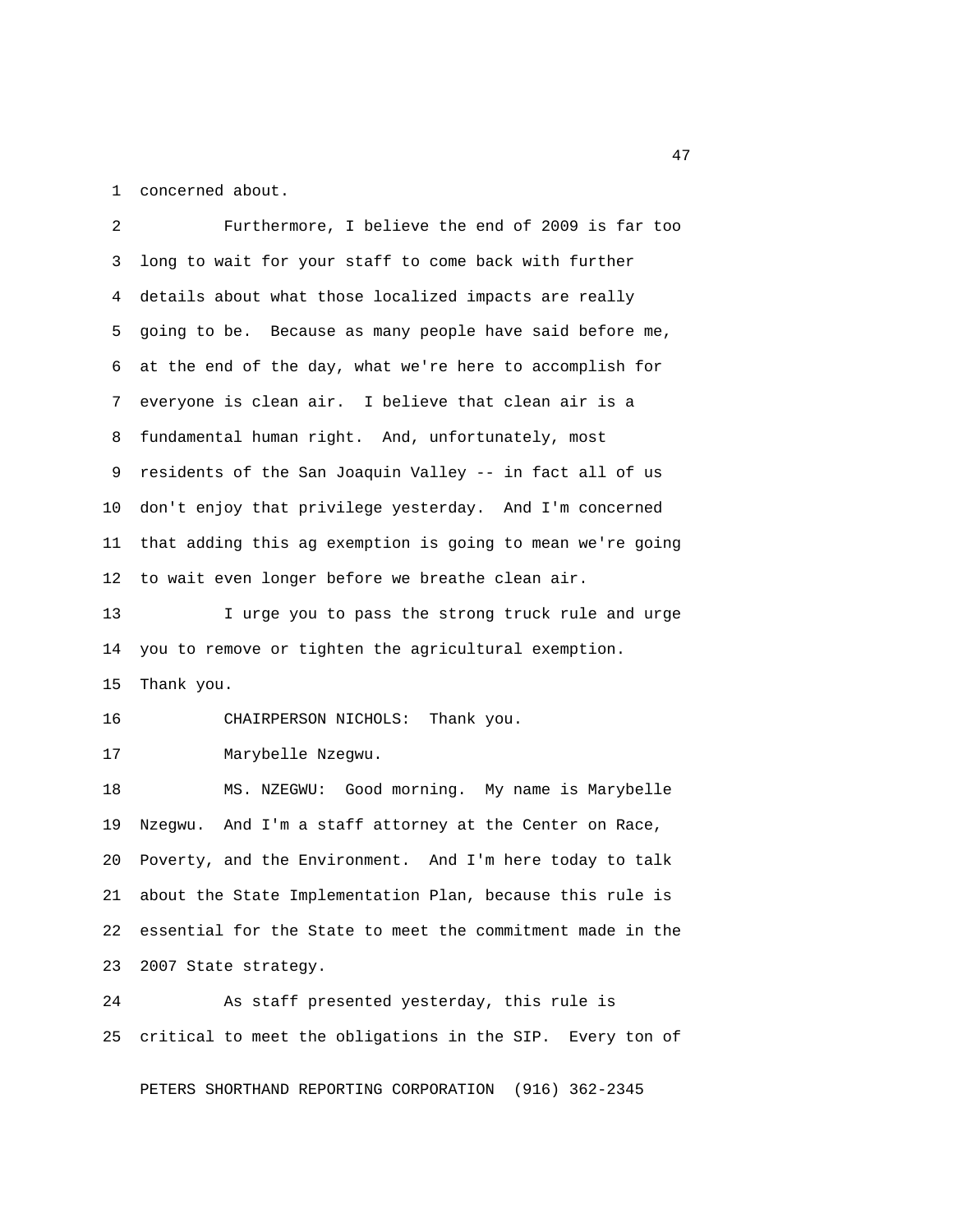concerned about.

Furthermore, I believe the end of 2009 is far too long to wait for your staff to come back with further details about what those localized impacts are really going to be. Because as many people have said before me, at the end of the day, what we're here to accomplish for everyone is clean air. I believe that clean air is a fundamental human right. And, unfortunately, most residents of the San Joaquin Valley -- in fact all of us don't enjoy that privilege yesterday. And I'm concerned that adding this ag exemption is going to mean we're going to wait even longer before we breathe clean air.

I urge you to pass the strong truck rule and urge you to remove or tighten the agricultural exemption. Thank you.

CHAIRPERSON NICHOLS: Thank you.

Marybelle Nzegwu.

MS. NZEGWU: Good morning. My name is Marybelle Nzegwu. And I'm a staff attorney at the Center on Race, Poverty, and the Environment. And I'm here today to talk about the State Implementation Plan, because this rule is essential for the State to meet the commitment made in the 2007 State strategy.

As staff presented yesterday, this rule is critical to meet the obligations in the SIP. Every ton of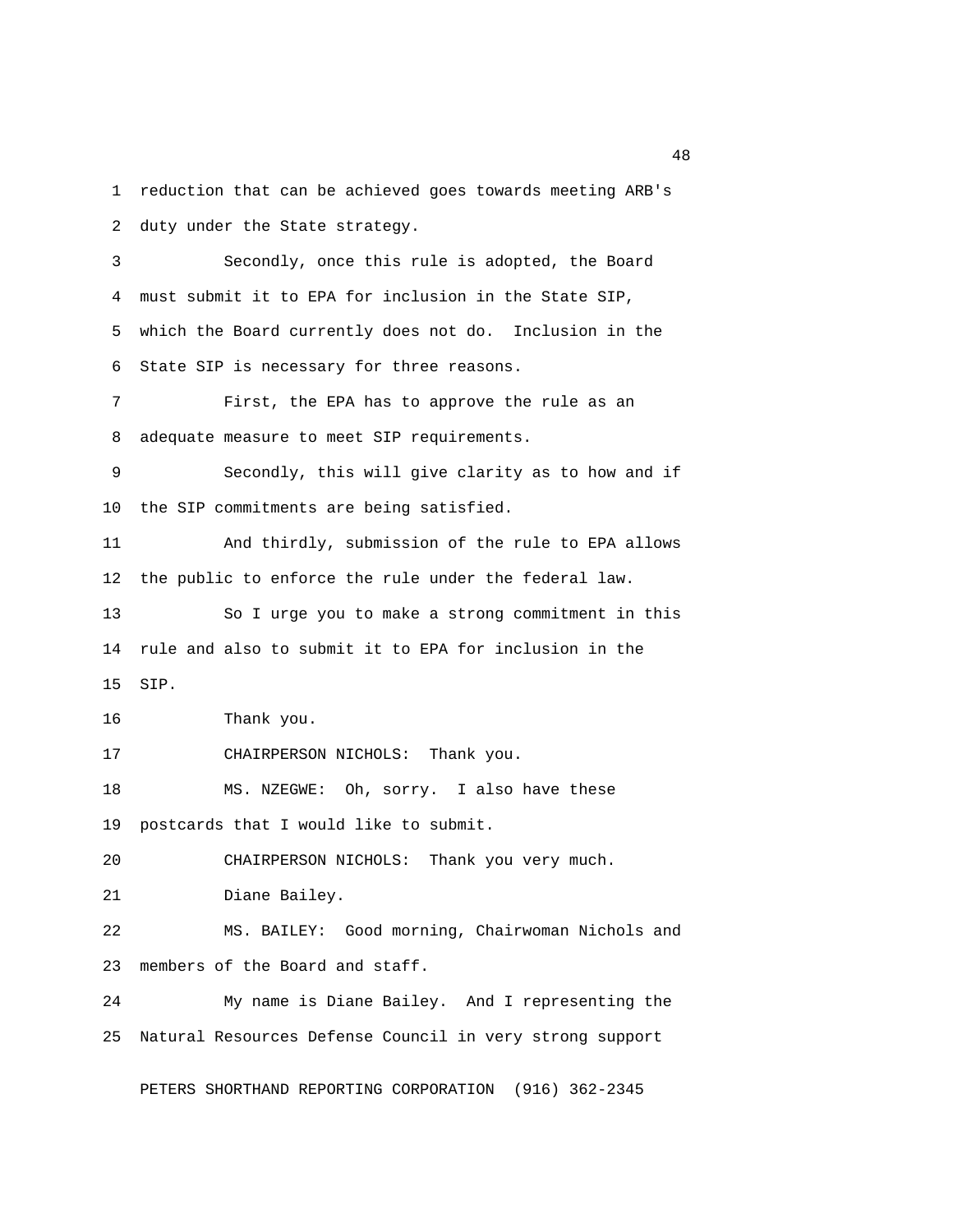reduction that can be achieved goes towards meeting ARB's duty under the State strategy.

Secondly, once this rule is adopted, the Board must submit it to EPA for inclusion in the State SIP, which the Board currently does not do. Inclusion in the State SIP is necessary for three reasons.

First, the EPA has to approve the rule as an adequate measure to meet SIP requirements.

Secondly, this will give clarity as to how and if the SIP commitments are being satisfied.

And thirdly, submission of the rule to EPA allows the public to enforce the rule under the federal law.

So I urge you to make a strong commitment in this rule and also to submit it to EPA for inclusion in the SIP.

Thank you.

CHAIRPERSON NICHOLS: Thank you.

MS. NZEGWE: Oh, sorry. I also have these postcards that I would like to submit.

CHAIRPERSON NICHOLS: Thank you very much.

Diane Bailey.

MS. BAILEY: Good morning, Chairwoman Nichols and members of the Board and staff.

My name is Diane Bailey. And I representing the Natural Resources Defense Council in very strong support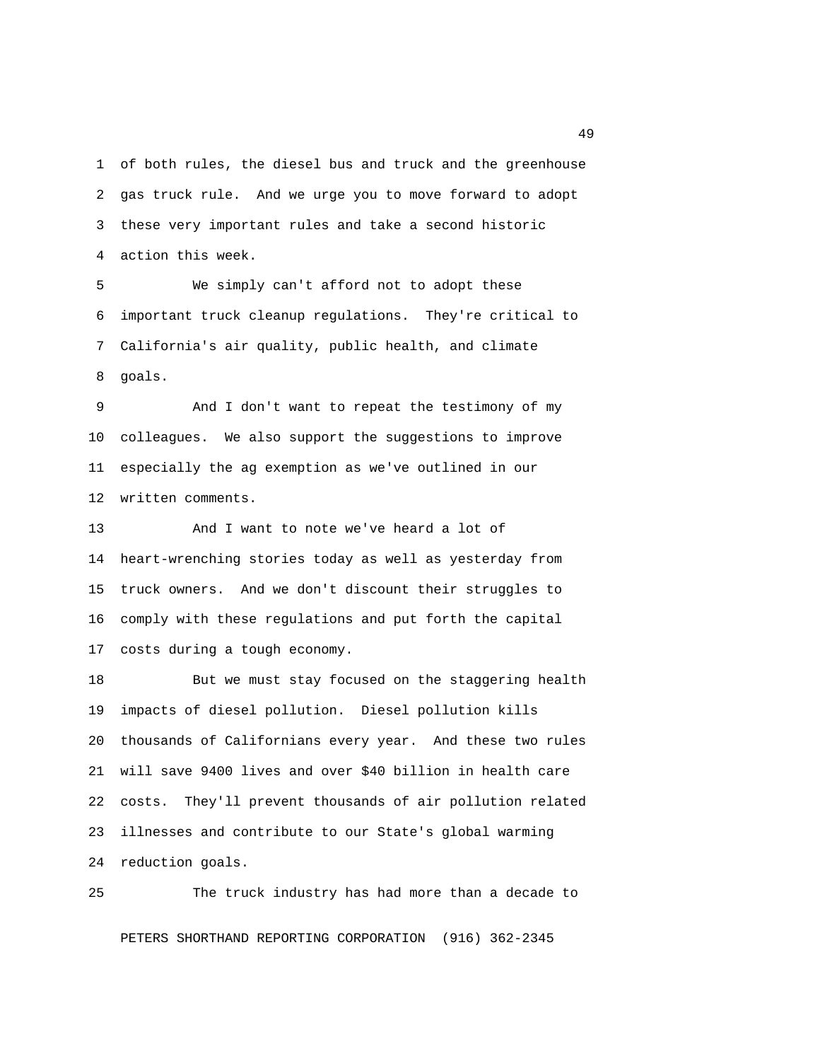of both rules, the diesel bus and truck and the greenhouse gas truck rule. And we urge you to move forward to adopt these very important rules and take a second historic action this week.

We simply can't afford not to adopt these important truck cleanup regulations. They're critical to California's air quality, public health, and climate goals.

And I don't want to repeat the testimony of my colleagues. We also support the suggestions to improve especially the ag exemption as we've outlined in our written comments.

And I want to note we've heard a lot of heart-wrenching stories today as well as yesterday from truck owners. And we don't discount their struggles to comply with these regulations and put forth the capital costs during a tough economy.

But we must stay focused on the staggering health impacts of diesel pollution. Diesel pollution kills thousands of Californians every year. And these two rules will save 9400 lives and over $40 billion in health care costs. They'll prevent thousands of air pollution related illnesses and contribute to our State's global warming reduction goals.

The truck industry has had more than a decade to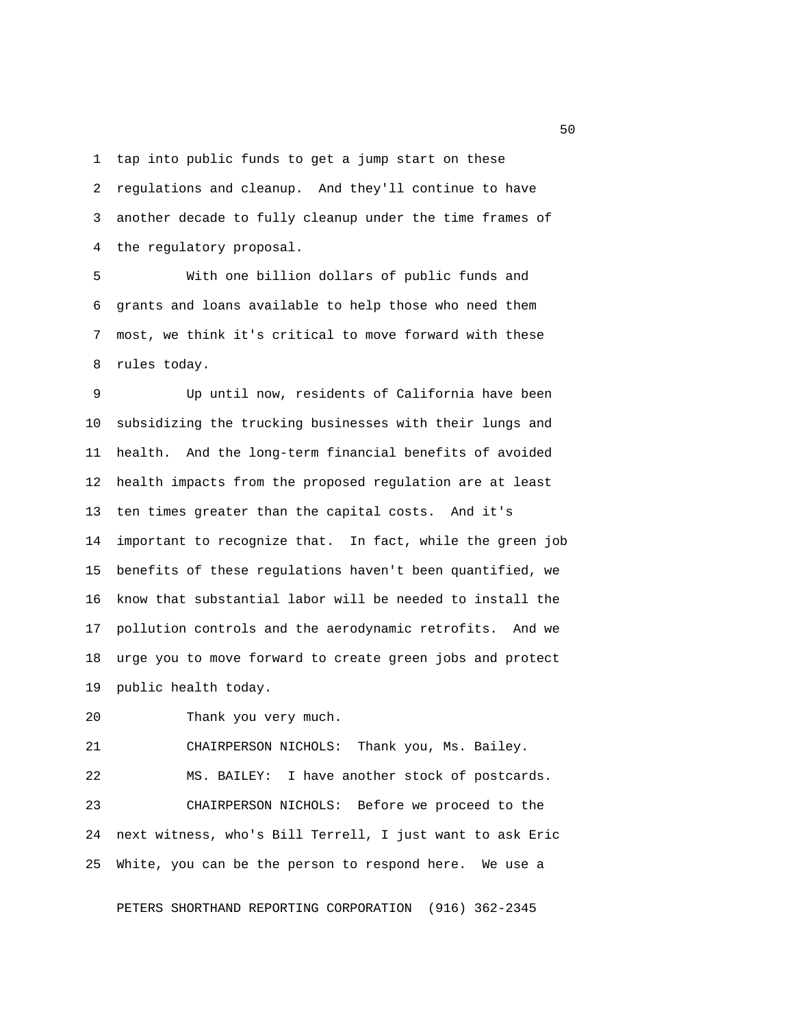tap into public funds to get a jump start on these regulations and cleanup. And they'll continue to have another decade to fully cleanup under the time frames of the regulatory proposal.

With one billion dollars of public funds and grants and loans available to help those who need them most, we think it's critical to move forward with these rules today.

Up until now, residents of California have been subsidizing the trucking businesses with their lungs and health. And the long-term financial benefits of avoided health impacts from the proposed regulation are at least ten times greater than the capital costs. And it's important to recognize that. In fact, while the green job benefits of these regulations haven't been quantified, we know that substantial labor will be needed to install the pollution controls and the aerodynamic retrofits. And we urge you to move forward to create green jobs and protect public health today.

Thank you very much.

CHAIRPERSON NICHOLS: Thank you, Ms. Bailey.

MS. BAILEY: I have another stock of postcards.

CHAIRPERSON NICHOLS: Before we proceed to the next witness, who's Bill Terrell, I just want to ask Eric White, you can be the person to respond here. We use a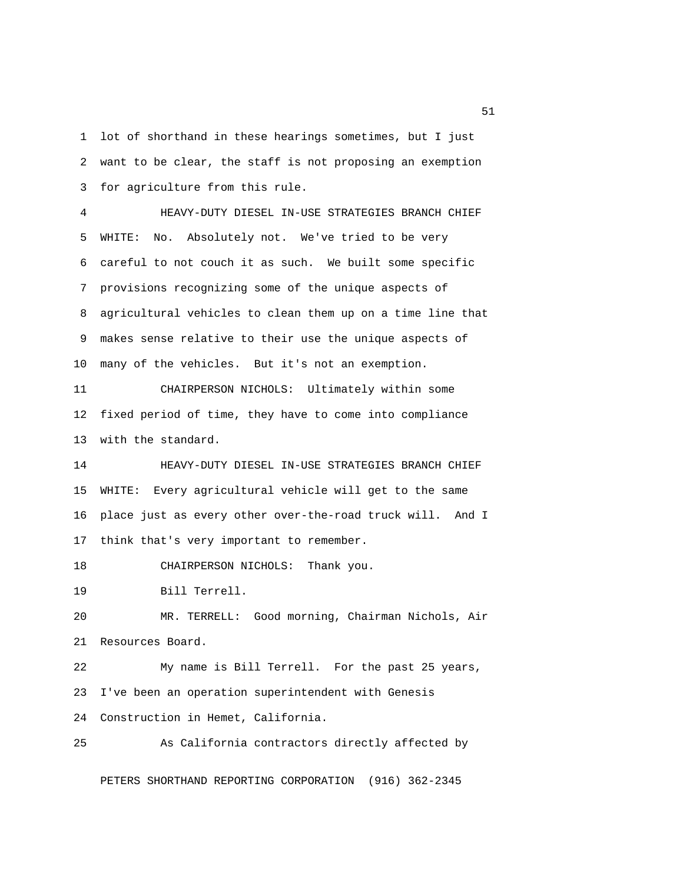lot of shorthand in these hearings sometimes, but I just want to be clear, the staff is not proposing an exemption for agriculture from this rule.

HEAVY-DUTY DIESEL IN-USE STRATEGIES BRANCH CHIEF WHITE: No. Absolutely not. We've tried to be very careful to not couch it as such. We built some specific provisions recognizing some of the unique aspects of agricultural vehicles to clean them up on a time line that makes sense relative to their use the unique aspects of many of the vehicles. But it's not an exemption.

CHAIRPERSON NICHOLS: Ultimately within some fixed period of time, they have to come into compliance with the standard.

HEAVY-DUTY DIESEL IN-USE STRATEGIES BRANCH CHIEF WHITE: Every agricultural vehicle will get to the same place just as every other over-the-road truck will. And I think that's very important to remember.

CHAIRPERSON NICHOLS: Thank you.

Bill Terrell.

MR. TERRELL: Good morning, Chairman Nichols, Air Resources Board.

My name is Bill Terrell. For the past 25 years, I've been an operation superintendent with Genesis Construction in Hemet, California.

As California contractors directly affected by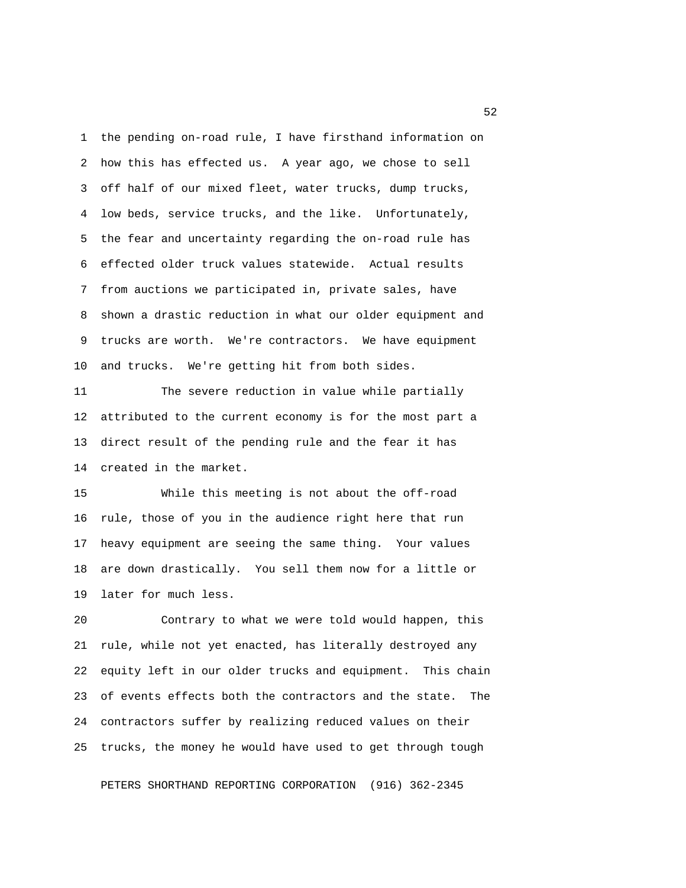the pending on-road rule, I have firsthand information on how this has effected us. A year ago, we chose to sell off half of our mixed fleet, water trucks, dump trucks, low beds, service trucks, and the like. Unfortunately, the fear and uncertainty regarding the on-road rule has effected older truck values statewide. Actual results from auctions we participated in, private sales, have shown a drastic reduction in what our older equipment and trucks are worth. We're contractors. We have equipment and trucks. We're getting hit from both sides.

The severe reduction in value while partially attributed to the current economy is for the most part a direct result of the pending rule and the fear it has created in the market.

While this meeting is not about the off-road rule, those of you in the audience right here that run heavy equipment are seeing the same thing. Your values are down drastically. You sell them now for a little or later for much less.

Contrary to what we were told would happen, this rule, while not yet enacted, has literally destroyed any equity left in our older trucks and equipment. This chain of events effects both the contractors and the state. The contractors suffer by realizing reduced values on their trucks, the money he would have used to get through tough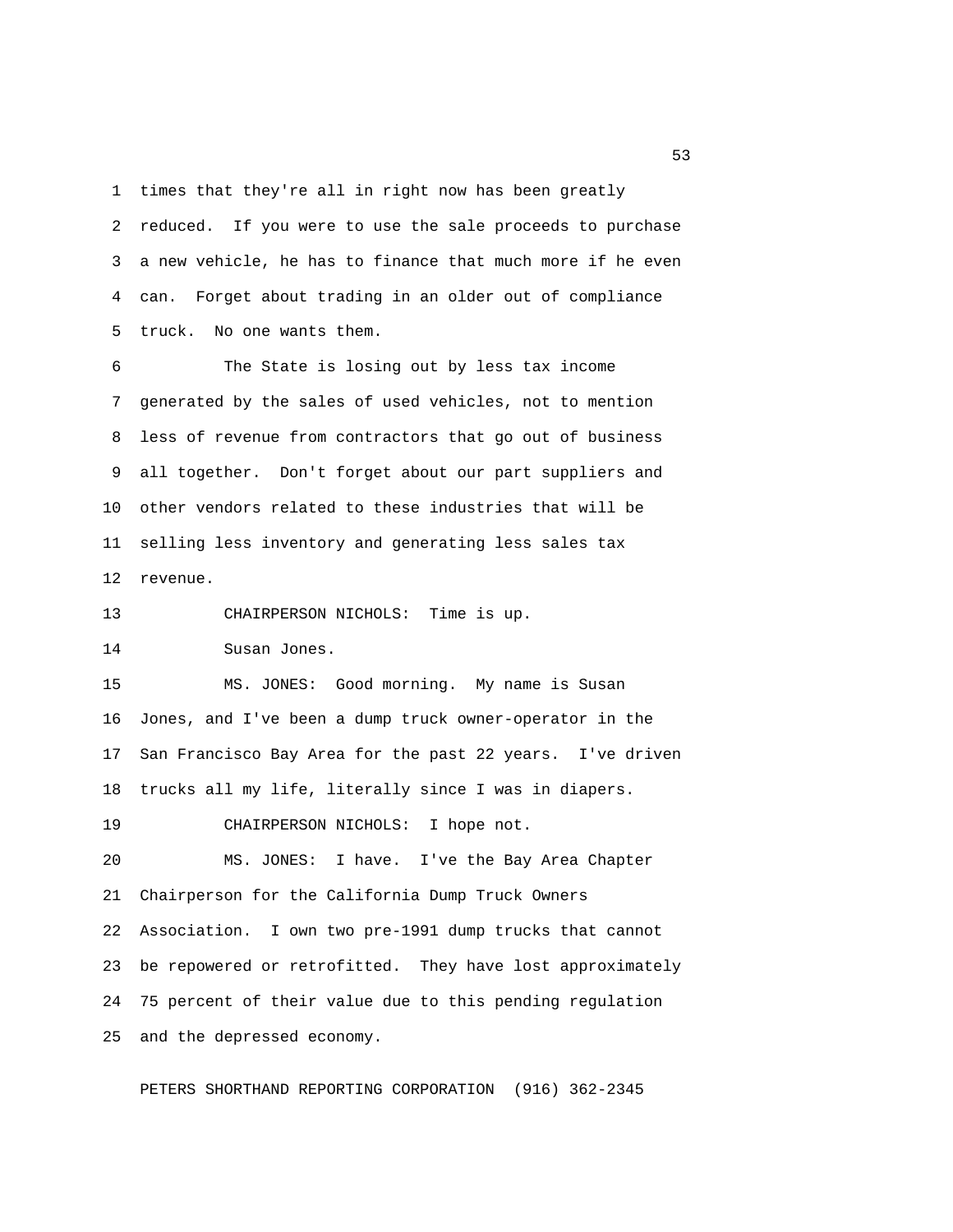times that they're all in right now has been greatly reduced. If you were to use the sale proceeds to purchase a new vehicle, he has to finance that much more if he even can. Forget about trading in an older out of compliance truck. No one wants them.

The State is losing out by less tax income generated by the sales of used vehicles, not to mention less of revenue from contractors that go out of business all together. Don't forget about our part suppliers and other vendors related to these industries that will be selling less inventory and generating less sales tax revenue.

CHAIRPERSON NICHOLS: Time is up.

Susan Jones.

MS. JONES: Good morning. My name is Susan Jones, and I've been a dump truck owner-operator in the San Francisco Bay Area for the past 22 years. I've driven trucks all my life, literally since I was in diapers.

CHAIRPERSON NICHOLS: I hope not.

MS. JONES: I have. I've the Bay Area Chapter Chairperson for the California Dump Truck Owners Association. I own two pre-1991 dump trucks that cannot be repowered or retrofitted. They have lost approximately 75 percent of their value due to this pending regulation and the depressed economy.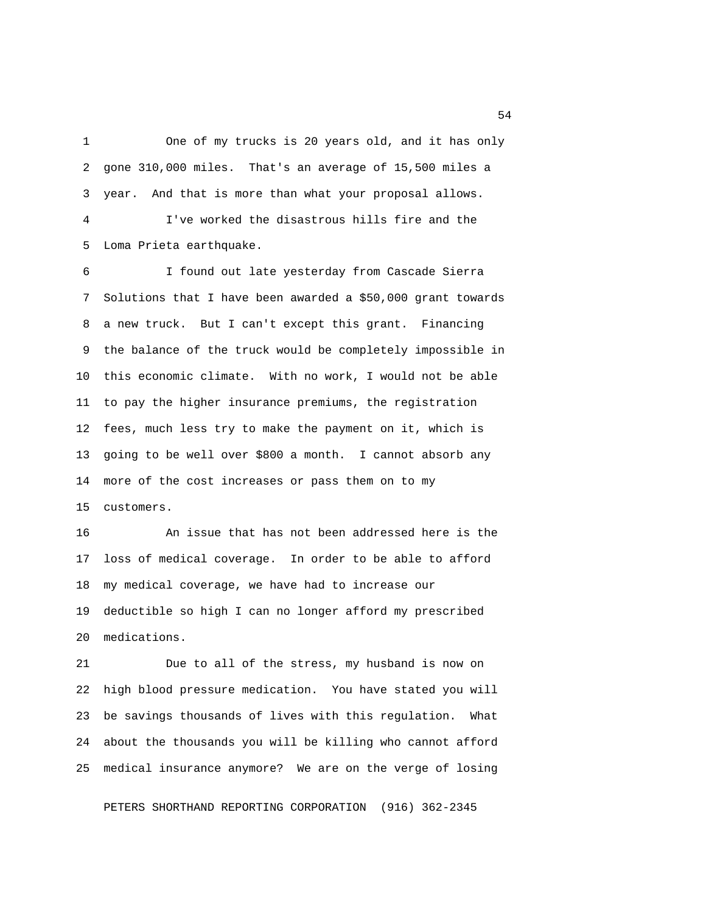One of my trucks is 20 years old, and it has only gone 310,000 miles. That's an average of 15,500 miles a year. And that is more than what your proposal allows.

I've worked the disastrous hills fire and the Loma Prieta earthquake.

I found out late yesterday from Cascade Sierra Solutions that I have been awarded a $50,000 grant towards a new truck. But I can't except this grant. Financing the balance of the truck would be completely impossible in this economic climate. With no work, I would not be able to pay the higher insurance premiums, the registration fees, much less try to make the payment on it, which is going to be well over $800 a month. I cannot absorb any more of the cost increases or pass them on to my customers.

An issue that has not been addressed here is the loss of medical coverage. In order to be able to afford my medical coverage, we have had to increase our deductible so high I can no longer afford my prescribed medications.

Due to all of the stress, my husband is now on high blood pressure medication. You have stated you will be savings thousands of lives with this regulation. What about the thousands you will be killing who cannot afford medical insurance anymore? We are on the verge of losing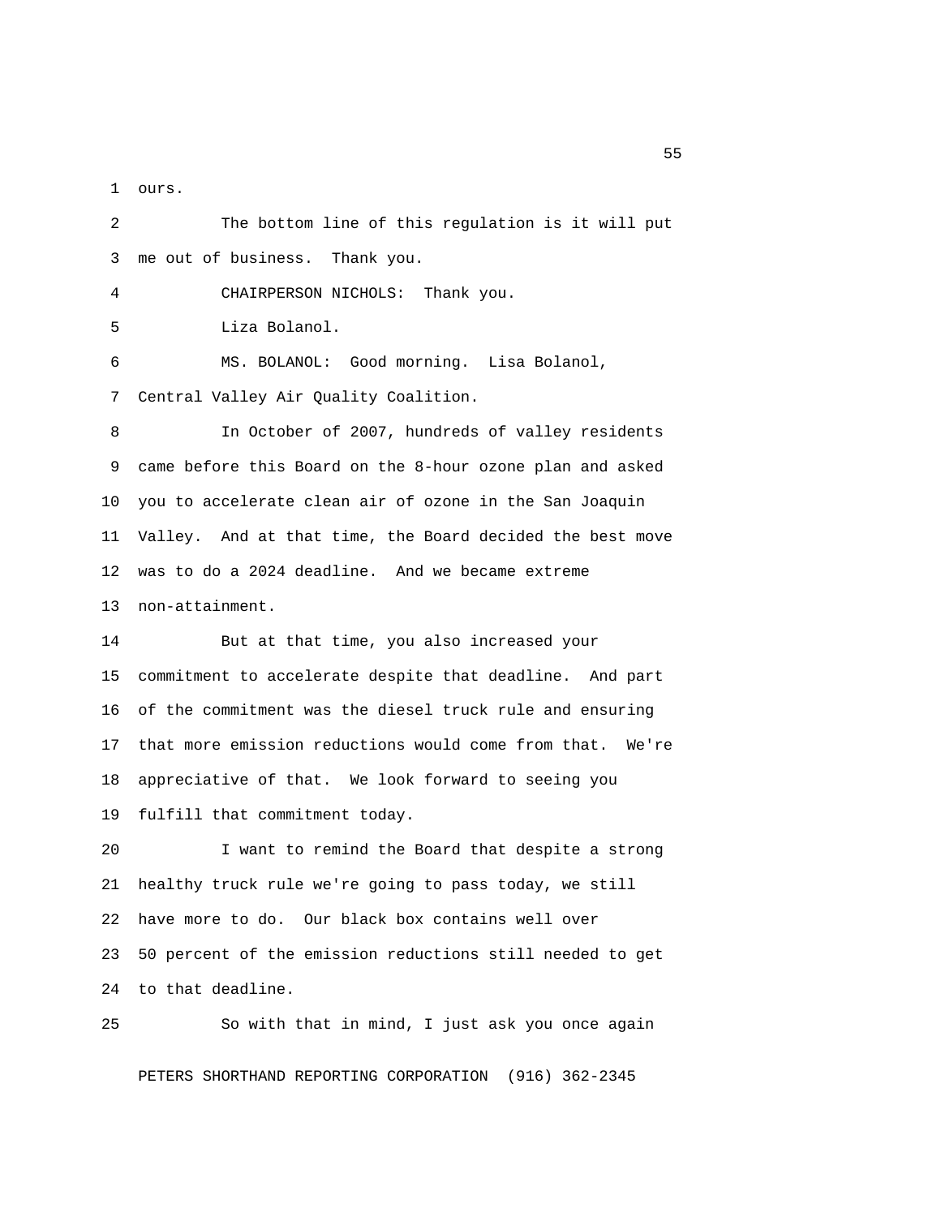ours.

The bottom line of this regulation is it will put me out of business. Thank you.

CHAIRPERSON NICHOLS: Thank you.

Liza Bolanol.

MS. BOLANOL: Good morning. Lisa Bolanol, Central Valley Air Quality Coalition.

In October of 2007, hundreds of valley residents came before this Board on the 8-hour ozone plan and asked you to accelerate clean air of ozone in the San Joaquin Valley. And at that time, the Board decided the best move was to do a 2024 deadline. And we became extreme non-attainment.

But at that time, you also increased your commitment to accelerate despite that deadline. And part of the commitment was the diesel truck rule and ensuring that more emission reductions would come from that. We're appreciative of that. We look forward to seeing you fulfill that commitment today.

I want to remind the Board that despite a strong healthy truck rule we're going to pass today, we still have more to do. Our black box contains well over 50 percent of the emission reductions still needed to get to that deadline.

So with that in mind, I just ask you once again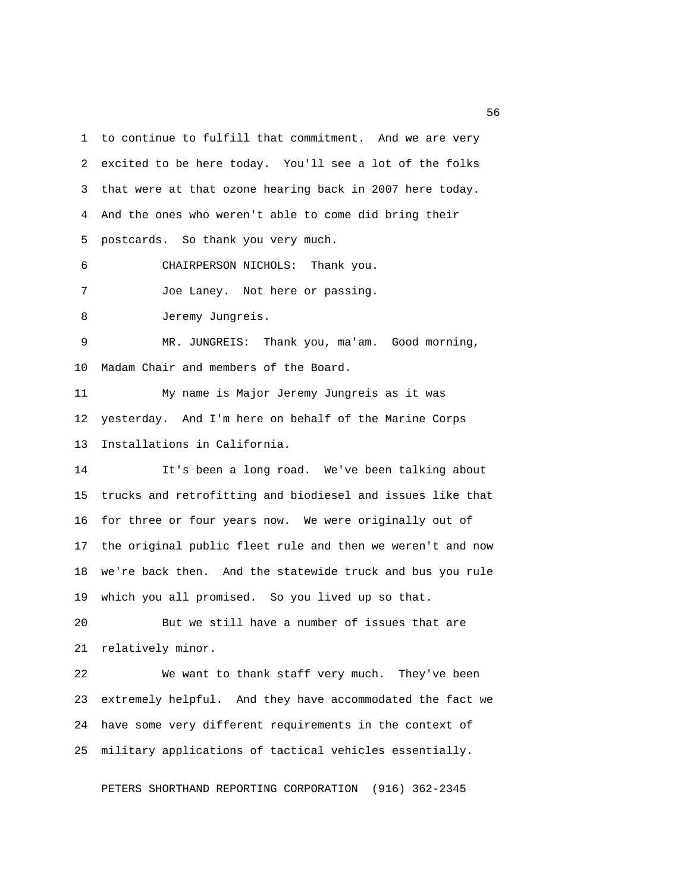to continue to fulfill that commitment. And we are very excited to be here today. You'll see a lot of the folks that were at that ozone hearing back in 2007 here today. And the ones who weren't able to come did bring their postcards. So thank you very much.

CHAIRPERSON NICHOLS: Thank you.

Joe Laney. Not here or passing.

Jeremy Jungreis.

MR. JUNGREIS: Thank you, ma'am. Good morning, Madam Chair and members of the Board.

My name is Major Jeremy Jungreis as it was yesterday. And I'm here on behalf of the Marine Corps Installations in California.

It's been a long road. We've been talking about trucks and retrofitting and biodiesel and issues like that for three or four years now. We were originally out of the original public fleet rule and then we weren't and now we're back then. And the statewide truck and bus you rule which you all promised. So you lived up so that.

But we still have a number of issues that are relatively minor.

We want to thank staff very much. They've been extremely helpful. And they have accommodated the fact we have some very different requirements in the context of military applications of tactical vehicles essentially.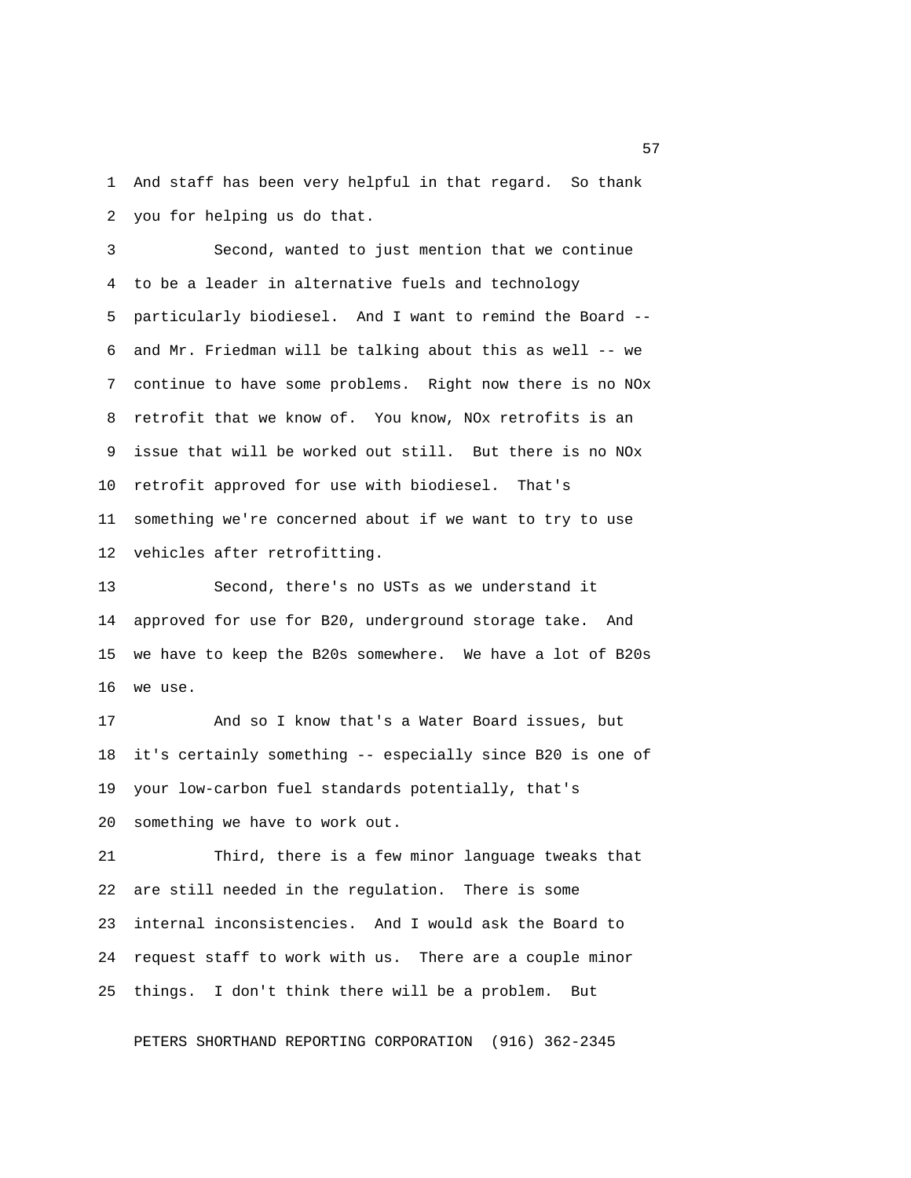And staff has been very helpful in that regard. So thank you for helping us do that.

Second, wanted to just mention that we continue to be a leader in alternative fuels and technology particularly biodiesel. And I want to remind the Board -- and Mr. Friedman will be talking about this as well -- we continue to have some problems. Right now there is no NOx retrofit that we know of. You know, NOx retrofits is an issue that will be worked out still. But there is no NOx retrofit approved for use with biodiesel. That's something we're concerned about if we want to try to use vehicles after retrofitting.

Second, there's no USTs as we understand it approved for use for B20, underground storage take. And we have to keep the B20s somewhere. We have a lot of B20s we use.

And so I know that's a Water Board issues, but it's certainly something -- especially since B20 is one of your low-carbon fuel standards potentially, that's something we have to work out.

Third, there is a few minor language tweaks that are still needed in the regulation. There is some internal inconsistencies. And I would ask the Board to request staff to work with us. There are a couple minor things. I don't think there will be a problem. But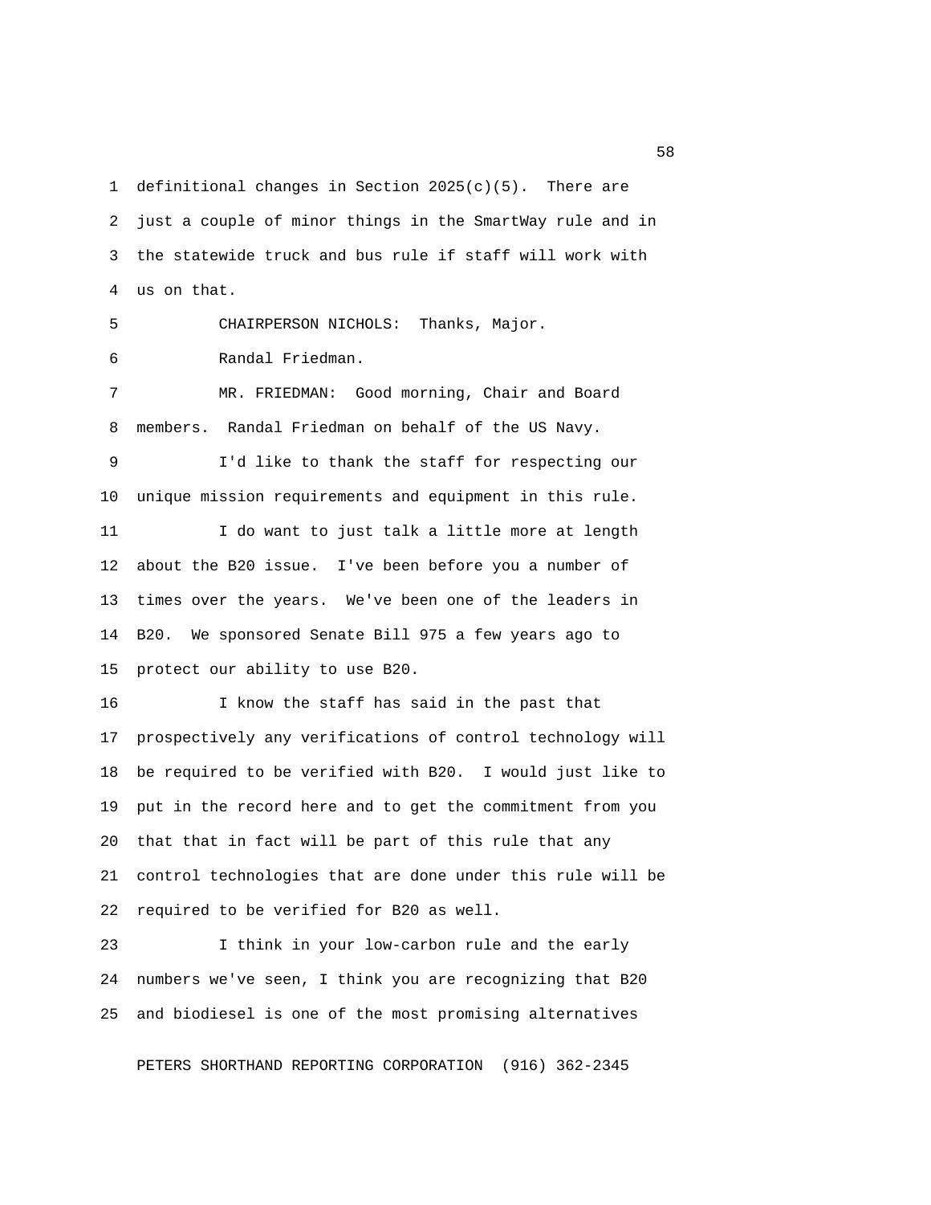definitional changes in Section 2025(c)(5). There are just a couple of minor things in the SmartWay rule and in the statewide truck and bus rule if staff will work with us on that.

CHAIRPERSON NICHOLS: Thanks, Major.

Randal Friedman.

MR. FRIEDMAN: Good morning, Chair and Board members. Randal Friedman on behalf of the US Navy.

I'd like to thank the staff for respecting our unique mission requirements and equipment in this rule.

I do want to just talk a little more at length about the B20 issue. I've been before you a number of times over the years. We've been one of the leaders in B20. We sponsored Senate Bill 975 a few years ago to protect our ability to use B20.

I know the staff has said in the past that prospectively any verifications of control technology will be required to be verified with B20. I would just like to put in the record here and to get the commitment from you that that in fact will be part of this rule that any control technologies that are done under this rule will be required to be verified for B20 as well.

I think in your low-carbon rule and the early numbers we've seen, I think you are recognizing that B20 and biodiesel is one of the most promising alternatives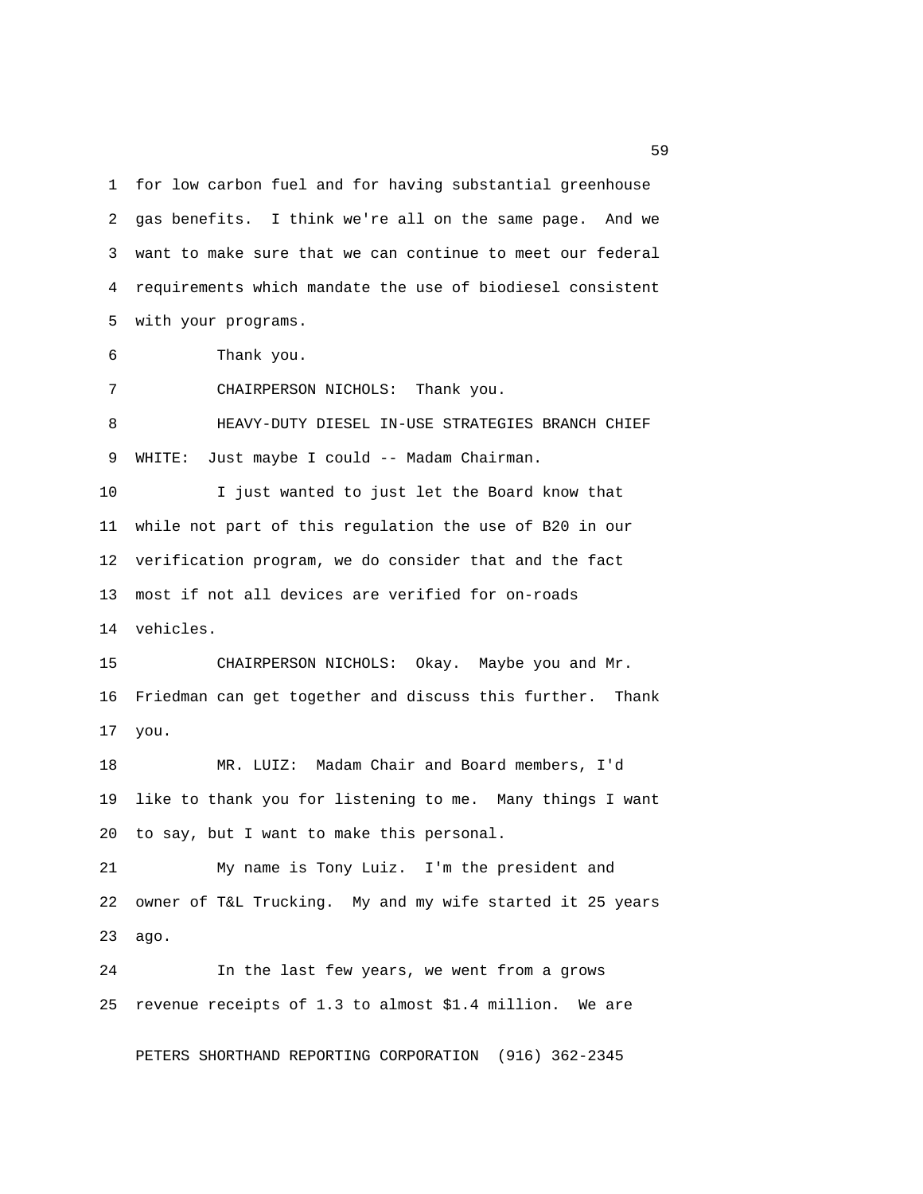for low carbon fuel and for having substantial greenhouse gas benefits. I think we're all on the same page. And we want to make sure that we can continue to meet our federal requirements which mandate the use of biodiesel consistent with your programs.

Thank you.

CHAIRPERSON NICHOLS: Thank you.

HEAVY-DUTY DIESEL IN-USE STRATEGIES BRANCH CHIEF WHITE: Just maybe I could -- Madam Chairman.

I just wanted to just let the Board know that while not part of this regulation the use of B20 in our verification program, we do consider that and the fact most if not all devices are verified for on-roads vehicles.

CHAIRPERSON NICHOLS: Okay. Maybe you and Mr. Friedman can get together and discuss this further. Thank you.

MR. LUIZ: Madam Chair and Board members, I'd like to thank you for listening to me. Many things I want to say, but I want to make this personal.

My name is Tony Luiz. I'm the president and owner of T&L Trucking. My and my wife started it 25 years ago.

In the last few years, we went from a grows revenue receipts of 1.3 to almost $1.4 million. We are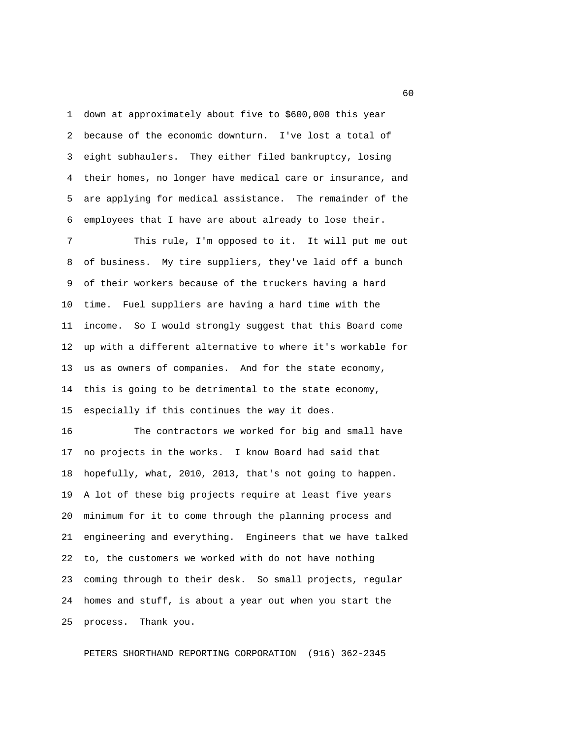down at approximately about five to $600,000 this year because of the economic downturn. I've lost a total of eight subhaulers. They either filed bankruptcy, losing their homes, no longer have medical care or insurance, and are applying for medical assistance. The remainder of the employees that I have are about already to lose their.

This rule, I'm opposed to it. It will put me out of business. My tire suppliers, they've laid off a bunch of their workers because of the truckers having a hard time. Fuel suppliers are having a hard time with the income. So I would strongly suggest that this Board come up with a different alternative to where it's workable for us as owners of companies. And for the state economy, this is going to be detrimental to the state economy, especially if this continues the way it does.

The contractors we worked for big and small have no projects in the works. I know Board had said that hopefully, what, 2010, 2013, that's not going to happen. A lot of these big projects require at least five years minimum for it to come through the planning process and engineering and everything. Engineers that we have talked to, the customers we worked with do not have nothing coming through to their desk. So small projects, regular homes and stuff, is about a year out when you start the process. Thank you.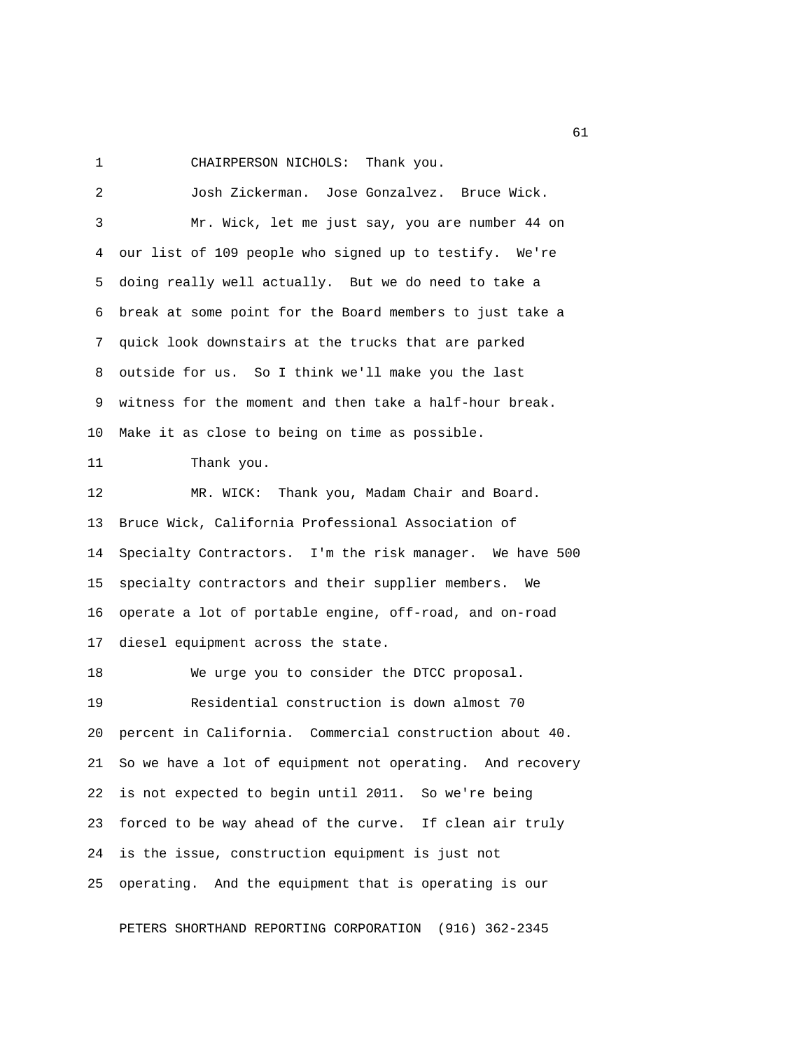CHAIRPERSON NICHOLS: Thank you.

Josh Zickerman. Jose Gonzalvez. Bruce Wick.

Mr. Wick, let me just say, you are number 44 on our list of 109 people who signed up to testify. We're doing really well actually. But we do need to take a break at some point for the Board members to just take a quick look downstairs at the trucks that are parked outside for us. So I think we'll make you the last witness for the moment and then take a half-hour break. Make it as close to being on time as possible.

Thank you.

MR. WICK: Thank you, Madam Chair and Board. Bruce Wick, California Professional Association of Specialty Contractors. I'm the risk manager. We have 500 specialty contractors and their supplier members. We operate a lot of portable engine, off-road, and on-road diesel equipment across the state.

We urge you to consider the DTCC proposal.

Residential construction is down almost 70 percent in California. Commercial construction about 40. So we have a lot of equipment not operating. And recovery is not expected to begin until 2011. So we're being forced to be way ahead of the curve. If clean air truly is the issue, construction equipment is just not operating. And the equipment that is operating is our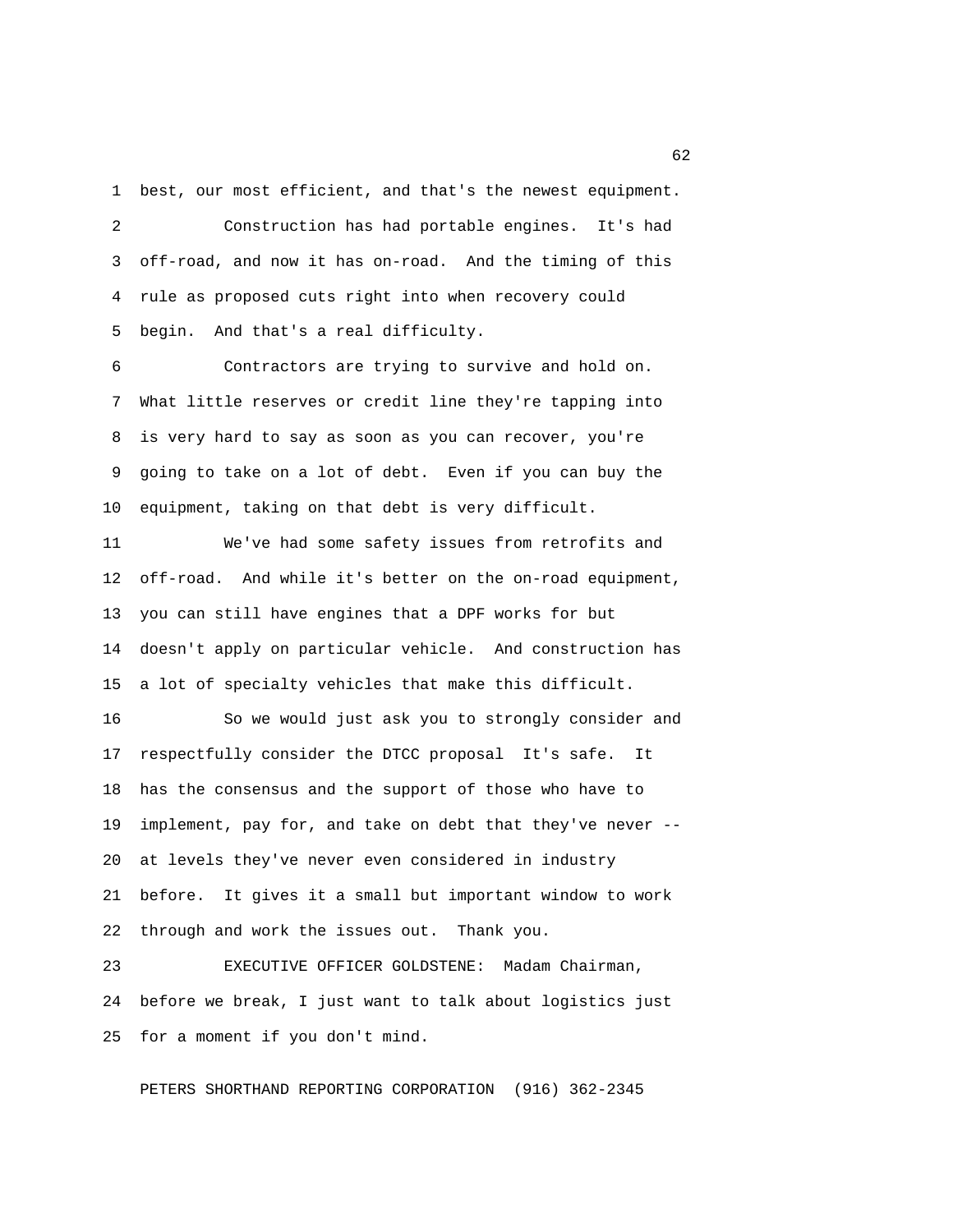best, our most efficient, and that's the newest equipment.

Construction has had portable engines. It's had off-road, and now it has on-road. And the timing of this rule as proposed cuts right into when recovery could begin. And that's a real difficulty.

Contractors are trying to survive and hold on. What little reserves or credit line they're tapping into is very hard to say as soon as you can recover, you're going to take on a lot of debt. Even if you can buy the equipment, taking on that debt is very difficult.

We've had some safety issues from retrofits and off-road. And while it's better on the on-road equipment, you can still have engines that a DPF works for but doesn't apply on particular vehicle. And construction has a lot of specialty vehicles that make this difficult.

So we would just ask you to strongly consider and respectfully consider the DTCC proposal It's safe. It has the consensus and the support of those who have to implement, pay for, and take on debt that they've never -- at levels they've never even considered in industry before. It gives it a small but important window to work through and work the issues out. Thank you.

EXECUTIVE OFFICER GOLDSTENE: Madam Chairman, before we break, I just want to talk about logistics just for a moment if you don't mind.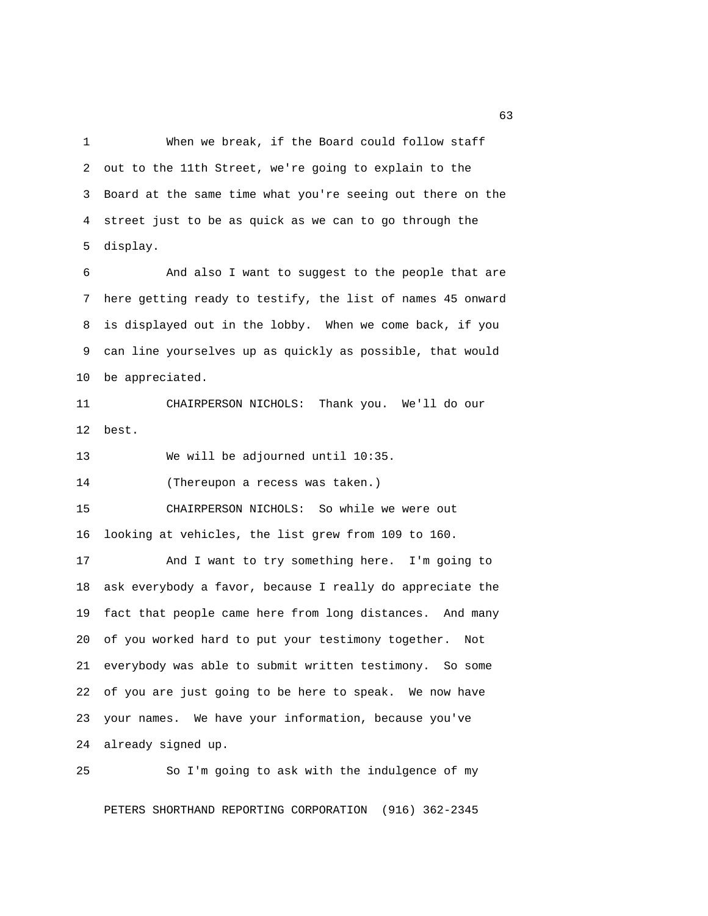When we break, if the Board could follow staff out to the 11th Street, we're going to explain to the Board at the same time what you're seeing out there on the street just to be as quick as we can to go through the display.

And also I want to suggest to the people that are here getting ready to testify, the list of names 45 onward is displayed out in the lobby. When we come back, if you can line yourselves up as quickly as possible, that would be appreciated.

CHAIRPERSON NICHOLS: Thank you. We'll do our best.

We will be adjourned until 10:35.

(Thereupon a recess was taken.)

CHAIRPERSON NICHOLS: So while we were out looking at vehicles, the list grew from 109 to 160.

And I want to try something here. I'm going to ask everybody a favor, because I really do appreciate the fact that people came here from long distances. And many of you worked hard to put your testimony together. Not everybody was able to submit written testimony. So some of you are just going to be here to speak. We now have your names. We have your information, because you've already signed up.

So I'm going to ask with the indulgence of my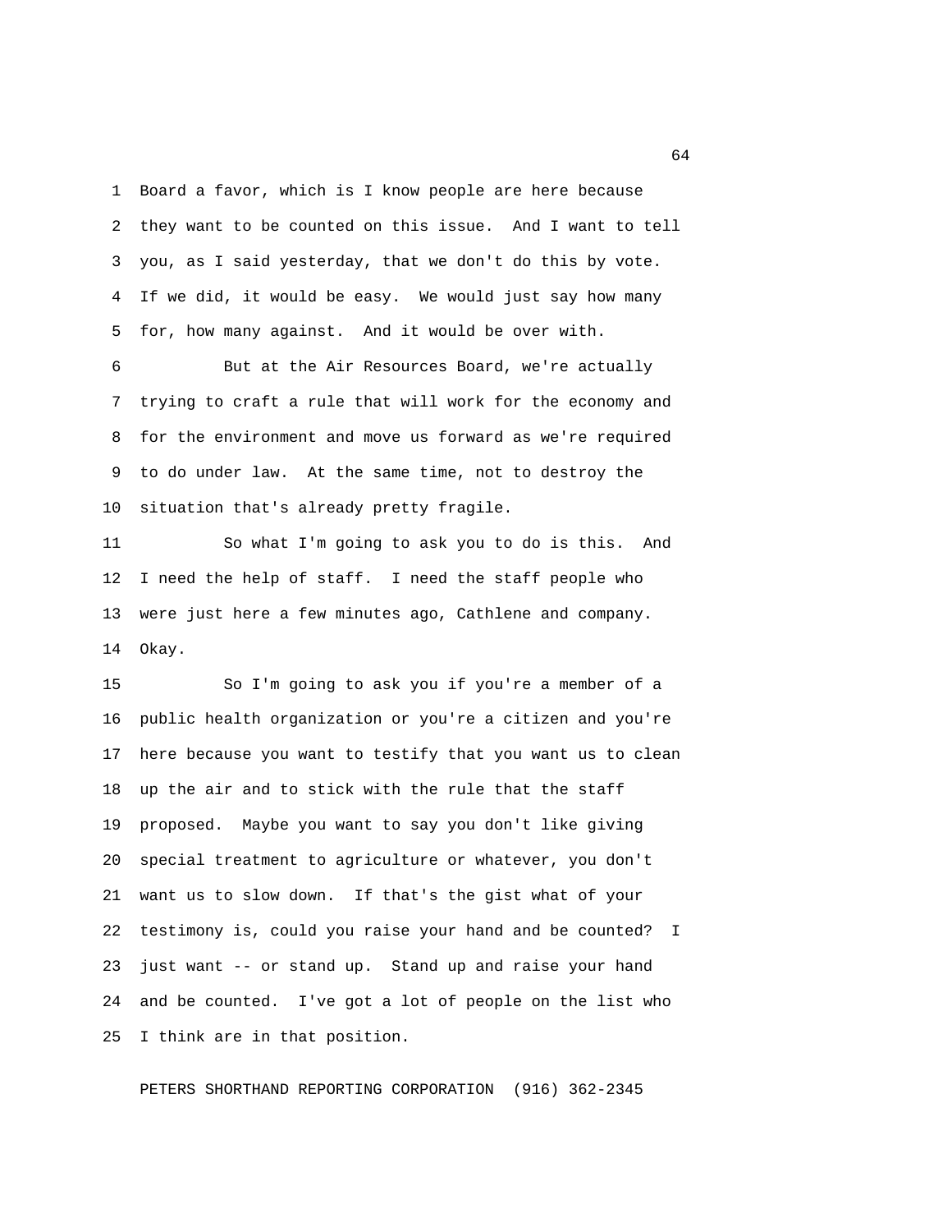Board a favor, which is I know people are here because they want to be counted on this issue. And I want to tell you, as I said yesterday, that we don't do this by vote. If we did, it would be easy. We would just say how many for, how many against. And it would be over with.

But at the Air Resources Board, we're actually trying to craft a rule that will work for the economy and for the environment and move us forward as we're required to do under law. At the same time, not to destroy the situation that's already pretty fragile.

So what I'm going to ask you to do is this. And I need the help of staff. I need the staff people who were just here a few minutes ago, Cathlene and company. Okay.

So I'm going to ask you if you're a member of a public health organization or you're a citizen and you're here because you want to testify that you want us to clean up the air and to stick with the rule that the staff proposed. Maybe you want to say you don't like giving special treatment to agriculture or whatever, you don't want us to slow down. If that's the gist what of your testimony is, could you raise your hand and be counted? I just want -- or stand up. Stand up and raise your hand and be counted. I've got a lot of people on the list who I think are in that position.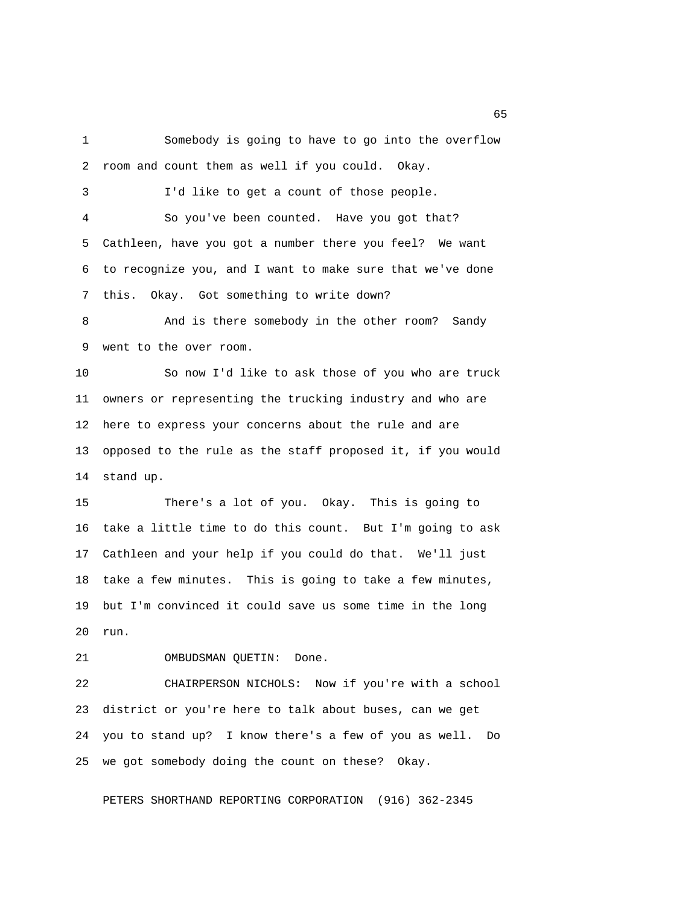Somebody is going to have to go into the overflow room and count them as well if you could. Okay.

I'd like to get a count of those people.

So you've been counted. Have you got that? Cathleen, have you got a number there you feel? We want to recognize you, and I want to make sure that we've done this. Okay. Got something to write down?

And is there somebody in the other room? Sandy went to the over room.

So now I'd like to ask those of you who are truck owners or representing the trucking industry and who are here to express your concerns about the rule and are opposed to the rule as the staff proposed it, if you would stand up.

There's a lot of you. Okay. This is going to take a little time to do this count. But I'm going to ask Cathleen and your help if you could do that. We'll just take a few minutes. This is going to take a few minutes, but I'm convinced it could save us some time in the long run.

OMBUDSMAN QUETIN: Done.

CHAIRPERSON NICHOLS: Now if you're with a school district or you're here to talk about buses, can we get you to stand up? I know there's a few of you as well. Do we got somebody doing the count on these? Okay.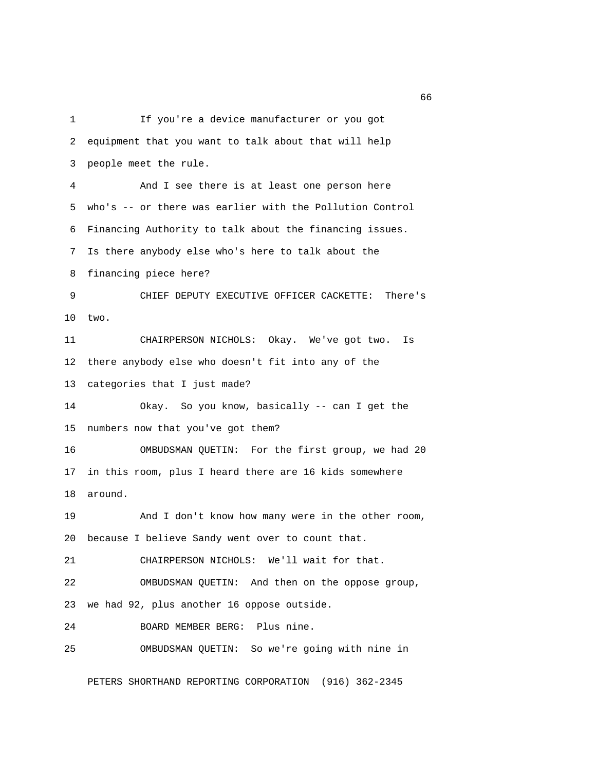If you're a device manufacturer or you got equipment that you want to talk about that will help people meet the rule.

And I see there is at least one person here who's -- or there was earlier with the Pollution Control Financing Authority to talk about the financing issues. Is there anybody else who's here to talk about the financing piece here?

CHIEF DEPUTY EXECUTIVE OFFICER CACKETTE: There's two.

CHAIRPERSON NICHOLS: Okay. We've got two. Is there anybody else who doesn't fit into any of the categories that I just made?

Okay. So you know, basically -- can I get the numbers now that you've got them?

OMBUDSMAN QUETIN: For the first group, we had 20 in this room, plus I heard there are 16 kids somewhere around.

And I don't know how many were in the other room, because I believe Sandy went over to count that.

CHAIRPERSON NICHOLS: We'll wait for that.

OMBUDSMAN QUETIN: And then on the oppose group, we had 92, plus another 16 oppose outside.

BOARD MEMBER BERG: Plus nine.

OMBUDSMAN QUETIN: So we're going with nine in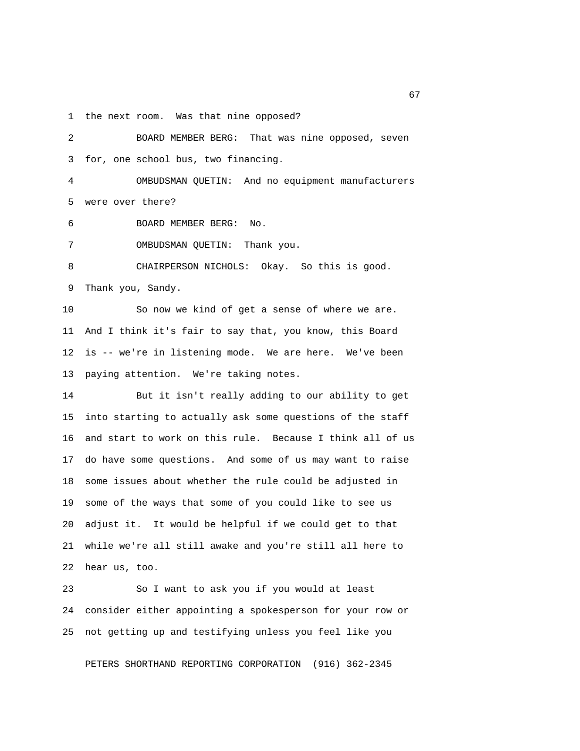the next room. Was that nine opposed?

BOARD MEMBER BERG: That was nine opposed, seven for, one school bus, two financing.

OMBUDSMAN QUETIN: And no equipment manufacturers were over there?

BOARD MEMBER BERG: No.

OMBUDSMAN QUETIN: Thank you.

CHAIRPERSON NICHOLS: Okay. So this is good. Thank you, Sandy.

So now we kind of get a sense of where we are. And I think it's fair to say that, you know, this Board is -- we're in listening mode. We are here. We've been paying attention. We're taking notes.

But it isn't really adding to our ability to get into starting to actually ask some questions of the staff and start to work on this rule. Because I think all of us do have some questions. And some of us may want to raise some issues about whether the rule could be adjusted in some of the ways that some of you could like to see us adjust it. It would be helpful if we could get to that while we're all still awake and you're still all here to hear us, too.

So I want to ask you if you would at least consider either appointing a spokesperson for your row or not getting up and testifying unless you feel like you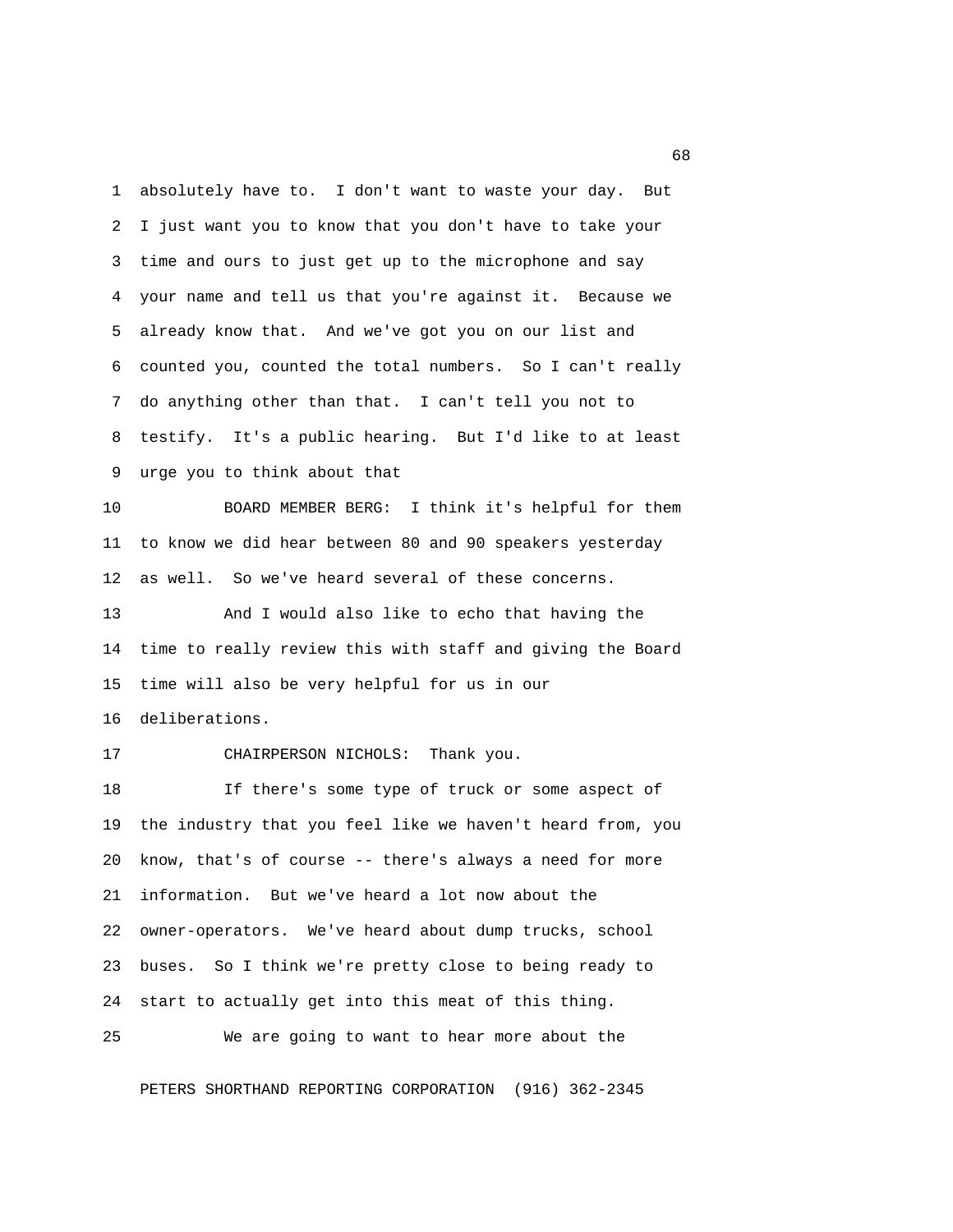absolutely have to. I don't want to waste your day. But I just want you to know that you don't have to take your time and ours to just get up to the microphone and say your name and tell us that you're against it. Because we already know that. And we've got you on our list and counted you, counted the total numbers. So I can't really do anything other than that. I can't tell you not to testify. It's a public hearing. But I'd like to at least urge you to think about that

BOARD MEMBER BERG: I think it's helpful for them to know we did hear between 80 and 90 speakers yesterday as well. So we've heard several of these concerns.

And I would also like to echo that having the time to really review this with staff and giving the Board time will also be very helpful for us in our deliberations.

CHAIRPERSON NICHOLS: Thank you.

If there's some type of truck or some aspect of the industry that you feel like we haven't heard from, you know, that's of course -- there's always a need for more information. But we've heard a lot now about the owner-operators. We've heard about dump trucks, school buses. So I think we're pretty close to being ready to start to actually get into this meat of this thing.

We are going to want to hear more about the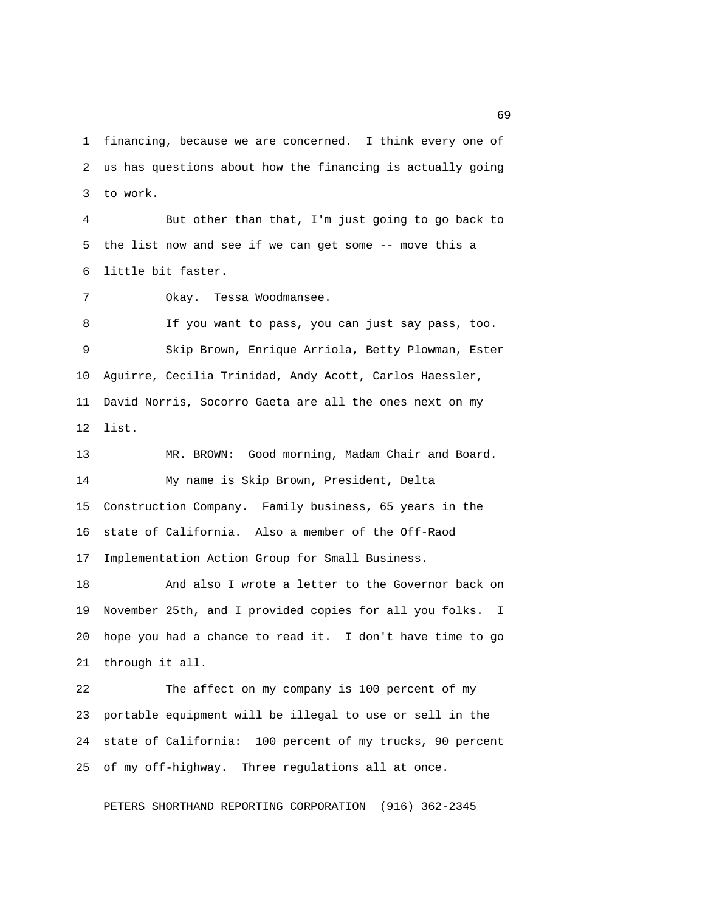financing, because we are concerned. I think every one of us has questions about how the financing is actually going to work.

But other than that, I'm just going to go back to the list now and see if we can get some -- move this a little bit faster.

Okay. Tessa Woodmansee.

If you want to pass, you can just say pass, too.

Skip Brown, Enrique Arriola, Betty Plowman, Ester Aguirre, Cecilia Trinidad, Andy Acott, Carlos Haessler, David Norris, Socorro Gaeta are all the ones next on my list.

MR. BROWN: Good morning, Madam Chair and Board.

My name is Skip Brown, President, Delta Construction Company. Family business, 65 years in the state of California. Also a member of the Off-Raod Implementation Action Group for Small Business.

And also I wrote a letter to the Governor back on November 25th, and I provided copies for all you folks. I hope you had a chance to read it. I don't have time to go through it all.

The affect on my company is 100 percent of my portable equipment will be illegal to use or sell in the state of California: 100 percent of my trucks, 90 percent of my off-highway. Three regulations all at once.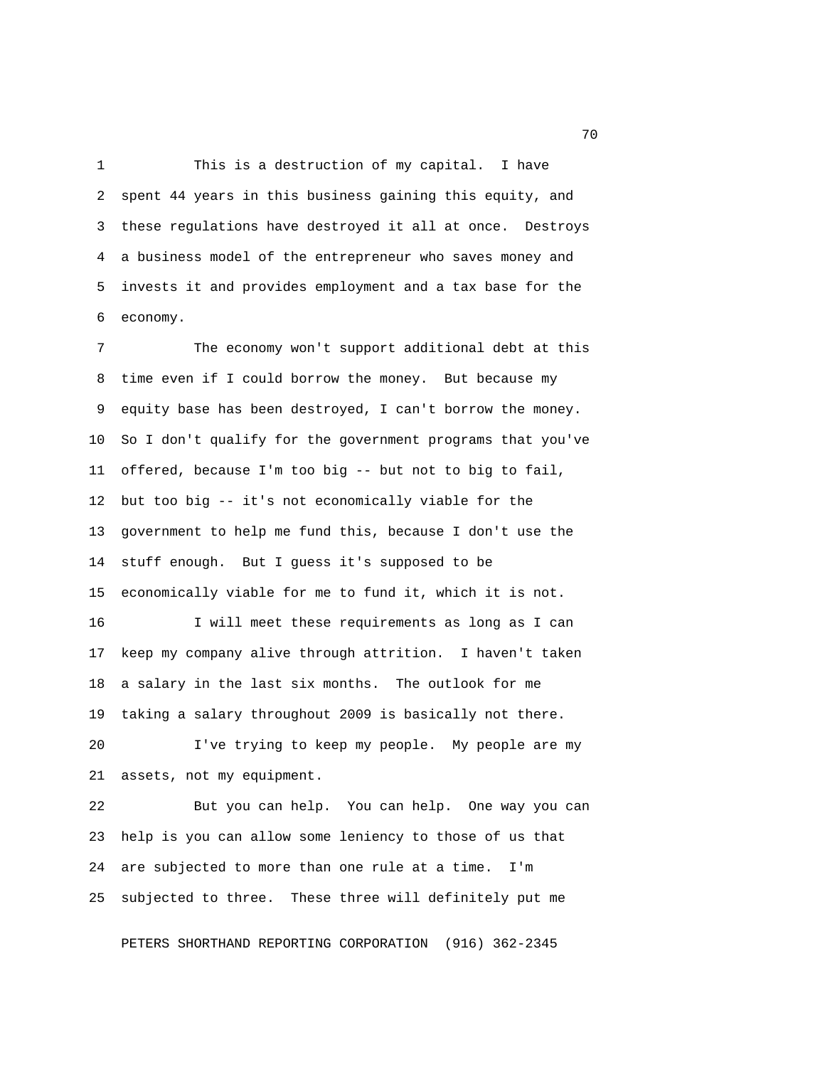This is a destruction of my capital. I have spent 44 years in this business gaining this equity, and these regulations have destroyed it all at once. Destroys a business model of the entrepreneur who saves money and invests it and provides employment and a tax base for the economy.

The economy won't support additional debt at this time even if I could borrow the money. But because my equity base has been destroyed, I can't borrow the money. So I don't qualify for the government programs that you've offered, because I'm too big -- but not to big to fail, but too big -- it's not economically viable for the government to help me fund this, because I don't use the stuff enough. But I guess it's supposed to be economically viable for me to fund it, which it is not.

I will meet these requirements as long as I can keep my company alive through attrition. I haven't taken a salary in the last six months. The outlook for me taking a salary throughout 2009 is basically not there.

I've trying to keep my people. My people are my assets, not my equipment.

But you can help. You can help. One way you can help is you can allow some leniency to those of us that are subjected to more than one rule at a time. I'm subjected to three. These three will definitely put me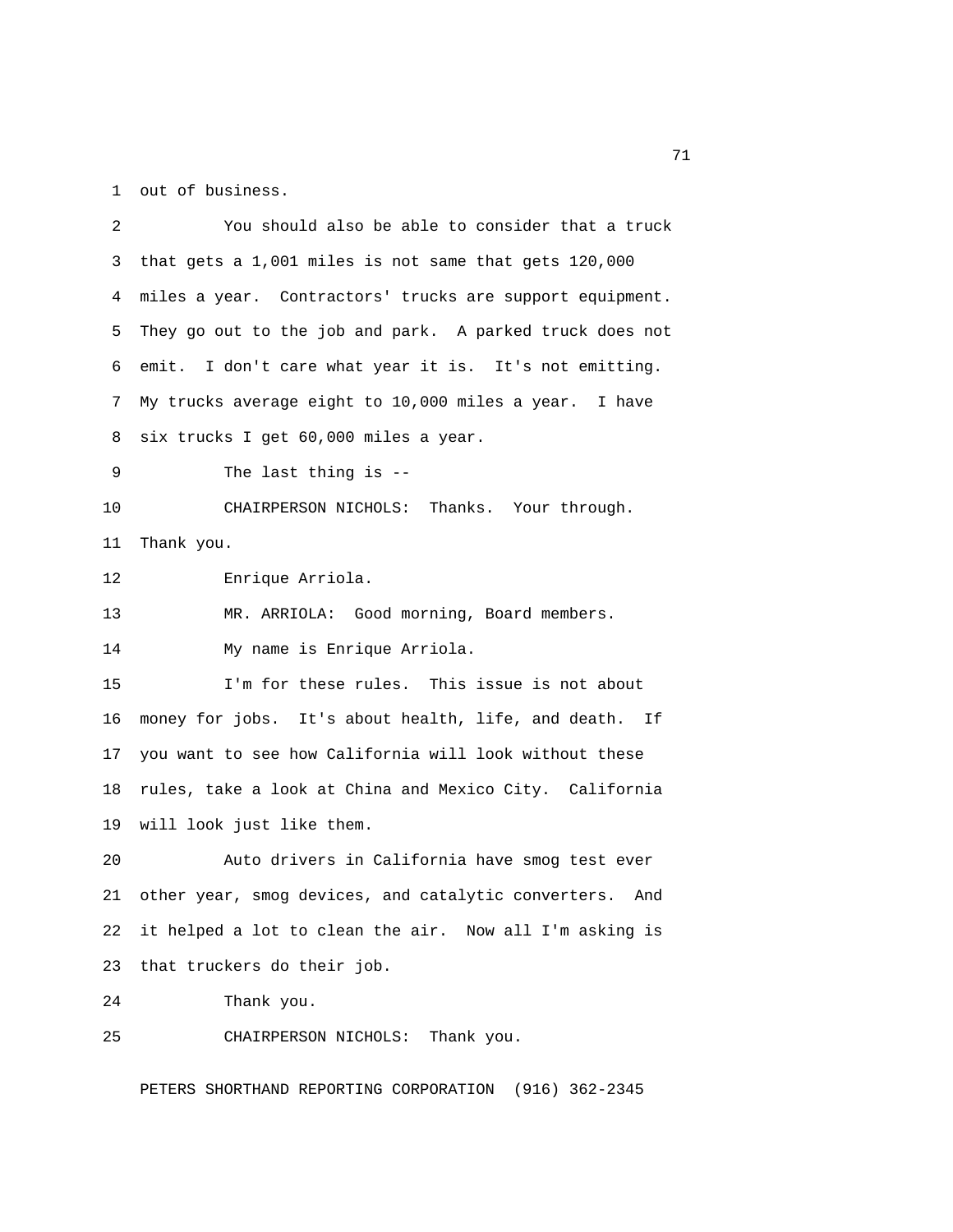out of business.

You should also be able to consider that a truck that gets a 1,001 miles is not same that gets 120,000 miles a year. Contractors' trucks are support equipment. They go out to the job and park. A parked truck does not emit. I don't care what year it is. It's not emitting. My trucks average eight to 10,000 miles a year. I have six trucks I get 60,000 miles a year.

The last thing is --

CHAIRPERSON NICHOLS: Thanks. Your through. Thank you.

Enrique Arriola.

MR. ARRIOLA: Good morning, Board members.

My name is Enrique Arriola.

I'm for these rules. This issue is not about money for jobs. It's about health, life, and death. If you want to see how California will look without these rules, take a look at China and Mexico City. California will look just like them.

Auto drivers in California have smog test ever other year, smog devices, and catalytic converters. And it helped a lot to clean the air. Now all I'm asking is that truckers do their job.

Thank you.

CHAIRPERSON NICHOLS: Thank you.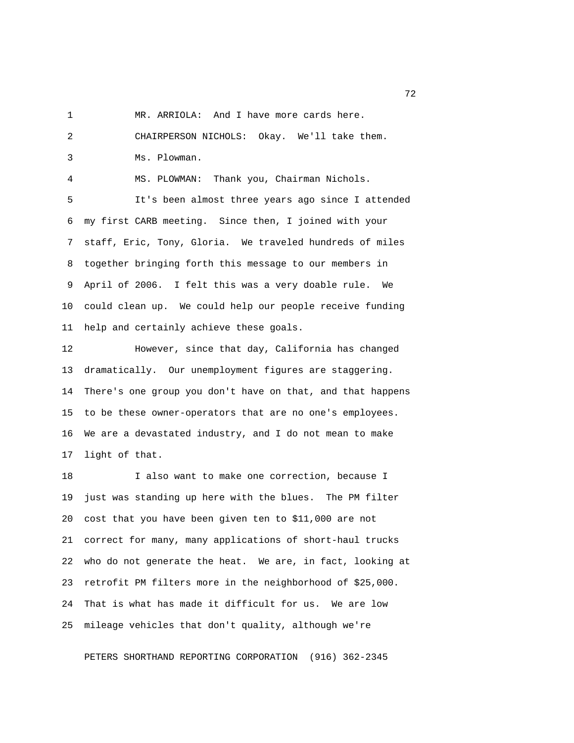MR. ARRIOLA: And I have more cards here.

CHAIRPERSON NICHOLS: Okay. We'll take them.

Ms. Plowman.

MS. PLOWMAN: Thank you, Chairman Nichols.

It's been almost three years ago since I attended my first CARB meeting. Since then, I joined with your staff, Eric, Tony, Gloria. We traveled hundreds of miles together bringing forth this message to our members in April of 2006. I felt this was a very doable rule. We could clean up. We could help our people receive funding help and certainly achieve these goals.

However, since that day, California has changed dramatically. Our unemployment figures are staggering. There's one group you don't have on that, and that happens to be these owner-operators that are no one's employees. We are a devastated industry, and I do not mean to make light of that.

I also want to make one correction, because I just was standing up here with the blues. The PM filter cost that you have been given ten to $11,000 are not correct for many, many applications of short-haul trucks who do not generate the heat. We are, in fact, looking at retrofit PM filters more in the neighborhood of $25,000. That is what has made it difficult for us. We are low mileage vehicles that don't quality, although we're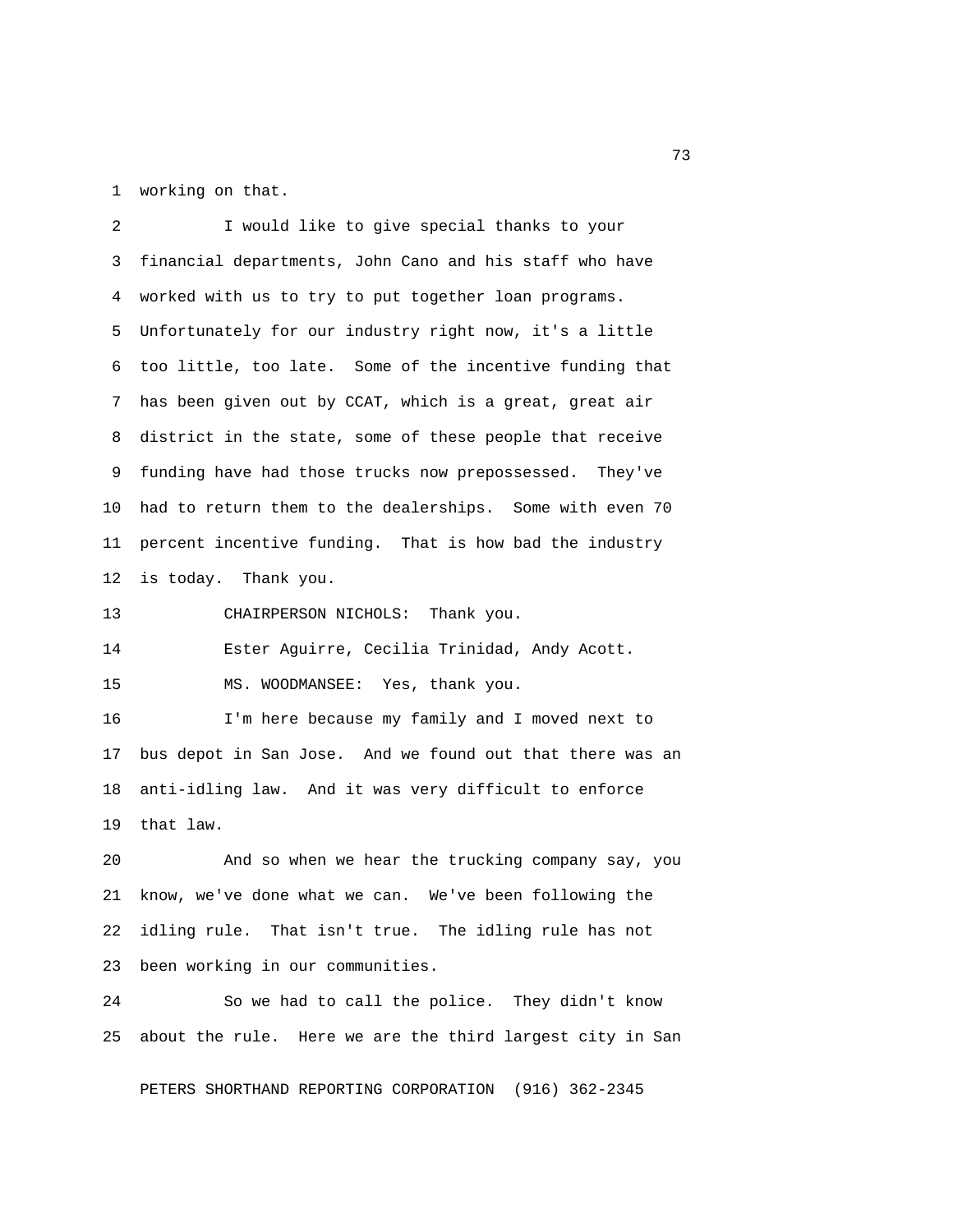working on that.

I would like to give special thanks to your financial departments, John Cano and his staff who have worked with us to try to put together loan programs. Unfortunately for our industry right now, it's a little too little, too late. Some of the incentive funding that has been given out by CCAT, which is a great, great air district in the state, some of these people that receive funding have had those trucks now prepossessed. They've had to return them to the dealerships. Some with even 70 percent incentive funding. That is how bad the industry is today. Thank you.

CHAIRPERSON NICHOLS: Thank you.

Ester Aguirre, Cecilia Trinidad, Andy Acott.

MS. WOODMANSEE: Yes, thank you.

I'm here because my family and I moved next to bus depot in San Jose. And we found out that there was an anti-idling law. And it was very difficult to enforce that law.

And so when we hear the trucking company say, you know, we've done what we can. We've been following the idling rule. That isn't true. The idling rule has not been working in our communities.

So we had to call the police. They didn't know about the rule. Here we are the third largest city in San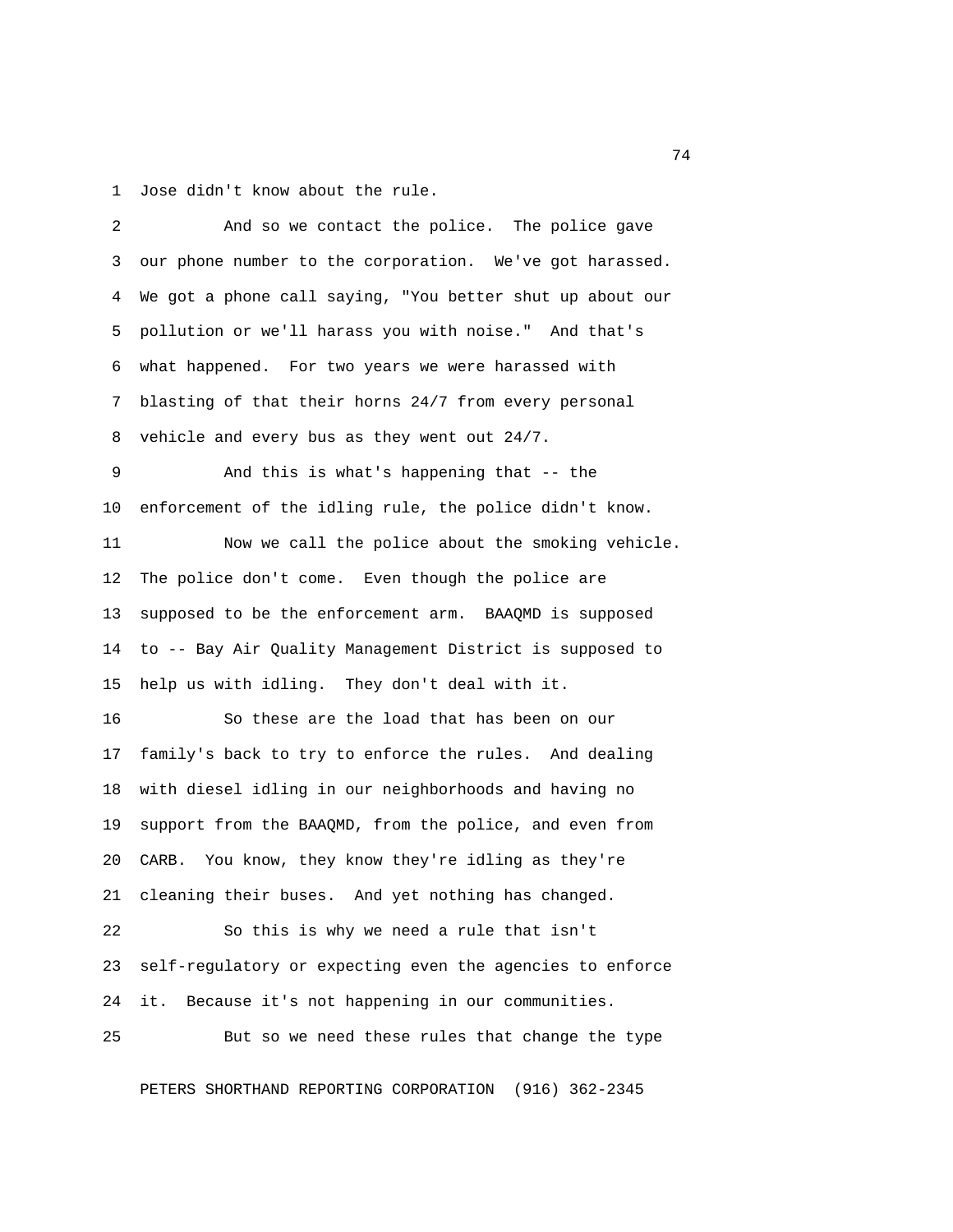Jose didn't know about the rule.

And so we contact the police. The police gave our phone number to the corporation. We've got harassed. We got a phone call saying, "You better shut up about our pollution or we'll harass you with noise." And that's what happened. For two years we were harassed with blasting of that their horns 24/7 from every personal vehicle and every bus as they went out 24/7.

And this is what's happening that -- the enforcement of the idling rule, the police didn't know.

Now we call the police about the smoking vehicle. The police don't come. Even though the police are supposed to be the enforcement arm. BAAQMD is supposed to -- Bay Air Quality Management District is supposed to help us with idling. They don't deal with it.

So these are the load that has been on our family's back to try to enforce the rules. And dealing with diesel idling in our neighborhoods and having no support from the BAAQMD, from the police, and even from CARB. You know, they know they're idling as they're cleaning their buses. And yet nothing has changed.

So this is why we need a rule that isn't self-regulatory or expecting even the agencies to enforce it. Because it's not happening in our communities.

But so we need these rules that change the type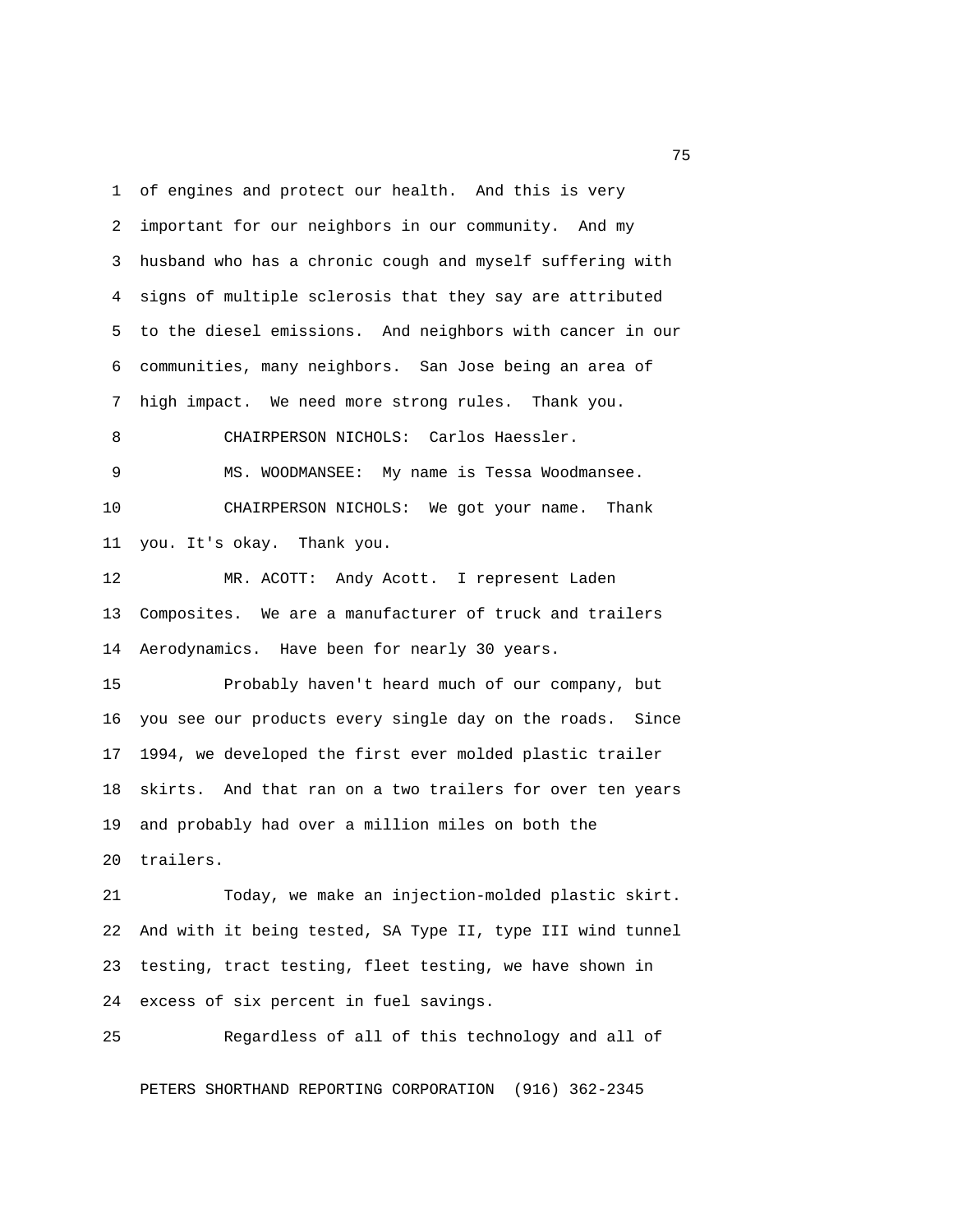of engines and protect our health. And this is very important for our neighbors in our community. And my husband who has a chronic cough and myself suffering with signs of multiple sclerosis that they say are attributed to the diesel emissions. And neighbors with cancer in our communities, many neighbors. San Jose being an area of high impact. We need more strong rules. Thank you.

CHAIRPERSON NICHOLS: Carlos Haessler.

MS. WOODMANSEE: My name is Tessa Woodmansee.

CHAIRPERSON NICHOLS: We got your name. Thank you. It's okay. Thank you.

MR. ACOTT: Andy Acott. I represent Laden Composites. We are a manufacturer of truck and trailers Aerodynamics. Have been for nearly 30 years.

Probably haven't heard much of our company, but you see our products every single day on the roads. Since 1994, we developed the first ever molded plastic trailer skirts. And that ran on a two trailers for over ten years and probably had over a million miles on both the trailers.

Today, we make an injection-molded plastic skirt. And with it being tested, SA Type II, type III wind tunnel testing, tract testing, fleet testing, we have shown in excess of six percent in fuel savings.

Regardless of all of this technology and all of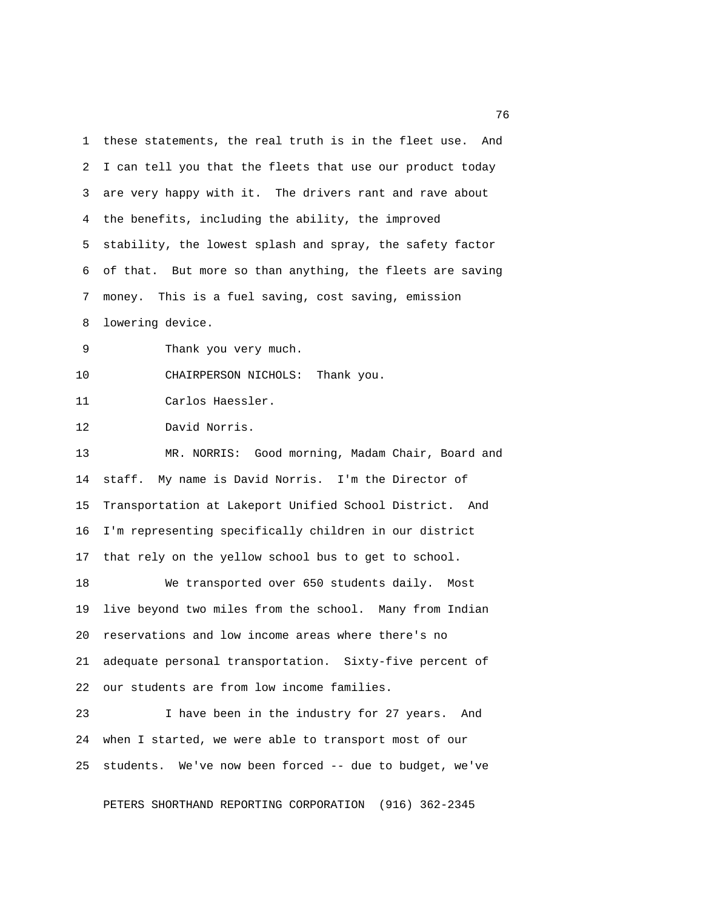these statements, the real truth is in the fleet use. And I can tell you that the fleets that use our product today are very happy with it. The drivers rant and rave about the benefits, including the ability, the improved stability, the lowest splash and spray, the safety factor of that. But more so than anything, the fleets are saving money. This is a fuel saving, cost saving, emission lowering device.

Thank you very much.

CHAIRPERSON NICHOLS: Thank you.

Carlos Haessler.

David Norris.

MR. NORRIS: Good morning, Madam Chair, Board and staff. My name is David Norris. I'm the Director of Transportation at Lakeport Unified School District. And I'm representing specifically children in our district that rely on the yellow school bus to get to school.

We transported over 650 students daily. Most live beyond two miles from the school. Many from Indian reservations and low income areas where there's no adequate personal transportation. Sixty-five percent of our students are from low income families.

I have been in the industry for 27 years. And when I started, we were able to transport most of our students. We've now been forced -- due to budget, we've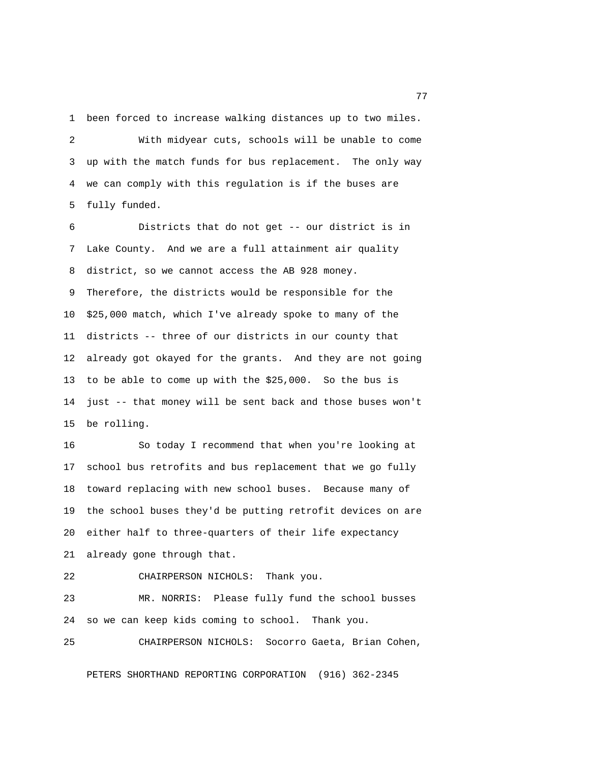been forced to increase walking distances up to two miles.

With midyear cuts, schools will be unable to come up with the match funds for bus replacement. The only way we can comply with this regulation is if the buses are fully funded.

Districts that do not get -- our district is in Lake County. And we are a full attainment air quality district, so we cannot access the AB 928 money. Therefore, the districts would be responsible for the $25,000 match, which I've already spoke to many of the districts -- three of our districts in our county that already got okayed for the grants. And they are not going to be able to come up with the $25,000. So the bus is just -- that money will be sent back and those buses won't be rolling.

So today I recommend that when you're looking at school bus retrofits and bus replacement that we go fully toward replacing with new school buses. Because many of the school buses they'd be putting retrofit devices on are either half to three-quarters of their life expectancy already gone through that.

CHAIRPERSON NICHOLS: Thank you.

MR. NORRIS: Please fully fund the school busses so we can keep kids coming to school. Thank you.

CHAIRPERSON NICHOLS: Socorro Gaeta, Brian Cohen,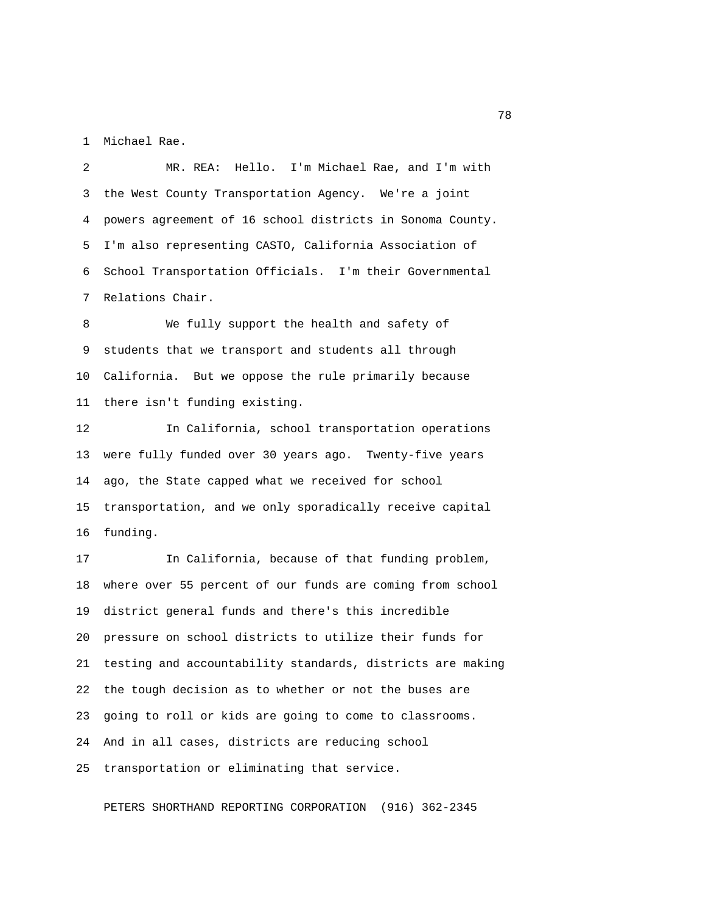Michael Rae.

MR. REA: Hello. I'm Michael Rae, and I'm with the West County Transportation Agency. We're a joint powers agreement of 16 school districts in Sonoma County. I'm also representing CASTO, California Association of School Transportation Officials. I'm their Governmental Relations Chair.

We fully support the health and safety of students that we transport and students all through California. But we oppose the rule primarily because there isn't funding existing.

In California, school transportation operations were fully funded over 30 years ago. Twenty-five years ago, the State capped what we received for school transportation, and we only sporadically receive capital funding.

In California, because of that funding problem, where over 55 percent of our funds are coming from school district general funds and there's this incredible pressure on school districts to utilize their funds for testing and accountability standards, districts are making the tough decision as to whether or not the buses are going to roll or kids are going to come to classrooms. And in all cases, districts are reducing school transportation or eliminating that service.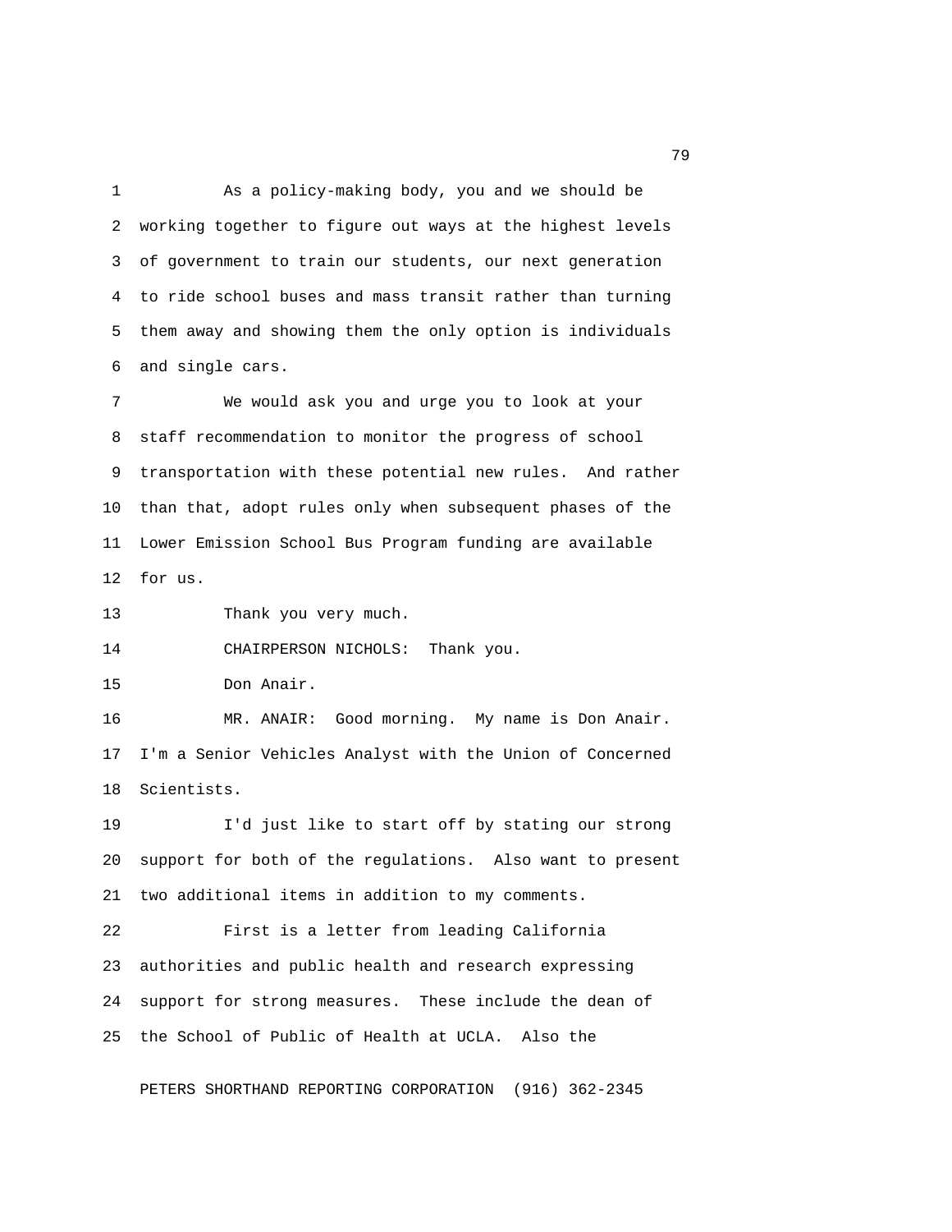As a policy-making body, you and we should be working together to figure out ways at the highest levels of government to train our students, our next generation to ride school buses and mass transit rather than turning them away and showing them the only option is individuals and single cars.

We would ask you and urge you to look at your staff recommendation to monitor the progress of school transportation with these potential new rules. And rather than that, adopt rules only when subsequent phases of the Lower Emission School Bus Program funding are available for us.

Thank you very much.

CHAIRPERSON NICHOLS: Thank you.

Don Anair.

MR. ANAIR: Good morning. My name is Don Anair. I'm a Senior Vehicles Analyst with the Union of Concerned Scientists.

I'd just like to start off by stating our strong support for both of the regulations. Also want to present two additional items in addition to my comments.

First is a letter from leading California authorities and public health and research expressing support for strong measures. These include the dean of the School of Public of Health at UCLA. Also the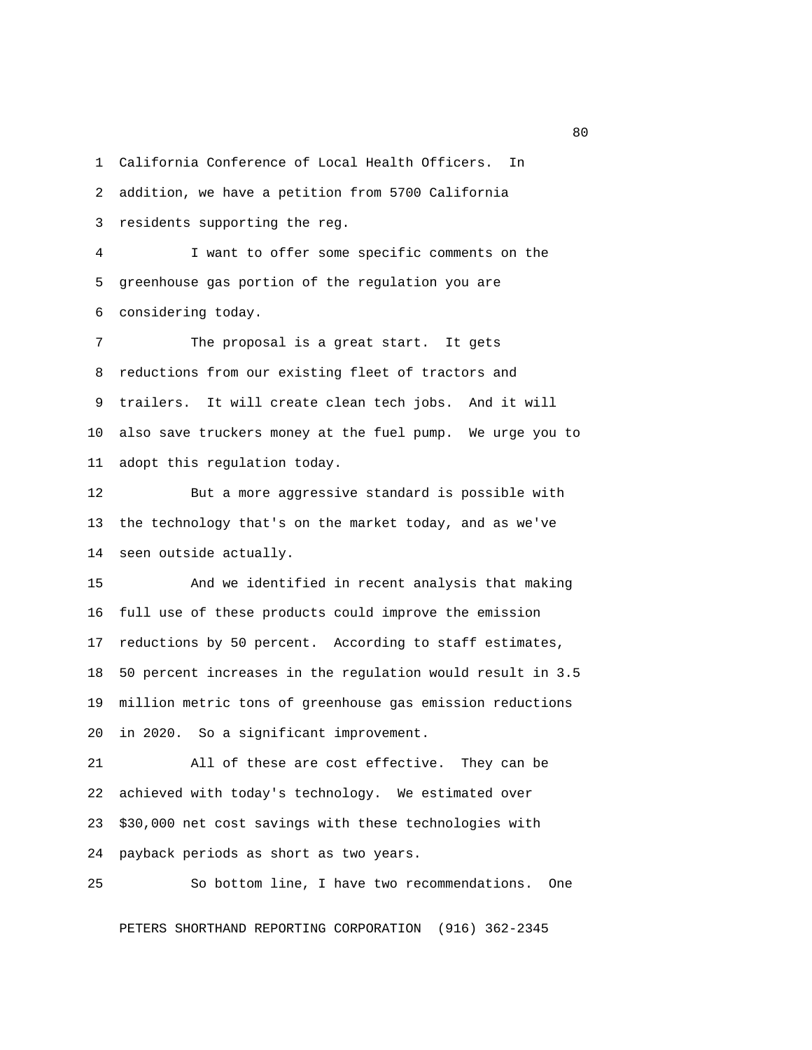California Conference of Local Health Officers. In addition, we have a petition from 5700 California residents supporting the reg.

I want to offer some specific comments on the greenhouse gas portion of the regulation you are considering today.

The proposal is a great start. It gets reductions from our existing fleet of tractors and trailers. It will create clean tech jobs. And it will also save truckers money at the fuel pump. We urge you to adopt this regulation today.

But a more aggressive standard is possible with the technology that's on the market today, and as we've seen outside actually.

And we identified in recent analysis that making full use of these products could improve the emission reductions by 50 percent. According to staff estimates, 50 percent increases in the regulation would result in 3.5 million metric tons of greenhouse gas emission reductions in 2020. So a significant improvement.

All of these are cost effective. They can be achieved with today's technology. We estimated over $30,000 net cost savings with these technologies with payback periods as short as two years.

So bottom line, I have two recommendations. One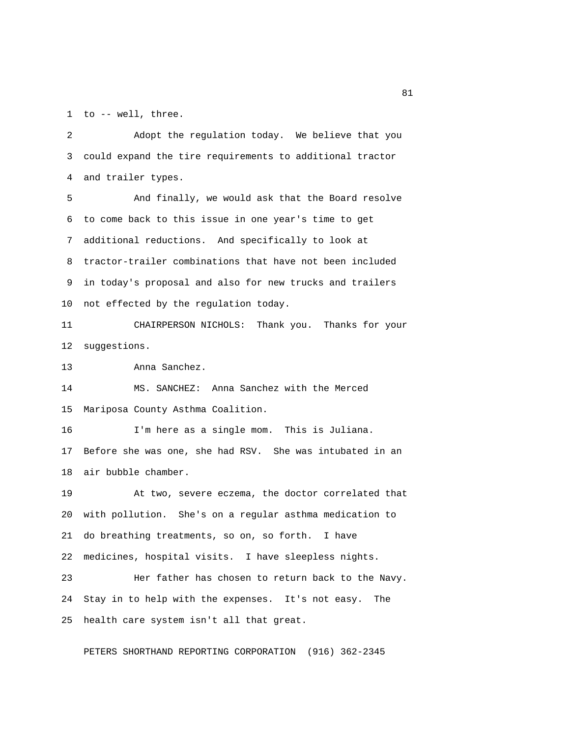to -- well, three.

Adopt the regulation today. We believe that you could expand the tire requirements to additional tractor and trailer types.

And finally, we would ask that the Board resolve to come back to this issue in one year's time to get additional reductions. And specifically to look at tractor-trailer combinations that have not been included in today's proposal and also for new trucks and trailers not effected by the regulation today.

CHAIRPERSON NICHOLS: Thank you. Thanks for your suggestions.

Anna Sanchez.

MS. SANCHEZ: Anna Sanchez with the Merced Mariposa County Asthma Coalition.

I'm here as a single mom. This is Juliana. Before she was one, she had RSV. She was intubated in an air bubble chamber.

At two, severe eczema, the doctor correlated that with pollution. She's on a regular asthma medication to do breathing treatments, so on, so forth. I have medicines, hospital visits. I have sleepless nights.

Her father has chosen to return back to the Navy. Stay in to help with the expenses. It's not easy. The health care system isn't all that great.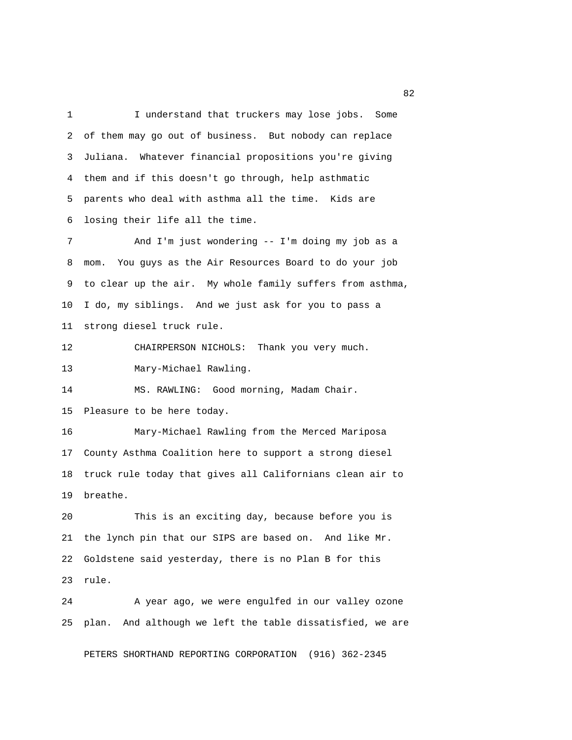I understand that truckers may lose jobs. Some of them may go out of business. But nobody can replace Juliana. Whatever financial propositions you're giving them and if this doesn't go through, help asthmatic parents who deal with asthma all the time. Kids are losing their life all the time.

And I'm just wondering -- I'm doing my job as a mom. You guys as the Air Resources Board to do your job to clear up the air. My whole family suffers from asthma, I do, my siblings. And we just ask for you to pass a strong diesel truck rule.

CHAIRPERSON NICHOLS: Thank you very much.

Mary-Michael Rawling.

MS. RAWLING: Good morning, Madam Chair. Pleasure to be here today.

Mary-Michael Rawling from the Merced Mariposa County Asthma Coalition here to support a strong diesel truck rule today that gives all Californians clean air to breathe.

This is an exciting day, because before you is the lynch pin that our SIPS are based on. And like Mr. Goldstene said yesterday, there is no Plan B for this rule.

A year ago, we were engulfed in our valley ozone plan. And although we left the table dissatisfied, we are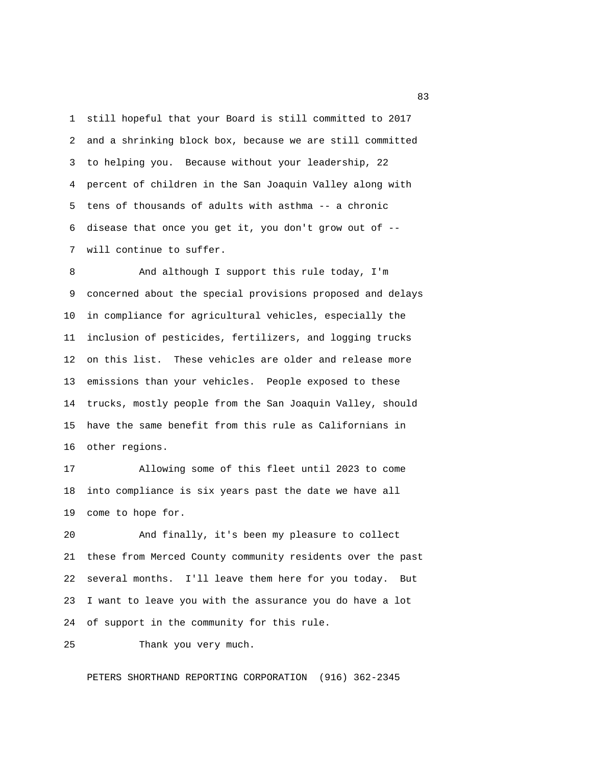still hopeful that your Board is still committed to 2017 and a shrinking block box, because we are still committed to helping you. Because without your leadership, 22 percent of children in the San Joaquin Valley along with tens of thousands of adults with asthma -- a chronic disease that once you get it, you don't grow out of -- will continue to suffer.

And although I support this rule today, I'm concerned about the special provisions proposed and delays in compliance for agricultural vehicles, especially the inclusion of pesticides, fertilizers, and logging trucks on this list. These vehicles are older and release more emissions than your vehicles. People exposed to these trucks, mostly people from the San Joaquin Valley, should have the same benefit from this rule as Californians in other regions.

Allowing some of this fleet until 2023 to come into compliance is six years past the date we have all come to hope for.

And finally, it's been my pleasure to collect these from Merced County community residents over the past several months. I'll leave them here for you today. But I want to leave you with the assurance you do have a lot of support in the community for this rule.

Thank you very much.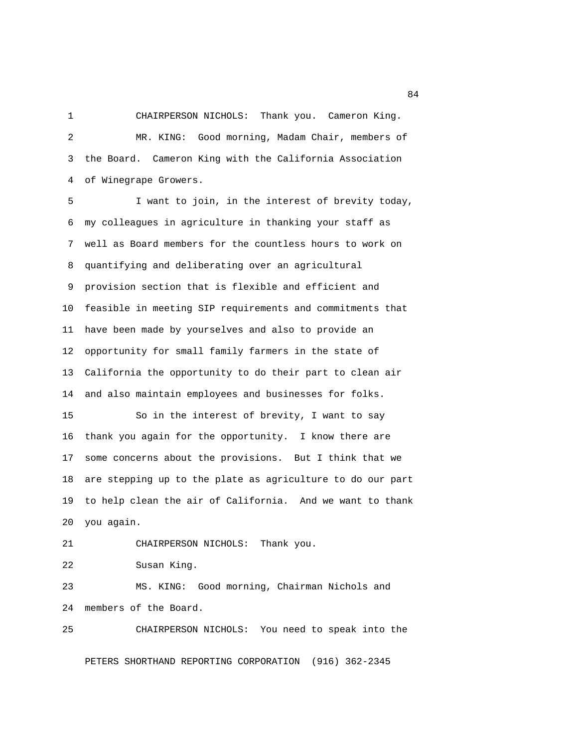CHAIRPERSON NICHOLS: Thank you. Cameron King.

MR. KING: Good morning, Madam Chair, members of the Board. Cameron King with the California Association of Winegrape Growers.

I want to join, in the interest of brevity today, my colleagues in agriculture in thanking your staff as well as Board members for the countless hours to work on quantifying and deliberating over an agricultural provision section that is flexible and efficient and feasible in meeting SIP requirements and commitments that have been made by yourselves and also to provide an opportunity for small family farmers in the state of California the opportunity to do their part to clean air and also maintain employees and businesses for folks.

So in the interest of brevity, I want to say thank you again for the opportunity. I know there are some concerns about the provisions. But I think that we are stepping up to the plate as agriculture to do our part to help clean the air of California. And we want to thank you again.

CHAIRPERSON NICHOLS: Thank you.

Susan King.

MS. KING: Good morning, Chairman Nichols and members of the Board.

CHAIRPERSON NICHOLS: You need to speak into the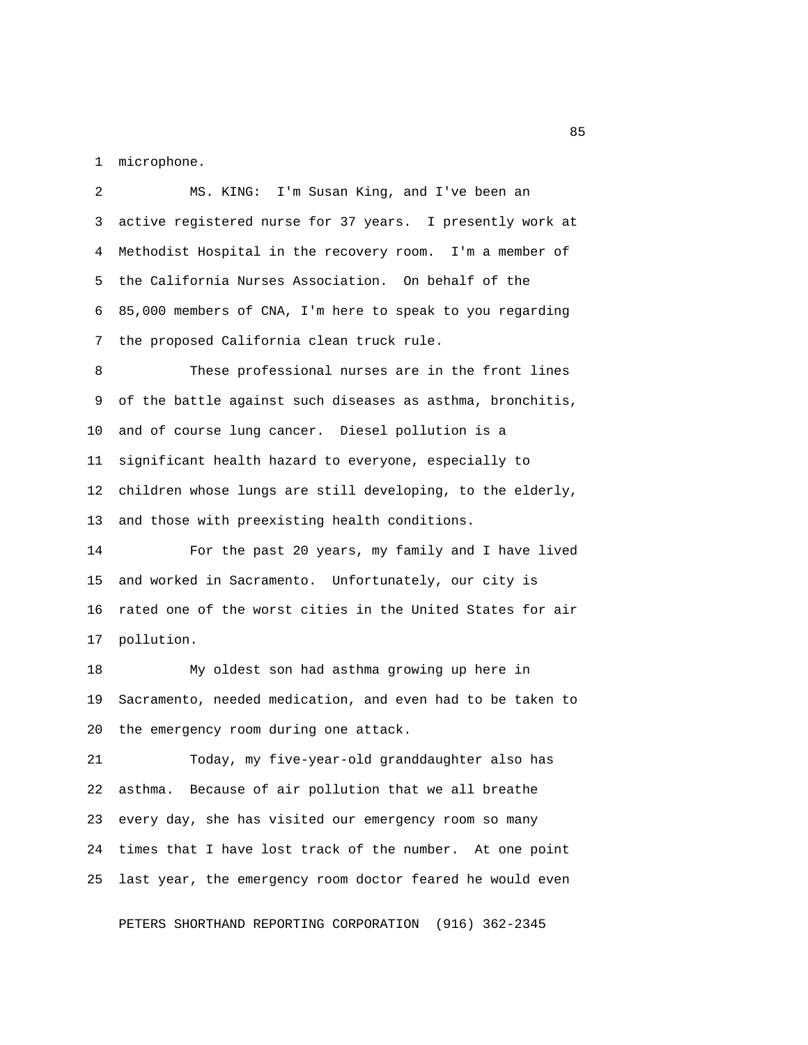microphone.

MS. KING: I'm Susan King, and I've been an active registered nurse for 37 years. I presently work at Methodist Hospital in the recovery room. I'm a member of the California Nurses Association. On behalf of the 85,000 members of CNA, I'm here to speak to you regarding the proposed California clean truck rule.

These professional nurses are in the front lines of the battle against such diseases as asthma, bronchitis, and of course lung cancer. Diesel pollution is a significant health hazard to everyone, especially to children whose lungs are still developing, to the elderly, and those with preexisting health conditions.

For the past 20 years, my family and I have lived and worked in Sacramento. Unfortunately, our city is rated one of the worst cities in the United States for air pollution.

My oldest son had asthma growing up here in Sacramento, needed medication, and even had to be taken to the emergency room during one attack.

Today, my five-year-old granddaughter also has asthma. Because of air pollution that we all breathe every day, she has visited our emergency room so many times that I have lost track of the number. At one point last year, the emergency room doctor feared he would even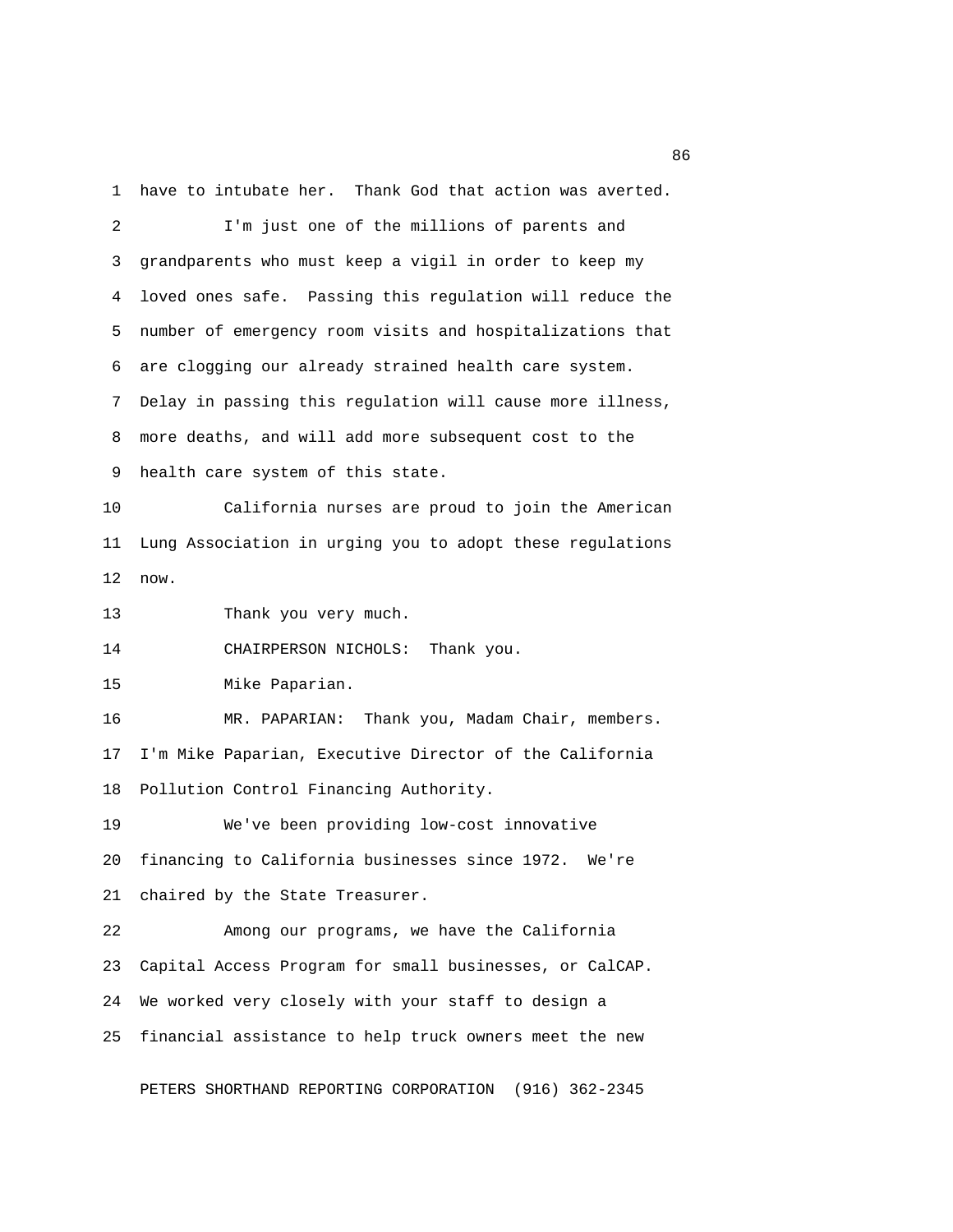have to intubate her. Thank God that action was averted.

I'm just one of the millions of parents and grandparents who must keep a vigil in order to keep my loved ones safe. Passing this regulation will reduce the number of emergency room visits and hospitalizations that are clogging our already strained health care system. Delay in passing this regulation will cause more illness, more deaths, and will add more subsequent cost to the health care system of this state.

California nurses are proud to join the American Lung Association in urging you to adopt these regulations now.

Thank you very much.

CHAIRPERSON NICHOLS: Thank you.

Mike Paparian.

MR. PAPARIAN: Thank you, Madam Chair, members. I'm Mike Paparian, Executive Director of the California Pollution Control Financing Authority.

We've been providing low-cost innovative financing to California businesses since 1972. We're chaired by the State Treasurer.

Among our programs, we have the California Capital Access Program for small businesses, or CalCAP. We worked very closely with your staff to design a financial assistance to help truck owners meet the new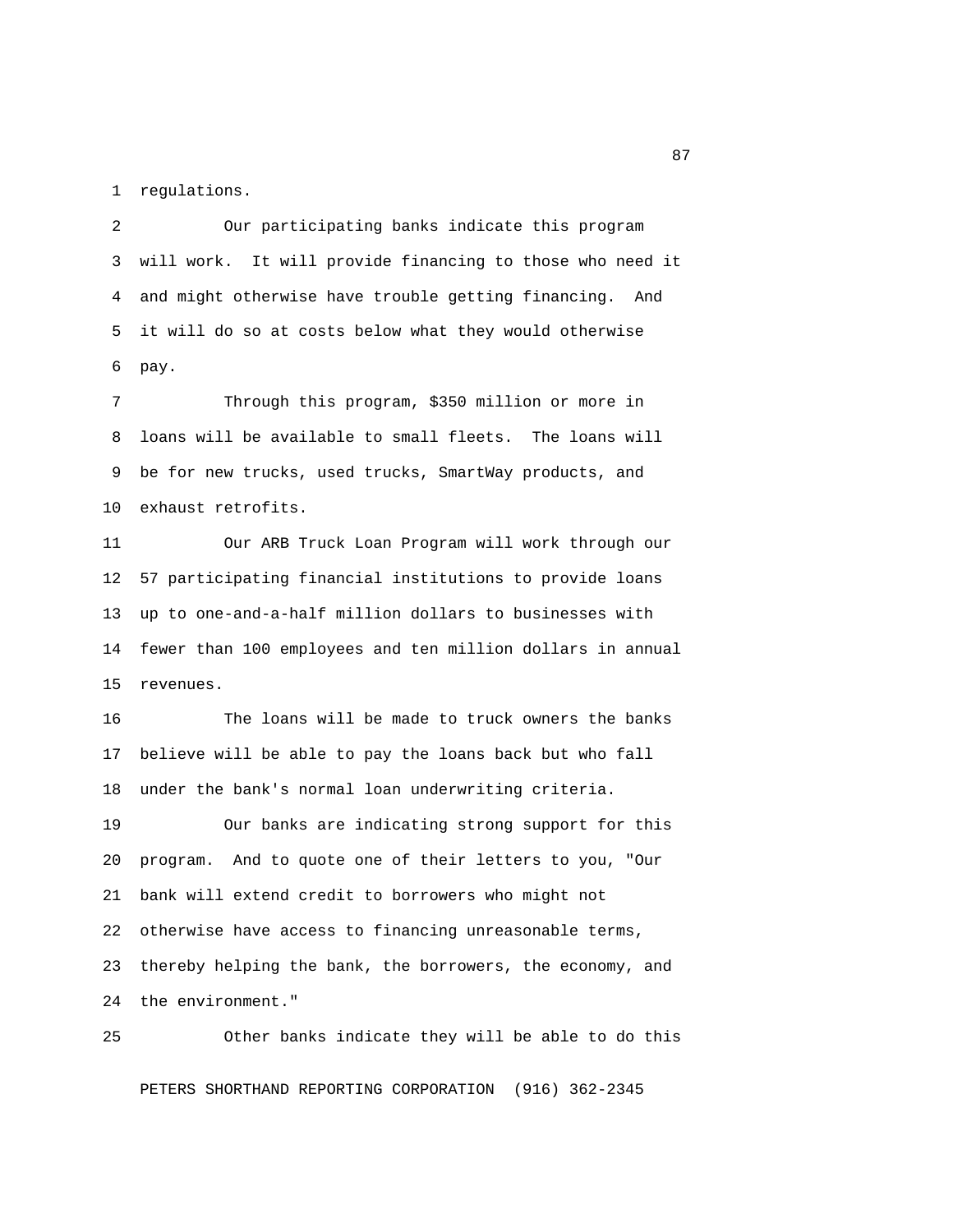regulations.

Our participating banks indicate this program will work. It will provide financing to those who need it and might otherwise have trouble getting financing. And it will do so at costs below what they would otherwise pay.

Through this program, $350 million or more in loans will be available to small fleets. The loans will be for new trucks, used trucks, SmartWay products, and exhaust retrofits.

Our ARB Truck Loan Program will work through our 57 participating financial institutions to provide loans up to one-and-a-half million dollars to businesses with fewer than 100 employees and ten million dollars in annual revenues.

The loans will be made to truck owners the banks believe will be able to pay the loans back but who fall under the bank's normal loan underwriting criteria.

Our banks are indicating strong support for this program. And to quote one of their letters to you, "Our bank will extend credit to borrowers who might not otherwise have access to financing unreasonable terms, thereby helping the bank, the borrowers, the economy, and the environment."

Other banks indicate they will be able to do this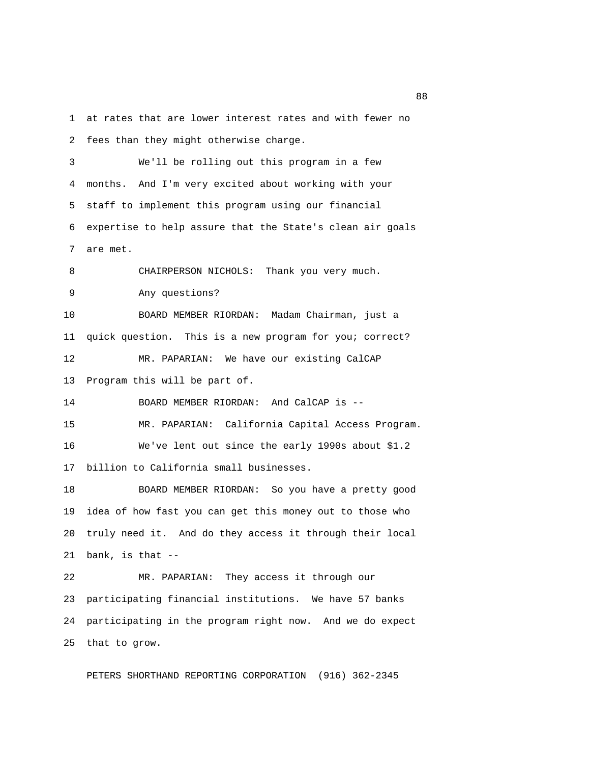at rates that are lower interest rates and with fewer no fees than they might otherwise charge.

We'll be rolling out this program in a few months. And I'm very excited about working with your staff to implement this program using our financial expertise to help assure that the State's clean air goals are met.

CHAIRPERSON NICHOLS: Thank you very much.

Any questions?

BOARD MEMBER RIORDAN: Madam Chairman, just a quick question. This is a new program for you; correct?

MR. PAPARIAN: We have our existing CalCAP Program this will be part of.

BOARD MEMBER RIORDAN: And CalCAP is --

MR. PAPARIAN: California Capital Access Program.

We've lent out since the early 1990s about $1.2 billion to California small businesses.

BOARD MEMBER RIORDAN: So you have a pretty good idea of how fast you can get this money out to those who truly need it. And do they access it through their local bank, is that --

MR. PAPARIAN: They access it through our participating financial institutions. We have 57 banks participating in the program right now. And we do expect that to grow.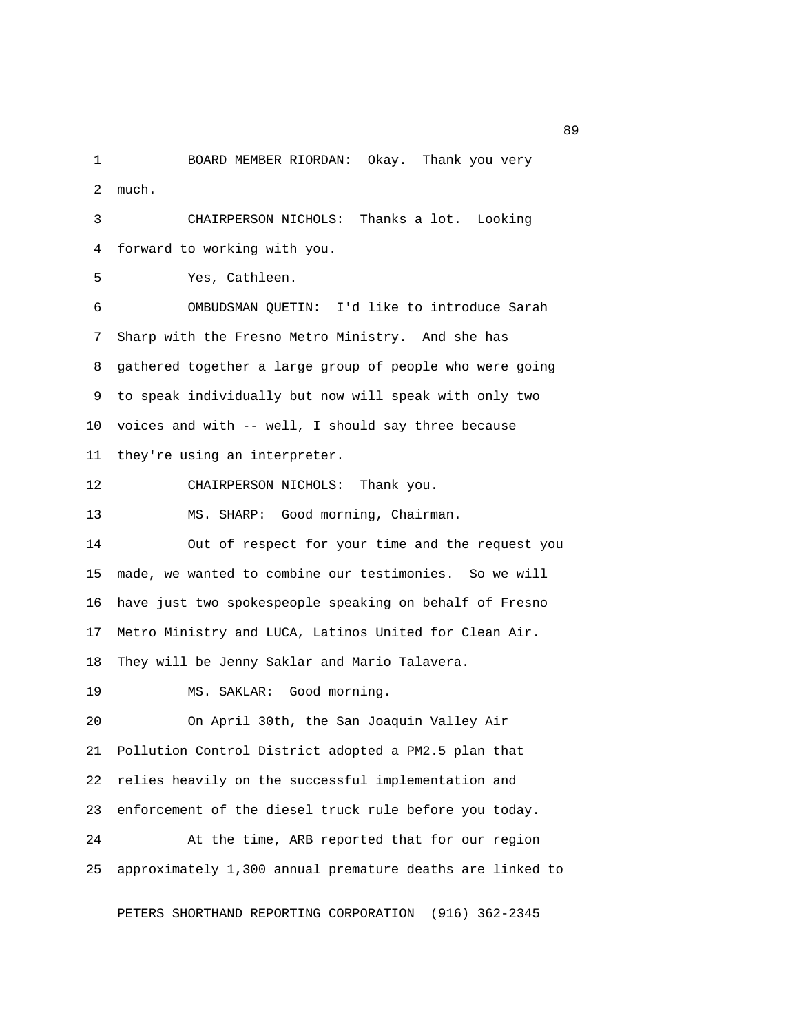BOARD MEMBER RIORDAN: Okay. Thank you very much.

CHAIRPERSON NICHOLS: Thanks a lot. Looking forward to working with you.

Yes, Cathleen.

OMBUDSMAN QUETIN: I'd like to introduce Sarah Sharp with the Fresno Metro Ministry. And she has gathered together a large group of people who were going to speak individually but now will speak with only two voices and with -- well, I should say three because they're using an interpreter.

CHAIRPERSON NICHOLS: Thank you.

MS. SHARP: Good morning, Chairman.

Out of respect for your time and the request you made, we wanted to combine our testimonies. So we will have just two spokespeople speaking on behalf of Fresno Metro Ministry and LUCA, Latinos United for Clean Air. They will be Jenny Saklar and Mario Talavera.

MS. SAKLAR: Good morning.

On April 30th, the San Joaquin Valley Air Pollution Control District adopted a PM2.5 plan that relies heavily on the successful implementation and enforcement of the diesel truck rule before you today.

At the time, ARB reported that for our region approximately 1,300 annual premature deaths are linked to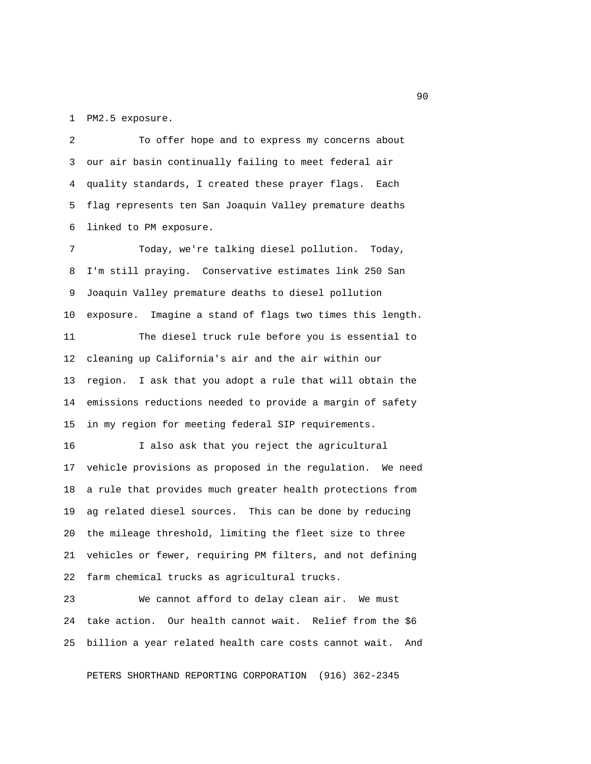PM2.5 exposure.

To offer hope and to express my concerns about our air basin continually failing to meet federal air quality standards, I created these prayer flags. Each flag represents ten San Joaquin Valley premature deaths linked to PM exposure.

Today, we're talking diesel pollution. Today, I'm still praying. Conservative estimates link 250 San Joaquin Valley premature deaths to diesel pollution exposure. Imagine a stand of flags two times this length.

The diesel truck rule before you is essential to cleaning up California's air and the air within our region. I ask that you adopt a rule that will obtain the emissions reductions needed to provide a margin of safety in my region for meeting federal SIP requirements.

I also ask that you reject the agricultural vehicle provisions as proposed in the regulation. We need a rule that provides much greater health protections from ag related diesel sources. This can be done by reducing the mileage threshold, limiting the fleet size to three vehicles or fewer, requiring PM filters, and not defining farm chemical trucks as agricultural trucks.

We cannot afford to delay clean air. We must take action. Our health cannot wait. Relief from the $6 billion a year related health care costs cannot wait. And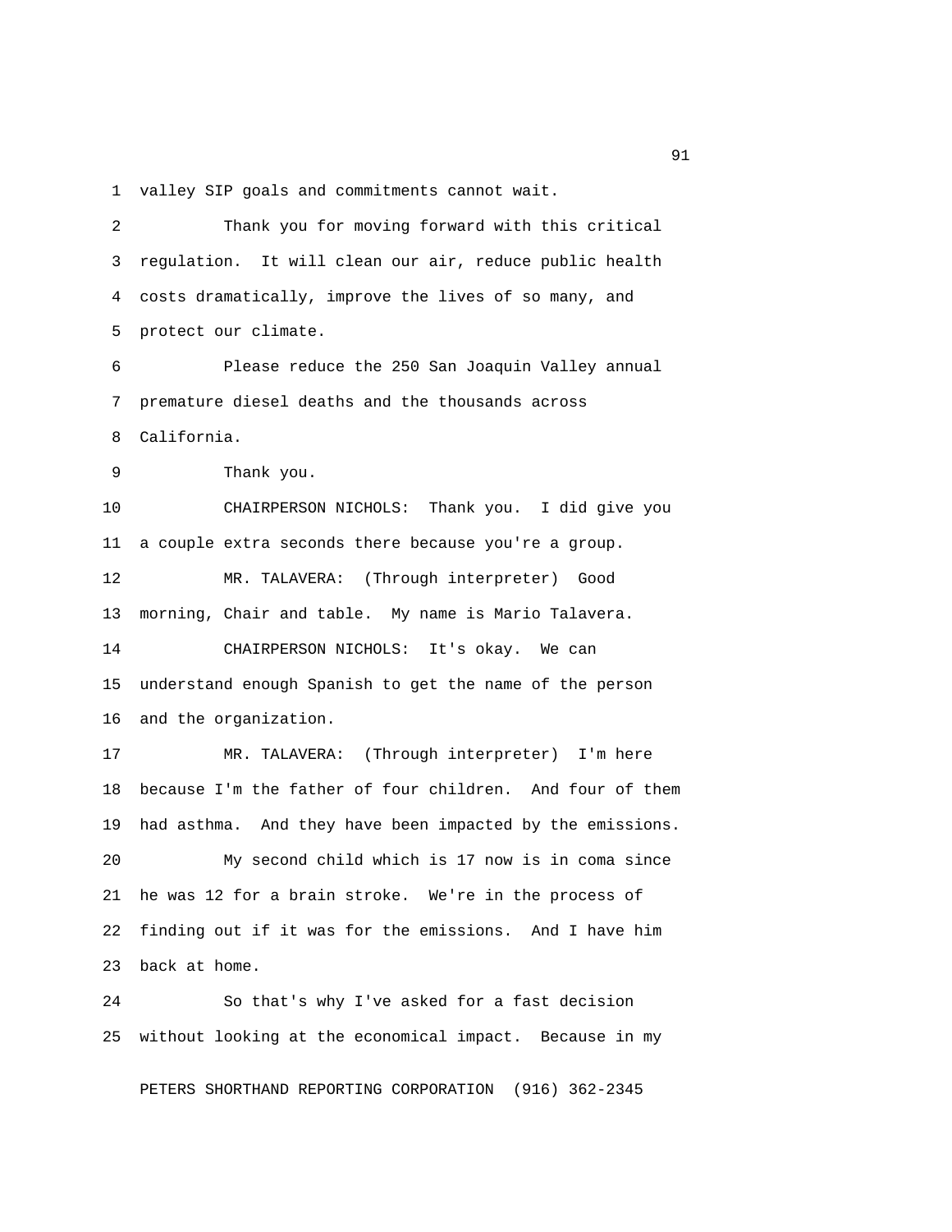valley SIP goals and commitments cannot wait.

Thank you for moving forward with this critical regulation. It will clean our air, reduce public health costs dramatically, improve the lives of so many, and protect our climate.

Please reduce the 250 San Joaquin Valley annual premature diesel deaths and the thousands across California.

Thank you.

CHAIRPERSON NICHOLS: Thank you. I did give you a couple extra seconds there because you're a group.

MR. TALAVERA: (Through interpreter) Good morning, Chair and table. My name is Mario Talavera.

CHAIRPERSON NICHOLS: It's okay. We can understand enough Spanish to get the name of the person and the organization.

MR. TALAVERA: (Through interpreter) I'm here because I'm the father of four children. And four of them had asthma. And they have been impacted by the emissions.

My second child which is 17 now is in coma since he was 12 for a brain stroke. We're in the process of finding out if it was for the emissions. And I have him back at home.

So that's why I've asked for a fast decision without looking at the economical impact. Because in my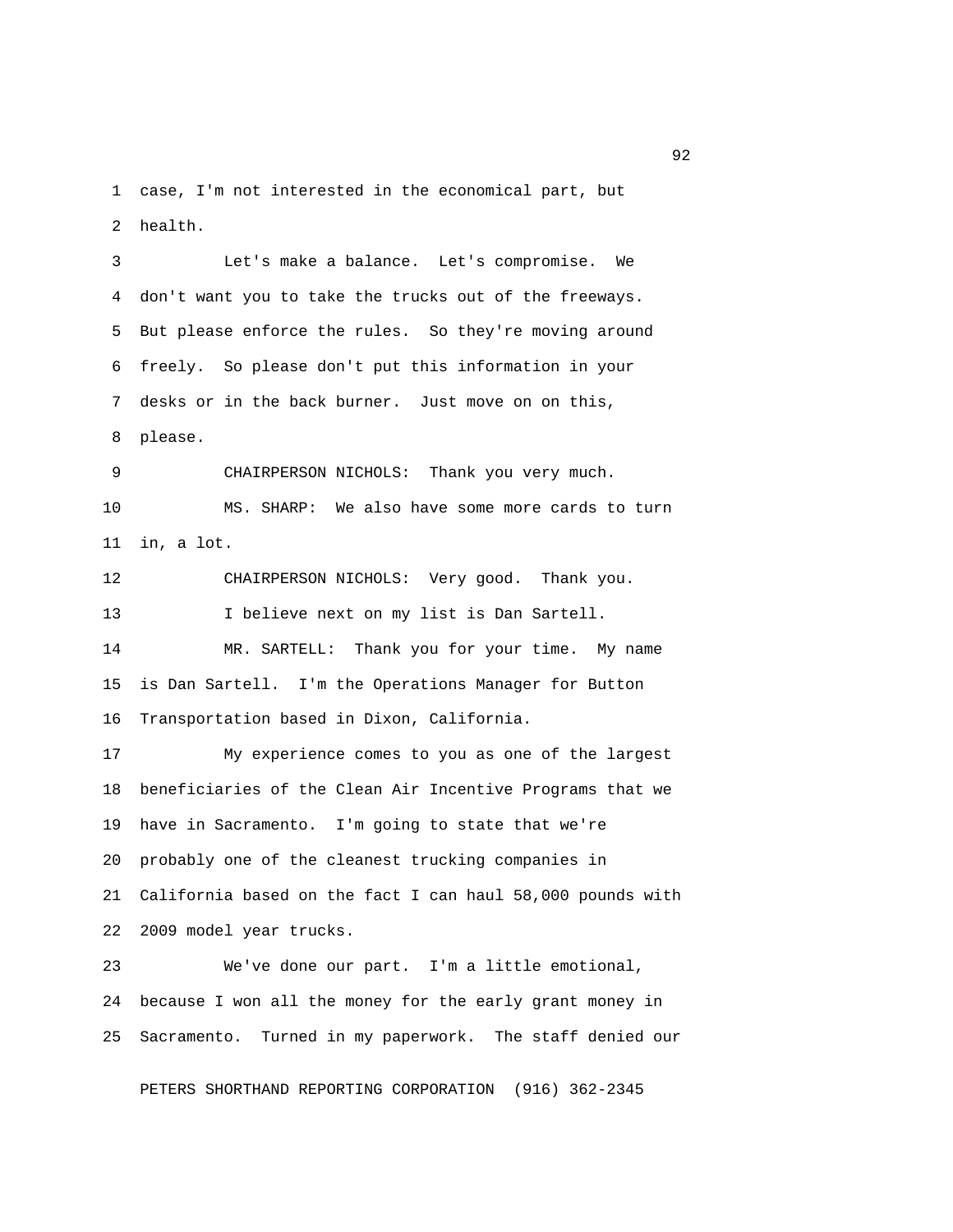case, I'm not interested in the economical part, but health.

Let's make a balance. Let's compromise. We don't want you to take the trucks out of the freeways. But please enforce the rules. So they're moving around freely. So please don't put this information in your desks or in the back burner. Just move on on this, please.

CHAIRPERSON NICHOLS: Thank you very much.

MS. SHARP: We also have some more cards to turn in, a lot.

CHAIRPERSON NICHOLS: Very good. Thank you.

I believe next on my list is Dan Sartell.

MR. SARTELL: Thank you for your time. My name is Dan Sartell. I'm the Operations Manager for Button Transportation based in Dixon, California.

My experience comes to you as one of the largest beneficiaries of the Clean Air Incentive Programs that we have in Sacramento. I'm going to state that we're probably one of the cleanest trucking companies in California based on the fact I can haul 58,000 pounds with 2009 model year trucks.

We've done our part. I'm a little emotional, because I won all the money for the early grant money in Sacramento. Turned in my paperwork. The staff denied our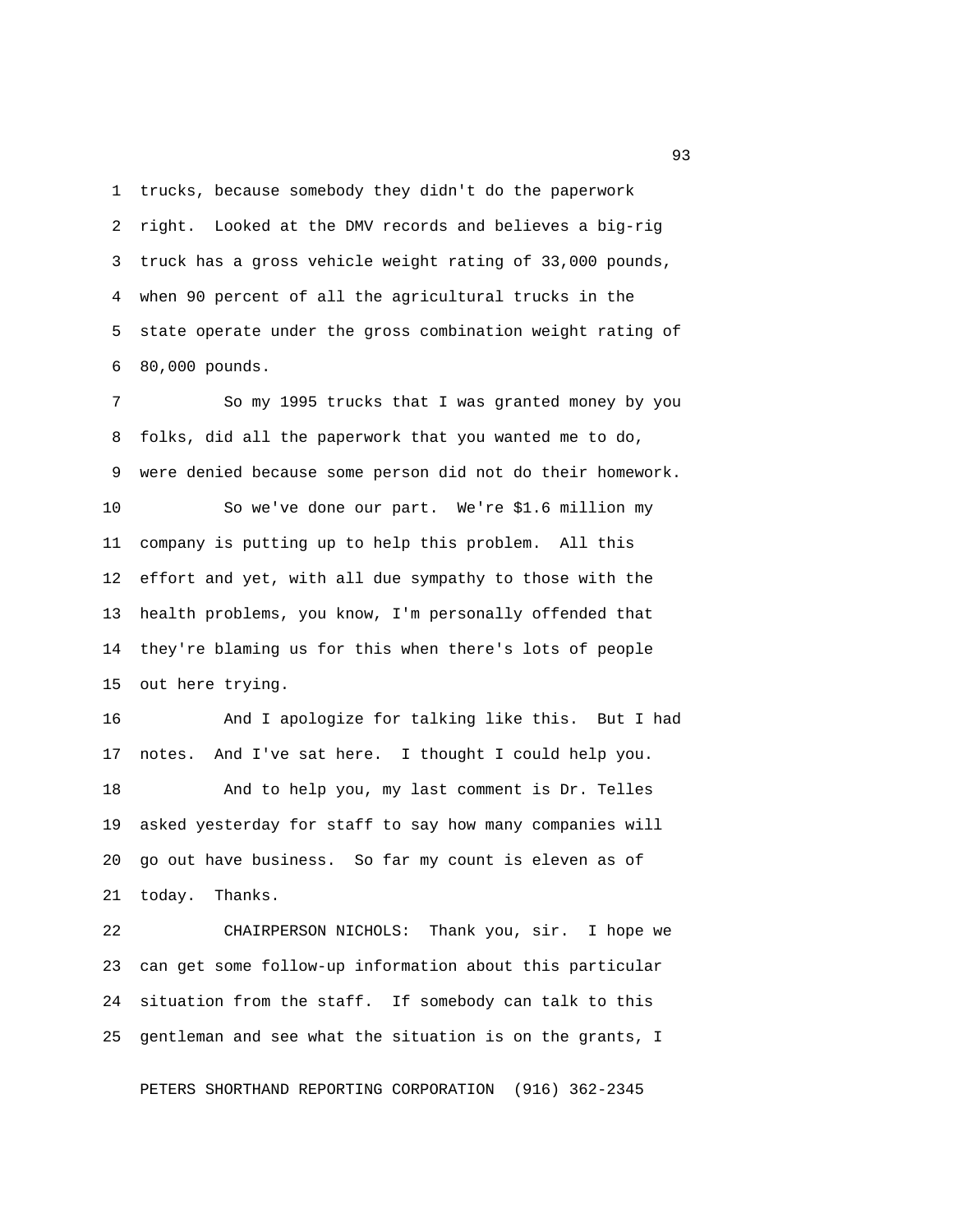trucks, because somebody they didn't do the paperwork right. Looked at the DMV records and believes a big-rig truck has a gross vehicle weight rating of 33,000 pounds, when 90 percent of all the agricultural trucks in the state operate under the gross combination weight rating of 80,000 pounds.

So my 1995 trucks that I was granted money by you folks, did all the paperwork that you wanted me to do, were denied because some person did not do their homework.

So we've done our part. We're $1.6 million my company is putting up to help this problem. All this effort and yet, with all due sympathy to those with the health problems, you know, I'm personally offended that they're blaming us for this when there's lots of people out here trying.

And I apologize for talking like this. But I had notes. And I've sat here. I thought I could help you.

And to help you, my last comment is Dr. Telles asked yesterday for staff to say how many companies will go out have business. So far my count is eleven as of today. Thanks.

CHAIRPERSON NICHOLS: Thank you, sir. I hope we can get some follow-up information about this particular situation from the staff. If somebody can talk to this gentleman and see what the situation is on the grants, I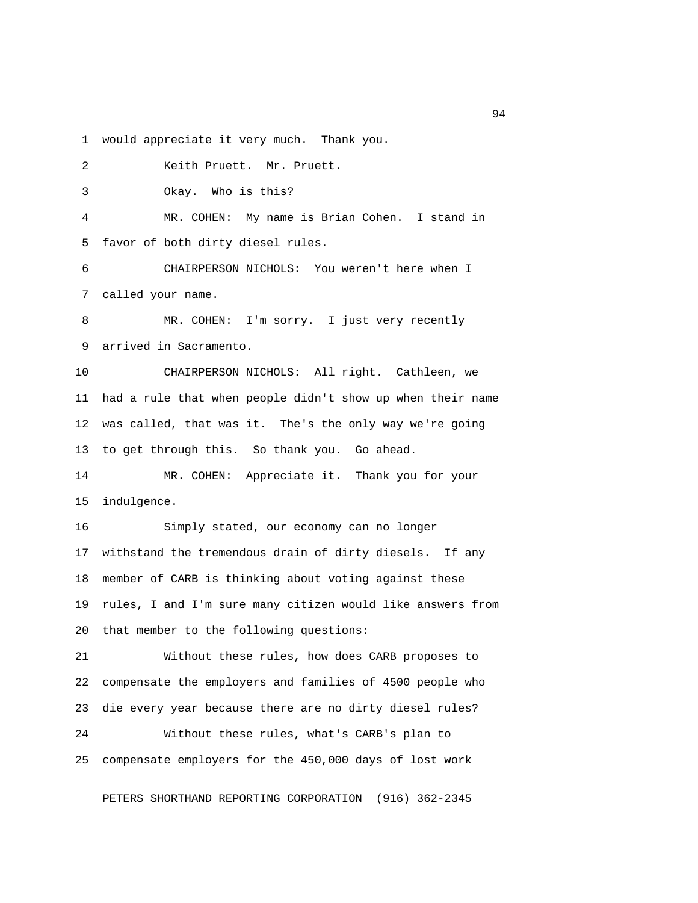would appreciate it very much. Thank you.

Keith Pruett. Mr. Pruett.

Okay. Who is this?

MR. COHEN: My name is Brian Cohen. I stand in favor of both dirty diesel rules.

CHAIRPERSON NICHOLS: You weren't here when I called your name.

MR. COHEN: I'm sorry. I just very recently arrived in Sacramento.

CHAIRPERSON NICHOLS: All right. Cathleen, we had a rule that when people didn't show up when their name was called, that was it. The's the only way we're going to get through this. So thank you. Go ahead.

MR. COHEN: Appreciate it. Thank you for your indulgence.

Simply stated, our economy can no longer withstand the tremendous drain of dirty diesels. If any member of CARB is thinking about voting against these rules, I and I'm sure many citizen would like answers from that member to the following questions:

Without these rules, how does CARB proposes to compensate the employers and families of 4500 people who die every year because there are no dirty diesel rules?

Without these rules, what's CARB's plan to compensate employers for the 450,000 days of lost work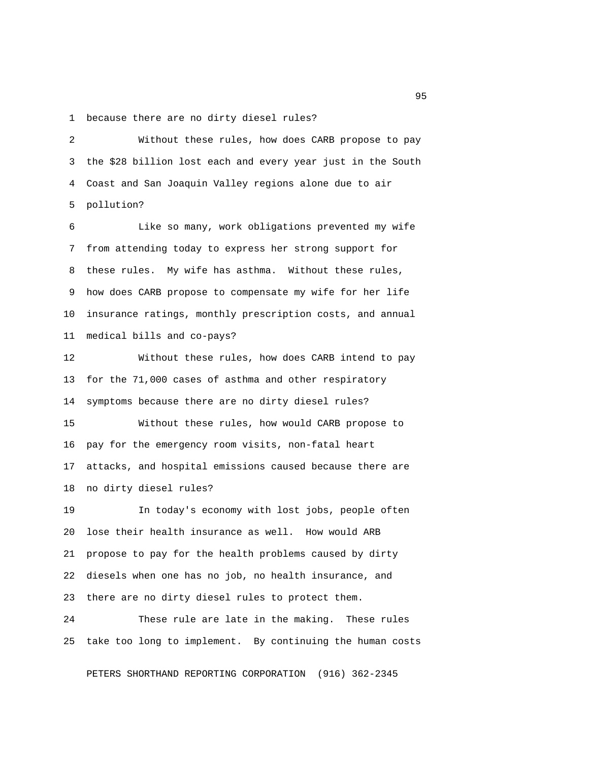because there are no dirty diesel rules?

Without these rules, how does CARB propose to pay the $28 billion lost each and every year just in the South Coast and San Joaquin Valley regions alone due to air pollution?

Like so many, work obligations prevented my wife from attending today to express her strong support for these rules. My wife has asthma. Without these rules, how does CARB propose to compensate my wife for her life insurance ratings, monthly prescription costs, and annual medical bills and co-pays?

Without these rules, how does CARB intend to pay for the 71,000 cases of asthma and other respiratory symptoms because there are no dirty diesel rules?

Without these rules, how would CARB propose to pay for the emergency room visits, non-fatal heart attacks, and hospital emissions caused because there are no dirty diesel rules?

In today's economy with lost jobs, people often lose their health insurance as well. How would ARB propose to pay for the health problems caused by dirty diesels when one has no job, no health insurance, and there are no dirty diesel rules to protect them.

These rule are late in the making. These rules take too long to implement. By continuing the human costs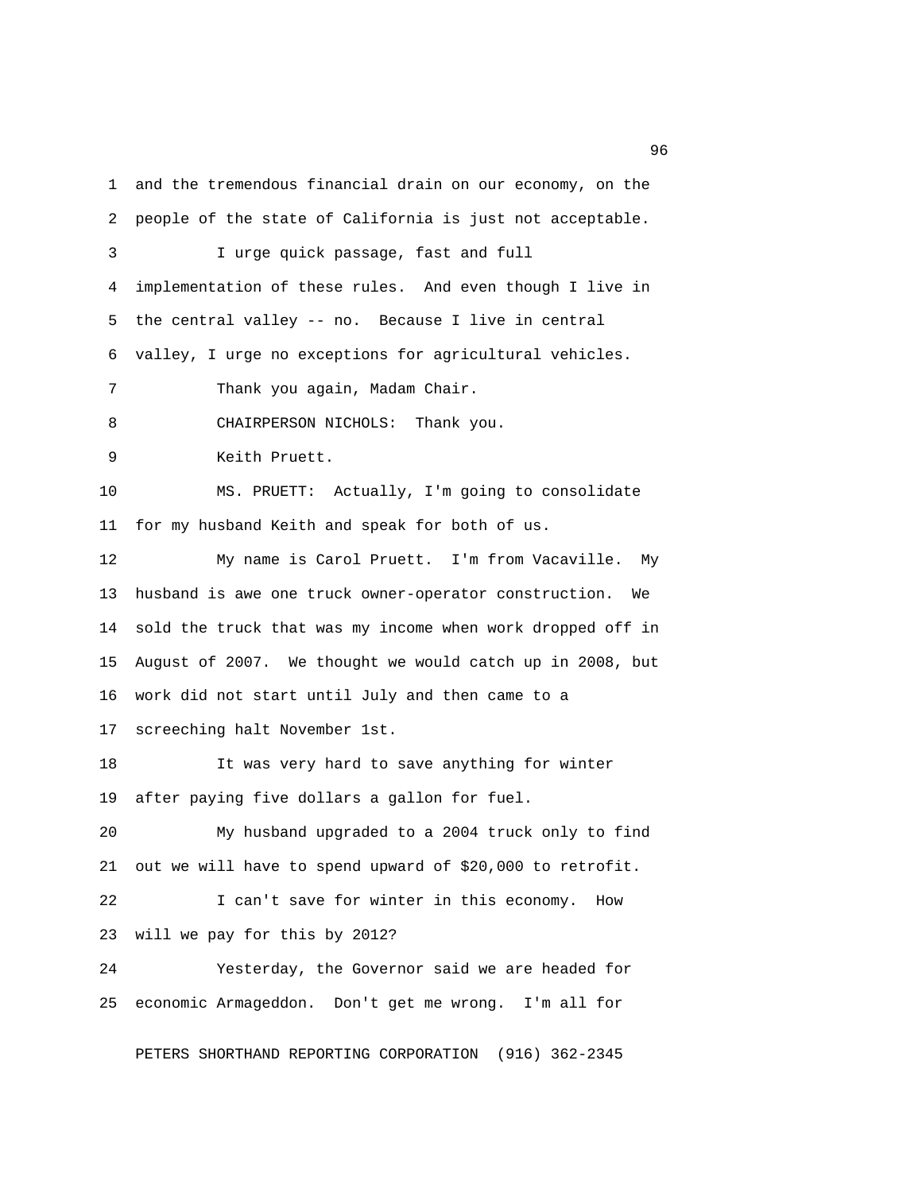and the tremendous financial drain on our economy, on the people of the state of California is just not acceptable.

I urge quick passage, fast and full implementation of these rules. And even though I live in the central valley -- no. Because I live in central valley, I urge no exceptions for agricultural vehicles.

Thank you again, Madam Chair.

CHAIRPERSON NICHOLS: Thank you.

Keith Pruett.

MS. PRUETT: Actually, I'm going to consolidate for my husband Keith and speak for both of us.

My name is Carol Pruett. I'm from Vacaville. My husband is awe one truck owner-operator construction. We sold the truck that was my income when work dropped off in August of 2007. We thought we would catch up in 2008, but work did not start until July and then came to a screeching halt November 1st.

It was very hard to save anything for winter after paying five dollars a gallon for fuel.

My husband upgraded to a 2004 truck only to find out we will have to spend upward of $20,000 to retrofit.

I can't save for winter in this economy. How will we pay for this by 2012?

Yesterday, the Governor said we are headed for economic Armageddon. Don't get me wrong. I'm all for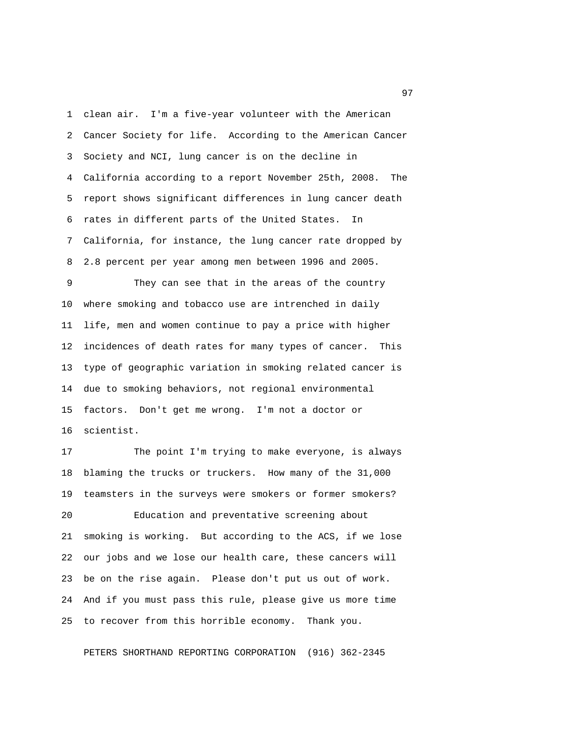clean air. I'm a five-year volunteer with the American Cancer Society for life. According to the American Cancer Society and NCI, lung cancer is on the decline in California according to a report November 25th, 2008. The report shows significant differences in lung cancer death rates in different parts of the United States. In California, for instance, the lung cancer rate dropped by 2.8 percent per year among men between 1996 and 2005.

They can see that in the areas of the country where smoking and tobacco use are intrenched in daily life, men and women continue to pay a price with higher incidences of death rates for many types of cancer. This type of geographic variation in smoking related cancer is due to smoking behaviors, not regional environmental factors. Don't get me wrong. I'm not a doctor or scientist.

The point I'm trying to make everyone, is always blaming the trucks or truckers. How many of the 31,000 teamsters in the surveys were smokers or former smokers?

Education and preventative screening about smoking is working. But according to the ACS, if we lose our jobs and we lose our health care, these cancers will be on the rise again. Please don't put us out of work. And if you must pass this rule, please give us more time to recover from this horrible economy. Thank you.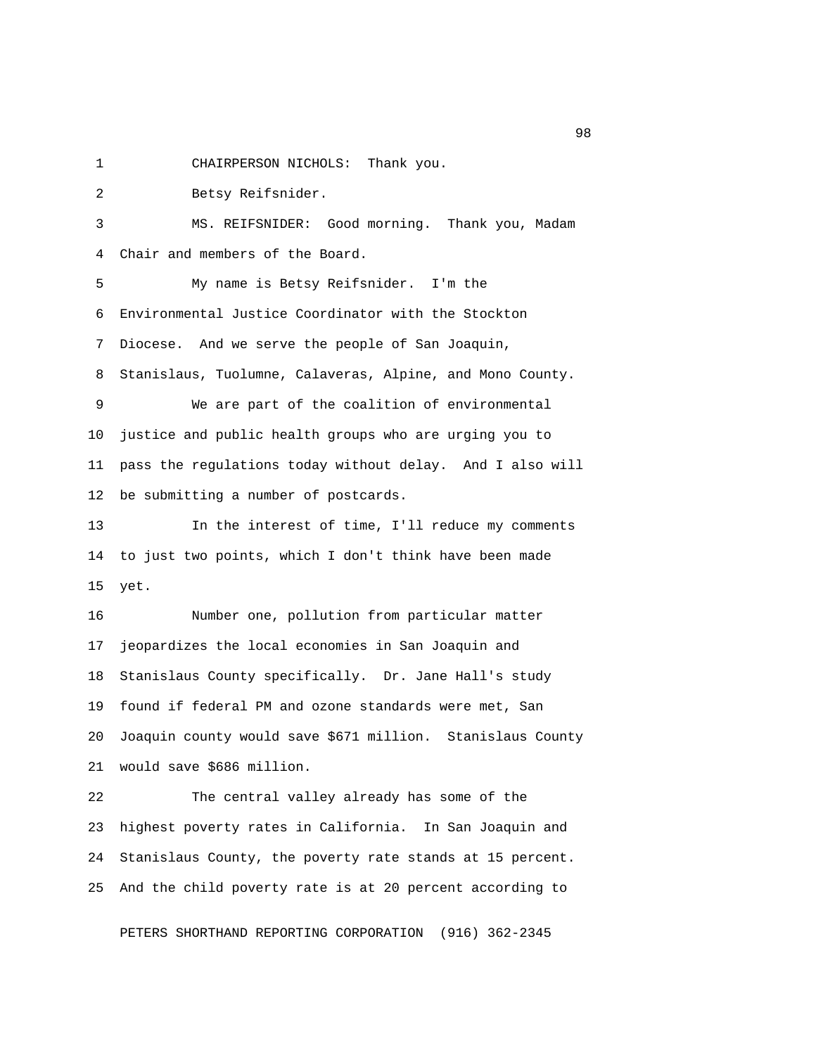CHAIRPERSON NICHOLS: Thank you.

Betsy Reifsnider.

MS. REIFSNIDER: Good morning. Thank you, Madam Chair and members of the Board.

My name is Betsy Reifsnider. I'm the Environmental Justice Coordinator with the Stockton Diocese. And we serve the people of San Joaquin, Stanislaus, Tuolumne, Calaveras, Alpine, and Mono County.

We are part of the coalition of environmental justice and public health groups who are urging you to pass the regulations today without delay. And I also will be submitting a number of postcards.

In the interest of time, I'll reduce my comments to just two points, which I don't think have been made yet.

Number one, pollution from particular matter jeopardizes the local economies in San Joaquin and Stanislaus County specifically. Dr. Jane Hall's study found if federal PM and ozone standards were met, San Joaquin county would save $671 million. Stanislaus County would save $686 million.

The central valley already has some of the highest poverty rates in California. In San Joaquin and Stanislaus County, the poverty rate stands at 15 percent. And the child poverty rate is at 20 percent according to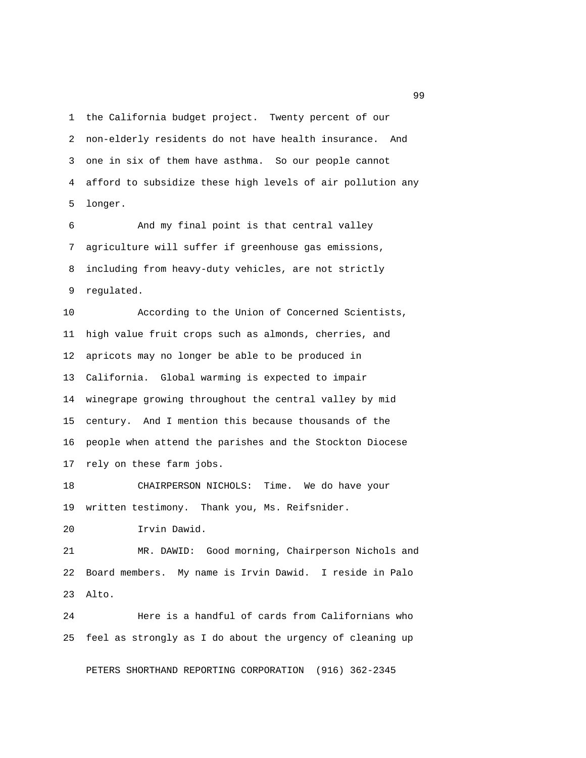the California budget project. Twenty percent of our non-elderly residents do not have health insurance. And one in six of them have asthma. So our people cannot afford to subsidize these high levels of air pollution any longer.

And my final point is that central valley agriculture will suffer if greenhouse gas emissions, including from heavy-duty vehicles, are not strictly regulated.

According to the Union of Concerned Scientists, high value fruit crops such as almonds, cherries, and apricots may no longer be able to be produced in California. Global warming is expected to impair winegrape growing throughout the central valley by mid century. And I mention this because thousands of the people when attend the parishes and the Stockton Diocese rely on these farm jobs.

CHAIRPERSON NICHOLS: Time. We do have your written testimony. Thank you, Ms. Reifsnider.

Irvin Dawid.

MR. DAWID: Good morning, Chairperson Nichols and Board members. My name is Irvin Dawid. I reside in Palo Alto.

Here is a handful of cards from Californians who feel as strongly as I do about the urgency of cleaning up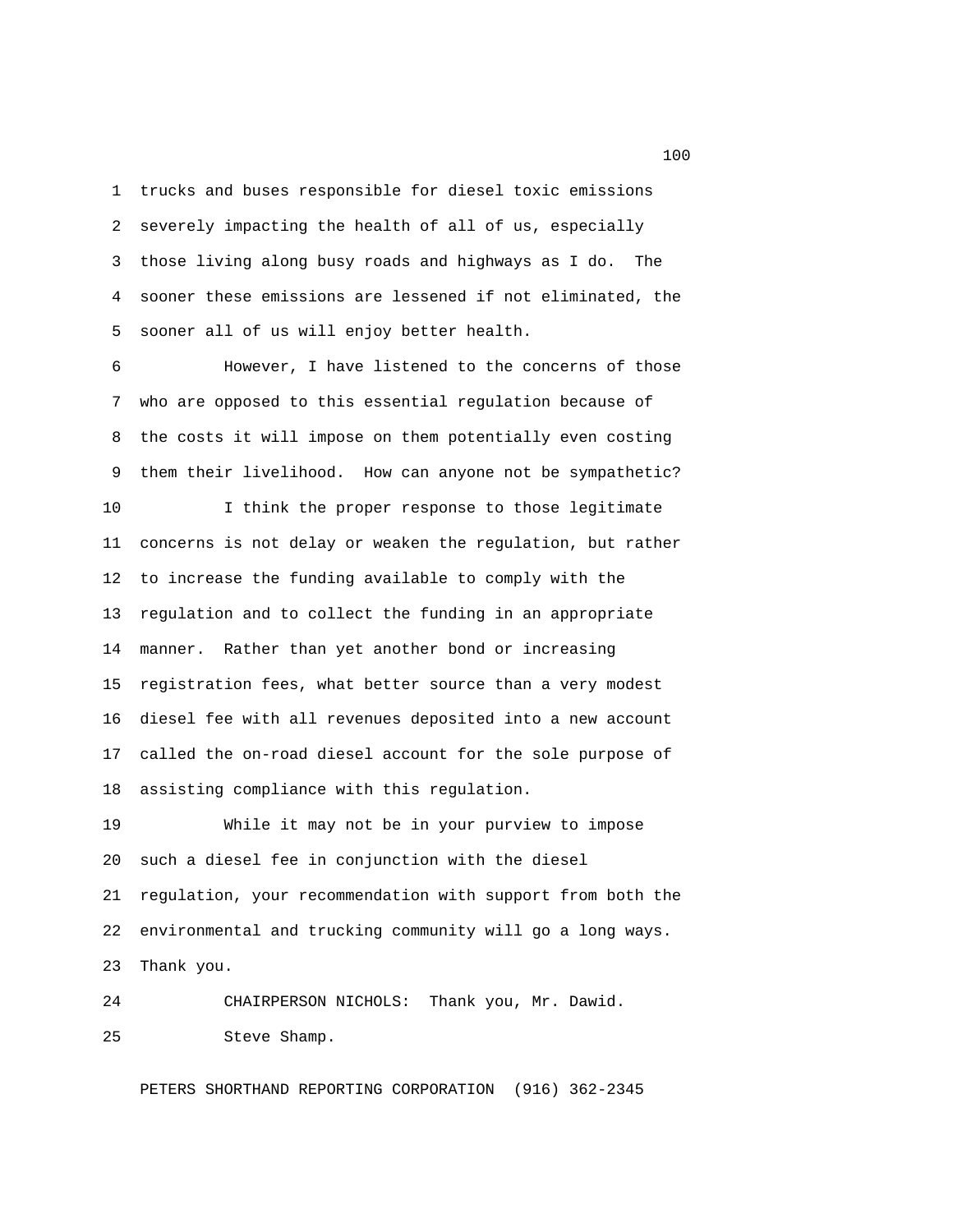trucks and buses responsible for diesel toxic emissions severely impacting the health of all of us, especially those living along busy roads and highways as I do. The sooner these emissions are lessened if not eliminated, the sooner all of us will enjoy better health.

However, I have listened to the concerns of those who are opposed to this essential regulation because of the costs it will impose on them potentially even costing them their livelihood. How can anyone not be sympathetic?

I think the proper response to those legitimate concerns is not delay or weaken the regulation, but rather to increase the funding available to comply with the regulation and to collect the funding in an appropriate manner. Rather than yet another bond or increasing registration fees, what better source than a very modest diesel fee with all revenues deposited into a new account called the on-road diesel account for the sole purpose of assisting compliance with this regulation.

While it may not be in your purview to impose such a diesel fee in conjunction with the diesel regulation, your recommendation with support from both the environmental and trucking community will go a long ways. Thank you.

CHAIRPERSON NICHOLS: Thank you, Mr. Dawid.

Steve Shamp.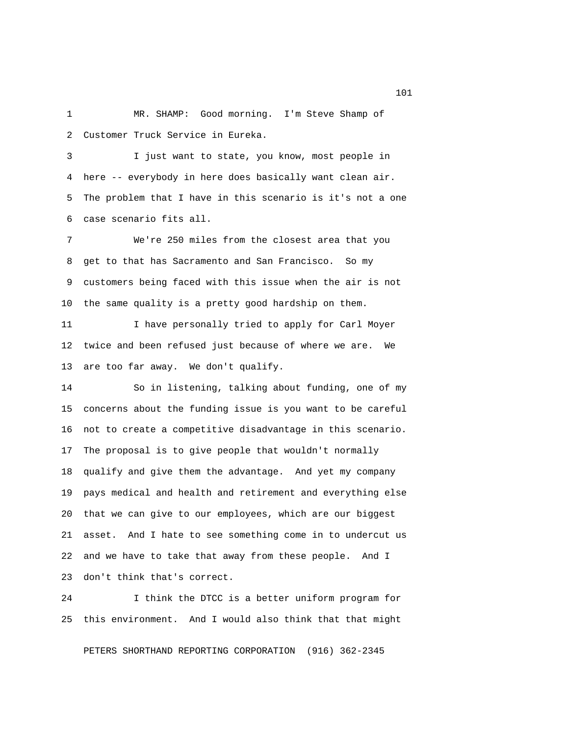MR. SHAMP: Good morning. I'm Steve Shamp of Customer Truck Service in Eureka.

I just want to state, you know, most people in here -- everybody in here does basically want clean air. The problem that I have in this scenario is it's not a one case scenario fits all.

We're 250 miles from the closest area that you get to that has Sacramento and San Francisco. So my customers being faced with this issue when the air is not the same quality is a pretty good hardship on them.

I have personally tried to apply for Carl Moyer twice and been refused just because of where we are. We are too far away. We don't qualify.

So in listening, talking about funding, one of my concerns about the funding issue is you want to be careful not to create a competitive disadvantage in this scenario. The proposal is to give people that wouldn't normally qualify and give them the advantage. And yet my company pays medical and health and retirement and everything else that we can give to our employees, which are our biggest asset. And I hate to see something come in to undercut us and we have to take that away from these people. And I don't think that's correct.

I think the DTCC is a better uniform program for this environment. And I would also think that that might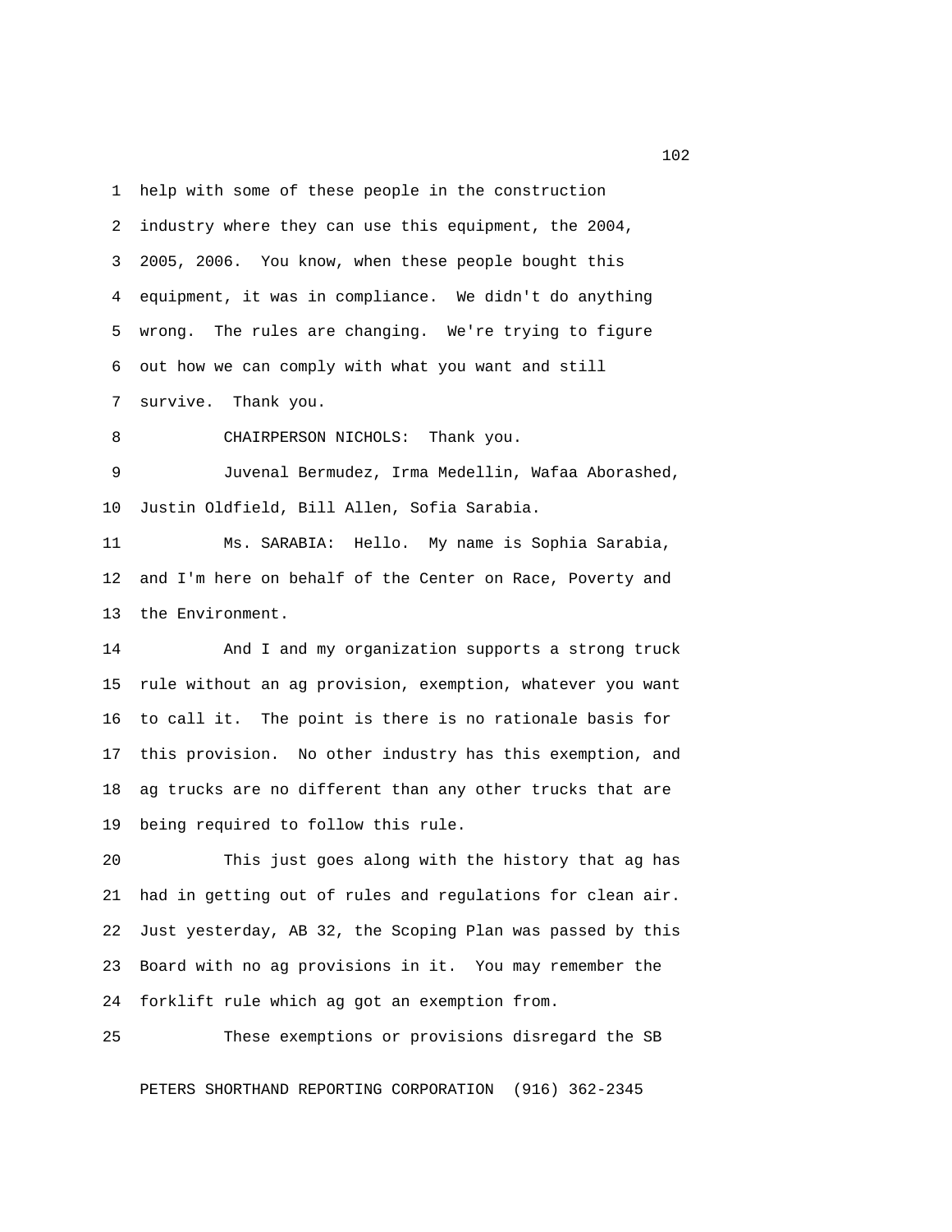help with some of these people in the construction industry where they can use this equipment, the 2004, 2005, 2006. You know, when these people bought this equipment, it was in compliance. We didn't do anything wrong. The rules are changing. We're trying to figure out how we can comply with what you want and still survive. Thank you.

CHAIRPERSON NICHOLS: Thank you.

Juvenal Bermudez, Irma Medellin, Wafaa Aborashed, Justin Oldfield, Bill Allen, Sofia Sarabia.

Ms. SARABIA: Hello. My name is Sophia Sarabia, and I'm here on behalf of the Center on Race, Poverty and the Environment.

And I and my organization supports a strong truck rule without an ag provision, exemption, whatever you want to call it. The point is there is no rationale basis for this provision. No other industry has this exemption, and ag trucks are no different than any other trucks that are being required to follow this rule.

This just goes along with the history that ag has had in getting out of rules and regulations for clean air. Just yesterday, AB 32, the Scoping Plan was passed by this Board with no ag provisions in it. You may remember the forklift rule which ag got an exemption from.

These exemptions or provisions disregard the SB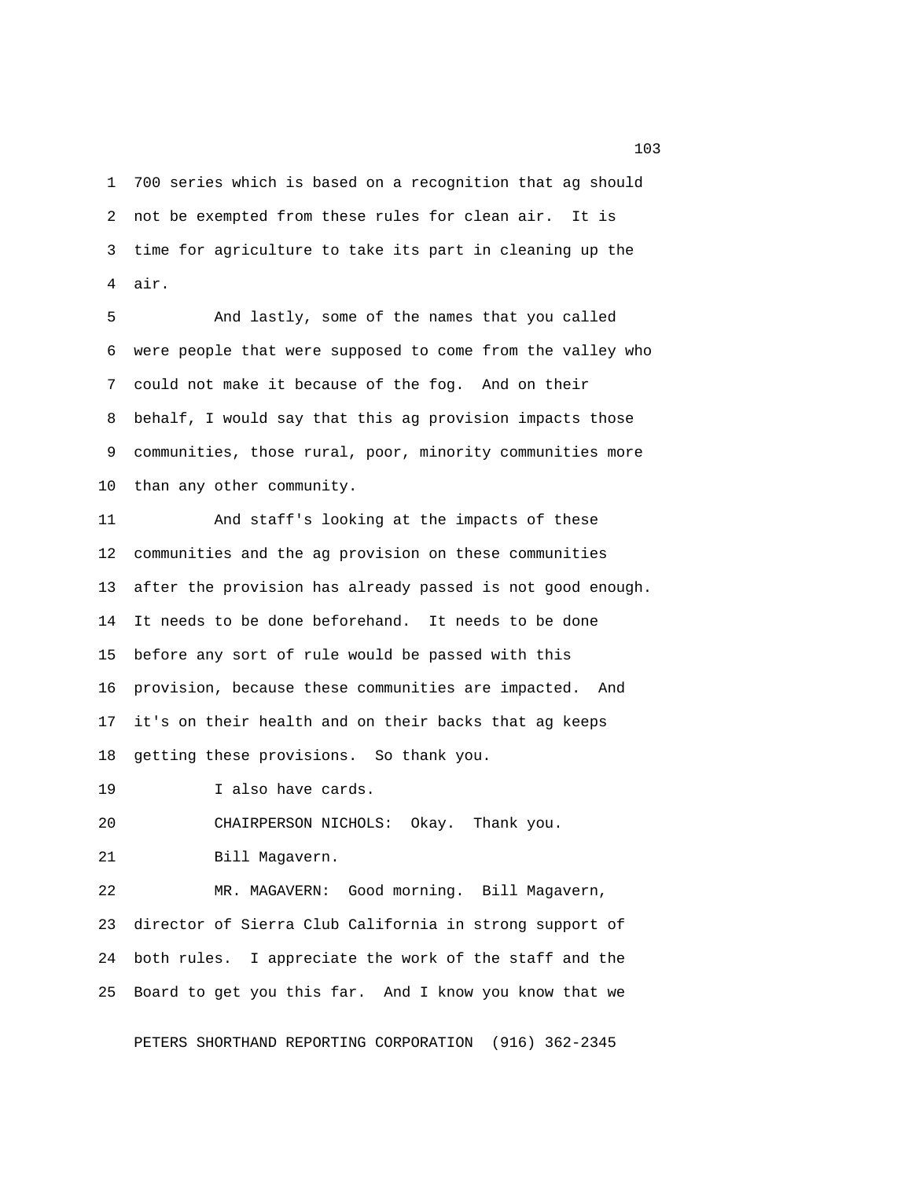700 series which is based on a recognition that ag should not be exempted from these rules for clean air. It is time for agriculture to take its part in cleaning up the air.

And lastly, some of the names that you called were people that were supposed to come from the valley who could not make it because of the fog. And on their behalf, I would say that this ag provision impacts those communities, those rural, poor, minority communities more than any other community.

And staff's looking at the impacts of these communities and the ag provision on these communities after the provision has already passed is not good enough. It needs to be done beforehand. It needs to be done before any sort of rule would be passed with this provision, because these communities are impacted. And it's on their health and on their backs that ag keeps getting these provisions. So thank you.

I also have cards.

CHAIRPERSON NICHOLS: Okay. Thank you.

Bill Magavern.

MR. MAGAVERN: Good morning. Bill Magavern, director of Sierra Club California in strong support of both rules. I appreciate the work of the staff and the Board to get you this far. And I know you know that we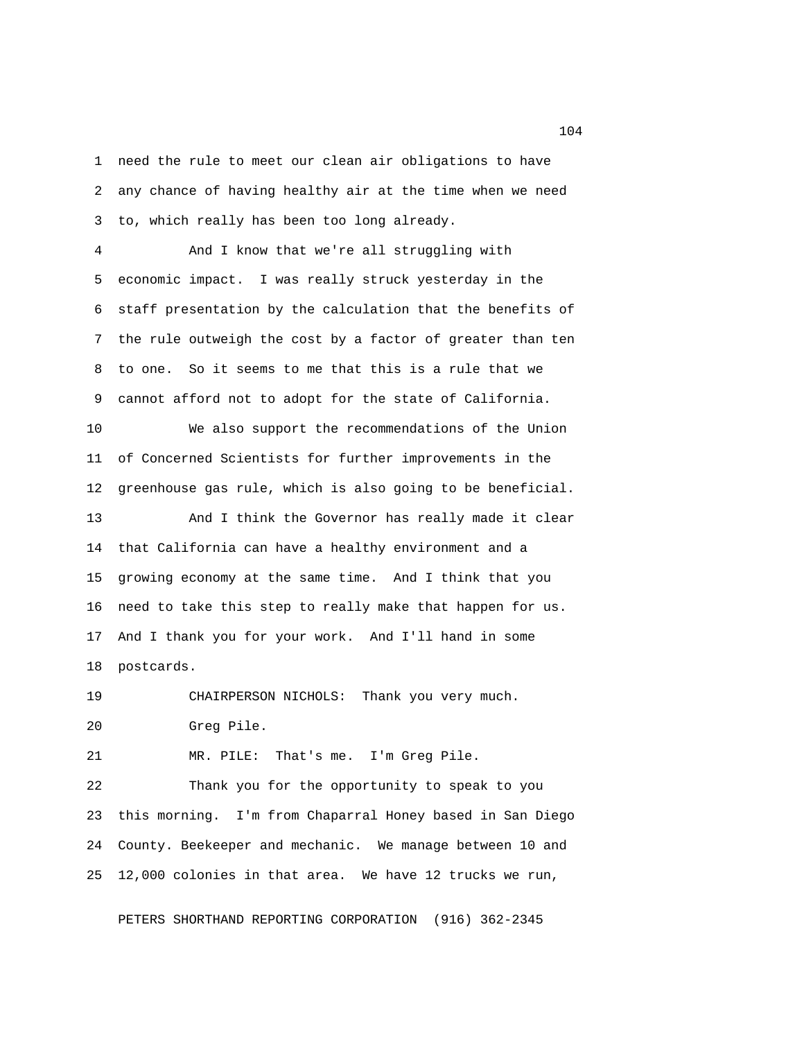need the rule to meet our clean air obligations to have any chance of having healthy air at the time when we need to, which really has been too long already.

And I know that we're all struggling with economic impact. I was really struck yesterday in the staff presentation by the calculation that the benefits of the rule outweigh the cost by a factor of greater than ten to one. So it seems to me that this is a rule that we cannot afford not to adopt for the state of California.

We also support the recommendations of the Union of Concerned Scientists for further improvements in the greenhouse gas rule, which is also going to be beneficial.

And I think the Governor has really made it clear that California can have a healthy environment and a growing economy at the same time. And I think that you need to take this step to really make that happen for us. And I thank you for your work. And I'll hand in some postcards.

CHAIRPERSON NICHOLS: Thank you very much.

Greg Pile.

MR. PILE: That's me. I'm Greg Pile.

Thank you for the opportunity to speak to you this morning. I'm from Chaparral Honey based in San Diego County. Beekeeper and mechanic. We manage between 10 and 12,000 colonies in that area. We have 12 trucks we run,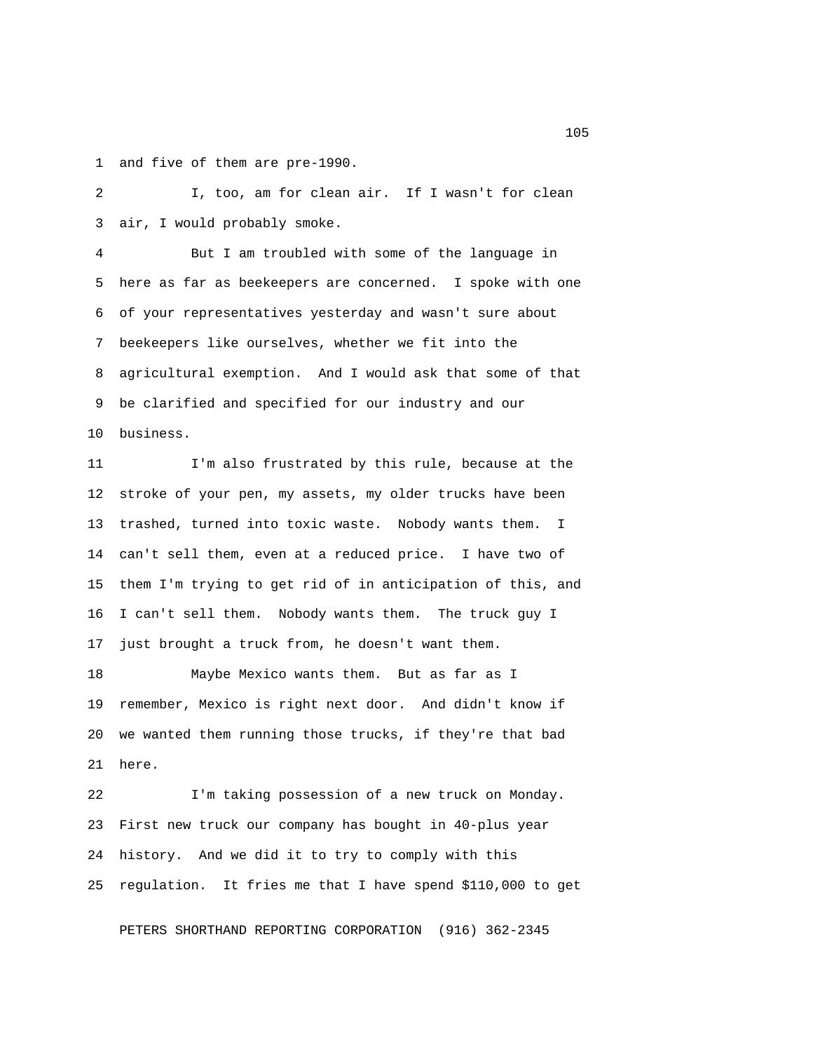and five of them are pre-1990.

I, too, am for clean air. If I wasn't for clean air, I would probably smoke.

But I am troubled with some of the language in here as far as beekeepers are concerned. I spoke with one of your representatives yesterday and wasn't sure about beekeepers like ourselves, whether we fit into the agricultural exemption. And I would ask that some of that be clarified and specified for our industry and our business.

I'm also frustrated by this rule, because at the stroke of your pen, my assets, my older trucks have been trashed, turned into toxic waste. Nobody wants them. I can't sell them, even at a reduced price. I have two of them I'm trying to get rid of in anticipation of this, and I can't sell them. Nobody wants them. The truck guy I just brought a truck from, he doesn't want them.

Maybe Mexico wants them. But as far as I remember, Mexico is right next door. And didn't know if we wanted them running those trucks, if they're that bad here.

I'm taking possession of a new truck on Monday. First new truck our company has bought in 40-plus year history. And we did it to try to comply with this regulation. It fries me that I have spend $110,000 to get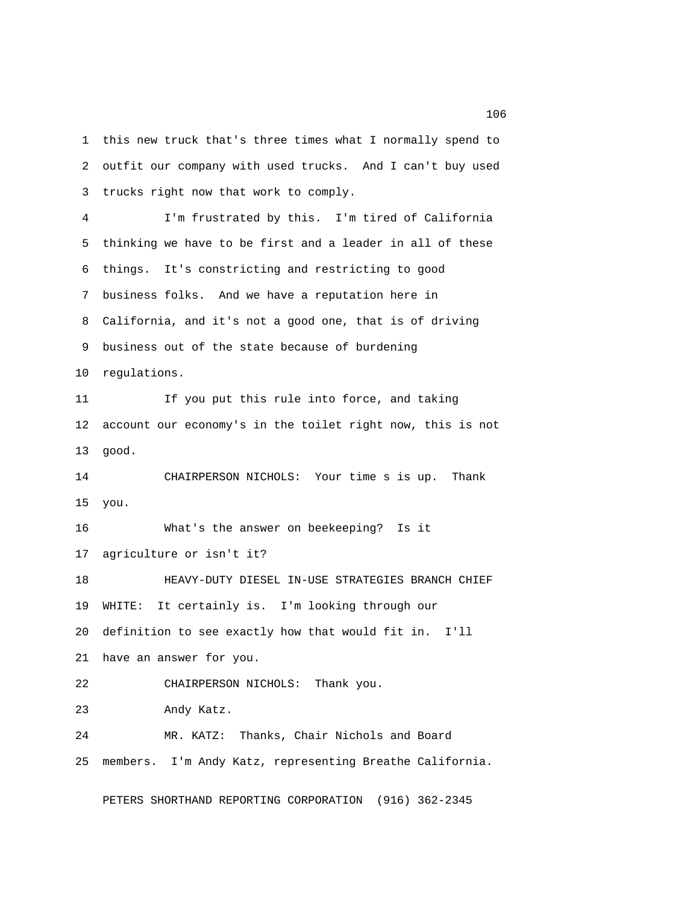this new truck that's three times what I normally spend to outfit our company with used trucks. And I can't buy used trucks right now that work to comply.

I'm frustrated by this. I'm tired of California thinking we have to be first and a leader in all of these things. It's constricting and restricting to good business folks. And we have a reputation here in California, and it's not a good one, that is of driving business out of the state because of burdening regulations.

If you put this rule into force, and taking account our economy's in the toilet right now, this is not good.

CHAIRPERSON NICHOLS: Your time s is up. Thank you.

What's the answer on beekeeping? Is it agriculture or isn't it?

HEAVY-DUTY DIESEL IN-USE STRATEGIES BRANCH CHIEF WHITE: It certainly is. I'm looking through our definition to see exactly how that would fit in. I'll have an answer for you.

CHAIRPERSON NICHOLS: Thank you.

Andy Katz.

MR. KATZ: Thanks, Chair Nichols and Board members. I'm Andy Katz, representing Breathe California.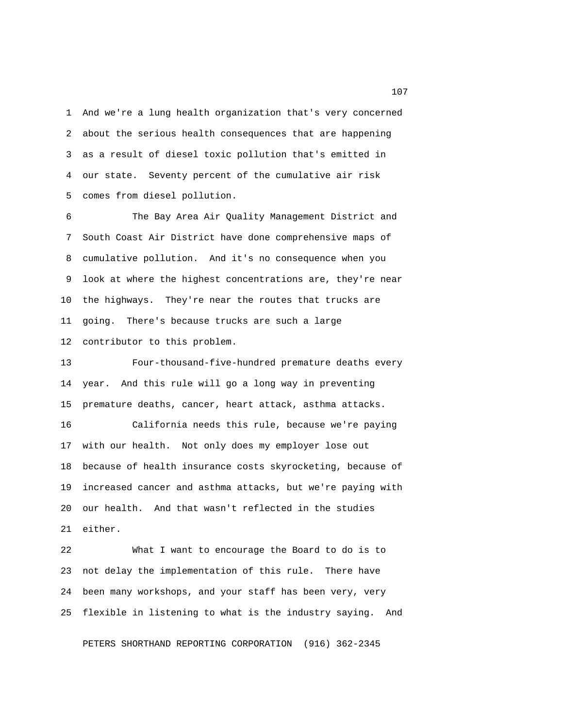And we're a lung health organization that's very concerned about the serious health consequences that are happening as a result of diesel toxic pollution that's emitted in our state. Seventy percent of the cumulative air risk comes from diesel pollution.

The Bay Area Air Quality Management District and South Coast Air District have done comprehensive maps of cumulative pollution. And it's no consequence when you look at where the highest concentrations are, they're near the highways. They're near the routes that trucks are going. There's because trucks are such a large contributor to this problem.

Four-thousand-five-hundred premature deaths every year. And this rule will go a long way in preventing premature deaths, cancer, heart attack, asthma attacks.

California needs this rule, because we're paying with our health. Not only does my employer lose out because of health insurance costs skyrocketing, because of increased cancer and asthma attacks, but we're paying with our health. And that wasn't reflected in the studies either.

What I want to encourage the Board to do is to not delay the implementation of this rule. There have been many workshops, and your staff has been very, very flexible in listening to what is the industry saying. And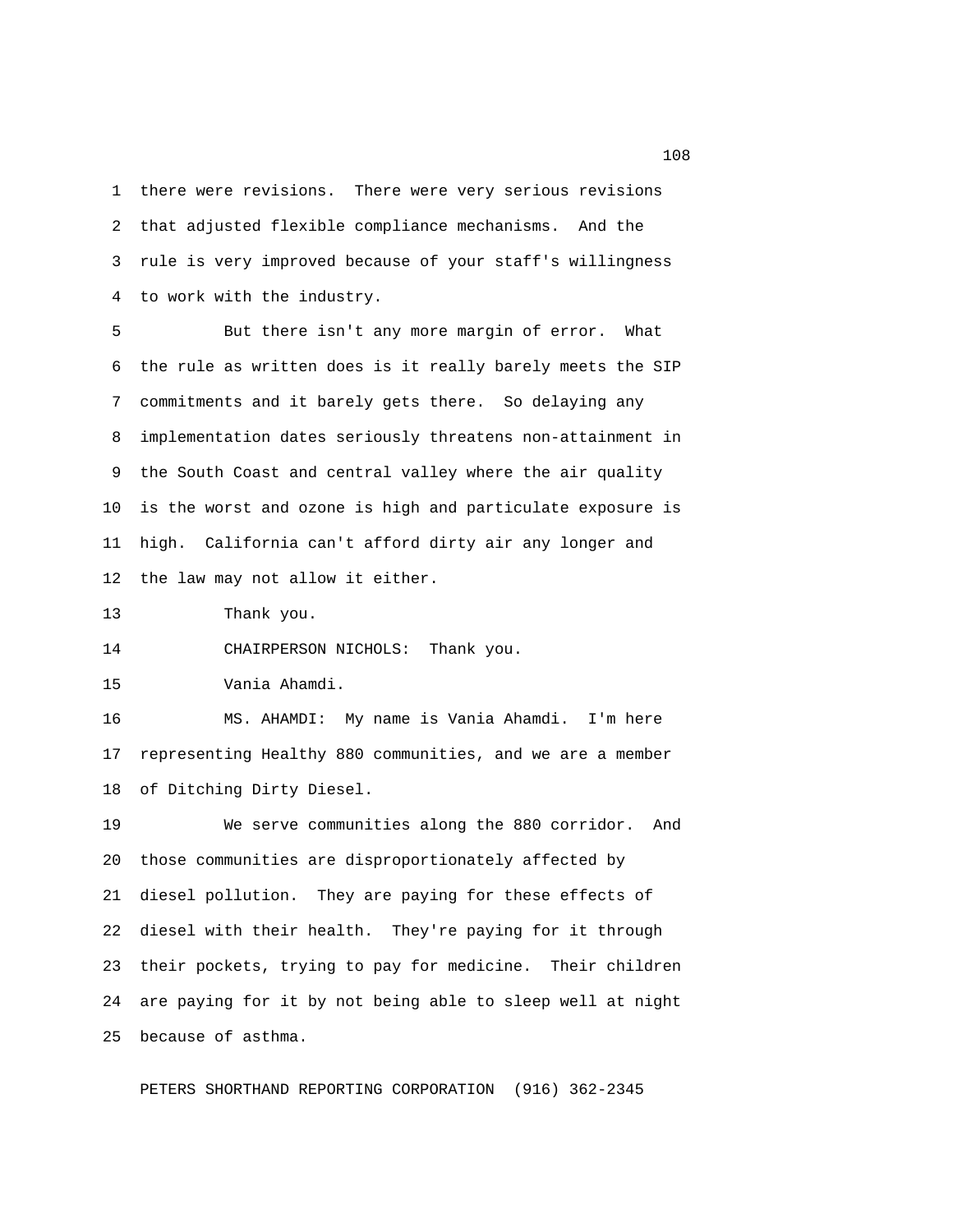there were revisions. There were very serious revisions that adjusted flexible compliance mechanisms. And the rule is very improved because of your staff's willingness to work with the industry.

But there isn't any more margin of error. What the rule as written does is it really barely meets the SIP commitments and it barely gets there. So delaying any implementation dates seriously threatens non-attainment in the South Coast and central valley where the air quality is the worst and ozone is high and particulate exposure is high. California can't afford dirty air any longer and the law may not allow it either.

Thank you.

CHAIRPERSON NICHOLS: Thank you.

Vania Ahamdi.

MS. AHAMDI: My name is Vania Ahamdi. I'm here representing Healthy 880 communities, and we are a member of Ditching Dirty Diesel.

We serve communities along the 880 corridor. And those communities are disproportionately affected by diesel pollution. They are paying for these effects of diesel with their health. They're paying for it through their pockets, trying to pay for medicine. Their children are paying for it by not being able to sleep well at night because of asthma.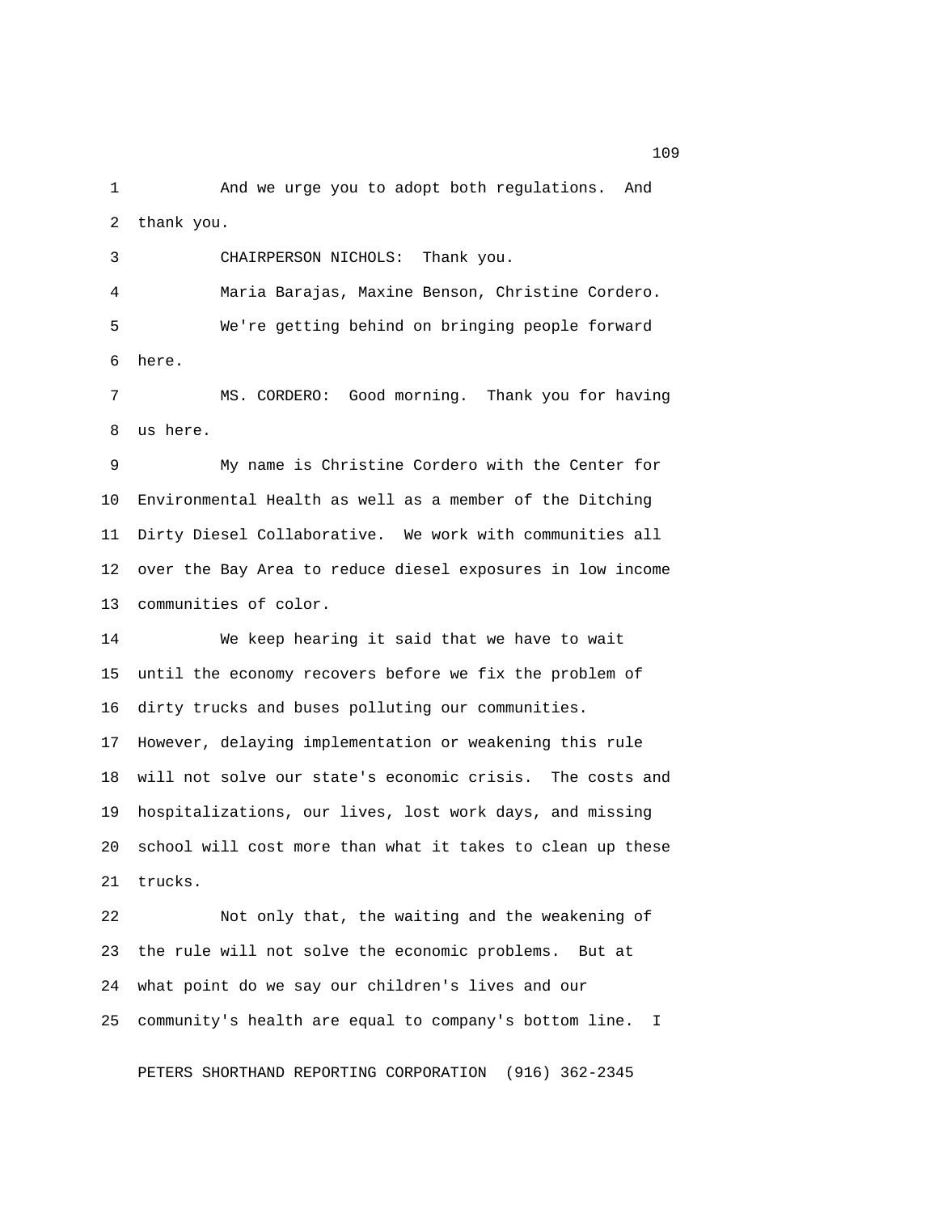And we urge you to adopt both regulations. And thank you.

CHAIRPERSON NICHOLS: Thank you.

Maria Barajas, Maxine Benson, Christine Cordero.

We're getting behind on bringing people forward here.

MS. CORDERO: Good morning. Thank you for having us here.

My name is Christine Cordero with the Center for Environmental Health as well as a member of the Ditching Dirty Diesel Collaborative. We work with communities all over the Bay Area to reduce diesel exposures in low income communities of color.

We keep hearing it said that we have to wait until the economy recovers before we fix the problem of dirty trucks and buses polluting our communities. However, delaying implementation or weakening this rule will not solve our state's economic crisis. The costs and hospitalizations, our lives, lost work days, and missing school will cost more than what it takes to clean up these trucks.

Not only that, the waiting and the weakening of the rule will not solve the economic problems. But at what point do we say our children's lives and our community's health are equal to company's bottom line. I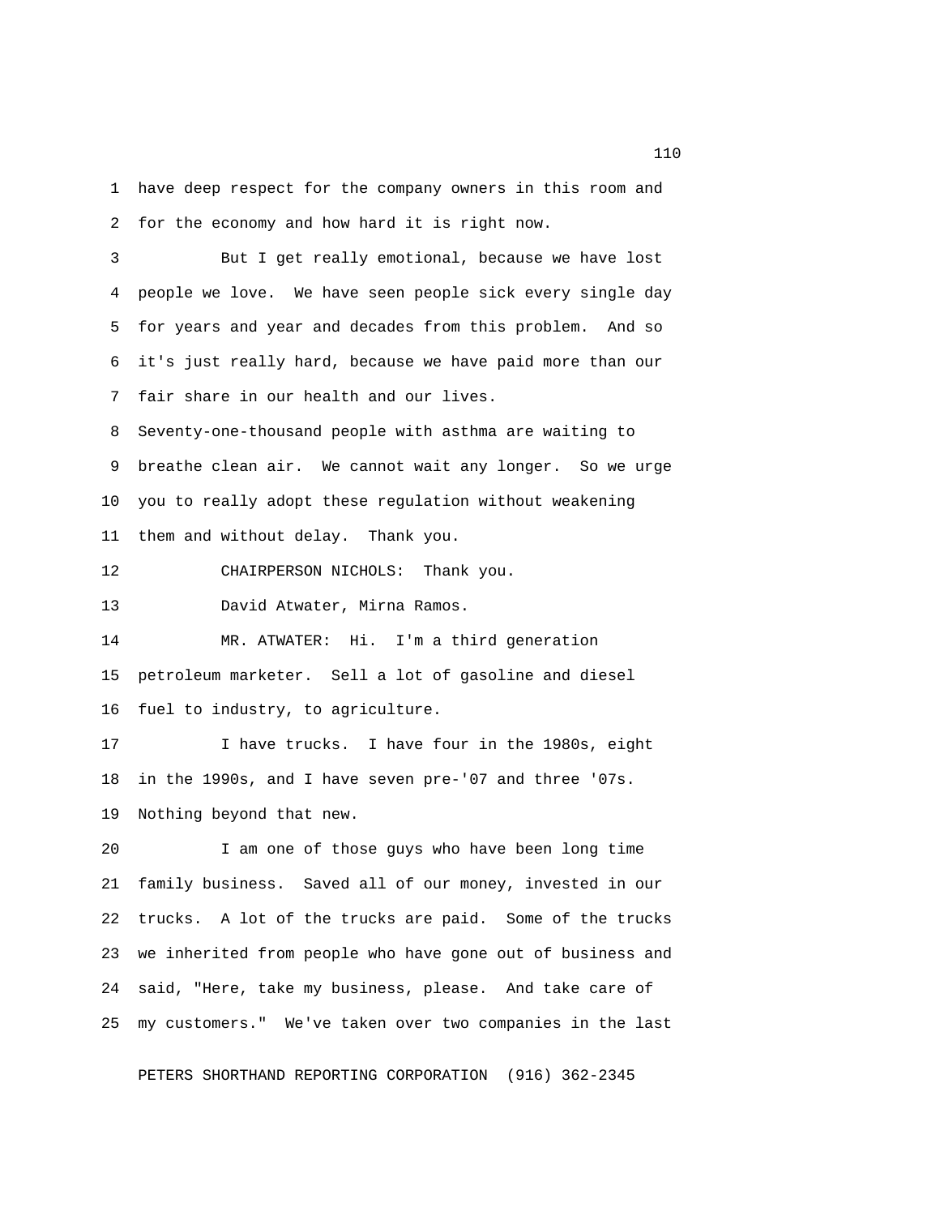have deep respect for the company owners in this room and for the economy and how hard it is right now.

But I get really emotional, because we have lost people we love. We have seen people sick every single day for years and year and decades from this problem. And so it's just really hard, because we have paid more than our fair share in our health and our lives. Seventy-one-thousand people with asthma are waiting to breathe clean air. We cannot wait any longer. So we urge you to really adopt these regulation without weakening them and without delay. Thank you.

CHAIRPERSON NICHOLS: Thank you.

David Atwater, Mirna Ramos.

MR. ATWATER: Hi. I'm a third generation petroleum marketer. Sell a lot of gasoline and diesel fuel to industry, to agriculture.

I have trucks. I have four in the 1980s, eight in the 1990s, and I have seven pre-'07 and three '07s. Nothing beyond that new.

I am one of those guys who have been long time family business. Saved all of our money, invested in our trucks. A lot of the trucks are paid. Some of the trucks we inherited from people who have gone out of business and said, "Here, take my business, please. And take care of my customers." We've taken over two companies in the last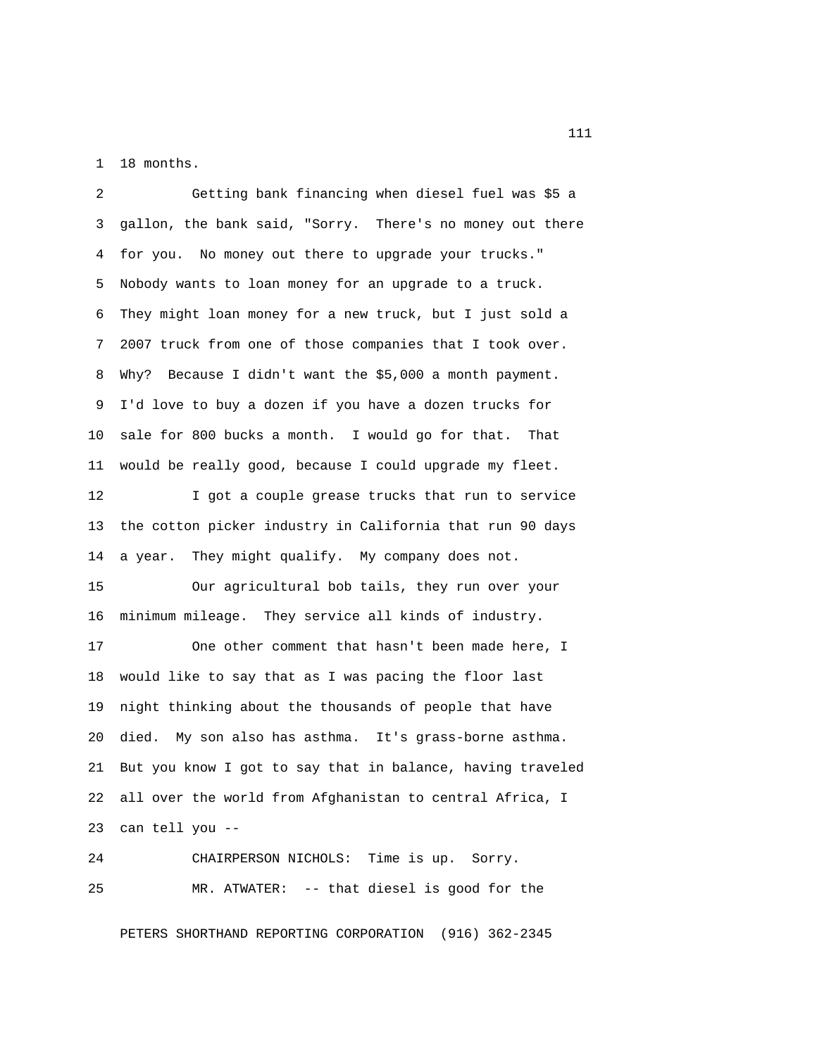18 months.

Getting bank financing when diesel fuel was $5 a gallon, the bank said, "Sorry. There's no money out there for you. No money out there to upgrade your trucks." Nobody wants to loan money for an upgrade to a truck. They might loan money for a new truck, but I just sold a 2007 truck from one of those companies that I took over. Why? Because I didn't want the $5,000 a month payment. I'd love to buy a dozen if you have a dozen trucks for sale for 800 bucks a month. I would go for that. That would be really good, because I could upgrade my fleet.

I got a couple grease trucks that run to service the cotton picker industry in California that run 90 days a year. They might qualify. My company does not.

Our agricultural bob tails, they run over your minimum mileage. They service all kinds of industry.

One other comment that hasn't been made here, I would like to say that as I was pacing the floor last night thinking about the thousands of people that have died. My son also has asthma. It's grass-borne asthma. But you know I got to say that in balance, having traveled all over the world from Afghanistan to central Africa, I can tell you --

CHAIRPERSON NICHOLS: Time is up. Sorry.

MR. ATWATER: -- that diesel is good for the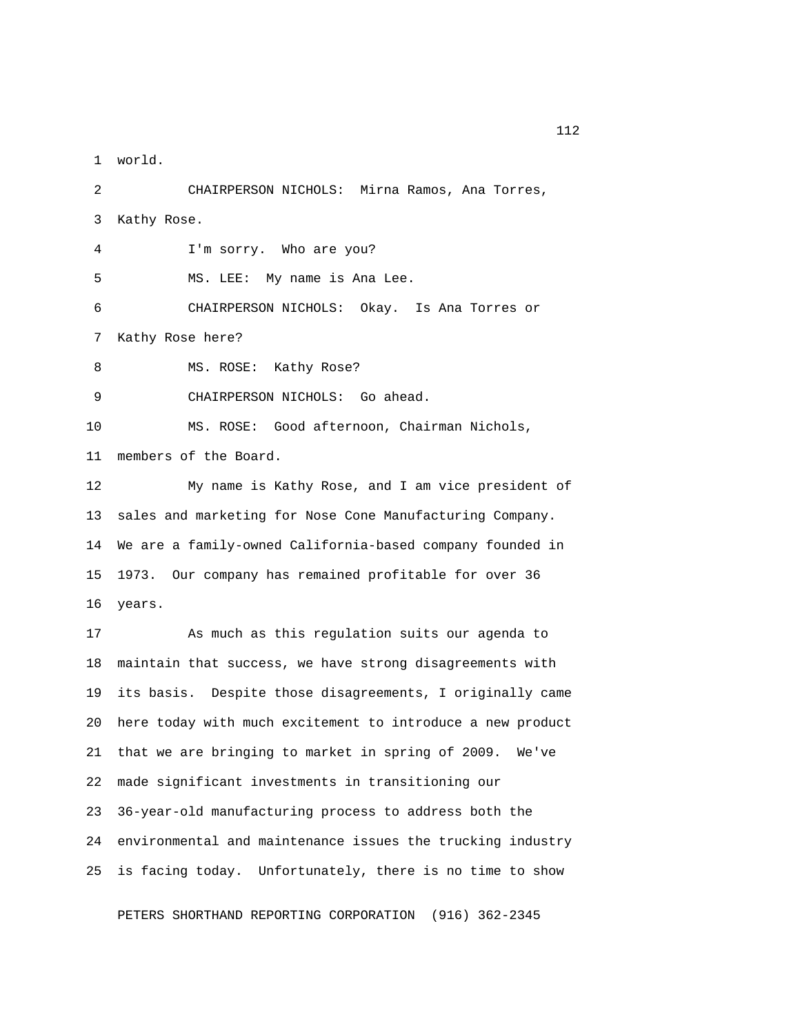world.

CHAIRPERSON NICHOLS: Mirna Ramos, Ana Torres, Kathy Rose.

I'm sorry. Who are you?

MS. LEE: My name is Ana Lee.

CHAIRPERSON NICHOLS: Okay. Is Ana Torres or Kathy Rose here?

MS. ROSE: Kathy Rose?

CHAIRPERSON NICHOLS: Go ahead.

MS. ROSE: Good afternoon, Chairman Nichols, members of the Board.

My name is Kathy Rose, and I am vice president of sales and marketing for Nose Cone Manufacturing Company. We are a family-owned California-based company founded in 1973. Our company has remained profitable for over 36 years.

As much as this regulation suits our agenda to maintain that success, we have strong disagreements with its basis. Despite those disagreements, I originally came here today with much excitement to introduce a new product that we are bringing to market in spring of 2009. We've made significant investments in transitioning our 36-year-old manufacturing process to address both the environmental and maintenance issues the trucking industry is facing today. Unfortunately, there is no time to show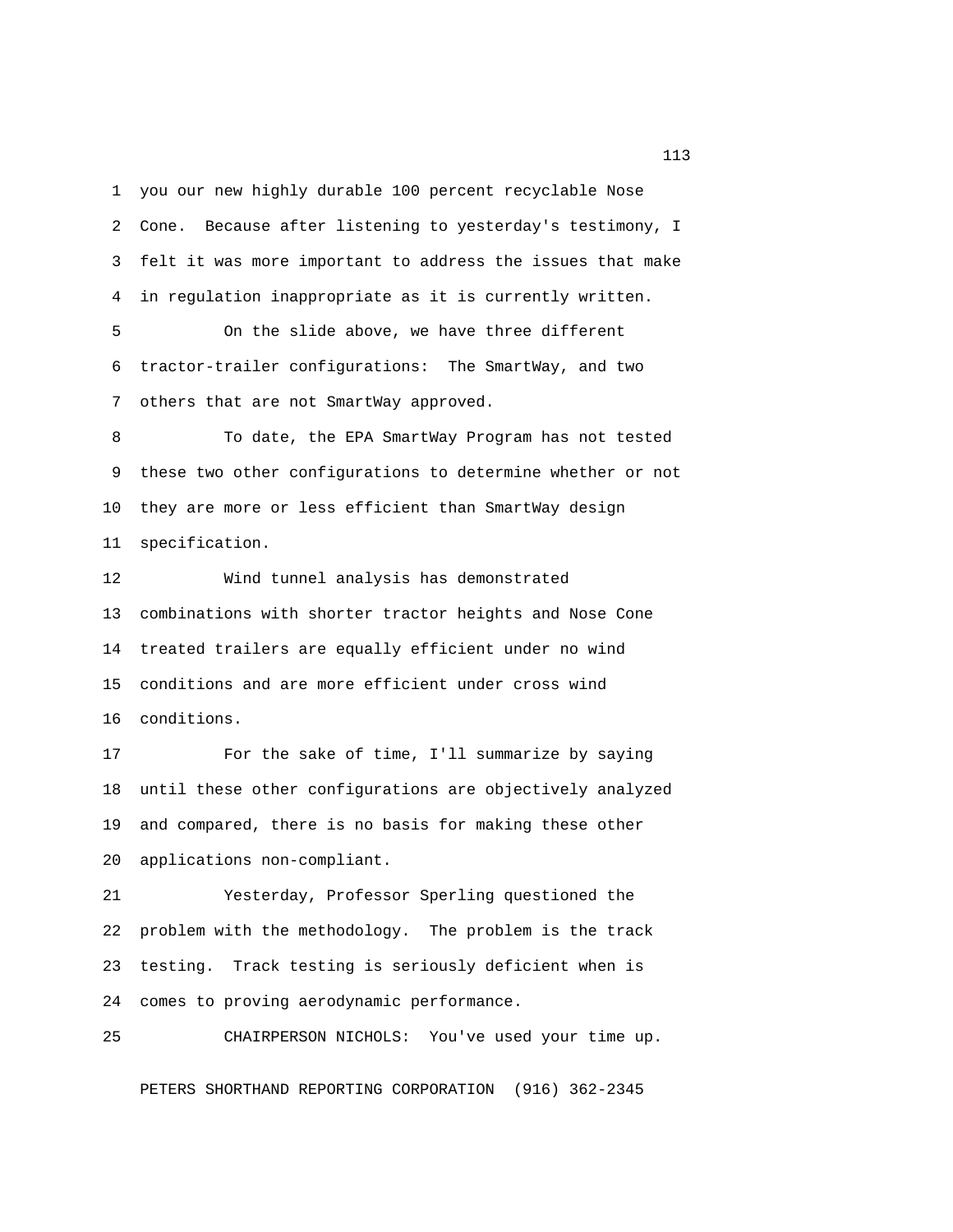you our new highly durable 100 percent recyclable Nose Cone. Because after listening to yesterday's testimony, I felt it was more important to address the issues that make in regulation inappropriate as it is currently written.

On the slide above, we have three different tractor-trailer configurations: The SmartWay, and two others that are not SmartWay approved.

To date, the EPA SmartWay Program has not tested these two other configurations to determine whether or not they are more or less efficient than SmartWay design specification.

Wind tunnel analysis has demonstrated combinations with shorter tractor heights and Nose Cone treated trailers are equally efficient under no wind conditions and are more efficient under cross wind conditions.

For the sake of time, I'll summarize by saying until these other configurations are objectively analyzed and compared, there is no basis for making these other applications non-compliant.

Yesterday, Professor Sperling questioned the problem with the methodology. The problem is the track testing. Track testing is seriously deficient when is comes to proving aerodynamic performance.

CHAIRPERSON NICHOLS: You've used your time up.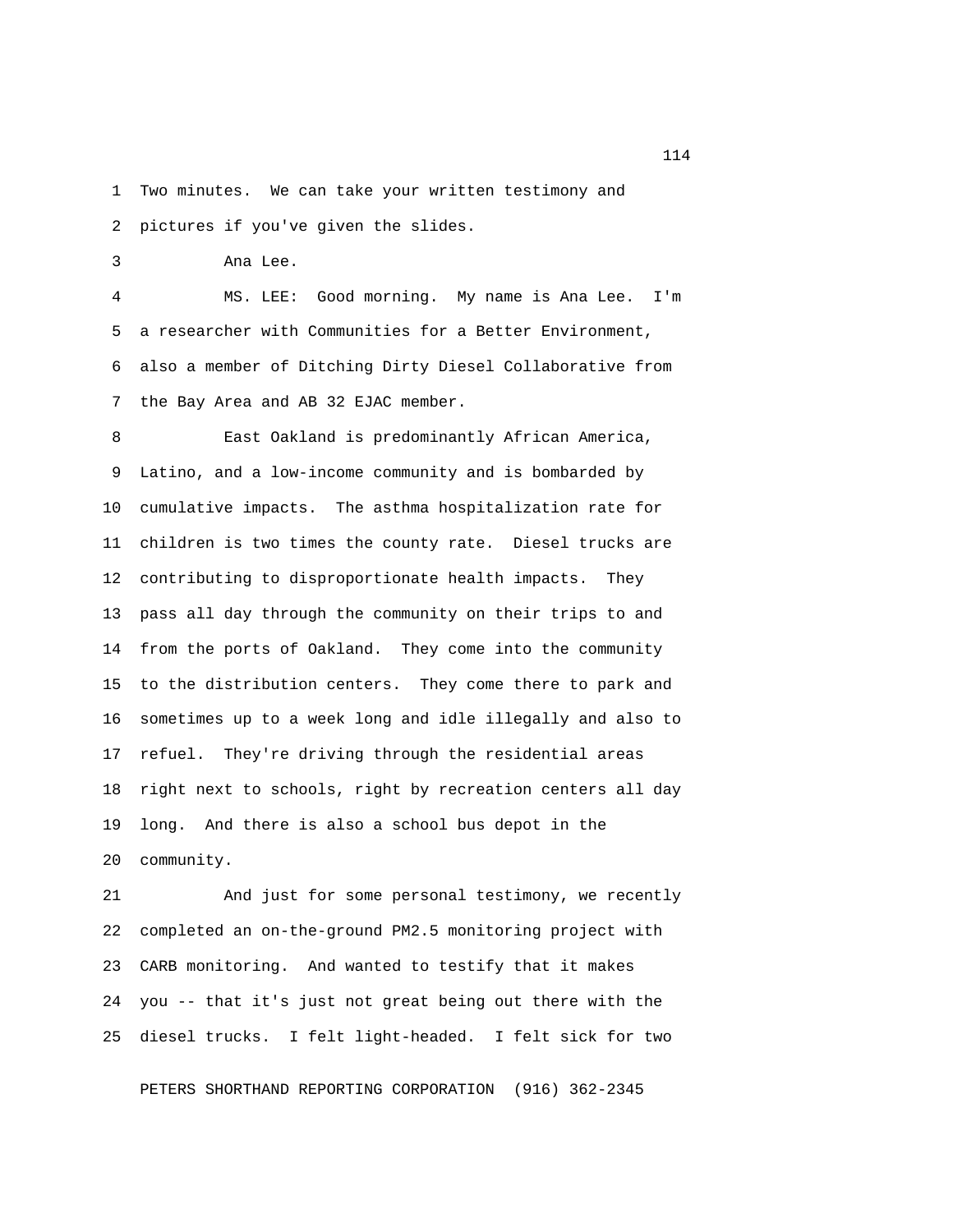Two minutes. We can take your written testimony and pictures if you've given the slides.

Ana Lee.

MS. LEE: Good morning. My name is Ana Lee. I'm a researcher with Communities for a Better Environment, also a member of Ditching Dirty Diesel Collaborative from the Bay Area and AB 32 EJAC member.

East Oakland is predominantly African America, Latino, and a low-income community and is bombarded by cumulative impacts. The asthma hospitalization rate for children is two times the county rate. Diesel trucks are contributing to disproportionate health impacts. They pass all day through the community on their trips to and from the ports of Oakland. They come into the community to the distribution centers. They come there to park and sometimes up to a week long and idle illegally and also to refuel. They're driving through the residential areas right next to schools, right by recreation centers all day long. And there is also a school bus depot in the community.

And just for some personal testimony, we recently completed an on-the-ground PM2.5 monitoring project with CARB monitoring. And wanted to testify that it makes you -- that it's just not great being out there with the diesel trucks. I felt light-headed. I felt sick for two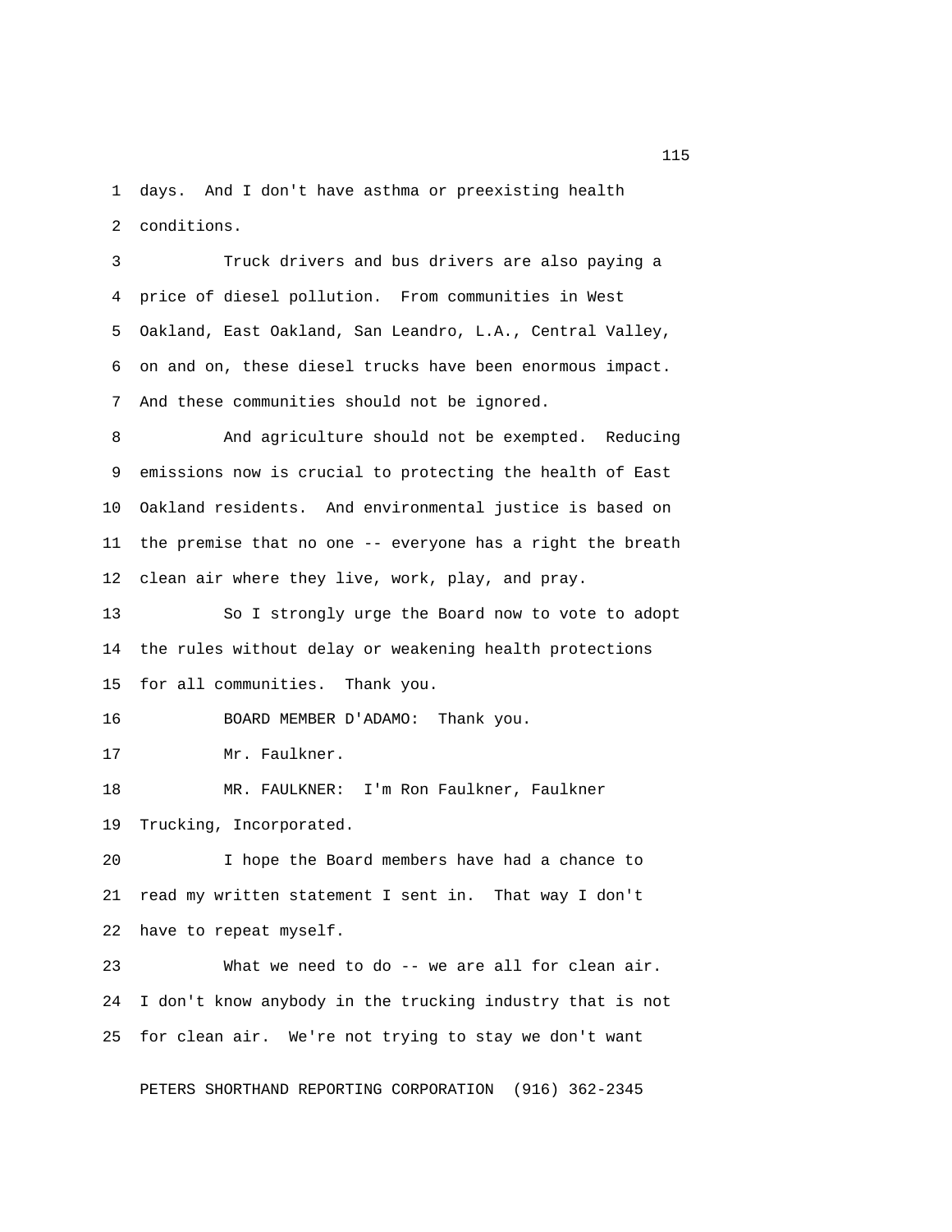days. And I don't have asthma or preexisting health conditions.

Truck drivers and bus drivers are also paying a price of diesel pollution. From communities in West Oakland, East Oakland, San Leandro, L.A., Central Valley, on and on, these diesel trucks have been enormous impact. And these communities should not be ignored.

And agriculture should not be exempted. Reducing emissions now is crucial to protecting the health of East Oakland residents. And environmental justice is based on the premise that no one -- everyone has a right the breath clean air where they live, work, play, and pray.

So I strongly urge the Board now to vote to adopt the rules without delay or weakening health protections for all communities. Thank you.

BOARD MEMBER D'ADAMO: Thank you.

Mr. Faulkner.

MR. FAULKNER: I'm Ron Faulkner, Faulkner Trucking, Incorporated.

I hope the Board members have had a chance to read my written statement I sent in. That way I don't have to repeat myself.

What we need to do -- we are all for clean air. I don't know anybody in the trucking industry that is not for clean air. We're not trying to stay we don't want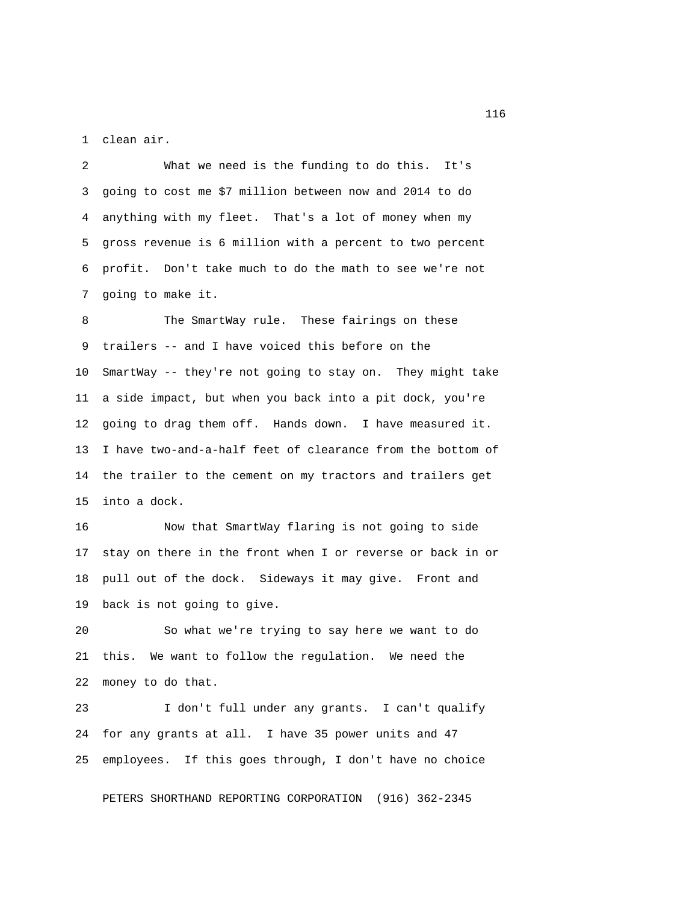clean air.

What we need is the funding to do this. It's going to cost me $7 million between now and 2014 to do anything with my fleet. That's a lot of money when my gross revenue is 6 million with a percent to two percent profit. Don't take much to do the math to see we're not going to make it.

The SmartWay rule. These fairings on these trailers -- and I have voiced this before on the SmartWay -- they're not going to stay on. They might take a side impact, but when you back into a pit dock, you're going to drag them off. Hands down. I have measured it. I have two-and-a-half feet of clearance from the bottom of the trailer to the cement on my tractors and trailers get into a dock.

Now that SmartWay flaring is not going to side stay on there in the front when I or reverse or back in or pull out of the dock. Sideways it may give. Front and back is not going to give.

So what we're trying to say here we want to do this. We want to follow the regulation. We need the money to do that.

I don't full under any grants. I can't qualify for any grants at all. I have 35 power units and 47 employees. If this goes through, I don't have no choice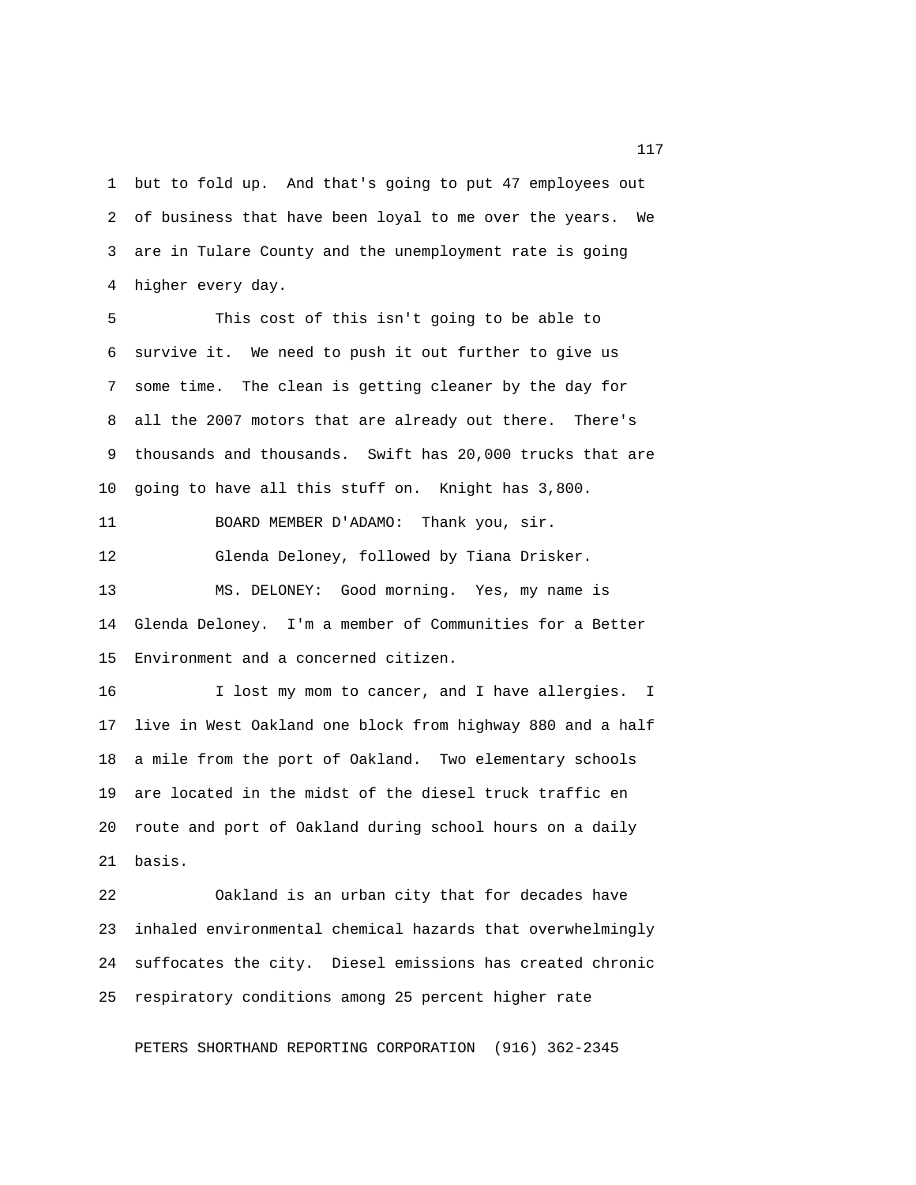but to fold up. And that's going to put 47 employees out of business that have been loyal to me over the years. We are in Tulare County and the unemployment rate is going higher every day.

This cost of this isn't going to be able to survive it. We need to push it out further to give us some time. The clean is getting cleaner by the day for all the 2007 motors that are already out there. There's thousands and thousands. Swift has 20,000 trucks that are going to have all this stuff on. Knight has 3,800.

BOARD MEMBER D'ADAMO: Thank you, sir.

Glenda Deloney, followed by Tiana Drisker.

MS. DELONEY: Good morning. Yes, my name is Glenda Deloney. I'm a member of Communities for a Better Environment and a concerned citizen.

I lost my mom to cancer, and I have allergies. I live in West Oakland one block from highway 880 and a half a mile from the port of Oakland. Two elementary schools are located in the midst of the diesel truck traffic en route and port of Oakland during school hours on a daily basis.

Oakland is an urban city that for decades have inhaled environmental chemical hazards that overwhelmingly suffocates the city. Diesel emissions has created chronic respiratory conditions among 25 percent higher rate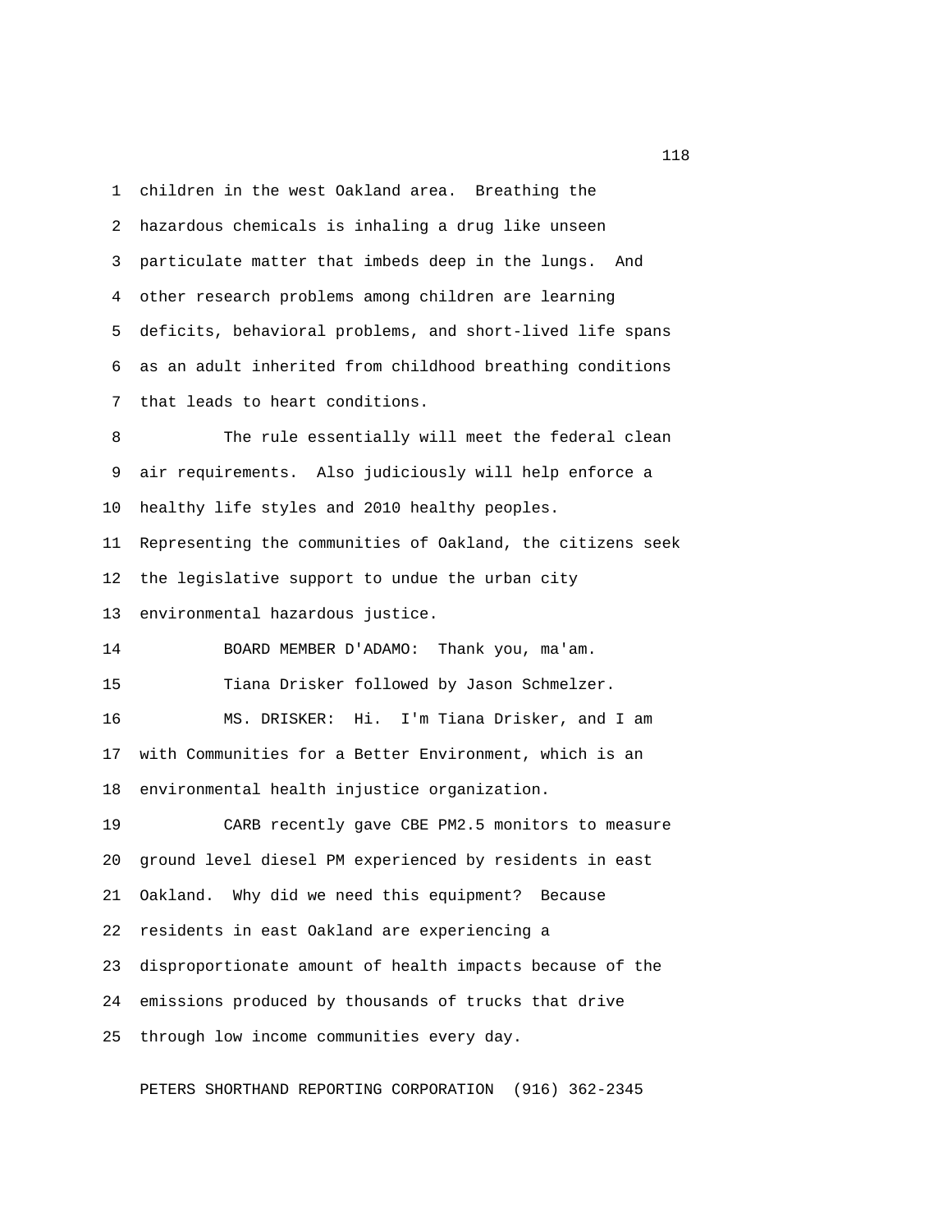children in the west Oakland area. Breathing the hazardous chemicals is inhaling a drug like unseen particulate matter that imbeds deep in the lungs. And other research problems among children are learning deficits, behavioral problems, and short-lived life spans as an adult inherited from childhood breathing conditions that leads to heart conditions.

The rule essentially will meet the federal clean air requirements. Also judiciously will help enforce a healthy life styles and 2010 healthy peoples. Representing the communities of Oakland, the citizens seek the legislative support to undue the urban city environmental hazardous justice.

BOARD MEMBER D'ADAMO: Thank you, ma'am.

Tiana Drisker followed by Jason Schmelzer.

MS. DRISKER: Hi. I'm Tiana Drisker, and I am with Communities for a Better Environment, which is an environmental health injustice organization.

CARB recently gave CBE PM2.5 monitors to measure ground level diesel PM experienced by residents in east Oakland. Why did we need this equipment? Because residents in east Oakland are experiencing a disproportionate amount of health impacts because of the emissions produced by thousands of trucks that drive through low income communities every day.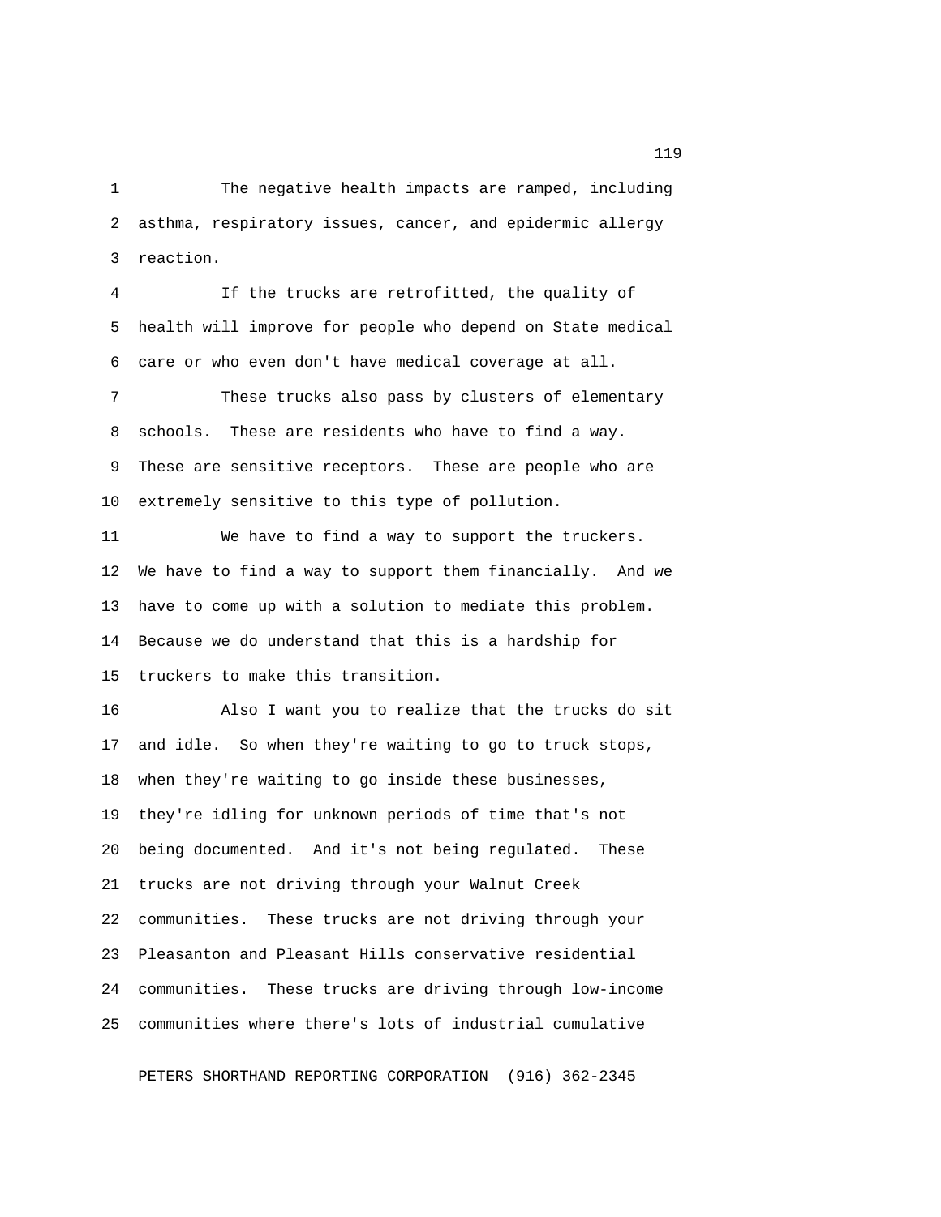The negative health impacts are ramped, including asthma, respiratory issues, cancer, and epidermic allergy reaction.

If the trucks are retrofitted, the quality of health will improve for people who depend on State medical care or who even don't have medical coverage at all.

These trucks also pass by clusters of elementary schools. These are residents who have to find a way. These are sensitive receptors. These are people who are extremely sensitive to this type of pollution.

We have to find a way to support the truckers. We have to find a way to support them financially. And we have to come up with a solution to mediate this problem. Because we do understand that this is a hardship for truckers to make this transition.

Also I want you to realize that the trucks do sit and idle. So when they're waiting to go to truck stops, when they're waiting to go inside these businesses, they're idling for unknown periods of time that's not being documented. And it's not being regulated. These trucks are not driving through your Walnut Creek communities. These trucks are not driving through your Pleasanton and Pleasant Hills conservative residential communities. These trucks are driving through low-income communities where there's lots of industrial cumulative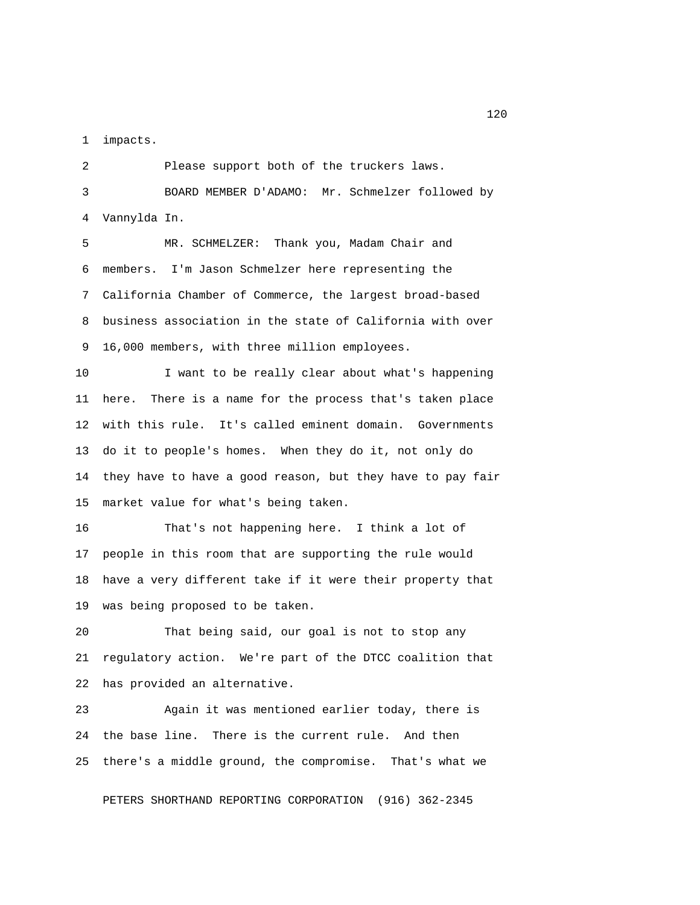impacts.

Please support both of the truckers laws.

BOARD MEMBER D'ADAMO: Mr. Schmelzer followed by Vannylda In.

MR. SCHMELZER: Thank you, Madam Chair and members. I'm Jason Schmelzer here representing the California Chamber of Commerce, the largest broad-based business association in the state of California with over 16,000 members, with three million employees.

I want to be really clear about what's happening here. There is a name for the process that's taken place with this rule. It's called eminent domain. Governments do it to people's homes. When they do it, not only do they have to have a good reason, but they have to pay fair market value for what's being taken.

That's not happening here. I think a lot of people in this room that are supporting the rule would have a very different take if it were their property that was being proposed to be taken.

That being said, our goal is not to stop any regulatory action. We're part of the DTCC coalition that has provided an alternative.

Again it was mentioned earlier today, there is the base line. There is the current rule. And then there's a middle ground, the compromise. That's what we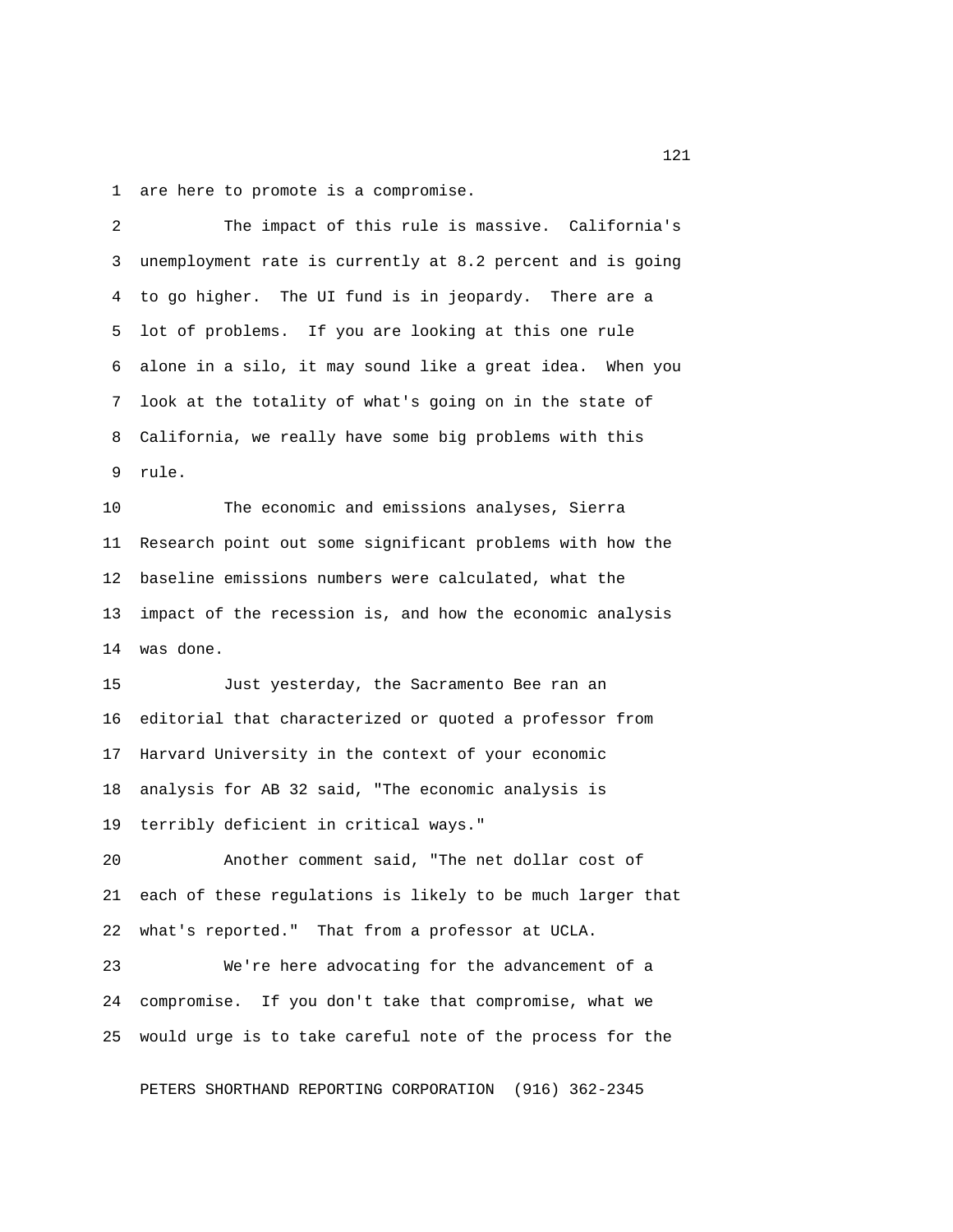are here to promote is a compromise.

The impact of this rule is massive. California's unemployment rate is currently at 8.2 percent and is going to go higher. The UI fund is in jeopardy. There are a lot of problems. If you are looking at this one rule alone in a silo, it may sound like a great idea. When you look at the totality of what's going on in the state of California, we really have some big problems with this rule.

The economic and emissions analyses, Sierra Research point out some significant problems with how the baseline emissions numbers were calculated, what the impact of the recession is, and how the economic analysis was done.

Just yesterday, the Sacramento Bee ran an editorial that characterized or quoted a professor from Harvard University in the context of your economic analysis for AB 32 said, "The economic analysis is terribly deficient in critical ways."

Another comment said, "The net dollar cost of each of these regulations is likely to be much larger that what's reported." That from a professor at UCLA.

We're here advocating for the advancement of a compromise. If you don't take that compromise, what we would urge is to take careful note of the process for the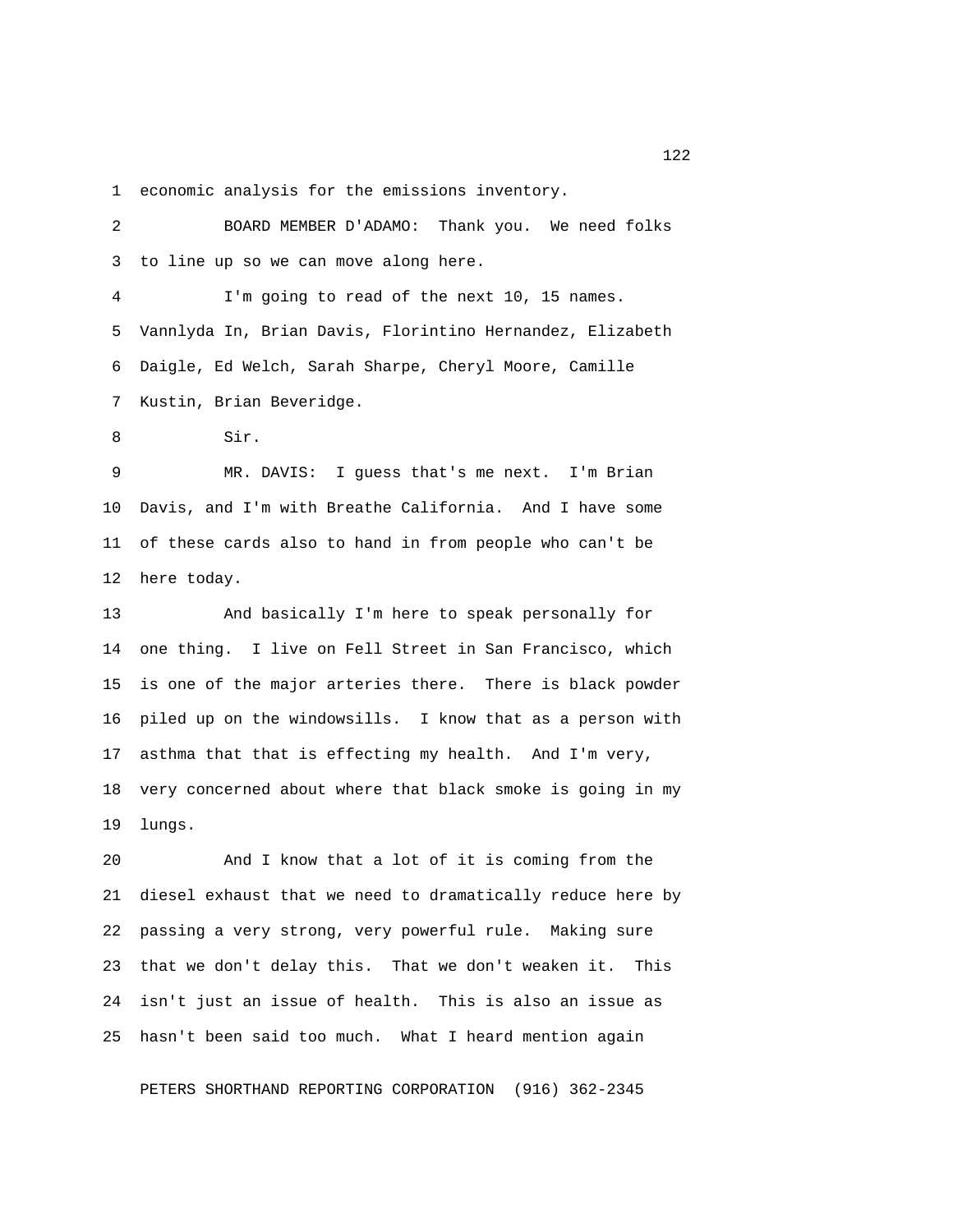economic analysis for the emissions inventory.

BOARD MEMBER D'ADAMO: Thank you. We need folks to line up so we can move along here.

I'm going to read of the next 10, 15 names. Vannlyda In, Brian Davis, Florintino Hernandez, Elizabeth Daigle, Ed Welch, Sarah Sharpe, Cheryl Moore, Camille Kustin, Brian Beveridge.

Sir.

MR. DAVIS: I guess that's me next. I'm Brian Davis, and I'm with Breathe California. And I have some of these cards also to hand in from people who can't be here today.

And basically I'm here to speak personally for one thing. I live on Fell Street in San Francisco, which is one of the major arteries there. There is black powder piled up on the windowsills. I know that as a person with asthma that that is effecting my health. And I'm very, very concerned about where that black smoke is going in my lungs.

And I know that a lot of it is coming from the diesel exhaust that we need to dramatically reduce here by passing a very strong, very powerful rule. Making sure that we don't delay this. That we don't weaken it. This isn't just an issue of health. This is also an issue as hasn't been said too much. What I heard mention again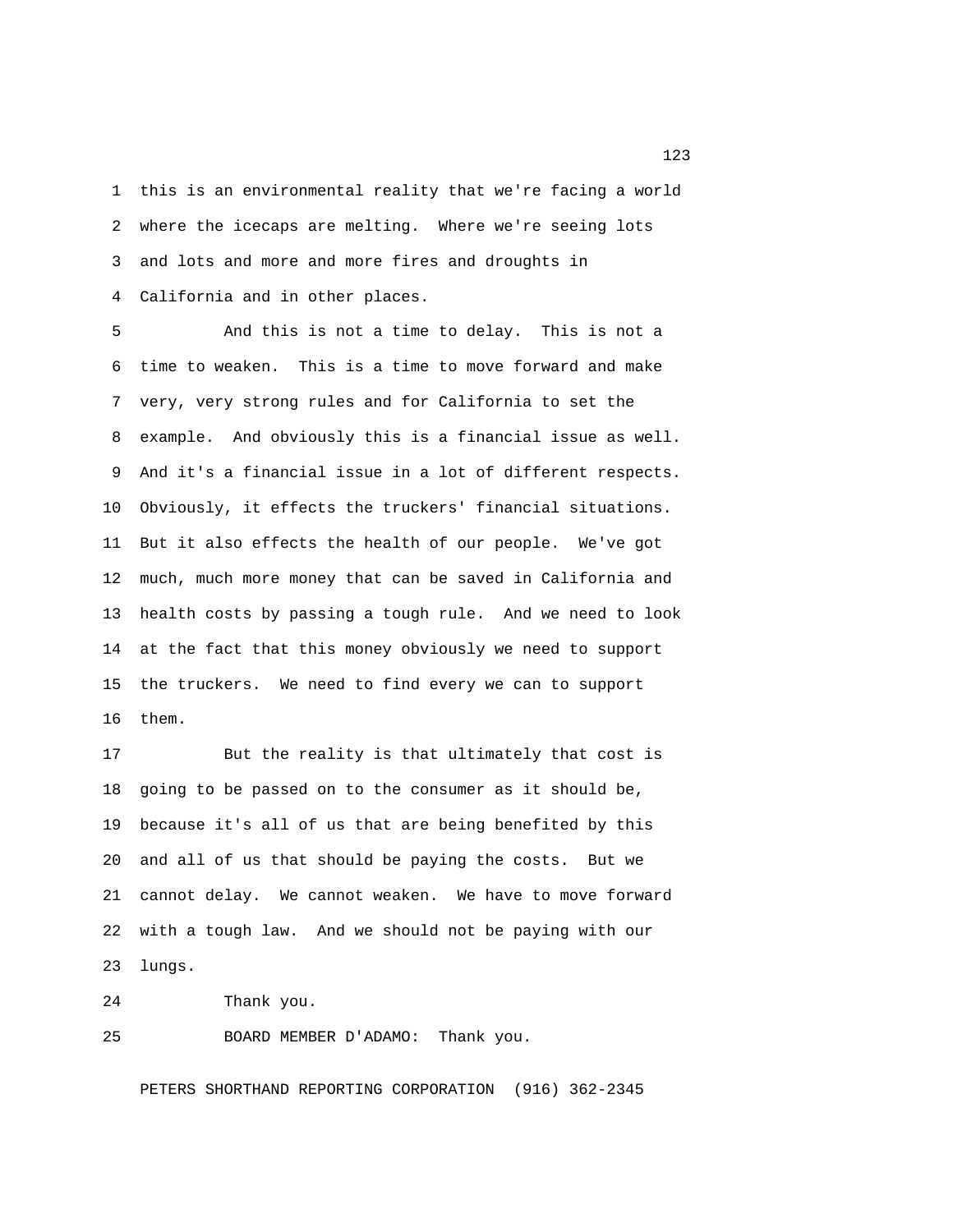this is an environmental reality that we're facing a world where the icecaps are melting. Where we're seeing lots and lots and more and more fires and droughts in California and in other places.

And this is not a time to delay. This is not a time to weaken. This is a time to move forward and make very, very strong rules and for California to set the example. And obviously this is a financial issue as well. And it's a financial issue in a lot of different respects. Obviously, it effects the truckers' financial situations. But it also effects the health of our people. We've got much, much more money that can be saved in California and health costs by passing a tough rule. And we need to look at the fact that this money obviously we need to support the truckers. We need to find every we can to support them.

But the reality is that ultimately that cost is going to be passed on to the consumer as it should be, because it's all of us that are being benefited by this and all of us that should be paying the costs. But we cannot delay. We cannot weaken. We have to move forward with a tough law. And we should not be paying with our lungs.

Thank you.

BOARD MEMBER D'ADAMO: Thank you.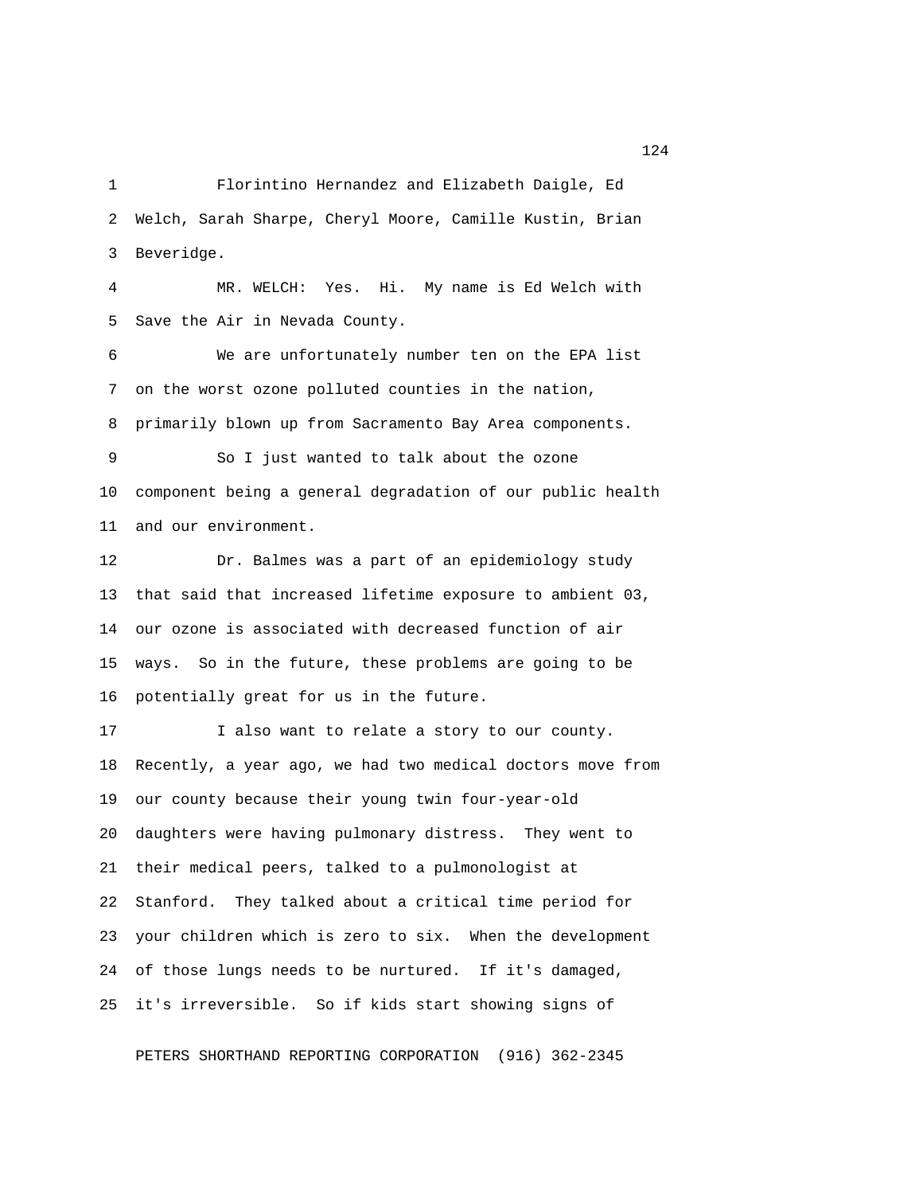Florintino Hernandez and Elizabeth Daigle, Ed Welch, Sarah Sharpe, Cheryl Moore, Camille Kustin, Brian Beveridge.

MR. WELCH: Yes. Hi. My name is Ed Welch with Save the Air in Nevada County.

We are unfortunately number ten on the EPA list on the worst ozone polluted counties in the nation, primarily blown up from Sacramento Bay Area components.

So I just wanted to talk about the ozone component being a general degradation of our public health and our environment.

Dr. Balmes was a part of an epidemiology study that said that increased lifetime exposure to ambient 03, our ozone is associated with decreased function of air ways. So in the future, these problems are going to be potentially great for us in the future.

I also want to relate a story to our county. Recently, a year ago, we had two medical doctors move from our county because their young twin four-year-old daughters were having pulmonary distress. They went to their medical peers, talked to a pulmonologist at Stanford. They talked about a critical time period for your children which is zero to six. When the development of those lungs needs to be nurtured. If it's damaged, it's irreversible. So if kids start showing signs of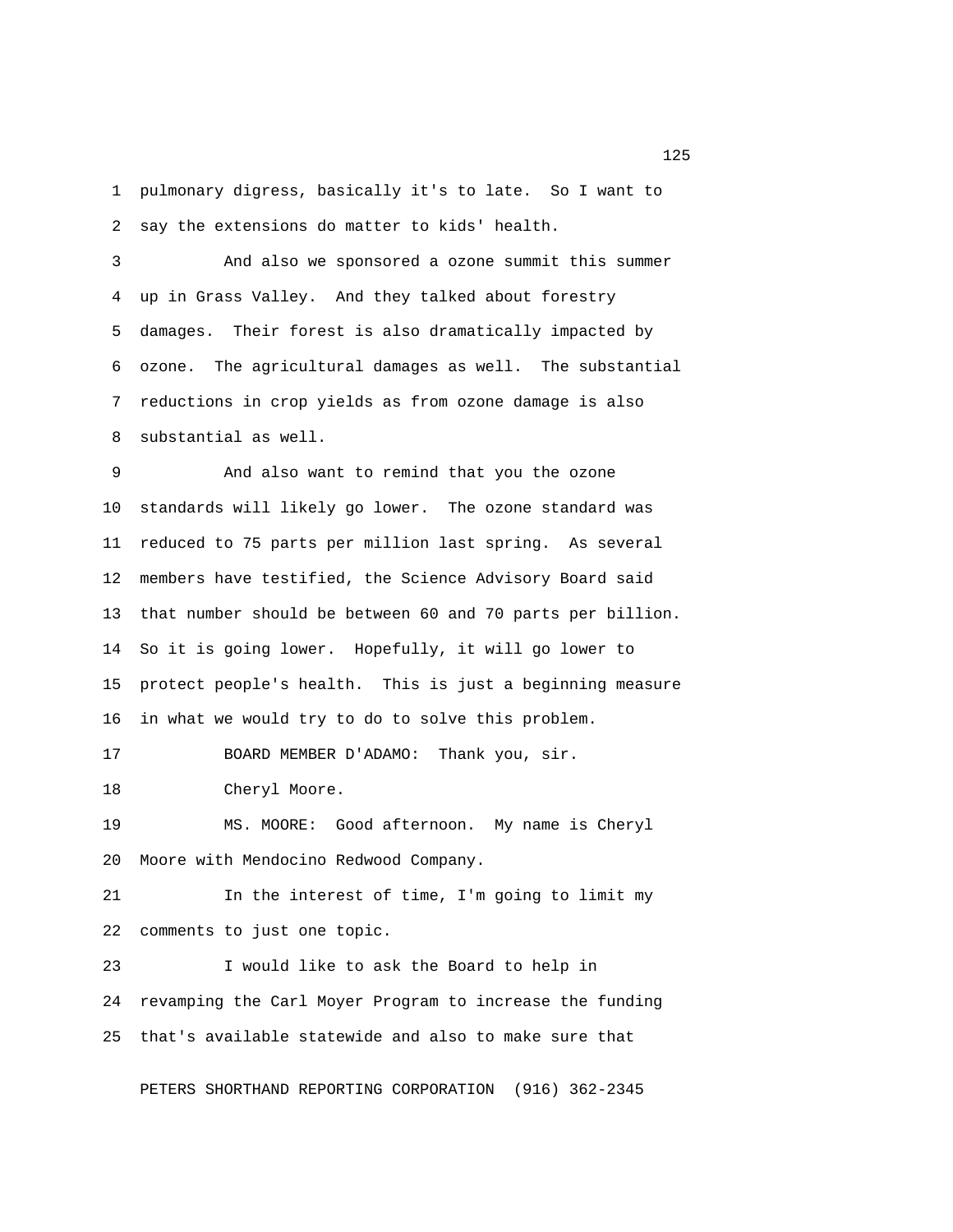1 pulmonary digress, basically it's to late. So I want to
2 say the extensions do matter to kids' health.

3 And also we sponsored a ozone summit this summer
4 up in Grass Valley. And they talked about forestry
5 damages. Their forest is also dramatically impacted by
6 ozone. The agricultural damages as well. The substantial
7 reductions in crop yields as from ozone damage is also
8 substantial as well.

9 And also want to remind that you the ozone
10 standards will likely go lower. The ozone standard was
11 reduced to 75 parts per million last spring. As several
12 members have testified, the Science Advisory Board said
13 that number should be between 60 and 70 parts per billion.
14 So it is going lower. Hopefully, it will go lower to
15 protect people's health. This is just a beginning measure
16 in what we would try to do to solve this problem.

17 BOARD MEMBER D'ADAMO: Thank you, sir.

18 Cheryl Moore.

19 MS. MOORE: Good afternoon. My name is Cheryl
20 Moore with Mendocino Redwood Company.

21 In the interest of time, I'm going to limit my
22 comments to just one topic.

23 I would like to ask the Board to help in
24 revamping the Carl Moyer Program to increase the funding
25 that's available statewide and also to make sure that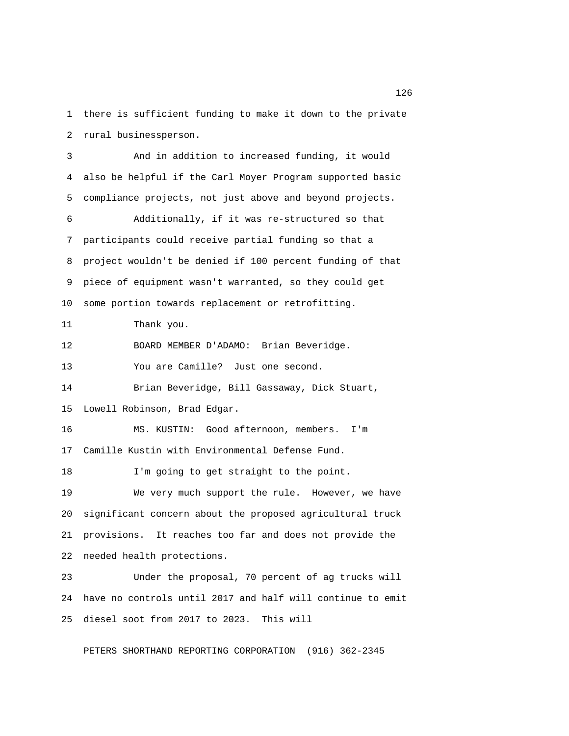there is sufficient funding to make it down to the private rural businessperson.

And in addition to increased funding, it would also be helpful if the Carl Moyer Program supported basic compliance projects, not just above and beyond projects.

Additionally, if it was re-structured so that participants could receive partial funding so that a project wouldn't be denied if 100 percent funding of that piece of equipment wasn't warranted, so they could get some portion towards replacement or retrofitting.

Thank you.

BOARD MEMBER D'ADAMO: Brian Beveridge.

You are Camille? Just one second.

Brian Beveridge, Bill Gassaway, Dick Stuart, Lowell Robinson, Brad Edgar.

MS. KUSTIN: Good afternoon, members. I'm Camille Kustin with Environmental Defense Fund.

I'm going to get straight to the point.

We very much support the rule. However, we have significant concern about the proposed agricultural truck provisions. It reaches too far and does not provide the needed health protections.

Under the proposal, 70 percent of ag trucks will have no controls until 2017 and half will continue to emit diesel soot from 2017 to 2023. This will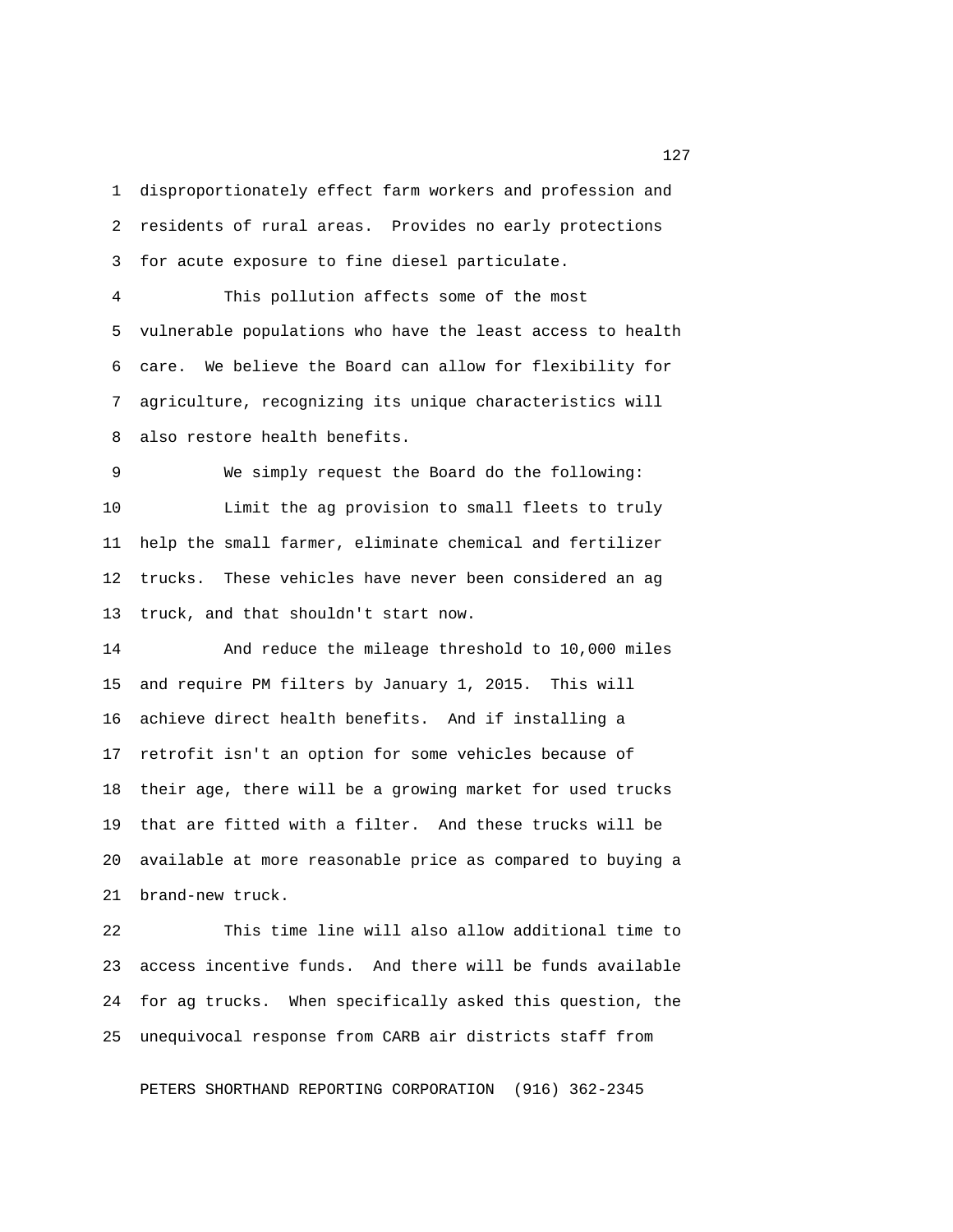disproportionately effect farm workers and profession and residents of rural areas. Provides no early protections for acute exposure to fine diesel particulate.

This pollution affects some of the most vulnerable populations who have the least access to health care. We believe the Board can allow for flexibility for agriculture, recognizing its unique characteristics will also restore health benefits.

We simply request the Board do the following:

Limit the ag provision to small fleets to truly help the small farmer, eliminate chemical and fertilizer trucks. These vehicles have never been considered an ag truck, and that shouldn't start now.

And reduce the mileage threshold to 10,000 miles and require PM filters by January 1, 2015. This will achieve direct health benefits. And if installing a retrofit isn't an option for some vehicles because of their age, there will be a growing market for used trucks that are fitted with a filter. And these trucks will be available at more reasonable price as compared to buying a brand-new truck.

This time line will also allow additional time to access incentive funds. And there will be funds available for ag trucks. When specifically asked this question, the unequivocal response from CARB air districts staff from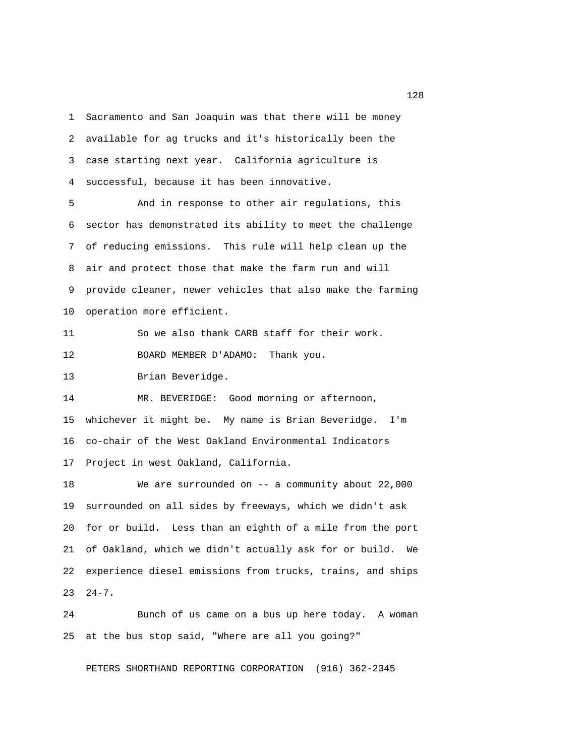Sacramento and San Joaquin was that there will be money available for ag trucks and it's historically been the case starting next year. California agriculture is successful, because it has been innovative.

And in response to other air regulations, this sector has demonstrated its ability to meet the challenge of reducing emissions. This rule will help clean up the air and protect those that make the farm run and will provide cleaner, newer vehicles that also make the farming operation more efficient.

So we also thank CARB staff for their work.

BOARD MEMBER D'ADAMO: Thank you.

Brian Beveridge.

MR. BEVERIDGE: Good morning or afternoon, whichever it might be. My name is Brian Beveridge. I'm co-chair of the West Oakland Environmental Indicators Project in west Oakland, California.

We are surrounded on -- a community about 22,000 surrounded on all sides by freeways, which we didn't ask for or build. Less than an eighth of a mile from the port of Oakland, which we didn't actually ask for or build. We experience diesel emissions from trucks, trains, and ships 24-7.

Bunch of us came on a bus up here today. A woman at the bus stop said, "Where are all you going?"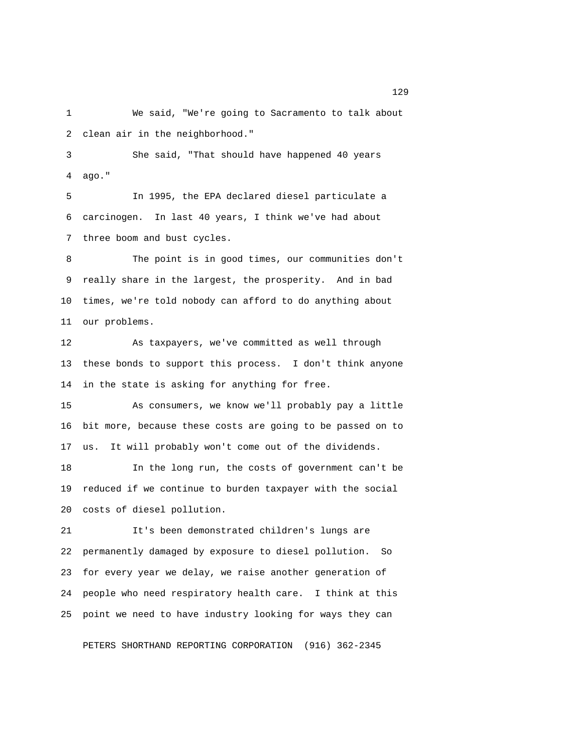We said, "We're going to Sacramento to talk about clean air in the neighborhood."

She said, "That should have happened 40 years ago."

In 1995, the EPA declared diesel particulate a carcinogen. In last 40 years, I think we've had about three boom and bust cycles.

The point is in good times, our communities don't really share in the largest, the prosperity. And in bad times, we're told nobody can afford to do anything about our problems.

As taxpayers, we've committed as well through these bonds to support this process. I don't think anyone in the state is asking for anything for free.

As consumers, we know we'll probably pay a little bit more, because these costs are going to be passed on to us. It will probably won't come out of the dividends.

In the long run, the costs of government can't be reduced if we continue to burden taxpayer with the social costs of diesel pollution.

It's been demonstrated children's lungs are permanently damaged by exposure to diesel pollution. So for every year we delay, we raise another generation of people who need respiratory health care. I think at this point we need to have industry looking for ways they can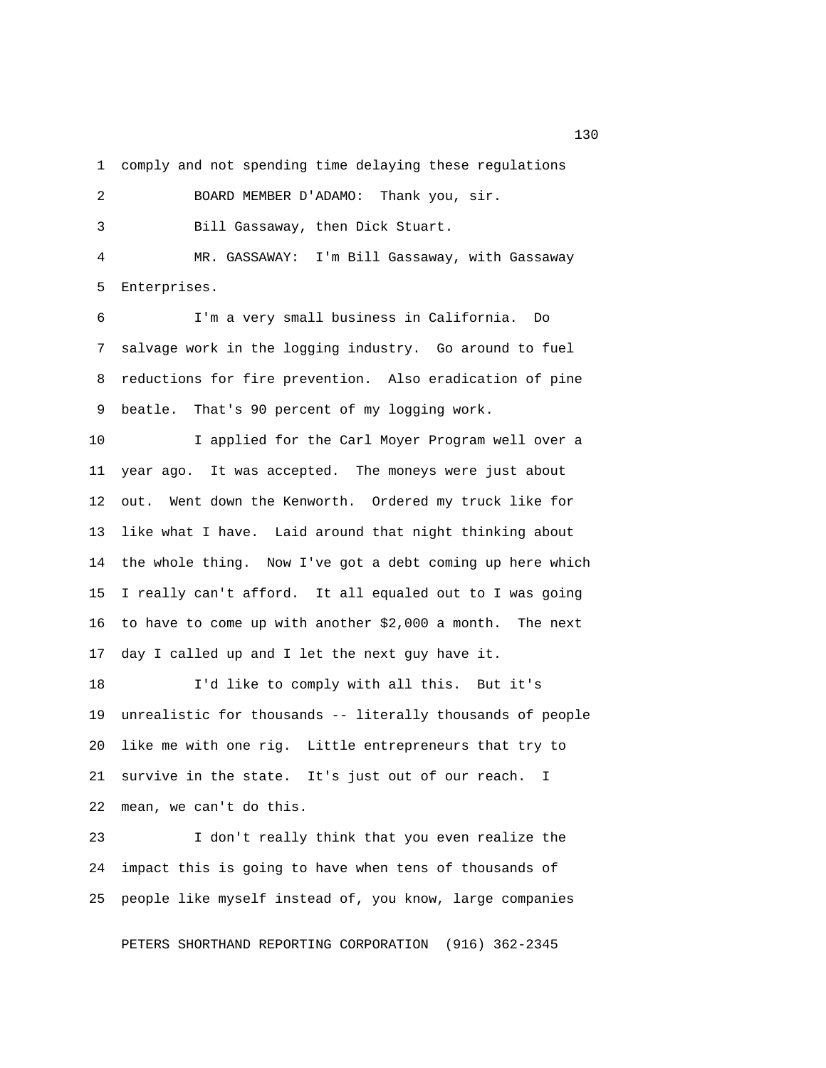comply and not spending time delaying these regulations

BOARD MEMBER D'ADAMO: Thank you, sir.

Bill Gassaway, then Dick Stuart.

MR. GASSAWAY: I'm Bill Gassaway, with Gassaway Enterprises.

I'm a very small business in California. Do salvage work in the logging industry. Go around to fuel reductions for fire prevention. Also eradication of pine beatle. That's 90 percent of my logging work.

I applied for the Carl Moyer Program well over a year ago. It was accepted. The moneys were just about out. Went down the Kenworth. Ordered my truck like for like what I have. Laid around that night thinking about the whole thing. Now I've got a debt coming up here which I really can't afford. It all equaled out to I was going to have to come up with another $2,000 a month. The next day I called up and I let the next guy have it.

I'd like to comply with all this. But it's unrealistic for thousands -- literally thousands of people like me with one rig. Little entrepreneurs that try to survive in the state. It's just out of our reach. I mean, we can't do this.

I don't really think that you even realize the impact this is going to have when tens of thousands of people like myself instead of, you know, large companies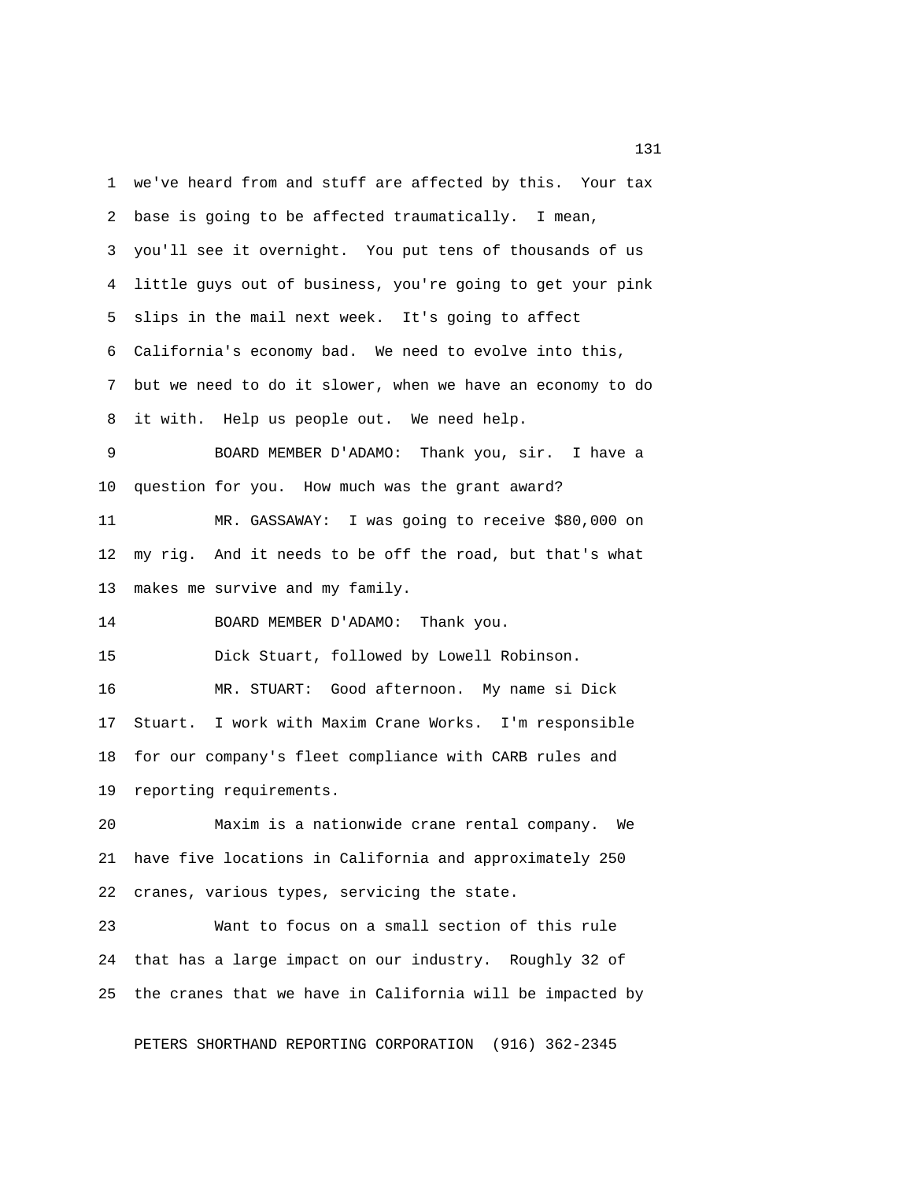we've heard from and stuff are affected by this. Your tax base is going to be affected traumatically. I mean, you'll see it overnight. You put tens of thousands of us little guys out of business, you're going to get your pink slips in the mail next week. It's going to affect California's economy bad. We need to evolve into this, but we need to do it slower, when we have an economy to do it with. Help us people out. We need help.

BOARD MEMBER D'ADAMO: Thank you, sir. I have a question for you. How much was the grant award?

MR. GASSAWAY: I was going to receive $80,000 on my rig. And it needs to be off the road, but that's what makes me survive and my family.

BOARD MEMBER D'ADAMO: Thank you.

Dick Stuart, followed by Lowell Robinson.

MR. STUART: Good afternoon. My name si Dick Stuart. I work with Maxim Crane Works. I'm responsible for our company's fleet compliance with CARB rules and reporting requirements.

Maxim is a nationwide crane rental company. We have five locations in California and approximately 250 cranes, various types, servicing the state.

Want to focus on a small section of this rule that has a large impact on our industry. Roughly 32 of the cranes that we have in California will be impacted by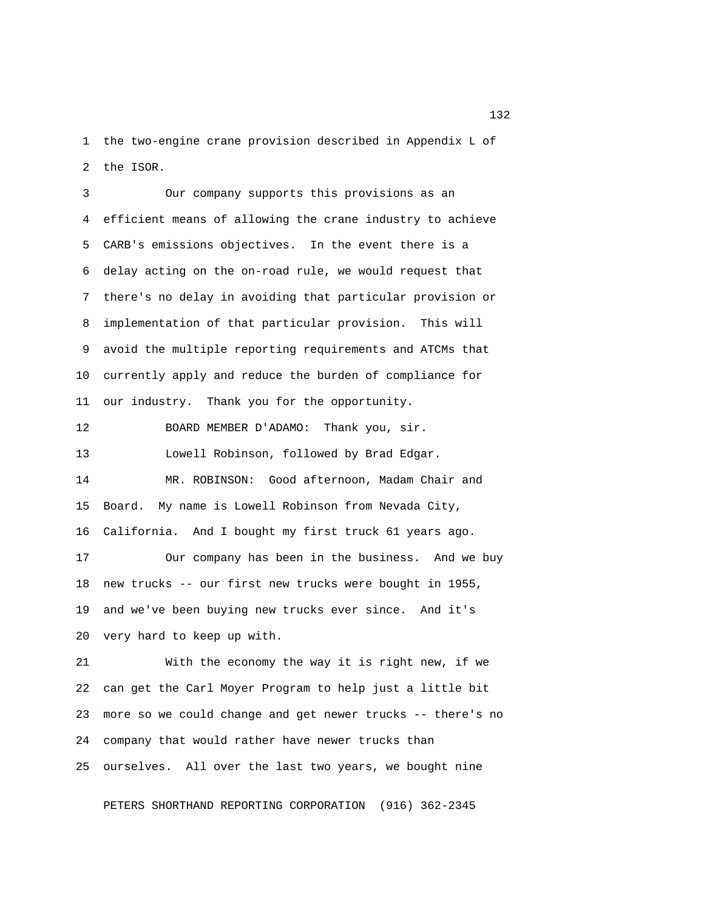the two-engine crane provision described in Appendix L of the ISOR.

Our company supports this provisions as an efficient means of allowing the crane industry to achieve CARB's emissions objectives. In the event there is a delay acting on the on-road rule, we would request that there's no delay in avoiding that particular provision or implementation of that particular provision. This will avoid the multiple reporting requirements and ATCMs that currently apply and reduce the burden of compliance for our industry. Thank you for the opportunity.

BOARD MEMBER D'ADAMO: Thank you, sir.

Lowell Robinson, followed by Brad Edgar.

MR. ROBINSON: Good afternoon, Madam Chair and Board. My name is Lowell Robinson from Nevada City, California. And I bought my first truck 61 years ago.

Our company has been in the business. And we buy new trucks -- our first new trucks were bought in 1955, and we've been buying new trucks ever since. And it's very hard to keep up with.

With the economy the way it is right new, if we can get the Carl Moyer Program to help just a little bit more so we could change and get newer trucks -- there's no company that would rather have newer trucks than ourselves. All over the last two years, we bought nine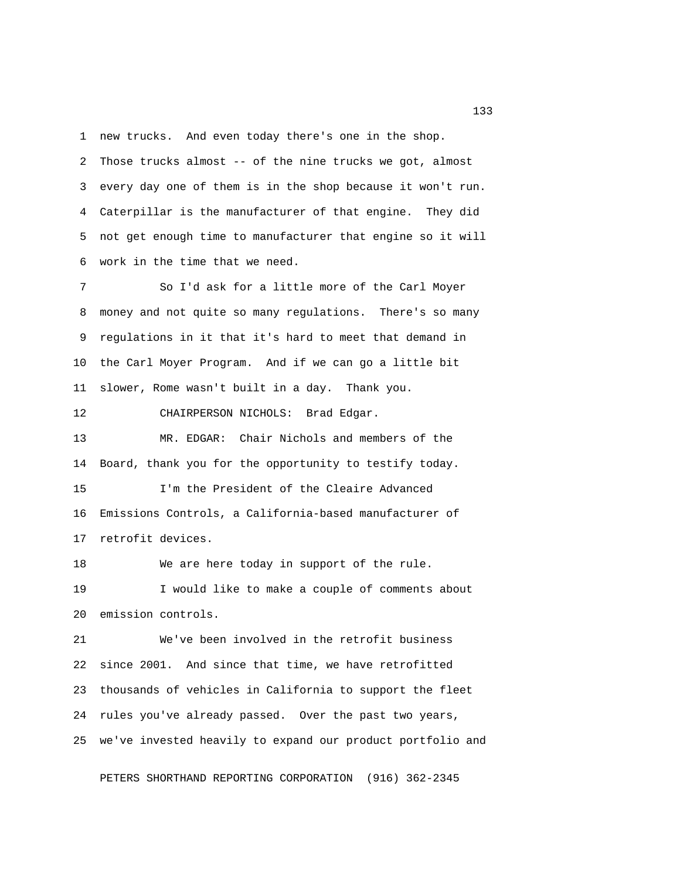new trucks. And even today there's one in the shop. Those trucks almost -- of the nine trucks we got, almost every day one of them is in the shop because it won't run. Caterpillar is the manufacturer of that engine. They did not get enough time to manufacturer that engine so it will work in the time that we need.

So I'd ask for a little more of the Carl Moyer money and not quite so many regulations. There's so many regulations in it that it's hard to meet that demand in the Carl Moyer Program. And if we can go a little bit slower, Rome wasn't built in a day. Thank you.

CHAIRPERSON NICHOLS: Brad Edgar.

MR. EDGAR: Chair Nichols and members of the Board, thank you for the opportunity to testify today.

I'm the President of the Cleaire Advanced Emissions Controls, a California-based manufacturer of retrofit devices.

We are here today in support of the rule.

I would like to make a couple of comments about emission controls.

We've been involved in the retrofit business since 2001. And since that time, we have retrofitted thousands of vehicles in California to support the fleet rules you've already passed. Over the past two years, we've invested heavily to expand our product portfolio and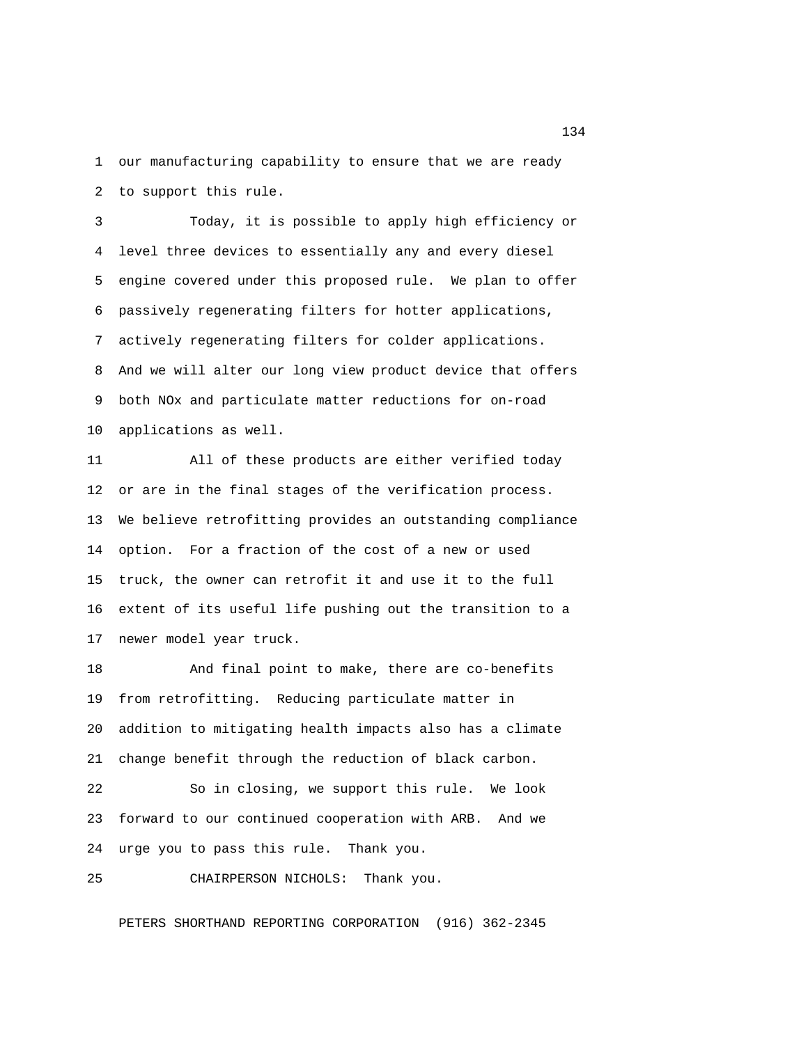our manufacturing capability to ensure that we are ready to support this rule.

Today, it is possible to apply high efficiency or level three devices to essentially any and every diesel engine covered under this proposed rule. We plan to offer passively regenerating filters for hotter applications, actively regenerating filters for colder applications. And we will alter our long view product device that offers both NOx and particulate matter reductions for on-road applications as well.

All of these products are either verified today or are in the final stages of the verification process. We believe retrofitting provides an outstanding compliance option. For a fraction of the cost of a new or used truck, the owner can retrofit it and use it to the full extent of its useful life pushing out the transition to a newer model year truck.

And final point to make, there are co-benefits from retrofitting. Reducing particulate matter in addition to mitigating health impacts also has a climate change benefit through the reduction of black carbon.

So in closing, we support this rule. We look forward to our continued cooperation with ARB. And we urge you to pass this rule. Thank you.

CHAIRPERSON NICHOLS: Thank you.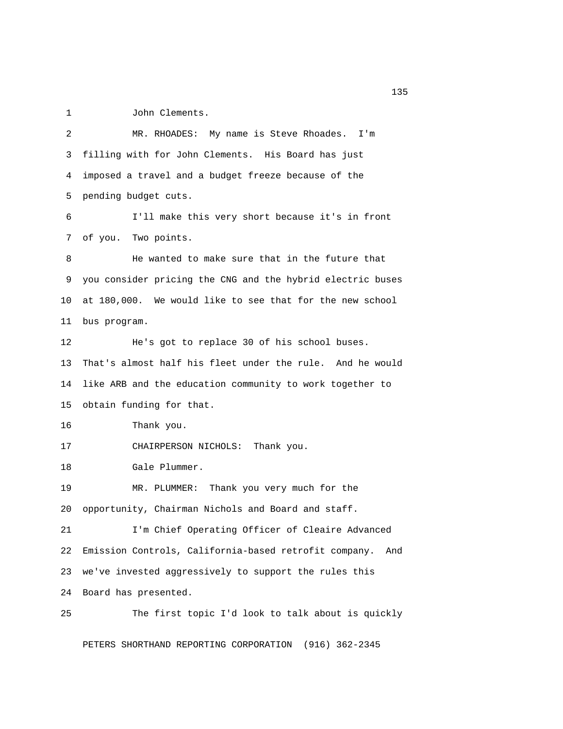John Clements.

MR. RHOADES: My name is Steve Rhoades. I'm filling with for John Clements. His Board has just imposed a travel and a budget freeze because of the pending budget cuts.

I'll make this very short because it's in front of you. Two points.

He wanted to make sure that in the future that you consider pricing the CNG and the hybrid electric buses at 180,000. We would like to see that for the new school bus program.

He's got to replace 30 of his school buses. That's almost half his fleet under the rule. And he would like ARB and the education community to work together to obtain funding for that.

Thank you.

CHAIRPERSON NICHOLS: Thank you.

Gale Plummer.

MR. PLUMMER: Thank you very much for the opportunity, Chairman Nichols and Board and staff.

I'm Chief Operating Officer of Cleaire Advanced Emission Controls, California-based retrofit company. And we've invested aggressively to support the rules this Board has presented.

The first topic I'd look to talk about is quickly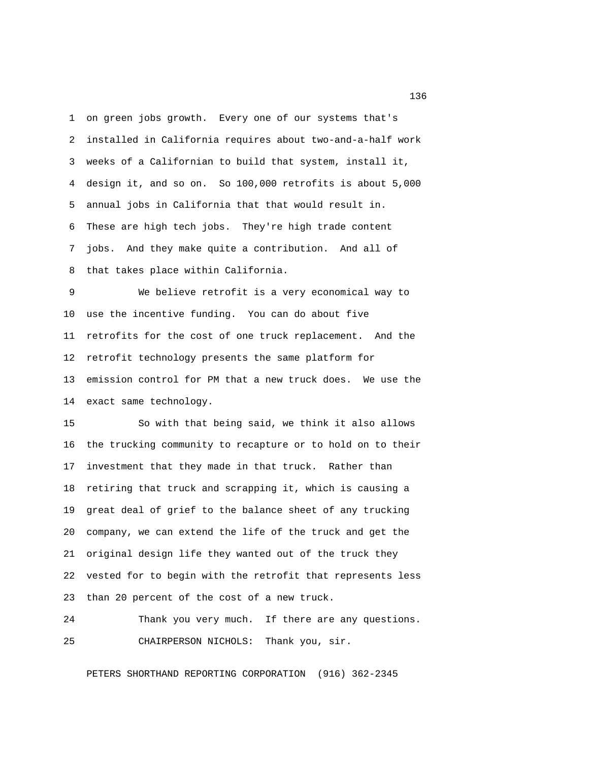on green jobs growth. Every one of our systems that's installed in California requires about two-and-a-half work weeks of a Californian to build that system, install it, design it, and so on. So 100,000 retrofits is about 5,000 annual jobs in California that that would result in. These are high tech jobs. They're high trade content jobs. And they make quite a contribution. And all of that takes place within California.

We believe retrofit is a very economical way to use the incentive funding. You can do about five retrofits for the cost of one truck replacement. And the retrofit technology presents the same platform for emission control for PM that a new truck does. We use the exact same technology.

So with that being said, we think it also allows the trucking community to recapture or to hold on to their investment that they made in that truck. Rather than retiring that truck and scrapping it, which is causing a great deal of grief to the balance sheet of any trucking company, we can extend the life of the truck and get the original design life they wanted out of the truck they vested for to begin with the retrofit that represents less than 20 percent of the cost of a new truck.

Thank you very much. If there are any questions.

CHAIRPERSON NICHOLS: Thank you, sir.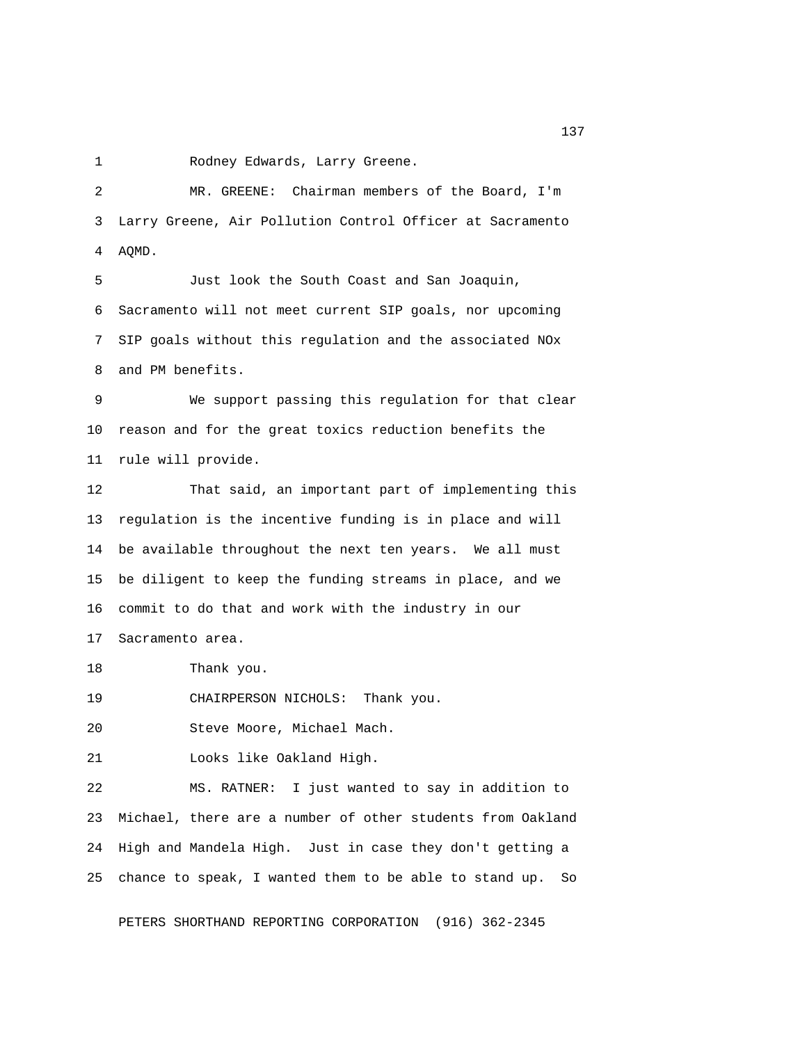Rodney Edwards, Larry Greene.

MR. GREENE: Chairman members of the Board, I'm Larry Greene, Air Pollution Control Officer at Sacramento AQMD.

Just look the South Coast and San Joaquin, Sacramento will not meet current SIP goals, nor upcoming SIP goals without this regulation and the associated NOx and PM benefits.

We support passing this regulation for that clear reason and for the great toxics reduction benefits the rule will provide.

That said, an important part of implementing this regulation is the incentive funding is in place and will be available throughout the next ten years. We all must be diligent to keep the funding streams in place, and we commit to do that and work with the industry in our Sacramento area.

Thank you.

CHAIRPERSON NICHOLS: Thank you.

Steve Moore, Michael Mach.

Looks like Oakland High.

MS. RATNER: I just wanted to say in addition to Michael, there are a number of other students from Oakland High and Mandela High. Just in case they don't getting a chance to speak, I wanted them to be able to stand up. So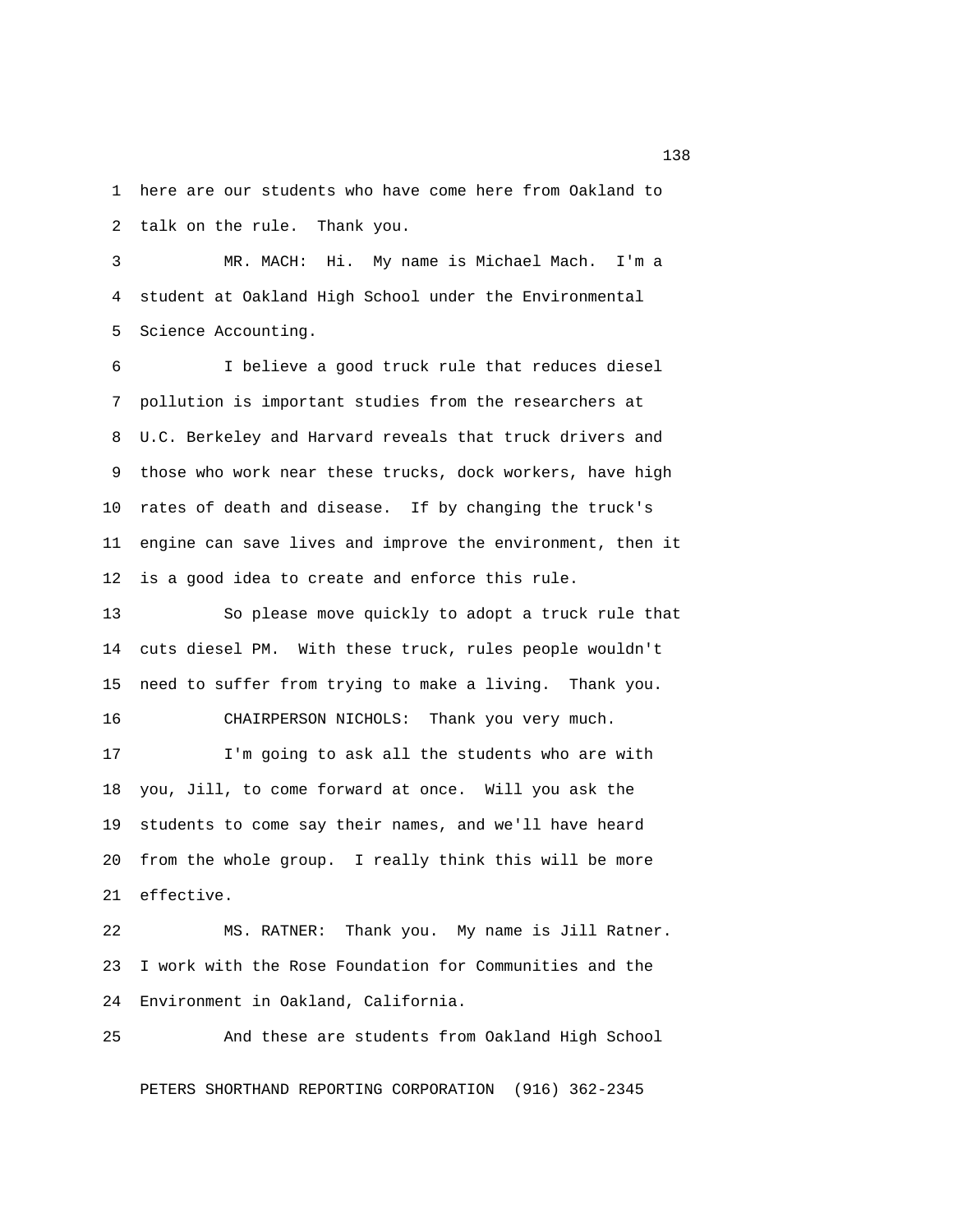here are our students who have come here from Oakland to talk on the rule. Thank you.

MR. MACH: Hi. My name is Michael Mach. I'm a student at Oakland High School under the Environmental Science Accounting.

I believe a good truck rule that reduces diesel pollution is important studies from the researchers at U.C. Berkeley and Harvard reveals that truck drivers and those who work near these trucks, dock workers, have high rates of death and disease. If by changing the truck's engine can save lives and improve the environment, then it is a good idea to create and enforce this rule.

So please move quickly to adopt a truck rule that cuts diesel PM. With these truck, rules people wouldn't need to suffer from trying to make a living. Thank you.

CHAIRPERSON NICHOLS: Thank you very much.

I'm going to ask all the students who are with you, Jill, to come forward at once. Will you ask the students to come say their names, and we'll have heard from the whole group. I really think this will be more effective.

MS. RATNER: Thank you. My name is Jill Ratner. I work with the Rose Foundation for Communities and the Environment in Oakland, California.

And these are students from Oakland High School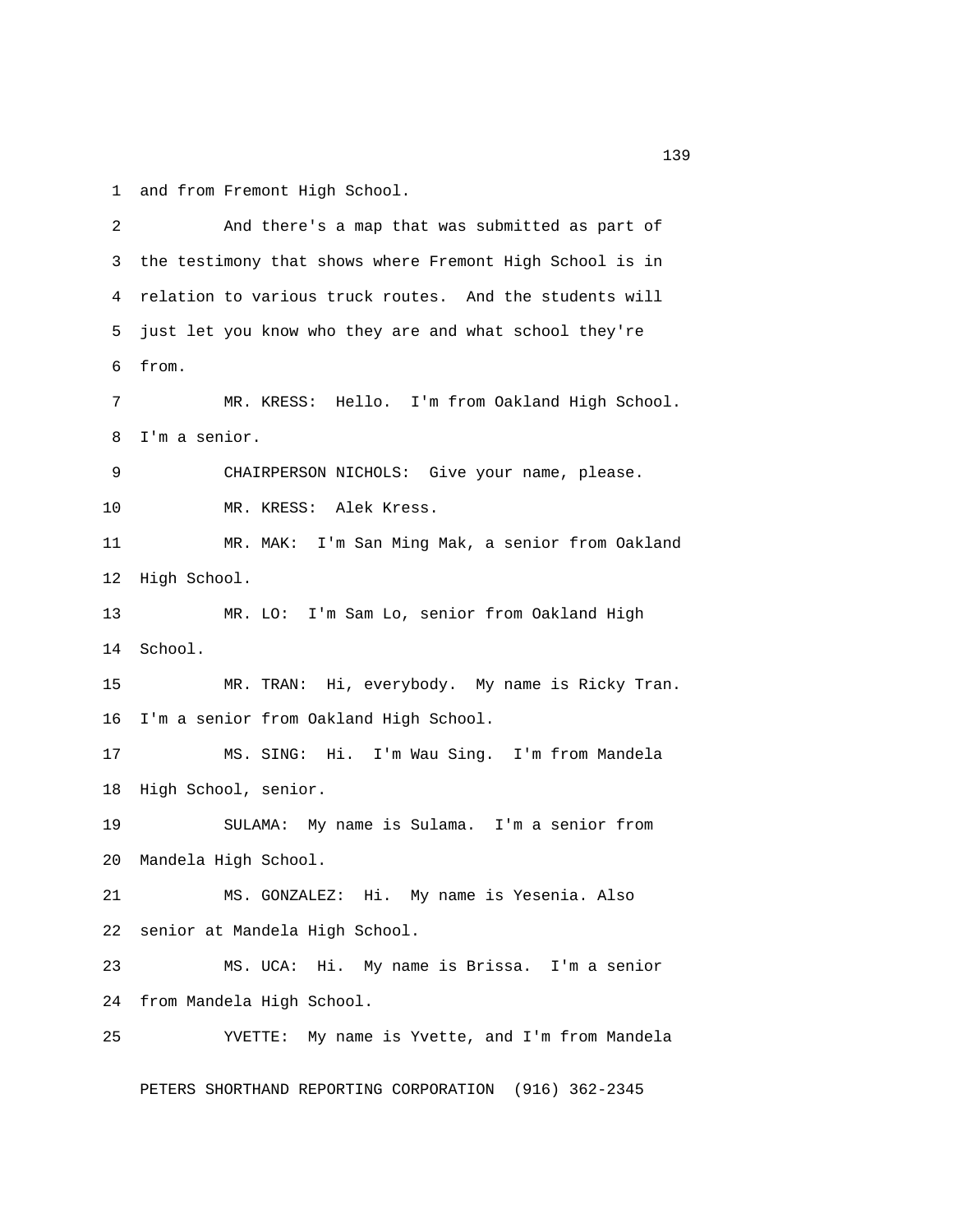1 and from Fremont High School.

2 And there's a map that was submitted as part of

3 the testimony that shows where Fremont High School is in

4 relation to various truck routes. And the students will

5 just let you know who they are and what school they're

6 from.

7 MR. KRESS: Hello. I'm from Oakland High School.

8 I'm a senior.

9 CHAIRPERSON NICHOLS: Give your name, please.

10 MR. KRESS: Alek Kress.

11 MR. MAK: I'm San Ming Mak, a senior from Oakland

12 High School.

13 MR. LO: I'm Sam Lo, senior from Oakland High

14 School.

15 MR. TRAN: Hi, everybody. My name is Ricky Tran.

16 I'm a senior from Oakland High School.

17 MS. SING: Hi. I'm Wau Sing. I'm from Mandela

18 High School, senior.

19 SULAMA: My name is Sulama. I'm a senior from

20 Mandela High School.

21 MS. GONZALEZ: Hi. My name is Yesenia. Also

22 senior at Mandela High School.

23 MS. UCA: Hi. My name is Brissa. I'm a senior

24 from Mandela High School.

25 YVETTE: My name is Yvette, and I'm from Mandela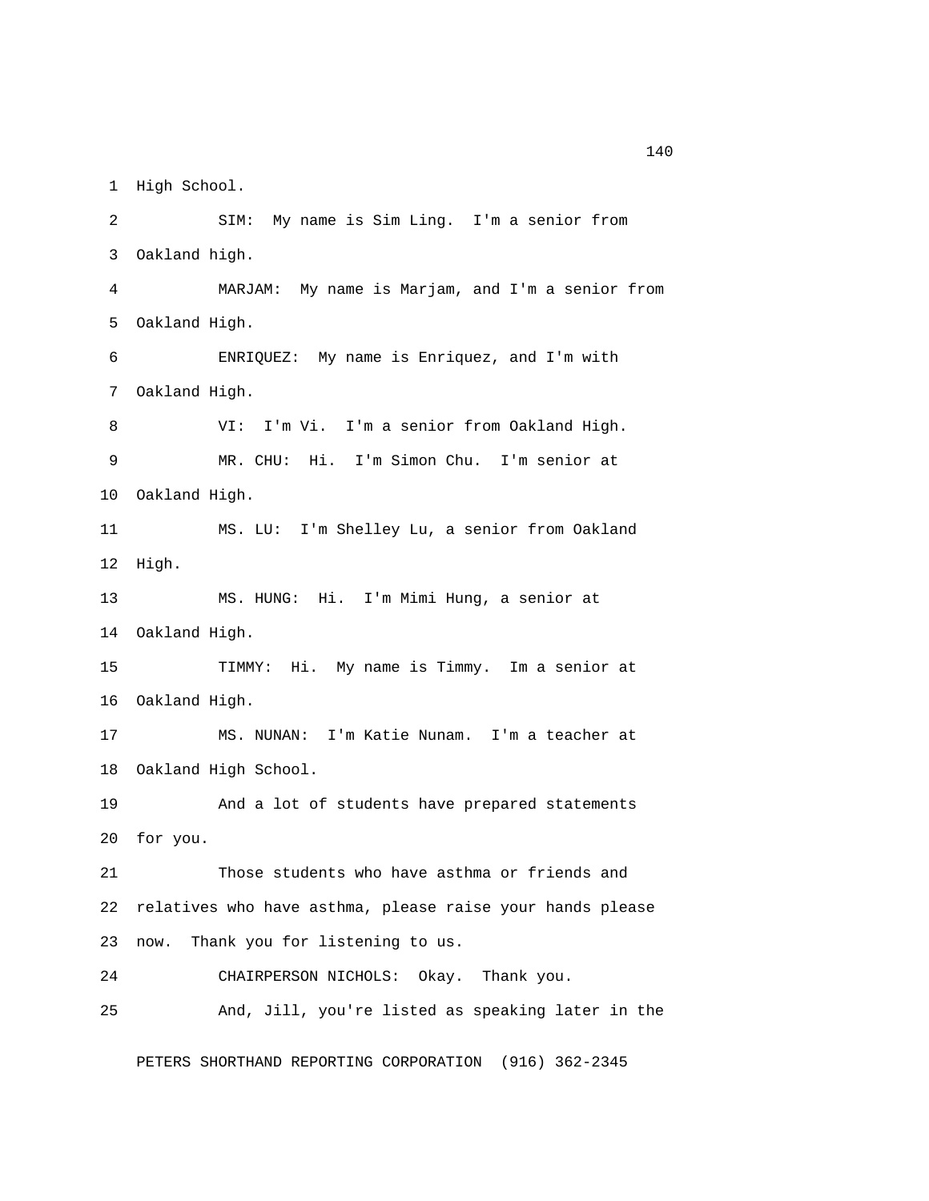1 High School.

2 SIM: My name is Sim Ling. I'm a senior from

3 Oakland high.

4 MARJAM: My name is Marjam, and I'm a senior from

5 Oakland High.

6 ENRIQUEZ: My name is Enriquez, and I'm with

7 Oakland High.

8 VI: I'm Vi. I'm a senior from Oakland High.

9 MR. CHU: Hi. I'm Simon Chu. I'm senior at

10 Oakland High.

11 MS. LU: I'm Shelley Lu, a senior from Oakland

12 High.

13 MS. HUNG: Hi. I'm Mimi Hung, a senior at

14 Oakland High.

15 TIMMY: Hi. My name is Timmy. Im a senior at

16 Oakland High.

17 MS. NUNAN: I'm Katie Nunam. I'm a teacher at

18 Oakland High School.

19 And a lot of students have prepared statements

20 for you.

21 Those students who have asthma or friends and

22 relatives who have asthma, please raise your hands please

23 now. Thank you for listening to us.

24 CHAIRPERSON NICHOLS: Okay. Thank you.

25 And, Jill, you're listed as speaking later in the

PETERS SHORTHAND REPORTING CORPORATION (916) 362-2345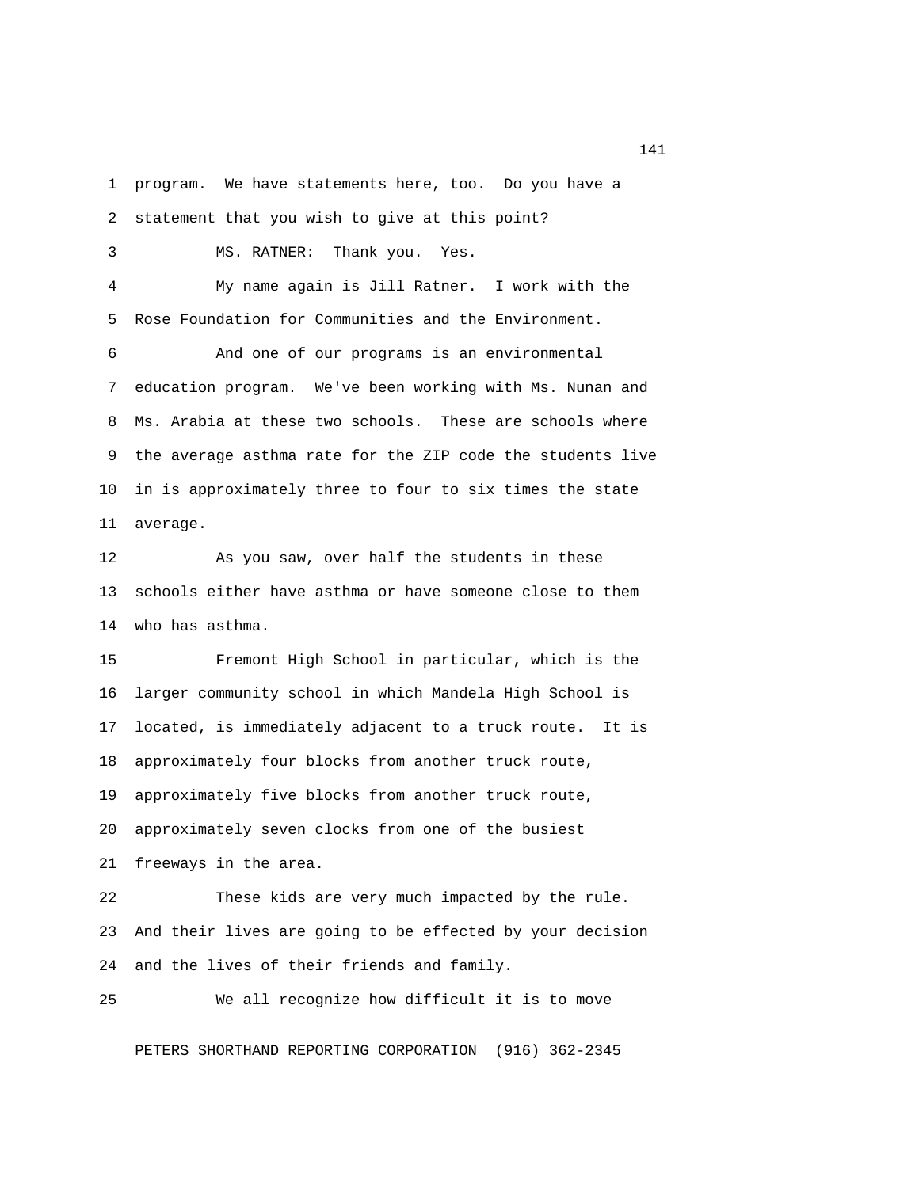program. We have statements here, too. Do you have a statement that you wish to give at this point?

MS. RATNER: Thank you. Yes.

My name again is Jill Ratner. I work with the Rose Foundation for Communities and the Environment.

And one of our programs is an environmental education program. We've been working with Ms. Nunan and Ms. Arabia at these two schools. These are schools where the average asthma rate for the ZIP code the students live in is approximately three to four to six times the state average.

As you saw, over half the students in these schools either have asthma or have someone close to them who has asthma.

Fremont High School in particular, which is the larger community school in which Mandela High School is located, is immediately adjacent to a truck route. It is approximately four blocks from another truck route, approximately five blocks from another truck route, approximately seven clocks from one of the busiest freeways in the area.

These kids are very much impacted by the rule. And their lives are going to be effected by your decision and the lives of their friends and family.

We all recognize how difficult it is to move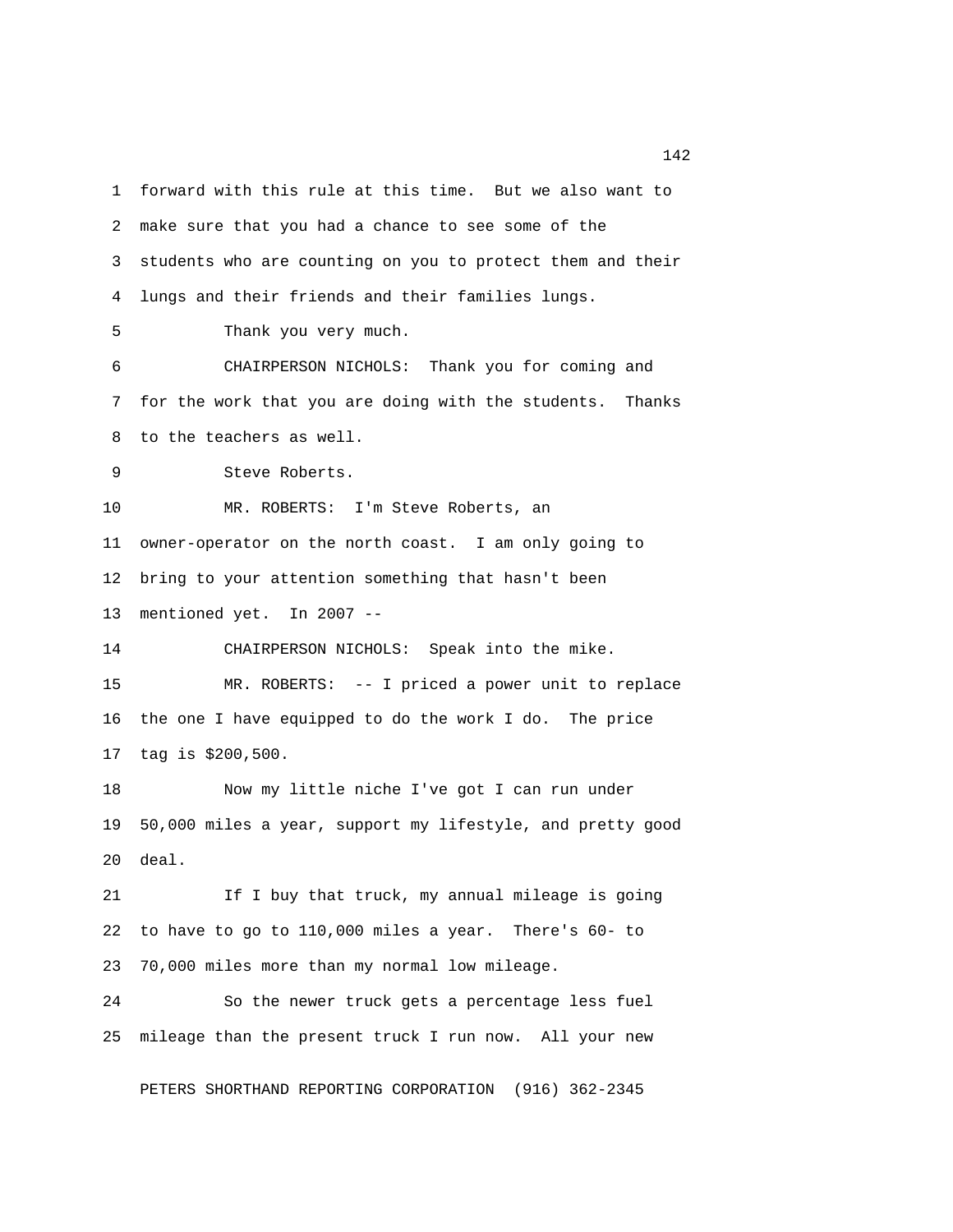forward with this rule at this time. But we also want to make sure that you had a chance to see some of the students who are counting on you to protect them and their lungs and their friends and their families lungs.

Thank you very much.

CHAIRPERSON NICHOLS: Thank you for coming and for the work that you are doing with the students. Thanks to the teachers as well.

Steve Roberts.

MR. ROBERTS: I'm Steve Roberts, an owner-operator on the north coast. I am only going to bring to your attention something that hasn't been mentioned yet. In 2007 --

CHAIRPERSON NICHOLS: Speak into the mike.

MR. ROBERTS: -- I priced a power unit to replace the one I have equipped to do the work I do. The price tag is $200,500.

Now my little niche I've got I can run under 50,000 miles a year, support my lifestyle, and pretty good deal.

If I buy that truck, my annual mileage is going to have to go to 110,000 miles a year. There's 60- to 70,000 miles more than my normal low mileage.

So the newer truck gets a percentage less fuel mileage than the present truck I run now. All your new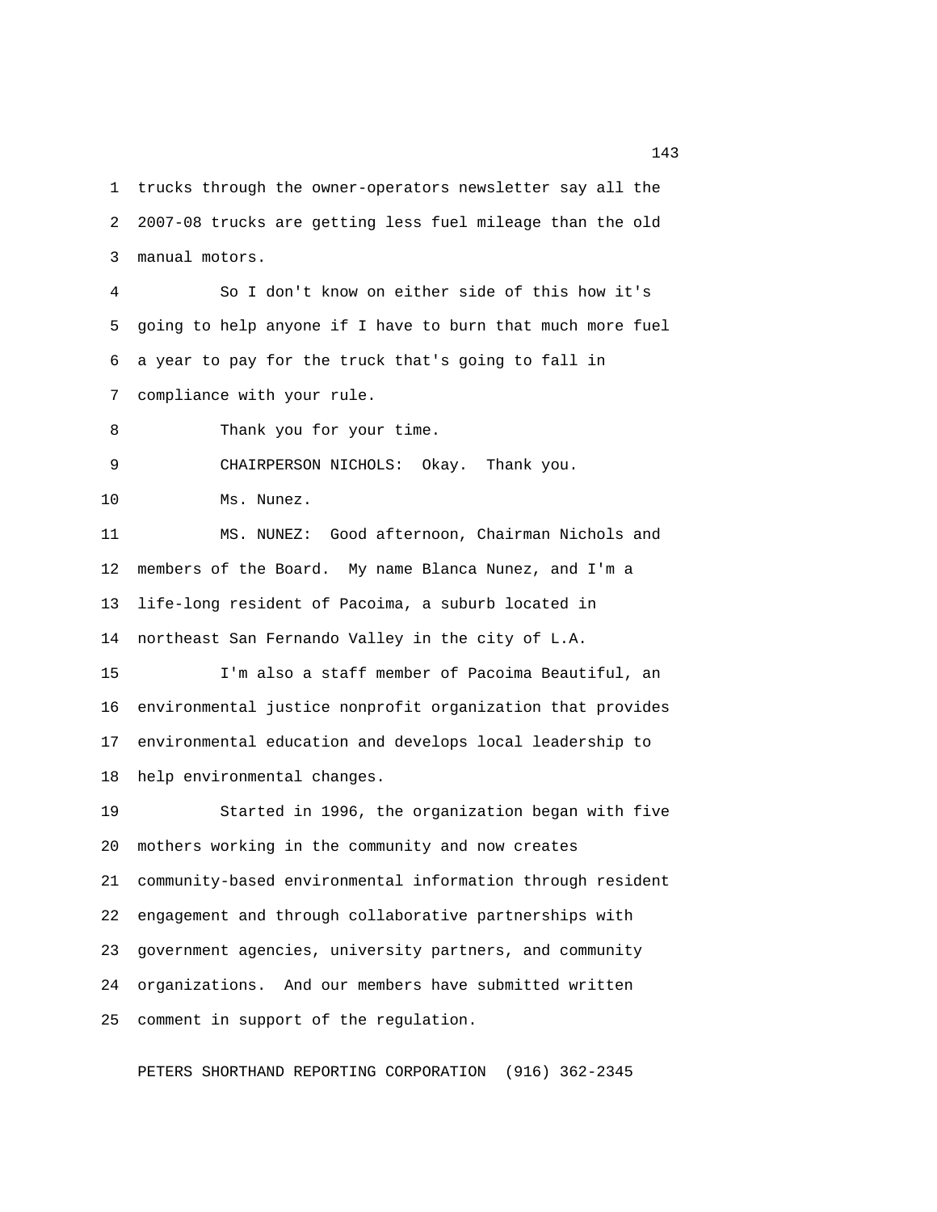trucks through the owner-operators newsletter say all the 2007-08 trucks are getting less fuel mileage than the old manual motors.

So I don't know on either side of this how it's going to help anyone if I have to burn that much more fuel a year to pay for the truck that's going to fall in compliance with your rule.

Thank you for your time.

CHAIRPERSON NICHOLS: Okay. Thank you.

Ms. Nunez.

MS. NUNEZ: Good afternoon, Chairman Nichols and members of the Board. My name Blanca Nunez, and I'm a life-long resident of Pacoima, a suburb located in northeast San Fernando Valley in the city of L.A.

I'm also a staff member of Pacoima Beautiful, an environmental justice nonprofit organization that provides environmental education and develops local leadership to help environmental changes.

Started in 1996, the organization began with five mothers working in the community and now creates community-based environmental information through resident engagement and through collaborative partnerships with government agencies, university partners, and community organizations. And our members have submitted written comment in support of the regulation.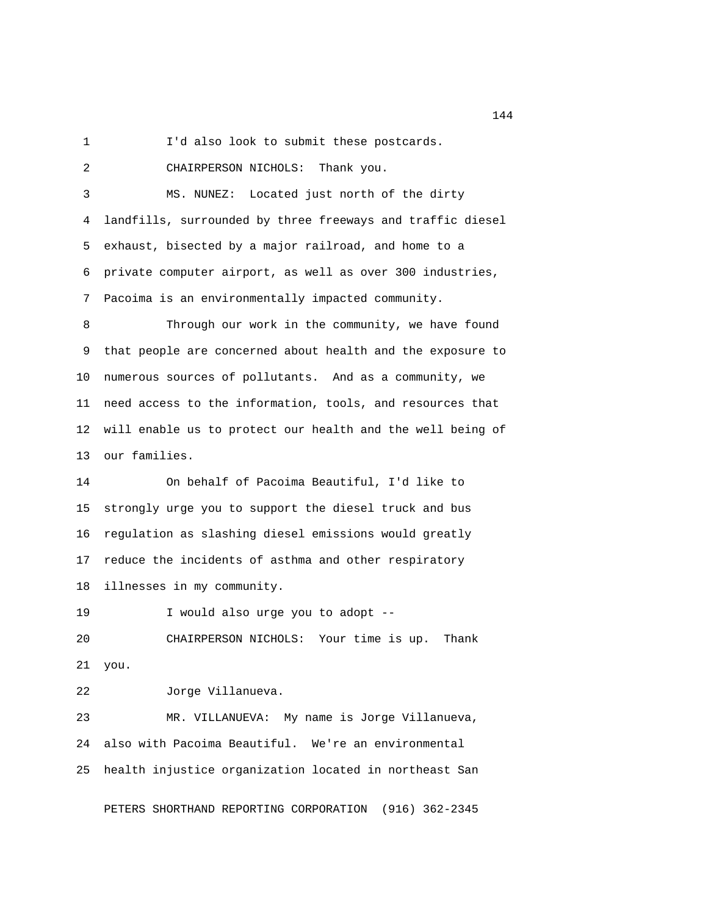I'd also look to submit these postcards.

CHAIRPERSON NICHOLS: Thank you.

MS. NUNEZ: Located just north of the dirty landfills, surrounded by three freeways and traffic diesel exhaust, bisected by a major railroad, and home to a private computer airport, as well as over 300 industries, Pacoima is an environmentally impacted community.

Through our work in the community, we have found that people are concerned about health and the exposure to numerous sources of pollutants. And as a community, we need access to the information, tools, and resources that will enable us to protect our health and the well being of our families.

On behalf of Pacoima Beautiful, I'd like to strongly urge you to support the diesel truck and bus regulation as slashing diesel emissions would greatly reduce the incidents of asthma and other respiratory illnesses in my community.

I would also urge you to adopt --

CHAIRPERSON NICHOLS: Your time is up. Thank you.

Jorge Villanueva.

MR. VILLANUEVA: My name is Jorge Villanueva, also with Pacoima Beautiful. We're an environmental health injustice organization located in northeast San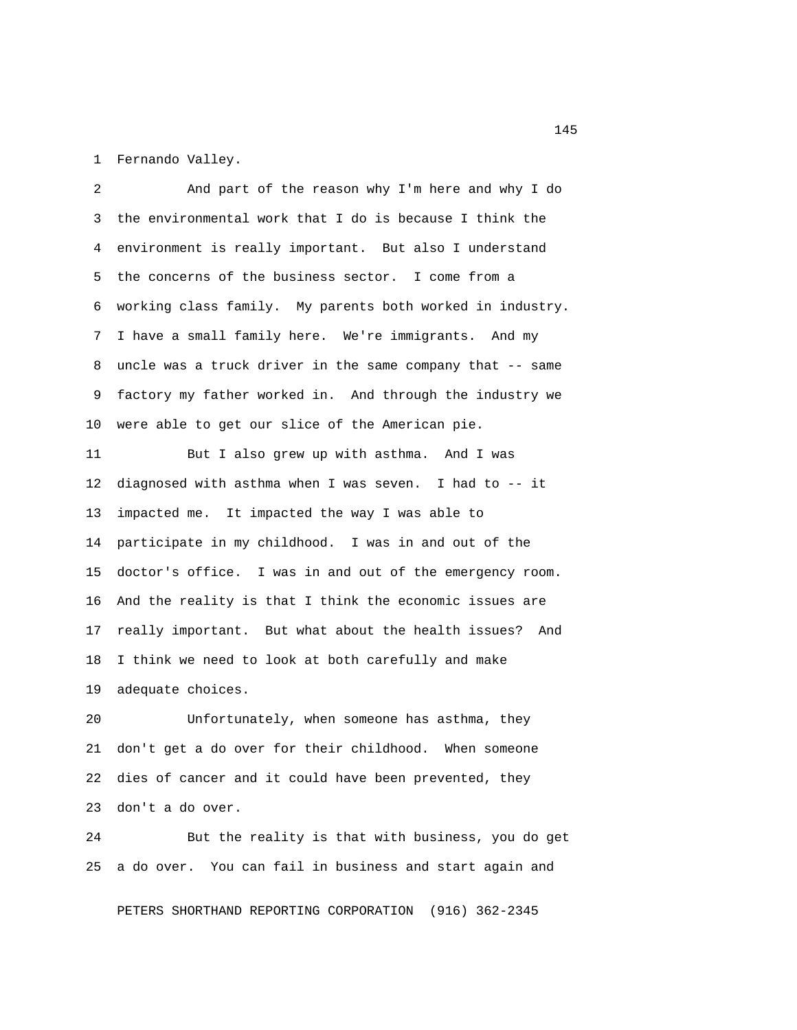Fernando Valley.

And part of the reason why I'm here and why I do the environmental work that I do is because I think the environment is really important. But also I understand the concerns of the business sector. I come from a working class family. My parents both worked in industry. I have a small family here. We're immigrants. And my uncle was a truck driver in the same company that -- same factory my father worked in. And through the industry we were able to get our slice of the American pie.

But I also grew up with asthma. And I was diagnosed with asthma when I was seven. I had to -- it impacted me. It impacted the way I was able to participate in my childhood. I was in and out of the doctor's office. I was in and out of the emergency room. And the reality is that I think the economic issues are really important. But what about the health issues? And I think we need to look at both carefully and make adequate choices.

Unfortunately, when someone has asthma, they don't get a do over for their childhood. When someone dies of cancer and it could have been prevented, they don't a do over.

But the reality is that with business, you do get a do over. You can fail in business and start again and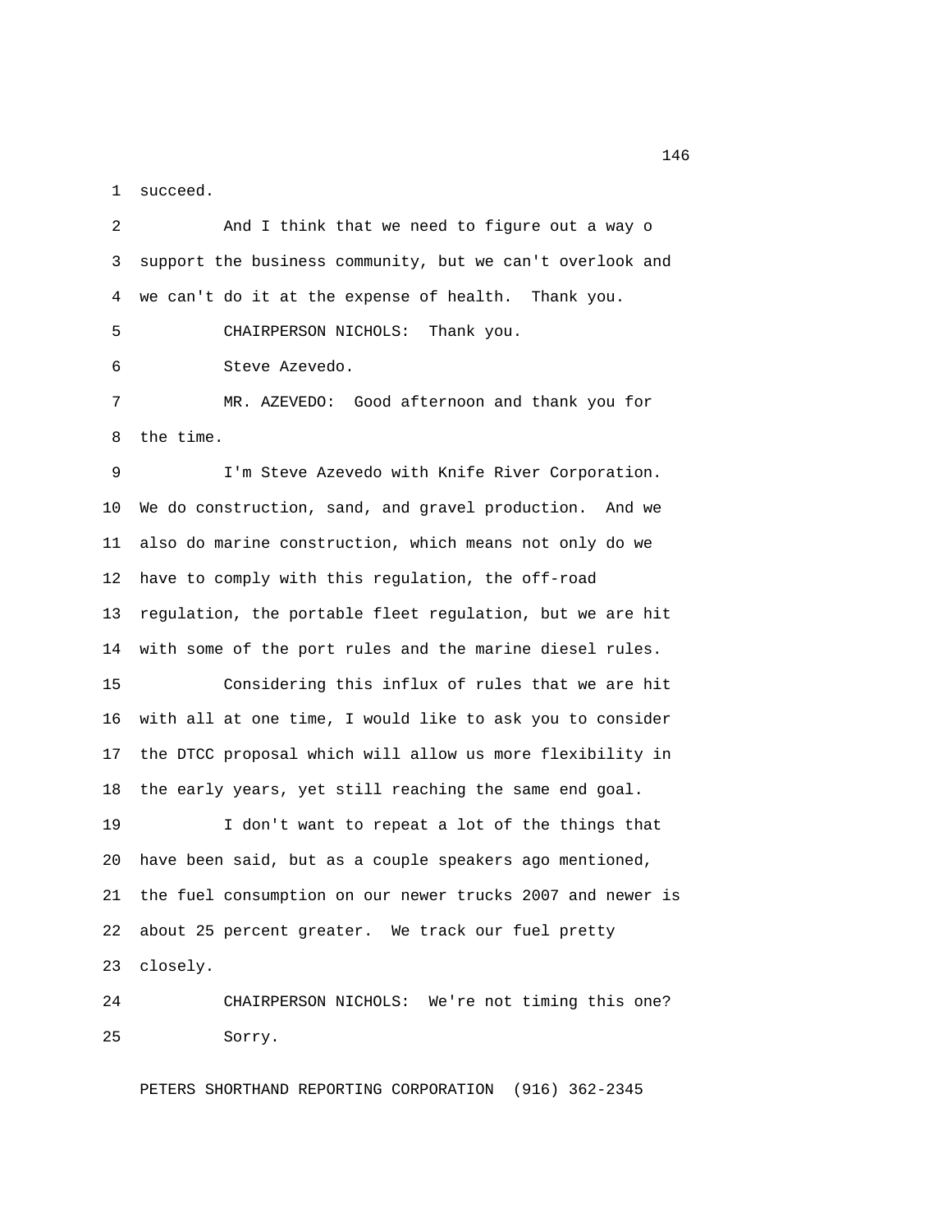succeed.

And I think that we need to figure out a way o support the business community, but we can't overlook and we can't do it at the expense of health. Thank you.

CHAIRPERSON NICHOLS: Thank you.

Steve Azevedo.

MR. AZEVEDO: Good afternoon and thank you for the time.

I'm Steve Azevedo with Knife River Corporation. We do construction, sand, and gravel production. And we also do marine construction, which means not only do we have to comply with this regulation, the off-road regulation, the portable fleet regulation, but we are hit with some of the port rules and the marine diesel rules.

Considering this influx of rules that we are hit with all at one time, I would like to ask you to consider the DTCC proposal which will allow us more flexibility in the early years, yet still reaching the same end goal.

I don't want to repeat a lot of the things that have been said, but as a couple speakers ago mentioned, the fuel consumption on our newer trucks 2007 and newer is about 25 percent greater. We track our fuel pretty closely.

CHAIRPERSON NICHOLS: We're not timing this one? Sorry.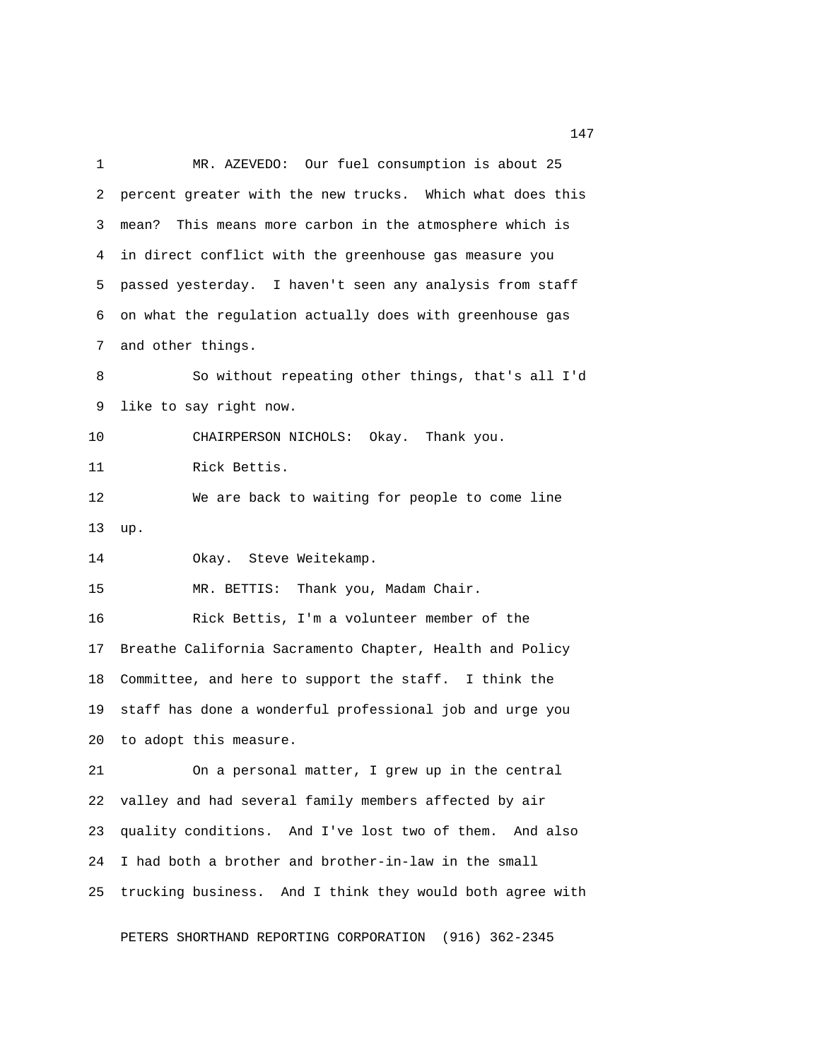MR. AZEVEDO: Our fuel consumption is about 25 percent greater with the new trucks. Which what does this mean? This means more carbon in the atmosphere which is in direct conflict with the greenhouse gas measure you passed yesterday. I haven't seen any analysis from staff on what the regulation actually does with greenhouse gas and other things.

So without repeating other things, that's all I'd like to say right now.

CHAIRPERSON NICHOLS: Okay. Thank you.

Rick Bettis.

We are back to waiting for people to come line up.

Okay. Steve Weitekamp.

MR. BETTIS: Thank you, Madam Chair.

Rick Bettis, I'm a volunteer member of the Breathe California Sacramento Chapter, Health and Policy Committee, and here to support the staff. I think the staff has done a wonderful professional job and urge you to adopt this measure.

On a personal matter, I grew up in the central valley and had several family members affected by air quality conditions. And I've lost two of them. And also I had both a brother and brother-in-law in the small trucking business. And I think they would both agree with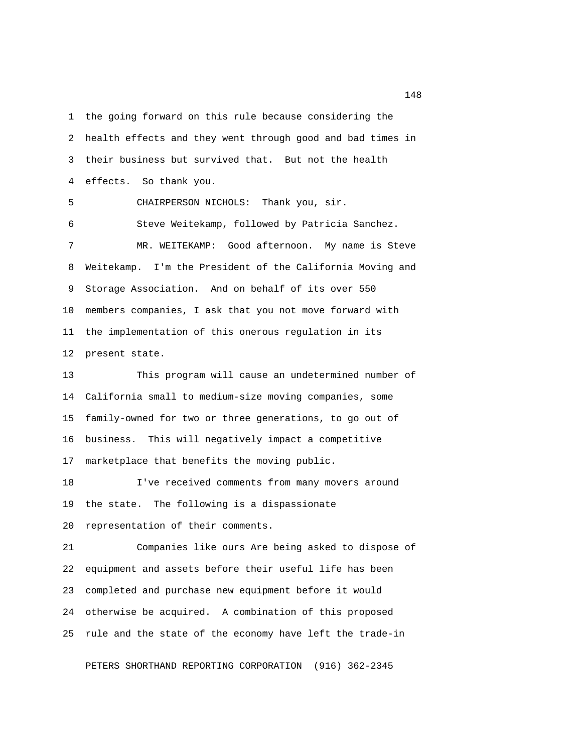the going forward on this rule because considering the health effects and they went through good and bad times in their business but survived that. But not the health effects. So thank you.

CHAIRPERSON NICHOLS: Thank you, sir.

Steve Weitekamp, followed by Patricia Sanchez.

MR. WEITEKAMP: Good afternoon. My name is Steve Weitekamp. I'm the President of the California Moving and Storage Association. And on behalf of its over 550 members companies, I ask that you not move forward with the implementation of this onerous regulation in its present state.

This program will cause an undetermined number of California small to medium-size moving companies, some family-owned for two or three generations, to go out of business. This will negatively impact a competitive marketplace that benefits the moving public.

I've received comments from many movers around the state. The following is a dispassionate representation of their comments.

Companies like ours Are being asked to dispose of equipment and assets before their useful life has been completed and purchase new equipment before it would otherwise be acquired. A combination of this proposed rule and the state of the economy have left the trade-in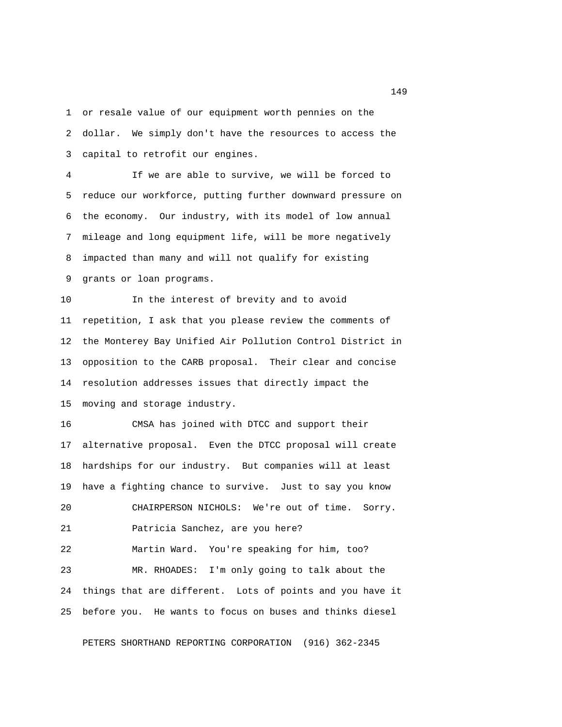or resale value of our equipment worth pennies on the dollar. We simply don't have the resources to access the capital to retrofit our engines.

If we are able to survive, we will be forced to reduce our workforce, putting further downward pressure on the economy. Our industry, with its model of low annual mileage and long equipment life, will be more negatively impacted than many and will not qualify for existing grants or loan programs.

In the interest of brevity and to avoid repetition, I ask that you please review the comments of the Monterey Bay Unified Air Pollution Control District in opposition to the CARB proposal. Their clear and concise resolution addresses issues that directly impact the moving and storage industry.

CMSA has joined with DTCC and support their alternative proposal. Even the DTCC proposal will create hardships for our industry. But companies will at least have a fighting chance to survive. Just to say you know

CHAIRPERSON NICHOLS: We're out of time. Sorry.

Patricia Sanchez, are you here?

Martin Ward. You're speaking for him, too?

MR. RHOADES: I'm only going to talk about the things that are different. Lots of points and you have it before you. He wants to focus on buses and thinks diesel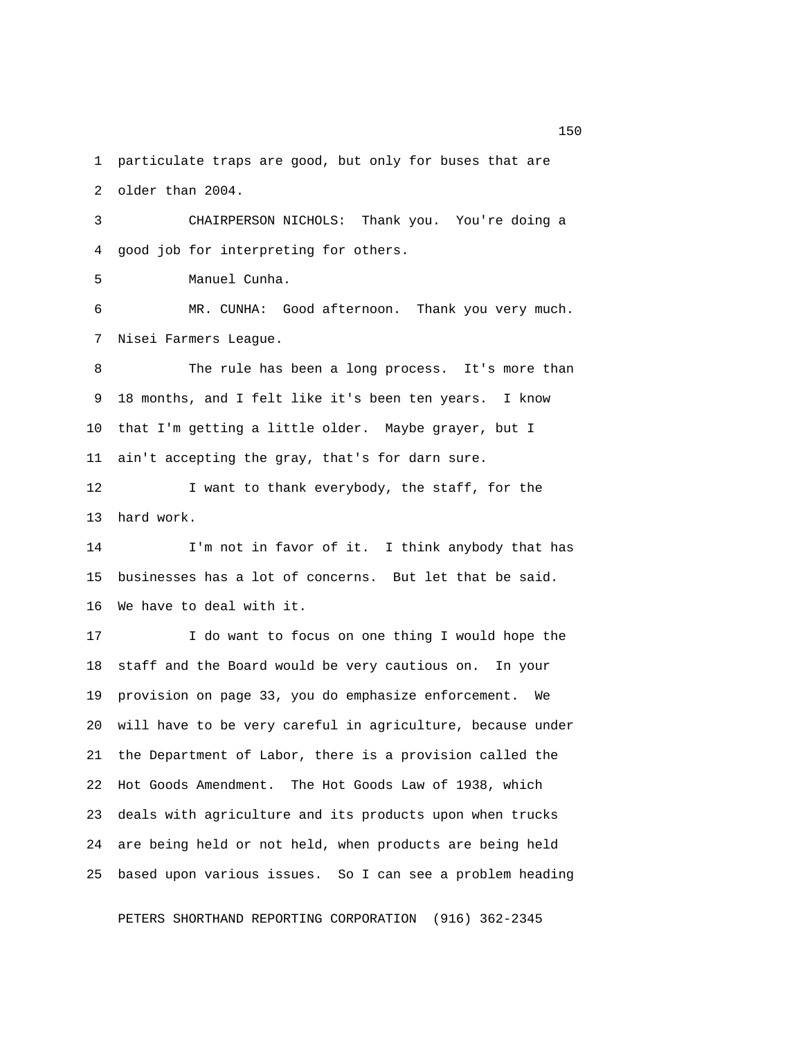particulate traps are good, but only for buses that are older than 2004.

CHAIRPERSON NICHOLS: Thank you. You're doing a good job for interpreting for others.

Manuel Cunha.

MR. CUNHA: Good afternoon. Thank you very much. Nisei Farmers League.

The rule has been a long process. It's more than 18 months, and I felt like it's been ten years. I know that I'm getting a little older. Maybe grayer, but I ain't accepting the gray, that's for darn sure.

I want to thank everybody, the staff, for the hard work.

I'm not in favor of it. I think anybody that has businesses has a lot of concerns. But let that be said. We have to deal with it.

I do want to focus on one thing I would hope the staff and the Board would be very cautious on. In your provision on page 33, you do emphasize enforcement. We will have to be very careful in agriculture, because under the Department of Labor, there is a provision called the Hot Goods Amendment. The Hot Goods Law of 1938, which deals with agriculture and its products upon when trucks are being held or not held, when products are being held based upon various issues. So I can see a problem heading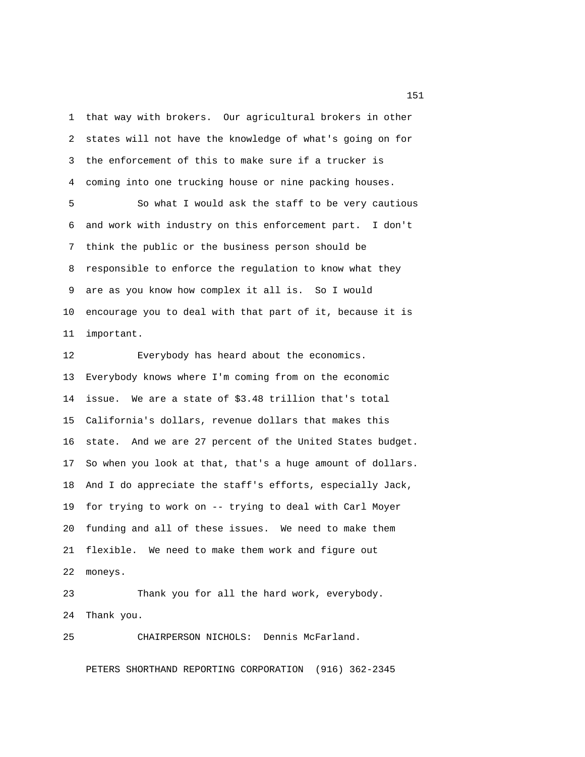that way with brokers. Our agricultural brokers in other states will not have the knowledge of what's going on for the enforcement of this to make sure if a trucker is coming into one trucking house or nine packing houses.

So what I would ask the staff to be very cautious and work with industry on this enforcement part. I don't think the public or the business person should be responsible to enforce the regulation to know what they are as you know how complex it all is. So I would encourage you to deal with that part of it, because it is important.

Everybody has heard about the economics. Everybody knows where I'm coming from on the economic issue. We are a state of $3.48 trillion that's total California's dollars, revenue dollars that makes this state. And we are 27 percent of the United States budget. So when you look at that, that's a huge amount of dollars. And I do appreciate the staff's efforts, especially Jack, for trying to work on -- trying to deal with Carl Moyer funding and all of these issues. We need to make them flexible. We need to make them work and figure out moneys.

Thank you for all the hard work, everybody. Thank you.

CHAIRPERSON NICHOLS: Dennis McFarland.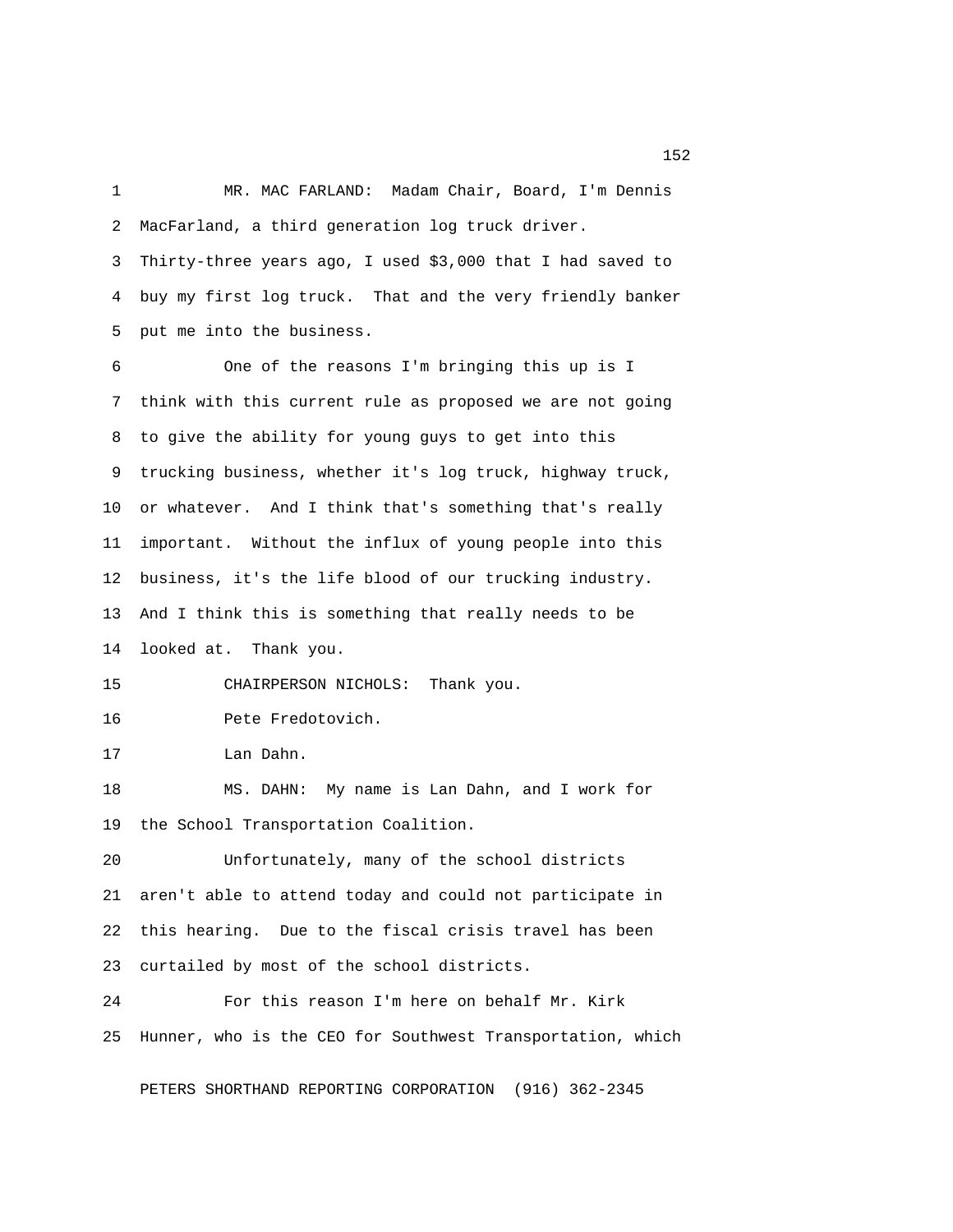MR. MAC FARLAND: Madam Chair, Board, I'm Dennis MacFarland, a third generation log truck driver. Thirty-three years ago, I used $3,000 that I had saved to buy my first log truck. That and the very friendly banker put me into the business.

One of the reasons I'm bringing this up is I think with this current rule as proposed we are not going to give the ability for young guys to get into this trucking business, whether it's log truck, highway truck, or whatever. And I think that's something that's really important. Without the influx of young people into this business, it's the life blood of our trucking industry. And I think this is something that really needs to be looked at. Thank you.

CHAIRPERSON NICHOLS: Thank you.

Pete Fredotovich.

Lan Dahn.

MS. DAHN: My name is Lan Dahn, and I work for the School Transportation Coalition.

Unfortunately, many of the school districts aren't able to attend today and could not participate in this hearing. Due to the fiscal crisis travel has been curtailed by most of the school districts.

For this reason I'm here on behalf Mr. Kirk Hunner, who is the CEO for Southwest Transportation, which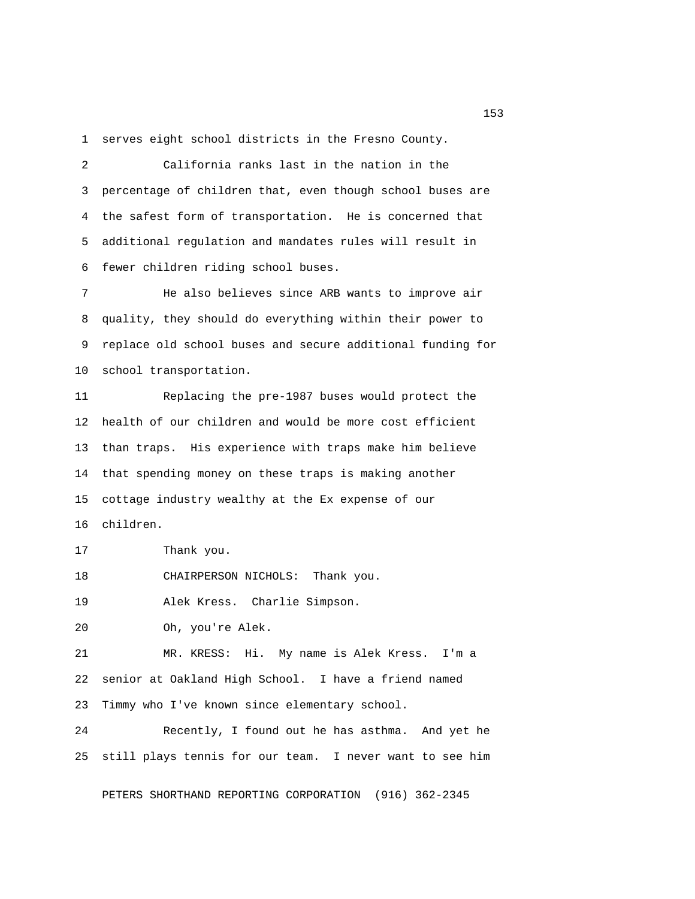serves eight school districts in the Fresno County.

California ranks last in the nation in the percentage of children that, even though school buses are the safest form of transportation. He is concerned that additional regulation and mandates rules will result in fewer children riding school buses.

He also believes since ARB wants to improve air quality, they should do everything within their power to replace old school buses and secure additional funding for school transportation.

Replacing the pre-1987 buses would protect the health of our children and would be more cost efficient than traps. His experience with traps make him believe that spending money on these traps is making another cottage industry wealthy at the Ex expense of our children.

Thank you.

CHAIRPERSON NICHOLS: Thank you.

Alek Kress. Charlie Simpson.

Oh, you're Alek.

MR. KRESS: Hi. My name is Alek Kress. I'm a senior at Oakland High School. I have a friend named Timmy who I've known since elementary school.

Recently, I found out he has asthma. And yet he still plays tennis for our team. I never want to see him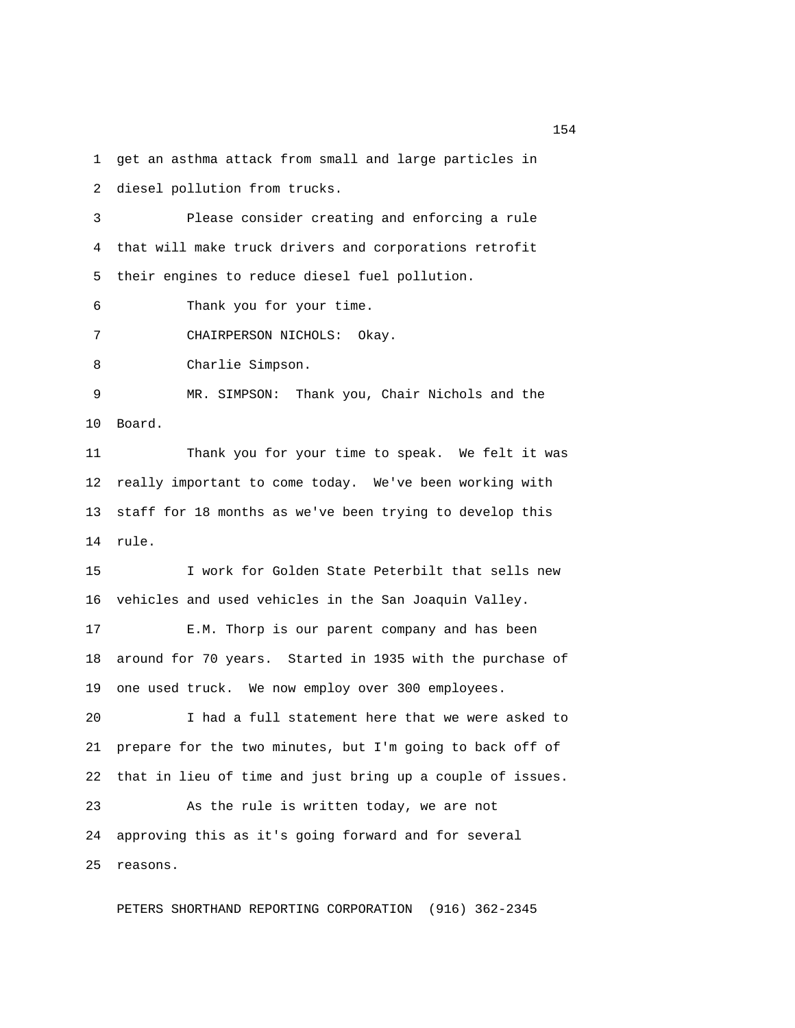get an asthma attack from small and large particles in diesel pollution from trucks.

Please consider creating and enforcing a rule that will make truck drivers and corporations retrofit their engines to reduce diesel fuel pollution.

Thank you for your time.

CHAIRPERSON NICHOLS: Okay.

Charlie Simpson.

MR. SIMPSON: Thank you, Chair Nichols and the Board.

Thank you for your time to speak. We felt it was really important to come today. We've been working with staff for 18 months as we've been trying to develop this rule.

I work for Golden State Peterbilt that sells new vehicles and used vehicles in the San Joaquin Valley.

E.M. Thorp is our parent company and has been around for 70 years. Started in 1935 with the purchase of one used truck. We now employ over 300 employees.

I had a full statement here that we were asked to prepare for the two minutes, but I'm going to back off of that in lieu of time and just bring up a couple of issues.

As the rule is written today, we are not approving this as it's going forward and for several reasons.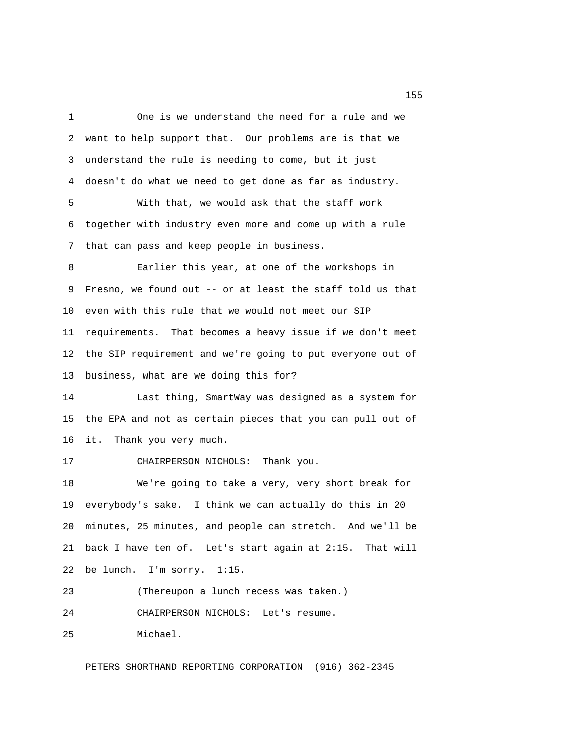One is we understand the need for a rule and we want to help support that. Our problems are is that we understand the rule is needing to come, but it just doesn't do what we need to get done as far as industry.

With that, we would ask that the staff work together with industry even more and come up with a rule that can pass and keep people in business.

Earlier this year, at one of the workshops in Fresno, we found out -- or at least the staff told us that even with this rule that we would not meet our SIP requirements. That becomes a heavy issue if we don't meet the SIP requirement and we're going to put everyone out of business, what are we doing this for?

Last thing, SmartWay was designed as a system for the EPA and not as certain pieces that you can pull out of it. Thank you very much.

CHAIRPERSON NICHOLS: Thank you.

We're going to take a very, very short break for everybody's sake. I think we can actually do this in 20 minutes, 25 minutes, and people can stretch. And we'll be back I have ten of. Let's start again at 2:15. That will be lunch. I'm sorry. 1:15.

(Thereupon a lunch recess was taken.)

CHAIRPERSON NICHOLS: Let's resume.

Michael.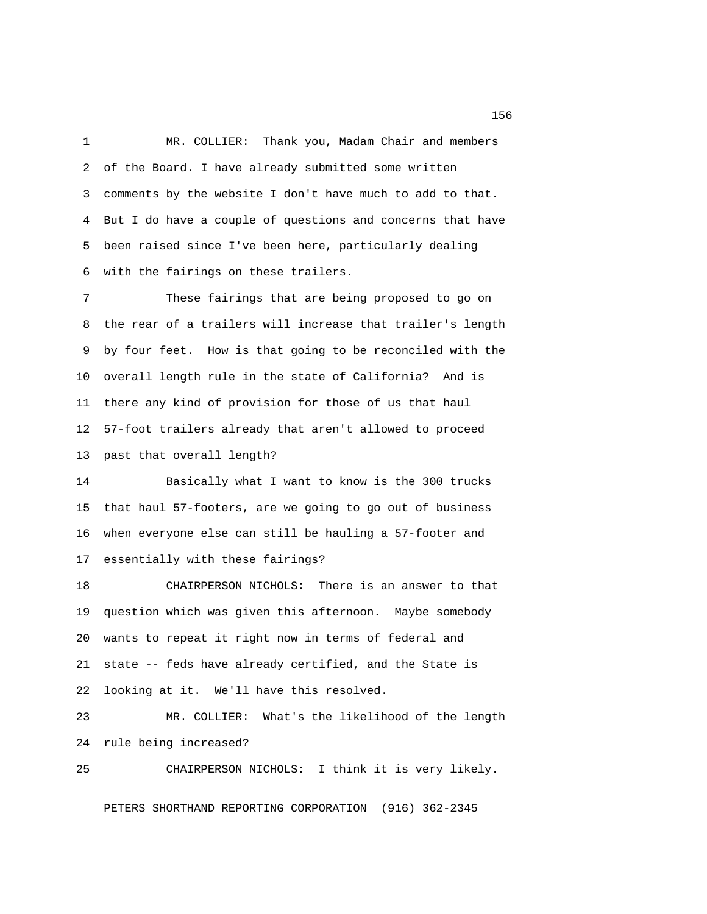MR. COLLIER: Thank you, Madam Chair and members of the Board. I have already submitted some written comments by the website I don't have much to add to that. But I do have a couple of questions and concerns that have been raised since I've been here, particularly dealing with the fairings on these trailers.

These fairings that are being proposed to go on the rear of a trailers will increase that trailer's length by four feet. How is that going to be reconciled with the overall length rule in the state of California? And is there any kind of provision for those of us that haul 57-foot trailers already that aren't allowed to proceed past that overall length?

Basically what I want to know is the 300 trucks that haul 57-footers, are we going to go out of business when everyone else can still be hauling a 57-footer and essentially with these fairings?

CHAIRPERSON NICHOLS: There is an answer to that question which was given this afternoon. Maybe somebody wants to repeat it right now in terms of federal and state -- feds have already certified, and the State is looking at it. We'll have this resolved.

MR. COLLIER: What's the likelihood of the length rule being increased?

CHAIRPERSON NICHOLS: I think it is very likely.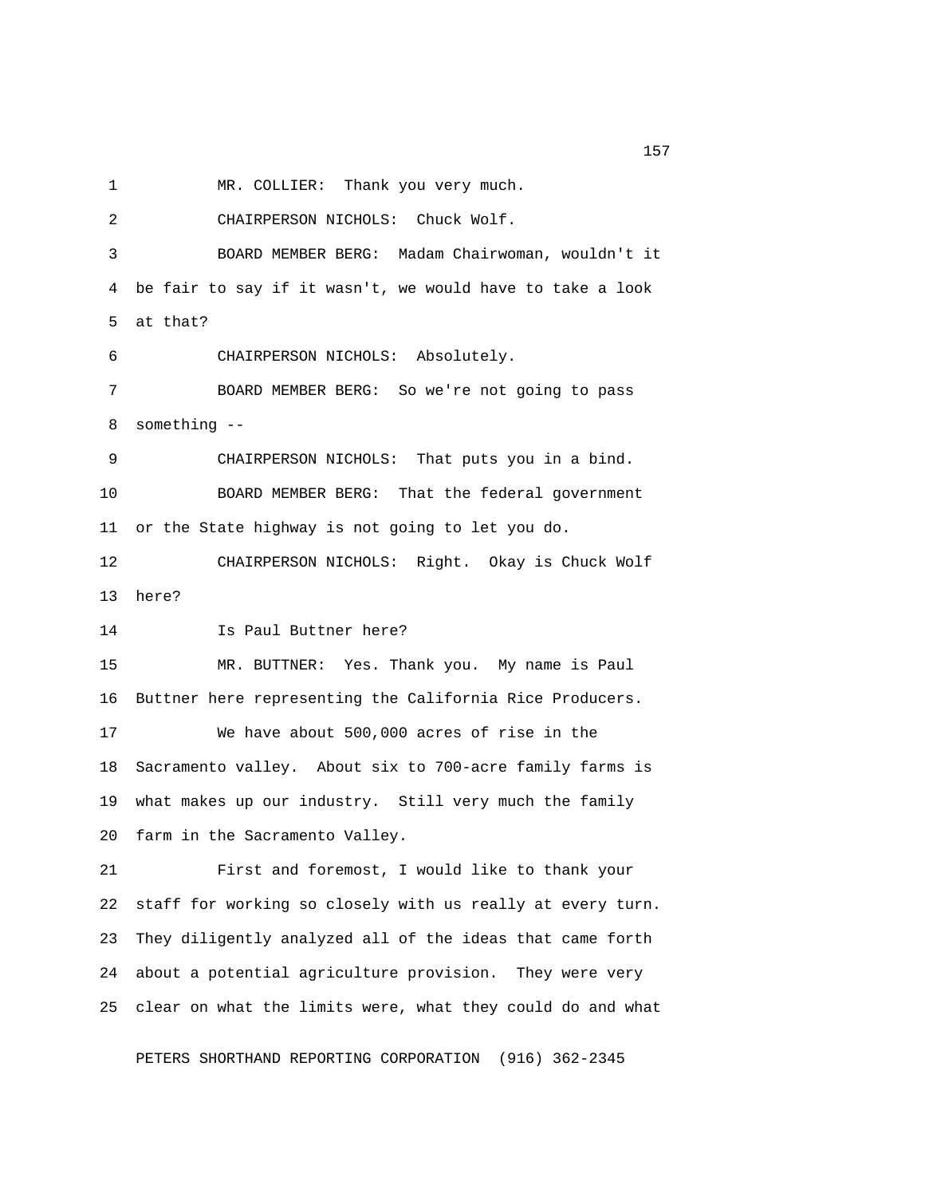MR. COLLIER: Thank you very much.

CHAIRPERSON NICHOLS: Chuck Wolf.

BOARD MEMBER BERG: Madam Chairwoman, wouldn't it be fair to say if it wasn't, we would have to take a look at that?

CHAIRPERSON NICHOLS: Absolutely.

BOARD MEMBER BERG: So we're not going to pass something --

CHAIRPERSON NICHOLS: That puts you in a bind.

BOARD MEMBER BERG: That the federal government or the State highway is not going to let you do.

CHAIRPERSON NICHOLS: Right. Okay is Chuck Wolf here?

Is Paul Buttner here?

MR. BUTTNER: Yes. Thank you. My name is Paul Buttner here representing the California Rice Producers.

We have about 500,000 acres of rise in the Sacramento valley. About six to 700-acre family farms is what makes up our industry. Still very much the family farm in the Sacramento Valley.

First and foremost, I would like to thank your staff for working so closely with us really at every turn. They diligently analyzed all of the ideas that came forth about a potential agriculture provision. They were very clear on what the limits were, what they could do and what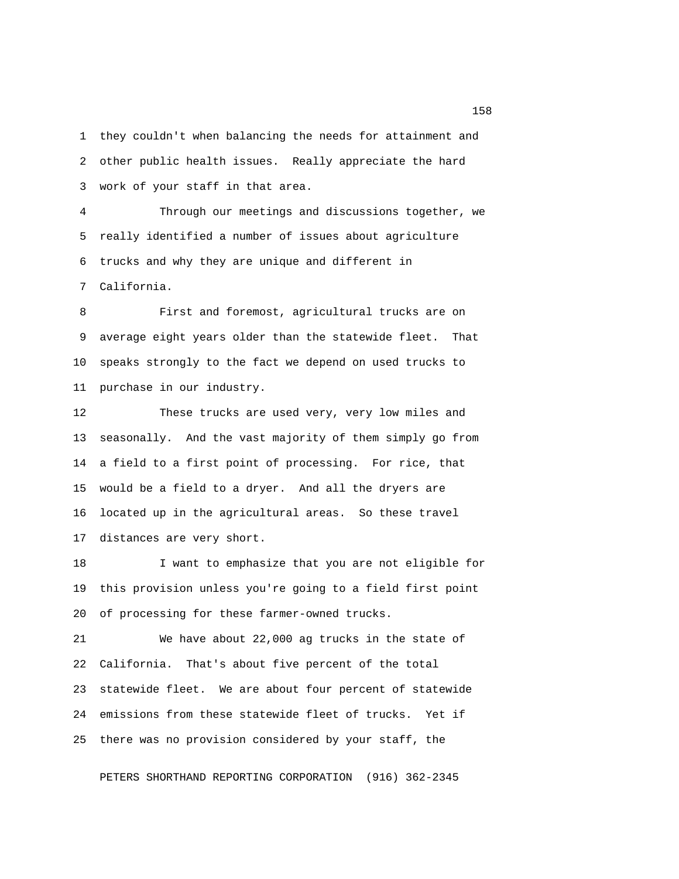they couldn't when balancing the needs for attainment and other public health issues. Really appreciate the hard work of your staff in that area.

Through our meetings and discussions together, we really identified a number of issues about agriculture trucks and why they are unique and different in California.

First and foremost, agricultural trucks are on average eight years older than the statewide fleet. That speaks strongly to the fact we depend on used trucks to purchase in our industry.

These trucks are used very, very low miles and seasonally. And the vast majority of them simply go from a field to a first point of processing. For rice, that would be a field to a dryer. And all the dryers are located up in the agricultural areas. So these travel distances are very short.

I want to emphasize that you are not eligible for this provision unless you're going to a field first point of processing for these farmer-owned trucks.

We have about 22,000 ag trucks in the state of California. That's about five percent of the total statewide fleet. We are about four percent of statewide emissions from these statewide fleet of trucks. Yet if there was no provision considered by your staff, the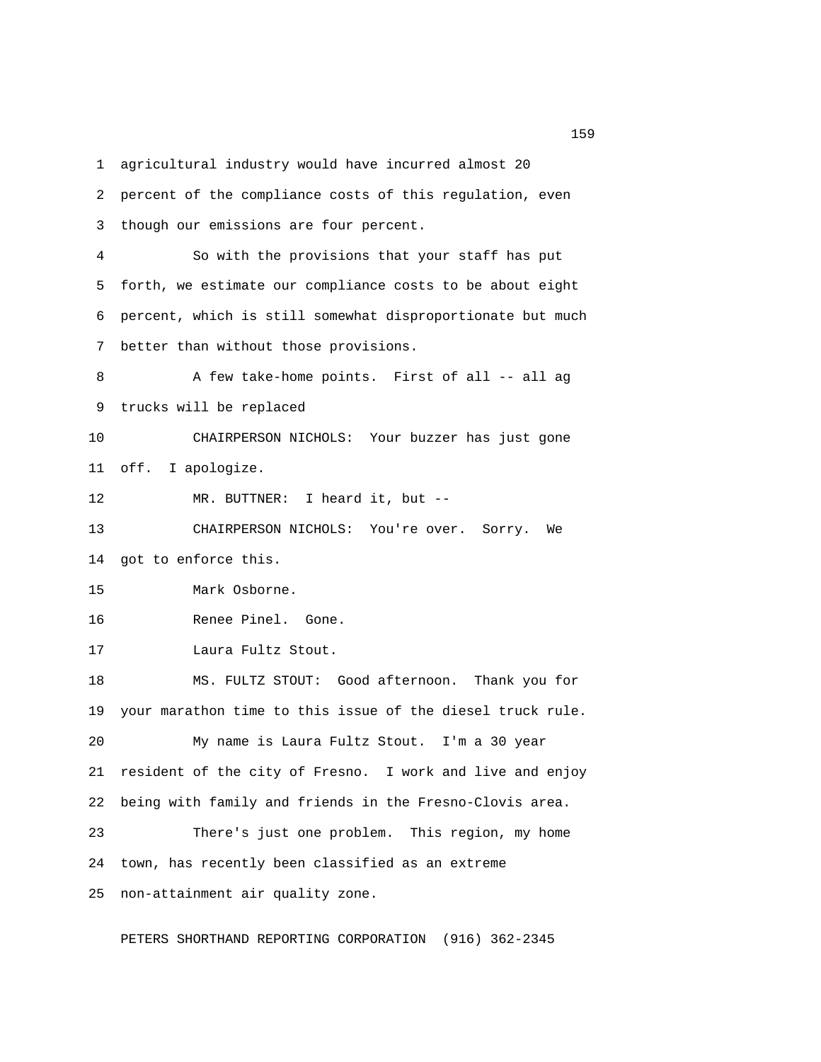1 agricultural industry would have incurred almost 20
2 percent of the compliance costs of this regulation, even
3 though our emissions are four percent.

4 So with the provisions that your staff has put
5 forth, we estimate our compliance costs to be about eight
6 percent, which is still somewhat disproportionate but much
7 better than without those provisions.

8 A few take-home points. First of all -- all ag
9 trucks will be replaced

10 CHAIRPERSON NICHOLS: Your buzzer has just gone
11 off. I apologize.

12 MR. BUTTNER: I heard it, but --

13 CHAIRPERSON NICHOLS: You're over. Sorry. We
14 got to enforce this.

15 Mark Osborne.

16 Renee Pinel. Gone.

17 Laura Fultz Stout.

18 MS. FULTZ STOUT: Good afternoon. Thank you for
19 your marathon time to this issue of the diesel truck rule.

20 My name is Laura Fultz Stout. I'm a 30 year
21 resident of the city of Fresno. I work and live and enjoy
22 being with family and friends in the Fresno-Clovis area.

23 There's just one problem. This region, my home
24 town, has recently been classified as an extreme
25 non-attainment air quality zone.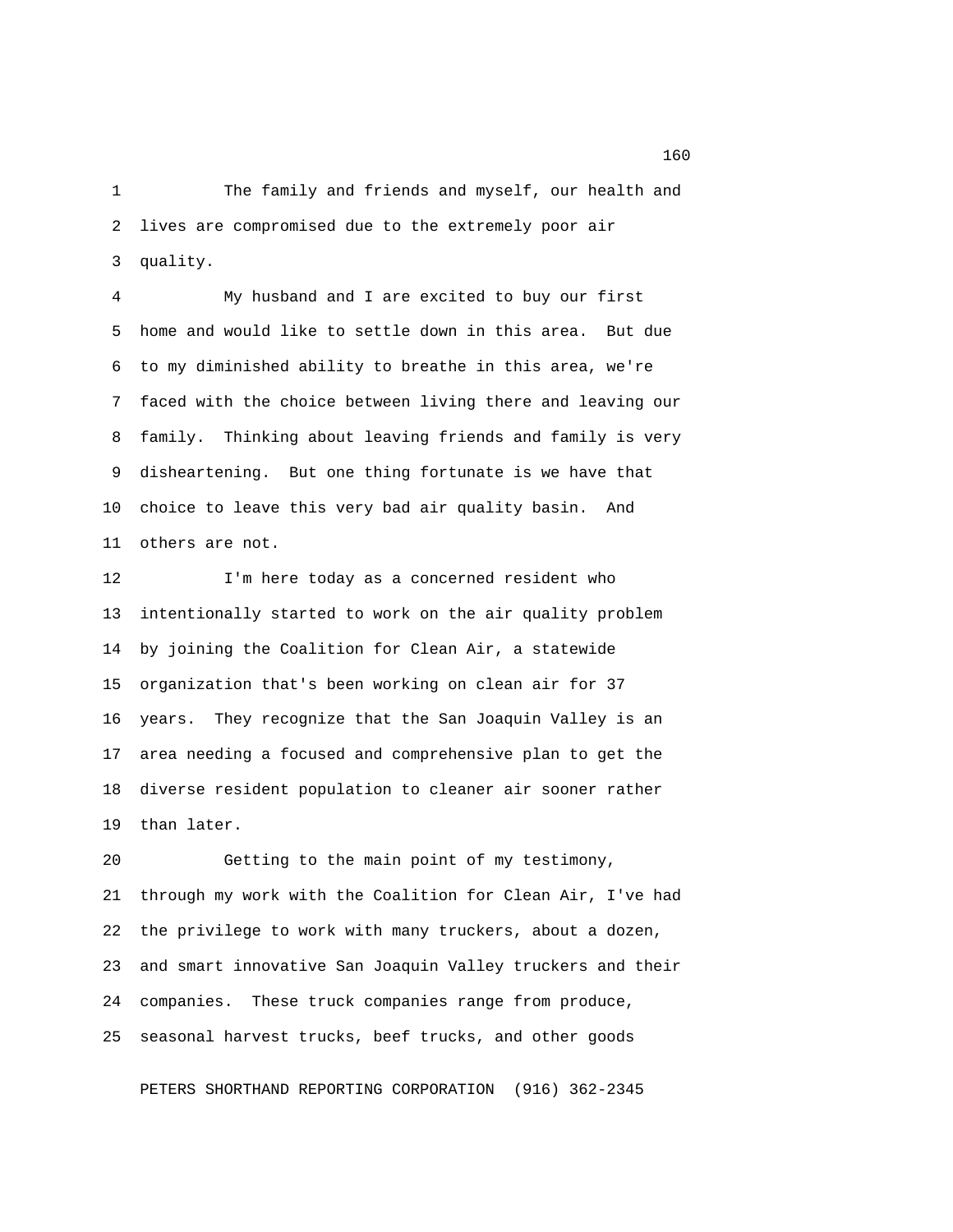The family and friends and myself, our health and lives are compromised due to the extremely poor air quality.

My husband and I are excited to buy our first home and would like to settle down in this area. But due to my diminished ability to breathe in this area, we're faced with the choice between living there and leaving our family. Thinking about leaving friends and family is very disheartening. But one thing fortunate is we have that choice to leave this very bad air quality basin. And others are not.

I'm here today as a concerned resident who intentionally started to work on the air quality problem by joining the Coalition for Clean Air, a statewide organization that's been working on clean air for 37 years. They recognize that the San Joaquin Valley is an area needing a focused and comprehensive plan to get the diverse resident population to cleaner air sooner rather than later.

Getting to the main point of my testimony, through my work with the Coalition for Clean Air, I've had the privilege to work with many truckers, about a dozen, and smart innovative San Joaquin Valley truckers and their companies. These truck companies range from produce, seasonal harvest trucks, beef trucks, and other goods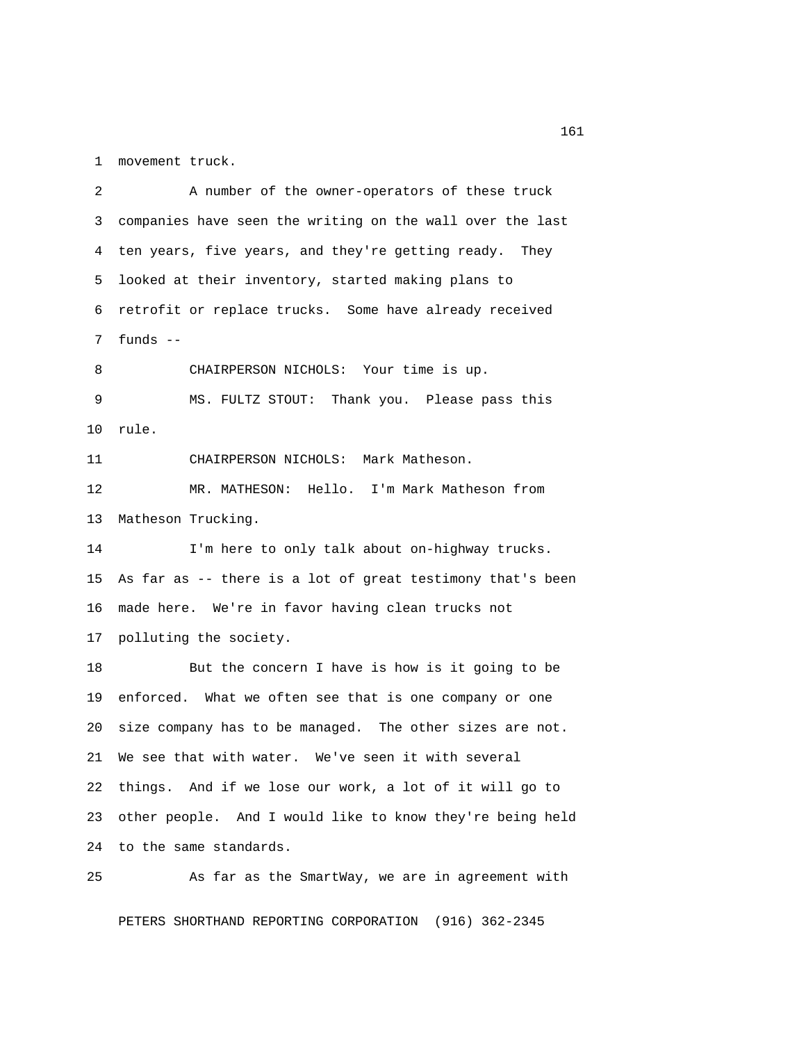movement truck.

A number of the owner-operators of these truck companies have seen the writing on the wall over the last ten years, five years, and they're getting ready. They looked at their inventory, started making plans to retrofit or replace trucks. Some have already received funds --

CHAIRPERSON NICHOLS: Your time is up.

MS. FULTZ STOUT: Thank you. Please pass this rule.

CHAIRPERSON NICHOLS: Mark Matheson.

MR. MATHESON: Hello. I'm Mark Matheson from Matheson Trucking.

I'm here to only talk about on-highway trucks. As far as -- there is a lot of great testimony that's been made here. We're in favor having clean trucks not polluting the society.

But the concern I have is how is it going to be enforced. What we often see that is one company or one size company has to be managed. The other sizes are not. We see that with water. We've seen it with several things. And if we lose our work, a lot of it will go to other people. And I would like to know they're being held to the same standards.

As far as the SmartWay, we are in agreement with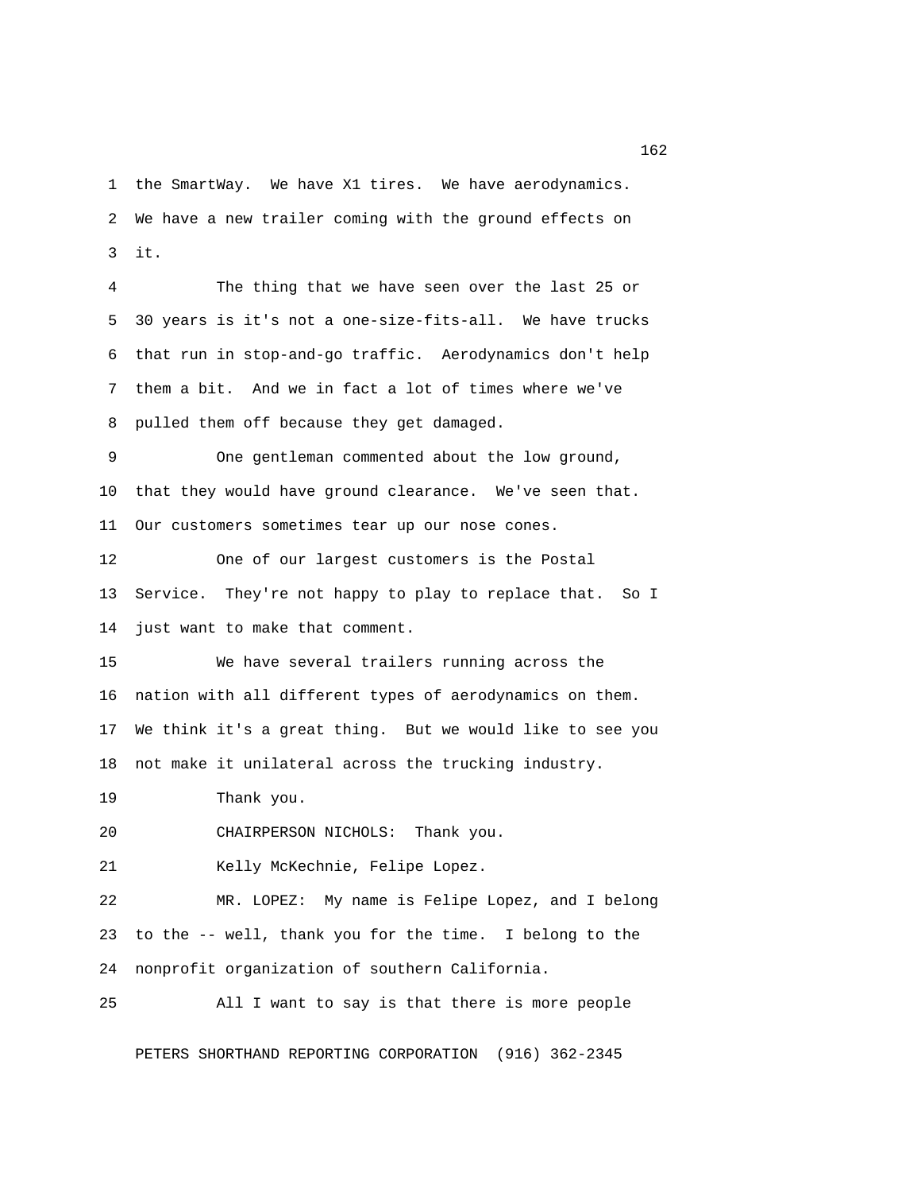the SmartWay. We have X1 tires. We have aerodynamics. We have a new trailer coming with the ground effects on it.

The thing that we have seen over the last 25 or 30 years is it's not a one-size-fits-all. We have trucks that run in stop-and-go traffic. Aerodynamics don't help them a bit. And we in fact a lot of times where we've pulled them off because they get damaged.

One gentleman commented about the low ground, that they would have ground clearance. We've seen that. Our customers sometimes tear up our nose cones.

One of our largest customers is the Postal Service. They're not happy to play to replace that. So I just want to make that comment.

We have several trailers running across the nation with all different types of aerodynamics on them. We think it's a great thing. But we would like to see you not make it unilateral across the trucking industry.

Thank you.

CHAIRPERSON NICHOLS: Thank you.

Kelly McKechnie, Felipe Lopez.

MR. LOPEZ: My name is Felipe Lopez, and I belong to the -- well, thank you for the time. I belong to the nonprofit organization of southern California.

All I want to say is that there is more people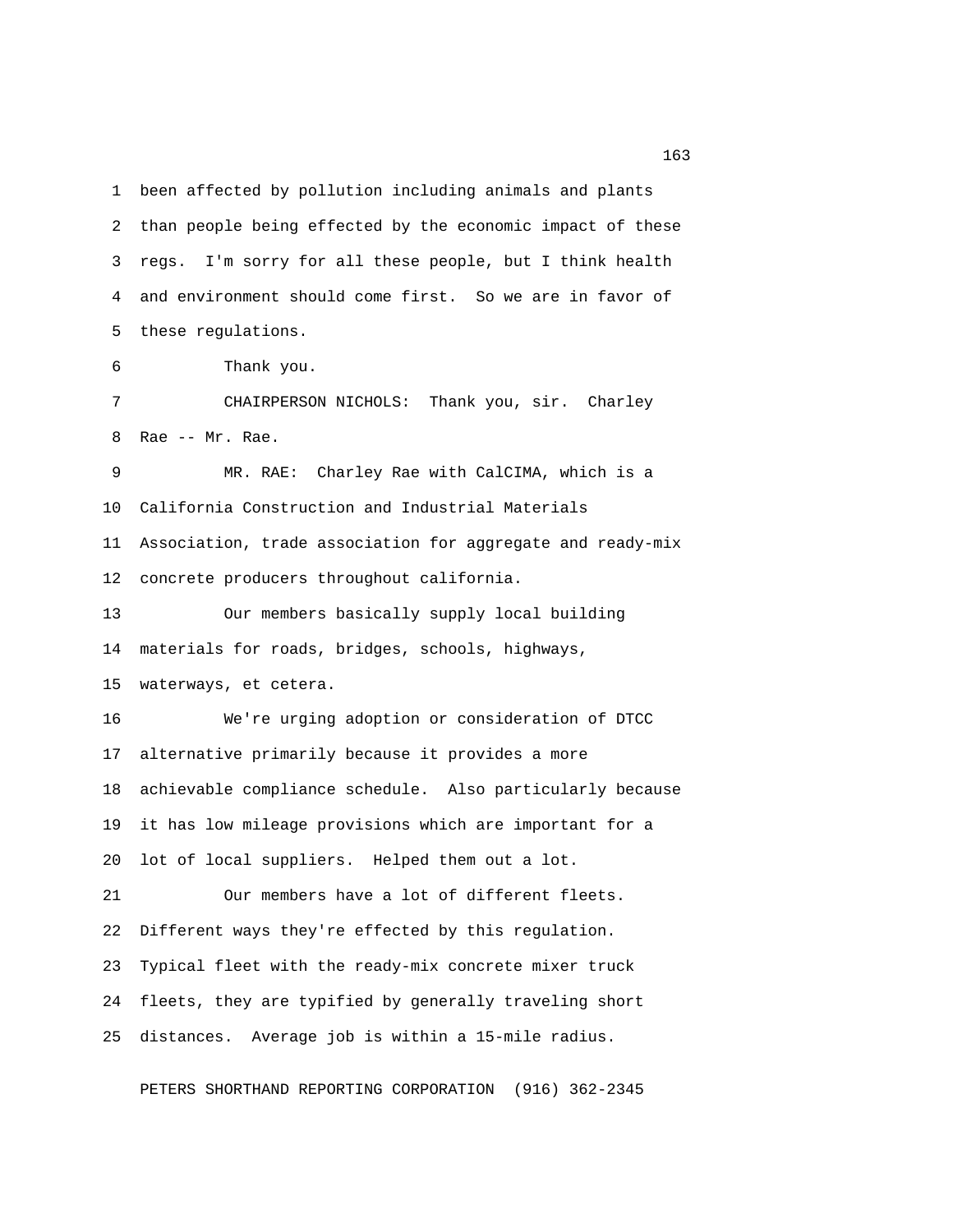been affected by pollution including animals and plants than people being effected by the economic impact of these regs. I'm sorry for all these people, but I think health and environment should come first. So we are in favor of these regulations.

Thank you.

CHAIRPERSON NICHOLS: Thank you, sir. Charley Rae -- Mr. Rae.

MR. RAE: Charley Rae with CalCIMA, which is a California Construction and Industrial Materials Association, trade association for aggregate and ready-mix concrete producers throughout california.

Our members basically supply local building materials for roads, bridges, schools, highways, waterways, et cetera.

We're urging adoption or consideration of DTCC alternative primarily because it provides a more achievable compliance schedule. Also particularly because it has low mileage provisions which are important for a lot of local suppliers. Helped them out a lot.

Our members have a lot of different fleets. Different ways they're effected by this regulation. Typical fleet with the ready-mix concrete mixer truck fleets, they are typified by generally traveling short distances. Average job is within a 15-mile radius.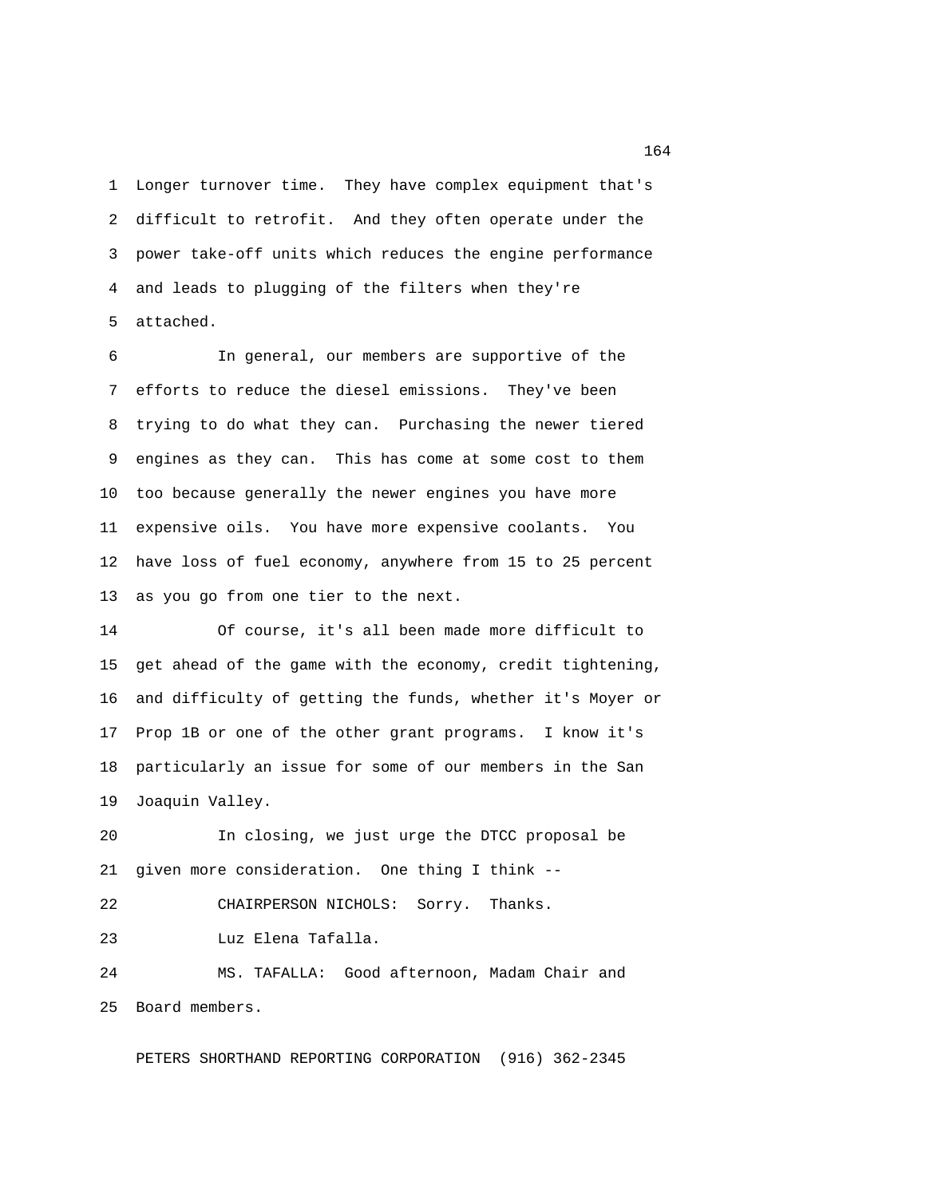Longer turnover time. They have complex equipment that's difficult to retrofit. And they often operate under the power take-off units which reduces the engine performance and leads to plugging of the filters when they're attached.

In general, our members are supportive of the efforts to reduce the diesel emissions. They've been trying to do what they can. Purchasing the newer tiered engines as they can. This has come at some cost to them too because generally the newer engines you have more expensive oils. You have more expensive coolants. You have loss of fuel economy, anywhere from 15 to 25 percent as you go from one tier to the next.

Of course, it's all been made more difficult to get ahead of the game with the economy, credit tightening, and difficulty of getting the funds, whether it's Moyer or Prop 1B or one of the other grant programs. I know it's particularly an issue for some of our members in the San Joaquin Valley.

In closing, we just urge the DTCC proposal be given more consideration. One thing I think --

CHAIRPERSON NICHOLS: Sorry. Thanks.

Luz Elena Tafalla.

MS. TAFALLA: Good afternoon, Madam Chair and Board members.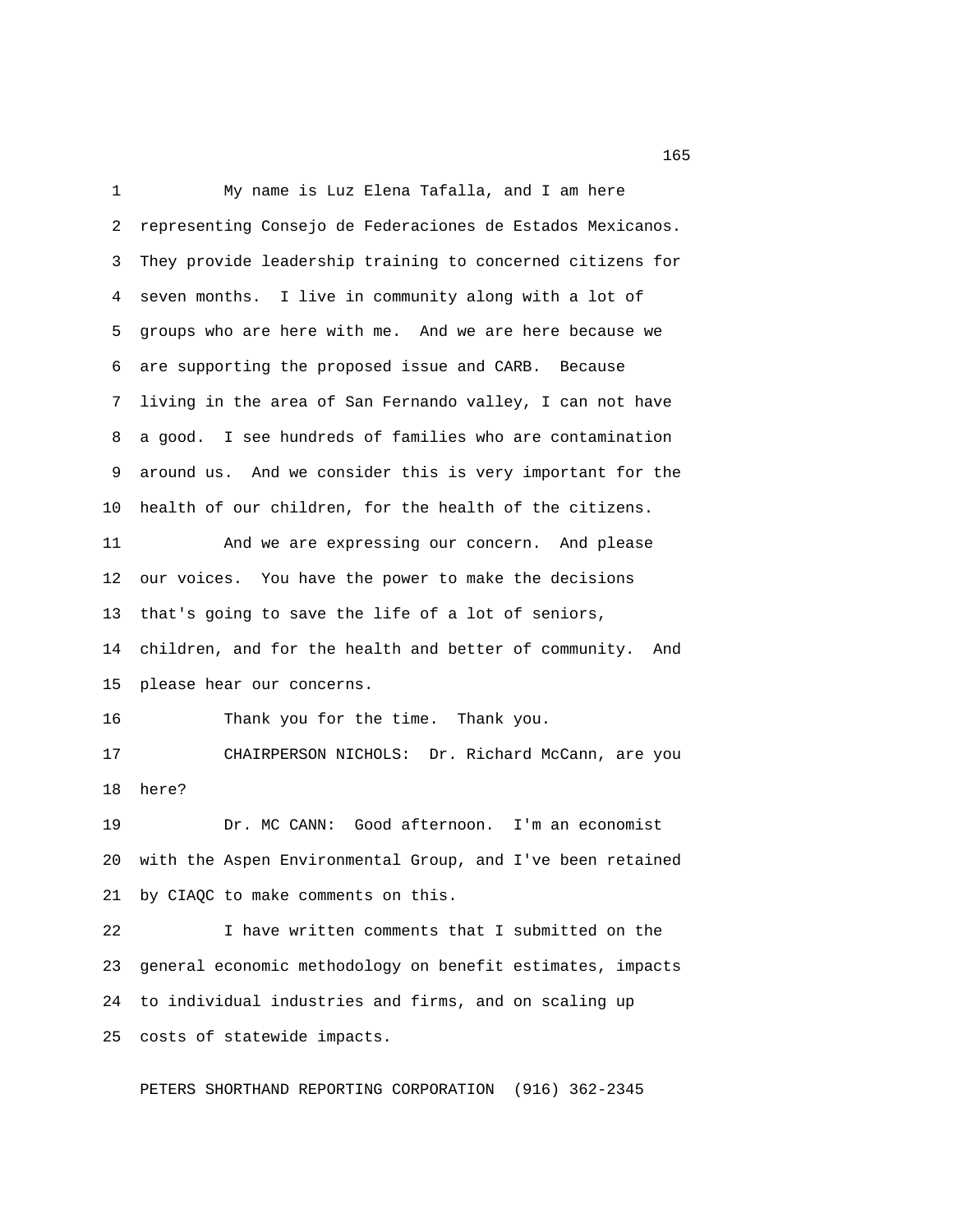My name is Luz Elena Tafalla, and I am here representing Consejo de Federaciones de Estados Mexicanos. They provide leadership training to concerned citizens for seven months. I live in community along with a lot of groups who are here with me. And we are here because we are supporting the proposed issue and CARB. Because living in the area of San Fernando valley, I can not have a good. I see hundreds of families who are contamination around us. And we consider this is very important for the health of our children, for the health of the citizens.

And we are expressing our concern. And please our voices. You have the power to make the decisions that's going to save the life of a lot of seniors, children, and for the health and better of community. And please hear our concerns.

Thank you for the time. Thank you.

CHAIRPERSON NICHOLS: Dr. Richard McCann, are you here?

Dr. MC CANN: Good afternoon. I'm an economist with the Aspen Environmental Group, and I've been retained by CIAQC to make comments on this.

I have written comments that I submitted on the general economic methodology on benefit estimates, impacts to individual industries and firms, and on scaling up costs of statewide impacts.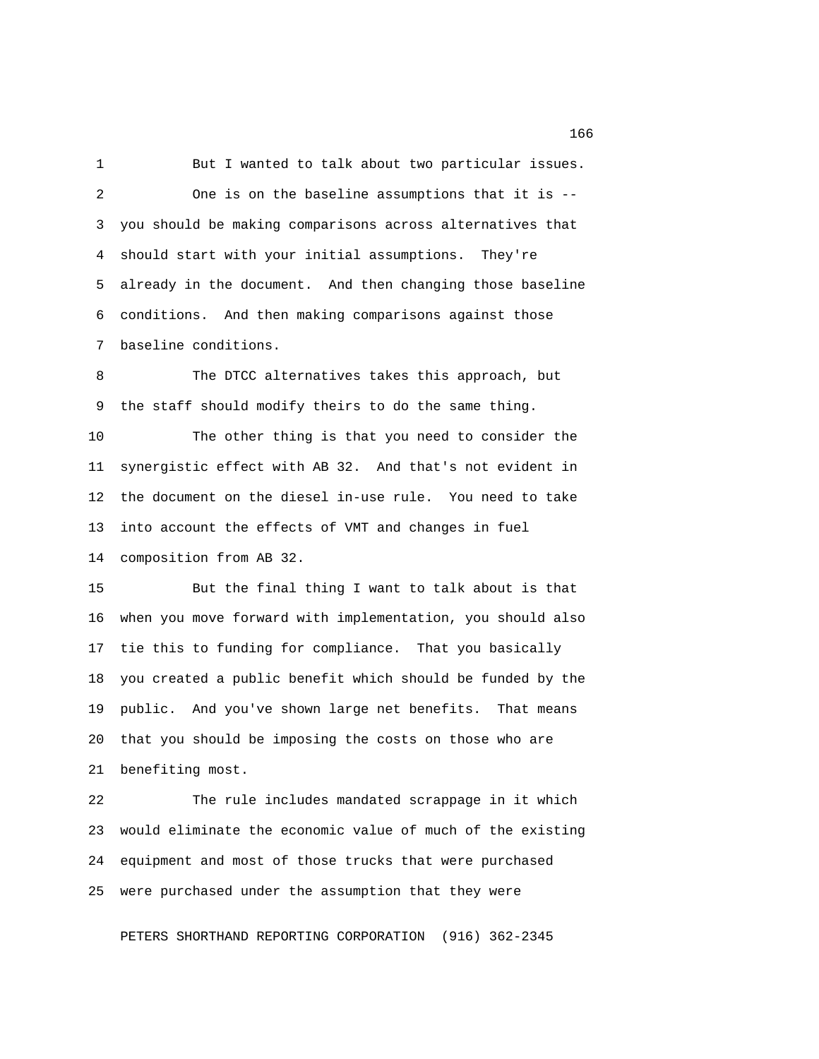But I wanted to talk about two particular issues.

One is on the baseline assumptions that it is -- you should be making comparisons across alternatives that should start with your initial assumptions. They're already in the document. And then changing those baseline conditions. And then making comparisons against those baseline conditions.

The DTCC alternatives takes this approach, but the staff should modify theirs to do the same thing.

The other thing is that you need to consider the synergistic effect with AB 32. And that's not evident in the document on the diesel in-use rule. You need to take into account the effects of VMT and changes in fuel composition from AB 32.

But the final thing I want to talk about is that when you move forward with implementation, you should also tie this to funding for compliance. That you basically you created a public benefit which should be funded by the public. And you've shown large net benefits. That means that you should be imposing the costs on those who are benefiting most.

The rule includes mandated scrappage in it which would eliminate the economic value of much of the existing equipment and most of those trucks that were purchased were purchased under the assumption that they were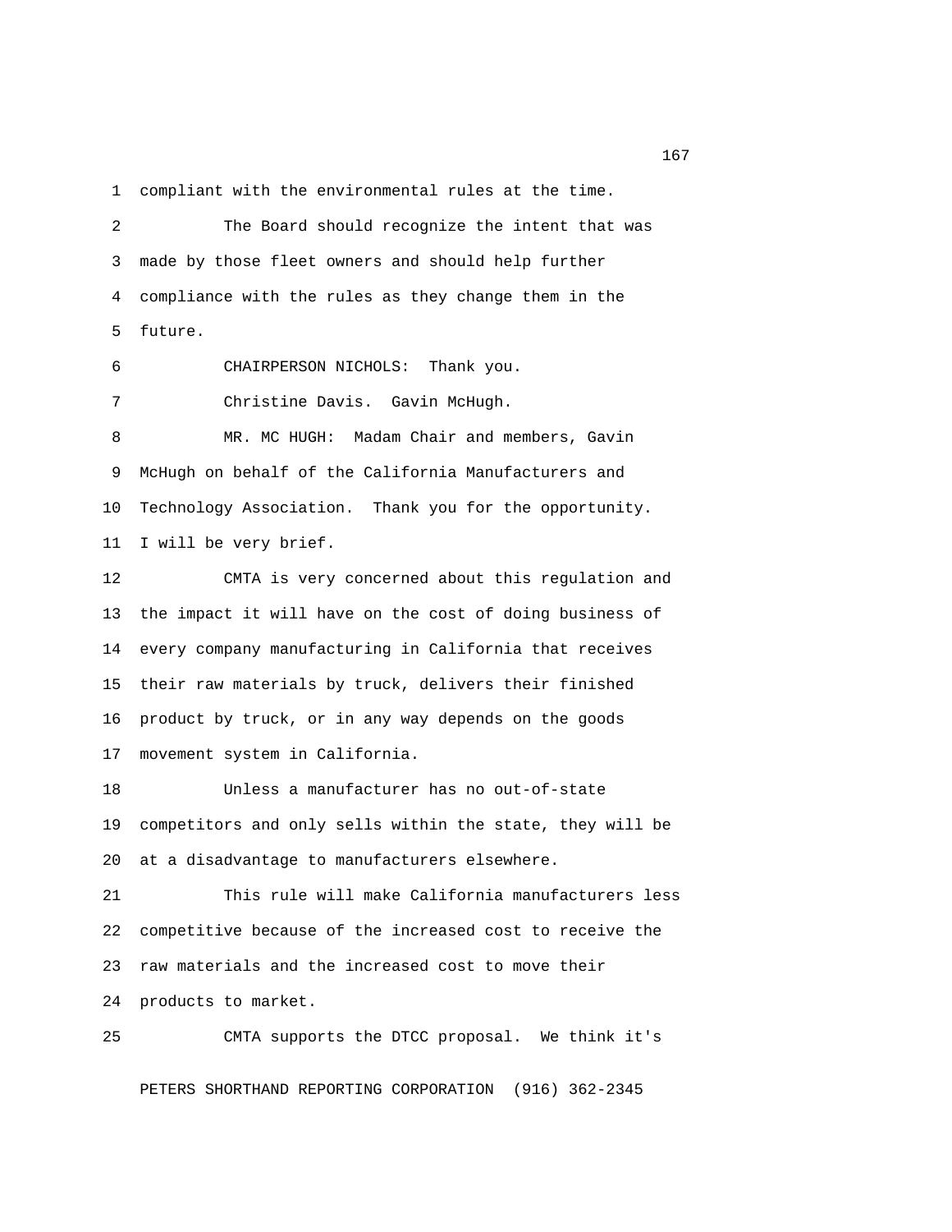compliant with the environmental rules at the time.

The Board should recognize the intent that was made by those fleet owners and should help further compliance with the rules as they change them in the future.

CHAIRPERSON NICHOLS: Thank you.

Christine Davis. Gavin McHugh.

MR. MC HUGH: Madam Chair and members, Gavin McHugh on behalf of the California Manufacturers and Technology Association. Thank you for the opportunity. I will be very brief.

CMTA is very concerned about this regulation and the impact it will have on the cost of doing business of every company manufacturing in California that receives their raw materials by truck, delivers their finished product by truck, or in any way depends on the goods movement system in California.

Unless a manufacturer has no out-of-state competitors and only sells within the state, they will be at a disadvantage to manufacturers elsewhere.

This rule will make California manufacturers less competitive because of the increased cost to receive the raw materials and the increased cost to move their products to market.

CMTA supports the DTCC proposal. We think it's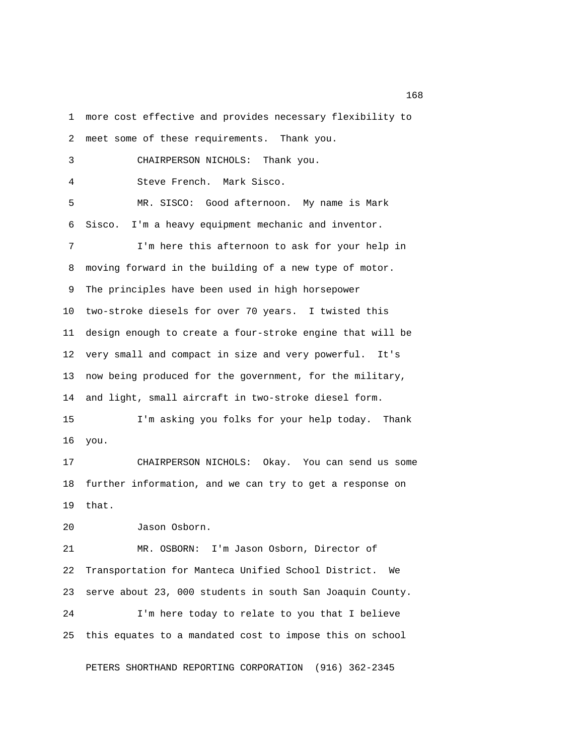more cost effective and provides necessary flexibility to meet some of these requirements. Thank you.

CHAIRPERSON NICHOLS: Thank you.

Steve French. Mark Sisco.

MR. SISCO: Good afternoon. My name is Mark Sisco. I'm a heavy equipment mechanic and inventor.

I'm here this afternoon to ask for your help in moving forward in the building of a new type of motor. The principles have been used in high horsepower two-stroke diesels for over 70 years. I twisted this design enough to create a four-stroke engine that will be very small and compact in size and very powerful. It's now being produced for the government, for the military, and light, small aircraft in two-stroke diesel form.

I'm asking you folks for your help today. Thank you.

CHAIRPERSON NICHOLS: Okay. You can send us some further information, and we can try to get a response on that.

Jason Osborn.

MR. OSBORN: I'm Jason Osborn, Director of Transportation for Manteca Unified School District. We serve about 23, 000 students in south San Joaquin County.

I'm here today to relate to you that I believe this equates to a mandated cost to impose this on school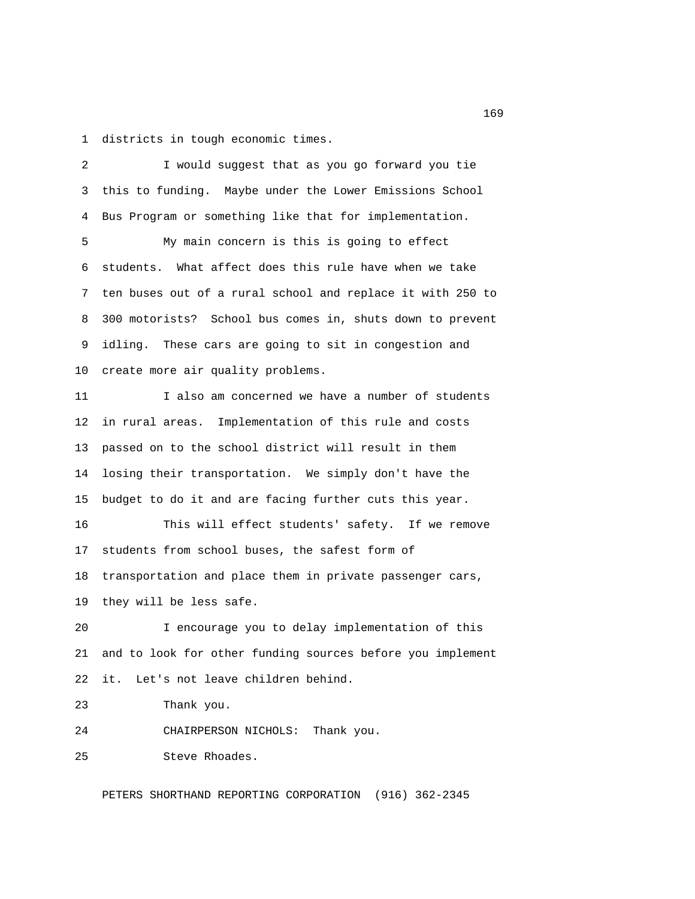districts in tough economic times.

I would suggest that as you go forward you tie this to funding. Maybe under the Lower Emissions School Bus Program or something like that for implementation.

My main concern is this is going to effect students. What affect does this rule have when we take ten buses out of a rural school and replace it with 250 to 300 motorists? School bus comes in, shuts down to prevent idling. These cars are going to sit in congestion and create more air quality problems.

I also am concerned we have a number of students in rural areas. Implementation of this rule and costs passed on to the school district will result in them losing their transportation. We simply don't have the budget to do it and are facing further cuts this year.

This will effect students' safety. If we remove students from school buses, the safest form of transportation and place them in private passenger cars, they will be less safe.

I encourage you to delay implementation of this and to look for other funding sources before you implement it. Let's not leave children behind.

Thank you.

CHAIRPERSON NICHOLS: Thank you.

Steve Rhoades.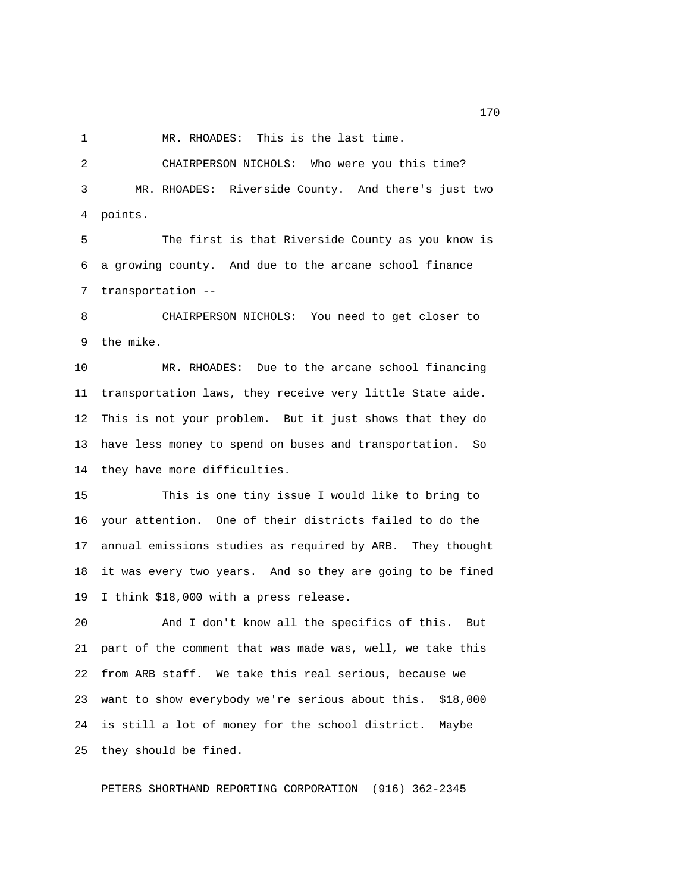MR. RHOADES: This is the last time.

CHAIRPERSON NICHOLS: Who were you this time?

MR. RHOADES: Riverside County. And there's just two points.

The first is that Riverside County as you know is a growing county. And due to the arcane school finance transportation --

CHAIRPERSON NICHOLS: You need to get closer to the mike.

MR. RHOADES: Due to the arcane school financing transportation laws, they receive very little State aide. This is not your problem. But it just shows that they do have less money to spend on buses and transportation. So they have more difficulties.

This is one tiny issue I would like to bring to your attention. One of their districts failed to do the annual emissions studies as required by ARB. They thought it was every two years. And so they are going to be fined I think $18,000 with a press release.

And I don't know all the specifics of this. But part of the comment that was made was, well, we take this from ARB staff. We take this real serious, because we want to show everybody we're serious about this. $18,000 is still a lot of money for the school district. Maybe they should be fined.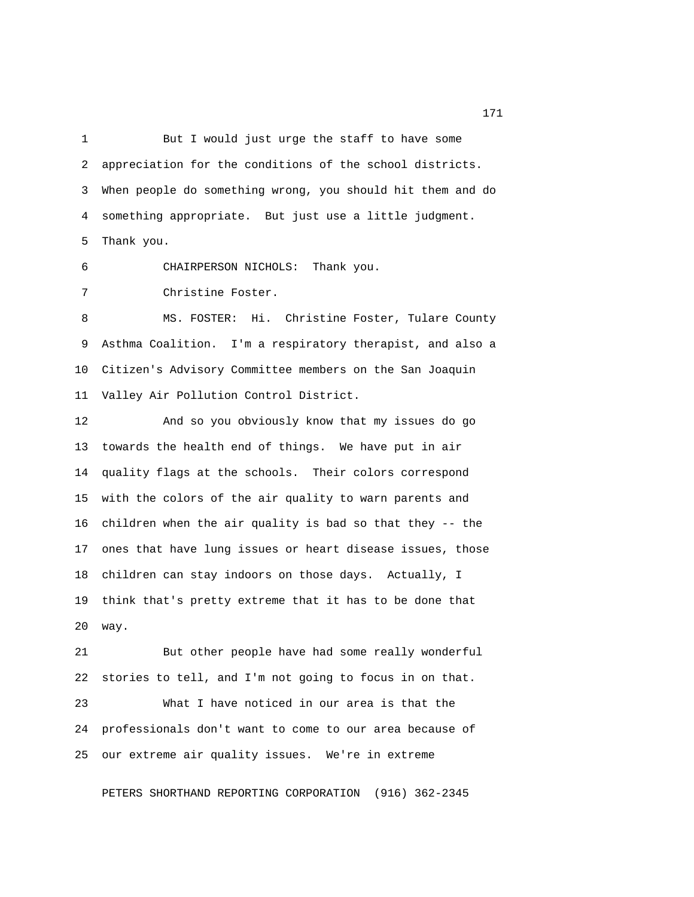But I would just urge the staff to have some appreciation for the conditions of the school districts. When people do something wrong, you should hit them and do something appropriate. But just use a little judgment. Thank you.

CHAIRPERSON NICHOLS: Thank you.

Christine Foster.

MS. FOSTER: Hi. Christine Foster, Tulare County Asthma Coalition. I'm a respiratory therapist, and also a Citizen's Advisory Committee members on the San Joaquin Valley Air Pollution Control District.

And so you obviously know that my issues do go towards the health end of things. We have put in air quality flags at the schools. Their colors correspond with the colors of the air quality to warn parents and children when the air quality is bad so that they -- the ones that have lung issues or heart disease issues, those children can stay indoors on those days. Actually, I think that's pretty extreme that it has to be done that way.

But other people have had some really wonderful stories to tell, and I'm not going to focus in on that.

What I have noticed in our area is that the professionals don't want to come to our area because of our extreme air quality issues. We're in extreme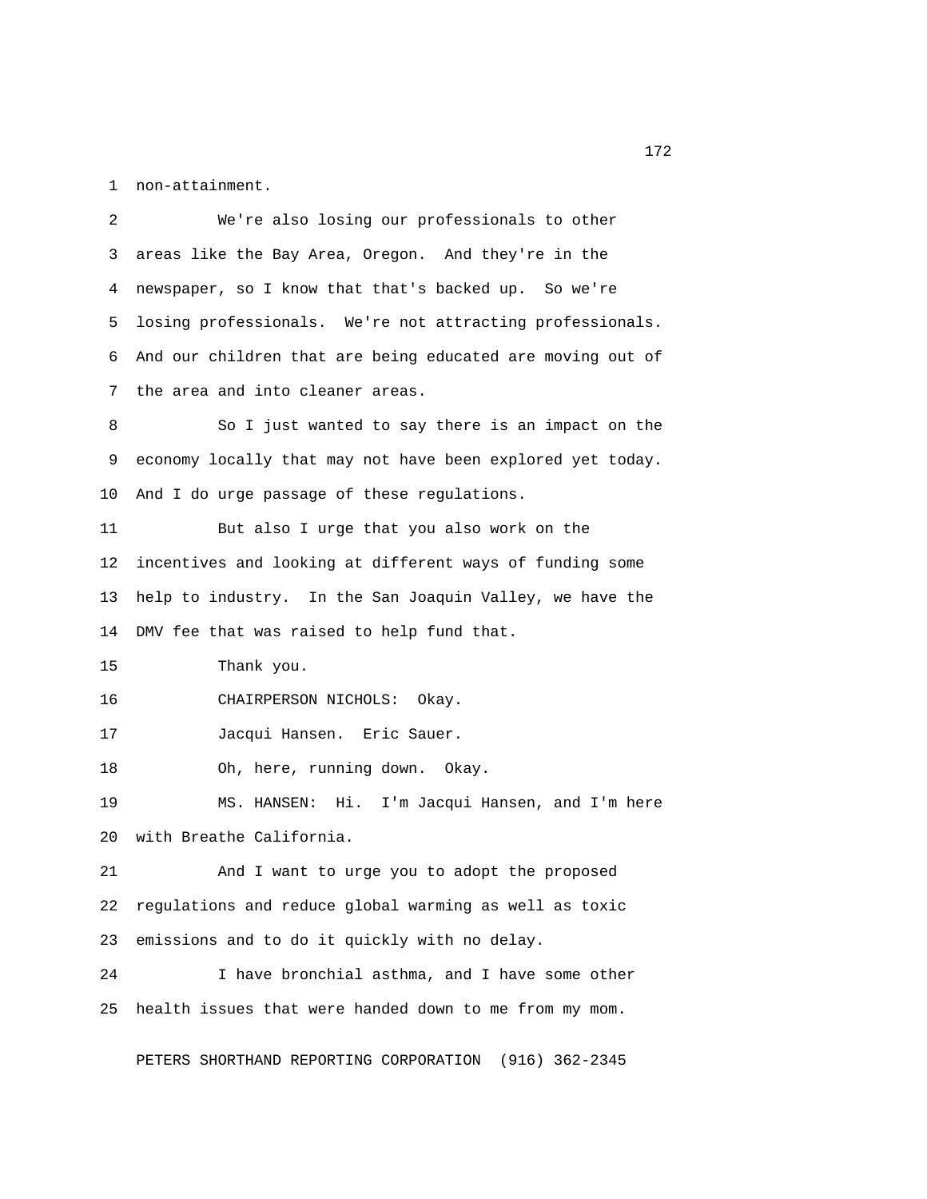non-attainment.

We're also losing our professionals to other areas like the Bay Area, Oregon. And they're in the newspaper, so I know that that's backed up. So we're losing professionals. We're not attracting professionals. And our children that are being educated are moving out of the area and into cleaner areas.

So I just wanted to say there is an impact on the economy locally that may not have been explored yet today. And I do urge passage of these regulations.

But also I urge that you also work on the incentives and looking at different ways of funding some help to industry. In the San Joaquin Valley, we have the DMV fee that was raised to help fund that.

Thank you.

CHAIRPERSON NICHOLS: Okay.

Jacqui Hansen. Eric Sauer.

Oh, here, running down. Okay.

MS. HANSEN: Hi. I'm Jacqui Hansen, and I'm here with Breathe California.

And I want to urge you to adopt the proposed regulations and reduce global warming as well as toxic emissions and to do it quickly with no delay.

I have bronchial asthma, and I have some other health issues that were handed down to me from my mom.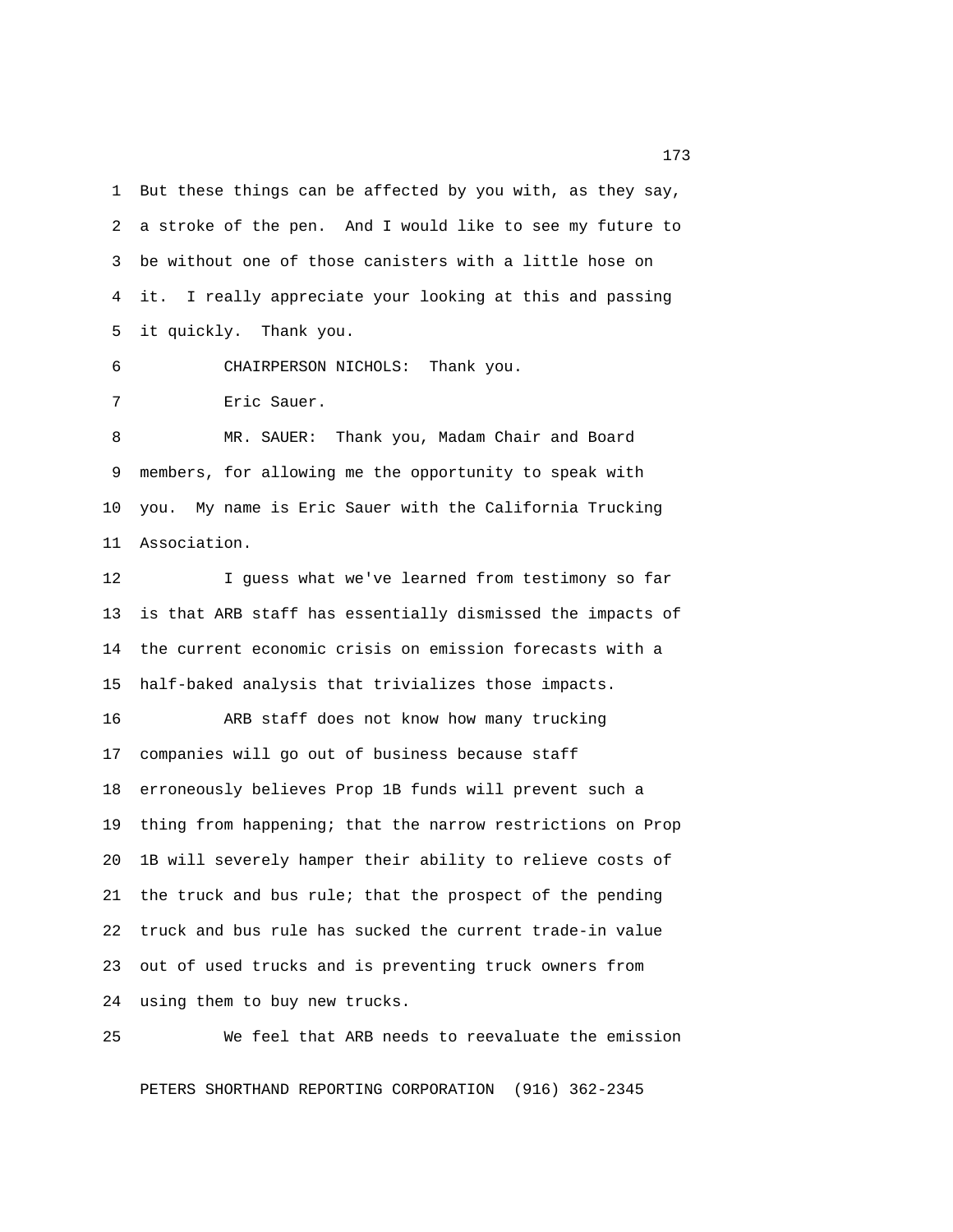But these things can be affected by you with, as they say, a stroke of the pen. And I would like to see my future to be without one of those canisters with a little hose on it. I really appreciate your looking at this and passing it quickly. Thank you.

CHAIRPERSON NICHOLS: Thank you.

Eric Sauer.

MR. SAUER: Thank you, Madam Chair and Board members, for allowing me the opportunity to speak with you. My name is Eric Sauer with the California Trucking Association.

I guess what we've learned from testimony so far is that ARB staff has essentially dismissed the impacts of the current economic crisis on emission forecasts with a half-baked analysis that trivializes those impacts.

ARB staff does not know how many trucking companies will go out of business because staff erroneously believes Prop 1B funds will prevent such a thing from happening; that the narrow restrictions on Prop 1B will severely hamper their ability to relieve costs of the truck and bus rule; that the prospect of the pending truck and bus rule has sucked the current trade-in value out of used trucks and is preventing truck owners from using them to buy new trucks.

We feel that ARB needs to reevaluate the emission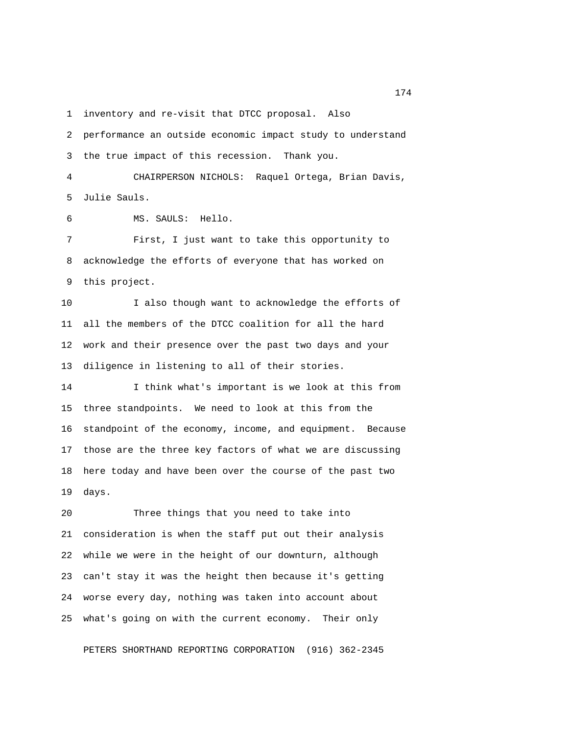inventory and re-visit that DTCC proposal. Also performance an outside economic impact study to understand the true impact of this recession. Thank you.

CHAIRPERSON NICHOLS: Raquel Ortega, Brian Davis, Julie Sauls.

MS. SAULS: Hello.

First, I just want to take this opportunity to acknowledge the efforts of everyone that has worked on this project.

I also though want to acknowledge the efforts of all the members of the DTCC coalition for all the hard work and their presence over the past two days and your diligence in listening to all of their stories.

I think what's important is we look at this from three standpoints. We need to look at this from the standpoint of the economy, income, and equipment. Because those are the three key factors of what we are discussing here today and have been over the course of the past two days.

Three things that you need to take into consideration is when the staff put out their analysis while we were in the height of our downturn, although can't stay it was the height then because it's getting worse every day, nothing was taken into account about what's going on with the current economy. Their only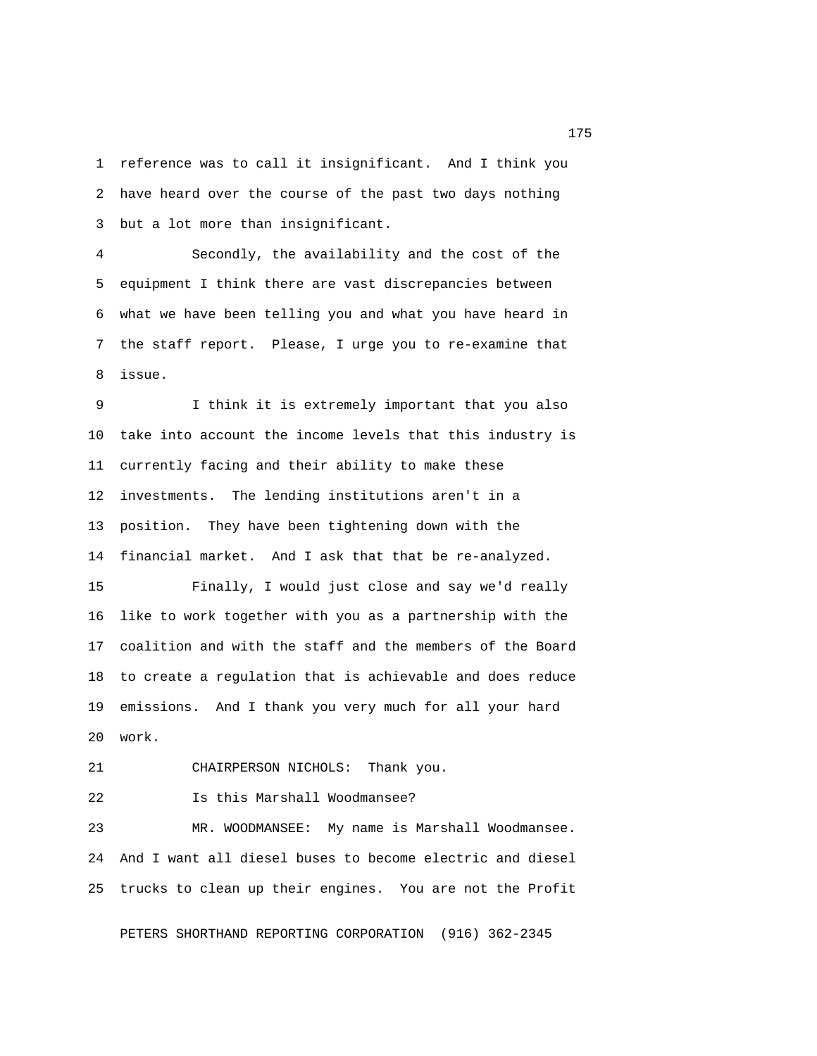reference was to call it insignificant. And I think you have heard over the course of the past two days nothing but a lot more than insignificant.

Secondly, the availability and the cost of the equipment I think there are vast discrepancies between what we have been telling you and what you have heard in the staff report. Please, I urge you to re-examine that issue.

I think it is extremely important that you also take into account the income levels that this industry is currently facing and their ability to make these investments. The lending institutions aren't in a position. They have been tightening down with the financial market. And I ask that that be re-analyzed.

Finally, I would just close and say we'd really like to work together with you as a partnership with the coalition and with the staff and the members of the Board to create a regulation that is achievable and does reduce emissions. And I thank you very much for all your hard work.

CHAIRPERSON NICHOLS: Thank you.

Is this Marshall Woodmansee?

MR. WOODMANSEE: My name is Marshall Woodmansee. And I want all diesel buses to become electric and diesel trucks to clean up their engines. You are not the Profit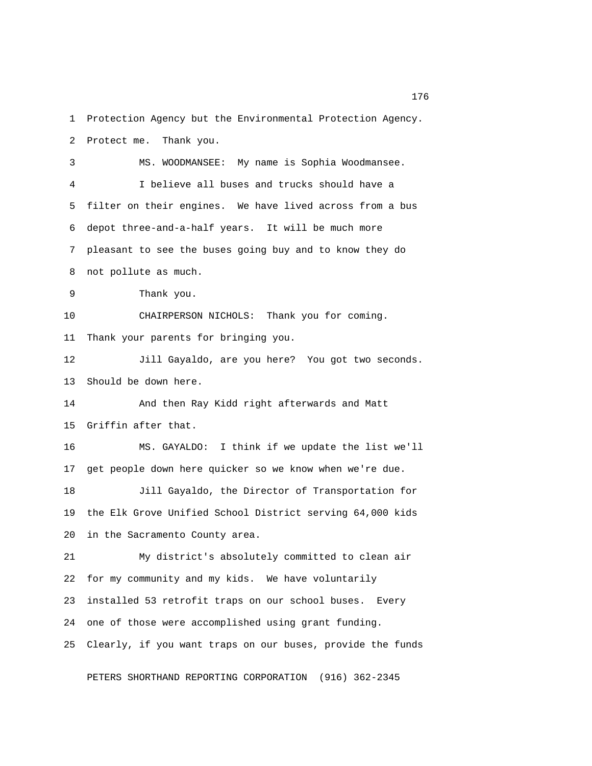Protection Agency but the Environmental Protection Agency. Protect me. Thank you.

MS. WOODMANSEE: My name is Sophia Woodmansee.

I believe all buses and trucks should have a filter on their engines. We have lived across from a bus depot three-and-a-half years. It will be much more pleasant to see the buses going buy and to know they do not pollute as much.

Thank you.

CHAIRPERSON NICHOLS: Thank you for coming. Thank your parents for bringing you.

Jill Gayaldo, are you here? You got two seconds. Should be down here.

And then Ray Kidd right afterwards and Matt Griffin after that.

MS. GAYALDO: I think if we update the list we'll get people down here quicker so we know when we're due.

Jill Gayaldo, the Director of Transportation for the Elk Grove Unified School District serving 64,000 kids in the Sacramento County area.

My district's absolutely committed to clean air for my community and my kids. We have voluntarily installed 53 retrofit traps on our school buses. Every one of those were accomplished using grant funding. Clearly, if you want traps on our buses, provide the funds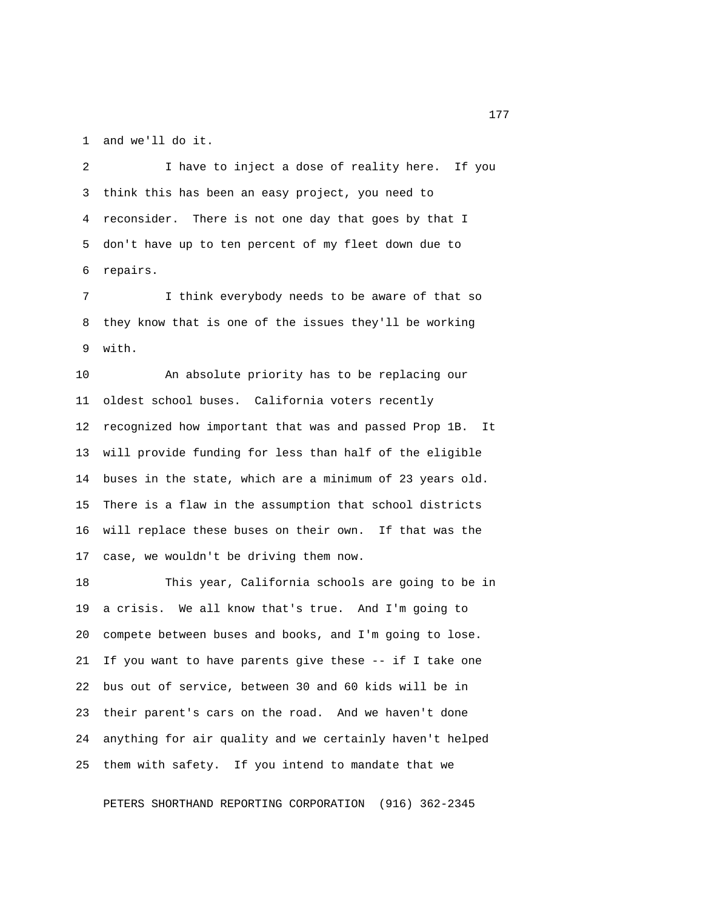and we'll do it.

I have to inject a dose of reality here. If you think this has been an easy project, you need to reconsider. There is not one day that goes by that I don't have up to ten percent of my fleet down due to repairs.

I think everybody needs to be aware of that so they know that is one of the issues they'll be working with.

An absolute priority has to be replacing our oldest school buses. California voters recently recognized how important that was and passed Prop 1B. It will provide funding for less than half of the eligible buses in the state, which are a minimum of 23 years old. There is a flaw in the assumption that school districts will replace these buses on their own. If that was the case, we wouldn't be driving them now.

This year, California schools are going to be in a crisis. We all know that's true. And I'm going to compete between buses and books, and I'm going to lose. If you want to have parents give these -- if I take one bus out of service, between 30 and 60 kids will be in their parent's cars on the road. And we haven't done anything for air quality and we certainly haven't helped them with safety. If you intend to mandate that we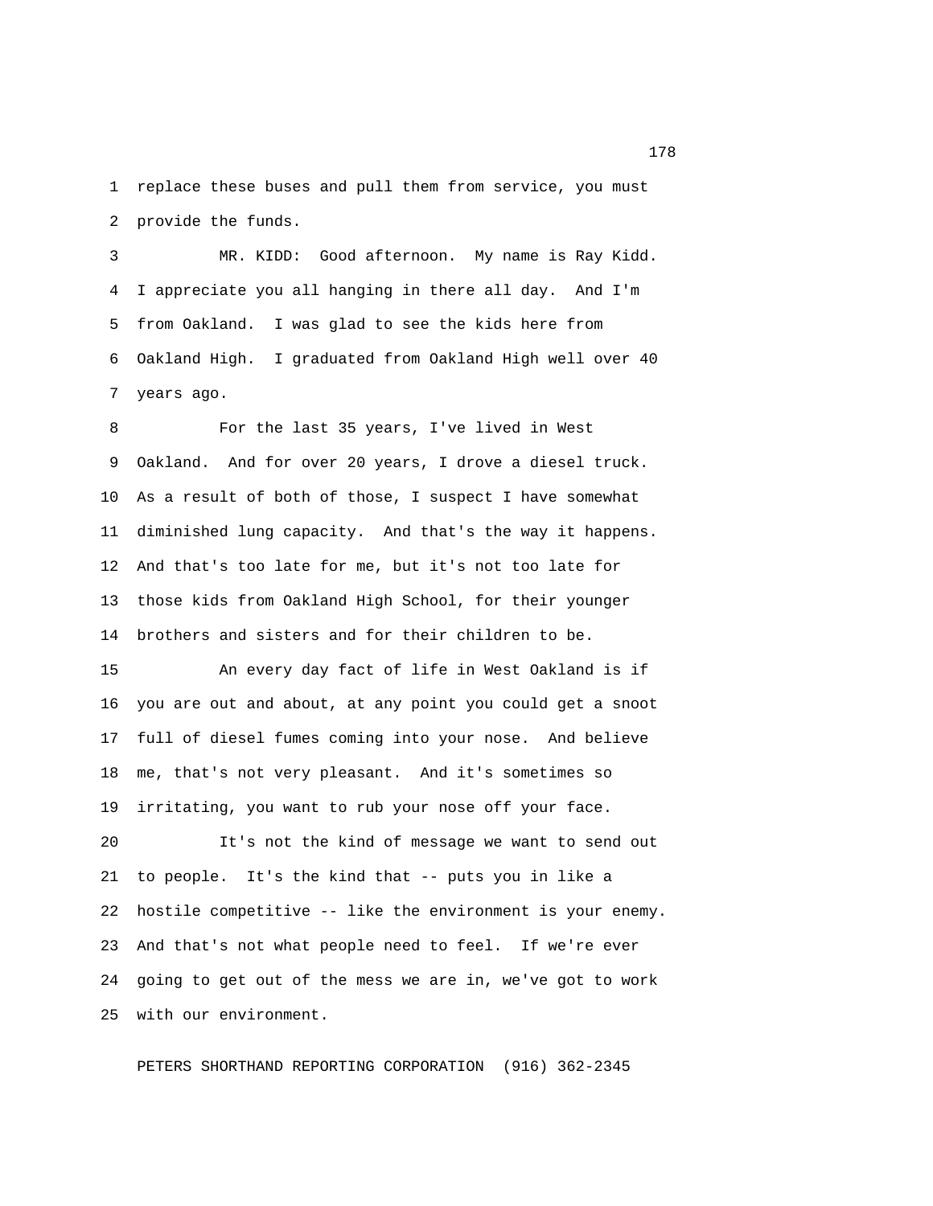replace these buses and pull them from service, you must provide the funds.

MR. KIDD: Good afternoon. My name is Ray Kidd. I appreciate you all hanging in there all day. And I'm from Oakland. I was glad to see the kids here from Oakland High. I graduated from Oakland High well over 40 years ago.

For the last 35 years, I've lived in West Oakland. And for over 20 years, I drove a diesel truck. As a result of both of those, I suspect I have somewhat diminished lung capacity. And that's the way it happens. And that's too late for me, but it's not too late for those kids from Oakland High School, for their younger brothers and sisters and for their children to be.

An every day fact of life in West Oakland is if you are out and about, at any point you could get a snoot full of diesel fumes coming into your nose. And believe me, that's not very pleasant. And it's sometimes so irritating, you want to rub your nose off your face.

It's not the kind of message we want to send out to people. It's the kind that -- puts you in like a hostile competitive -- like the environment is your enemy. And that's not what people need to feel. If we're ever going to get out of the mess we are in, we've got to work with our environment.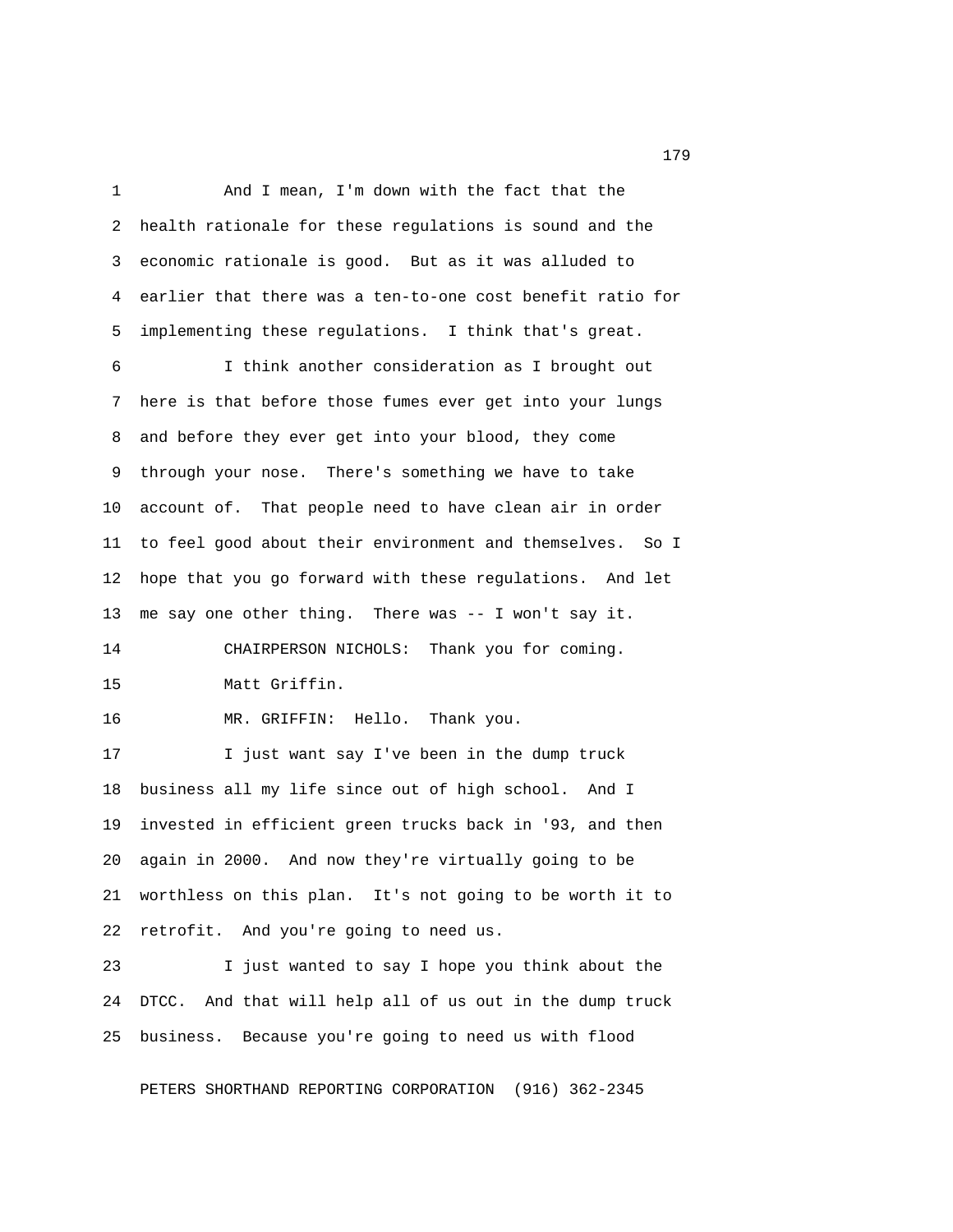And I mean, I'm down with the fact that the health rationale for these regulations is sound and the economic rationale is good. But as it was alluded to earlier that there was a ten-to-one cost benefit ratio for implementing these regulations. I think that's great.

I think another consideration as I brought out here is that before those fumes ever get into your lungs and before they ever get into your blood, they come through your nose. There's something we have to take account of. That people need to have clean air in order to feel good about their environment and themselves. So I hope that you go forward with these regulations. And let me say one other thing. There was -- I won't say it.

CHAIRPERSON NICHOLS: Thank you for coming.

Matt Griffin.

MR. GRIFFIN: Hello. Thank you.

I just want say I've been in the dump truck business all my life since out of high school. And I invested in efficient green trucks back in '93, and then again in 2000. And now they're virtually going to be worthless on this plan. It's not going to be worth it to retrofit. And you're going to need us.

I just wanted to say I hope you think about the DTCC. And that will help all of us out in the dump truck business. Because you're going to need us with flood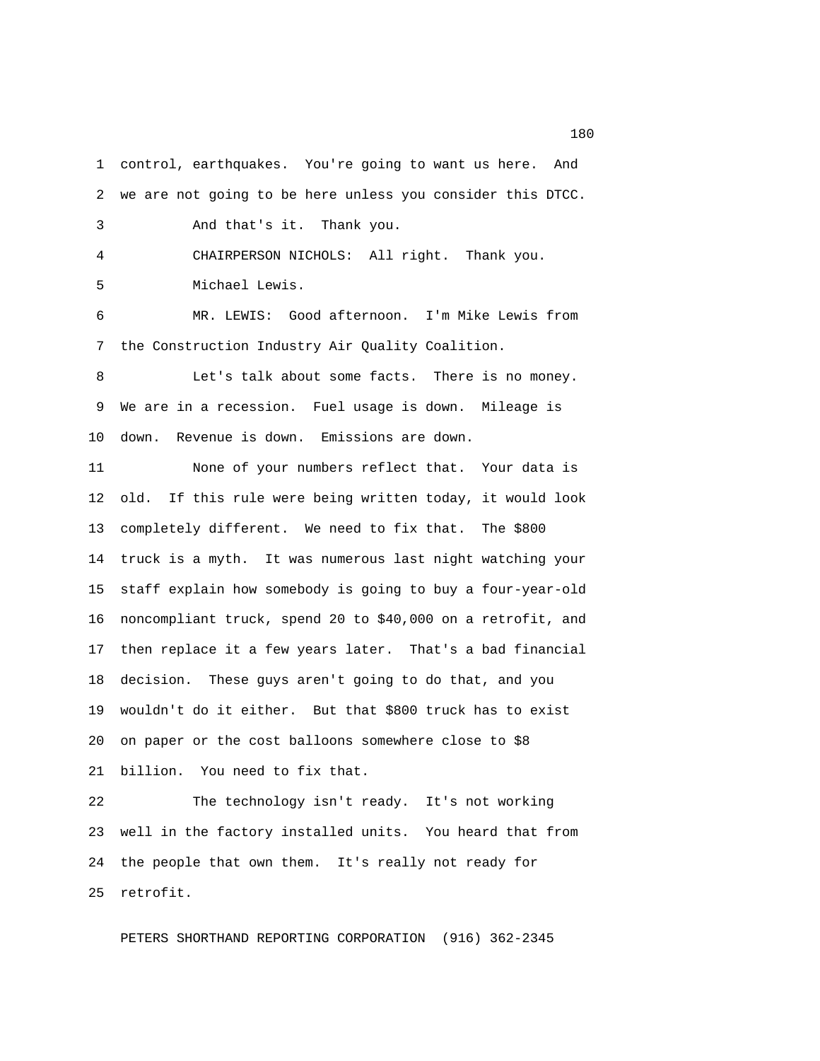control, earthquakes. You're going to want us here. And we are not going to be here unless you consider this DTCC.

And that's it. Thank you.

CHAIRPERSON NICHOLS: All right. Thank you.

Michael Lewis.

MR. LEWIS: Good afternoon. I'm Mike Lewis from the Construction Industry Air Quality Coalition.

Let's talk about some facts. There is no money. We are in a recession. Fuel usage is down. Mileage is down. Revenue is down. Emissions are down.

None of your numbers reflect that. Your data is old. If this rule were being written today, it would look completely different. We need to fix that. The $800 truck is a myth. It was numerous last night watching your staff explain how somebody is going to buy a four-year-old noncompliant truck, spend 20 to $40,000 on a retrofit, and then replace it a few years later. That's a bad financial decision. These guys aren't going to do that, and you wouldn't do it either. But that $800 truck has to exist on paper or the cost balloons somewhere close to $8 billion. You need to fix that.

The technology isn't ready. It's not working well in the factory installed units. You heard that from the people that own them. It's really not ready for retrofit.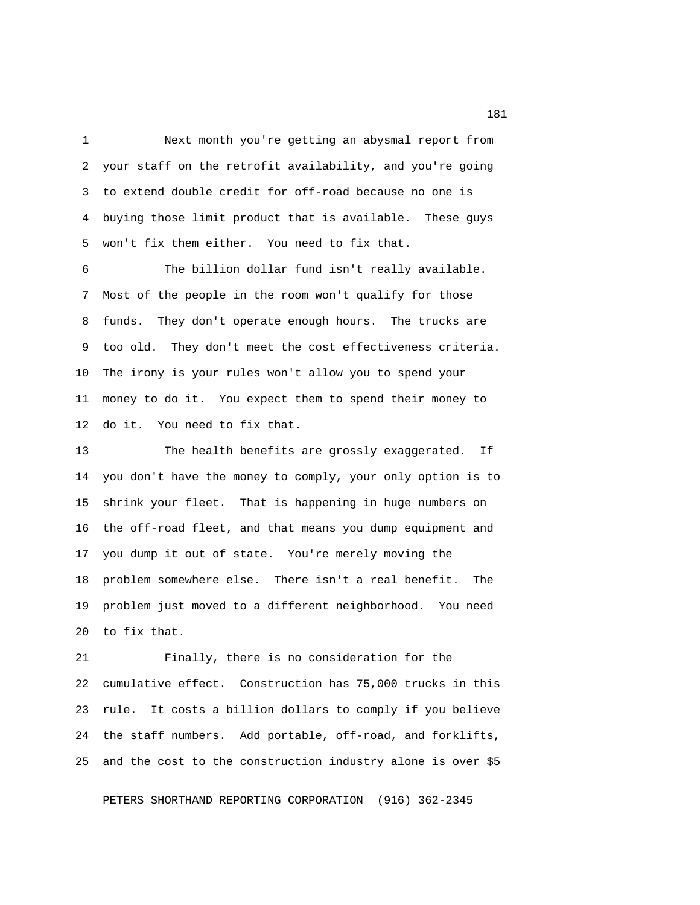Next month you're getting an abysmal report from your staff on the retrofit availability, and you're going to extend double credit for off-road because no one is buying those limit product that is available. These guys won't fix them either. You need to fix that.

The billion dollar fund isn't really available. Most of the people in the room won't qualify for those funds. They don't operate enough hours. The trucks are too old. They don't meet the cost effectiveness criteria. The irony is your rules won't allow you to spend your money to do it. You expect them to spend their money to do it. You need to fix that.

The health benefits are grossly exaggerated. If you don't have the money to comply, your only option is to shrink your fleet. That is happening in huge numbers on the off-road fleet, and that means you dump equipment and you dump it out of state. You're merely moving the problem somewhere else. There isn't a real benefit. The problem just moved to a different neighborhood. You need to fix that.

Finally, there is no consideration for the cumulative effect. Construction has 75,000 trucks in this rule. It costs a billion dollars to comply if you believe the staff numbers. Add portable, off-road, and forklifts, and the cost to the construction industry alone is over $5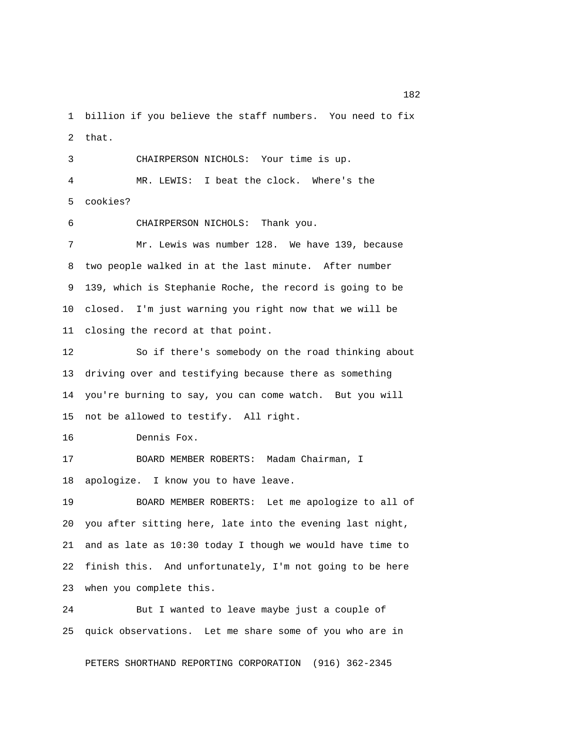billion if you believe the staff numbers. You need to fix that.

CHAIRPERSON NICHOLS: Your time is up.

MR. LEWIS: I beat the clock. Where's the cookies?

CHAIRPERSON NICHOLS: Thank you.

Mr. Lewis was number 128. We have 139, because two people walked in at the last minute. After number 139, which is Stephanie Roche, the record is going to be closed. I'm just warning you right now that we will be closing the record at that point.

So if there's somebody on the road thinking about driving over and testifying because there as something you're burning to say, you can come watch. But you will not be allowed to testify. All right.

Dennis Fox.

BOARD MEMBER ROBERTS: Madam Chairman, I apologize. I know you to have leave.

BOARD MEMBER ROBERTS: Let me apologize to all of you after sitting here, late into the evening last night, and as late as 10:30 today I though we would have time to finish this. And unfortunately, I'm not going to be here when you complete this.

But I wanted to leave maybe just a couple of quick observations. Let me share some of you who are in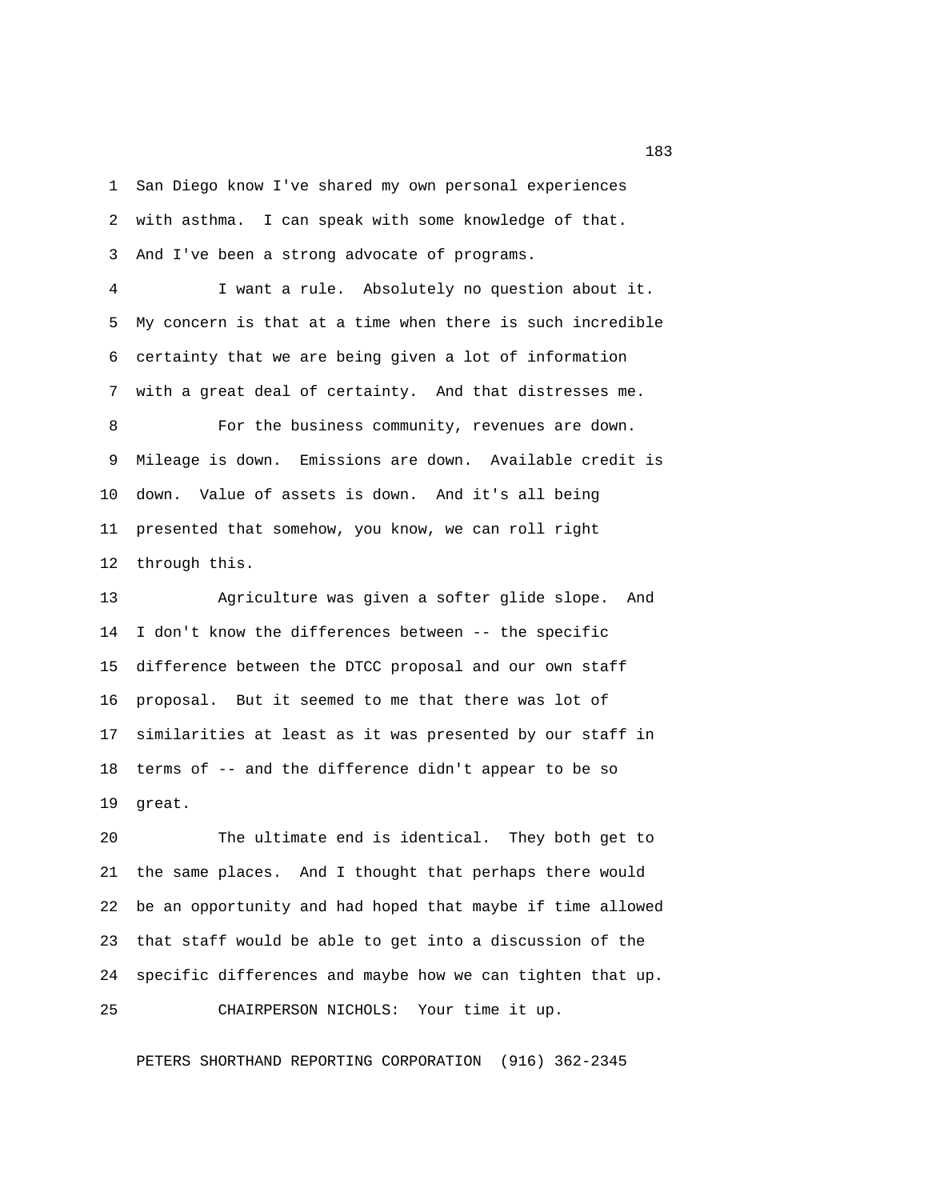San Diego know I've shared my own personal experiences with asthma. I can speak with some knowledge of that. And I've been a strong advocate of programs.

I want a rule. Absolutely no question about it. My concern is that at a time when there is such incredible certainty that we are being given a lot of information with a great deal of certainty. And that distresses me.

For the business community, revenues are down. Mileage is down. Emissions are down. Available credit is down. Value of assets is down. And it's all being presented that somehow, you know, we can roll right through this.

Agriculture was given a softer glide slope. And I don't know the differences between -- the specific difference between the DTCC proposal and our own staff proposal. But it seemed to me that there was lot of similarities at least as it was presented by our staff in terms of -- and the difference didn't appear to be so great.

The ultimate end is identical. They both get to the same places. And I thought that perhaps there would be an opportunity and had hoped that maybe if time allowed that staff would be able to get into a discussion of the specific differences and maybe how we can tighten that up.

CHAIRPERSON NICHOLS: Your time it up.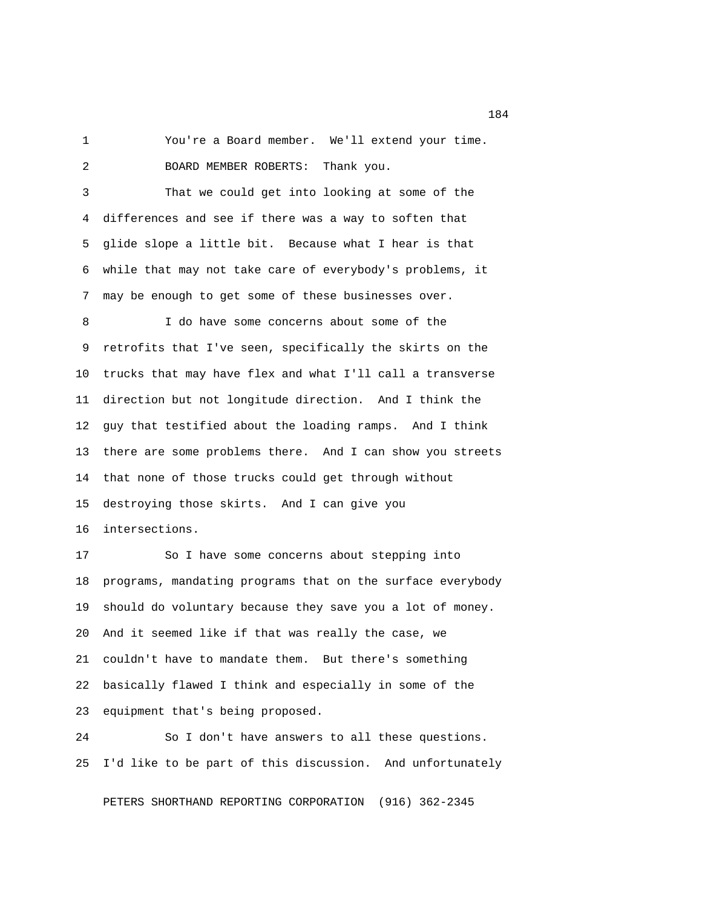You're a Board member. We'll extend your time.

BOARD MEMBER ROBERTS: Thank you.

That we could get into looking at some of the differences and see if there was a way to soften that glide slope a little bit. Because what I hear is that while that may not take care of everybody's problems, it may be enough to get some of these businesses over.

I do have some concerns about some of the retrofits that I've seen, specifically the skirts on the trucks that may have flex and what I'll call a transverse direction but not longitude direction. And I think the guy that testified about the loading ramps. And I think there are some problems there. And I can show you streets that none of those trucks could get through without destroying those skirts. And I can give you intersections.

So I have some concerns about stepping into programs, mandating programs that on the surface everybody should do voluntary because they save you a lot of money. And it seemed like if that was really the case, we couldn't have to mandate them. But there's something basically flawed I think and especially in some of the equipment that's being proposed.

So I don't have answers to all these questions. I'd like to be part of this discussion. And unfortunately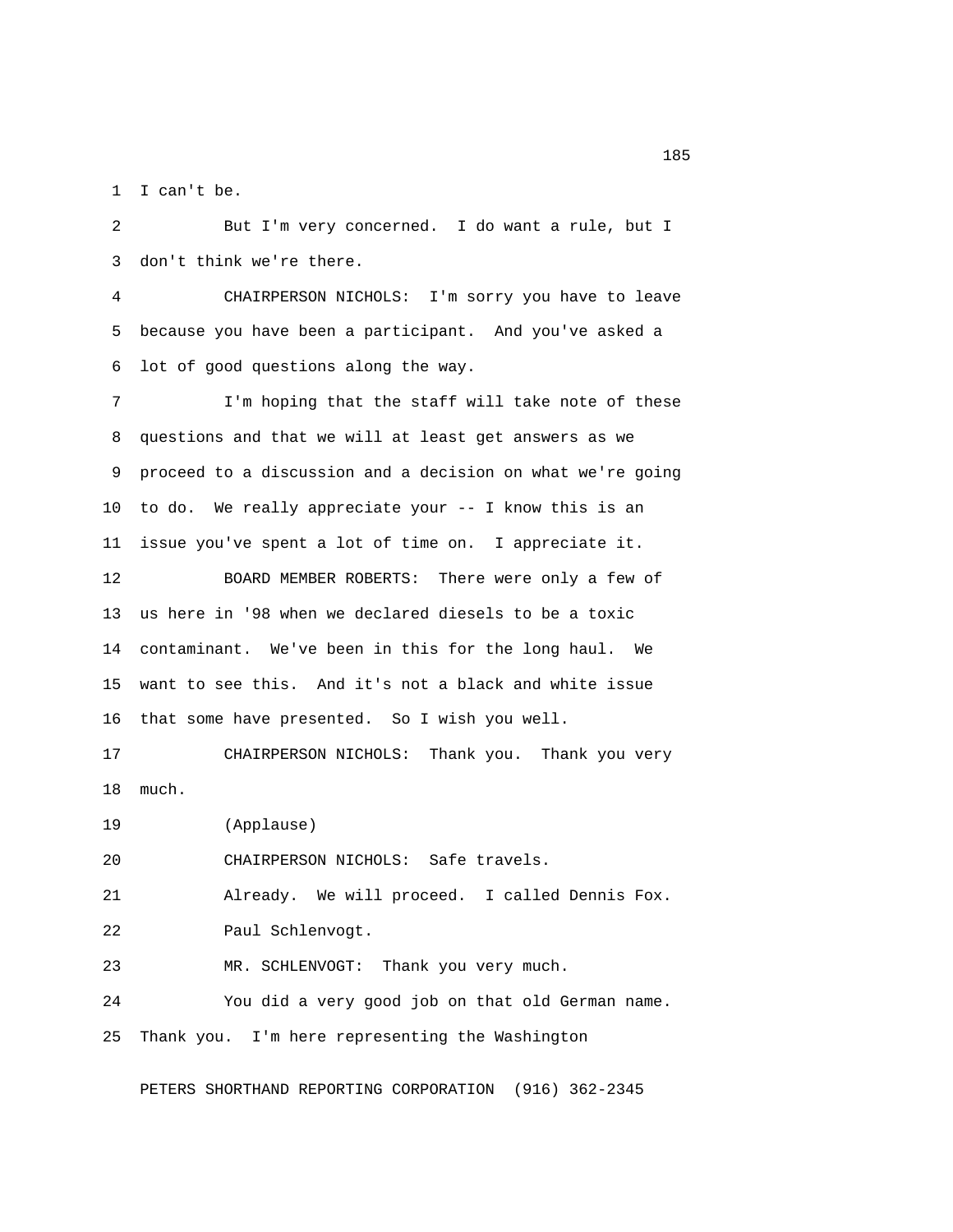I can't be.

But I'm very concerned. I do want a rule, but I don't think we're there.

CHAIRPERSON NICHOLS: I'm sorry you have to leave because you have been a participant. And you've asked a lot of good questions along the way.

I'm hoping that the staff will take note of these questions and that we will at least get answers as we proceed to a discussion and a decision on what we're going to do. We really appreciate your -- I know this is an issue you've spent a lot of time on. I appreciate it.

BOARD MEMBER ROBERTS: There were only a few of us here in '98 when we declared diesels to be a toxic contaminant. We've been in this for the long haul. We want to see this. And it's not a black and white issue that some have presented. So I wish you well.

CHAIRPERSON NICHOLS: Thank you. Thank you very much.

(Applause)

CHAIRPERSON NICHOLS: Safe travels.

Already. We will proceed. I called Dennis Fox.

Paul Schlenvogt.

MR. SCHLENVOGT: Thank you very much.

You did a very good job on that old German name. Thank you. I'm here representing the Washington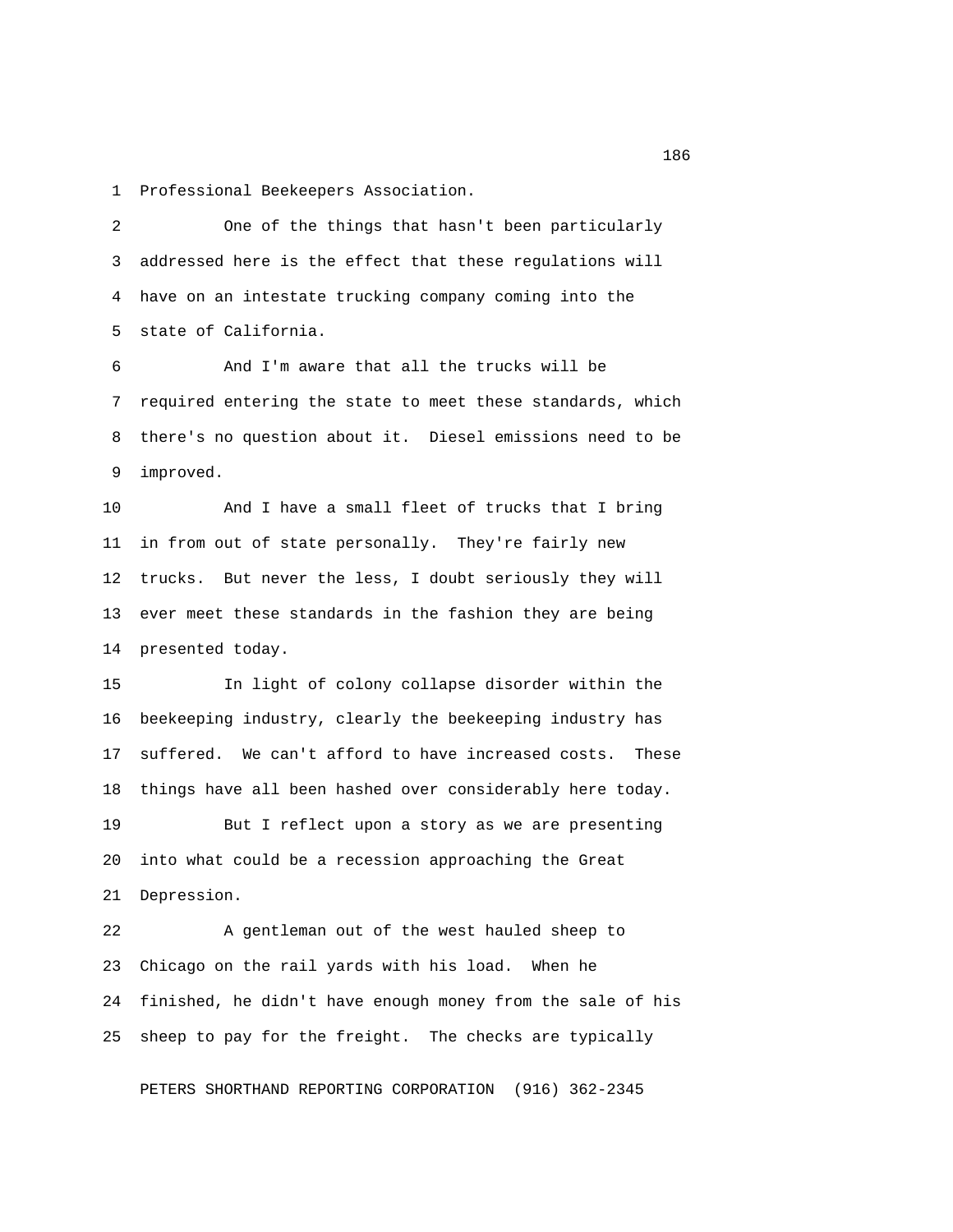Professional Beekeepers Association.

One of the things that hasn't been particularly addressed here is the effect that these regulations will have on an intestate trucking company coming into the state of California.

And I'm aware that all the trucks will be required entering the state to meet these standards, which there's no question about it. Diesel emissions need to be improved.

And I have a small fleet of trucks that I bring in from out of state personally. They're fairly new trucks. But never the less, I doubt seriously they will ever meet these standards in the fashion they are being presented today.

In light of colony collapse disorder within the beekeeping industry, clearly the beekeeping industry has suffered. We can't afford to have increased costs. These things have all been hashed over considerably here today.

But I reflect upon a story as we are presenting into what could be a recession approaching the Great Depression.

A gentleman out of the west hauled sheep to Chicago on the rail yards with his load. When he finished, he didn't have enough money from the sale of his sheep to pay for the freight. The checks are typically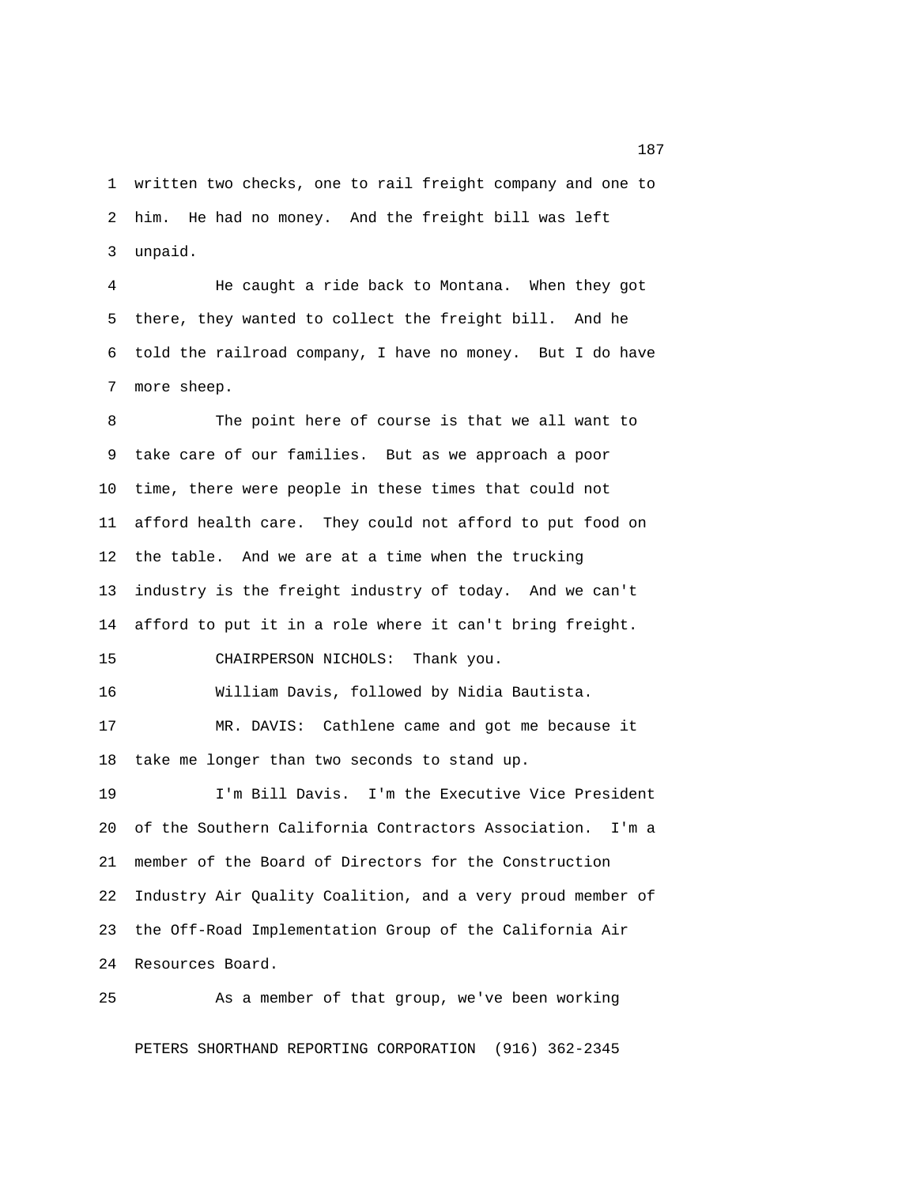written two checks, one to rail freight company and one to him. He had no money. And the freight bill was left unpaid.

He caught a ride back to Montana. When they got there, they wanted to collect the freight bill. And he told the railroad company, I have no money. But I do have more sheep.

The point here of course is that we all want to take care of our families. But as we approach a poor time, there were people in these times that could not afford health care. They could not afford to put food on the table. And we are at a time when the trucking industry is the freight industry of today. And we can't afford to put it in a role where it can't bring freight.

CHAIRPERSON NICHOLS: Thank you.

William Davis, followed by Nidia Bautista.

MR. DAVIS: Cathlene came and got me because it take me longer than two seconds to stand up.

I'm Bill Davis. I'm the Executive Vice President of the Southern California Contractors Association. I'm a member of the Board of Directors for the Construction Industry Air Quality Coalition, and a very proud member of the Off-Road Implementation Group of the California Air Resources Board.

As a member of that group, we've been working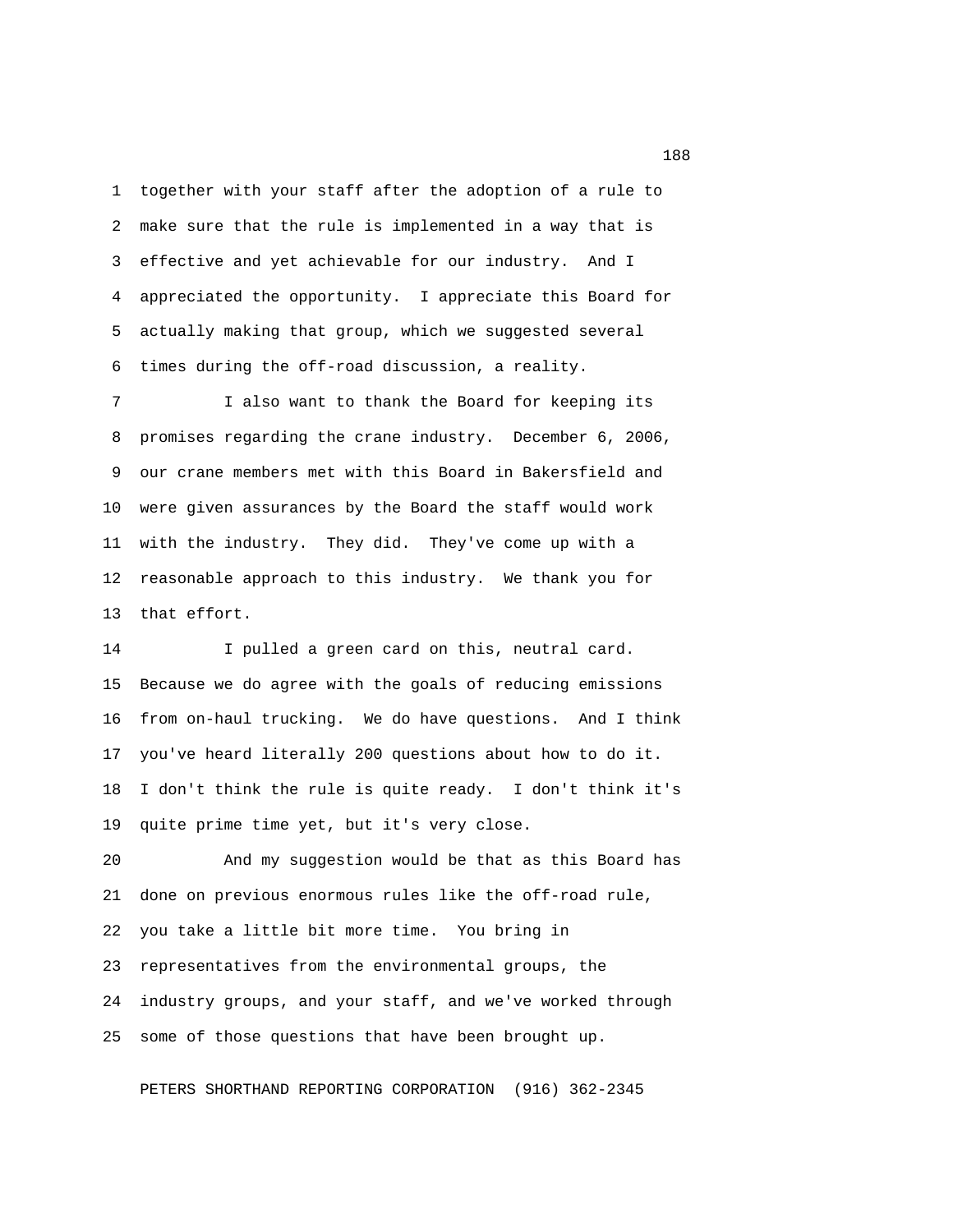together with your staff after the adoption of a rule to make sure that the rule is implemented in a way that is effective and yet achievable for our industry. And I appreciated the opportunity. I appreciate this Board for actually making that group, which we suggested several times during the off-road discussion, a reality.

I also want to thank the Board for keeping its promises regarding the crane industry. December 6, 2006, our crane members met with this Board in Bakersfield and were given assurances by the Board the staff would work with the industry. They did. They've come up with a reasonable approach to this industry. We thank you for that effort.

I pulled a green card on this, neutral card. Because we do agree with the goals of reducing emissions from on-haul trucking. We do have questions. And I think you've heard literally 200 questions about how to do it. I don't think the rule is quite ready. I don't think it's quite prime time yet, but it's very close.

And my suggestion would be that as this Board has done on previous enormous rules like the off-road rule, you take a little bit more time. You bring in representatives from the environmental groups, the industry groups, and your staff, and we've worked through some of those questions that have been brought up.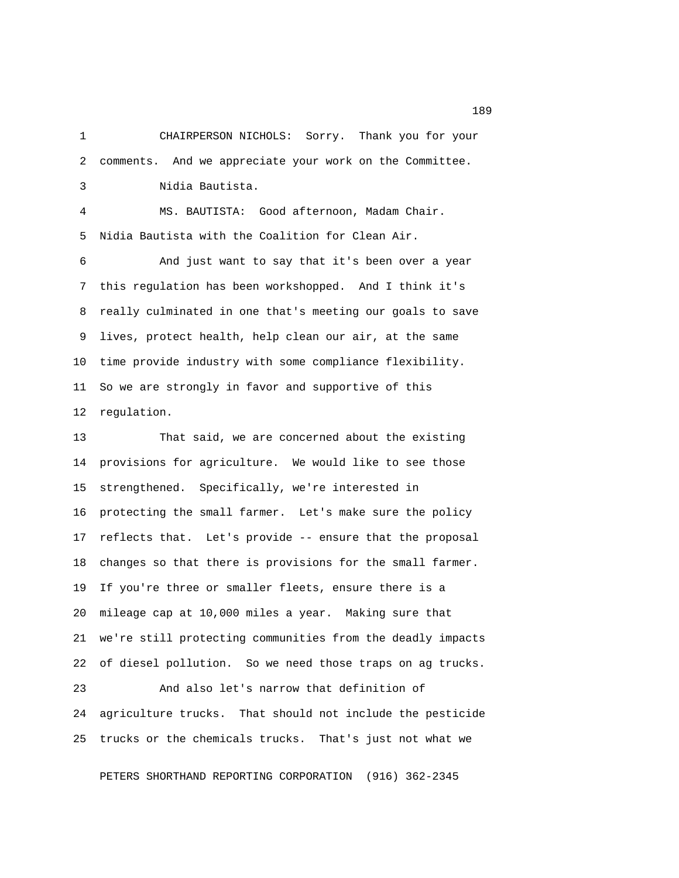CHAIRPERSON NICHOLS: Sorry. Thank you for your comments. And we appreciate your work on the Committee.

Nidia Bautista.

MS. BAUTISTA: Good afternoon, Madam Chair. Nidia Bautista with the Coalition for Clean Air.

And just want to say that it's been over a year this regulation has been workshopped. And I think it's really culminated in one that's meeting our goals to save lives, protect health, help clean our air, at the same time provide industry with some compliance flexibility. So we are strongly in favor and supportive of this regulation.

That said, we are concerned about the existing provisions for agriculture. We would like to see those strengthened. Specifically, we're interested in protecting the small farmer. Let's make sure the policy reflects that. Let's provide -- ensure that the proposal changes so that there is provisions for the small farmer. If you're three or smaller fleets, ensure there is a mileage cap at 10,000 miles a year. Making sure that we're still protecting communities from the deadly impacts of diesel pollution. So we need those traps on ag trucks.

And also let's narrow that definition of agriculture trucks. That should not include the pesticide trucks or the chemicals trucks. That's just not what we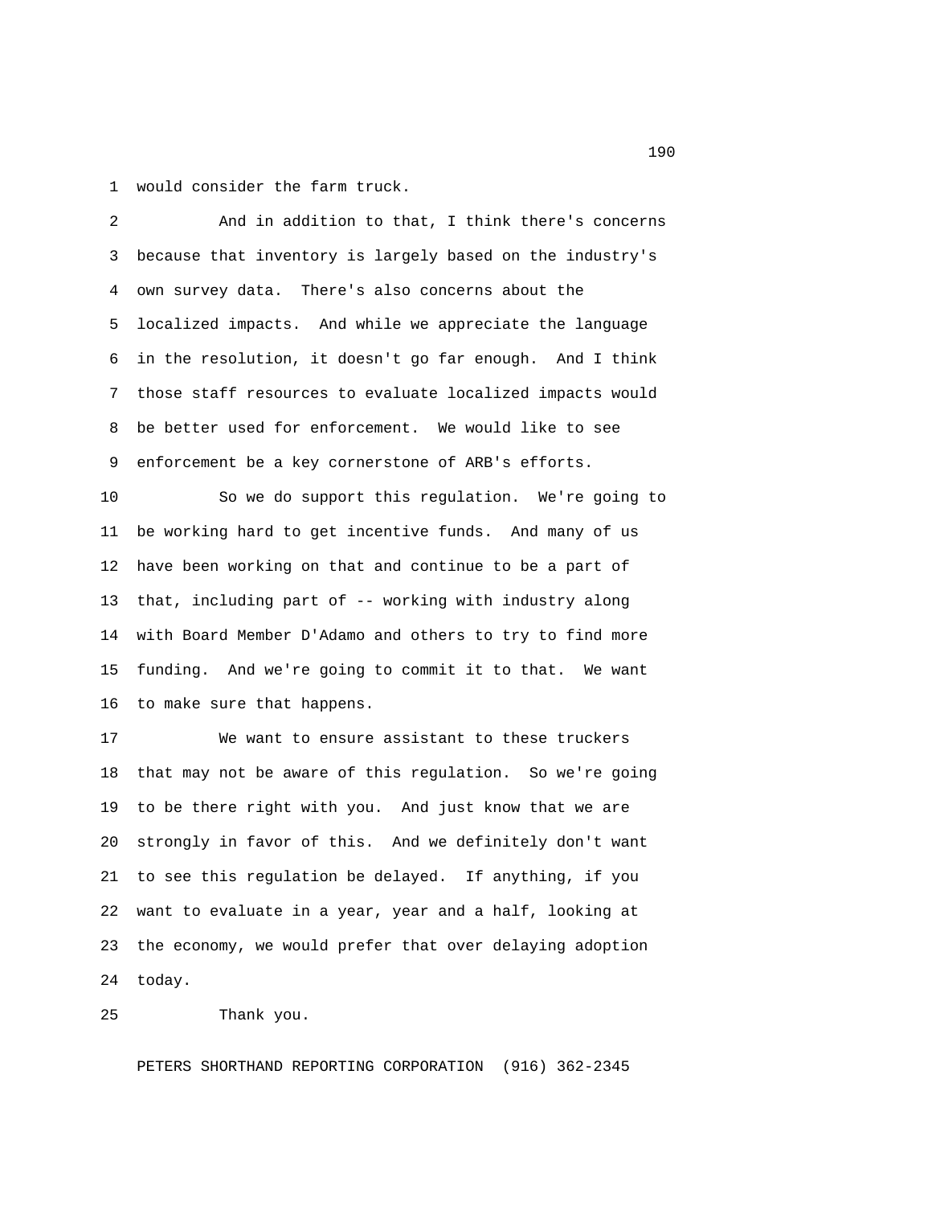would consider the farm truck.

And in addition to that, I think there's concerns because that inventory is largely based on the industry's own survey data. There's also concerns about the localized impacts. And while we appreciate the language in the resolution, it doesn't go far enough. And I think those staff resources to evaluate localized impacts would be better used for enforcement. We would like to see enforcement be a key cornerstone of ARB's efforts.

So we do support this regulation. We're going to be working hard to get incentive funds. And many of us have been working on that and continue to be a part of that, including part of -- working with industry along with Board Member D'Adamo and others to try to find more funding. And we're going to commit it to that. We want to make sure that happens.

We want to ensure assistant to these truckers that may not be aware of this regulation. So we're going to be there right with you. And just know that we are strongly in favor of this. And we definitely don't want to see this regulation be delayed. If anything, if you want to evaluate in a year, year and a half, looking at the economy, we would prefer that over delaying adoption today.

Thank you.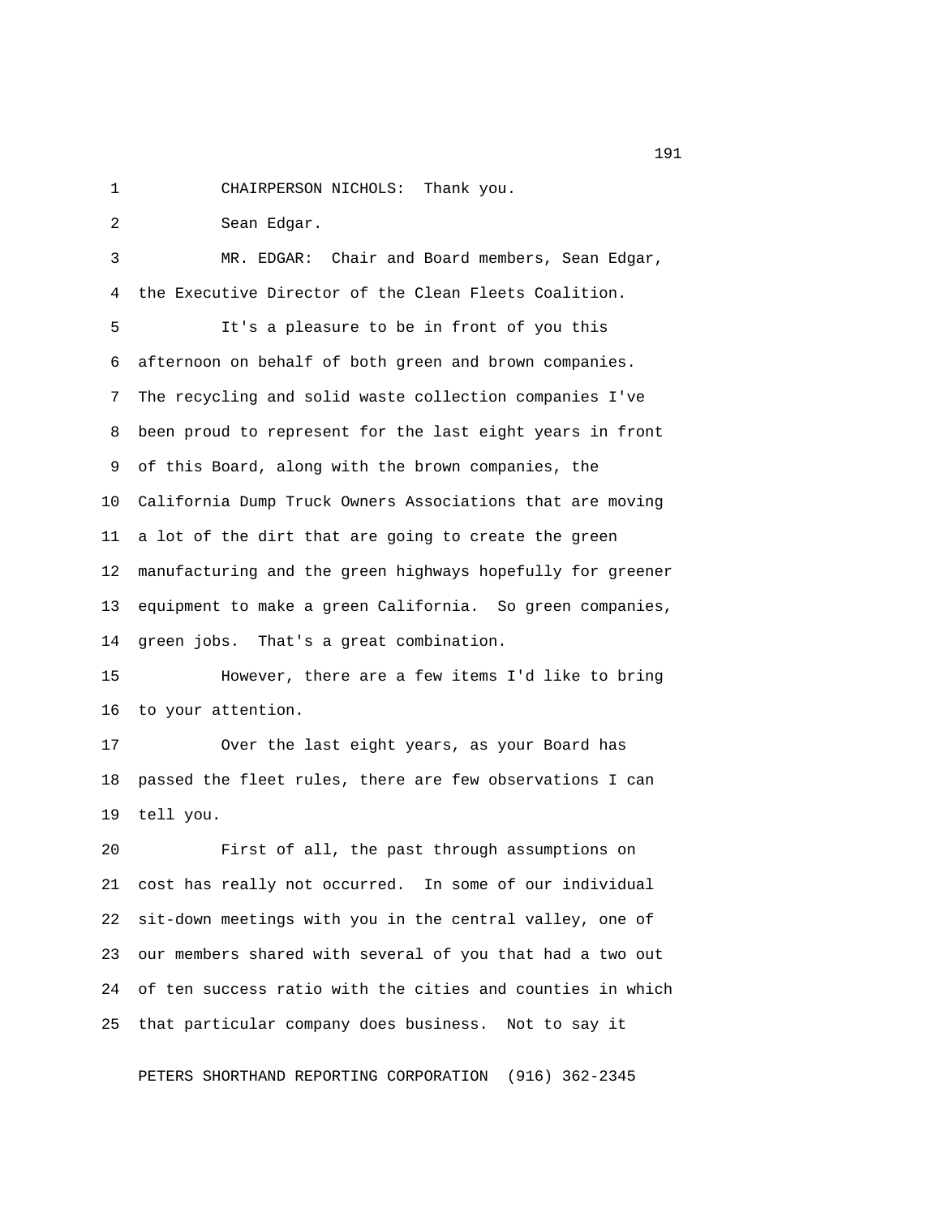CHAIRPERSON NICHOLS: Thank you.

Sean Edgar.

MR. EDGAR: Chair and Board members, Sean Edgar, the Executive Director of the Clean Fleets Coalition.

It's a pleasure to be in front of you this afternoon on behalf of both green and brown companies. The recycling and solid waste collection companies I've been proud to represent for the last eight years in front of this Board, along with the brown companies, the California Dump Truck Owners Associations that are moving a lot of the dirt that are going to create the green manufacturing and the green highways hopefully for greener equipment to make a green California. So green companies, green jobs. That's a great combination.

However, there are a few items I'd like to bring to your attention.

Over the last eight years, as your Board has passed the fleet rules, there are few observations I can tell you.

First of all, the past through assumptions on cost has really not occurred. In some of our individual sit-down meetings with you in the central valley, one of our members shared with several of you that had a two out of ten success ratio with the cities and counties in which that particular company does business. Not to say it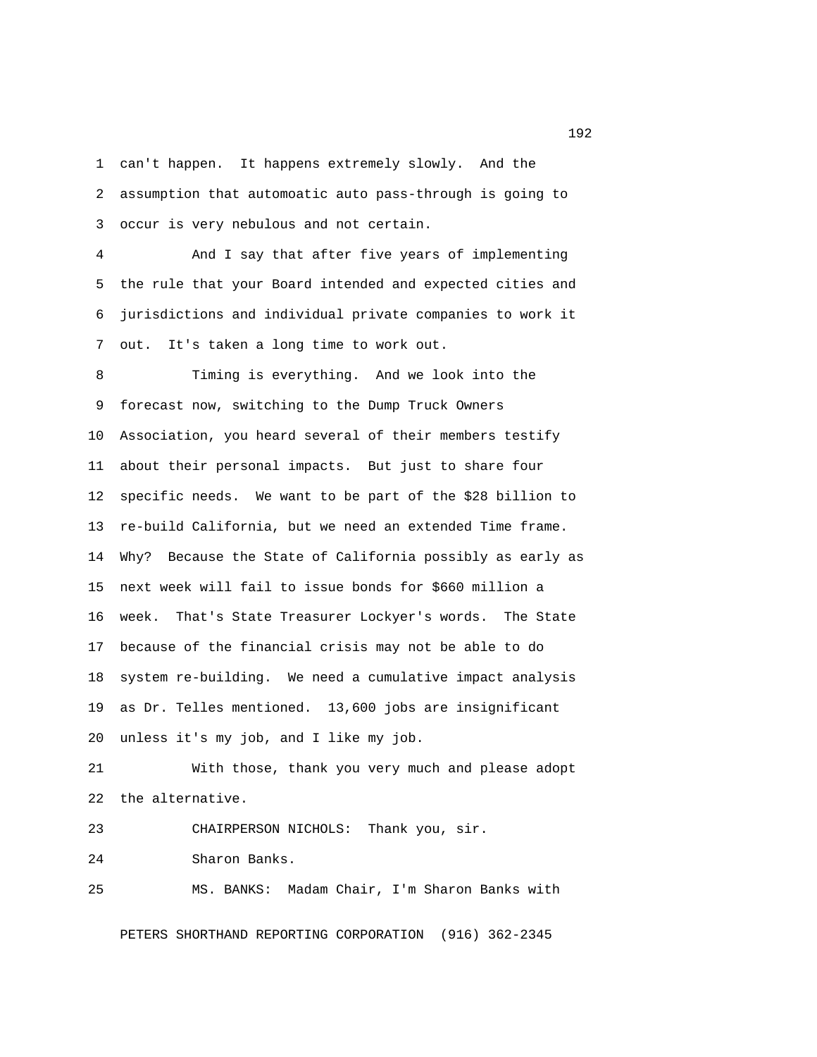can't happen. It happens extremely slowly. And the assumption that automoatic auto pass-through is going to occur is very nebulous and not certain.

And I say that after five years of implementing the rule that your Board intended and expected cities and jurisdictions and individual private companies to work it out. It's taken a long time to work out.

Timing is everything. And we look into the forecast now, switching to the Dump Truck Owners Association, you heard several of their members testify about their personal impacts. But just to share four specific needs. We want to be part of the $28 billion to re-build California, but we need an extended Time frame. Why? Because the State of California possibly as early as next week will fail to issue bonds for $660 million a week. That's State Treasurer Lockyer's words. The State because of the financial crisis may not be able to do system re-building. We need a cumulative impact analysis as Dr. Telles mentioned. 13,600 jobs are insignificant unless it's my job, and I like my job.

With those, thank you very much and please adopt the alternative.

CHAIRPERSON NICHOLS: Thank you, sir.

Sharon Banks.

MS. BANKS: Madam Chair, I'm Sharon Banks with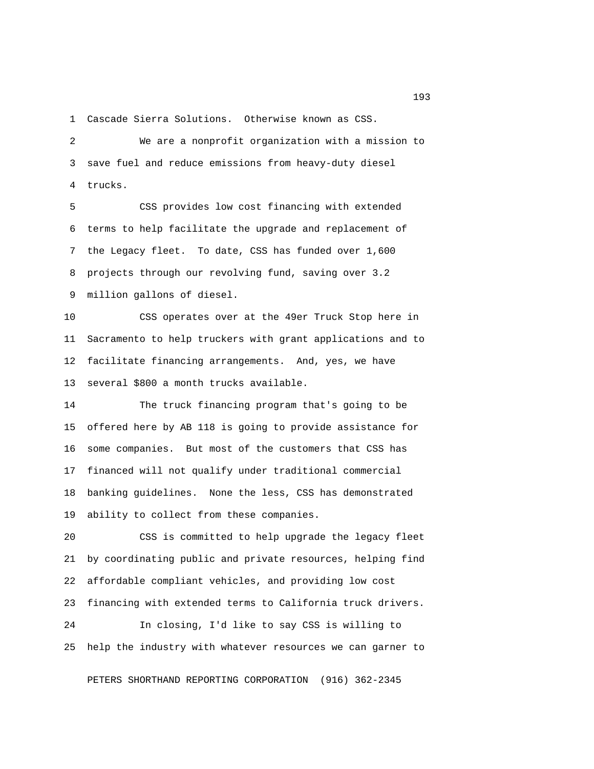Cascade Sierra Solutions. Otherwise known as CSS.

We are a nonprofit organization with a mission to save fuel and reduce emissions from heavy-duty diesel trucks.

CSS provides low cost financing with extended terms to help facilitate the upgrade and replacement of the Legacy fleet. To date, CSS has funded over 1,600 projects through our revolving fund, saving over 3.2 million gallons of diesel.

CSS operates over at the 49er Truck Stop here in Sacramento to help truckers with grant applications and to facilitate financing arrangements. And, yes, we have several $800 a month trucks available.

The truck financing program that's going to be offered here by AB 118 is going to provide assistance for some companies. But most of the customers that CSS has financed will not qualify under traditional commercial banking guidelines. None the less, CSS has demonstrated ability to collect from these companies.

CSS is committed to help upgrade the legacy fleet by coordinating public and private resources, helping find affordable compliant vehicles, and providing low cost financing with extended terms to California truck drivers.

In closing, I'd like to say CSS is willing to help the industry with whatever resources we can garner to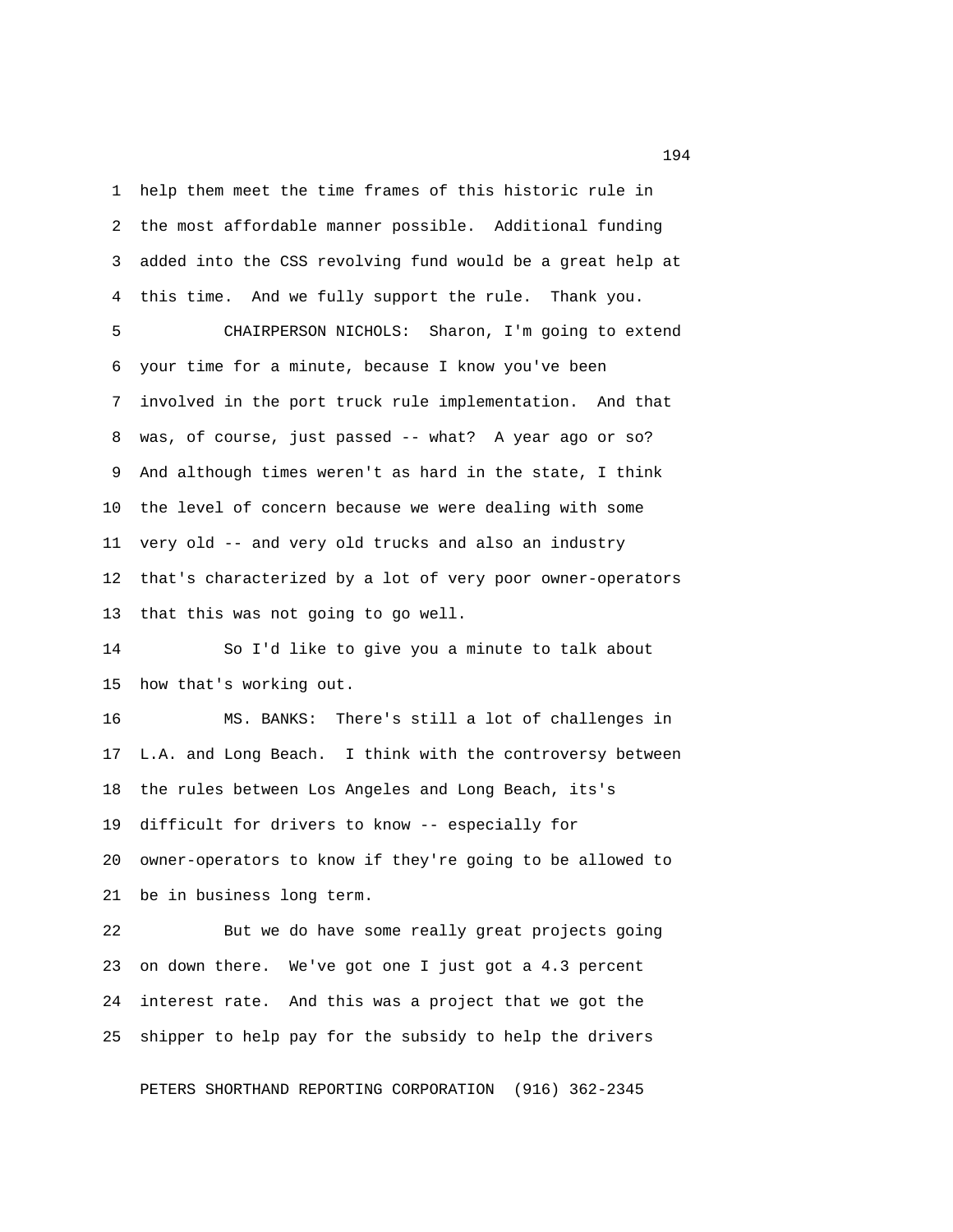help them meet the time frames of this historic rule in the most affordable manner possible. Additional funding added into the CSS revolving fund would be a great help at this time. And we fully support the rule. Thank you.

CHAIRPERSON NICHOLS: Sharon, I'm going to extend your time for a minute, because I know you've been involved in the port truck rule implementation. And that was, of course, just passed -- what? A year ago or so? And although times weren't as hard in the state, I think the level of concern because we were dealing with some very old -- and very old trucks and also an industry that's characterized by a lot of very poor owner-operators that this was not going to go well.

So I'd like to give you a minute to talk about how that's working out.

MS. BANKS: There's still a lot of challenges in L.A. and Long Beach. I think with the controversy between the rules between Los Angeles and Long Beach, its's difficult for drivers to know -- especially for owner-operators to know if they're going to be allowed to be in business long term.

But we do have some really great projects going on down there. We've got one I just got a 4.3 percent interest rate. And this was a project that we got the shipper to help pay for the subsidy to help the drivers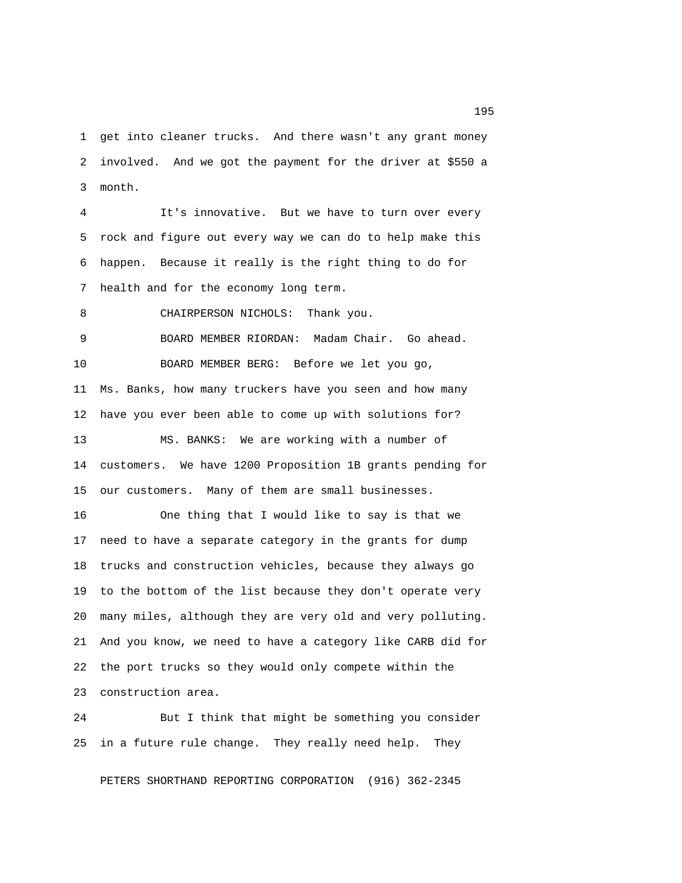get into cleaner trucks. And there wasn't any grant money involved. And we got the payment for the driver at $550 a month.

It's innovative. But we have to turn over every rock and figure out every way we can do to help make this happen. Because it really is the right thing to do for health and for the economy long term.

CHAIRPERSON NICHOLS: Thank you.

BOARD MEMBER RIORDAN: Madam Chair. Go ahead.

BOARD MEMBER BERG: Before we let you go, Ms. Banks, how many truckers have you seen and how many have you ever been able to come up with solutions for?

MS. BANKS: We are working with a number of customers. We have 1200 Proposition 1B grants pending for our customers. Many of them are small businesses.

One thing that I would like to say is that we need to have a separate category in the grants for dump trucks and construction vehicles, because they always go to the bottom of the list because they don't operate very many miles, although they are very old and very polluting. And you know, we need to have a category like CARB did for the port trucks so they would only compete within the construction area.

But I think that might be something you consider in a future rule change. They really need help. They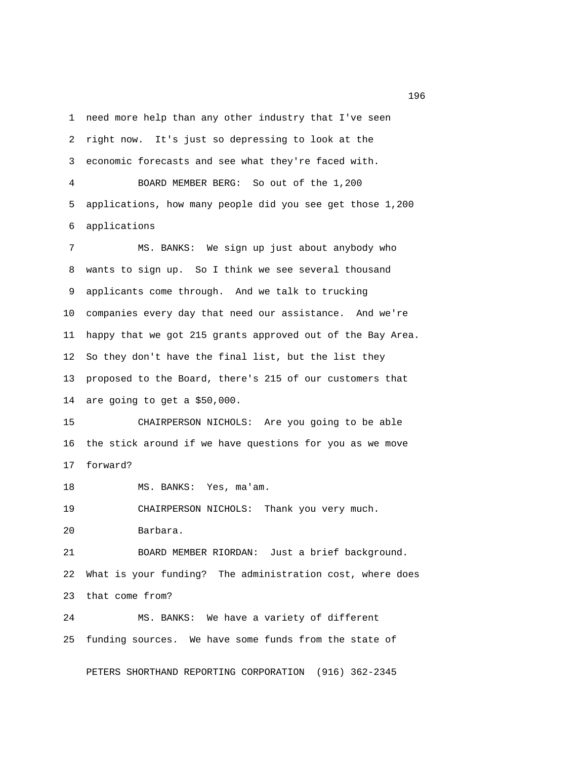need more help than any other industry that I've seen right now. It's just so depressing to look at the economic forecasts and see what they're faced with.

BOARD MEMBER BERG: So out of the 1,200 applications, how many people did you see get those 1,200 applications

MS. BANKS: We sign up just about anybody who wants to sign up. So I think we see several thousand applicants come through. And we talk to trucking companies every day that need our assistance. And we're happy that we got 215 grants approved out of the Bay Area. So they don't have the final list, but the list they proposed to the Board, there's 215 of our customers that are going to get a $50,000.

CHAIRPERSON NICHOLS: Are you going to be able the stick around if we have questions for you as we move forward?

MS. BANKS: Yes, ma'am.

CHAIRPERSON NICHOLS: Thank you very much.

Barbara.

BOARD MEMBER RIORDAN: Just a brief background. What is your funding? The administration cost, where does that come from?

MS. BANKS: We have a variety of different funding sources. We have some funds from the state of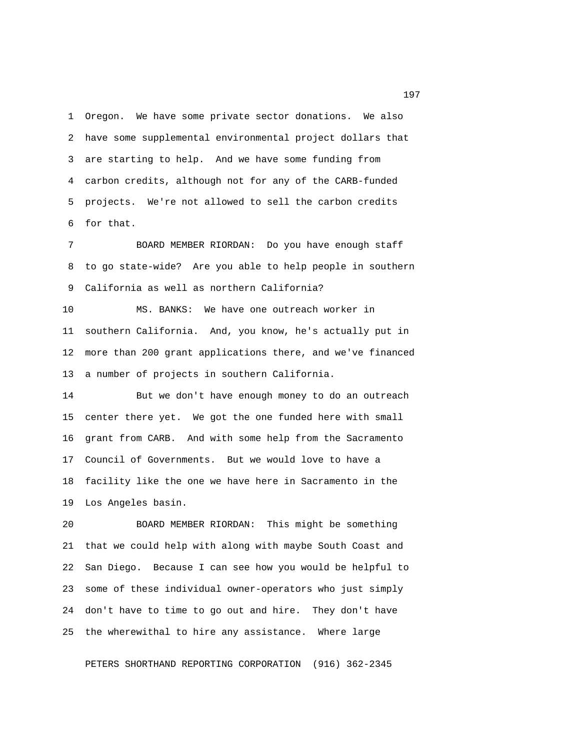Oregon. We have some private sector donations. We also have some supplemental environmental project dollars that are starting to help. And we have some funding from carbon credits, although not for any of the CARB-funded projects. We're not allowed to sell the carbon credits for that.

BOARD MEMBER RIORDAN: Do you have enough staff to go state-wide? Are you able to help people in southern California as well as northern California?

MS. BANKS: We have one outreach worker in southern California. And, you know, he's actually put in more than 200 grant applications there, and we've financed a number of projects in southern California.

But we don't have enough money to do an outreach center there yet. We got the one funded here with small grant from CARB. And with some help from the Sacramento Council of Governments. But we would love to have a facility like the one we have here in Sacramento in the Los Angeles basin.

BOARD MEMBER RIORDAN: This might be something that we could help with along with maybe South Coast and San Diego. Because I can see how you would be helpful to some of these individual owner-operators who just simply don't have to time to go out and hire. They don't have the wherewithal to hire any assistance. Where large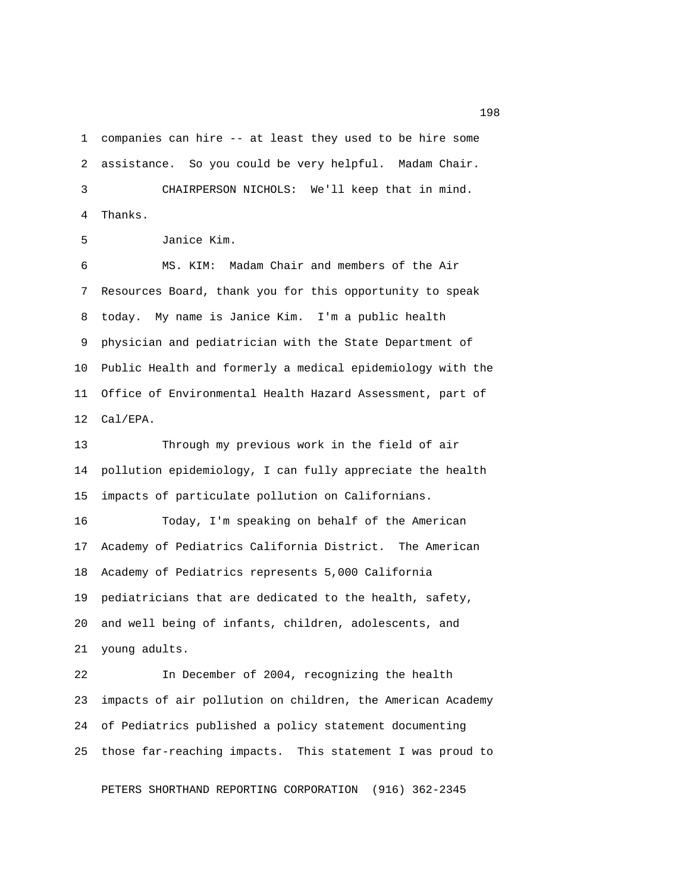companies can hire -- at least they used to be hire some assistance. So you could be very helpful. Madam Chair.

CHAIRPERSON NICHOLS: We'll keep that in mind. Thanks.

Janice Kim.

MS. KIM: Madam Chair and members of the Air Resources Board, thank you for this opportunity to speak today. My name is Janice Kim. I'm a public health physician and pediatrician with the State Department of Public Health and formerly a medical epidemiology with the Office of Environmental Health Hazard Assessment, part of Cal/EPA.

Through my previous work in the field of air pollution epidemiology, I can fully appreciate the health impacts of particulate pollution on Californians.

Today, I'm speaking on behalf of the American Academy of Pediatrics California District. The American Academy of Pediatrics represents 5,000 California pediatricians that are dedicated to the health, safety, and well being of infants, children, adolescents, and young adults.

In December of 2004, recognizing the health impacts of air pollution on children, the American Academy of Pediatrics published a policy statement documenting those far-reaching impacts. This statement I was proud to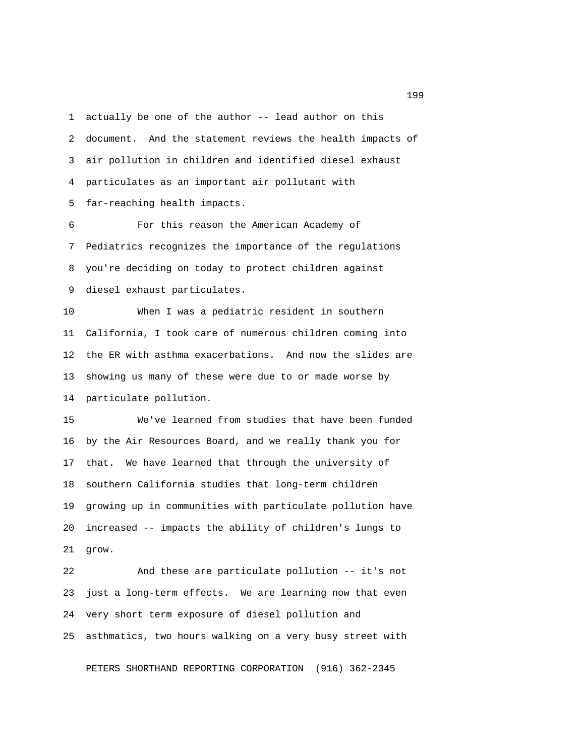actually be one of the author -- lead author on this document. And the statement reviews the health impacts of air pollution in children and identified diesel exhaust particulates as an important air pollutant with far-reaching health impacts.

For this reason the American Academy of Pediatrics recognizes the importance of the regulations you're deciding on today to protect children against diesel exhaust particulates.

When I was a pediatric resident in southern California, I took care of numerous children coming into the ER with asthma exacerbations. And now the slides are showing us many of these were due to or made worse by particulate pollution.

We've learned from studies that have been funded by the Air Resources Board, and we really thank you for that. We have learned that through the university of southern California studies that long-term children growing up in communities with particulate pollution have increased -- impacts the ability of children's lungs to grow.

And these are particulate pollution -- it's not just a long-term effects. We are learning now that even very short term exposure of diesel pollution and asthmatics, two hours walking on a very busy street with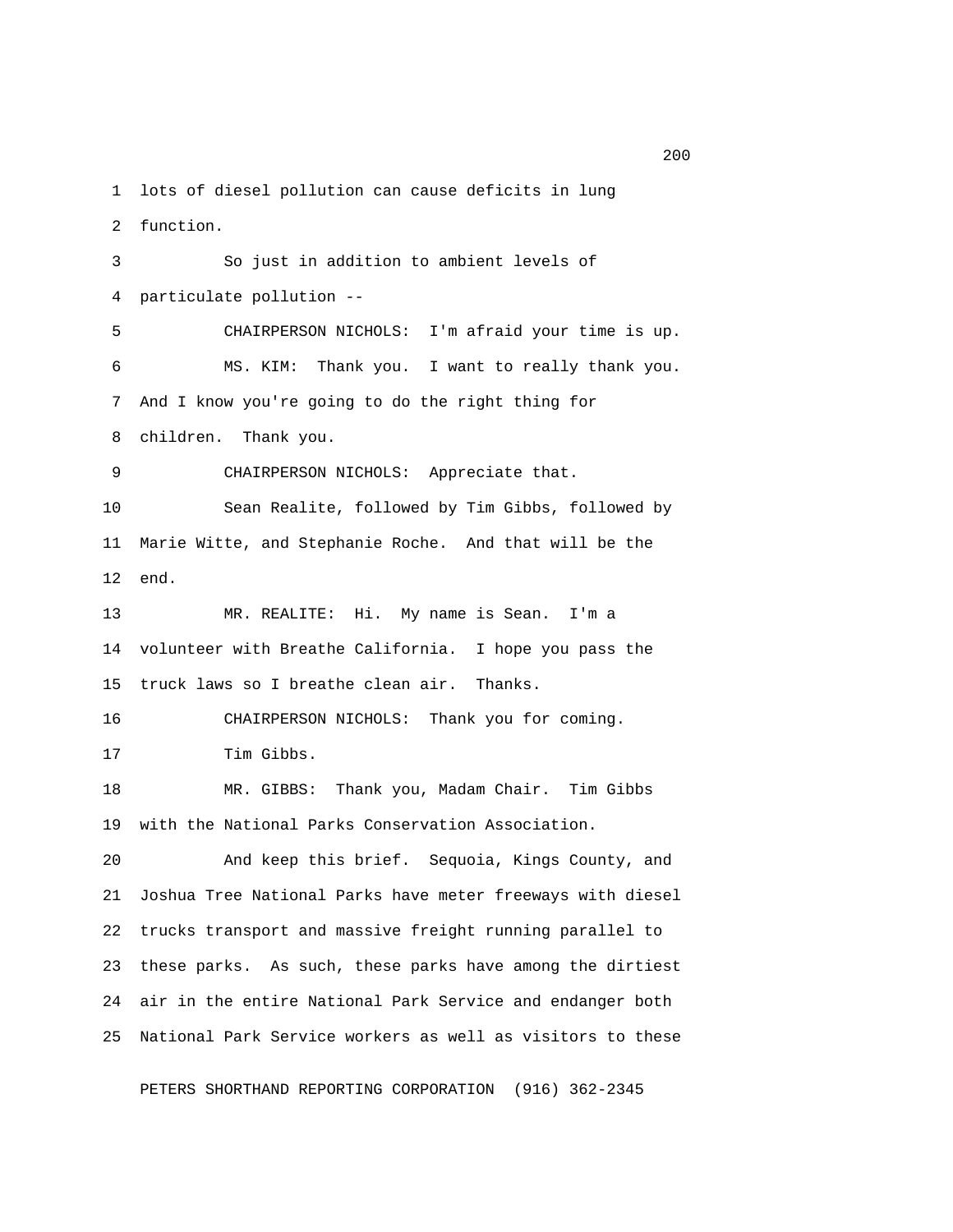lots of diesel pollution can cause deficits in lung function.

So just in addition to ambient levels of particulate pollution --

CHAIRPERSON NICHOLS: I'm afraid your time is up.

MS. KIM: Thank you. I want to really thank you. And I know you're going to do the right thing for children. Thank you.

CHAIRPERSON NICHOLS: Appreciate that.

Sean Realite, followed by Tim Gibbs, followed by Marie Witte, and Stephanie Roche. And that will be the end.

MR. REALITE: Hi. My name is Sean. I'm a volunteer with Breathe California. I hope you pass the truck laws so I breathe clean air. Thanks.

CHAIRPERSON NICHOLS: Thank you for coming.

Tim Gibbs.

MR. GIBBS: Thank you, Madam Chair. Tim Gibbs with the National Parks Conservation Association.

And keep this brief. Sequoia, Kings County, and Joshua Tree National Parks have meter freeways with diesel trucks transport and massive freight running parallel to these parks. As such, these parks have among the dirtiest air in the entire National Park Service and endanger both National Park Service workers as well as visitors to these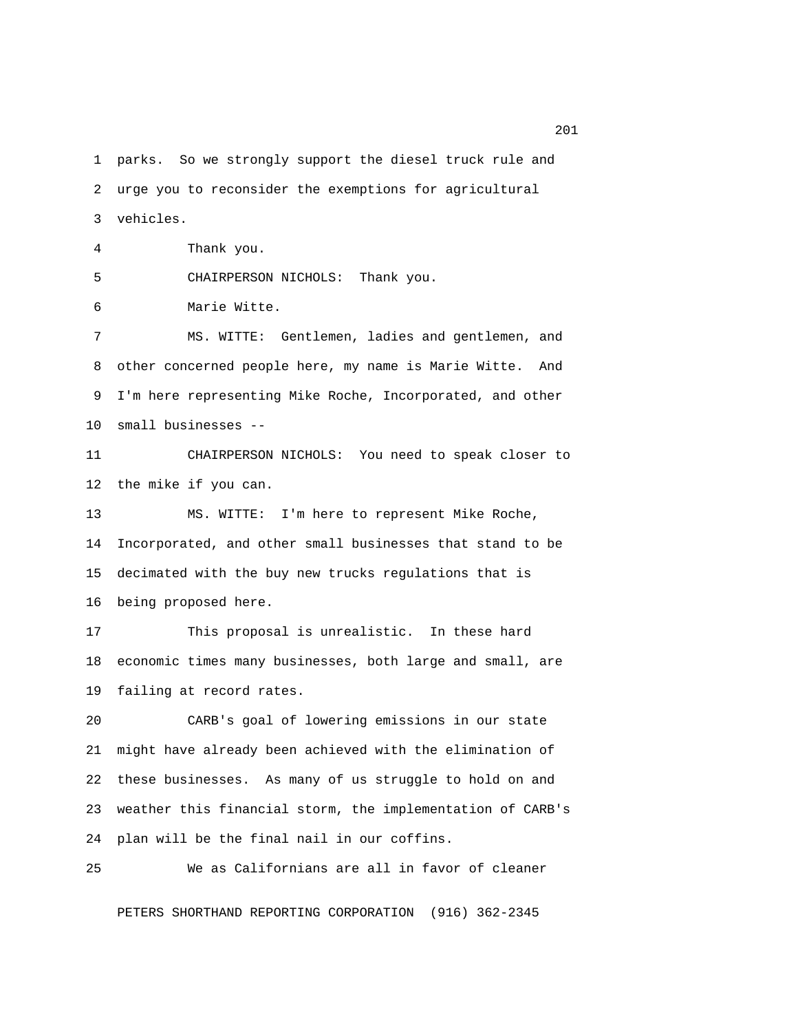parks. So we strongly support the diesel truck rule and urge you to reconsider the exemptions for agricultural vehicles.

Thank you.

CHAIRPERSON NICHOLS: Thank you.

Marie Witte.

MS. WITTE: Gentlemen, ladies and gentlemen, and other concerned people here, my name is Marie Witte. And I'm here representing Mike Roche, Incorporated, and other small businesses --

CHAIRPERSON NICHOLS: You need to speak closer to the mike if you can.

MS. WITTE: I'm here to represent Mike Roche, Incorporated, and other small businesses that stand to be decimated with the buy new trucks regulations that is being proposed here.

This proposal is unrealistic. In these hard economic times many businesses, both large and small, are failing at record rates.

CARB's goal of lowering emissions in our state might have already been achieved with the elimination of these businesses. As many of us struggle to hold on and weather this financial storm, the implementation of CARB's plan will be the final nail in our coffins.

We as Californians are all in favor of cleaner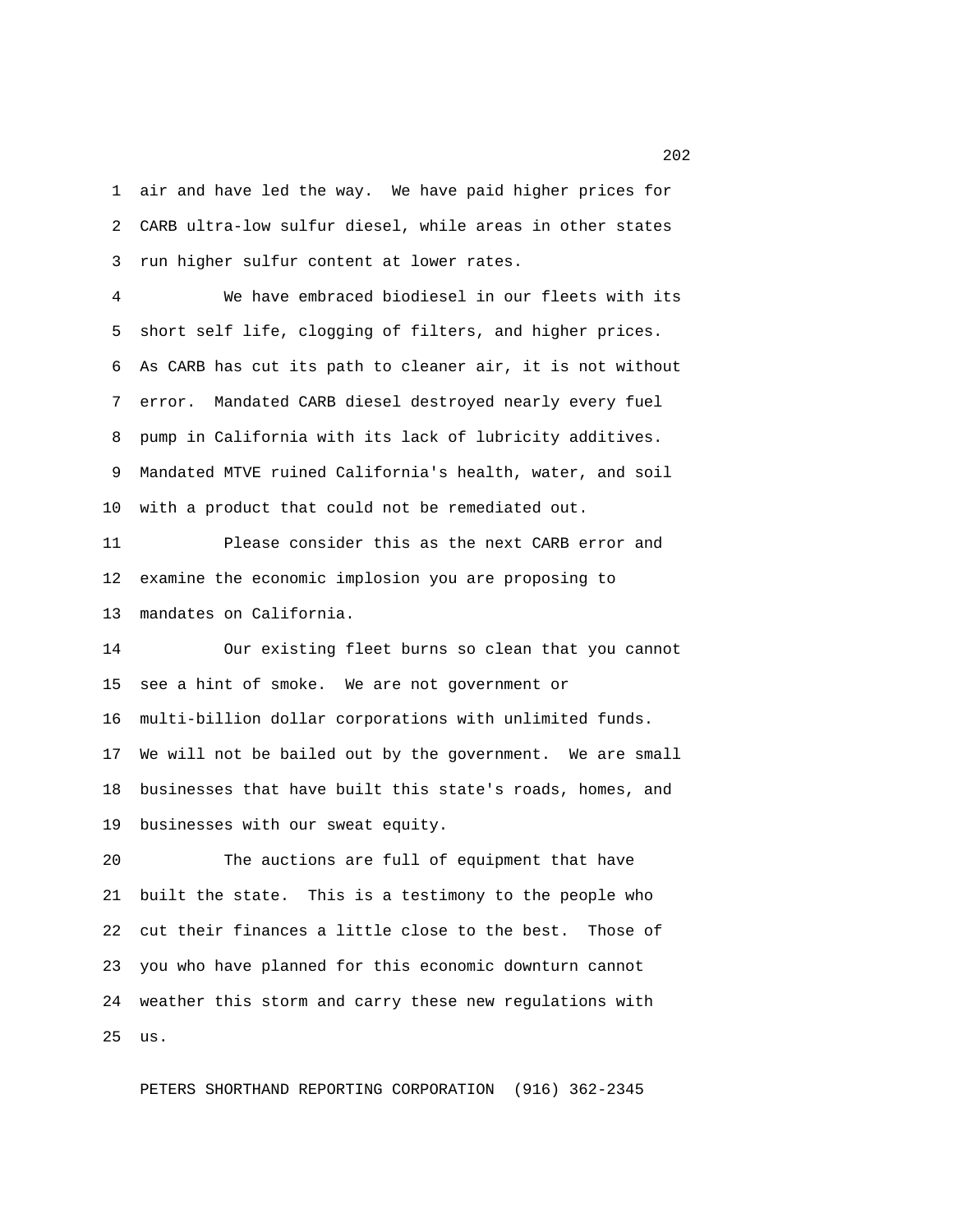air and have led the way. We have paid higher prices for CARB ultra-low sulfur diesel, while areas in other states run higher sulfur content at lower rates.

We have embraced biodiesel in our fleets with its short self life, clogging of filters, and higher prices. As CARB has cut its path to cleaner air, it is not without error. Mandated CARB diesel destroyed nearly every fuel pump in California with its lack of lubricity additives. Mandated MTVE ruined California's health, water, and soil with a product that could not be remediated out.

Please consider this as the next CARB error and examine the economic implosion you are proposing to mandates on California.

Our existing fleet burns so clean that you cannot see a hint of smoke. We are not government or multi-billion dollar corporations with unlimited funds. We will not be bailed out by the government. We are small businesses that have built this state's roads, homes, and businesses with our sweat equity.

The auctions are full of equipment that have built the state. This is a testimony to the people who cut their finances a little close to the best. Those of you who have planned for this economic downturn cannot weather this storm and carry these new regulations with us.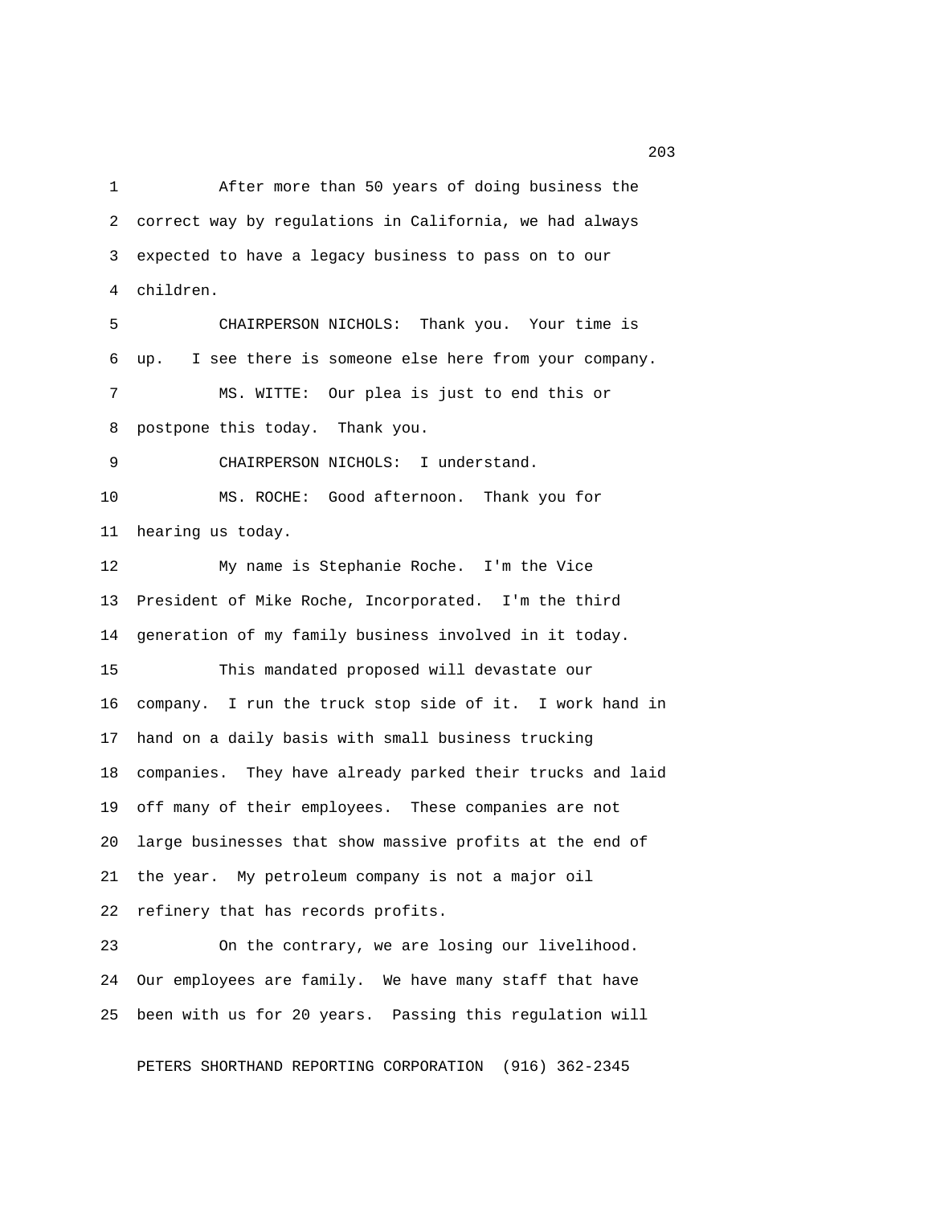After more than 50 years of doing business the correct way by regulations in California, we had always expected to have a legacy business to pass on to our children.

CHAIRPERSON NICHOLS: Thank you. Your time is up. I see there is someone else here from your company.

MS. WITTE: Our plea is just to end this or postpone this today. Thank you.

CHAIRPERSON NICHOLS: I understand.

MS. ROCHE: Good afternoon. Thank you for hearing us today.

My name is Stephanie Roche. I'm the Vice President of Mike Roche, Incorporated. I'm the third generation of my family business involved in it today.

This mandated proposed will devastate our company. I run the truck stop side of it. I work hand in hand on a daily basis with small business trucking companies. They have already parked their trucks and laid off many of their employees. These companies are not large businesses that show massive profits at the end of the year. My petroleum company is not a major oil refinery that has records profits.

On the contrary, we are losing our livelihood. Our employees are family. We have many staff that have been with us for 20 years. Passing this regulation will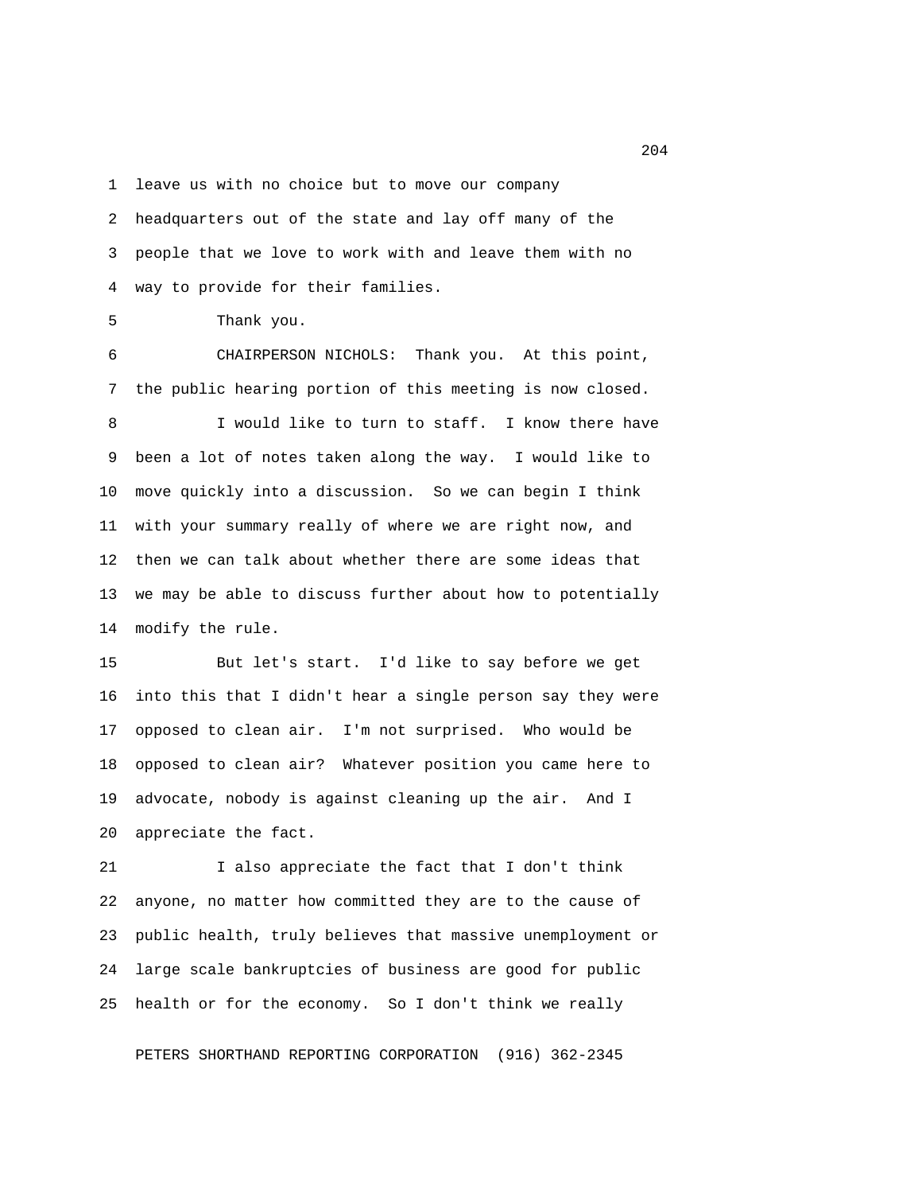leave us with no choice but to move our company headquarters out of the state and lay off many of the people that we love to work with and leave them with no way to provide for their families.

Thank you.

CHAIRPERSON NICHOLS: Thank you. At this point, the public hearing portion of this meeting is now closed.

I would like to turn to staff. I know there have been a lot of notes taken along the way. I would like to move quickly into a discussion. So we can begin I think with your summary really of where we are right now, and then we can talk about whether there are some ideas that we may be able to discuss further about how to potentially modify the rule.

But let's start. I'd like to say before we get into this that I didn't hear a single person say they were opposed to clean air. I'm not surprised. Who would be opposed to clean air? Whatever position you came here to advocate, nobody is against cleaning up the air. And I appreciate the fact.

I also appreciate the fact that I don't think anyone, no matter how committed they are to the cause of public health, truly believes that massive unemployment or large scale bankruptcies of business are good for public health or for the economy. So I don't think we really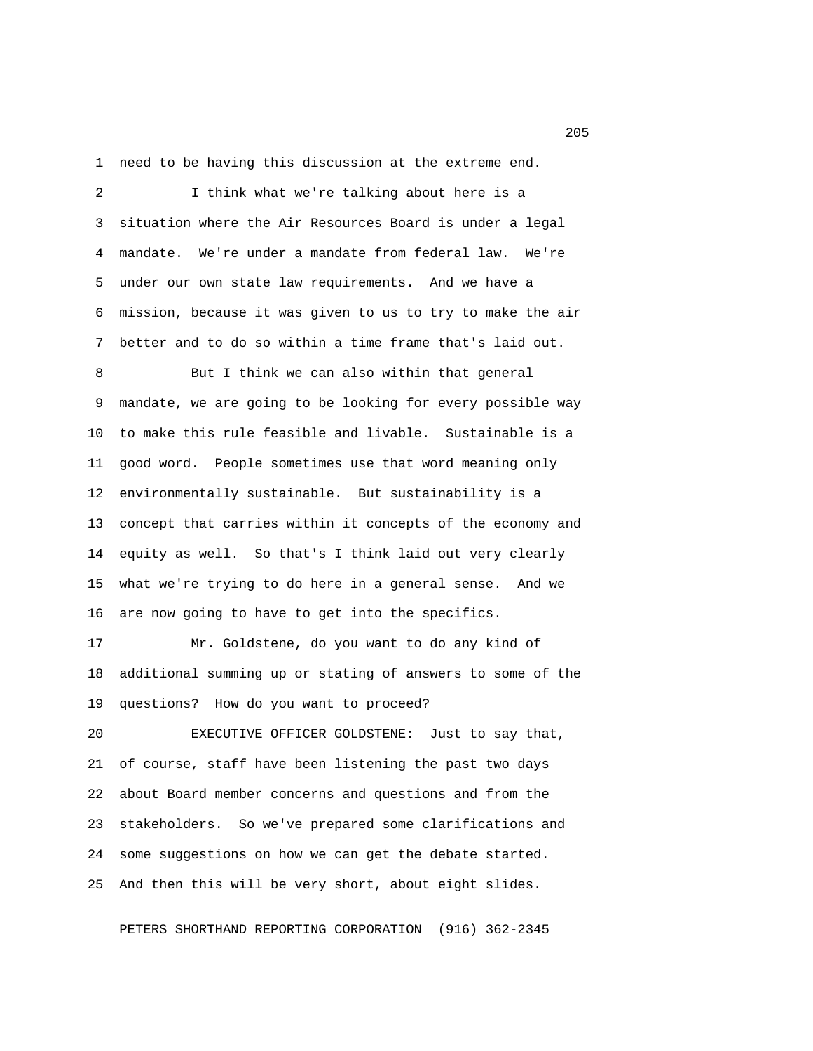need to be having this discussion at the extreme end.

I think what we're talking about here is a situation where the Air Resources Board is under a legal mandate. We're under a mandate from federal law. We're under our own state law requirements. And we have a mission, because it was given to us to try to make the air better and to do so within a time frame that's laid out.

But I think we can also within that general mandate, we are going to be looking for every possible way to make this rule feasible and livable. Sustainable is a good word. People sometimes use that word meaning only environmentally sustainable. But sustainability is a concept that carries within it concepts of the economy and equity as well. So that's I think laid out very clearly what we're trying to do here in a general sense. And we are now going to have to get into the specifics.

Mr. Goldstene, do you want to do any kind of additional summing up or stating of answers to some of the questions? How do you want to proceed?

EXECUTIVE OFFICER GOLDSTENE: Just to say that, of course, staff have been listening the past two days about Board member concerns and questions and from the stakeholders. So we've prepared some clarifications and some suggestions on how we can get the debate started. And then this will be very short, about eight slides.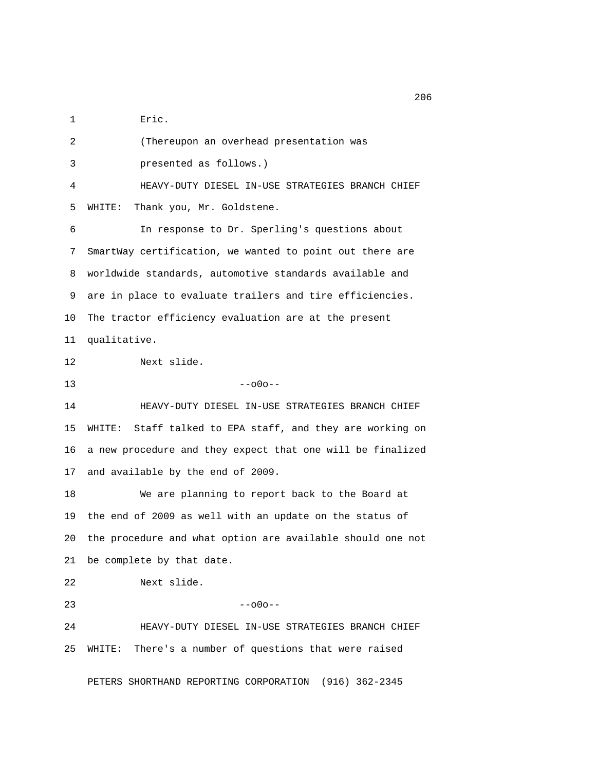Eric.

(Thereupon an overhead presentation was presented as follows.)

HEAVY-DUTY DIESEL IN-USE STRATEGIES BRANCH CHIEF WHITE: Thank you, Mr. Goldstene.

In response to Dr. Sperling's questions about SmartWay certification, we wanted to point out there are worldwide standards, automotive standards available and are in place to evaluate trailers and tire efficiencies. The tractor efficiency evaluation are at the present qualitative.

Next slide.

--o0o--

HEAVY-DUTY DIESEL IN-USE STRATEGIES BRANCH CHIEF WHITE: Staff talked to EPA staff, and they are working on a new procedure and they expect that one will be finalized and available by the end of 2009.

We are planning to report back to the Board at the end of 2009 as well with an update on the status of the procedure and what option are available should one not be complete by that date.

Next slide.

--o0o--

HEAVY-DUTY DIESEL IN-USE STRATEGIES BRANCH CHIEF WHITE: There's a number of questions that were raised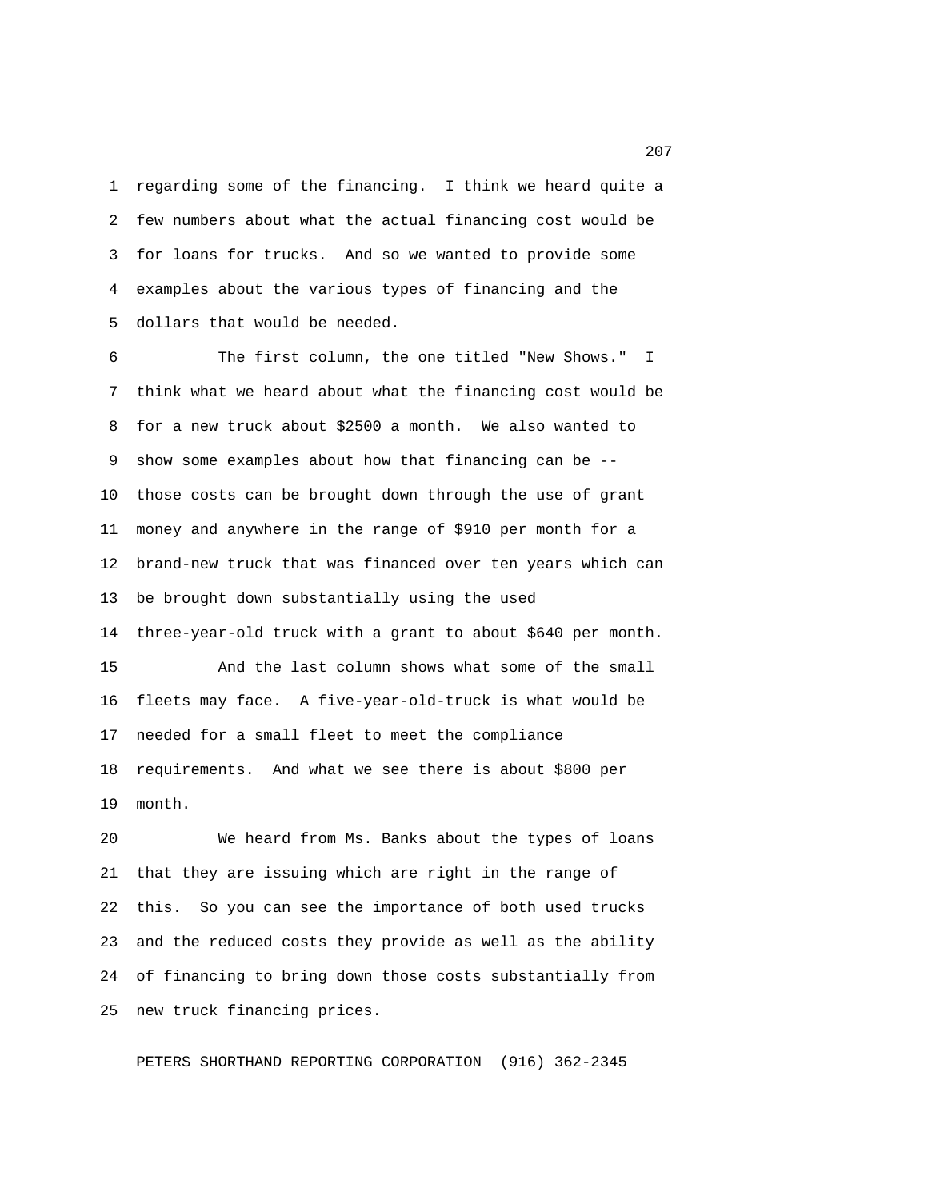regarding some of the financing. I think we heard quite a few numbers about what the actual financing cost would be for loans for trucks. And so we wanted to provide some examples about the various types of financing and the dollars that would be needed.

The first column, the one titled "New Shows." I think what we heard about what the financing cost would be for a new truck about $2500 a month. We also wanted to show some examples about how that financing can be -- those costs can be brought down through the use of grant money and anywhere in the range of $910 per month for a brand-new truck that was financed over ten years which can be brought down substantially using the used three-year-old truck with a grant to about $640 per month.

And the last column shows what some of the small fleets may face. A five-year-old-truck is what would be needed for a small fleet to meet the compliance requirements. And what we see there is about $800 per month.

We heard from Ms. Banks about the types of loans that they are issuing which are right in the range of this. So you can see the importance of both used trucks and the reduced costs they provide as well as the ability of financing to bring down those costs substantially from new truck financing prices.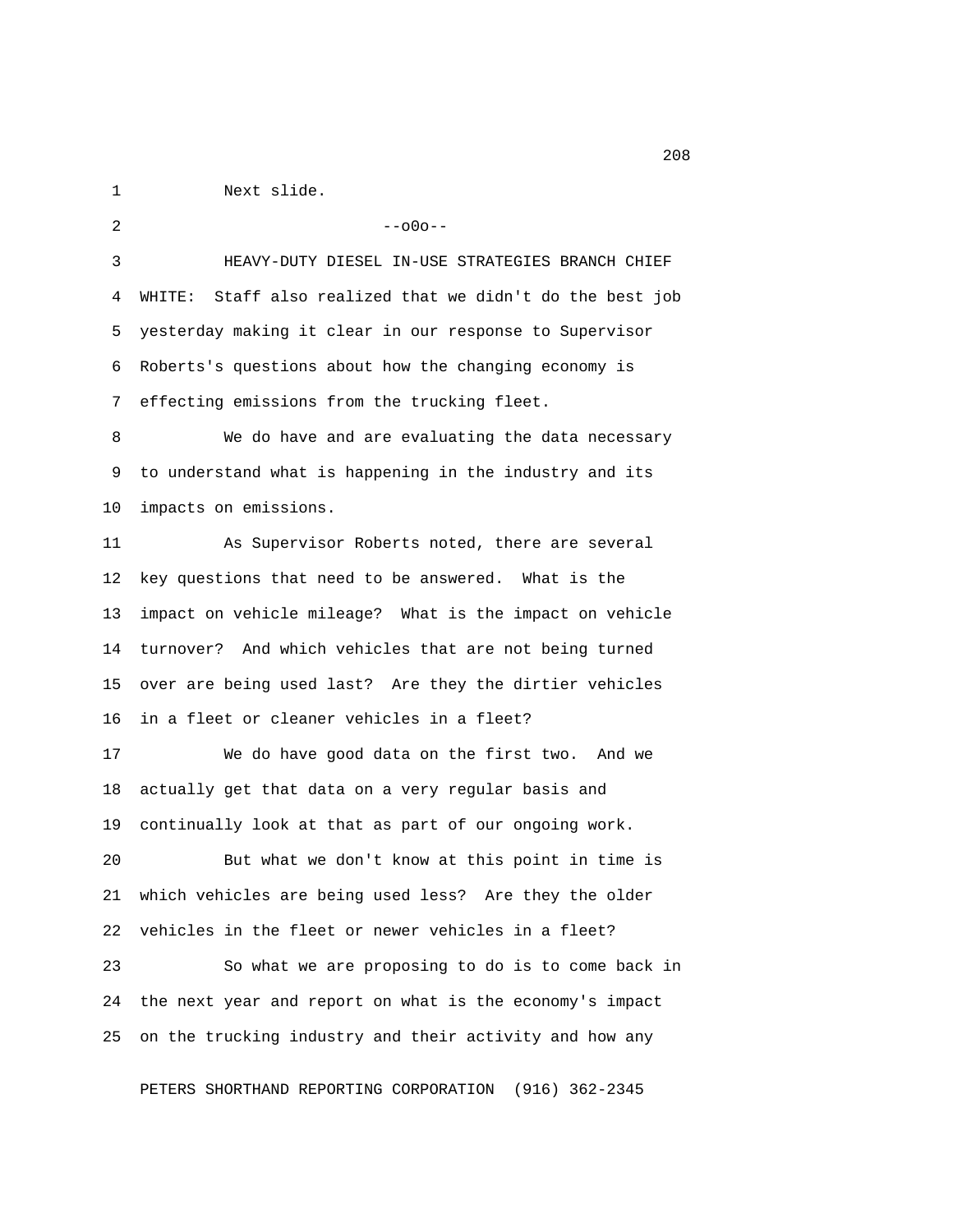Next slide.

--o0o--

HEAVY-DUTY DIESEL IN-USE STRATEGIES BRANCH CHIEF WHITE: Staff also realized that we didn't do the best job yesterday making it clear in our response to Supervisor Roberts's questions about how the changing economy is effecting emissions from the trucking fleet.

We do have and are evaluating the data necessary to understand what is happening in the industry and its impacts on emissions.

As Supervisor Roberts noted, there are several key questions that need to be answered. What is the impact on vehicle mileage? What is the impact on vehicle turnover? And which vehicles that are not being turned over are being used last? Are they the dirtier vehicles in a fleet or cleaner vehicles in a fleet?

We do have good data on the first two. And we actually get that data on a very regular basis and continually look at that as part of our ongoing work.

But what we don't know at this point in time is which vehicles are being used less? Are they the older vehicles in the fleet or newer vehicles in a fleet?

So what we are proposing to do is to come back in the next year and report on what is the economy's impact on the trucking industry and their activity and how any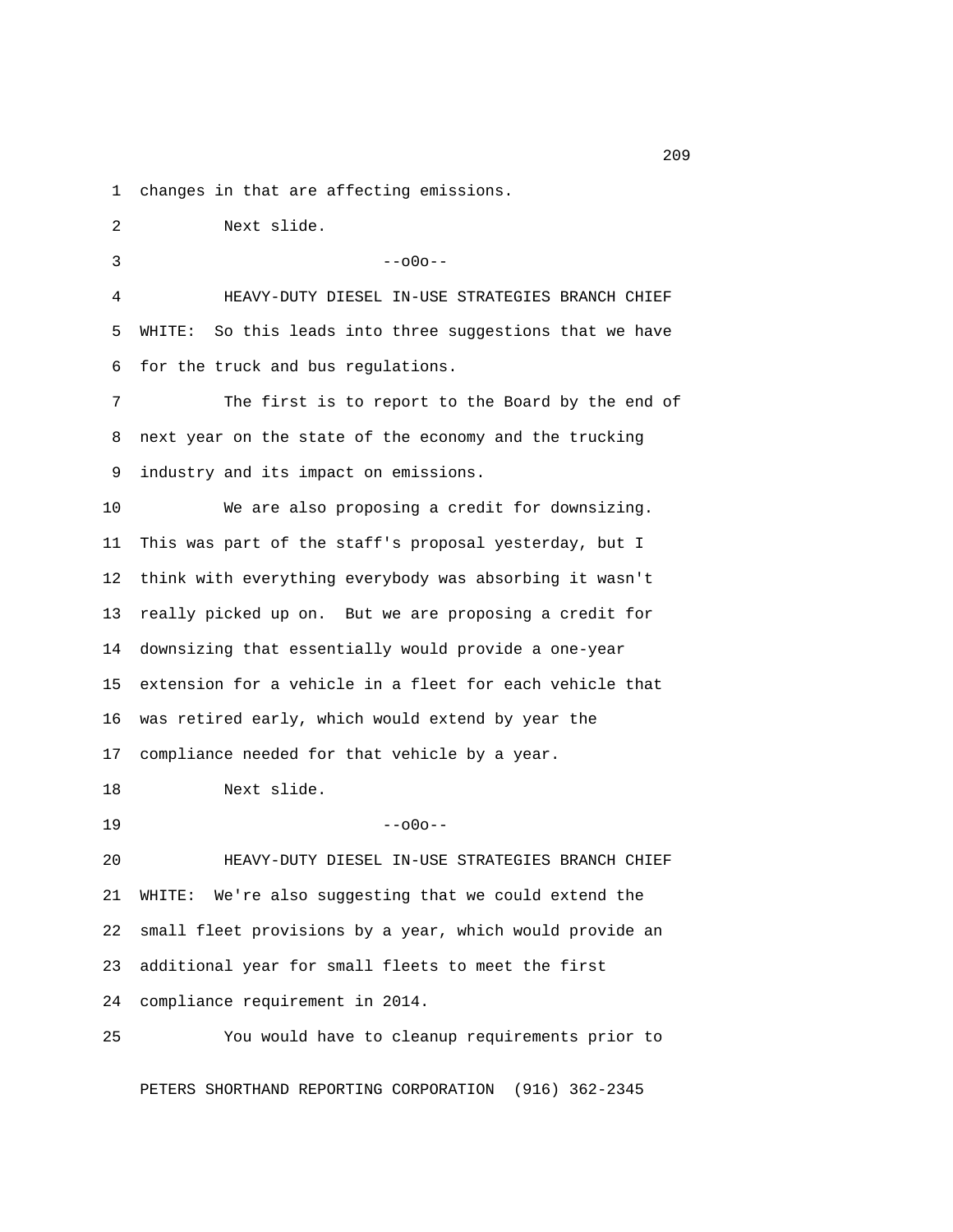changes in that are affecting emissions.

Next slide.

--o0o--

HEAVY-DUTY DIESEL IN-USE STRATEGIES BRANCH CHIEF WHITE: So this leads into three suggestions that we have for the truck and bus regulations.

The first is to report to the Board by the end of next year on the state of the economy and the trucking industry and its impact on emissions.

We are also proposing a credit for downsizing. This was part of the staff's proposal yesterday, but I think with everything everybody was absorbing it wasn't really picked up on. But we are proposing a credit for downsizing that essentially would provide a one-year extension for a vehicle in a fleet for each vehicle that was retired early, which would extend by year the compliance needed for that vehicle by a year.

Next slide.

--o0o--

HEAVY-DUTY DIESEL IN-USE STRATEGIES BRANCH CHIEF WHITE: We're also suggesting that we could extend the small fleet provisions by a year, which would provide an additional year for small fleets to meet the first compliance requirement in 2014.

You would have to cleanup requirements prior to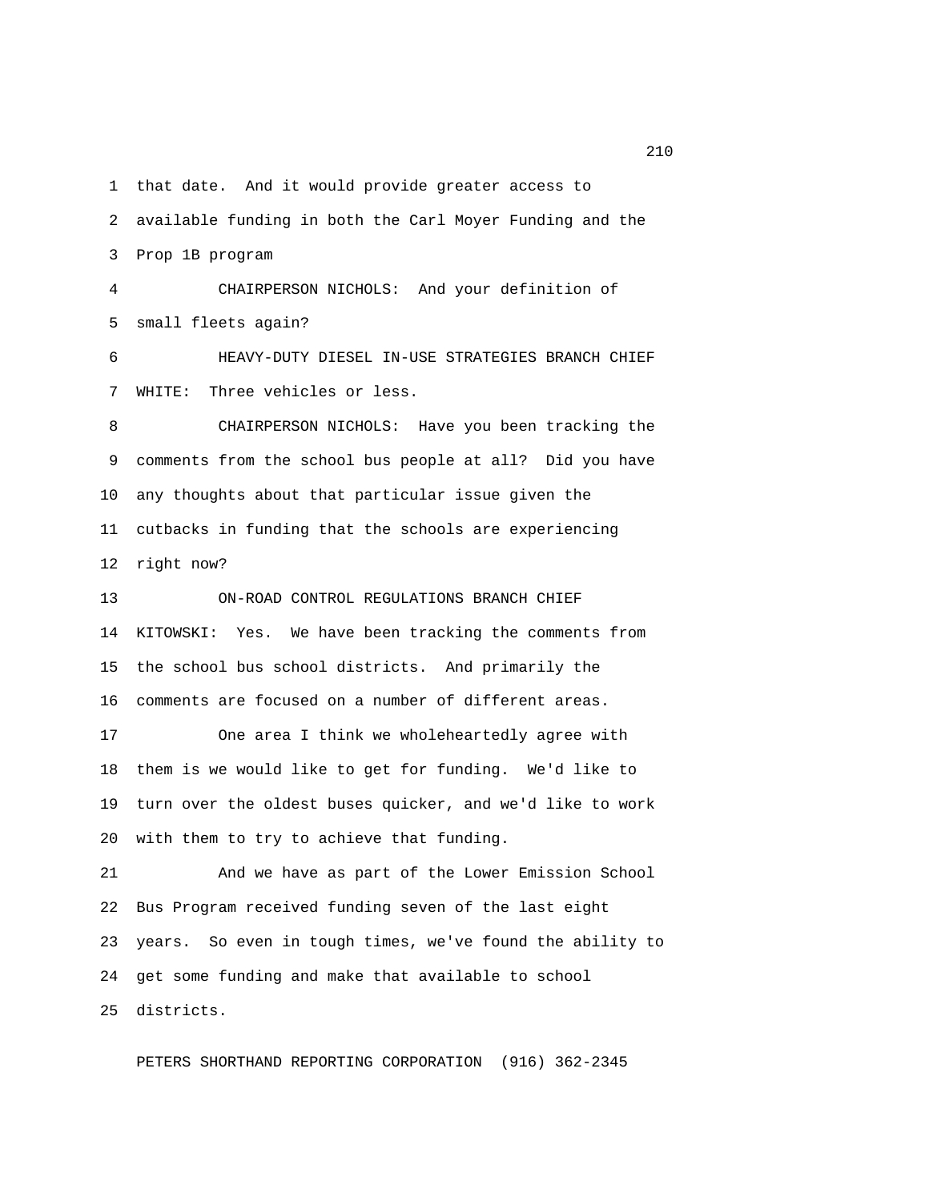that date. And it would provide greater access to available funding in both the Carl Moyer Funding and the Prop 1B program

CHAIRPERSON NICHOLS: And your definition of small fleets again?

HEAVY-DUTY DIESEL IN-USE STRATEGIES BRANCH CHIEF WHITE: Three vehicles or less.

CHAIRPERSON NICHOLS: Have you been tracking the comments from the school bus people at all? Did you have any thoughts about that particular issue given the cutbacks in funding that the schools are experiencing right now?

ON-ROAD CONTROL REGULATIONS BRANCH CHIEF KITOWSKI: Yes. We have been tracking the comments from the school bus school districts. And primarily the comments are focused on a number of different areas.

One area I think we wholeheartedly agree with them is we would like to get for funding. We'd like to turn over the oldest buses quicker, and we'd like to work with them to try to achieve that funding.

And we have as part of the Lower Emission School Bus Program received funding seven of the last eight years. So even in tough times, we've found the ability to get some funding and make that available to school districts.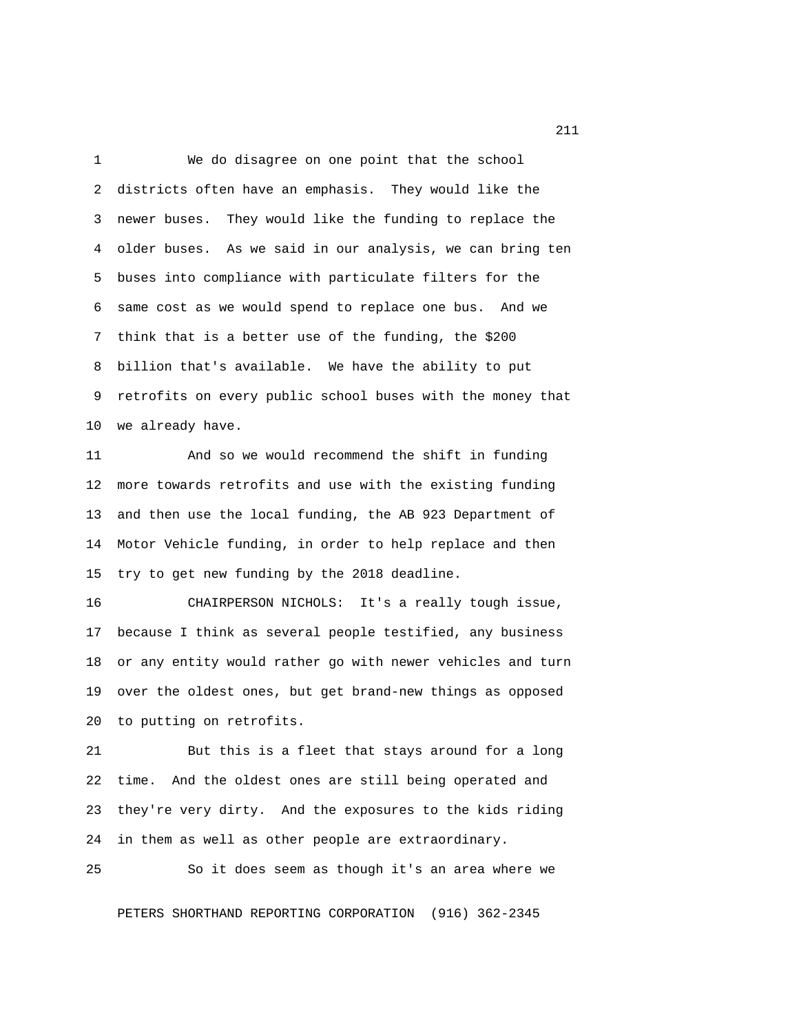We do disagree on one point that the school districts often have an emphasis. They would like the newer buses. They would like the funding to replace the older buses. As we said in our analysis, we can bring ten buses into compliance with particulate filters for the same cost as we would spend to replace one bus. And we think that is a better use of the funding, the $200 billion that's available. We have the ability to put retrofits on every public school buses with the money that we already have.

And so we would recommend the shift in funding more towards retrofits and use with the existing funding and then use the local funding, the AB 923 Department of Motor Vehicle funding, in order to help replace and then try to get new funding by the 2018 deadline.

CHAIRPERSON NICHOLS: It's a really tough issue, because I think as several people testified, any business or any entity would rather go with newer vehicles and turn over the oldest ones, but get brand-new things as opposed to putting on retrofits.

But this is a fleet that stays around for a long time. And the oldest ones are still being operated and they're very dirty. And the exposures to the kids riding in them as well as other people are extraordinary.

So it does seem as though it's an area where we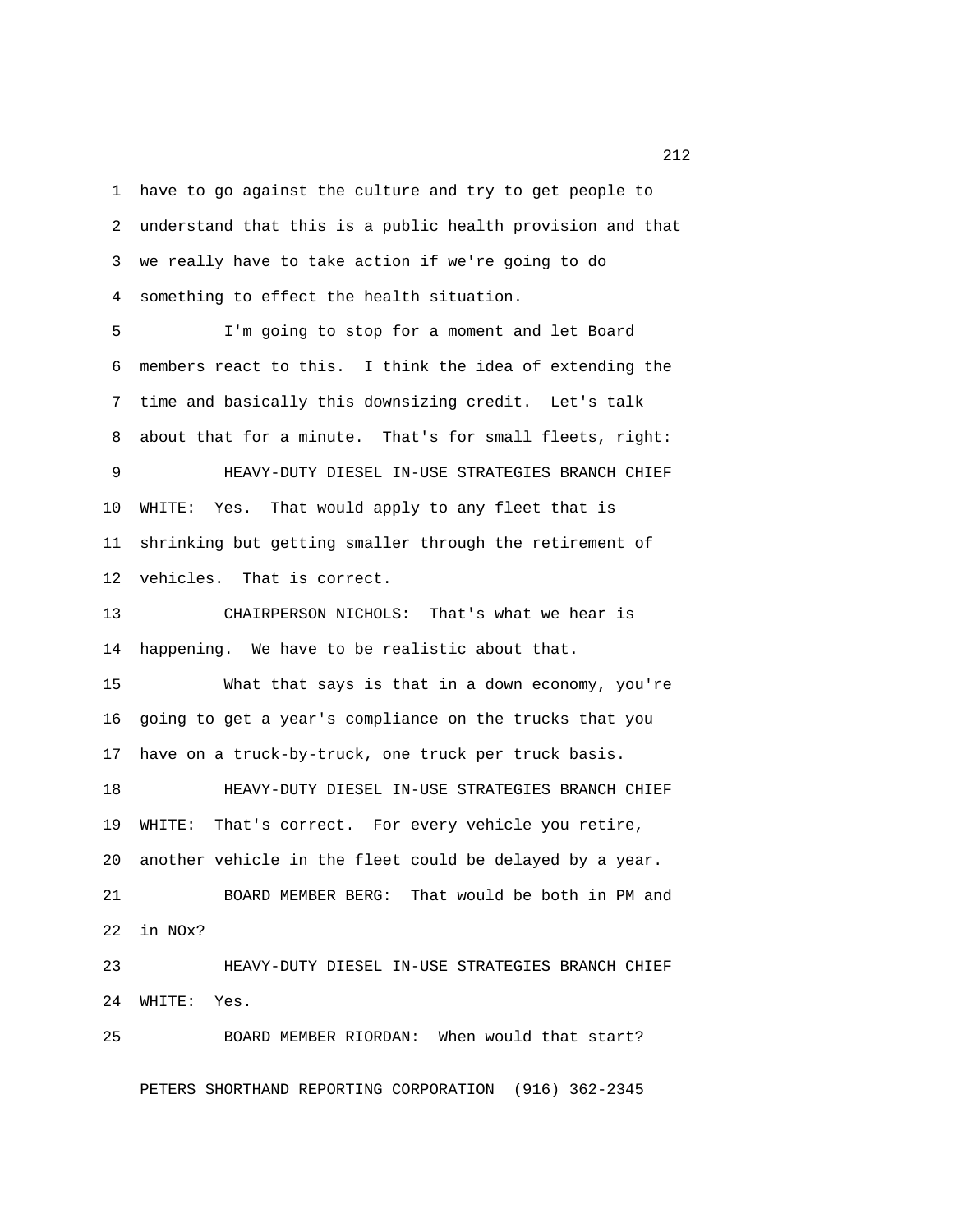have to go against the culture and try to get people to understand that this is a public health provision and that we really have to take action if we're going to do something to effect the health situation.

I'm going to stop for a moment and let Board members react to this. I think the idea of extending the time and basically this downsizing credit. Let's talk about that for a minute. That's for small fleets, right:

HEAVY-DUTY DIESEL IN-USE STRATEGIES BRANCH CHIEF WHITE: Yes. That would apply to any fleet that is shrinking but getting smaller through the retirement of vehicles. That is correct.

CHAIRPERSON NICHOLS: That's what we hear is happening. We have to be realistic about that.

What that says is that in a down economy, you're going to get a year's compliance on the trucks that you have on a truck-by-truck, one truck per truck basis.

HEAVY-DUTY DIESEL IN-USE STRATEGIES BRANCH CHIEF WHITE: That's correct. For every vehicle you retire, another vehicle in the fleet could be delayed by a year.

BOARD MEMBER BERG: That would be both in PM and in NOx?

HEAVY-DUTY DIESEL IN-USE STRATEGIES BRANCH CHIEF WHITE: Yes.

BOARD MEMBER RIORDAN: When would that start?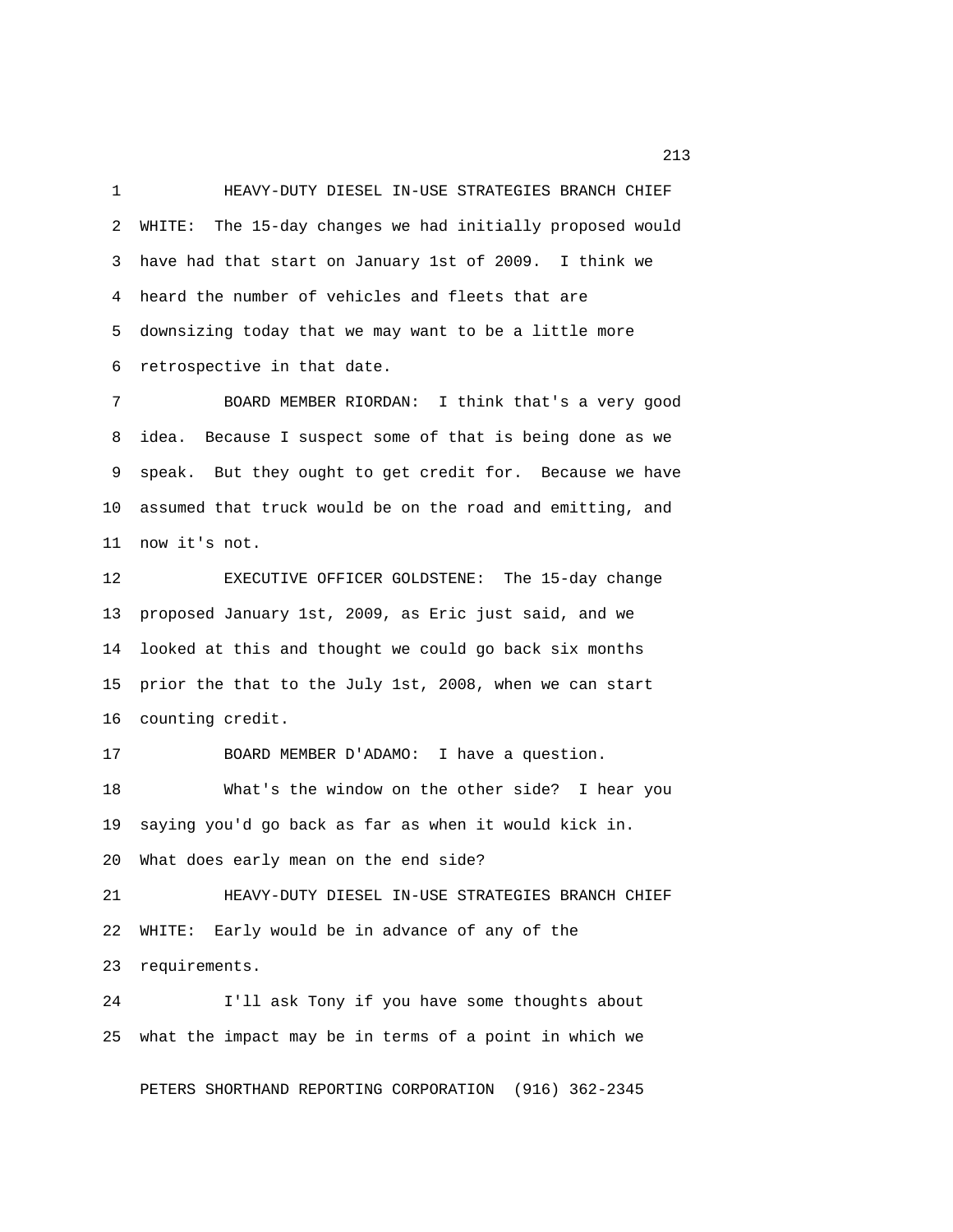HEAVY-DUTY DIESEL IN-USE STRATEGIES BRANCH CHIEF WHITE: The 15-day changes we had initially proposed would have had that start on January 1st of 2009. I think we heard the number of vehicles and fleets that are downsizing today that we may want to be a little more retrospective in that date.

BOARD MEMBER RIORDAN: I think that's a very good idea. Because I suspect some of that is being done as we speak. But they ought to get credit for. Because we have assumed that truck would be on the road and emitting, and now it's not.

EXECUTIVE OFFICER GOLDSTENE: The 15-day change proposed January 1st, 2009, as Eric just said, and we looked at this and thought we could go back six months prior the that to the July 1st, 2008, when we can start counting credit.

BOARD MEMBER D'ADAMO: I have a question.

What's the window on the other side? I hear you saying you'd go back as far as when it would kick in. What does early mean on the end side?

HEAVY-DUTY DIESEL IN-USE STRATEGIES BRANCH CHIEF WHITE: Early would be in advance of any of the requirements.

I'll ask Tony if you have some thoughts about what the impact may be in terms of a point in which we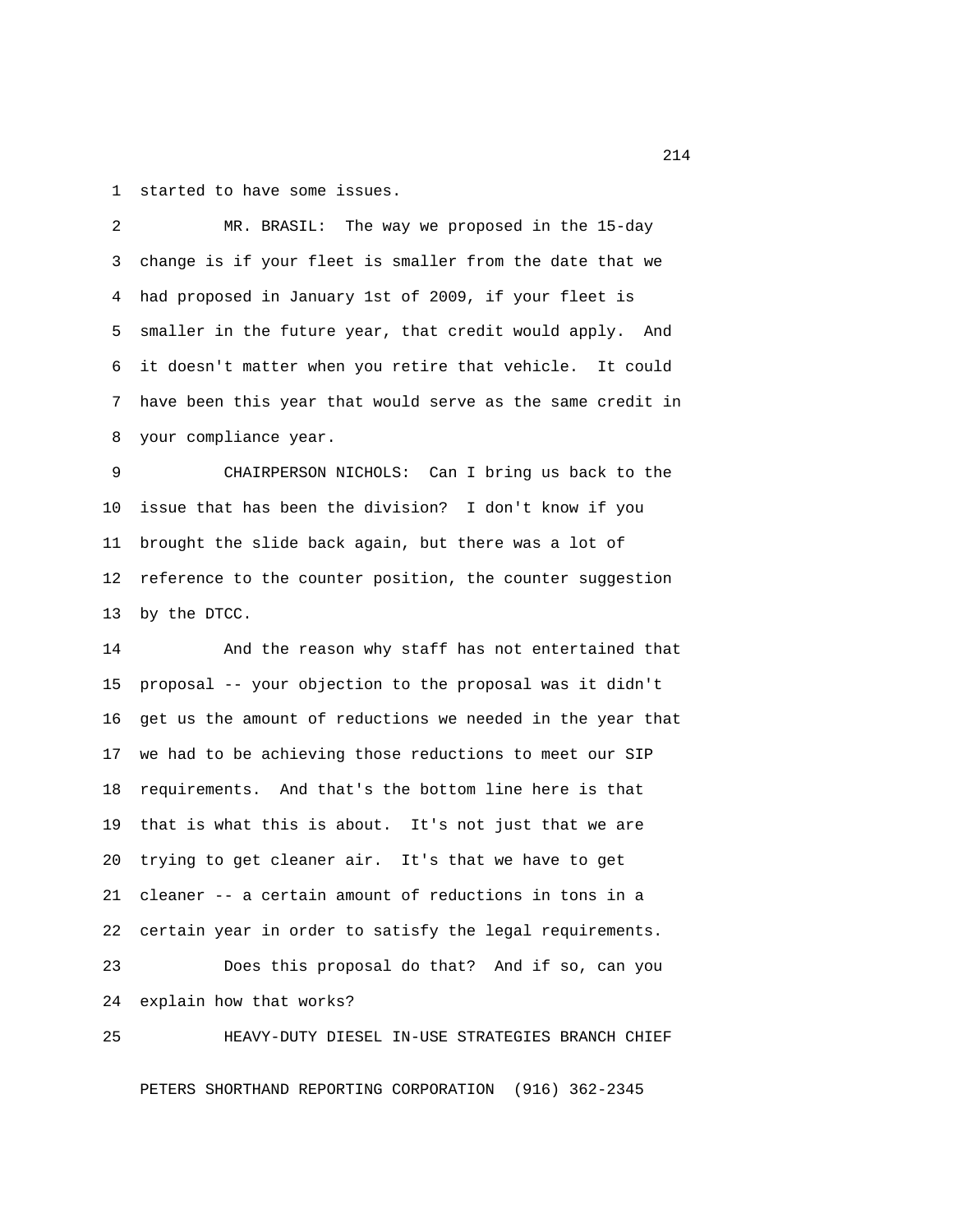started to have some issues.

MR. BRASIL: The way we proposed in the 15-day change is if your fleet is smaller from the date that we had proposed in January 1st of 2009, if your fleet is smaller in the future year, that credit would apply. And it doesn't matter when you retire that vehicle. It could have been this year that would serve as the same credit in your compliance year.

CHAIRPERSON NICHOLS: Can I bring us back to the issue that has been the division? I don't know if you brought the slide back again, but there was a lot of reference to the counter position, the counter suggestion by the DTCC.

And the reason why staff has not entertained that proposal -- your objection to the proposal was it didn't get us the amount of reductions we needed in the year that we had to be achieving those reductions to meet our SIP requirements. And that's the bottom line here is that that is what this is about. It's not just that we are trying to get cleaner air. It's that we have to get cleaner -- a certain amount of reductions in tons in a certain year in order to satisfy the legal requirements.

Does this proposal do that? And if so, can you explain how that works?

HEAVY-DUTY DIESEL IN-USE STRATEGIES BRANCH CHIEF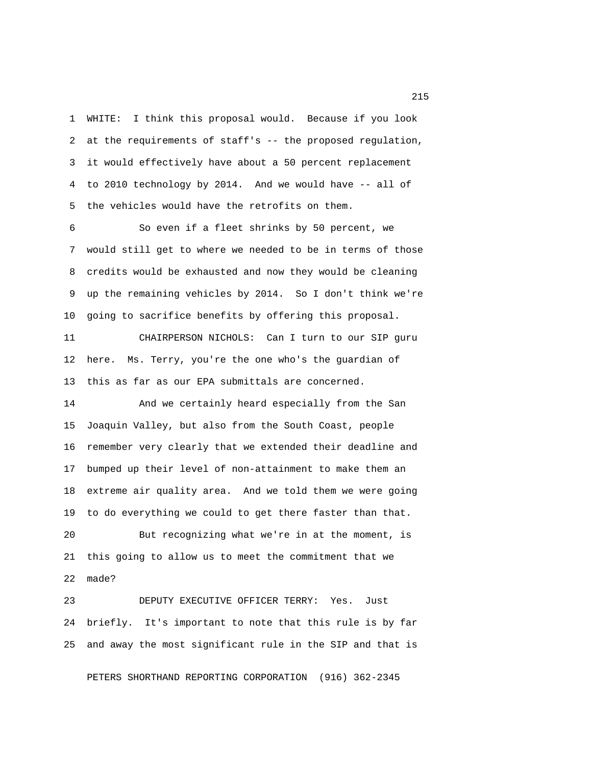WHITE: I think this proposal would. Because if you look at the requirements of staff's -- the proposed regulation, it would effectively have about a 50 percent replacement to 2010 technology by 2014. And we would have -- all of the vehicles would have the retrofits on them.

So even if a fleet shrinks by 50 percent, we would still get to where we needed to be in terms of those credits would be exhausted and now they would be cleaning up the remaining vehicles by 2014. So I don't think we're going to sacrifice benefits by offering this proposal.

CHAIRPERSON NICHOLS: Can I turn to our SIP guru here. Ms. Terry, you're the one who's the guardian of this as far as our EPA submittals are concerned.

And we certainly heard especially from the San Joaquin Valley, but also from the South Coast, people remember very clearly that we extended their deadline and bumped up their level of non-attainment to make them an extreme air quality area. And we told them we were going to do everything we could to get there faster than that.

But recognizing what we're in at the moment, is this going to allow us to meet the commitment that we made?

DEPUTY EXECUTIVE OFFICER TERRY: Yes. Just briefly. It's important to note that this rule is by far and away the most significant rule in the SIP and that is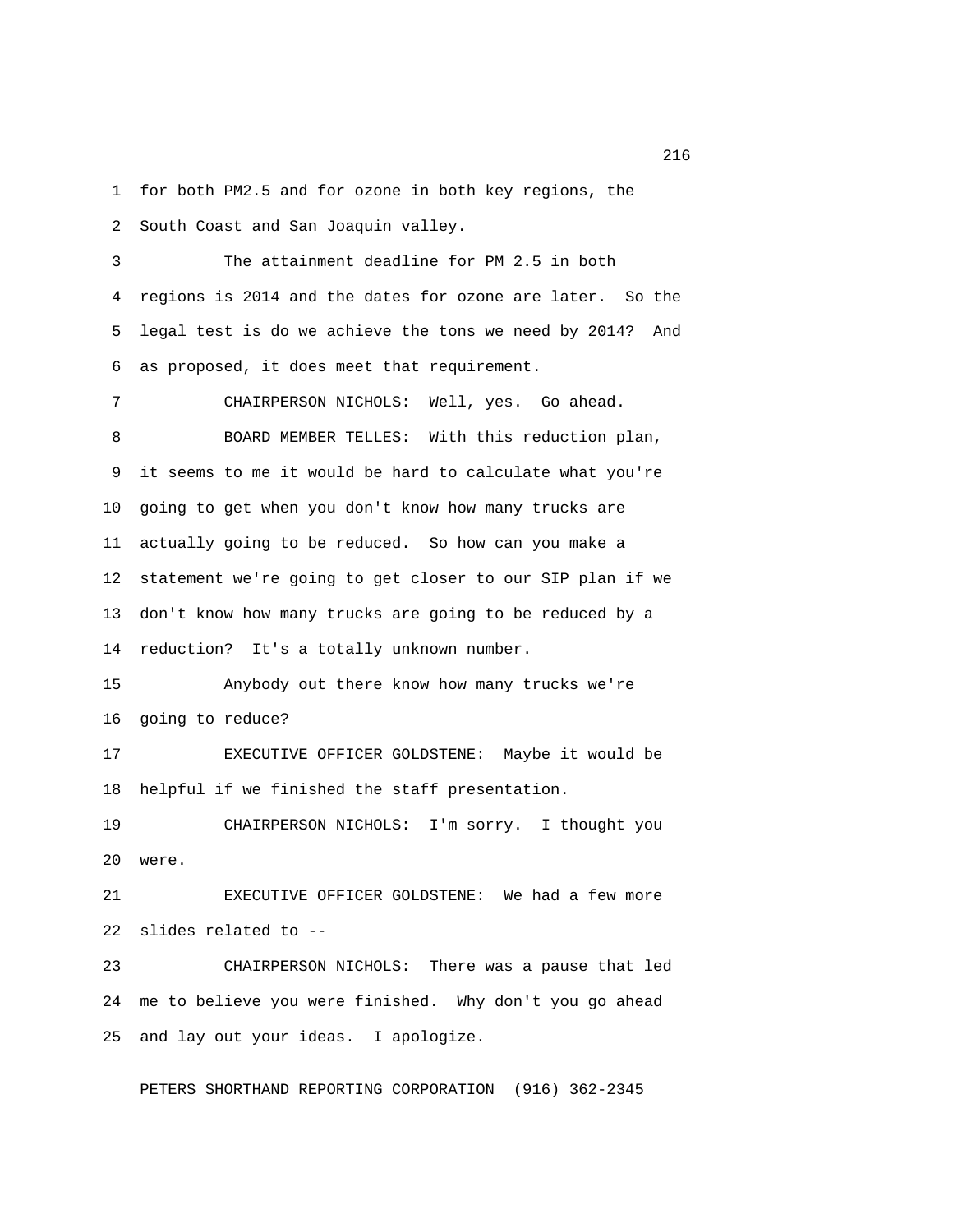for both PM2.5 and for ozone in both key regions, the South Coast and San Joaquin valley.

The attainment deadline for PM 2.5 in both regions is 2014 and the dates for ozone are later. So the legal test is do we achieve the tons we need by 2014? And as proposed, it does meet that requirement.

CHAIRPERSON NICHOLS: Well, yes. Go ahead.

BOARD MEMBER TELLES: With this reduction plan, it seems to me it would be hard to calculate what you're going to get when you don't know how many trucks are actually going to be reduced. So how can you make a statement we're going to get closer to our SIP plan if we don't know how many trucks are going to be reduced by a reduction? It's a totally unknown number.

Anybody out there know how many trucks we're going to reduce?

EXECUTIVE OFFICER GOLDSTENE: Maybe it would be helpful if we finished the staff presentation.

CHAIRPERSON NICHOLS: I'm sorry. I thought you were.

EXECUTIVE OFFICER GOLDSTENE: We had a few more slides related to --

CHAIRPERSON NICHOLS: There was a pause that led me to believe you were finished. Why don't you go ahead and lay out your ideas. I apologize.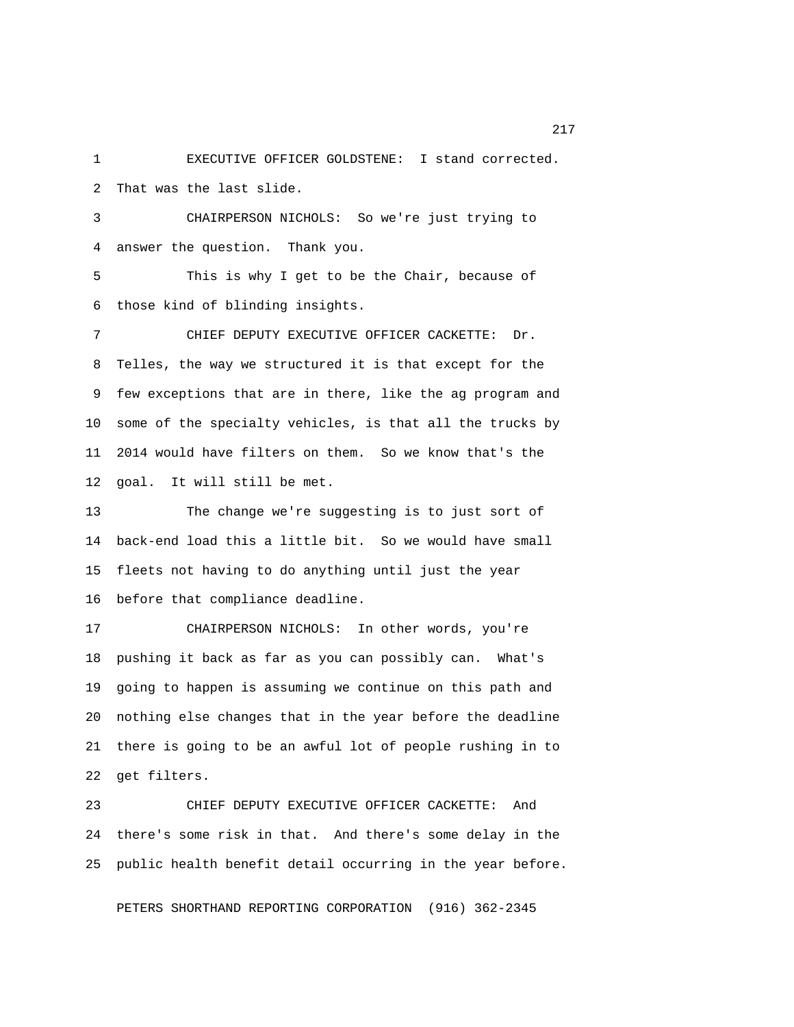EXECUTIVE OFFICER GOLDSTENE: I stand corrected. That was the last slide.

CHAIRPERSON NICHOLS: So we're just trying to answer the question. Thank you.

This is why I get to be the Chair, because of those kind of blinding insights.

CHIEF DEPUTY EXECUTIVE OFFICER CACKETTE: Dr. Telles, the way we structured it is that except for the few exceptions that are in there, like the ag program and some of the specialty vehicles, is that all the trucks by 2014 would have filters on them. So we know that's the goal. It will still be met.

The change we're suggesting is to just sort of back-end load this a little bit. So we would have small fleets not having to do anything until just the year before that compliance deadline.

CHAIRPERSON NICHOLS: In other words, you're pushing it back as far as you can possibly can. What's going to happen is assuming we continue on this path and nothing else changes that in the year before the deadline there is going to be an awful lot of people rushing in to get filters.

CHIEF DEPUTY EXECUTIVE OFFICER CACKETTE: And there's some risk in that. And there's some delay in the public health benefit detail occurring in the year before.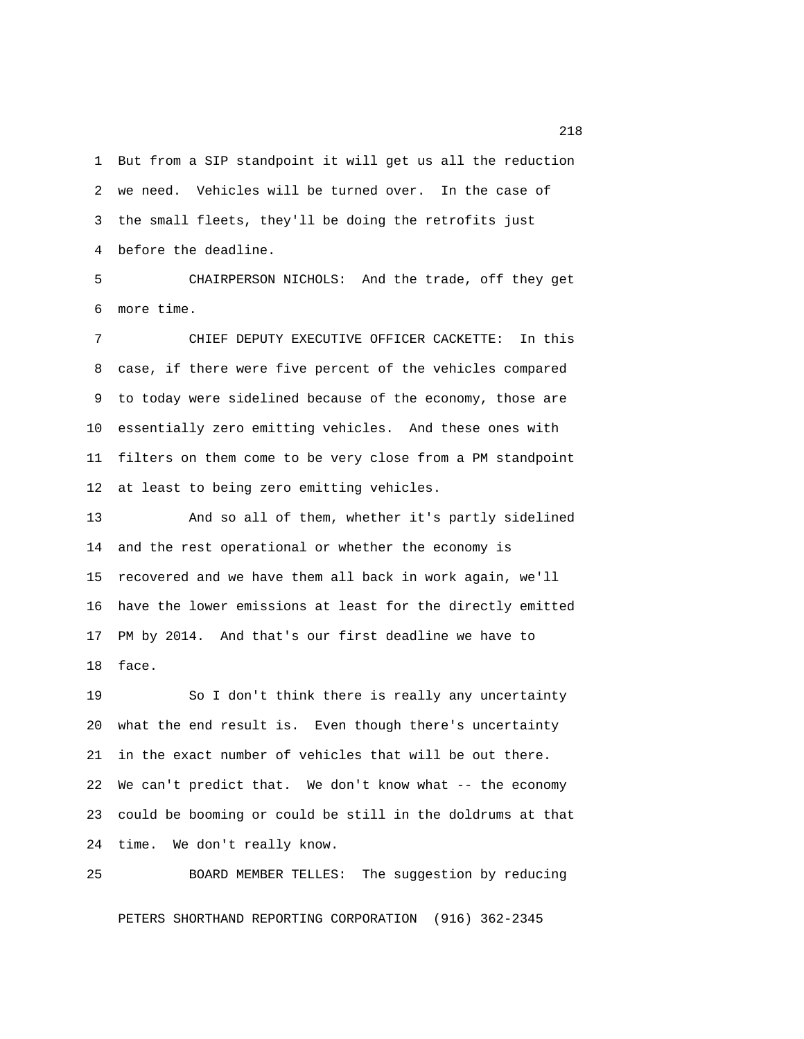But from a SIP standpoint it will get us all the reduction we need. Vehicles will be turned over. In the case of the small fleets, they'll be doing the retrofits just before the deadline.

CHAIRPERSON NICHOLS: And the trade, off they get more time.

CHIEF DEPUTY EXECUTIVE OFFICER CACKETTE: In this case, if there were five percent of the vehicles compared to today were sidelined because of the economy, those are essentially zero emitting vehicles. And these ones with filters on them come to be very close from a PM standpoint at least to being zero emitting vehicles.

And so all of them, whether it's partly sidelined and the rest operational or whether the economy is recovered and we have them all back in work again, we'll have the lower emissions at least for the directly emitted PM by 2014. And that's our first deadline we have to face.

So I don't think there is really any uncertainty what the end result is. Even though there's uncertainty in the exact number of vehicles that will be out there. We can't predict that. We don't know what -- the economy could be booming or could be still in the doldrums at that time. We don't really know.

BOARD MEMBER TELLES: The suggestion by reducing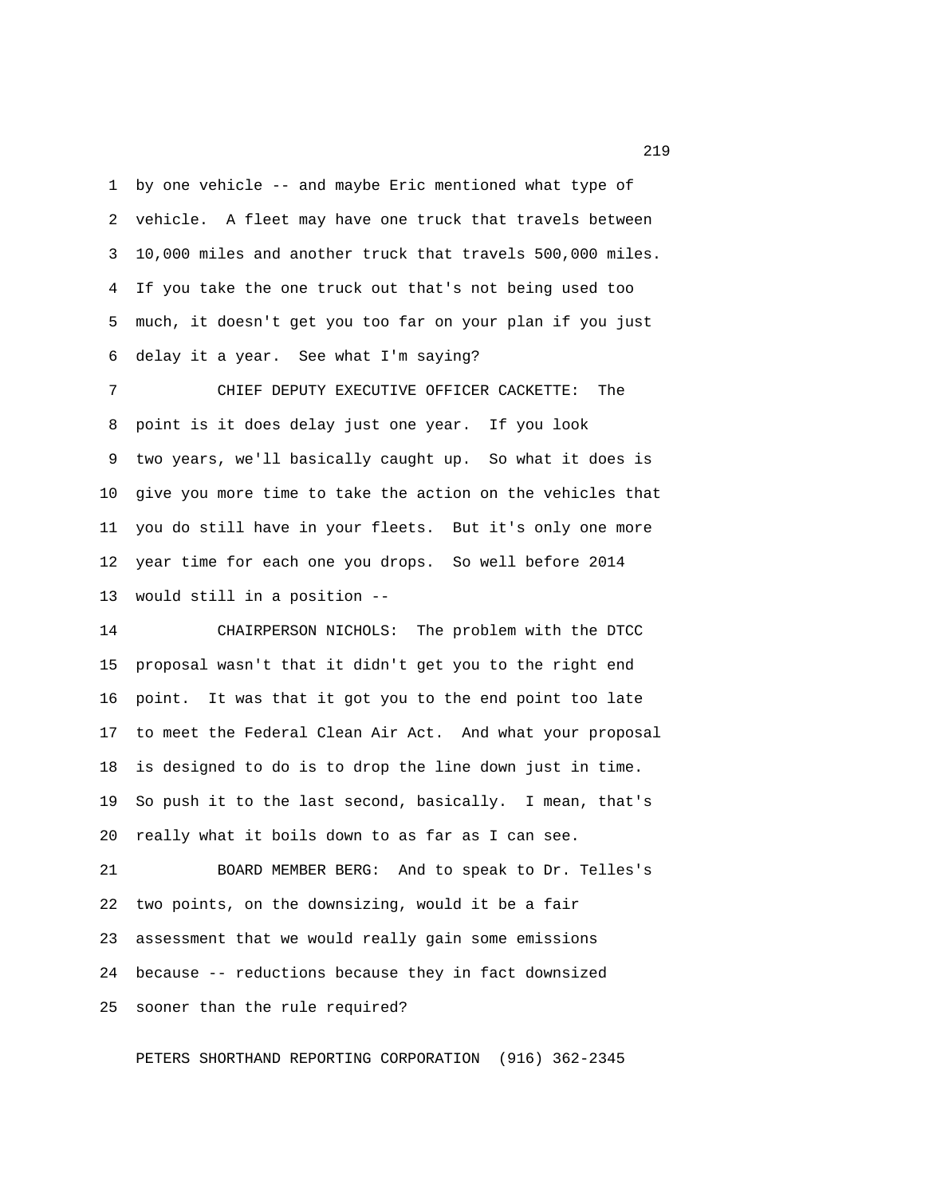by one vehicle -- and maybe Eric mentioned what type of vehicle. A fleet may have one truck that travels between 10,000 miles and another truck that travels 500,000 miles. If you take the one truck out that's not being used too much, it doesn't get you too far on your plan if you just delay it a year. See what I'm saying?

CHIEF DEPUTY EXECUTIVE OFFICER CACKETTE: The point is it does delay just one year. If you look two years, we'll basically caught up. So what it does is give you more time to take the action on the vehicles that you do still have in your fleets. But it's only one more year time for each one you drops. So well before 2014 would still in a position --

CHAIRPERSON NICHOLS: The problem with the DTCC proposal wasn't that it didn't get you to the right end point. It was that it got you to the end point too late to meet the Federal Clean Air Act. And what your proposal is designed to do is to drop the line down just in time. So push it to the last second, basically. I mean, that's really what it boils down to as far as I can see.

BOARD MEMBER BERG: And to speak to Dr. Telles's two points, on the downsizing, would it be a fair assessment that we would really gain some emissions because -- reductions because they in fact downsized sooner than the rule required?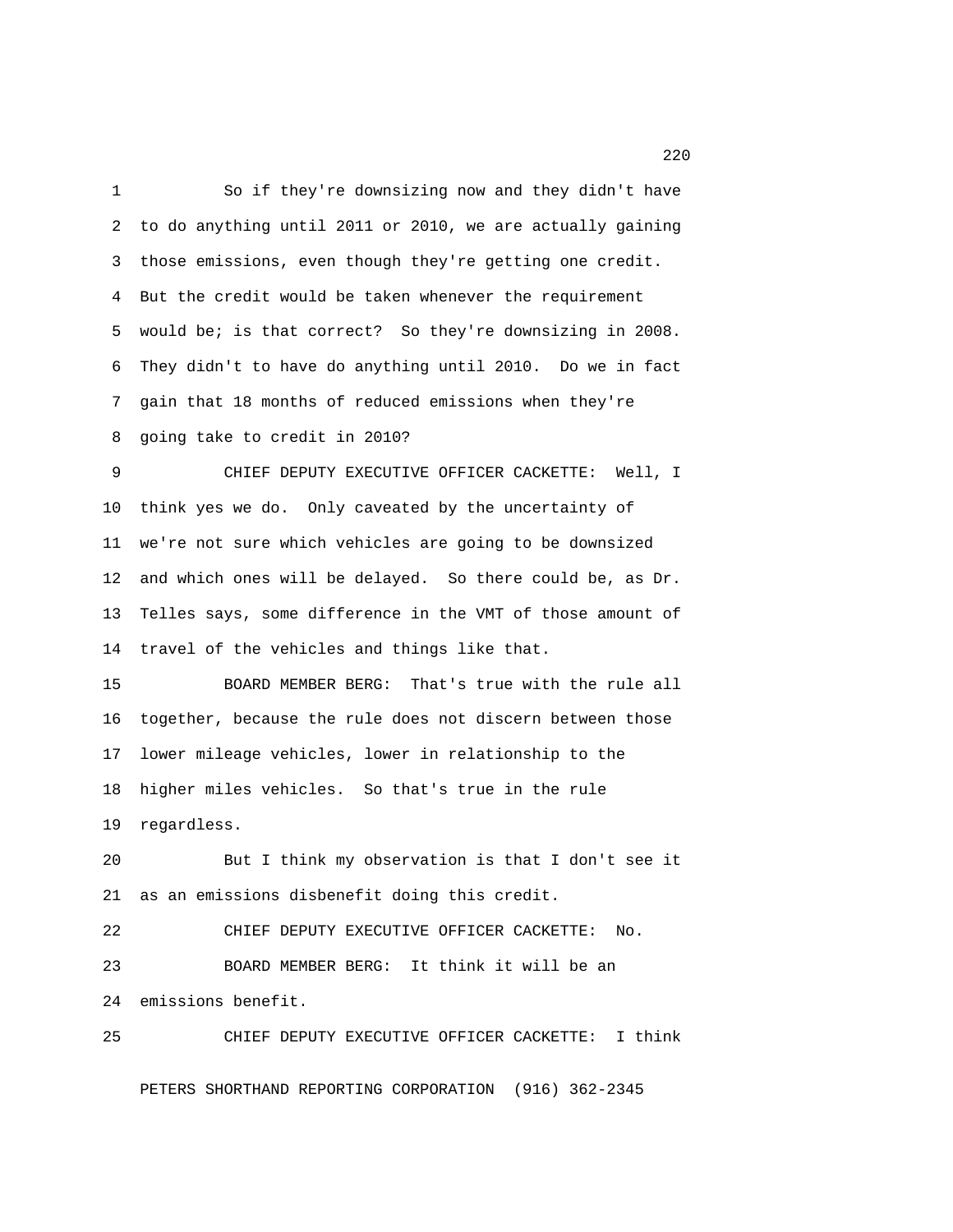So if they're downsizing now and they didn't have to do anything until 2011 or 2010, we are actually gaining those emissions, even though they're getting one credit. But the credit would be taken whenever the requirement would be; is that correct? So they're downsizing in 2008. They didn't to have do anything until 2010. Do we in fact gain that 18 months of reduced emissions when they're going take to credit in 2010?

CHIEF DEPUTY EXECUTIVE OFFICER CACKETTE: Well, I think yes we do. Only caveated by the uncertainty of we're not sure which vehicles are going to be downsized and which ones will be delayed. So there could be, as Dr. Telles says, some difference in the VMT of those amount of travel of the vehicles and things like that.

BOARD MEMBER BERG: That's true with the rule all together, because the rule does not discern between those lower mileage vehicles, lower in relationship to the higher miles vehicles. So that's true in the rule regardless.

But I think my observation is that I don't see it as an emissions disbenefit doing this credit.

CHIEF DEPUTY EXECUTIVE OFFICER CACKETTE: No.

BOARD MEMBER BERG: It think it will be an emissions benefit.

CHIEF DEPUTY EXECUTIVE OFFICER CACKETTE: I think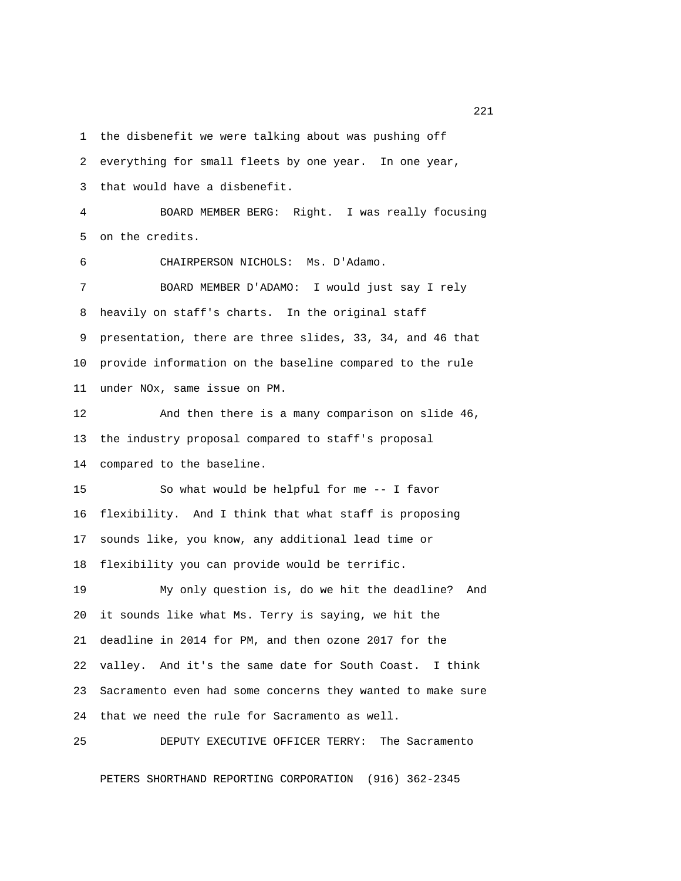the disbenefit we were talking about was pushing off everything for small fleets by one year. In one year, that would have a disbenefit.

BOARD MEMBER BERG: Right. I was really focusing on the credits.

CHAIRPERSON NICHOLS: Ms. D'Adamo.

BOARD MEMBER D'ADAMO: I would just say I rely heavily on staff's charts. In the original staff presentation, there are three slides, 33, 34, and 46 that provide information on the baseline compared to the rule under NOx, same issue on PM.

And then there is a many comparison on slide 46, the industry proposal compared to staff's proposal compared to the baseline.

So what would be helpful for me -- I favor flexibility. And I think that what staff is proposing sounds like, you know, any additional lead time or flexibility you can provide would be terrific.

My only question is, do we hit the deadline? And it sounds like what Ms. Terry is saying, we hit the deadline in 2014 for PM, and then ozone 2017 for the valley. And it's the same date for South Coast. I think Sacramento even had some concerns they wanted to make sure that we need the rule for Sacramento as well.

DEPUTY EXECUTIVE OFFICER TERRY: The Sacramento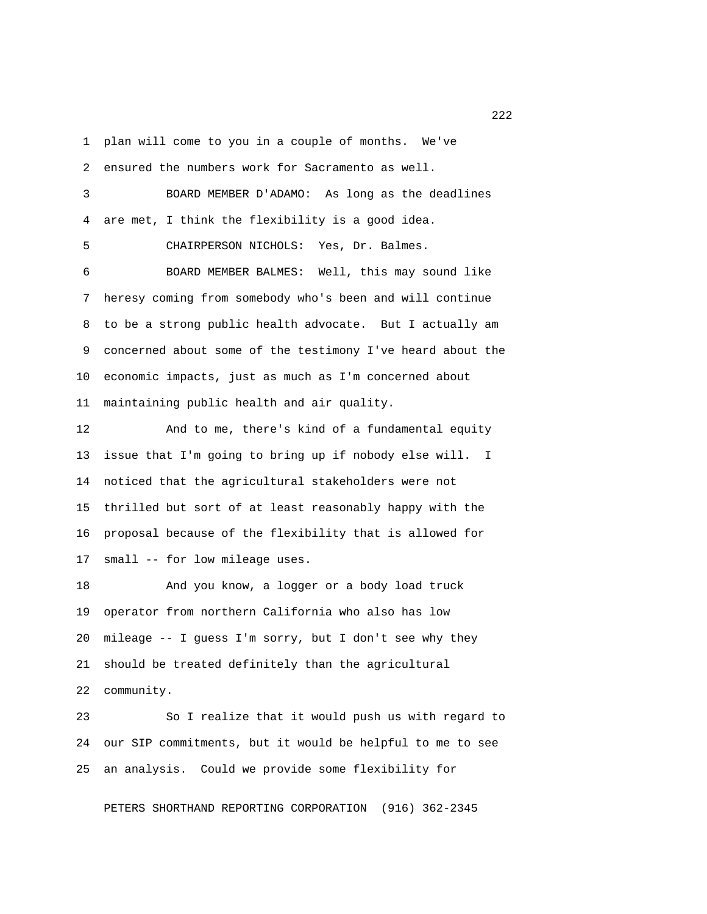plan will come to you in a couple of months. We've ensured the numbers work for Sacramento as well.

BOARD MEMBER D'ADAMO: As long as the deadlines are met, I think the flexibility is a good idea.

CHAIRPERSON NICHOLS: Yes, Dr. Balmes.

BOARD MEMBER BALMES: Well, this may sound like heresy coming from somebody who's been and will continue to be a strong public health advocate. But I actually am concerned about some of the testimony I've heard about the economic impacts, just as much as I'm concerned about maintaining public health and air quality.

And to me, there's kind of a fundamental equity issue that I'm going to bring up if nobody else will. I noticed that the agricultural stakeholders were not thrilled but sort of at least reasonably happy with the proposal because of the flexibility that is allowed for small -- for low mileage uses.

And you know, a logger or a body load truck operator from northern California who also has low mileage -- I guess I'm sorry, but I don't see why they should be treated definitely than the agricultural community.

So I realize that it would push us with regard to our SIP commitments, but it would be helpful to me to see an analysis. Could we provide some flexibility for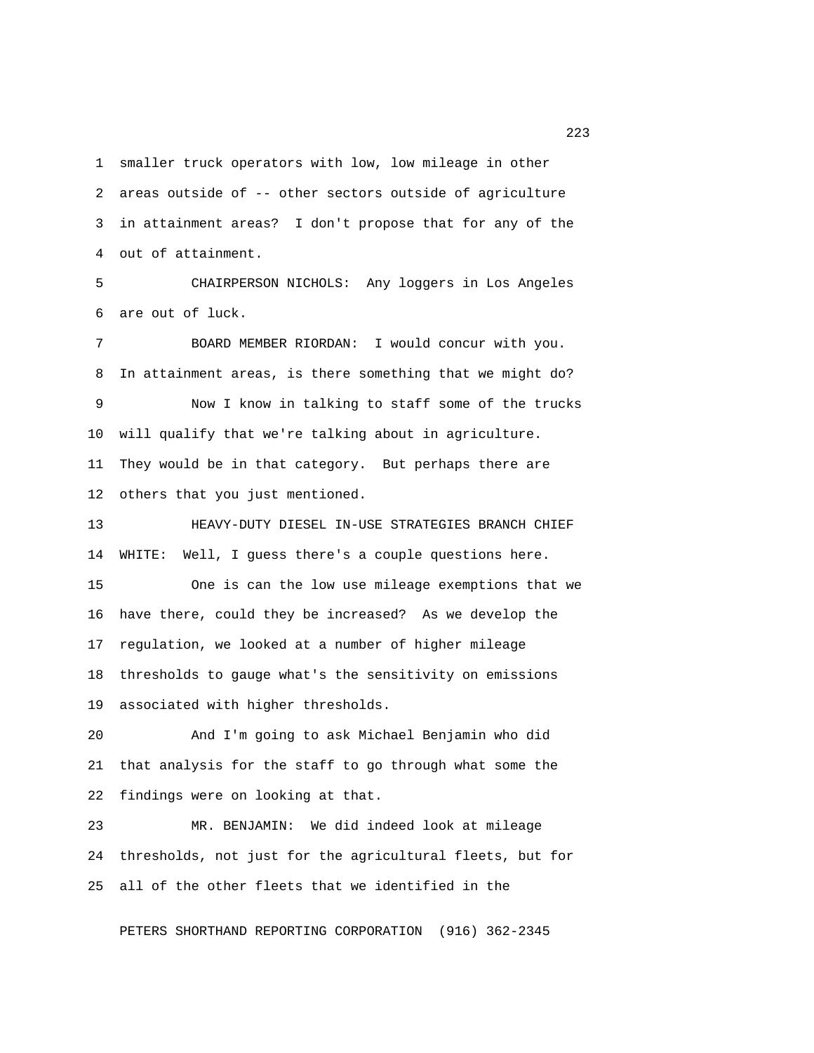smaller truck operators with low, low mileage in other areas outside of -- other sectors outside of agriculture in attainment areas? I don't propose that for any of the out of attainment.

CHAIRPERSON NICHOLS: Any loggers in Los Angeles are out of luck.

BOARD MEMBER RIORDAN: I would concur with you. In attainment areas, is there something that we might do?

Now I know in talking to staff some of the trucks will qualify that we're talking about in agriculture. They would be in that category. But perhaps there are others that you just mentioned.

HEAVY-DUTY DIESEL IN-USE STRATEGIES BRANCH CHIEF WHITE: Well, I guess there's a couple questions here.

One is can the low use mileage exemptions that we have there, could they be increased? As we develop the regulation, we looked at a number of higher mileage thresholds to gauge what's the sensitivity on emissions associated with higher thresholds.

And I'm going to ask Michael Benjamin who did that analysis for the staff to go through what some the findings were on looking at that.

MR. BENJAMIN: We did indeed look at mileage thresholds, not just for the agricultural fleets, but for all of the other fleets that we identified in the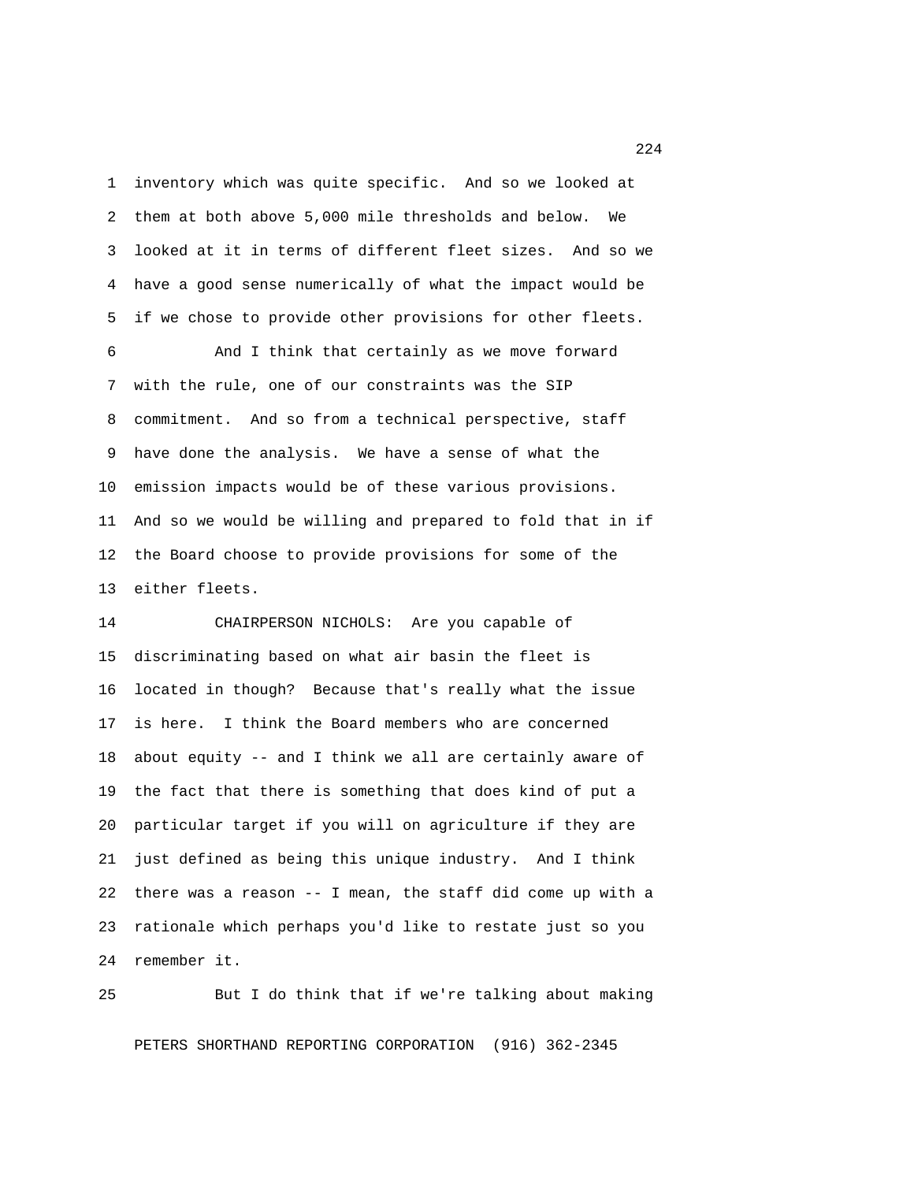inventory which was quite specific. And so we looked at them at both above 5,000 mile thresholds and below. We looked at it in terms of different fleet sizes. And so we have a good sense numerically of what the impact would be if we chose to provide other provisions for other fleets.

And I think that certainly as we move forward with the rule, one of our constraints was the SIP commitment. And so from a technical perspective, staff have done the analysis. We have a sense of what the emission impacts would be of these various provisions. And so we would be willing and prepared to fold that in if the Board choose to provide provisions for some of the either fleets.

CHAIRPERSON NICHOLS: Are you capable of discriminating based on what air basin the fleet is located in though? Because that's really what the issue is here. I think the Board members who are concerned about equity -- and I think we all are certainly aware of the fact that there is something that does kind of put a particular target if you will on agriculture if they are just defined as being this unique industry. And I think there was a reason -- I mean, the staff did come up with a rationale which perhaps you'd like to restate just so you remember it.

But I do think that if we're talking about making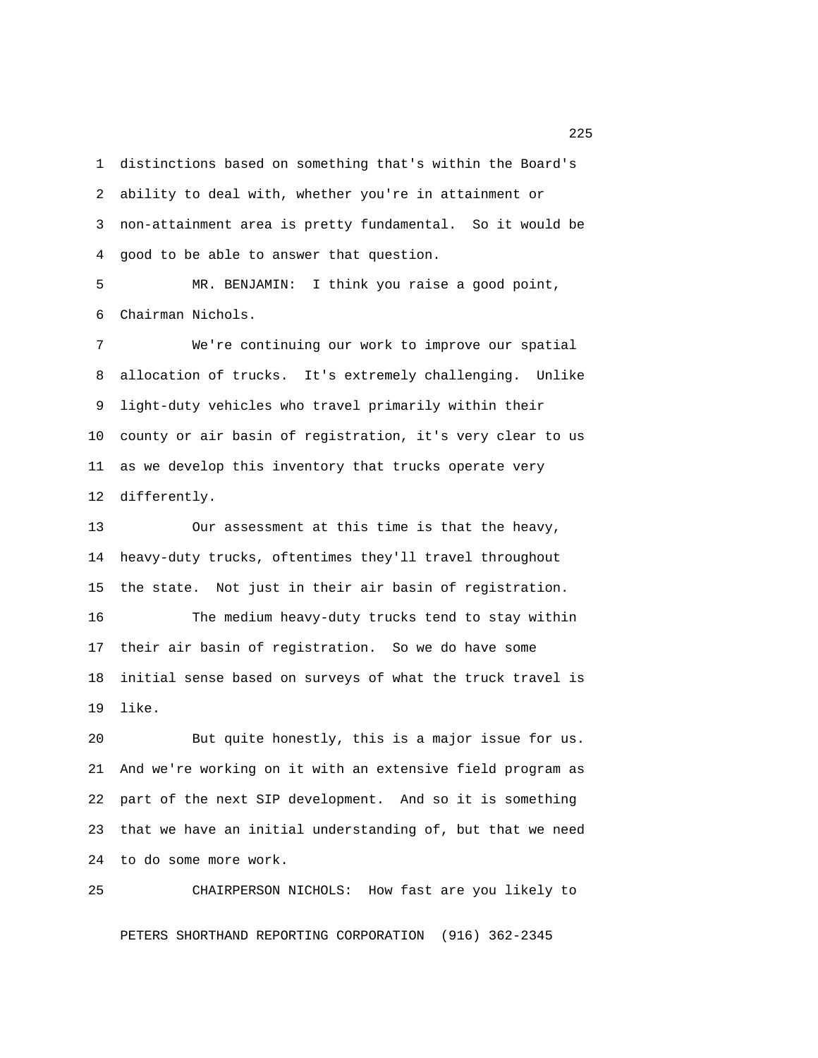distinctions based on something that's within the Board's ability to deal with, whether you're in attainment or non-attainment area is pretty fundamental. So it would be good to be able to answer that question.

MR. BENJAMIN: I think you raise a good point, Chairman Nichols.

We're continuing our work to improve our spatial allocation of trucks. It's extremely challenging. Unlike light-duty vehicles who travel primarily within their county or air basin of registration, it's very clear to us as we develop this inventory that trucks operate very differently.

Our assessment at this time is that the heavy, heavy-duty trucks, oftentimes they'll travel throughout the state. Not just in their air basin of registration.

The medium heavy-duty trucks tend to stay within their air basin of registration. So we do have some initial sense based on surveys of what the truck travel is like.

But quite honestly, this is a major issue for us. And we're working on it with an extensive field program as part of the next SIP development. And so it is something that we have an initial understanding of, but that we need to do some more work.

CHAIRPERSON NICHOLS: How fast are you likely to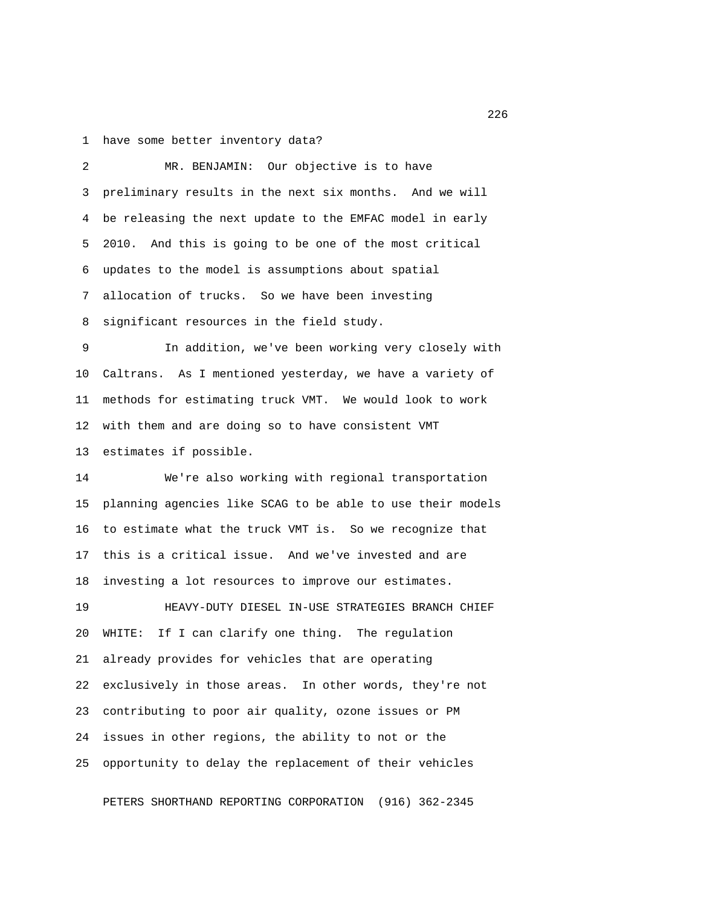have some better inventory data?

MR. BENJAMIN: Our objective is to have preliminary results in the next six months. And we will be releasing the next update to the EMFAC model in early 2010. And this is going to be one of the most critical updates to the model is assumptions about spatial allocation of trucks. So we have been investing significant resources in the field study.

In addition, we've been working very closely with Caltrans. As I mentioned yesterday, we have a variety of methods for estimating truck VMT. We would look to work with them and are doing so to have consistent VMT estimates if possible.

We're also working with regional transportation planning agencies like SCAG to be able to use their models to estimate what the truck VMT is. So we recognize that this is a critical issue. And we've invested and are investing a lot resources to improve our estimates.

HEAVY-DUTY DIESEL IN-USE STRATEGIES BRANCH CHIEF WHITE: If I can clarify one thing. The regulation already provides for vehicles that are operating exclusively in those areas. In other words, they're not contributing to poor air quality, ozone issues or PM issues in other regions, the ability to not or the opportunity to delay the replacement of their vehicles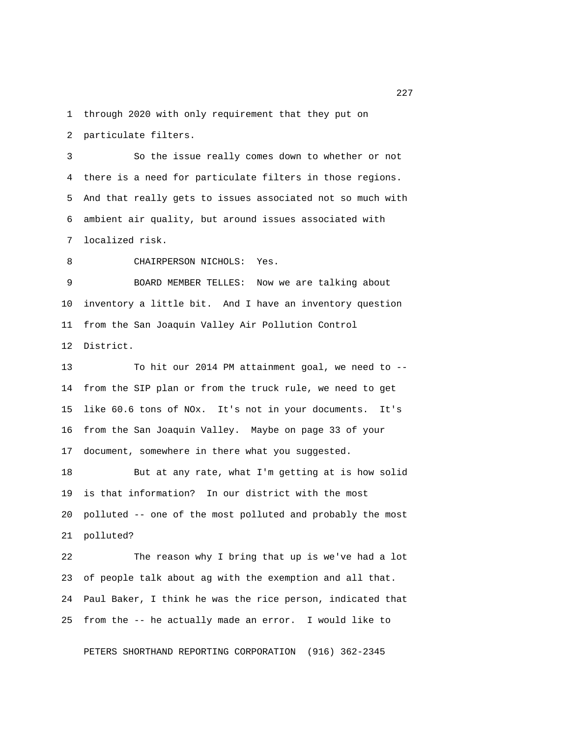through 2020 with only requirement that they put on particulate filters.

So the issue really comes down to whether or not there is a need for particulate filters in those regions. And that really gets to issues associated not so much with ambient air quality, but around issues associated with localized risk.

CHAIRPERSON NICHOLS: Yes.

BOARD MEMBER TELLES: Now we are talking about inventory a little bit. And I have an inventory question from the San Joaquin Valley Air Pollution Control District.

To hit our 2014 PM attainment goal, we need to -- from the SIP plan or from the truck rule, we need to get like 60.6 tons of NOx. It's not in your documents. It's from the San Joaquin Valley. Maybe on page 33 of your document, somewhere in there what you suggested.

But at any rate, what I'm getting at is how solid is that information? In our district with the most polluted -- one of the most polluted and probably the most polluted?

The reason why I bring that up is we've had a lot of people talk about ag with the exemption and all that. Paul Baker, I think he was the rice person, indicated that from the -- he actually made an error. I would like to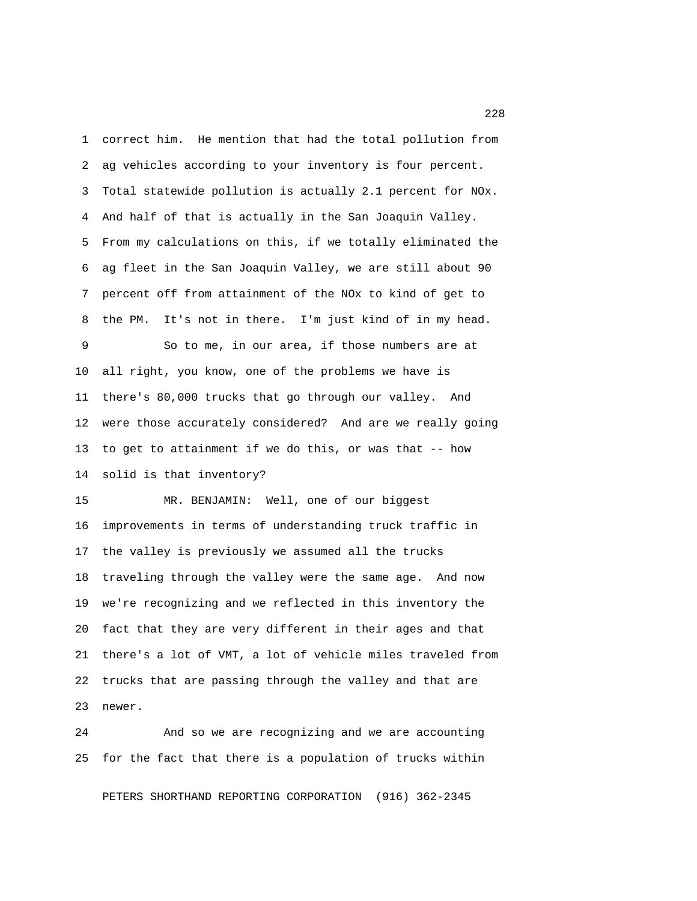correct him. He mention that had the total pollution from ag vehicles according to your inventory is four percent. Total statewide pollution is actually 2.1 percent for NOx. And half of that is actually in the San Joaquin Valley. From my calculations on this, if we totally eliminated the ag fleet in the San Joaquin Valley, we are still about 90 percent off from attainment of the NOx to kind of get to the PM. It's not in there. I'm just kind of in my head.

So to me, in our area, if those numbers are at all right, you know, one of the problems we have is there's 80,000 trucks that go through our valley. And were those accurately considered? And are we really going to get to attainment if we do this, or was that -- how solid is that inventory?

MR. BENJAMIN: Well, one of our biggest improvements in terms of understanding truck traffic in the valley is previously we assumed all the trucks traveling through the valley were the same age. And now we're recognizing and we reflected in this inventory the fact that they are very different in their ages and that there's a lot of VMT, a lot of vehicle miles traveled from trucks that are passing through the valley and that are newer.

And so we are recognizing and we are accounting for the fact that there is a population of trucks within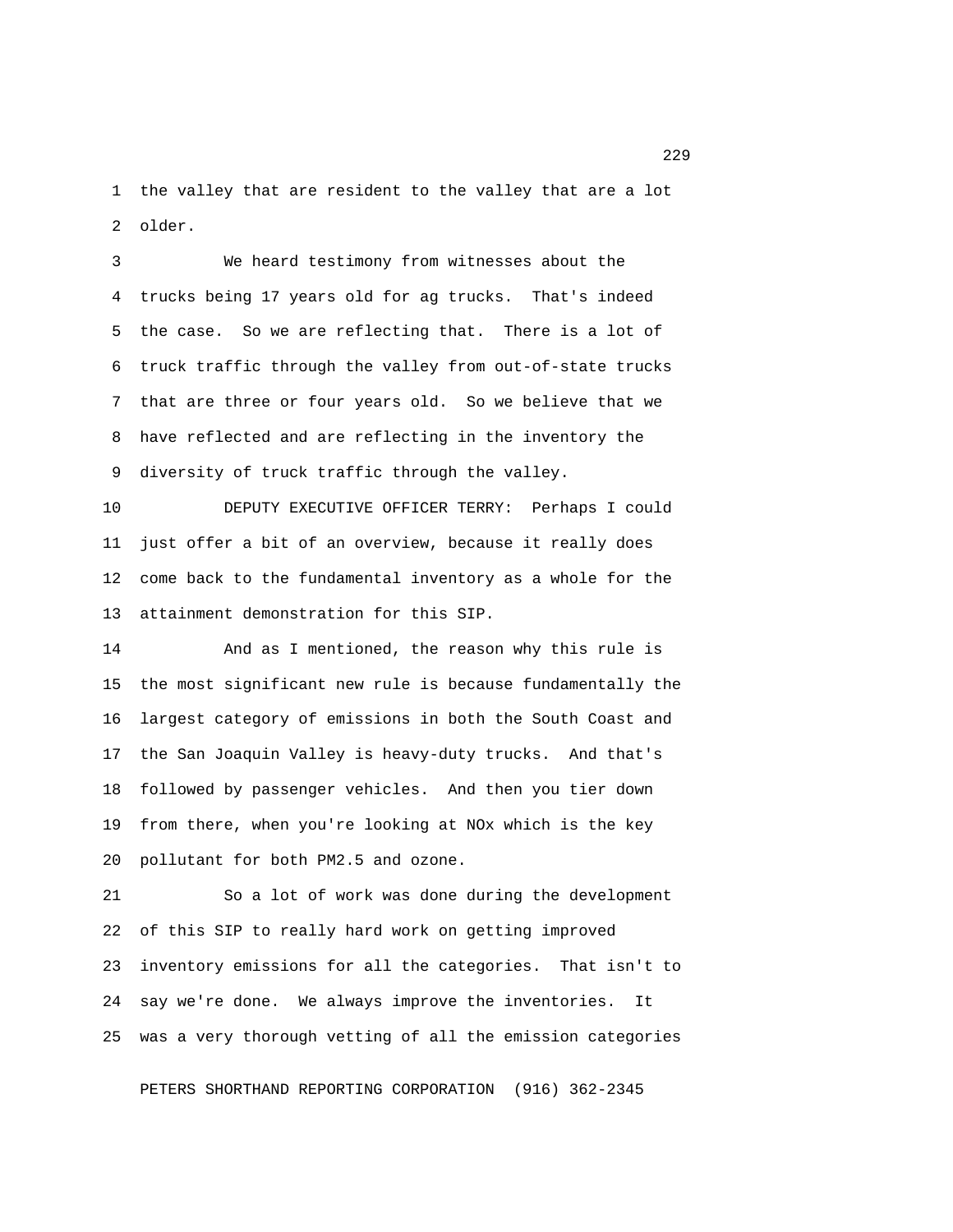the valley that are resident to the valley that are a lot older.

We heard testimony from witnesses about the trucks being 17 years old for ag trucks. That's indeed the case. So we are reflecting that. There is a lot of truck traffic through the valley from out-of-state trucks that are three or four years old. So we believe that we have reflected and are reflecting in the inventory the diversity of truck traffic through the valley.

DEPUTY EXECUTIVE OFFICER TERRY: Perhaps I could just offer a bit of an overview, because it really does come back to the fundamental inventory as a whole for the attainment demonstration for this SIP.

And as I mentioned, the reason why this rule is the most significant new rule is because fundamentally the largest category of emissions in both the South Coast and the San Joaquin Valley is heavy-duty trucks. And that's followed by passenger vehicles. And then you tier down from there, when you're looking at NOx which is the key pollutant for both PM2.5 and ozone.

So a lot of work was done during the development of this SIP to really hard work on getting improved inventory emissions for all the categories. That isn't to say we're done. We always improve the inventories. It was a very thorough vetting of all the emission categories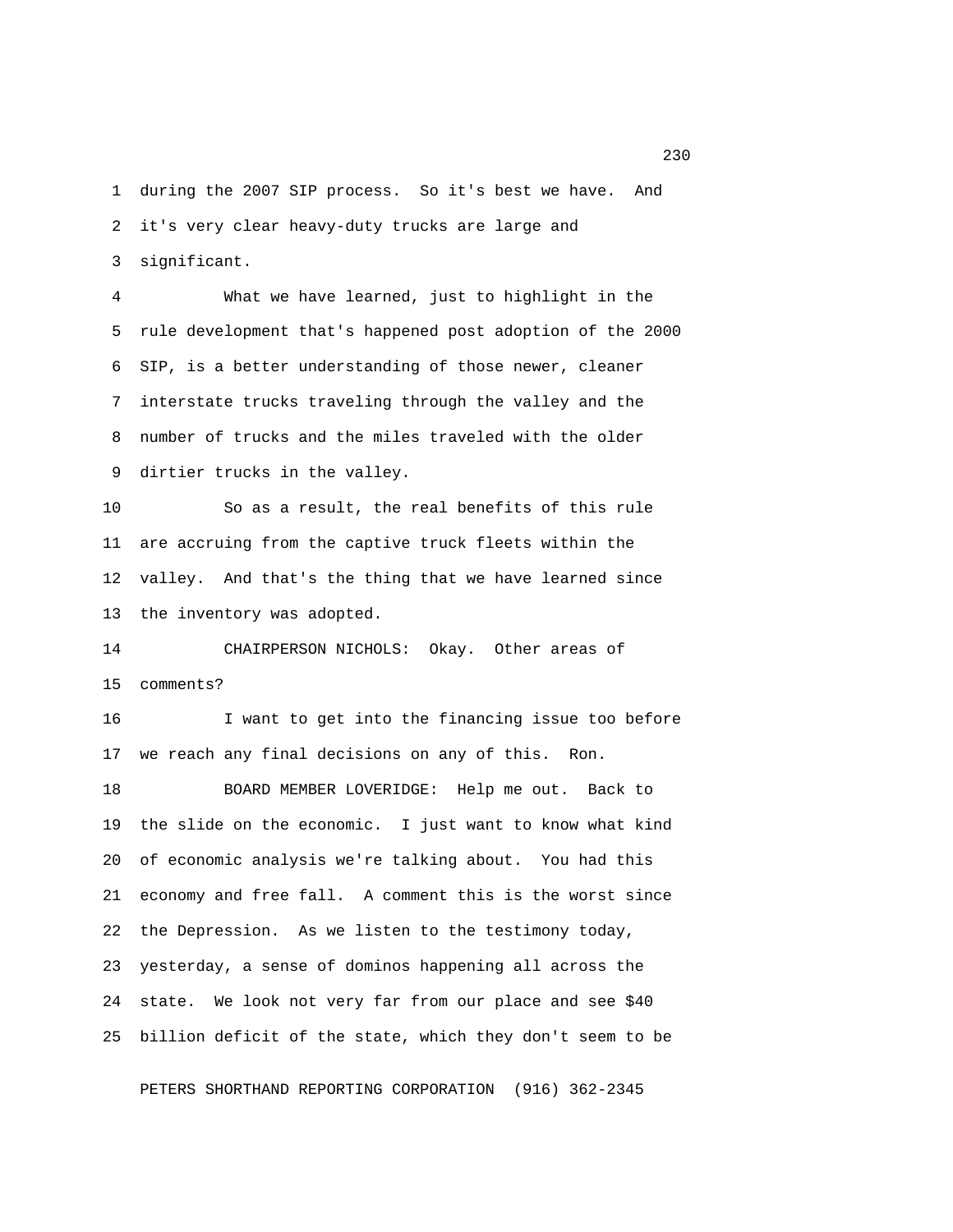during the 2007 SIP process. So it's best we have. And it's very clear heavy-duty trucks are large and significant.

What we have learned, just to highlight in the rule development that's happened post adoption of the 2000 SIP, is a better understanding of those newer, cleaner interstate trucks traveling through the valley and the number of trucks and the miles traveled with the older dirtier trucks in the valley.

So as a result, the real benefits of this rule are accruing from the captive truck fleets within the valley. And that's the thing that we have learned since the inventory was adopted.

CHAIRPERSON NICHOLS: Okay. Other areas of comments?

I want to get into the financing issue too before we reach any final decisions on any of this. Ron.

BOARD MEMBER LOVERIDGE: Help me out. Back to the slide on the economic. I just want to know what kind of economic analysis we're talking about. You had this economy and free fall. A comment this is the worst since the Depression. As we listen to the testimony today, yesterday, a sense of dominos happening all across the state. We look not very far from our place and see $40 billion deficit of the state, which they don't seem to be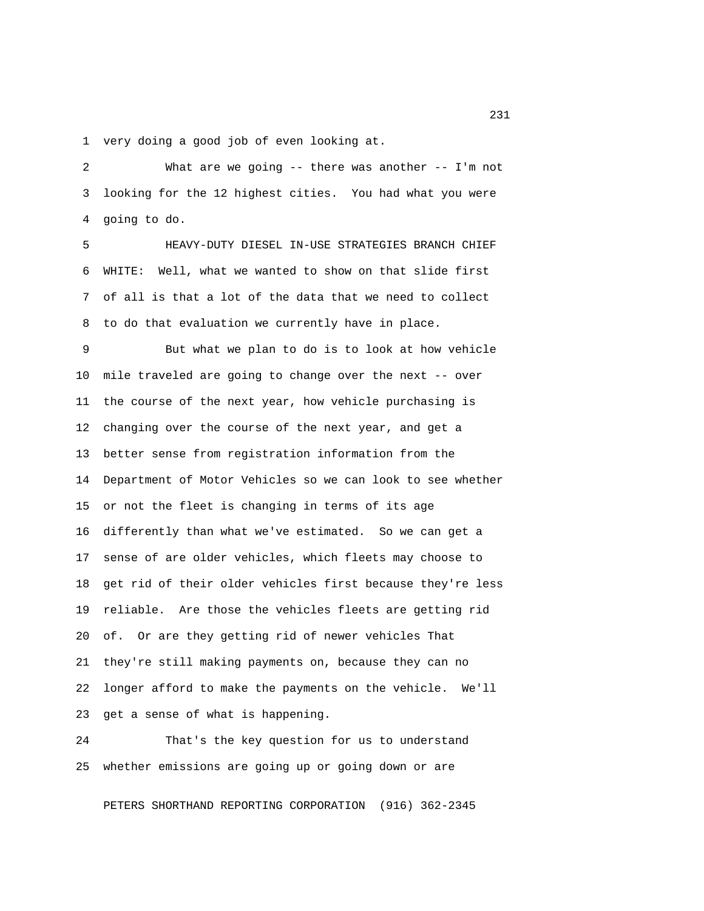very doing a good job of even looking at.

What are we going -- there was another -- I'm not looking for the 12 highest cities. You had what you were going to do.

HEAVY-DUTY DIESEL IN-USE STRATEGIES BRANCH CHIEF WHITE: Well, what we wanted to show on that slide first of all is that a lot of the data that we need to collect to do that evaluation we currently have in place.

But what we plan to do is to look at how vehicle mile traveled are going to change over the next -- over the course of the next year, how vehicle purchasing is changing over the course of the next year, and get a better sense from registration information from the Department of Motor Vehicles so we can look to see whether or not the fleet is changing in terms of its age differently than what we've estimated. So we can get a sense of are older vehicles, which fleets may choose to get rid of their older vehicles first because they're less reliable. Are those the vehicles fleets are getting rid of. Or are they getting rid of newer vehicles That they're still making payments on, because they can no longer afford to make the payments on the vehicle. We'll get a sense of what is happening.

That's the key question for us to understand whether emissions are going up or going down or are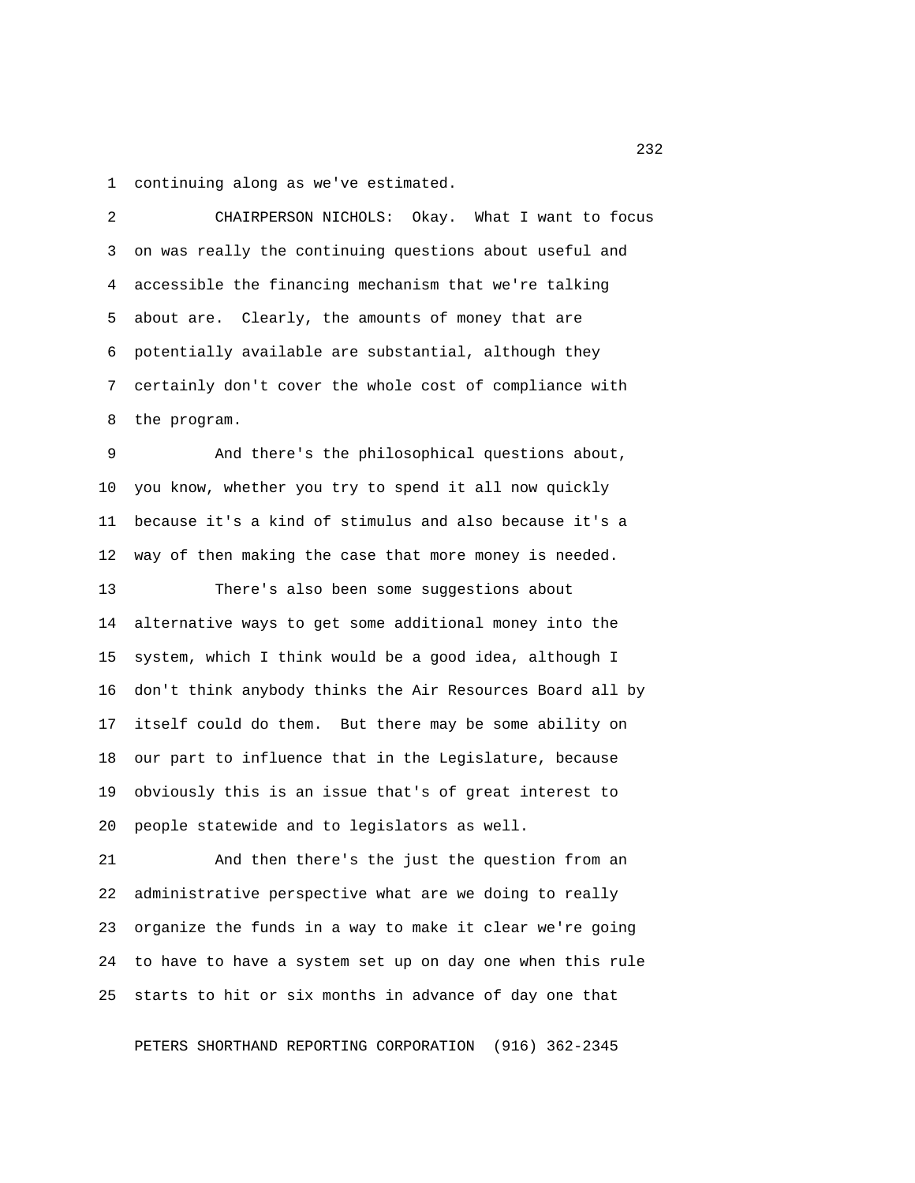continuing along as we've estimated.

CHAIRPERSON NICHOLS: Okay. What I want to focus on was really the continuing questions about useful and accessible the financing mechanism that we're talking about are. Clearly, the amounts of money that are potentially available are substantial, although they certainly don't cover the whole cost of compliance with the program.

And there's the philosophical questions about, you know, whether you try to spend it all now quickly because it's a kind of stimulus and also because it's a way of then making the case that more money is needed.

There's also been some suggestions about alternative ways to get some additional money into the system, which I think would be a good idea, although I don't think anybody thinks the Air Resources Board all by itself could do them. But there may be some ability on our part to influence that in the Legislature, because obviously this is an issue that's of great interest to people statewide and to legislators as well.

And then there's the just the question from an administrative perspective what are we doing to really organize the funds in a way to make it clear we're going to have to have a system set up on day one when this rule starts to hit or six months in advance of day one that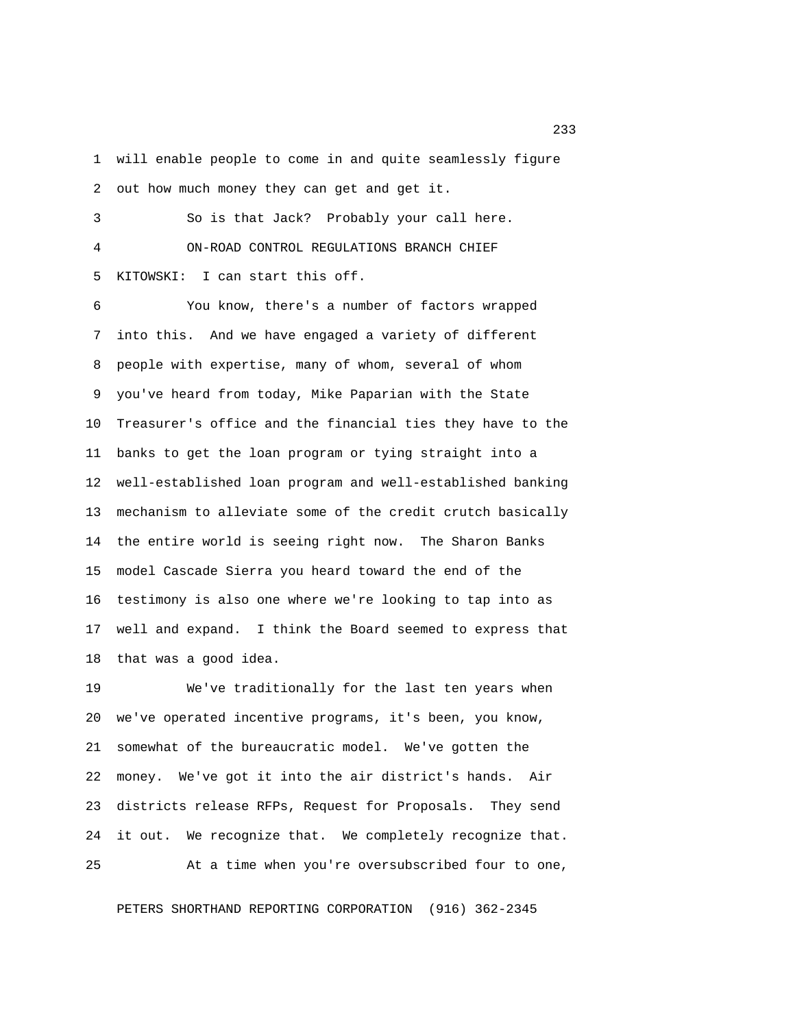will enable people to come in and quite seamlessly figure out how much money they can get and get it.

So is that Jack? Probably your call here.

ON-ROAD CONTROL REGULATIONS BRANCH CHIEF KITOWSKI: I can start this off.

You know, there's a number of factors wrapped into this. And we have engaged a variety of different people with expertise, many of whom, several of whom you've heard from today, Mike Paparian with the State Treasurer's office and the financial ties they have to the banks to get the loan program or tying straight into a well-established loan program and well-established banking mechanism to alleviate some of the credit crutch basically the entire world is seeing right now. The Sharon Banks model Cascade Sierra you heard toward the end of the testimony is also one where we're looking to tap into as well and expand. I think the Board seemed to express that that was a good idea.

We've traditionally for the last ten years when we've operated incentive programs, it's been, you know, somewhat of the bureaucratic model. We've gotten the money. We've got it into the air district's hands. Air districts release RFPs, Request for Proposals. They send it out. We recognize that. We completely recognize that.

At a time when you're oversubscribed four to one,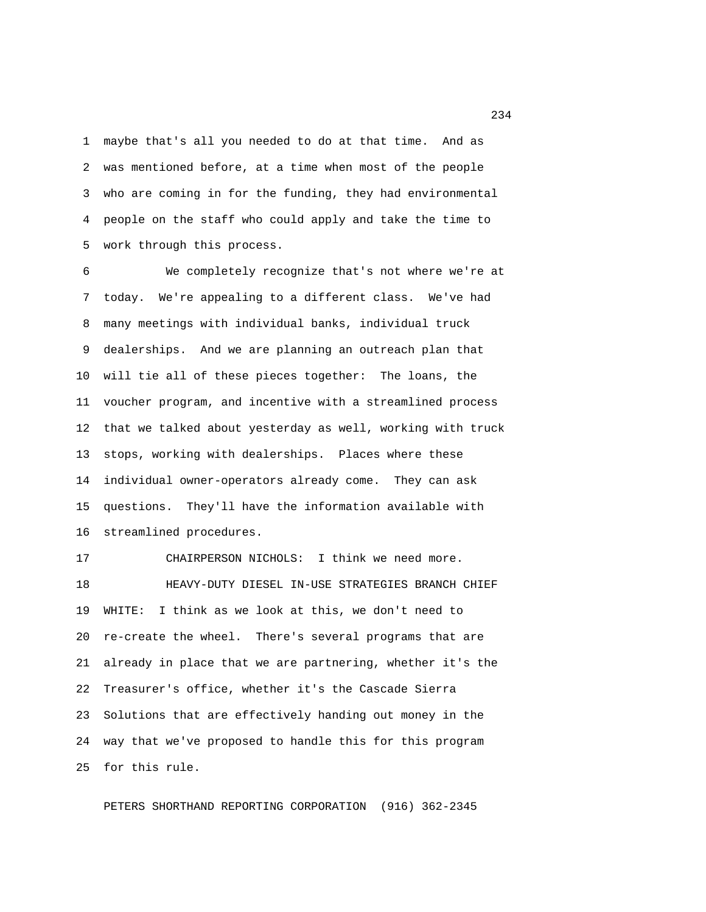maybe that's all you needed to do at that time. And as was mentioned before, at a time when most of the people who are coming in for the funding, they had environmental people on the staff who could apply and take the time to work through this process.

We completely recognize that's not where we're at today. We're appealing to a different class. We've had many meetings with individual banks, individual truck dealerships. And we are planning an outreach plan that will tie all of these pieces together: The loans, the voucher program, and incentive with a streamlined process that we talked about yesterday as well, working with truck stops, working with dealerships. Places where these individual owner-operators already come. They can ask questions. They'll have the information available with streamlined procedures.

CHAIRPERSON NICHOLS: I think we need more.

HEAVY-DUTY DIESEL IN-USE STRATEGIES BRANCH CHIEF WHITE: I think as we look at this, we don't need to re-create the wheel. There's several programs that are already in place that we are partnering, whether it's the Treasurer's office, whether it's the Cascade Sierra Solutions that are effectively handing out money in the way that we've proposed to handle this for this program for this rule.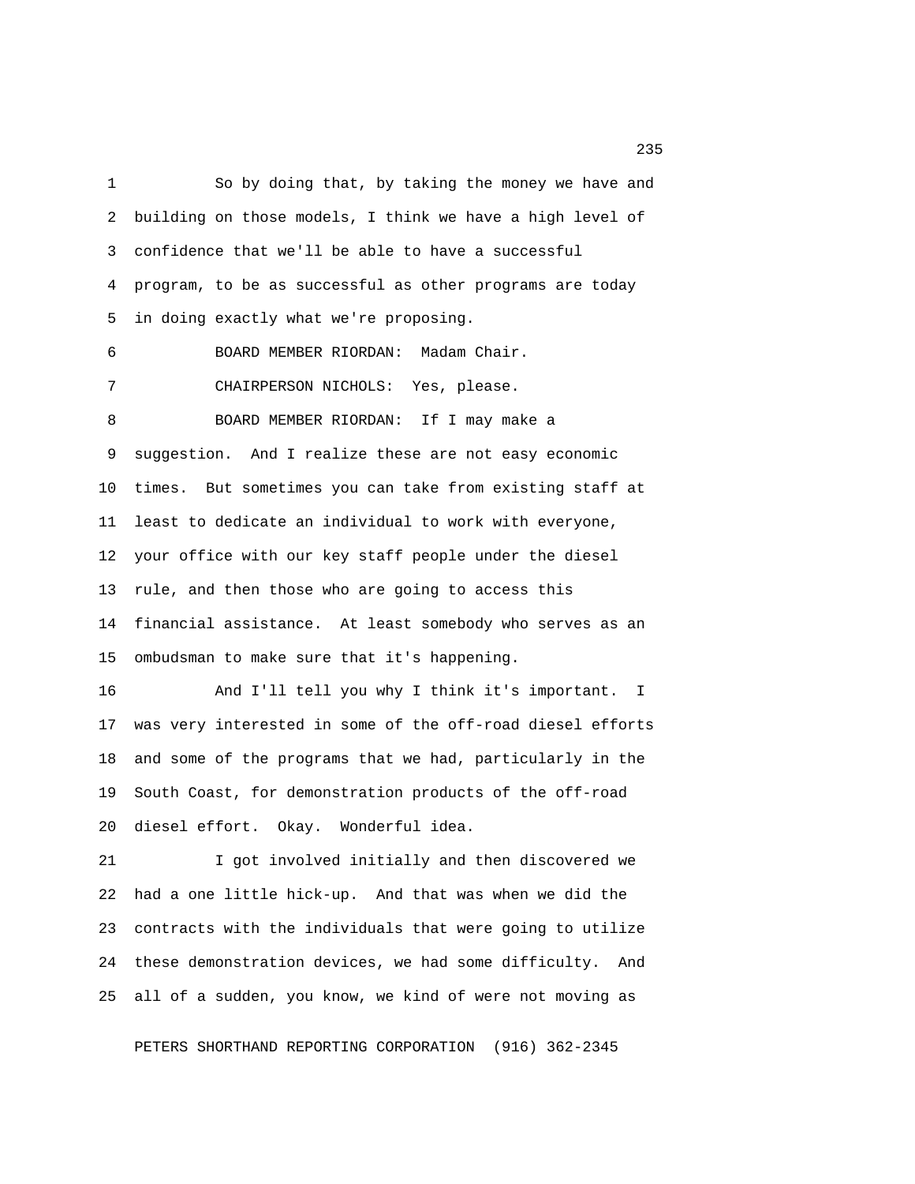So by doing that, by taking the money we have and building on those models, I think we have a high level of confidence that we'll be able to have a successful program, to be as successful as other programs are today in doing exactly what we're proposing.

BOARD MEMBER RIORDAN: Madam Chair.

CHAIRPERSON NICHOLS: Yes, please.

BOARD MEMBER RIORDAN: If I may make a suggestion. And I realize these are not easy economic times. But sometimes you can take from existing staff at least to dedicate an individual to work with everyone, your office with our key staff people under the diesel rule, and then those who are going to access this financial assistance. At least somebody who serves as an ombudsman to make sure that it's happening.

And I'll tell you why I think it's important. I was very interested in some of the off-road diesel efforts and some of the programs that we had, particularly in the South Coast, for demonstration products of the off-road diesel effort. Okay. Wonderful idea.

I got involved initially and then discovered we had a one little hick-up. And that was when we did the contracts with the individuals that were going to utilize these demonstration devices, we had some difficulty. And all of a sudden, you know, we kind of were not moving as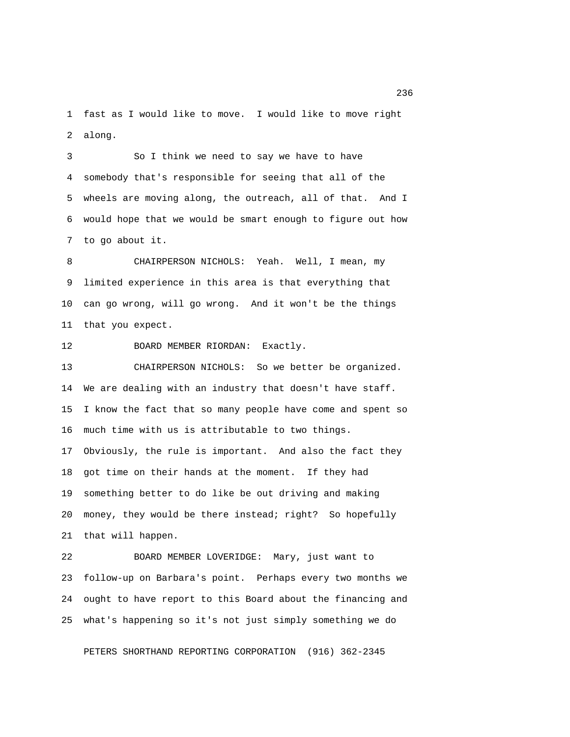fast as I would like to move. I would like to move right along.

So I think we need to say we have to have somebody that's responsible for seeing that all of the wheels are moving along, the outreach, all of that. And I would hope that we would be smart enough to figure out how to go about it.

CHAIRPERSON NICHOLS: Yeah. Well, I mean, my limited experience in this area is that everything that can go wrong, will go wrong. And it won't be the things that you expect.

BOARD MEMBER RIORDAN: Exactly.

CHAIRPERSON NICHOLS: So we better be organized. We are dealing with an industry that doesn't have staff. I know the fact that so many people have come and spent so much time with us is attributable to two things. Obviously, the rule is important. And also the fact they got time on their hands at the moment. If they had something better to do like be out driving and making money, they would be there instead; right? So hopefully that will happen.

BOARD MEMBER LOVERIDGE: Mary, just want to follow-up on Barbara's point. Perhaps every two months we ought to have report to this Board about the financing and what's happening so it's not just simply something we do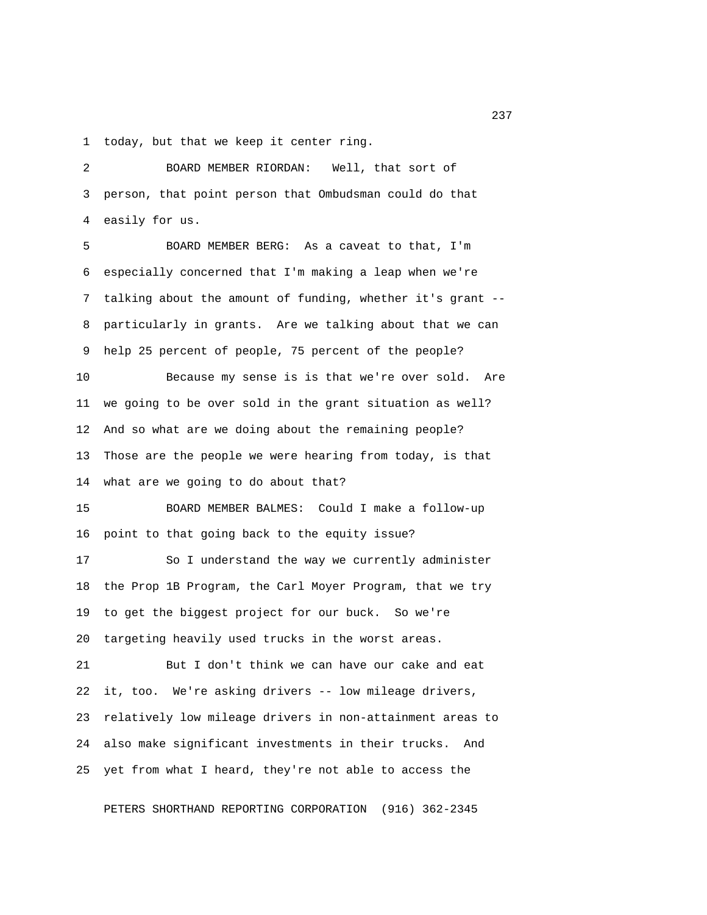today, but that we keep it center ring.

BOARD MEMBER RIORDAN: Well, that sort of person, that point person that Ombudsman could do that easily for us.

BOARD MEMBER BERG: As a caveat to that, I'm especially concerned that I'm making a leap when we're talking about the amount of funding, whether it's grant -- particularly in grants. Are we talking about that we can help 25 percent of people, 75 percent of the people?

Because my sense is is that we're over sold. Are we going to be over sold in the grant situation as well? And so what are we doing about the remaining people? Those are the people we were hearing from today, is that what are we going to do about that?

BOARD MEMBER BALMES: Could I make a follow-up point to that going back to the equity issue?

So I understand the way we currently administer the Prop 1B Program, the Carl Moyer Program, that we try to get the biggest project for our buck. So we're targeting heavily used trucks in the worst areas.

But I don't think we can have our cake and eat it, too. We're asking drivers -- low mileage drivers, relatively low mileage drivers in non-attainment areas to also make significant investments in their trucks. And yet from what I heard, they're not able to access the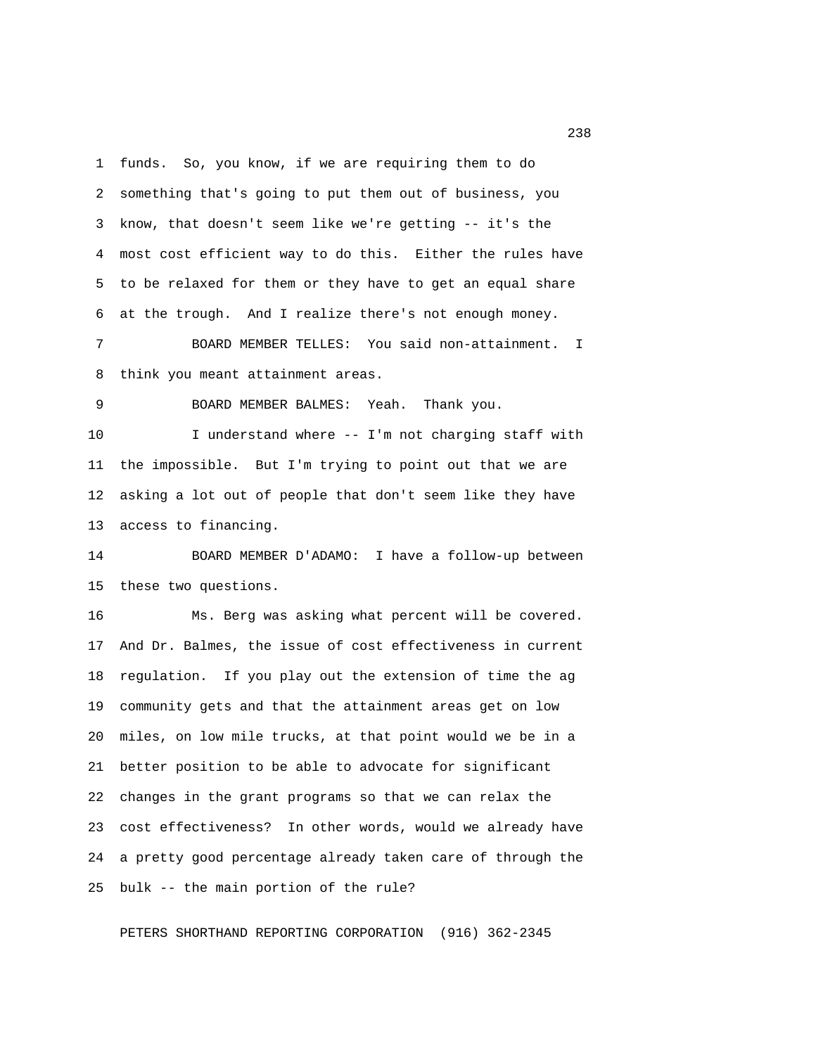funds. So, you know, if we are requiring them to do something that's going to put them out of business, you know, that doesn't seem like we're getting -- it's the most cost efficient way to do this. Either the rules have to be relaxed for them or they have to get an equal share at the trough. And I realize there's not enough money.

BOARD MEMBER TELLES: You said non-attainment. I think you meant attainment areas.

BOARD MEMBER BALMES: Yeah. Thank you.

I understand where -- I'm not charging staff with the impossible. But I'm trying to point out that we are asking a lot out of people that don't seem like they have access to financing.

BOARD MEMBER D'ADAMO: I have a follow-up between these two questions.

Ms. Berg was asking what percent will be covered. And Dr. Balmes, the issue of cost effectiveness in current regulation. If you play out the extension of time the ag community gets and that the attainment areas get on low miles, on low mile trucks, at that point would we be in a better position to be able to advocate for significant changes in the grant programs so that we can relax the cost effectiveness? In other words, would we already have a pretty good percentage already taken care of through the bulk -- the main portion of the rule?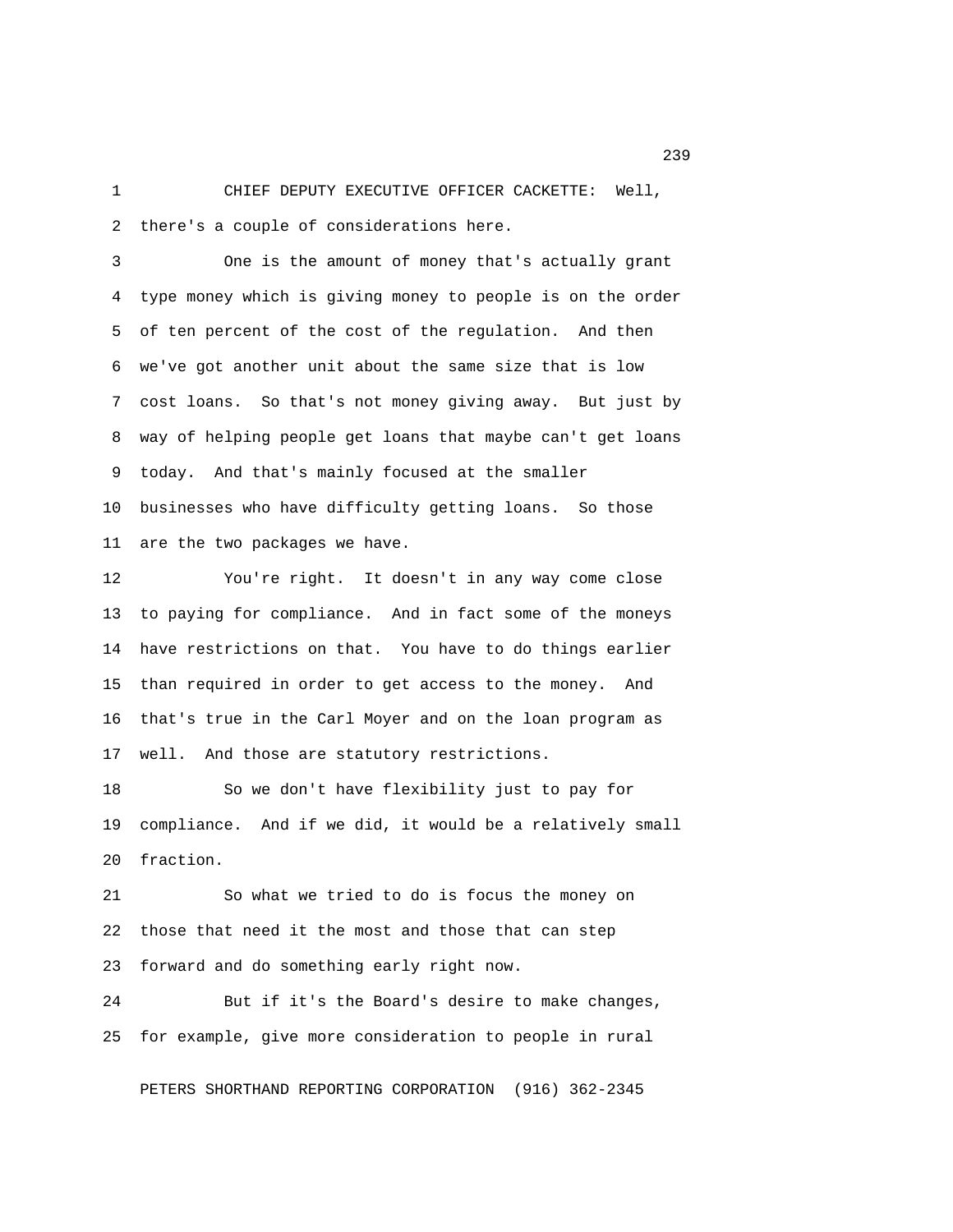CHIEF DEPUTY EXECUTIVE OFFICER CACKETTE: Well, there's a couple of considerations here.

One is the amount of money that's actually grant type money which is giving money to people is on the order of ten percent of the cost of the regulation. And then we've got another unit about the same size that is low cost loans. So that's not money giving away. But just by way of helping people get loans that maybe can't get loans today. And that's mainly focused at the smaller businesses who have difficulty getting loans. So those are the two packages we have.

You're right. It doesn't in any way come close to paying for compliance. And in fact some of the moneys have restrictions on that. You have to do things earlier than required in order to get access to the money. And that's true in the Carl Moyer and on the loan program as well. And those are statutory restrictions.

So we don't have flexibility just to pay for compliance. And if we did, it would be a relatively small fraction.

So what we tried to do is focus the money on those that need it the most and those that can step forward and do something early right now.

But if it's the Board's desire to make changes, for example, give more consideration to people in rural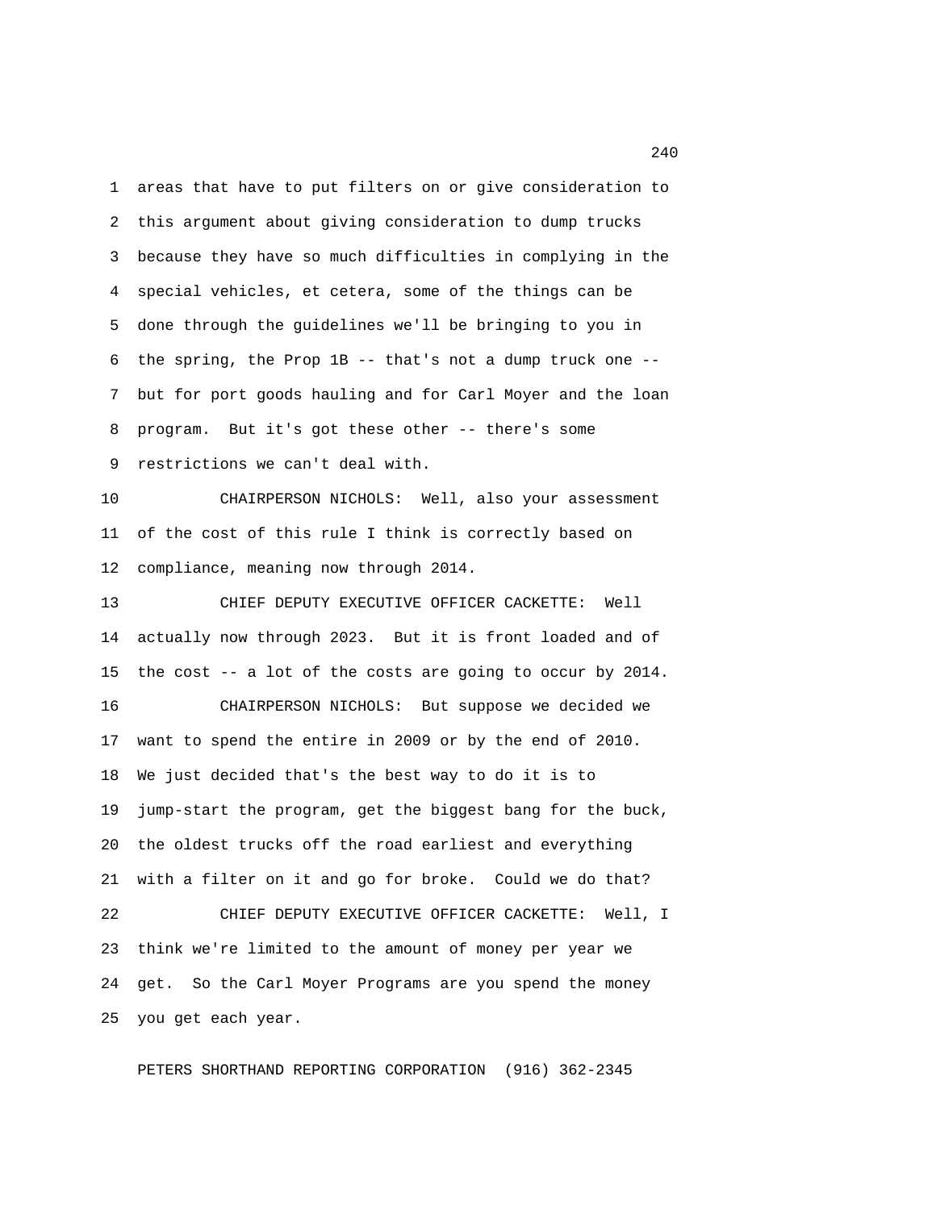areas that have to put filters on or give consideration to this argument about giving consideration to dump trucks because they have so much difficulties in complying in the special vehicles, et cetera, some of the things can be done through the guidelines we'll be bringing to you in the spring, the Prop 1B -- that's not a dump truck one -- but for port goods hauling and for Carl Moyer and the loan program. But it's got these other -- there's some restrictions we can't deal with.

CHAIRPERSON NICHOLS: Well, also your assessment of the cost of this rule I think is correctly based on compliance, meaning now through 2014.

CHIEF DEPUTY EXECUTIVE OFFICER CACKETTE: Well actually now through 2023. But it is front loaded and of the cost -- a lot of the costs are going to occur by 2014.

CHAIRPERSON NICHOLS: But suppose we decided we want to spend the entire in 2009 or by the end of 2010. We just decided that's the best way to do it is to jump-start the program, get the biggest bang for the buck, the oldest trucks off the road earliest and everything with a filter on it and go for broke. Could we do that?

CHIEF DEPUTY EXECUTIVE OFFICER CACKETTE: Well, I think we're limited to the amount of money per year we get. So the Carl Moyer Programs are you spend the money you get each year.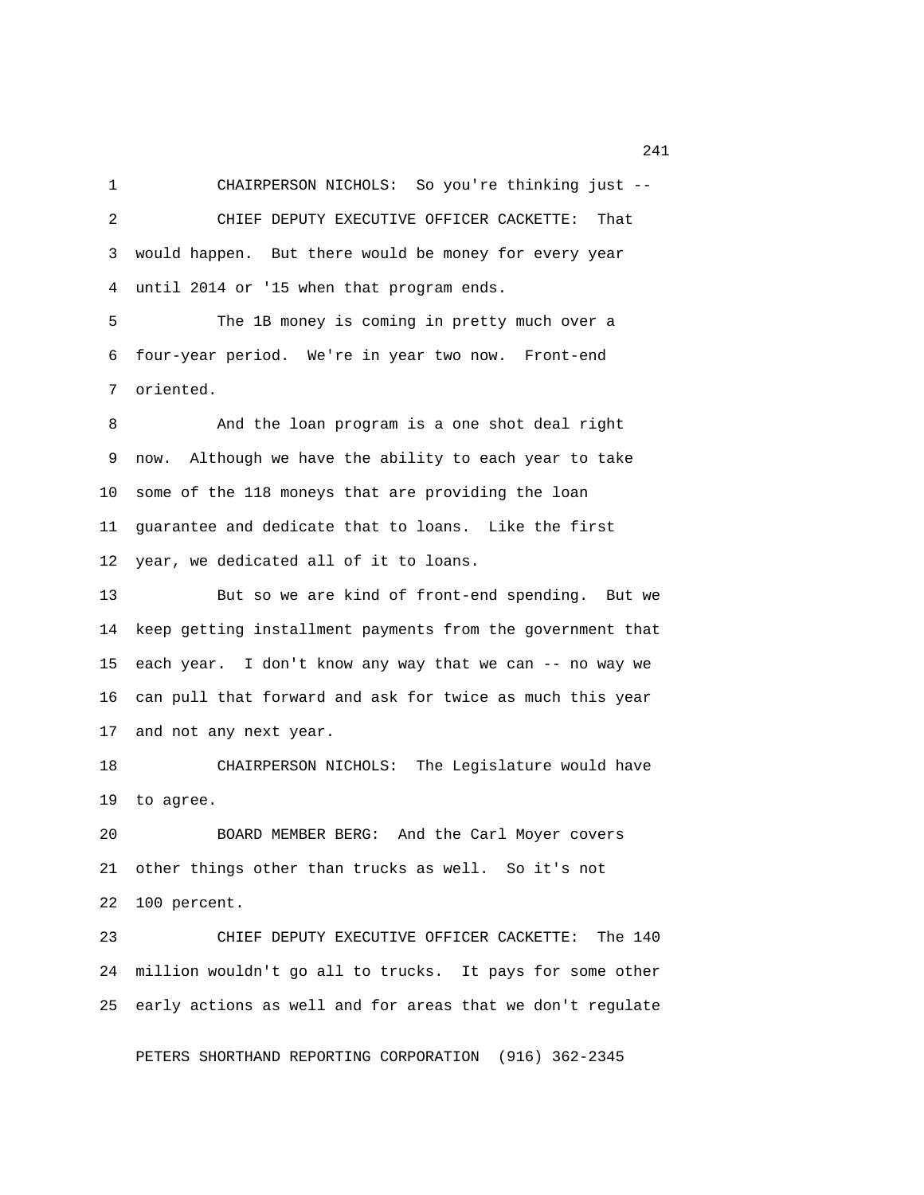CHAIRPERSON NICHOLS: So you're thinking just --

CHIEF DEPUTY EXECUTIVE OFFICER CACKETTE: That would happen. But there would be money for every year until 2014 or '15 when that program ends.

The 1B money is coming in pretty much over a four-year period. We're in year two now. Front-end oriented.

And the loan program is a one shot deal right now. Although we have the ability to each year to take some of the 118 moneys that are providing the loan guarantee and dedicate that to loans. Like the first year, we dedicated all of it to loans.

But so we are kind of front-end spending. But we keep getting installment payments from the government that each year. I don't know any way that we can -- no way we can pull that forward and ask for twice as much this year and not any next year.

CHAIRPERSON NICHOLS: The Legislature would have to agree.

BOARD MEMBER BERG: And the Carl Moyer covers other things other than trucks as well. So it's not 100 percent.

CHIEF DEPUTY EXECUTIVE OFFICER CACKETTE: The 140 million wouldn't go all to trucks. It pays for some other early actions as well and for areas that we don't regulate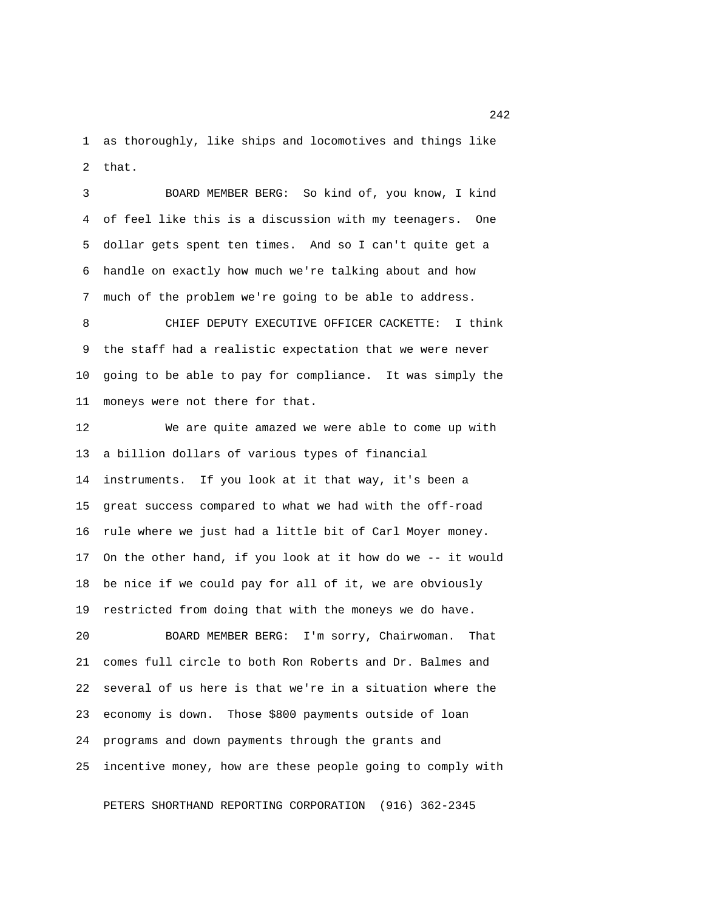as thoroughly, like ships and locomotives and things like that.

BOARD MEMBER BERG: So kind of, you know, I kind of feel like this is a discussion with my teenagers. One dollar gets spent ten times. And so I can't quite get a handle on exactly how much we're talking about and how much of the problem we're going to be able to address.

CHIEF DEPUTY EXECUTIVE OFFICER CACKETTE: I think the staff had a realistic expectation that we were never going to be able to pay for compliance. It was simply the moneys were not there for that.

We are quite amazed we were able to come up with a billion dollars of various types of financial instruments. If you look at it that way, it's been a great success compared to what we had with the off-road rule where we just had a little bit of Carl Moyer money. On the other hand, if you look at it how do we -- it would be nice if we could pay for all of it, we are obviously restricted from doing that with the moneys we do have.

BOARD MEMBER BERG: I'm sorry, Chairwoman. That comes full circle to both Ron Roberts and Dr. Balmes and several of us here is that we're in a situation where the economy is down. Those $800 payments outside of loan programs and down payments through the grants and incentive money, how are these people going to comply with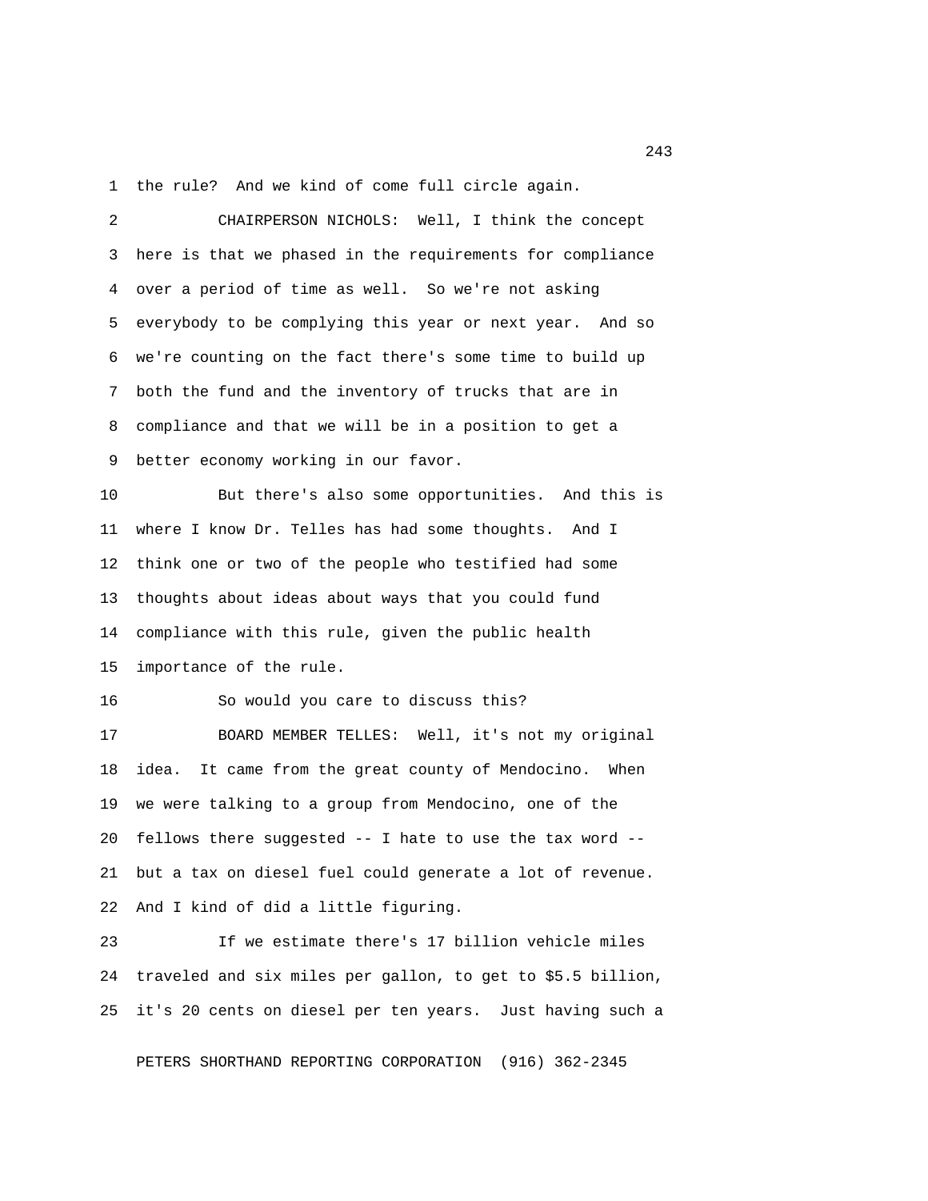the rule? And we kind of come full circle again.

CHAIRPERSON NICHOLS: Well, I think the concept here is that we phased in the requirements for compliance over a period of time as well. So we're not asking everybody to be complying this year or next year. And so we're counting on the fact there's some time to build up both the fund and the inventory of trucks that are in compliance and that we will be in a position to get a better economy working in our favor.

But there's also some opportunities. And this is where I know Dr. Telles has had some thoughts. And I think one or two of the people who testified had some thoughts about ideas about ways that you could fund compliance with this rule, given the public health importance of the rule.

So would you care to discuss this?

BOARD MEMBER TELLES: Well, it's not my original idea. It came from the great county of Mendocino. When we were talking to a group from Mendocino, one of the fellows there suggested -- I hate to use the tax word -- but a tax on diesel fuel could generate a lot of revenue. And I kind of did a little figuring.

If we estimate there's 17 billion vehicle miles traveled and six miles per gallon, to get to $5.5 billion, it's 20 cents on diesel per ten years. Just having such a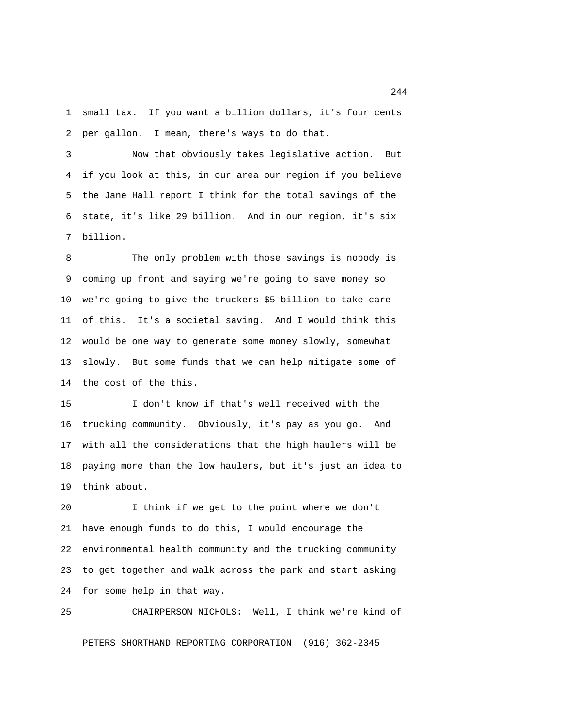small tax. If you want a billion dollars, it's four cents per gallon. I mean, there's ways to do that.

Now that obviously takes legislative action. But if you look at this, in our area our region if you believe the Jane Hall report I think for the total savings of the state, it's like 29 billion. And in our region, it's six billion.

The only problem with those savings is nobody is coming up front and saying we're going to save money so we're going to give the truckers $5 billion to take care of this. It's a societal saving. And I would think this would be one way to generate some money slowly, somewhat slowly. But some funds that we can help mitigate some of the cost of the this.

I don't know if that's well received with the trucking community. Obviously, it's pay as you go. And with all the considerations that the high haulers will be paying more than the low haulers, but it's just an idea to think about.

I think if we get to the point where we don't have enough funds to do this, I would encourage the environmental health community and the trucking community to get together and walk across the park and start asking for some help in that way.

CHAIRPERSON NICHOLS: Well, I think we're kind of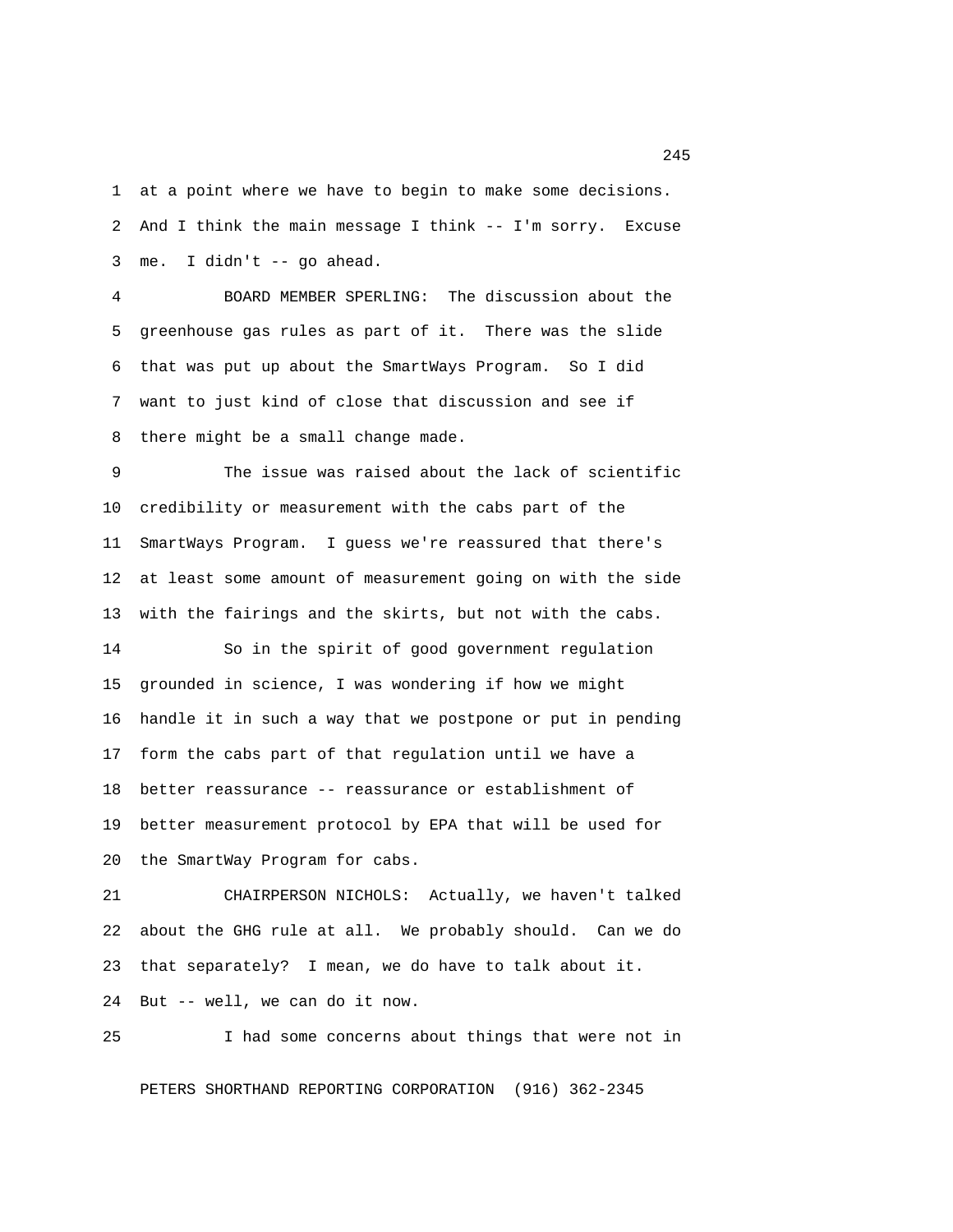at a point where we have to begin to make some decisions. And I think the main message I think -- I'm sorry. Excuse me. I didn't -- go ahead.

BOARD MEMBER SPERLING: The discussion about the greenhouse gas rules as part of it. There was the slide that was put up about the SmartWays Program. So I did want to just kind of close that discussion and see if there might be a small change made.

The issue was raised about the lack of scientific credibility or measurement with the cabs part of the SmartWays Program. I guess we're reassured that there's at least some amount of measurement going on with the side with the fairings and the skirts, but not with the cabs.

So in the spirit of good government regulation grounded in science, I was wondering if how we might handle it in such a way that we postpone or put in pending form the cabs part of that regulation until we have a better reassurance -- reassurance or establishment of better measurement protocol by EPA that will be used for the SmartWay Program for cabs.

CHAIRPERSON NICHOLS: Actually, we haven't talked about the GHG rule at all. We probably should. Can we do that separately? I mean, we do have to talk about it. But -- well, we can do it now.

I had some concerns about things that were not in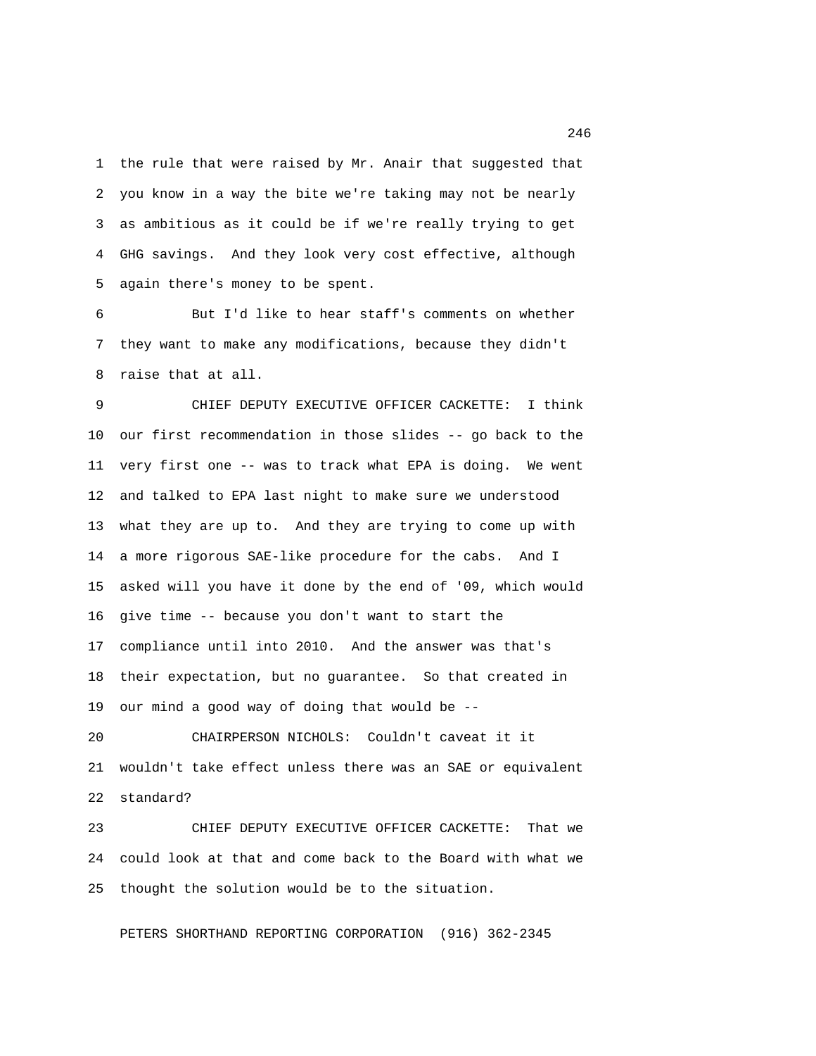the rule that were raised by Mr. Anair that suggested that you know in a way the bite we're taking may not be nearly as ambitious as it could be if we're really trying to get GHG savings. And they look very cost effective, although again there's money to be spent.

But I'd like to hear staff's comments on whether they want to make any modifications, because they didn't raise that at all.

CHIEF DEPUTY EXECUTIVE OFFICER CACKETTE: I think our first recommendation in those slides -- go back to the very first one -- was to track what EPA is doing. We went and talked to EPA last night to make sure we understood what they are up to. And they are trying to come up with a more rigorous SAE-like procedure for the cabs. And I asked will you have it done by the end of '09, which would give time -- because you don't want to start the compliance until into 2010. And the answer was that's their expectation, but no guarantee. So that created in our mind a good way of doing that would be --

CHAIRPERSON NICHOLS: Couldn't caveat it it wouldn't take effect unless there was an SAE or equivalent standard?

CHIEF DEPUTY EXECUTIVE OFFICER CACKETTE: That we could look at that and come back to the Board with what we thought the solution would be to the situation.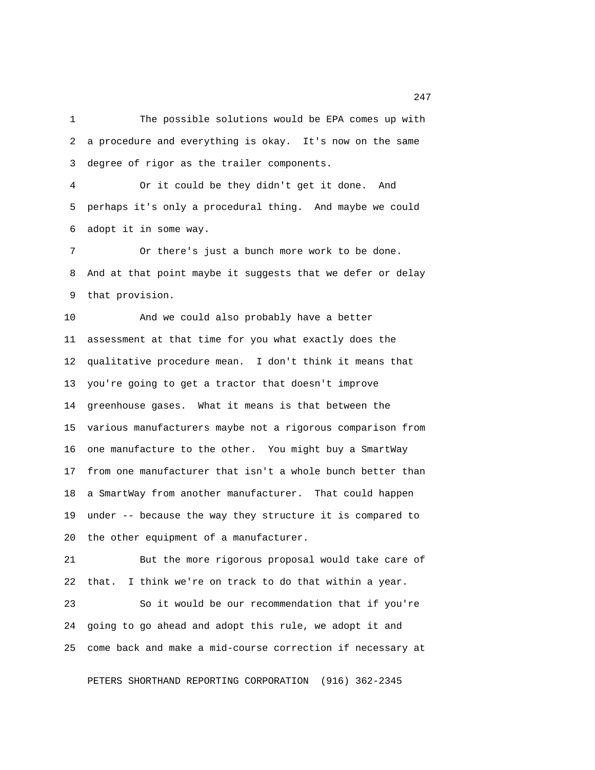The possible solutions would be EPA comes up with a procedure and everything is okay. It's now on the same degree of rigor as the trailer components.

Or it could be they didn't get it done. And perhaps it's only a procedural thing. And maybe we could adopt it in some way.

Or there's just a bunch more work to be done. And at that point maybe it suggests that we defer or delay that provision.

And we could also probably have a better assessment at that time for you what exactly does the qualitative procedure mean. I don't think it means that you're going to get a tractor that doesn't improve greenhouse gases. What it means is that between the various manufacturers maybe not a rigorous comparison from one manufacture to the other. You might buy a SmartWay from one manufacturer that isn't a whole bunch better than a SmartWay from another manufacturer. That could happen under -- because the way they structure it is compared to the other equipment of a manufacturer.

But the more rigorous proposal would take care of that. I think we're on track to do that within a year.

So it would be our recommendation that if you're going to go ahead and adopt this rule, we adopt it and come back and make a mid-course correction if necessary at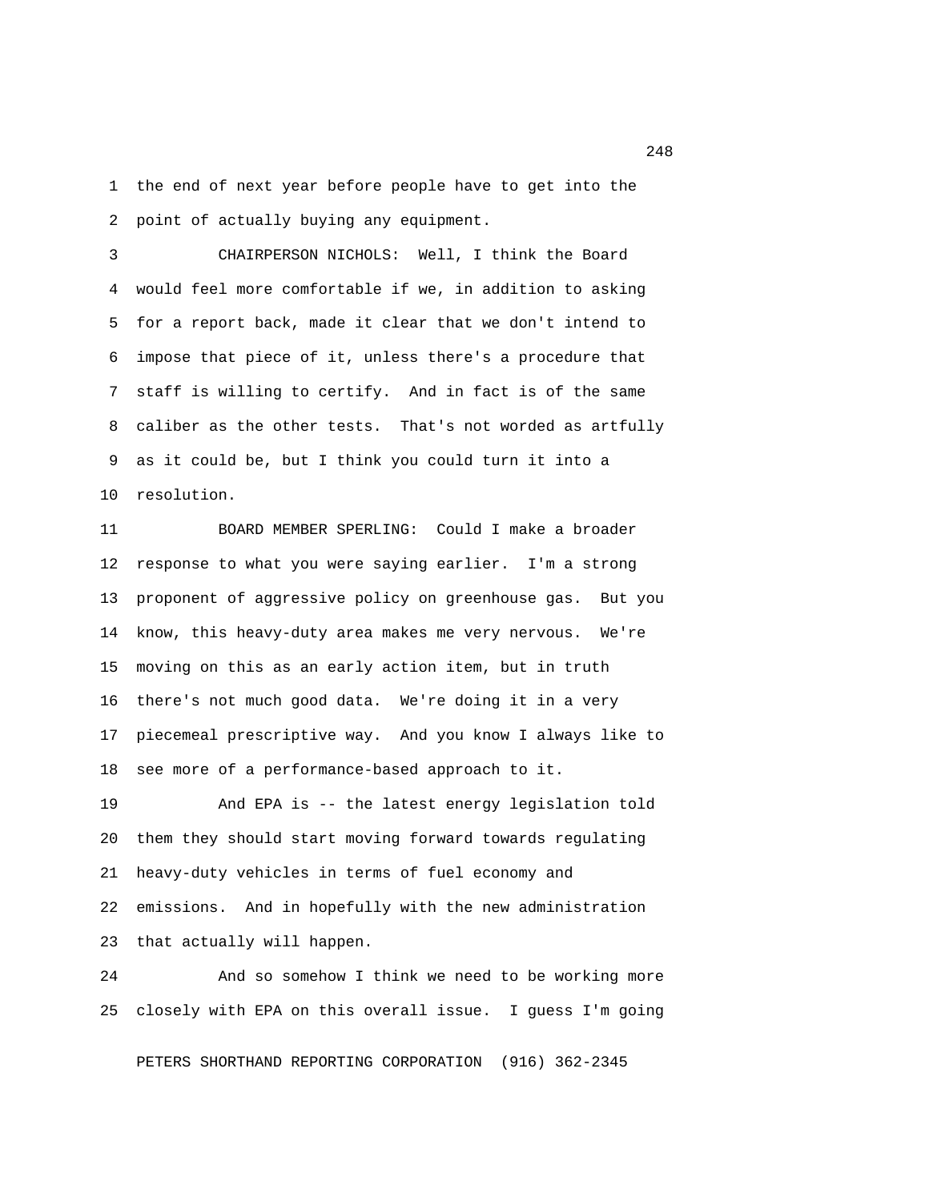the end of next year before people have to get into the point of actually buying any equipment.

CHAIRPERSON NICHOLS: Well, I think the Board would feel more comfortable if we, in addition to asking for a report back, made it clear that we don't intend to impose that piece of it, unless there's a procedure that staff is willing to certify. And in fact is of the same caliber as the other tests. That's not worded as artfully as it could be, but I think you could turn it into a resolution.

BOARD MEMBER SPERLING: Could I make a broader response to what you were saying earlier. I'm a strong proponent of aggressive policy on greenhouse gas. But you know, this heavy-duty area makes me very nervous. We're moving on this as an early action item, but in truth there's not much good data. We're doing it in a very piecemeal prescriptive way. And you know I always like to see more of a performance-based approach to it.

And EPA is -- the latest energy legislation told them they should start moving forward towards regulating heavy-duty vehicles in terms of fuel economy and emissions. And in hopefully with the new administration that actually will happen.

And so somehow I think we need to be working more closely with EPA on this overall issue. I guess I'm going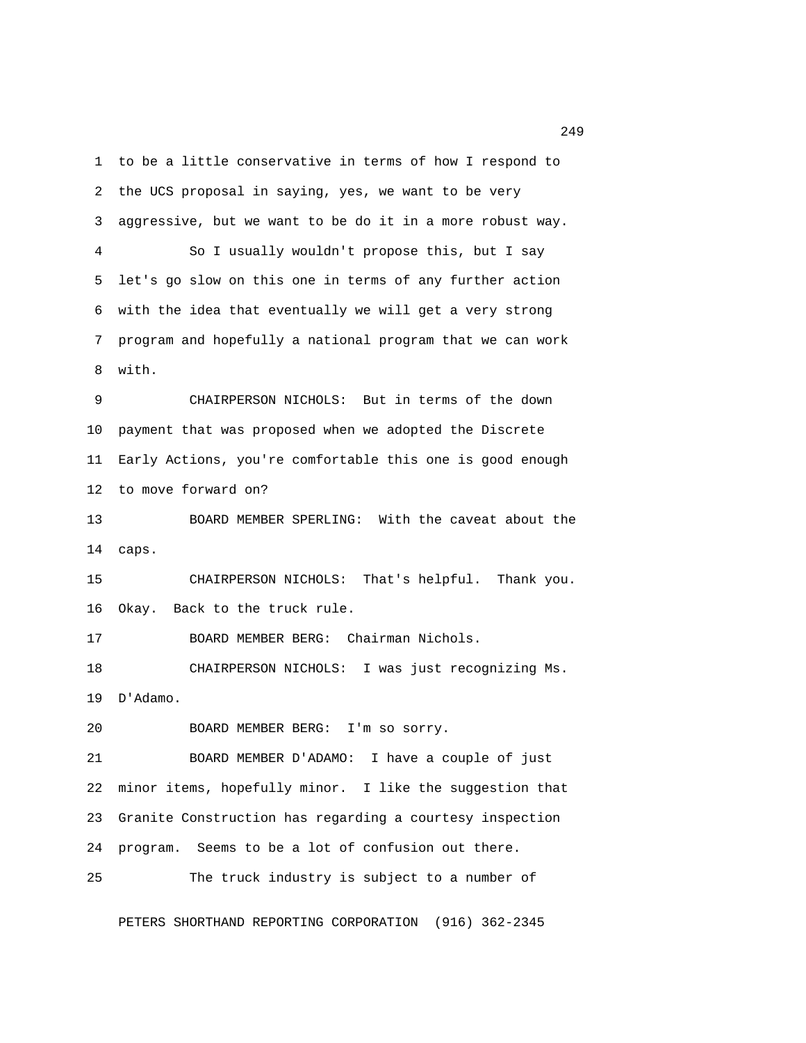to be a little conservative in terms of how I respond to the UCS proposal in saying, yes, we want to be very aggressive, but we want to be do it in a more robust way.

So I usually wouldn't propose this, but I say let's go slow on this one in terms of any further action with the idea that eventually we will get a very strong program and hopefully a national program that we can work with.

CHAIRPERSON NICHOLS: But in terms of the down payment that was proposed when we adopted the Discrete Early Actions, you're comfortable this one is good enough to move forward on?

BOARD MEMBER SPERLING: With the caveat about the caps.

CHAIRPERSON NICHOLS: That's helpful. Thank you. Okay. Back to the truck rule.

BOARD MEMBER BERG: Chairman Nichols.

CHAIRPERSON NICHOLS: I was just recognizing Ms. D'Adamo.

BOARD MEMBER BERG: I'm so sorry.

BOARD MEMBER D'ADAMO: I have a couple of just minor items, hopefully minor. I like the suggestion that Granite Construction has regarding a courtesy inspection program. Seems to be a lot of confusion out there.

The truck industry is subject to a number of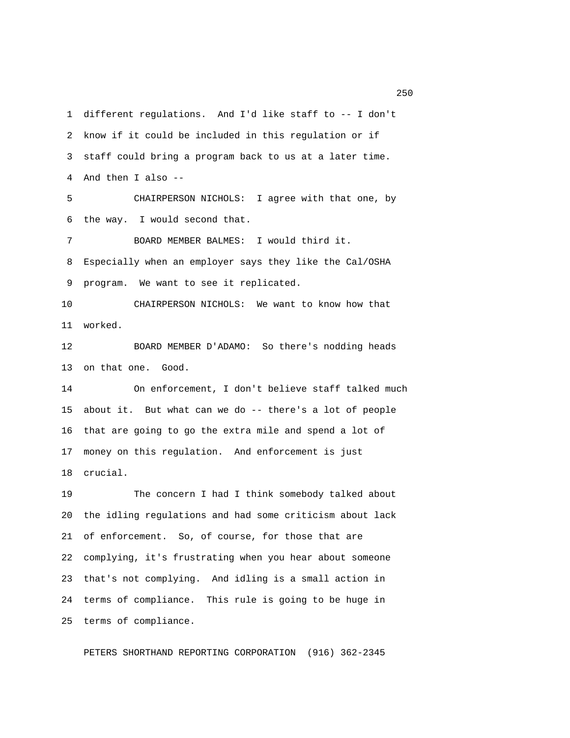different regulations. And I'd like staff to -- I don't know if it could be included in this regulation or if staff could bring a program back to us at a later time. And then I also --

CHAIRPERSON NICHOLS: I agree with that one, by the way. I would second that.

BOARD MEMBER BALMES: I would third it. Especially when an employer says they like the Cal/OSHA program. We want to see it replicated.

CHAIRPERSON NICHOLS: We want to know how that worked.

BOARD MEMBER D'ADAMO: So there's nodding heads on that one. Good.

On enforcement, I don't believe staff talked much about it. But what can we do -- there's a lot of people that are going to go the extra mile and spend a lot of money on this regulation. And enforcement is just crucial.

The concern I had I think somebody talked about the idling regulations and had some criticism about lack of enforcement. So, of course, for those that are complying, it's frustrating when you hear about someone that's not complying. And idling is a small action in terms of compliance. This rule is going to be huge in terms of compliance.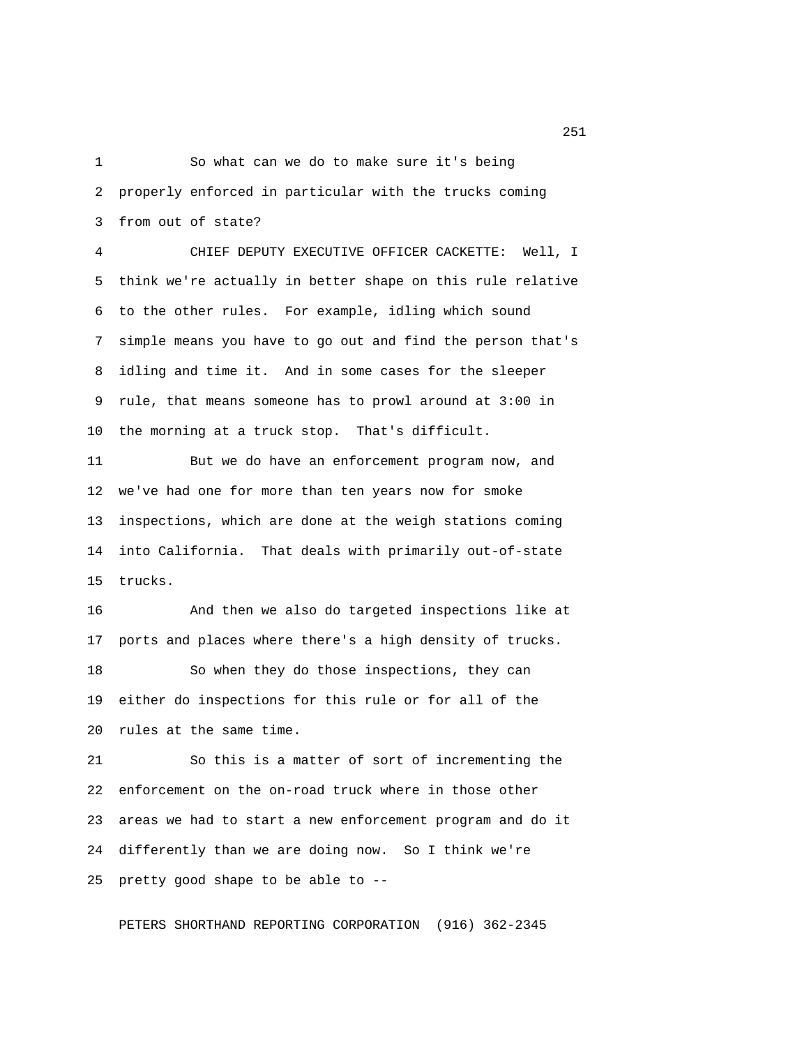So what can we do to make sure it's being properly enforced in particular with the trucks coming from out of state?

CHIEF DEPUTY EXECUTIVE OFFICER CACKETTE: Well, I think we're actually in better shape on this rule relative to the other rules. For example, idling which sound simple means you have to go out and find the person that's idling and time it. And in some cases for the sleeper rule, that means someone has to prowl around at 3:00 in the morning at a truck stop. That's difficult.

But we do have an enforcement program now, and we've had one for more than ten years now for smoke inspections, which are done at the weigh stations coming into California. That deals with primarily out-of-state trucks.

And then we also do targeted inspections like at ports and places where there's a high density of trucks.

So when they do those inspections, they can either do inspections for this rule or for all of the rules at the same time.

So this is a matter of sort of incrementing the enforcement on the on-road truck where in those other areas we had to start a new enforcement program and do it differently than we are doing now. So I think we're pretty good shape to be able to --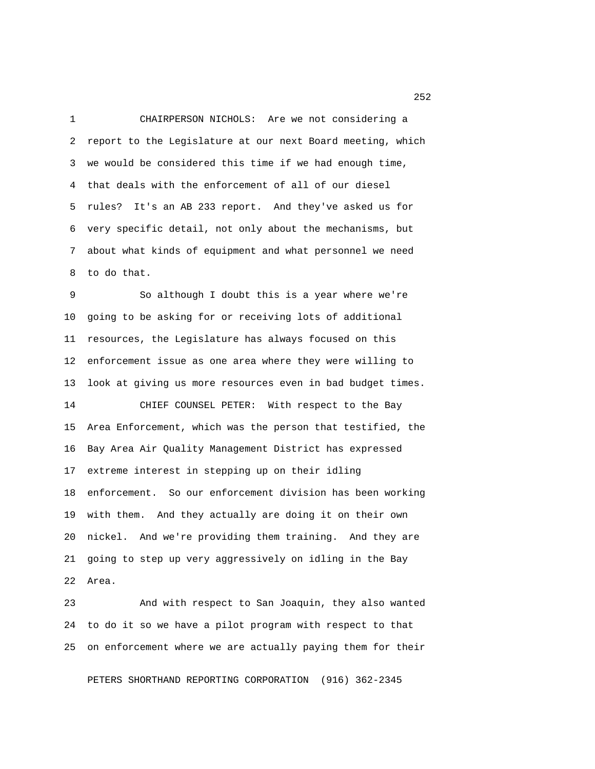CHAIRPERSON NICHOLS: Are we not considering a report to the Legislature at our next Board meeting, which we would be considered this time if we had enough time, that deals with the enforcement of all of our diesel rules? It's an AB 233 report. And they've asked us for very specific detail, not only about the mechanisms, but about what kinds of equipment and what personnel we need to do that.

So although I doubt this is a year where we're going to be asking for or receiving lots of additional resources, the Legislature has always focused on this enforcement issue as one area where they were willing to look at giving us more resources even in bad budget times.

CHIEF COUNSEL PETER: With respect to the Bay Area Enforcement, which was the person that testified, the Bay Area Air Quality Management District has expressed extreme interest in stepping up on their idling enforcement. So our enforcement division has been working with them. And they actually are doing it on their own nickel. And we're providing them training. And they are going to step up very aggressively on idling in the Bay Area.

And with respect to San Joaquin, they also wanted to do it so we have a pilot program with respect to that on enforcement where we are actually paying them for their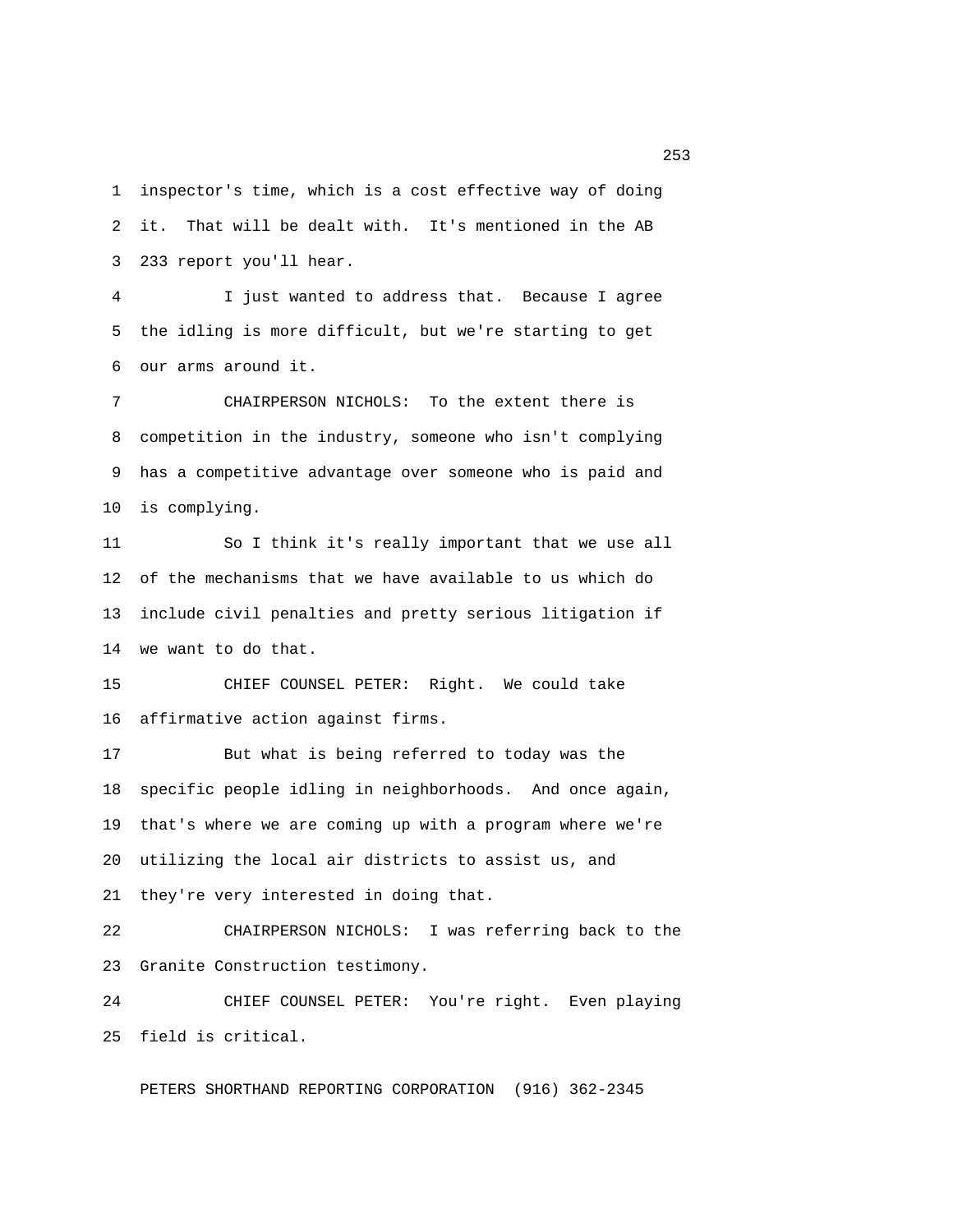inspector's time, which is a cost effective way of doing it. That will be dealt with. It's mentioned in the AB 233 report you'll hear.

I just wanted to address that. Because I agree the idling is more difficult, but we're starting to get our arms around it.

CHAIRPERSON NICHOLS: To the extent there is competition in the industry, someone who isn't complying has a competitive advantage over someone who is paid and is complying.

So I think it's really important that we use all of the mechanisms that we have available to us which do include civil penalties and pretty serious litigation if we want to do that.

CHIEF COUNSEL PETER: Right. We could take affirmative action against firms.

But what is being referred to today was the specific people idling in neighborhoods. And once again, that's where we are coming up with a program where we're utilizing the local air districts to assist us, and they're very interested in doing that.

CHAIRPERSON NICHOLS: I was referring back to the Granite Construction testimony.

CHIEF COUNSEL PETER: You're right. Even playing field is critical.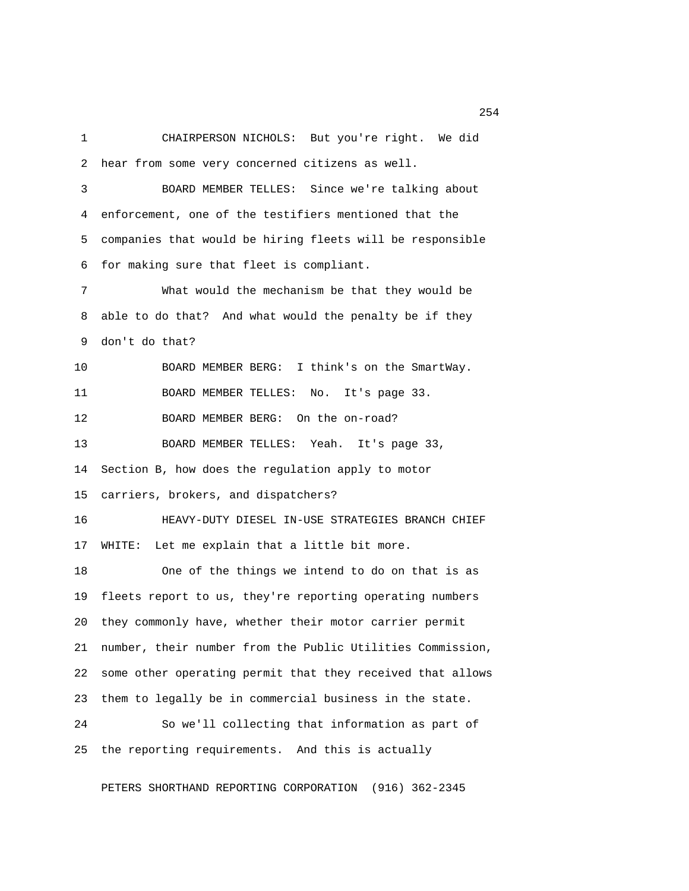CHAIRPERSON NICHOLS: But you're right. We did hear from some very concerned citizens as well.

BOARD MEMBER TELLES: Since we're talking about enforcement, one of the testifiers mentioned that the companies that would be hiring fleets will be responsible for making sure that fleet is compliant.

What would the mechanism be that they would be able to do that? And what would the penalty be if they don't do that?

BOARD MEMBER BERG: I think's on the SmartWay.

BOARD MEMBER TELLES: No. It's page 33.

BOARD MEMBER BERG: On the on-road?

BOARD MEMBER TELLES: Yeah. It's page 33, Section B, how does the regulation apply to motor carriers, brokers, and dispatchers?

HEAVY-DUTY DIESEL IN-USE STRATEGIES BRANCH CHIEF WHITE: Let me explain that a little bit more.

One of the things we intend to do on that is as fleets report to us, they're reporting operating numbers they commonly have, whether their motor carrier permit number, their number from the Public Utilities Commission, some other operating permit that they received that allows them to legally be in commercial business in the state.

So we'll collecting that information as part of the reporting requirements. And this is actually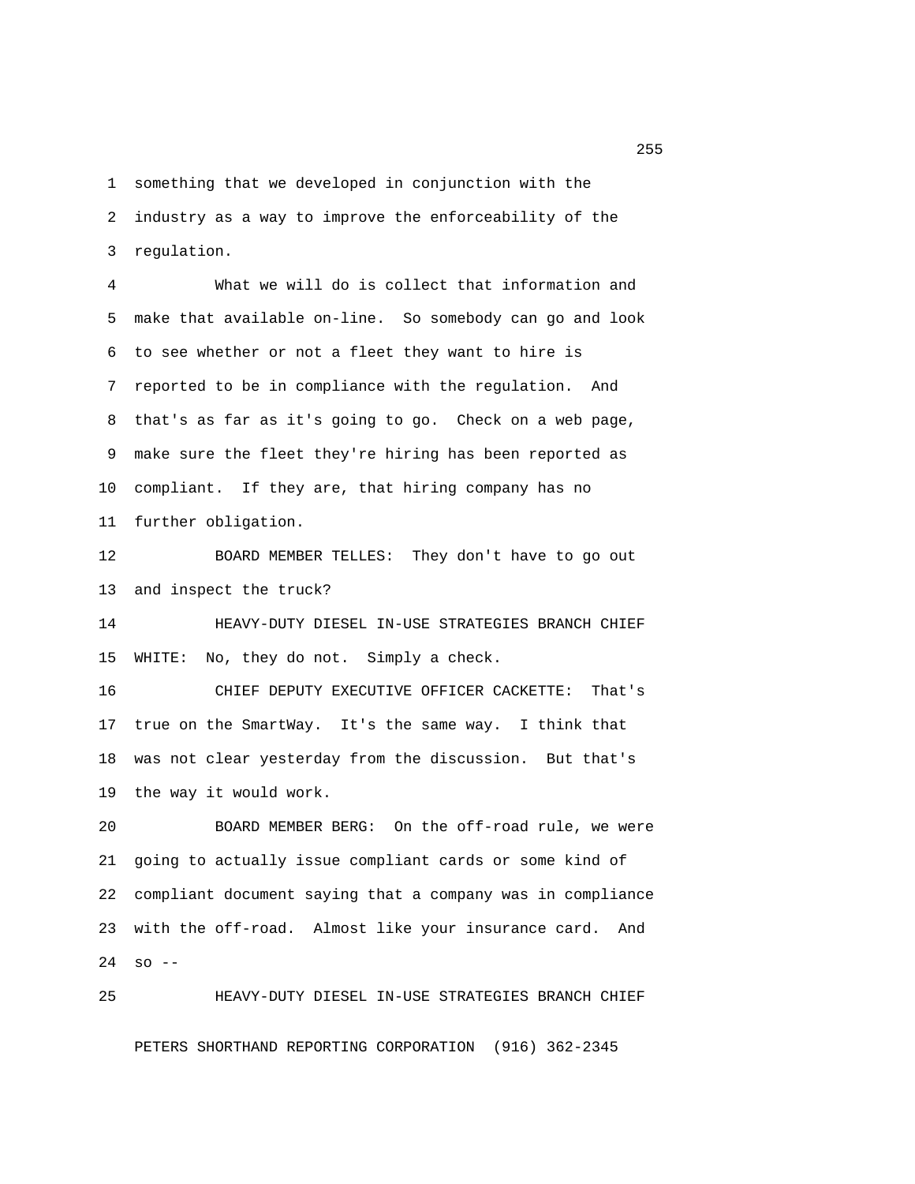something that we developed in conjunction with the industry as a way to improve the enforceability of the regulation.

What we will do is collect that information and make that available on-line. So somebody can go and look to see whether or not a fleet they want to hire is reported to be in compliance with the regulation. And that's as far as it's going to go. Check on a web page, make sure the fleet they're hiring has been reported as compliant. If they are, that hiring company has no further obligation.

BOARD MEMBER TELLES: They don't have to go out and inspect the truck?

HEAVY-DUTY DIESEL IN-USE STRATEGIES BRANCH CHIEF WHITE: No, they do not. Simply a check.

CHIEF DEPUTY EXECUTIVE OFFICER CACKETTE: That's true on the SmartWay. It's the same way. I think that was not clear yesterday from the discussion. But that's the way it would work.

BOARD MEMBER BERG: On the off-road rule, we were going to actually issue compliant cards or some kind of compliant document saying that a company was in compliance with the off-road. Almost like your insurance card. And so --

HEAVY-DUTY DIESEL IN-USE STRATEGIES BRANCH CHIEF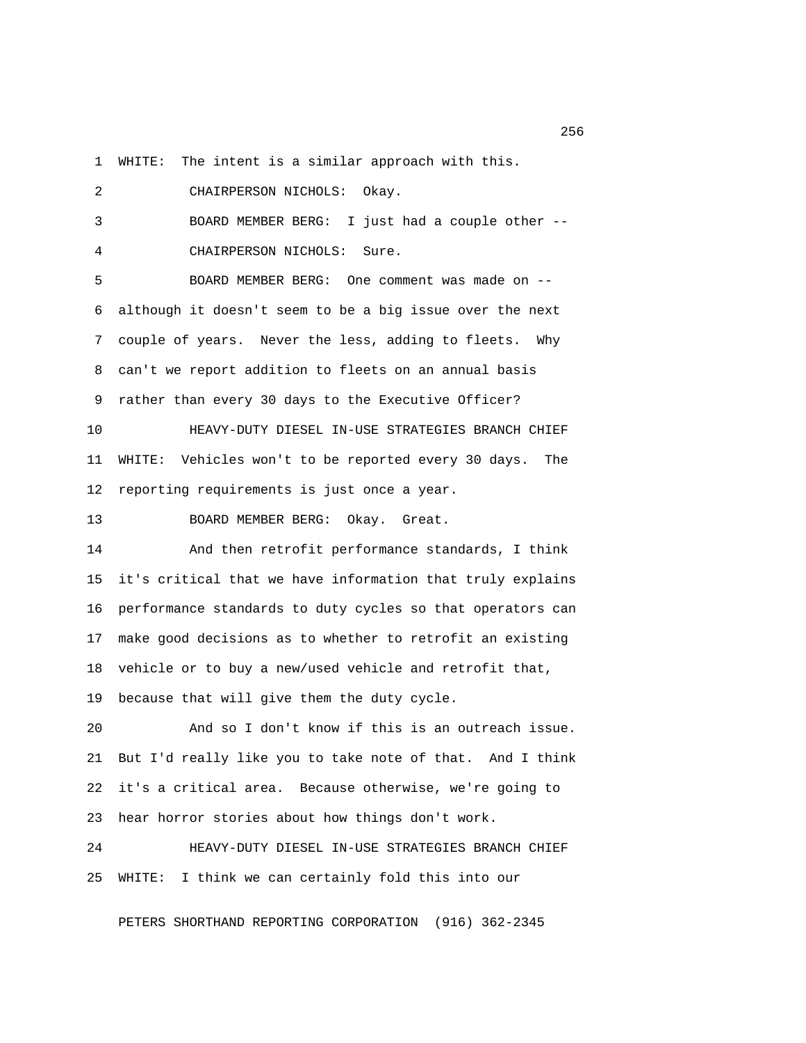WHITE: The intent is a similar approach with this.

CHAIRPERSON NICHOLS: Okay.

BOARD MEMBER BERG: I just had a couple other --

CHAIRPERSON NICHOLS: Sure.

BOARD MEMBER BERG: One comment was made on -- although it doesn't seem to be a big issue over the next couple of years. Never the less, adding to fleets. Why can't we report addition to fleets on an annual basis rather than every 30 days to the Executive Officer?

HEAVY-DUTY DIESEL IN-USE STRATEGIES BRANCH CHIEF WHITE: Vehicles won't to be reported every 30 days. The reporting requirements is just once a year.

BOARD MEMBER BERG: Okay. Great.

And then retrofit performance standards, I think it's critical that we have information that truly explains performance standards to duty cycles so that operators can make good decisions as to whether to retrofit an existing vehicle or to buy a new/used vehicle and retrofit that, because that will give them the duty cycle.

And so I don't know if this is an outreach issue. But I'd really like you to take note of that. And I think it's a critical area. Because otherwise, we're going to hear horror stories about how things don't work.

HEAVY-DUTY DIESEL IN-USE STRATEGIES BRANCH CHIEF WHITE: I think we can certainly fold this into our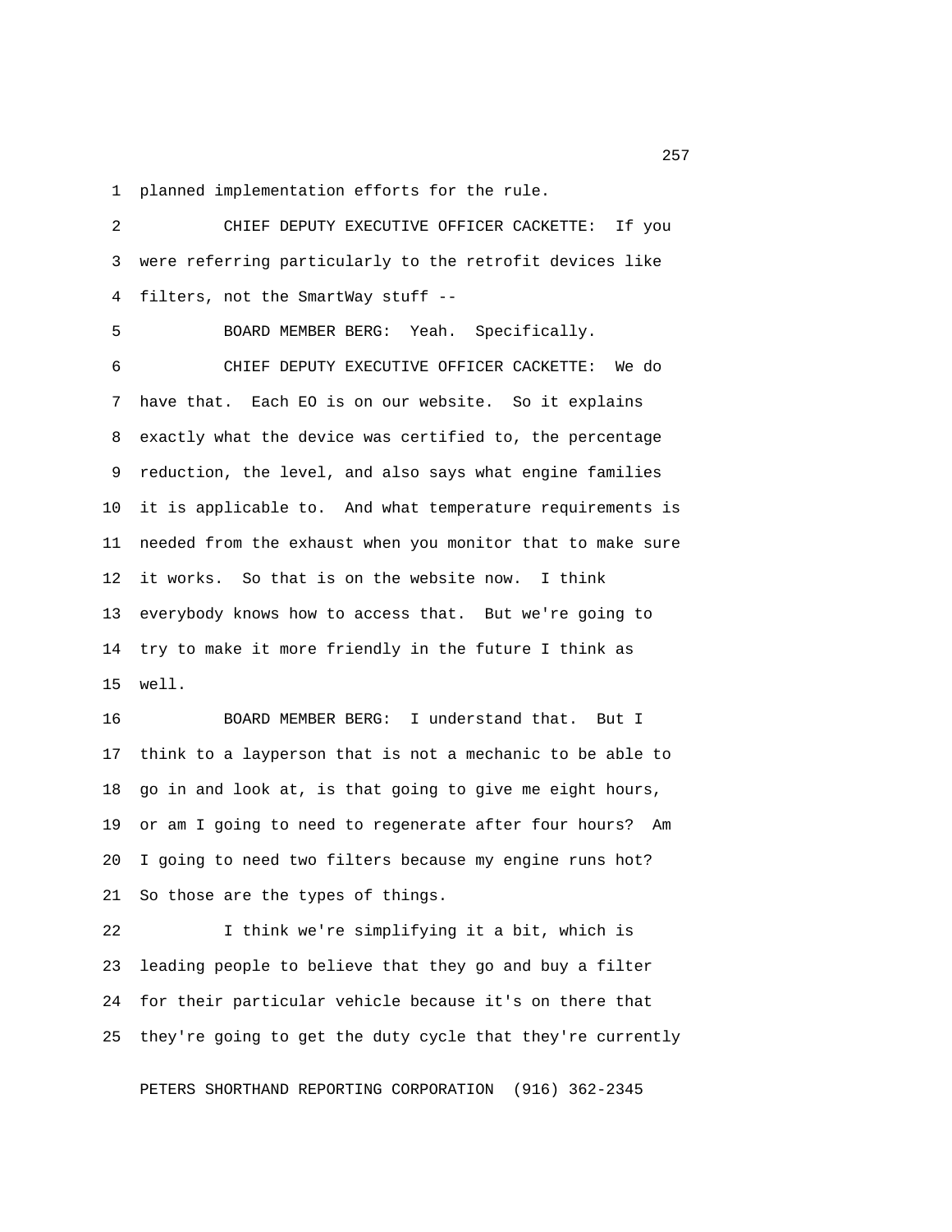planned implementation efforts for the rule.

CHIEF DEPUTY EXECUTIVE OFFICER CACKETTE: If you were referring particularly to the retrofit devices like filters, not the SmartWay stuff --

BOARD MEMBER BERG: Yeah. Specifically.

CHIEF DEPUTY EXECUTIVE OFFICER CACKETTE: We do have that. Each EO is on our website. So it explains exactly what the device was certified to, the percentage reduction, the level, and also says what engine families it is applicable to. And what temperature requirements is needed from the exhaust when you monitor that to make sure it works. So that is on the website now. I think everybody knows how to access that. But we're going to try to make it more friendly in the future I think as well.

BOARD MEMBER BERG: I understand that. But I think to a layperson that is not a mechanic to be able to go in and look at, is that going to give me eight hours, or am I going to need to regenerate after four hours? Am I going to need two filters because my engine runs hot? So those are the types of things.

I think we're simplifying it a bit, which is leading people to believe that they go and buy a filter for their particular vehicle because it's on there that they're going to get the duty cycle that they're currently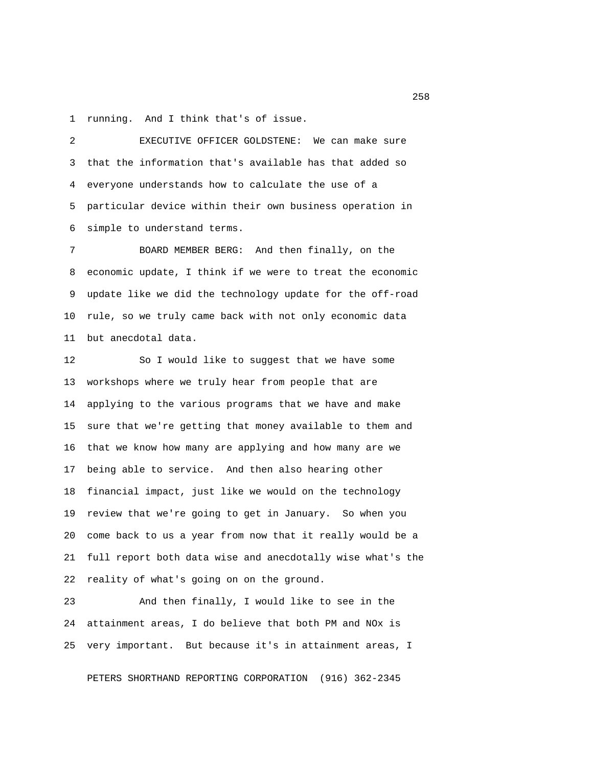running. And I think that's of issue.

EXECUTIVE OFFICER GOLDSTENE: We can make sure that the information that's available has that added so everyone understands how to calculate the use of a particular device within their own business operation in simple to understand terms.

BOARD MEMBER BERG: And then finally, on the economic update, I think if we were to treat the economic update like we did the technology update for the off-road rule, so we truly came back with not only economic data but anecdotal data.

So I would like to suggest that we have some workshops where we truly hear from people that are applying to the various programs that we have and make sure that we're getting that money available to them and that we know how many are applying and how many are we being able to service. And then also hearing other financial impact, just like we would on the technology review that we're going to get in January. So when you come back to us a year from now that it really would be a full report both data wise and anecdotally wise what's the reality of what's going on on the ground.

And then finally, I would like to see in the attainment areas, I do believe that both PM and NOx is very important. But because it's in attainment areas, I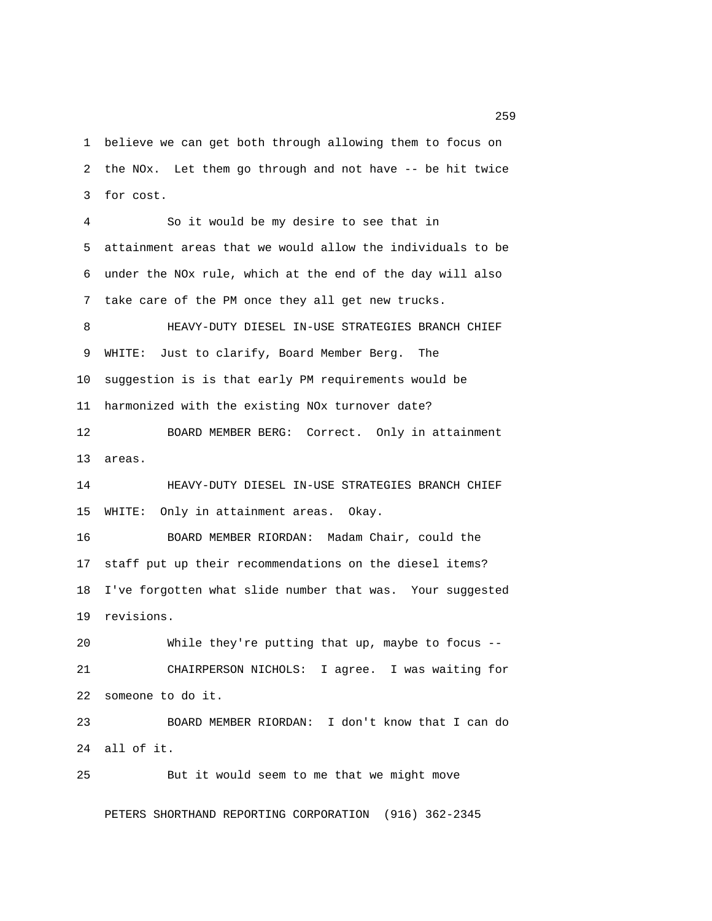believe we can get both through allowing them to focus on the NOx. Let them go through and not have -- be hit twice for cost.

So it would be my desire to see that in attainment areas that we would allow the individuals to be under the NOx rule, which at the end of the day will also take care of the PM once they all get new trucks.

HEAVY-DUTY DIESEL IN-USE STRATEGIES BRANCH CHIEF WHITE: Just to clarify, Board Member Berg. The suggestion is is that early PM requirements would be harmonized with the existing NOx turnover date?

BOARD MEMBER BERG: Correct. Only in attainment areas.

HEAVY-DUTY DIESEL IN-USE STRATEGIES BRANCH CHIEF WHITE: Only in attainment areas. Okay.

BOARD MEMBER RIORDAN: Madam Chair, could the staff put up their recommendations on the diesel items? I've forgotten what slide number that was. Your suggested revisions.

While they're putting that up, maybe to focus --

CHAIRPERSON NICHOLS: I agree. I was waiting for someone to do it.

BOARD MEMBER RIORDAN: I don't know that I can do all of it.

But it would seem to me that we might move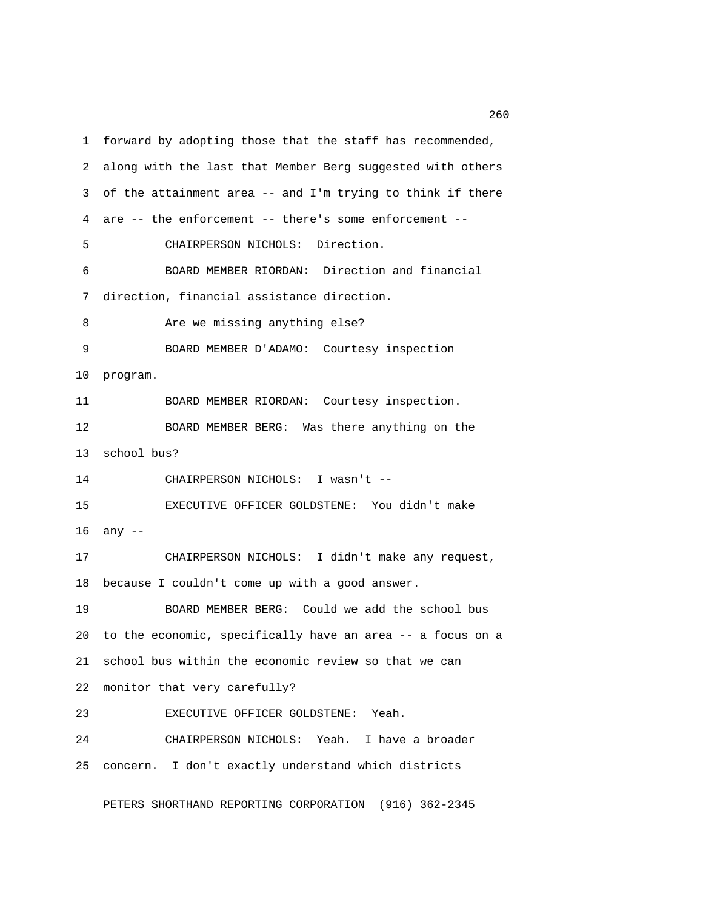forward by adopting those that the staff has recommended, along with the last that Member Berg suggested with others of the attainment area -- and I'm trying to think if there are -- the enforcement -- there's some enforcement --

CHAIRPERSON NICHOLS: Direction.

BOARD MEMBER RIORDAN: Direction and financial direction, financial assistance direction.

Are we missing anything else?

BOARD MEMBER D'ADAMO: Courtesy inspection program.

BOARD MEMBER RIORDAN: Courtesy inspection.

BOARD MEMBER BERG: Was there anything on the school bus?

CHAIRPERSON NICHOLS: I wasn't --

EXECUTIVE OFFICER GOLDSTENE: You didn't make any --

CHAIRPERSON NICHOLS: I didn't make any request, because I couldn't come up with a good answer.

BOARD MEMBER BERG: Could we add the school bus to the economic, specifically have an area -- a focus on a school bus within the economic review so that we can monitor that very carefully?

EXECUTIVE OFFICER GOLDSTENE: Yeah.

CHAIRPERSON NICHOLS: Yeah. I have a broader concern. I don't exactly understand which districts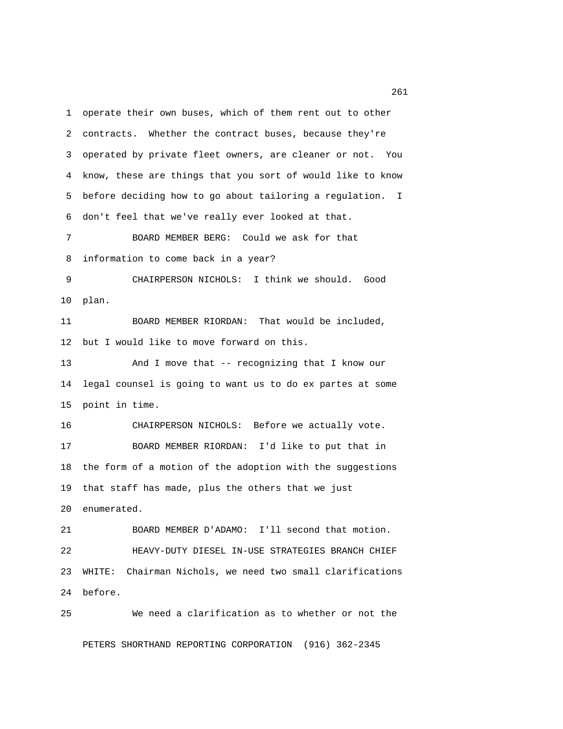operate their own buses, which of them rent out to other contracts. Whether the contract buses, because they're operated by private fleet owners, are cleaner or not. You know, these are things that you sort of would like to know before deciding how to go about tailoring a regulation. I don't feel that we've really ever looked at that.

BOARD MEMBER BERG: Could we ask for that information to come back in a year?

CHAIRPERSON NICHOLS: I think we should. Good plan.

BOARD MEMBER RIORDAN: That would be included, but I would like to move forward on this.

And I move that -- recognizing that I know our legal counsel is going to want us to do ex partes at some point in time.

CHAIRPERSON NICHOLS: Before we actually vote.

BOARD MEMBER RIORDAN: I'd like to put that in the form of a motion of the adoption with the suggestions that staff has made, plus the others that we just enumerated.

BOARD MEMBER D'ADAMO: I'll second that motion.

HEAVY-DUTY DIESEL IN-USE STRATEGIES BRANCH CHIEF WHITE: Chairman Nichols, we need two small clarifications before.

We need a clarification as to whether or not the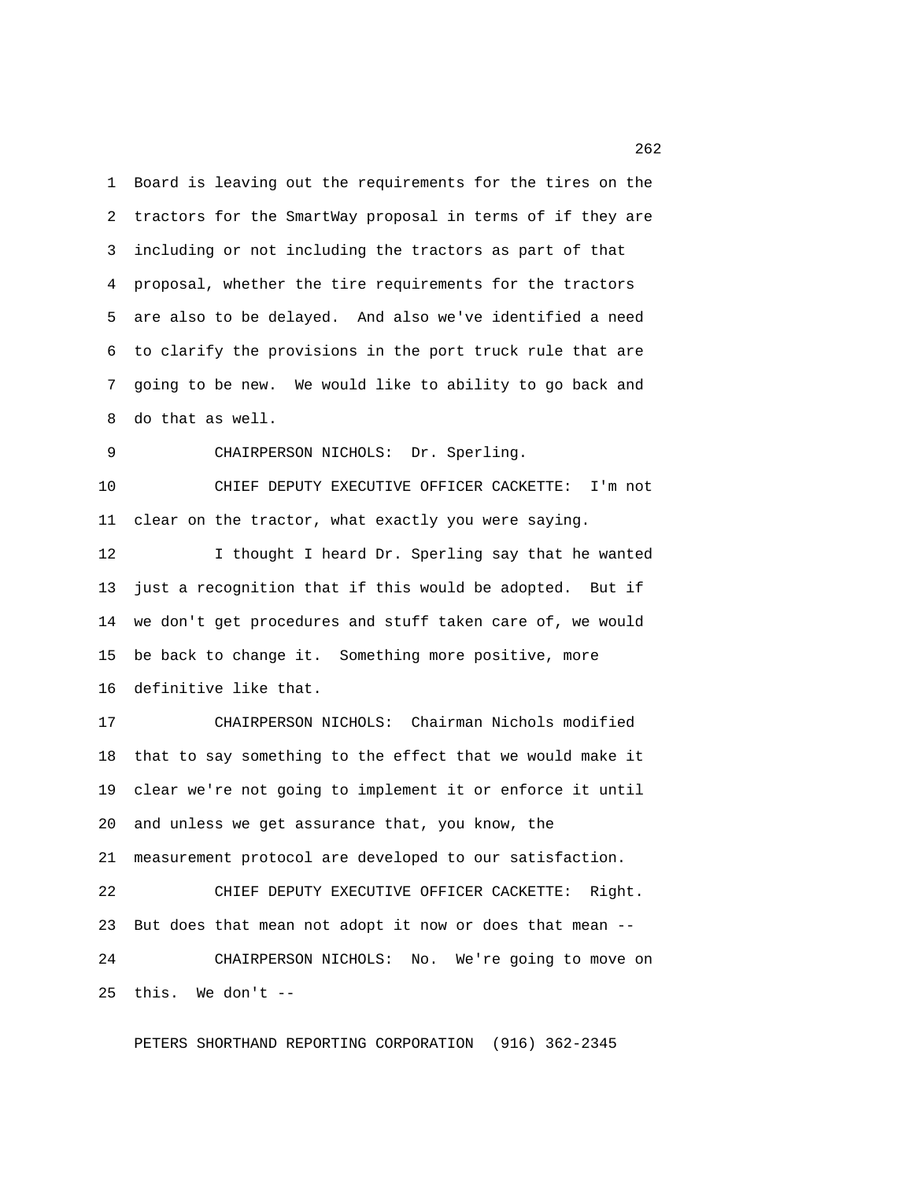Board is leaving out the requirements for the tires on the tractors for the SmartWay proposal in terms of if they are including or not including the tractors as part of that proposal, whether the tire requirements for the tractors are also to be delayed. And also we've identified a need to clarify the provisions in the port truck rule that are going to be new. We would like to ability to go back and do that as well.

CHAIRPERSON NICHOLS: Dr. Sperling.

CHIEF DEPUTY EXECUTIVE OFFICER CACKETTE: I'm not clear on the tractor, what exactly you were saying.

I thought I heard Dr. Sperling say that he wanted just a recognition that if this would be adopted. But if we don't get procedures and stuff taken care of, we would be back to change it. Something more positive, more definitive like that.

CHAIRPERSON NICHOLS: Chairman Nichols modified that to say something to the effect that we would make it clear we're not going to implement it or enforce it until and unless we get assurance that, you know, the measurement protocol are developed to our satisfaction.

CHIEF DEPUTY EXECUTIVE OFFICER CACKETTE: Right. But does that mean not adopt it now or does that mean --

CHAIRPERSON NICHOLS: No. We're going to move on this. We don't --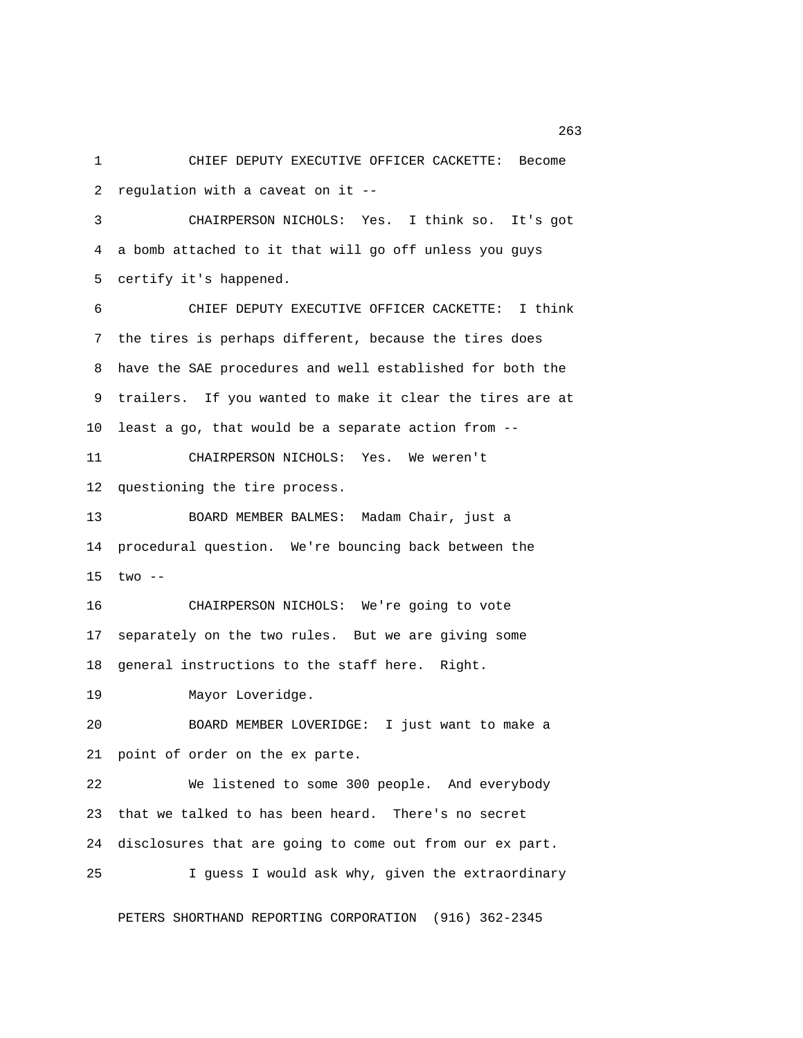CHIEF DEPUTY EXECUTIVE OFFICER CACKETTE: Become regulation with a caveat on it --

CHAIRPERSON NICHOLS: Yes. I think so. It's got a bomb attached to it that will go off unless you guys certify it's happened.

CHIEF DEPUTY EXECUTIVE OFFICER CACKETTE: I think the tires is perhaps different, because the tires does have the SAE procedures and well established for both the trailers. If you wanted to make it clear the tires are at least a go, that would be a separate action from --

CHAIRPERSON NICHOLS: Yes. We weren't questioning the tire process.

BOARD MEMBER BALMES: Madam Chair, just a procedural question. We're bouncing back between the two --

CHAIRPERSON NICHOLS: We're going to vote separately on the two rules. But we are giving some general instructions to the staff here. Right.

Mayor Loveridge.

BOARD MEMBER LOVERIDGE: I just want to make a point of order on the ex parte.

We listened to some 300 people. And everybody that we talked to has been heard. There's no secret disclosures that are going to come out from our ex part.

I guess I would ask why, given the extraordinary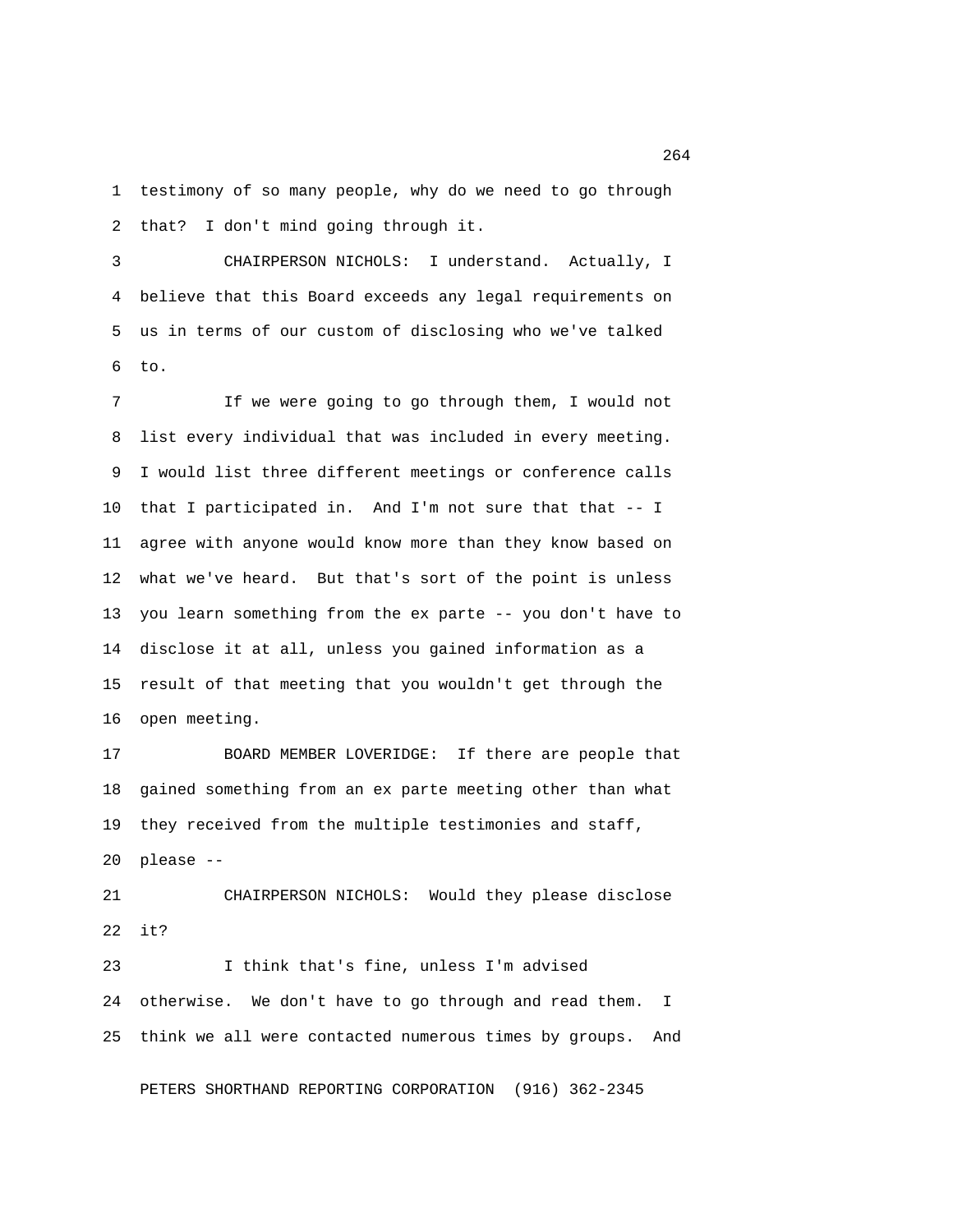testimony of so many people, why do we need to go through that? I don't mind going through it.

CHAIRPERSON NICHOLS: I understand. Actually, I believe that this Board exceeds any legal requirements on us in terms of our custom of disclosing who we've talked to.

If we were going to go through them, I would not list every individual that was included in every meeting. I would list three different meetings or conference calls that I participated in. And I'm not sure that that -- I agree with anyone would know more than they know based on what we've heard. But that's sort of the point is unless you learn something from the ex parte -- you don't have to disclose it at all, unless you gained information as a result of that meeting that you wouldn't get through the open meeting.

BOARD MEMBER LOVERIDGE: If there are people that gained something from an ex parte meeting other than what they received from the multiple testimonies and staff, please --

CHAIRPERSON NICHOLS: Would they please disclose it?

I think that's fine, unless I'm advised otherwise. We don't have to go through and read them. I think we all were contacted numerous times by groups. And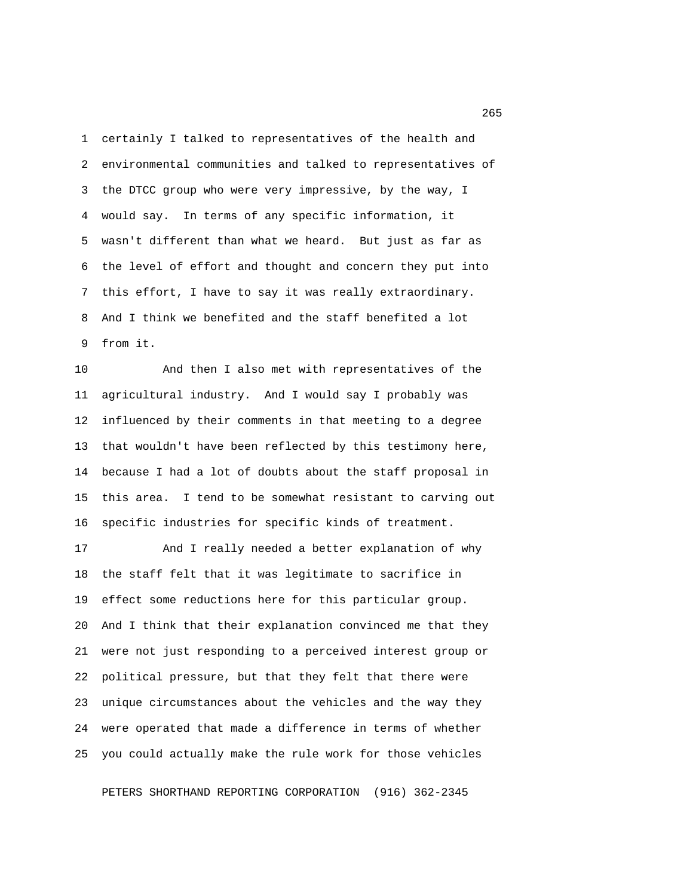certainly I talked to representatives of the health and environmental communities and talked to representatives of the DTCC group who were very impressive, by the way, I would say. In terms of any specific information, it wasn't different than what we heard. But just as far as the level of effort and thought and concern they put into this effort, I have to say it was really extraordinary. And I think we benefited and the staff benefited a lot from it.

And then I also met with representatives of the agricultural industry. And I would say I probably was influenced by their comments in that meeting to a degree that wouldn't have been reflected by this testimony here, because I had a lot of doubts about the staff proposal in this area. I tend to be somewhat resistant to carving out specific industries for specific kinds of treatment.

And I really needed a better explanation of why the staff felt that it was legitimate to sacrifice in effect some reductions here for this particular group. And I think that their explanation convinced me that they were not just responding to a perceived interest group or political pressure, but that they felt that there were unique circumstances about the vehicles and the way they were operated that made a difference in terms of whether you could actually make the rule work for those vehicles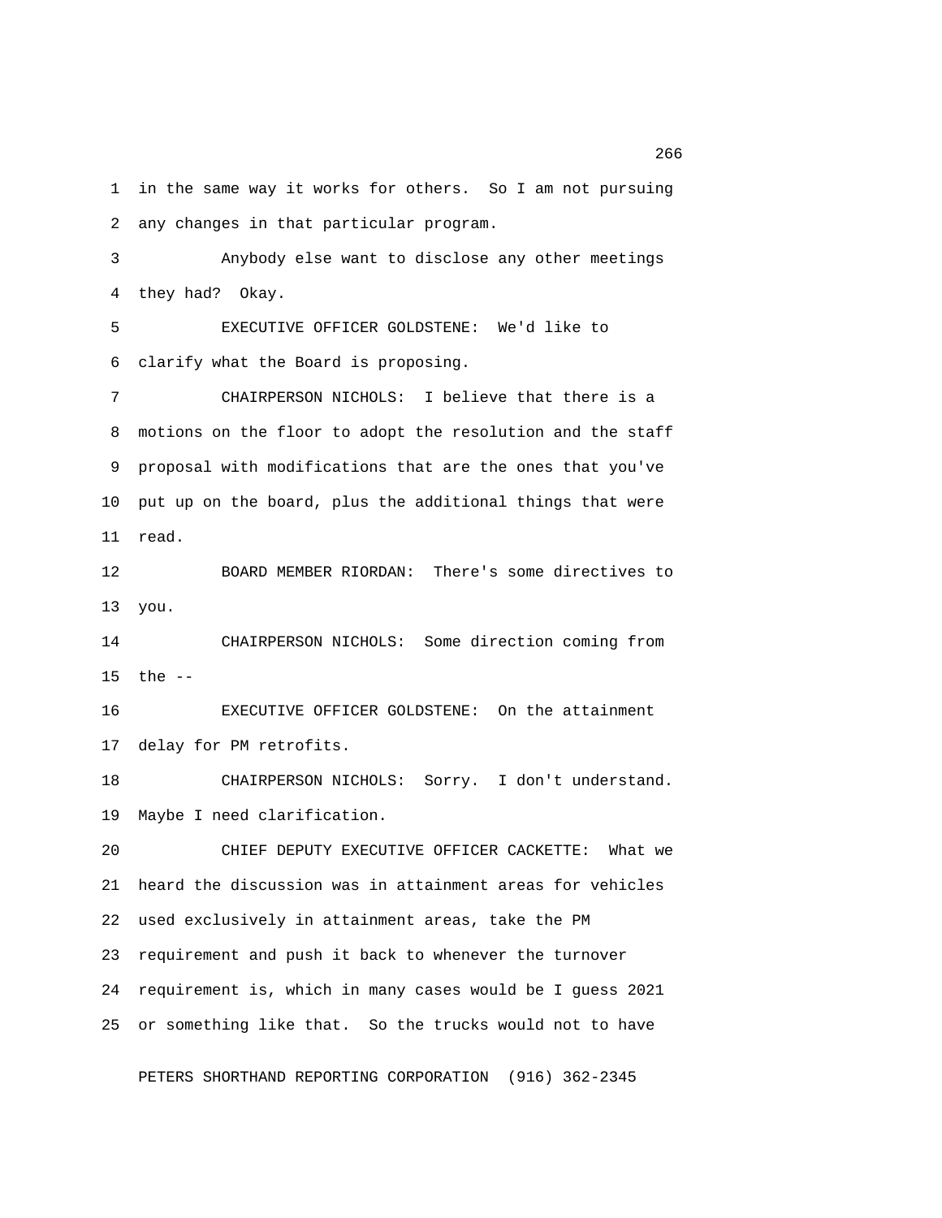in the same way it works for others. So I am not pursuing any changes in that particular program.

Anybody else want to disclose any other meetings they had? Okay.

EXECUTIVE OFFICER GOLDSTENE: We'd like to clarify what the Board is proposing.

CHAIRPERSON NICHOLS: I believe that there is a motions on the floor to adopt the resolution and the staff proposal with modifications that are the ones that you've put up on the board, plus the additional things that were read.

BOARD MEMBER RIORDAN: There's some directives to you.

CHAIRPERSON NICHOLS: Some direction coming from the --

EXECUTIVE OFFICER GOLDSTENE: On the attainment delay for PM retrofits.

CHAIRPERSON NICHOLS: Sorry. I don't understand. Maybe I need clarification.

CHIEF DEPUTY EXECUTIVE OFFICER CACKETTE: What we heard the discussion was in attainment areas for vehicles used exclusively in attainment areas, take the PM requirement and push it back to whenever the turnover requirement is, which in many cases would be I guess 2021 or something like that. So the trucks would not to have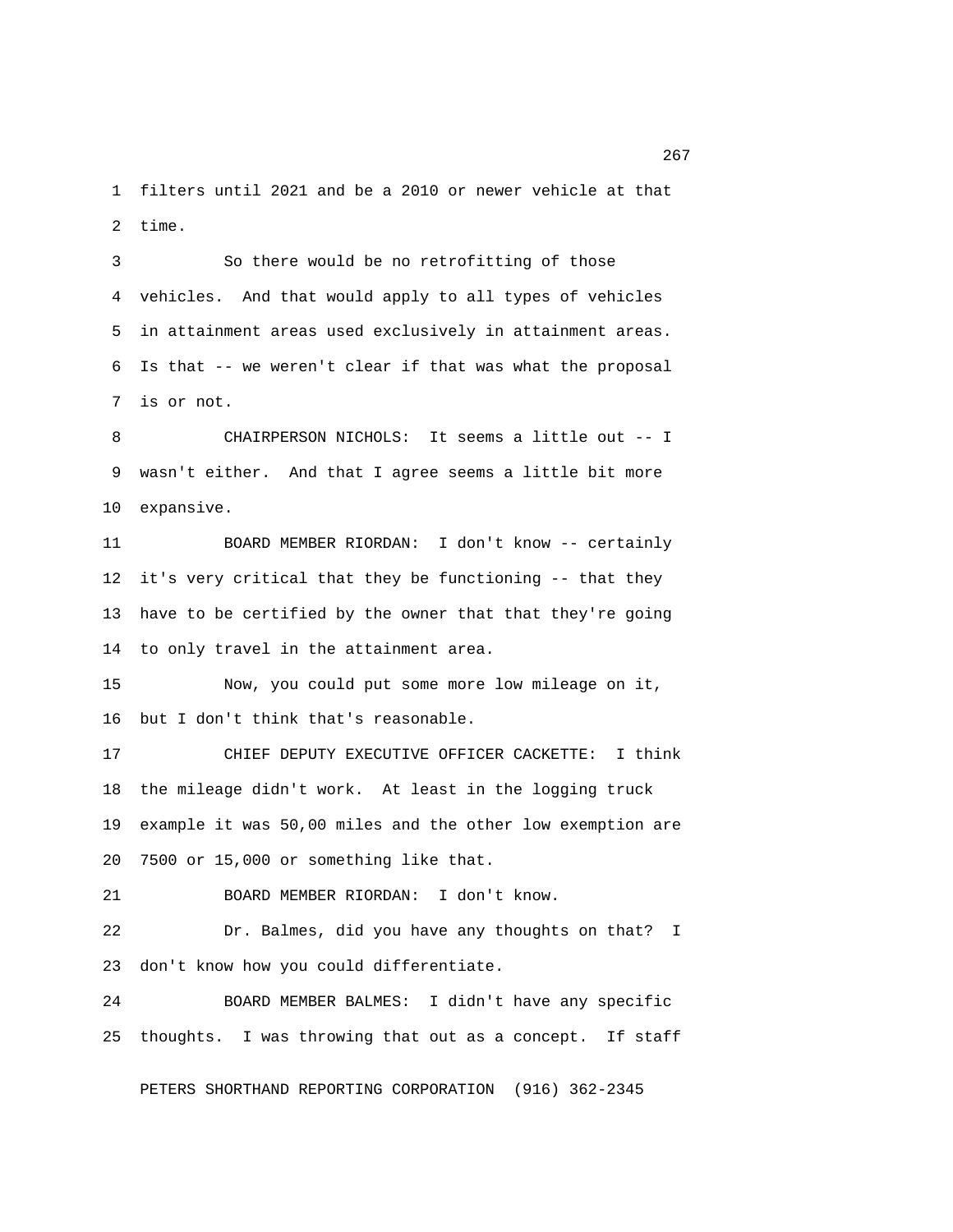filters until 2021 and be a 2010 or newer vehicle at that time.

So there would be no retrofitting of those vehicles. And that would apply to all types of vehicles in attainment areas used exclusively in attainment areas. Is that -- we weren't clear if that was what the proposal is or not.

CHAIRPERSON NICHOLS: It seems a little out -- I wasn't either. And that I agree seems a little bit more expansive.

BOARD MEMBER RIORDAN: I don't know -- certainly it's very critical that they be functioning -- that they have to be certified by the owner that that they're going to only travel in the attainment area.

Now, you could put some more low mileage on it, but I don't think that's reasonable.

CHIEF DEPUTY EXECUTIVE OFFICER CACKETTE: I think the mileage didn't work. At least in the logging truck example it was 50,00 miles and the other low exemption are 7500 or 15,000 or something like that.

BOARD MEMBER RIORDAN: I don't know.

Dr. Balmes, did you have any thoughts on that? I don't know how you could differentiate.

BOARD MEMBER BALMES: I didn't have any specific thoughts. I was throwing that out as a concept. If staff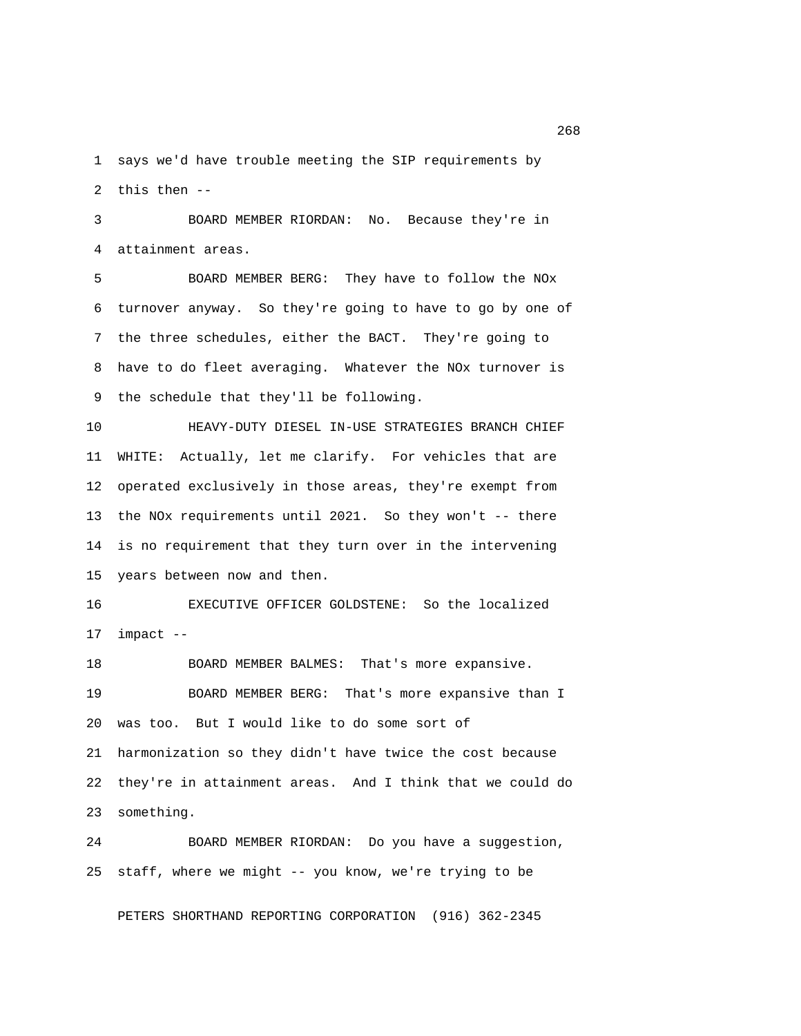says we'd have trouble meeting the SIP requirements by this then --

BOARD MEMBER RIORDAN: No. Because they're in attainment areas.

BOARD MEMBER BERG: They have to follow the NOx turnover anyway. So they're going to have to go by one of the three schedules, either the BACT. They're going to have to do fleet averaging. Whatever the NOx turnover is the schedule that they'll be following.

HEAVY-DUTY DIESEL IN-USE STRATEGIES BRANCH CHIEF WHITE: Actually, let me clarify. For vehicles that are operated exclusively in those areas, they're exempt from the NOx requirements until 2021. So they won't -- there is no requirement that they turn over in the intervening years between now and then.

EXECUTIVE OFFICER GOLDSTENE: So the localized impact --

BOARD MEMBER BALMES: That's more expansive.

BOARD MEMBER BERG: That's more expansive than I was too. But I would like to do some sort of harmonization so they didn't have twice the cost because they're in attainment areas. And I think that we could do something.

BOARD MEMBER RIORDAN: Do you have a suggestion, staff, where we might -- you know, we're trying to be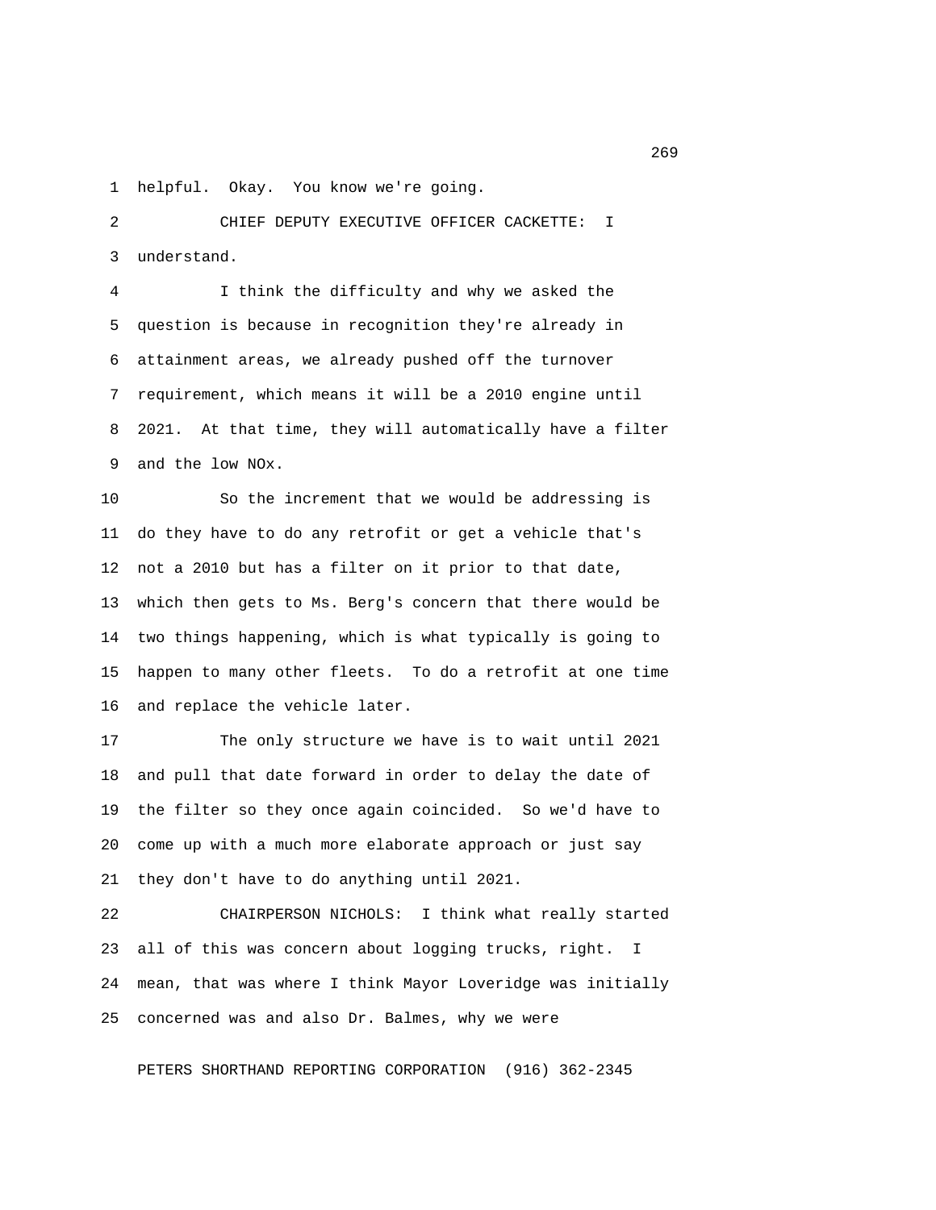helpful. Okay. You know we're going.

CHIEF DEPUTY EXECUTIVE OFFICER CACKETTE: I understand.

I think the difficulty and why we asked the question is because in recognition they're already in attainment areas, we already pushed off the turnover requirement, which means it will be a 2010 engine until 2021. At that time, they will automatically have a filter and the low NOx.

So the increment that we would be addressing is do they have to do any retrofit or get a vehicle that's not a 2010 but has a filter on it prior to that date, which then gets to Ms. Berg's concern that there would be two things happening, which is what typically is going to happen to many other fleets. To do a retrofit at one time and replace the vehicle later.

The only structure we have is to wait until 2021 and pull that date forward in order to delay the date of the filter so they once again coincided. So we'd have to come up with a much more elaborate approach or just say they don't have to do anything until 2021.

CHAIRPERSON NICHOLS: I think what really started all of this was concern about logging trucks, right. I mean, that was where I think Mayor Loveridge was initially concerned was and also Dr. Balmes, why we were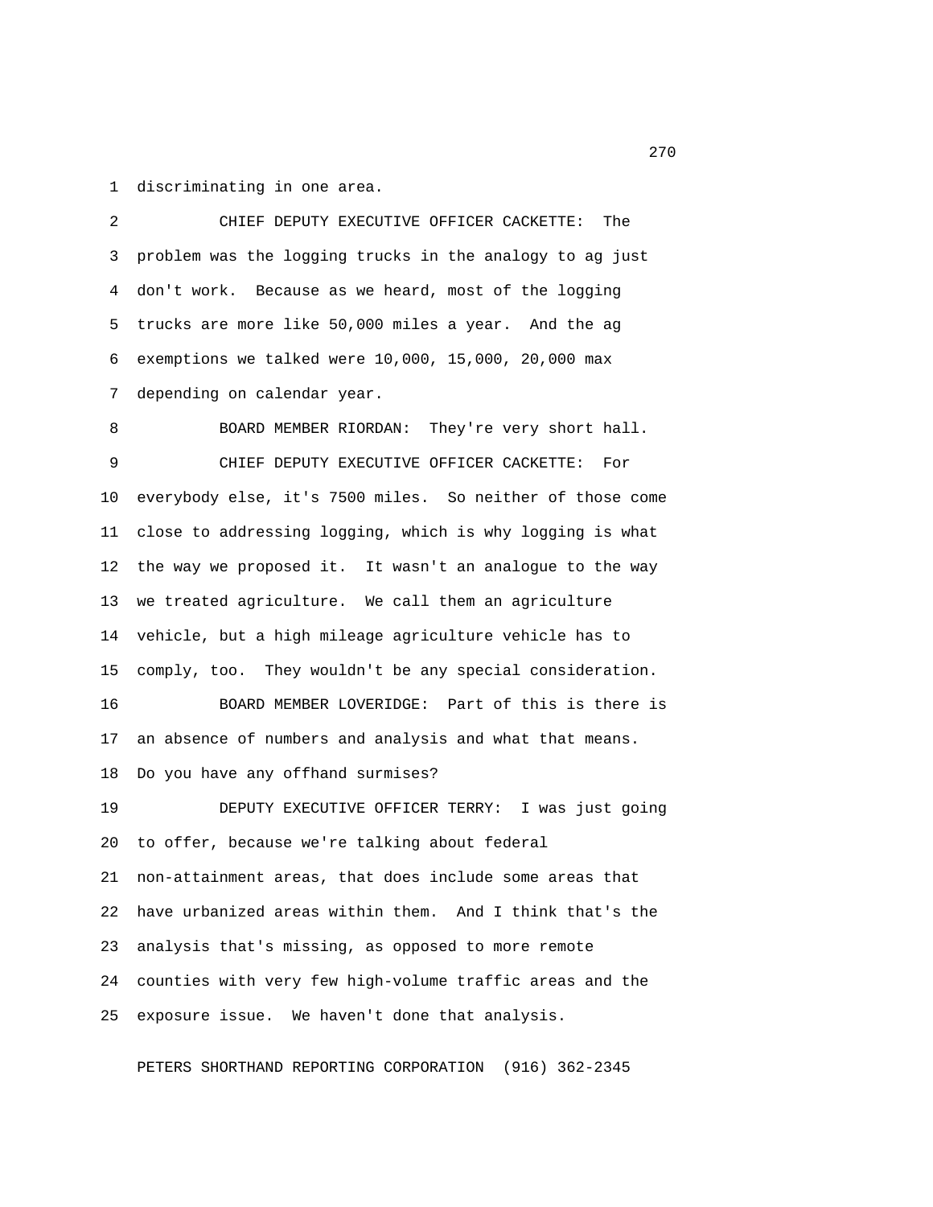discriminating in one area.

CHIEF DEPUTY EXECUTIVE OFFICER CACKETTE: The problem was the logging trucks in the analogy to ag just don't work. Because as we heard, most of the logging trucks are more like 50,000 miles a year. And the ag exemptions we talked were 10,000, 15,000, 20,000 max depending on calendar year.

BOARD MEMBER RIORDAN: They're very short hall.

CHIEF DEPUTY EXECUTIVE OFFICER CACKETTE: For everybody else, it's 7500 miles. So neither of those come close to addressing logging, which is why logging is what the way we proposed it. It wasn't an analogue to the way we treated agriculture. We call them an agriculture vehicle, but a high mileage agriculture vehicle has to comply, too. They wouldn't be any special consideration.

BOARD MEMBER LOVERIDGE: Part of this is there is an absence of numbers and analysis and what that means. Do you have any offhand surmises?

DEPUTY EXECUTIVE OFFICER TERRY: I was just going to offer, because we're talking about federal non-attainment areas, that does include some areas that have urbanized areas within them. And I think that's the analysis that's missing, as opposed to more remote counties with very few high-volume traffic areas and the exposure issue. We haven't done that analysis.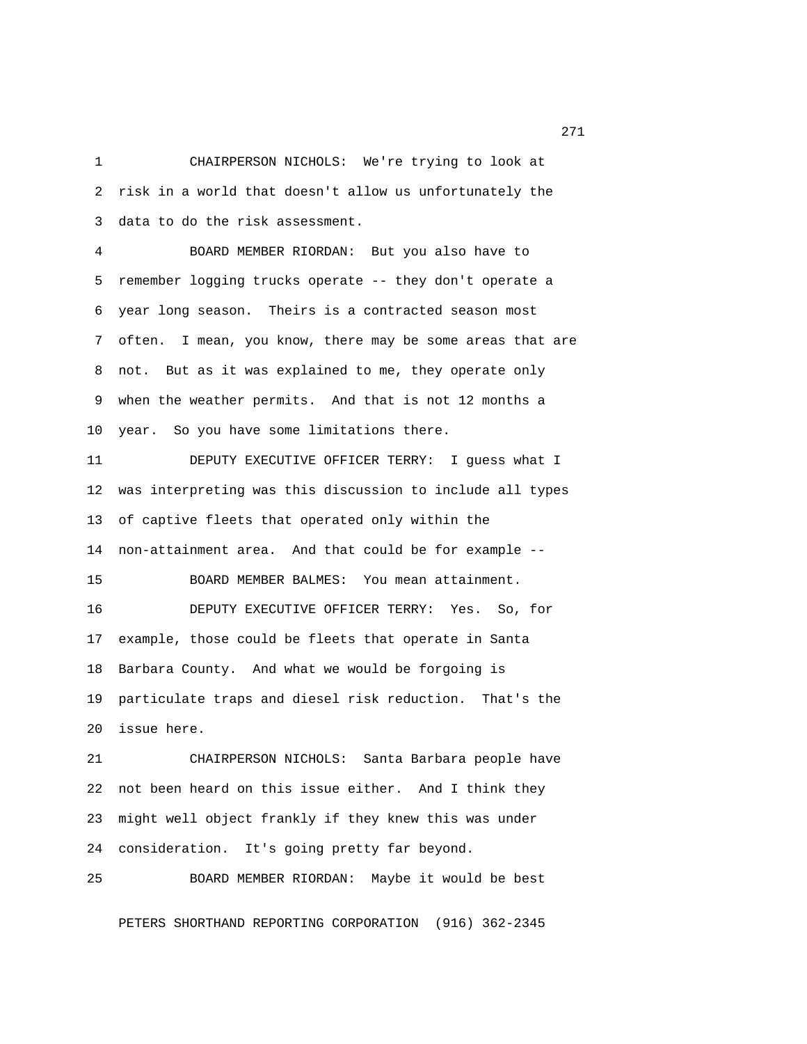CHAIRPERSON NICHOLS: We're trying to look at risk in a world that doesn't allow us unfortunately the data to do the risk assessment.

BOARD MEMBER RIORDAN: But you also have to remember logging trucks operate -- they don't operate a year long season. Theirs is a contracted season most often. I mean, you know, there may be some areas that are not. But as it was explained to me, they operate only when the weather permits. And that is not 12 months a year. So you have some limitations there.

DEPUTY EXECUTIVE OFFICER TERRY: I guess what I was interpreting was this discussion to include all types of captive fleets that operated only within the non-attainment area. And that could be for example --

BOARD MEMBER BALMES: You mean attainment.

DEPUTY EXECUTIVE OFFICER TERRY: Yes. So, for example, those could be fleets that operate in Santa Barbara County. And what we would be forgoing is particulate traps and diesel risk reduction. That's the issue here.

CHAIRPERSON NICHOLS: Santa Barbara people have not been heard on this issue either. And I think they might well object frankly if they knew this was under consideration. It's going pretty far beyond.

BOARD MEMBER RIORDAN: Maybe it would be best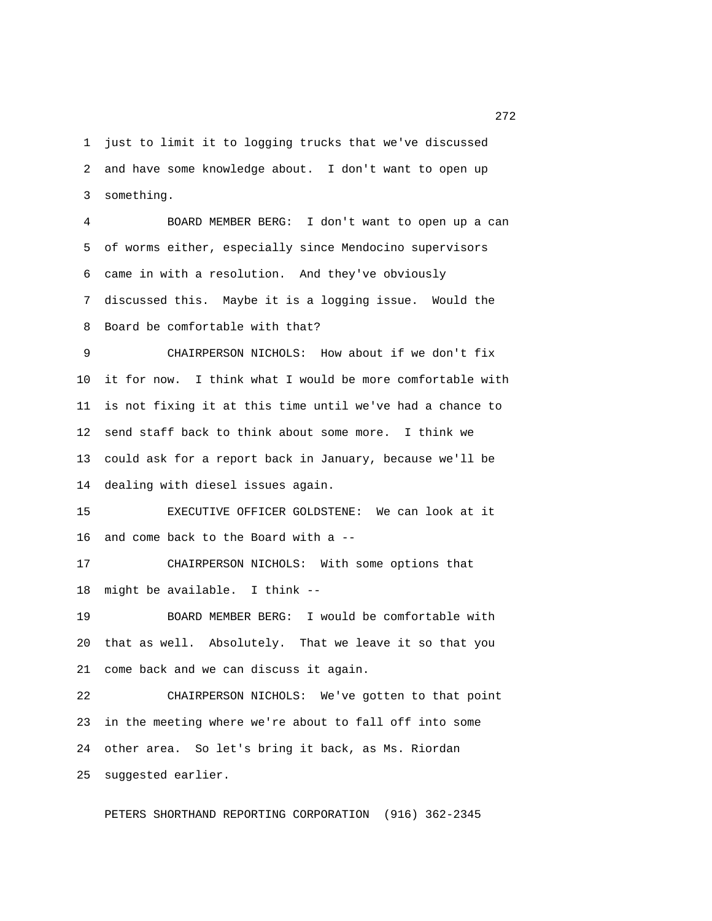just to limit it to logging trucks that we've discussed and have some knowledge about. I don't want to open up something.

BOARD MEMBER BERG: I don't want to open up a can of worms either, especially since Mendocino supervisors came in with a resolution. And they've obviously discussed this. Maybe it is a logging issue. Would the Board be comfortable with that?

CHAIRPERSON NICHOLS: How about if we don't fix it for now. I think what I would be more comfortable with is not fixing it at this time until we've had a chance to send staff back to think about some more. I think we could ask for a report back in January, because we'll be dealing with diesel issues again.

EXECUTIVE OFFICER GOLDSTENE: We can look at it and come back to the Board with a --

CHAIRPERSON NICHOLS: With some options that might be available. I think --

BOARD MEMBER BERG: I would be comfortable with that as well. Absolutely. That we leave it so that you come back and we can discuss it again.

CHAIRPERSON NICHOLS: We've gotten to that point in the meeting where we're about to fall off into some other area. So let's bring it back, as Ms. Riordan suggested earlier.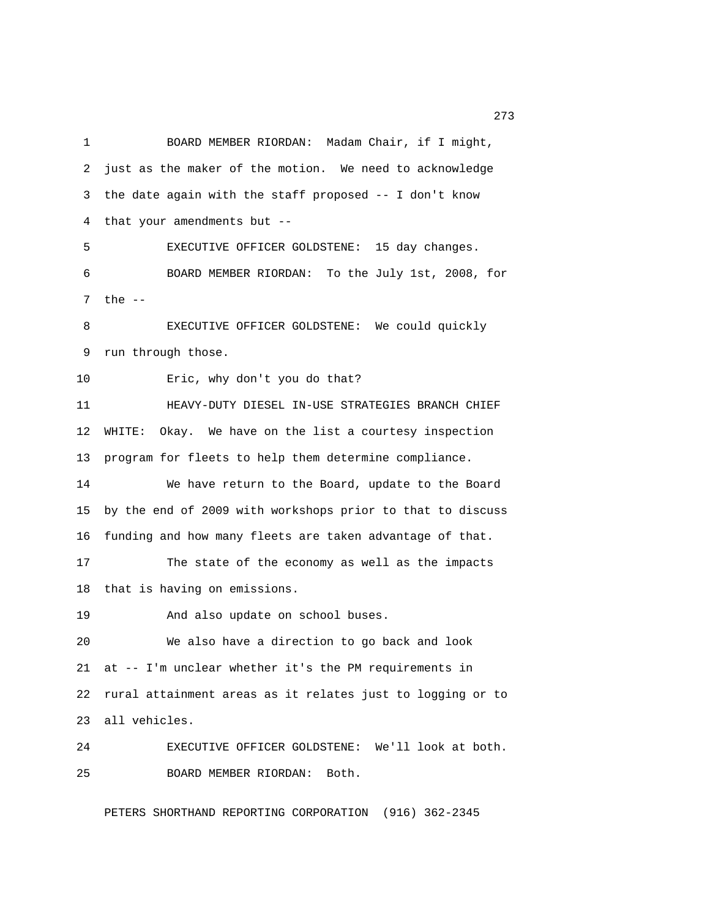BOARD MEMBER RIORDAN: Madam Chair, if I might, just as the maker of the motion. We need to acknowledge the date again with the staff proposed -- I don't know that your amendments but --

EXECUTIVE OFFICER GOLDSTENE: 15 day changes.

BOARD MEMBER RIORDAN: To the July 1st, 2008, for the --

EXECUTIVE OFFICER GOLDSTENE: We could quickly run through those.

Eric, why don't you do that?

HEAVY-DUTY DIESEL IN-USE STRATEGIES BRANCH CHIEF WHITE: Okay. We have on the list a courtesy inspection program for fleets to help them determine compliance.

We have return to the Board, update to the Board by the end of 2009 with workshops prior to that to discuss funding and how many fleets are taken advantage of that.

The state of the economy as well as the impacts that is having on emissions.

And also update on school buses.

We also have a direction to go back and look at -- I'm unclear whether it's the PM requirements in rural attainment areas as it relates just to logging or to all vehicles.

EXECUTIVE OFFICER GOLDSTENE: We'll look at both.

BOARD MEMBER RIORDAN: Both.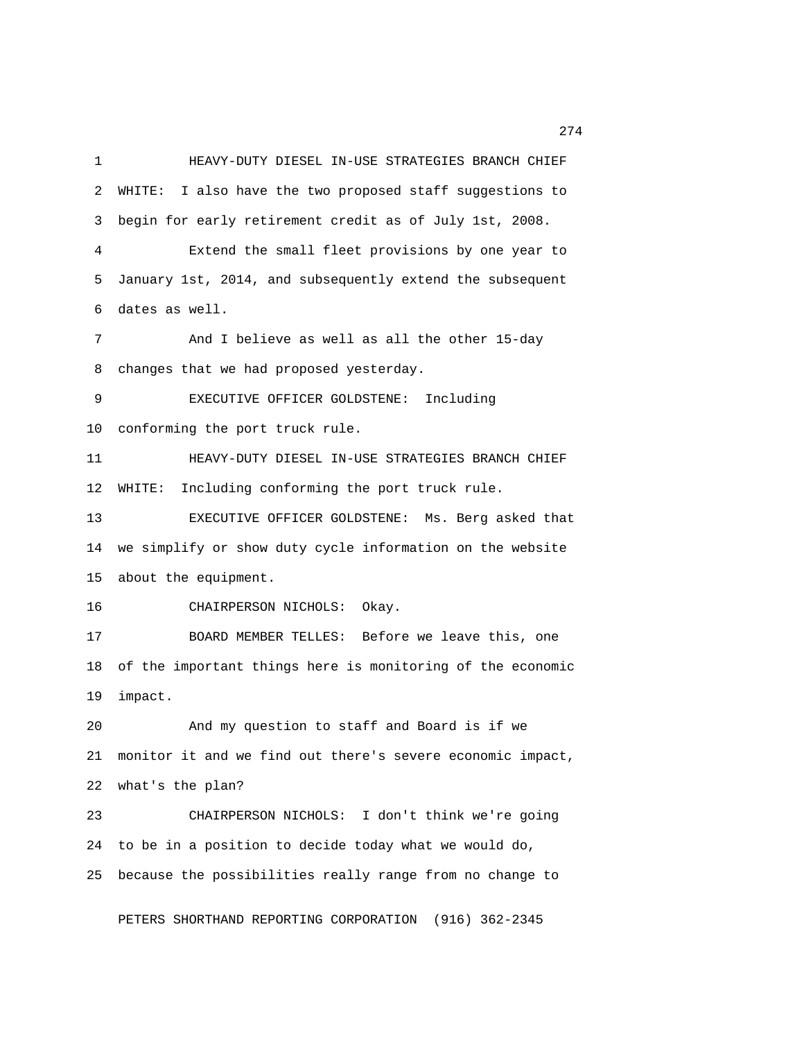HEAVY-DUTY DIESEL IN-USE STRATEGIES BRANCH CHIEF WHITE: I also have the two proposed staff suggestions to begin for early retirement credit as of July 1st, 2008.

Extend the small fleet provisions by one year to January 1st, 2014, and subsequently extend the subsequent dates as well.

And I believe as well as all the other 15-day changes that we had proposed yesterday.

EXECUTIVE OFFICER GOLDSTENE: Including conforming the port truck rule.

HEAVY-DUTY DIESEL IN-USE STRATEGIES BRANCH CHIEF WHITE: Including conforming the port truck rule.

EXECUTIVE OFFICER GOLDSTENE: Ms. Berg asked that we simplify or show duty cycle information on the website about the equipment.

CHAIRPERSON NICHOLS: Okay.

BOARD MEMBER TELLES: Before we leave this, one of the important things here is monitoring of the economic impact.

And my question to staff and Board is if we monitor it and we find out there's severe economic impact, what's the plan?

CHAIRPERSON NICHOLS: I don't think we're going to be in a position to decide today what we would do, because the possibilities really range from no change to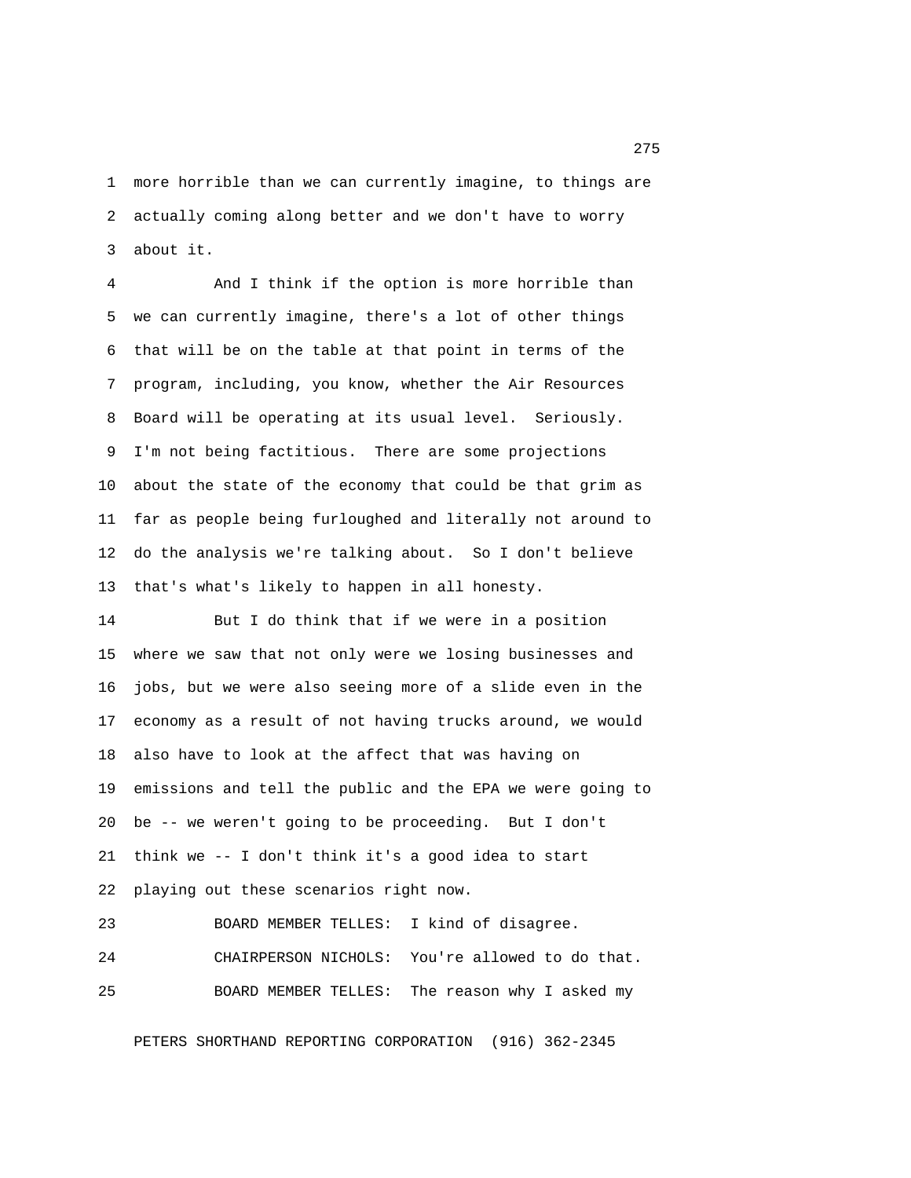more horrible than we can currently imagine, to things are actually coming along better and we don't have to worry about it.

And I think if the option is more horrible than we can currently imagine, there's a lot of other things that will be on the table at that point in terms of the program, including, you know, whether the Air Resources Board will be operating at its usual level. Seriously. I'm not being factitious. There are some projections about the state of the economy that could be that grim as far as people being furloughed and literally not around to do the analysis we're talking about. So I don't believe that's what's likely to happen in all honesty.

But I do think that if we were in a position where we saw that not only were we losing businesses and jobs, but we were also seeing more of a slide even in the economy as a result of not having trucks around, we would also have to look at the affect that was having on emissions and tell the public and the EPA we were going to be -- we weren't going to be proceeding. But I don't think we -- I don't think it's a good idea to start playing out these scenarios right now.

BOARD MEMBER TELLES: I kind of disagree.

CHAIRPERSON NICHOLS: You're allowed to do that.

BOARD MEMBER TELLES: The reason why I asked my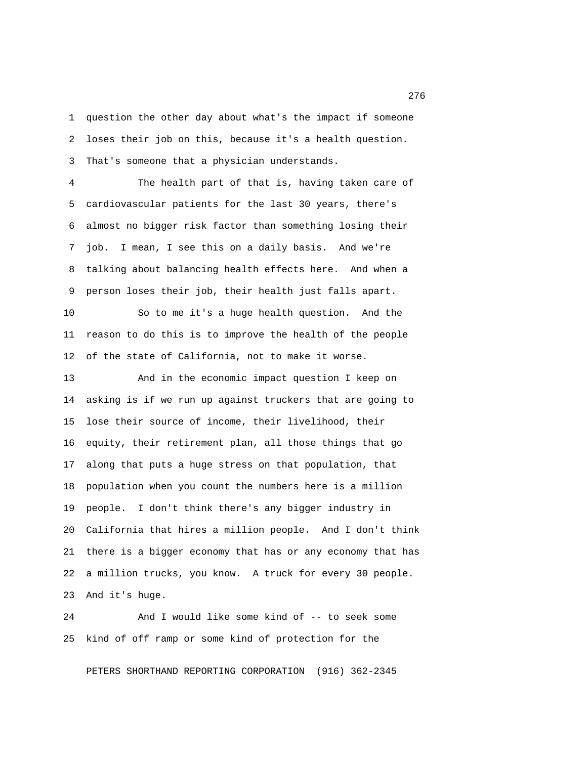question the other day about what's the impact if someone loses their job on this, because it's a health question. That's someone that a physician understands.

The health part of that is, having taken care of cardiovascular patients for the last 30 years, there's almost no bigger risk factor than something losing their job. I mean, I see this on a daily basis. And we're talking about balancing health effects here. And when a person loses their job, their health just falls apart.

So to me it's a huge health question. And the reason to do this is to improve the health of the people of the state of California, not to make it worse.

And in the economic impact question I keep on asking is if we run up against truckers that are going to lose their source of income, their livelihood, their equity, their retirement plan, all those things that go along that puts a huge stress on that population, that population when you count the numbers here is a million people. I don't think there's any bigger industry in California that hires a million people. And I don't think there is a bigger economy that has or any economy that has a million trucks, you know. A truck for every 30 people. And it's huge.

And I would like some kind of -- to seek some kind of off ramp or some kind of protection for the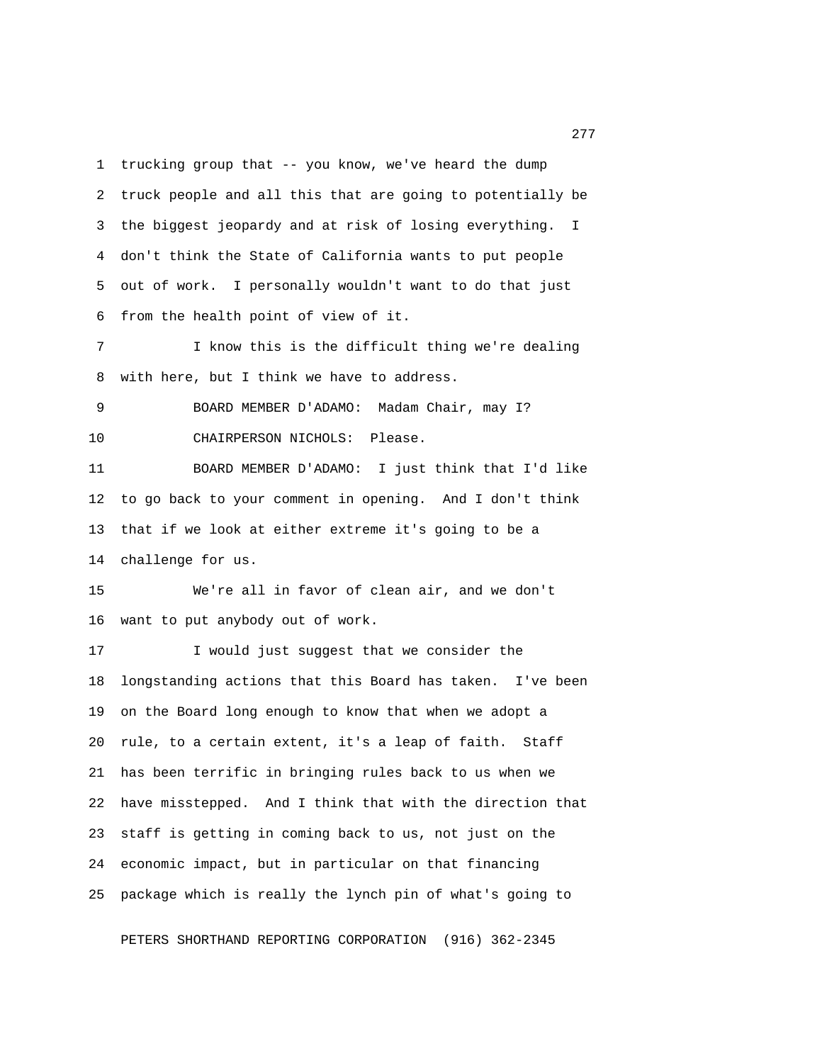trucking group that -- you know, we've heard the dump truck people and all this that are going to potentially be the biggest jeopardy and at risk of losing everything. I don't think the State of California wants to put people out of work. I personally wouldn't want to do that just from the health point of view of it.

I know this is the difficult thing we're dealing with here, but I think we have to address.

BOARD MEMBER D'ADAMO: Madam Chair, may I?

CHAIRPERSON NICHOLS: Please.

BOARD MEMBER D'ADAMO: I just think that I'd like to go back to your comment in opening. And I don't think that if we look at either extreme it's going to be a challenge for us.

We're all in favor of clean air, and we don't want to put anybody out of work.

I would just suggest that we consider the longstanding actions that this Board has taken. I've been on the Board long enough to know that when we adopt a rule, to a certain extent, it's a leap of faith. Staff has been terrific in bringing rules back to us when we have misstepped. And I think that with the direction that staff is getting in coming back to us, not just on the economic impact, but in particular on that financing package which is really the lynch pin of what's going to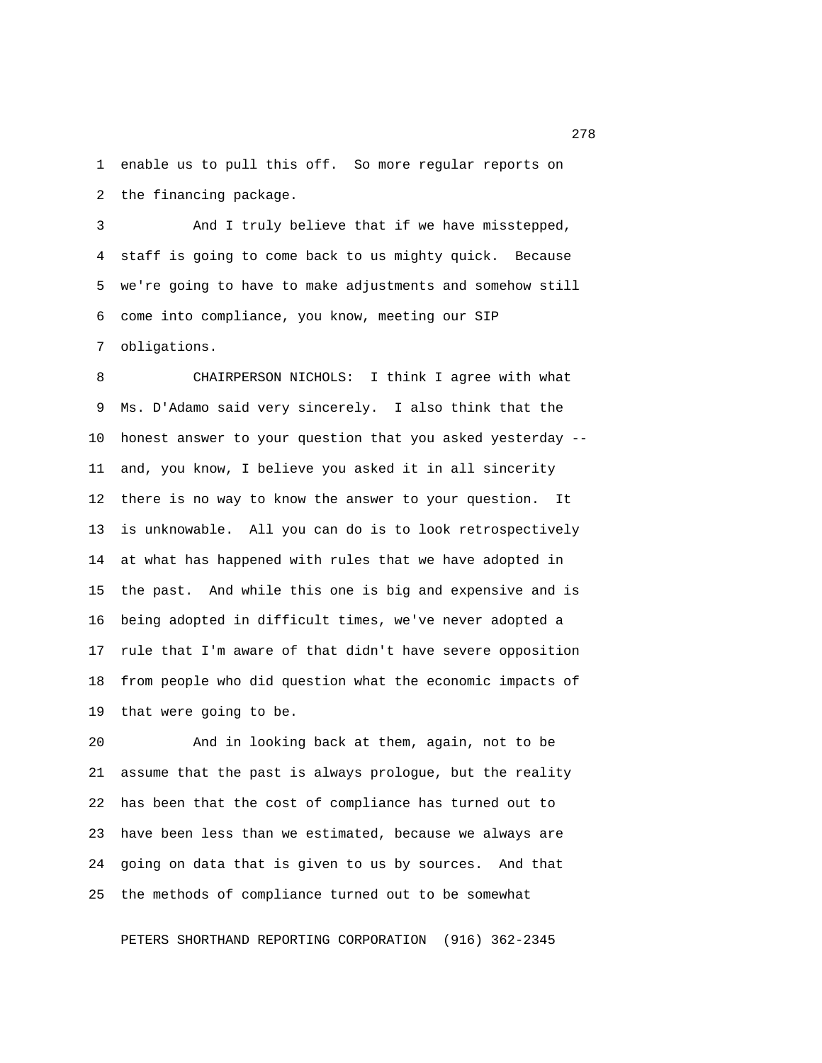enable us to pull this off. So more regular reports on the financing package.

And I truly believe that if we have misstepped, staff is going to come back to us mighty quick. Because we're going to have to make adjustments and somehow still come into compliance, you know, meeting our SIP obligations.

CHAIRPERSON NICHOLS: I think I agree with what Ms. D'Adamo said very sincerely. I also think that the honest answer to your question that you asked yesterday -- and, you know, I believe you asked it in all sincerity there is no way to know the answer to your question. It is unknowable. All you can do is to look retrospectively at what has happened with rules that we have adopted in the past. And while this one is big and expensive and is being adopted in difficult times, we've never adopted a rule that I'm aware of that didn't have severe opposition from people who did question what the economic impacts of that were going to be.

And in looking back at them, again, not to be assume that the past is always prologue, but the reality has been that the cost of compliance has turned out to have been less than we estimated, because we always are going on data that is given to us by sources. And that the methods of compliance turned out to be somewhat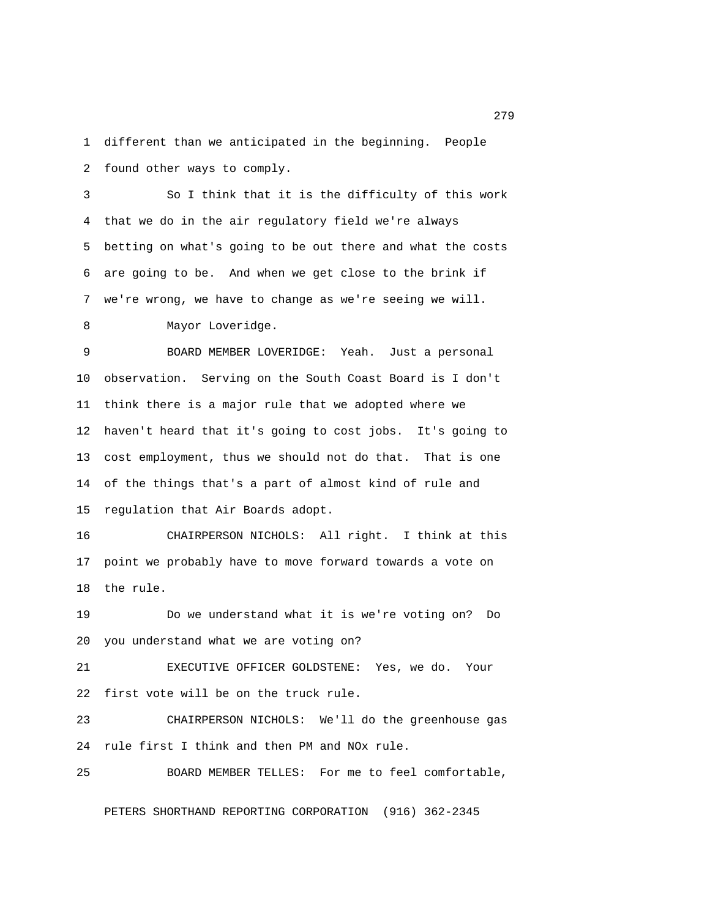different than we anticipated in the beginning. People found other ways to comply.

So I think that it is the difficulty of this work that we do in the air regulatory field we're always betting on what's going to be out there and what the costs are going to be. And when we get close to the brink if we're wrong, we have to change as we're seeing we will.

Mayor Loveridge.

BOARD MEMBER LOVERIDGE: Yeah. Just a personal observation. Serving on the South Coast Board is I don't think there is a major rule that we adopted where we haven't heard that it's going to cost jobs. It's going to cost employment, thus we should not do that. That is one of the things that's a part of almost kind of rule and regulation that Air Boards adopt.

CHAIRPERSON NICHOLS: All right. I think at this point we probably have to move forward towards a vote on the rule.

Do we understand what it is we're voting on? Do you understand what we are voting on?

EXECUTIVE OFFICER GOLDSTENE: Yes, we do. Your first vote will be on the truck rule.

CHAIRPERSON NICHOLS: We'll do the greenhouse gas rule first I think and then PM and NOx rule.

BOARD MEMBER TELLES: For me to feel comfortable,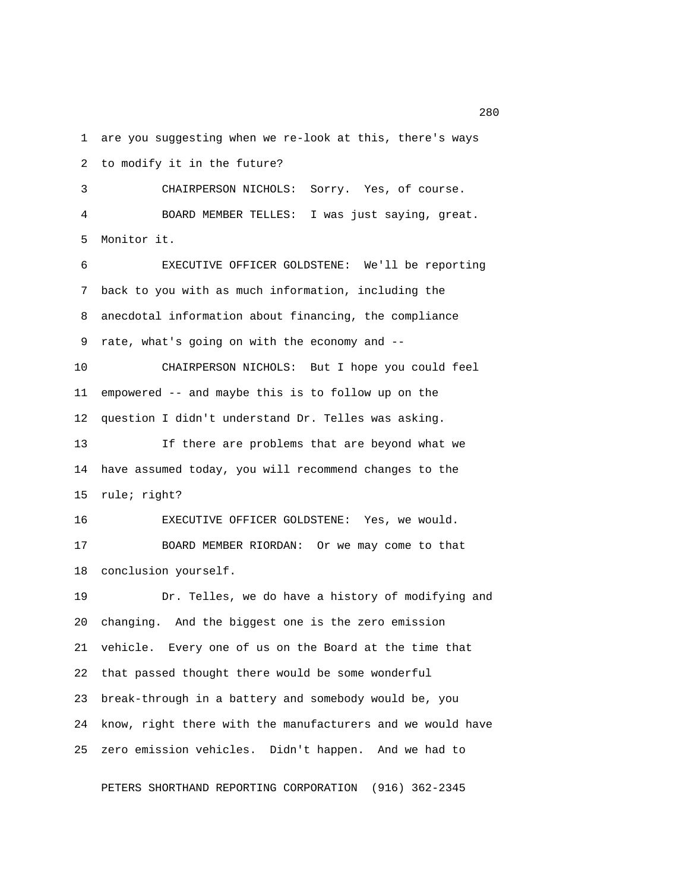are you suggesting when we re-look at this, there's ways to modify it in the future?

CHAIRPERSON NICHOLS: Sorry. Yes, of course.

BOARD MEMBER TELLES: I was just saying, great. Monitor it.

EXECUTIVE OFFICER GOLDSTENE: We'll be reporting back to you with as much information, including the anecdotal information about financing, the compliance rate, what's going on with the economy and --

CHAIRPERSON NICHOLS: But I hope you could feel empowered -- and maybe this is to follow up on the question I didn't understand Dr. Telles was asking.

If there are problems that are beyond what we have assumed today, you will recommend changes to the rule; right?

EXECUTIVE OFFICER GOLDSTENE: Yes, we would.

BOARD MEMBER RIORDAN: Or we may come to that conclusion yourself.

Dr. Telles, we do have a history of modifying and changing. And the biggest one is the zero emission vehicle. Every one of us on the Board at the time that that passed thought there would be some wonderful break-through in a battery and somebody would be, you know, right there with the manufacturers and we would have zero emission vehicles. Didn't happen. And we had to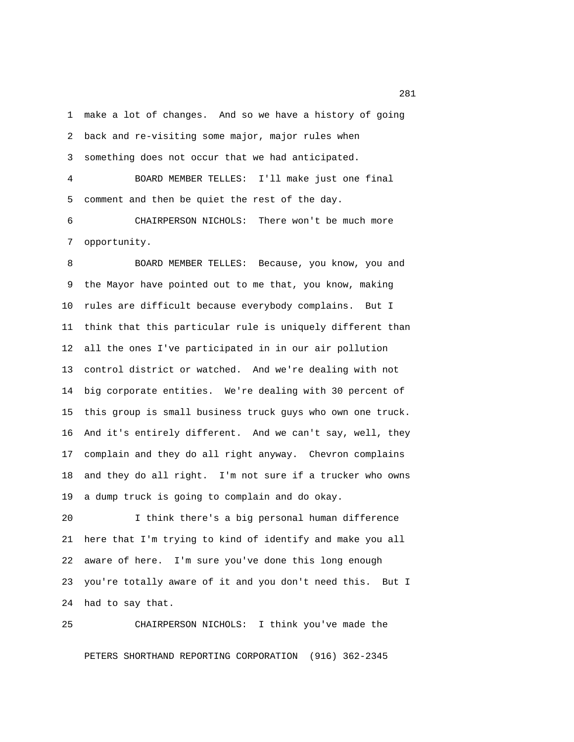make a lot of changes. And so we have a history of going back and re-visiting some major, major rules when something does not occur that we had anticipated.

BOARD MEMBER TELLES: I'll make just one final comment and then be quiet the rest of the day.

CHAIRPERSON NICHOLS: There won't be much more opportunity.

BOARD MEMBER TELLES: Because, you know, you and the Mayor have pointed out to me that, you know, making rules are difficult because everybody complains. But I think that this particular rule is uniquely different than all the ones I've participated in in our air pollution control district or watched. And we're dealing with not big corporate entities. We're dealing with 30 percent of this group is small business truck guys who own one truck. And it's entirely different. And we can't say, well, they complain and they do all right anyway. Chevron complains and they do all right. I'm not sure if a trucker who owns a dump truck is going to complain and do okay.

I think there's a big personal human difference here that I'm trying to kind of identify and make you all aware of here. I'm sure you've done this long enough you're totally aware of it and you don't need this. But I had to say that.

CHAIRPERSON NICHOLS: I think you've made the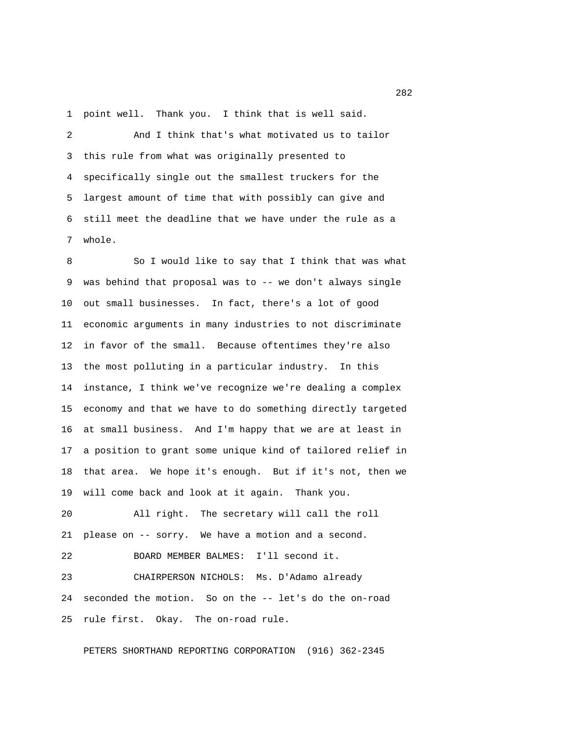point well. Thank you. I think that is well said.

And I think that's what motivated us to tailor this rule from what was originally presented to specifically single out the smallest truckers for the largest amount of time that with possibly can give and still meet the deadline that we have under the rule as a whole.

So I would like to say that I think that was what was behind that proposal was to -- we don't always single out small businesses. In fact, there's a lot of good economic arguments in many industries to not discriminate in favor of the small. Because oftentimes they're also the most polluting in a particular industry. In this instance, I think we've recognize we're dealing a complex economy and that we have to do something directly targeted at small business. And I'm happy that we are at least in a position to grant some unique kind of tailored relief in that area. We hope it's enough. But if it's not, then we will come back and look at it again. Thank you.

All right. The secretary will call the roll please on -- sorry. We have a motion and a second.

BOARD MEMBER BALMES: I'll second it.

CHAIRPERSON NICHOLS: Ms. D'Adamo already seconded the motion. So on the -- let's do the on-road rule first. Okay. The on-road rule.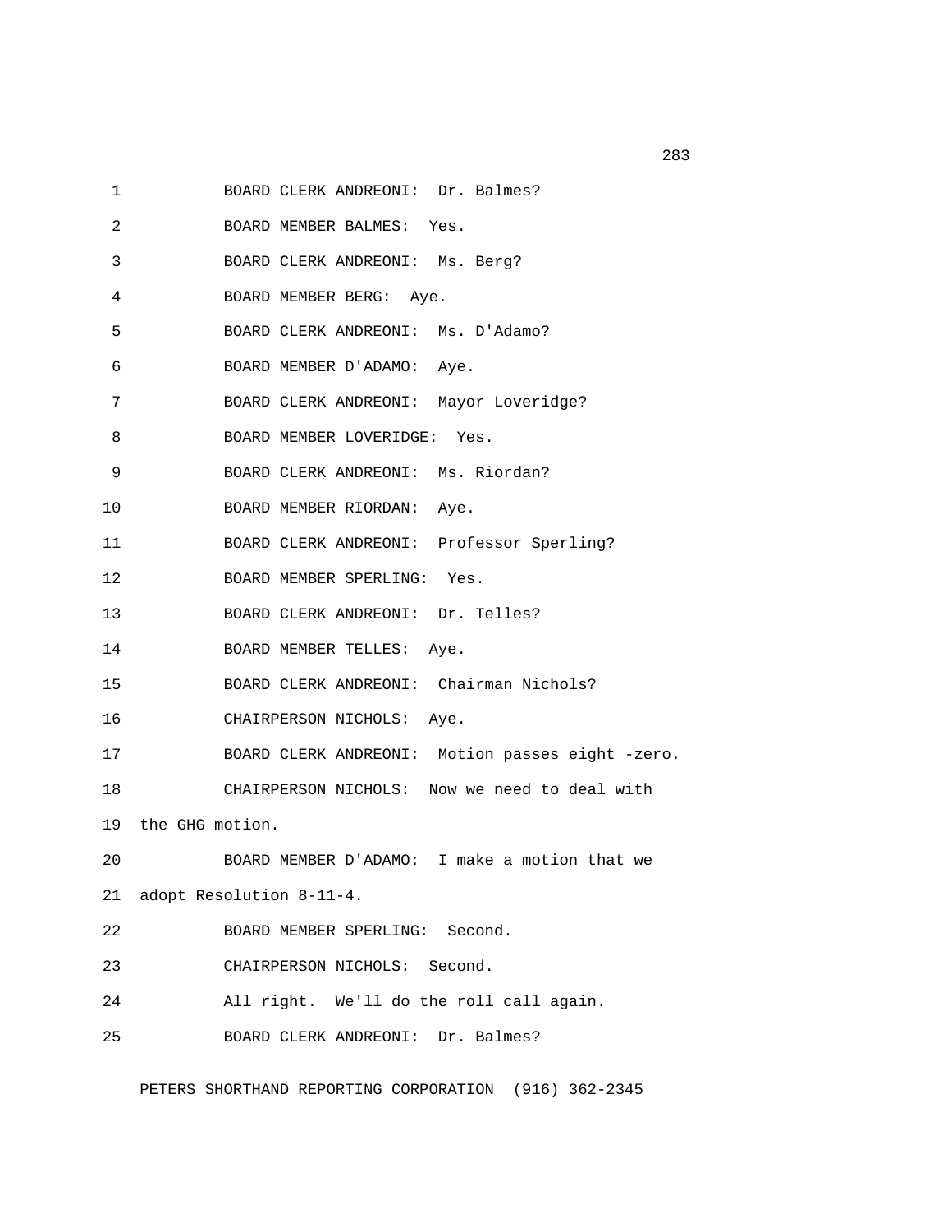BOARD CLERK ANDREONI: Dr. Balmes?

BOARD MEMBER BALMES: Yes.

BOARD CLERK ANDREONI: Ms. Berg?

BOARD MEMBER BERG: Aye.

BOARD CLERK ANDREONI: Ms. D'Adamo?

BOARD MEMBER D'ADAMO: Aye.

BOARD CLERK ANDREONI: Mayor Loveridge?

BOARD MEMBER LOVERIDGE: Yes.

BOARD CLERK ANDREONI: Ms. Riordan?

BOARD MEMBER RIORDAN: Aye.

BOARD CLERK ANDREONI: Professor Sperling?

BOARD MEMBER SPERLING: Yes.

BOARD CLERK ANDREONI: Dr. Telles?

BOARD MEMBER TELLES: Aye.

BOARD CLERK ANDREONI: Chairman Nichols?

CHAIRPERSON NICHOLS: Aye.

BOARD CLERK ANDREONI: Motion passes eight -zero.

CHAIRPERSON NICHOLS: Now we need to deal with the GHG motion.

BOARD MEMBER D'ADAMO: I make a motion that we adopt Resolution 8-11-4.

BOARD MEMBER SPERLING: Second.

CHAIRPERSON NICHOLS: Second.

All right. We'll do the roll call again.

BOARD CLERK ANDREONI: Dr. Balmes?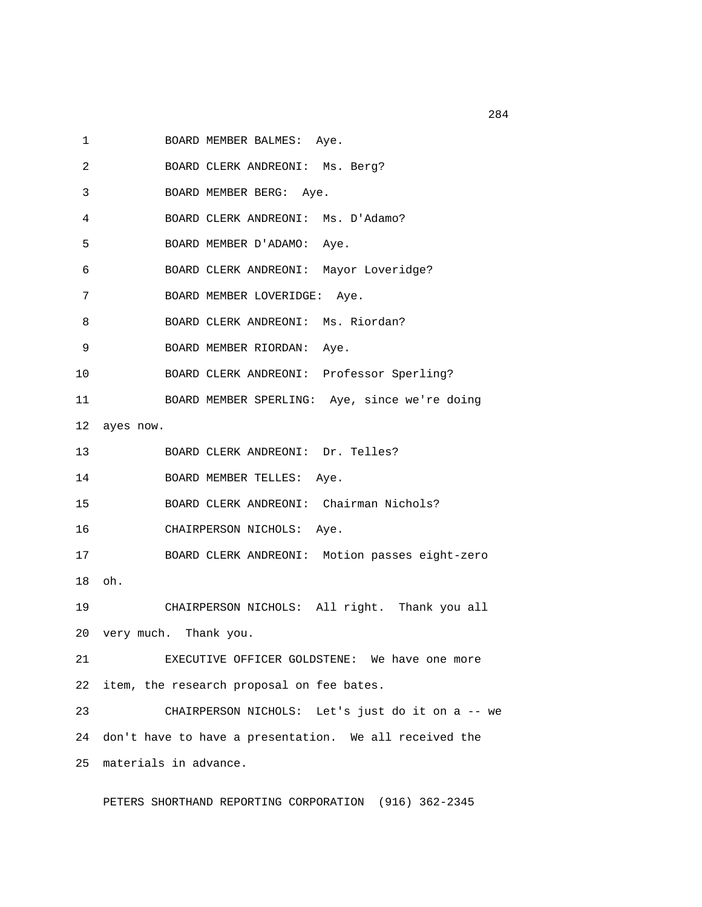1 BOARD MEMBER BALMES: Aye.

2 BOARD CLERK ANDREONI: Ms. Berg?

3 BOARD MEMBER BERG: Aye.

4 BOARD CLERK ANDREONI: Ms. D'Adamo?

5 BOARD MEMBER D'ADAMO: Aye.

6 BOARD CLERK ANDREONI: Mayor Loveridge?

7 BOARD MEMBER LOVERIDGE: Aye.

8 BOARD CLERK ANDREONI: Ms. Riordan?

9 BOARD MEMBER RIORDAN: Aye.

10 BOARD CLERK ANDREONI: Professor Sperling?

11 BOARD MEMBER SPERLING: Aye, since we're doing

12 ayes now.

13 BOARD CLERK ANDREONI: Dr. Telles?

14 BOARD MEMBER TELLES: Aye.

15 BOARD CLERK ANDREONI: Chairman Nichols?

16 CHAIRPERSON NICHOLS: Aye.

17 BOARD CLERK ANDREONI: Motion passes eight-zero

18 oh.

19 CHAIRPERSON NICHOLS: All right. Thank you all

20 very much. Thank you.

21 EXECUTIVE OFFICER GOLDSTENE: We have one more

22 item, the research proposal on fee bates.

23 CHAIRPERSON NICHOLS: Let's just do it on a -- we

24 don't have to have a presentation. We all received the

25 materials in advance.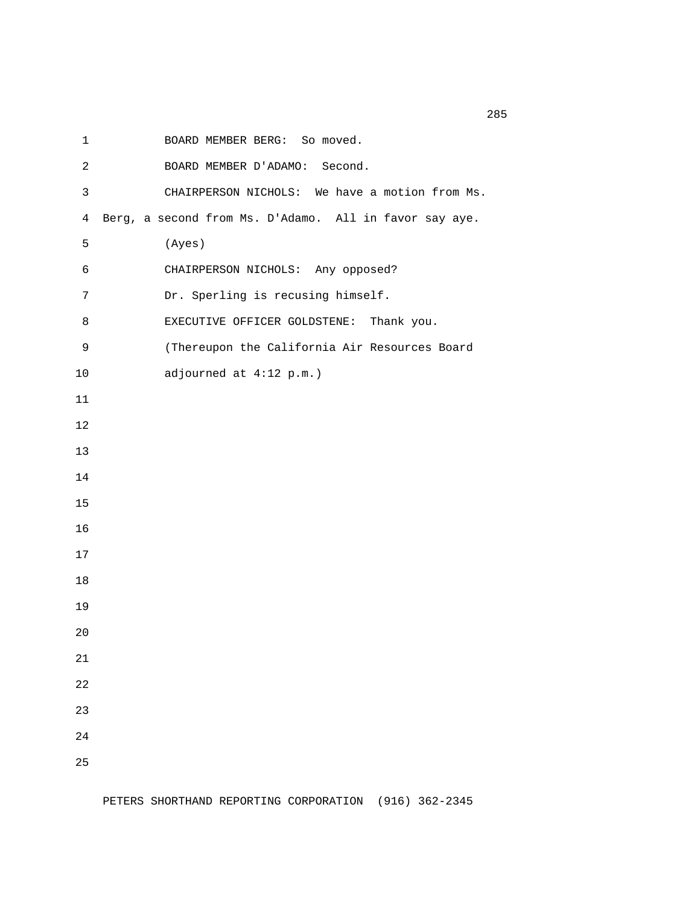BOARD MEMBER BERG: So moved.

BOARD MEMBER D'ADAMO: Second.

CHAIRPERSON NICHOLS: We have a motion from Ms. Berg, a second from Ms. D'Adamo. All in favor say aye.

(Ayes)

CHAIRPERSON NICHOLS: Any opposed?

Dr. Sperling is recusing himself.

EXECUTIVE OFFICER GOLDSTENE: Thank you.

(Thereupon the California Air Resources Board adjourned at 4:12 p.m.)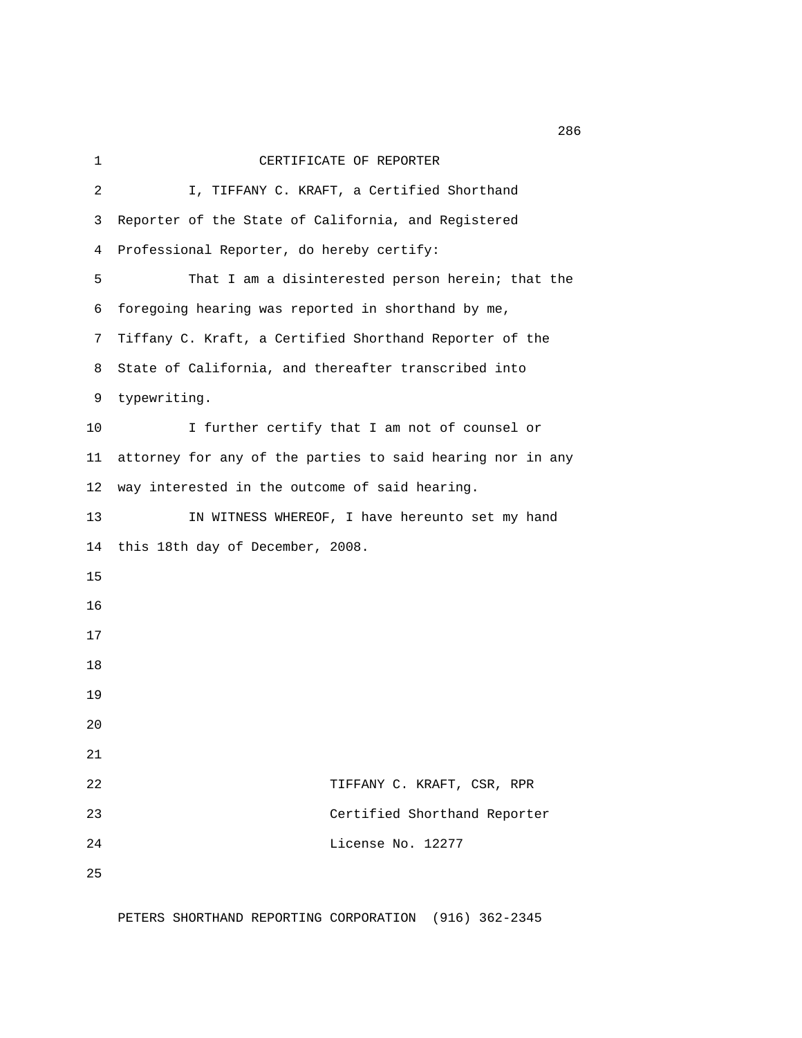# CERTIFICATE OF REPORTER

I, TIFFANY C. KRAFT, a Certified Shorthand Reporter of the State of California, and Registered Professional Reporter, do hereby certify:

That I am a disinterested person herein; that the foregoing hearing was reported in shorthand by me, Tiffany C. Kraft, a Certified Shorthand Reporter of the State of California, and thereafter transcribed into typewriting.

I further certify that I am not of counsel or attorney for any of the parties to said hearing nor in any way interested in the outcome of said hearing.

IN WITNESS WHEREOF, I have hereunto set my hand this 18th day of December, 2008.

TIFFANY C. KRAFT, CSR, RPR
Certified Shorthand Reporter
License No. 12277

PETERS SHORTHAND REPORTING CORPORATION (916) 362-2345